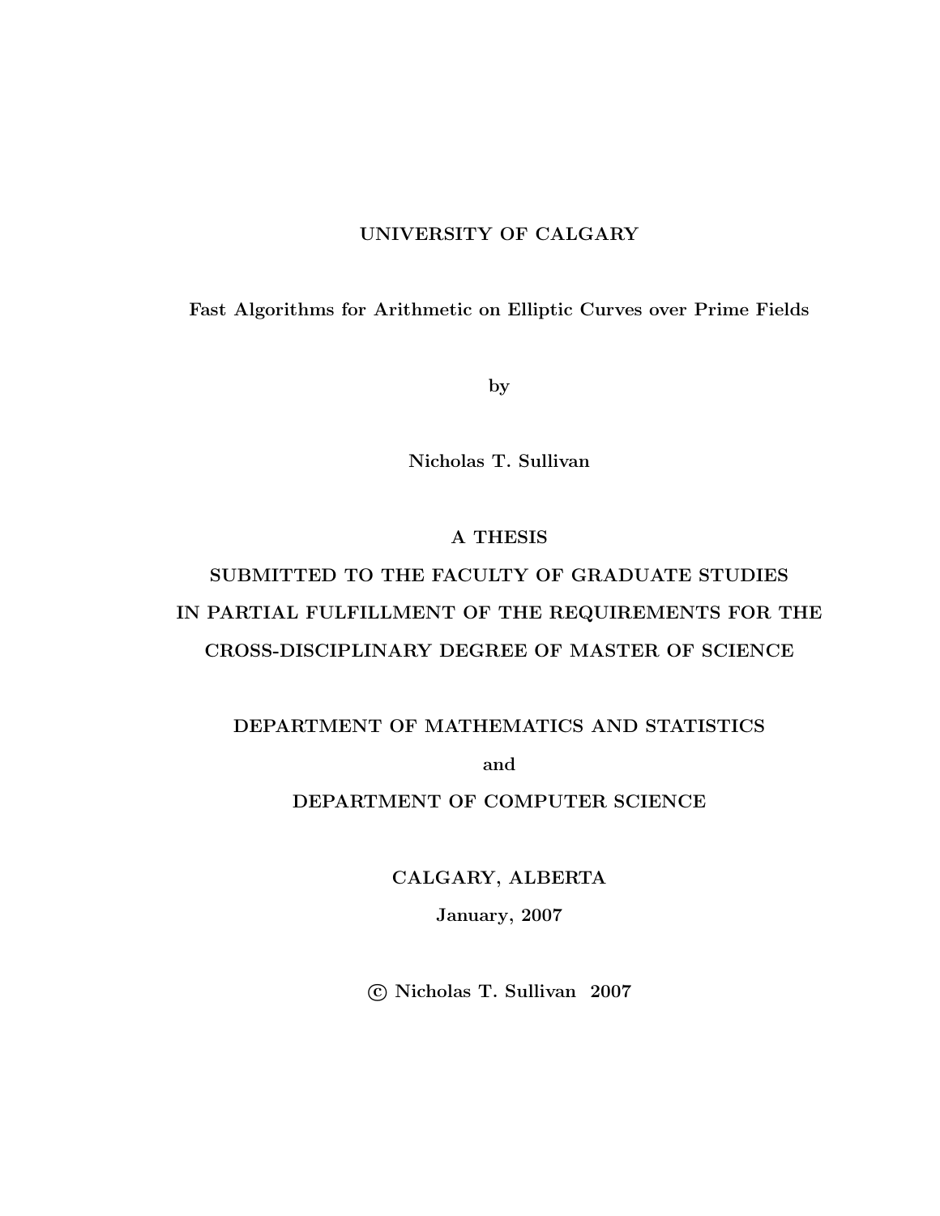**UNIVERSITY OF CALGARY**

# Fast Algorithms for Arithmetic on Elliptic Curves over Prime Fields

by

**Nicholas T. Sullivan**

**A THESIS**

**SUBMITTED TO THE FACULTY OF GRADUATE STUDIES**
**IN PARTIAL FULFILLMENT OF THE REQUIREMENTS FOR THE**
**CROSS-DISCIPLINARY DEGREE OF MASTER OF SCIENCE**

**DEPARTMENT OF MATHEMATICS AND STATISTICS**

**and**

**DEPARTMENT OF COMPUTER SCIENCE**

**CALGARY, ALBERTA**

**January, 2007**

**© Nicholas T. Sullivan 2007**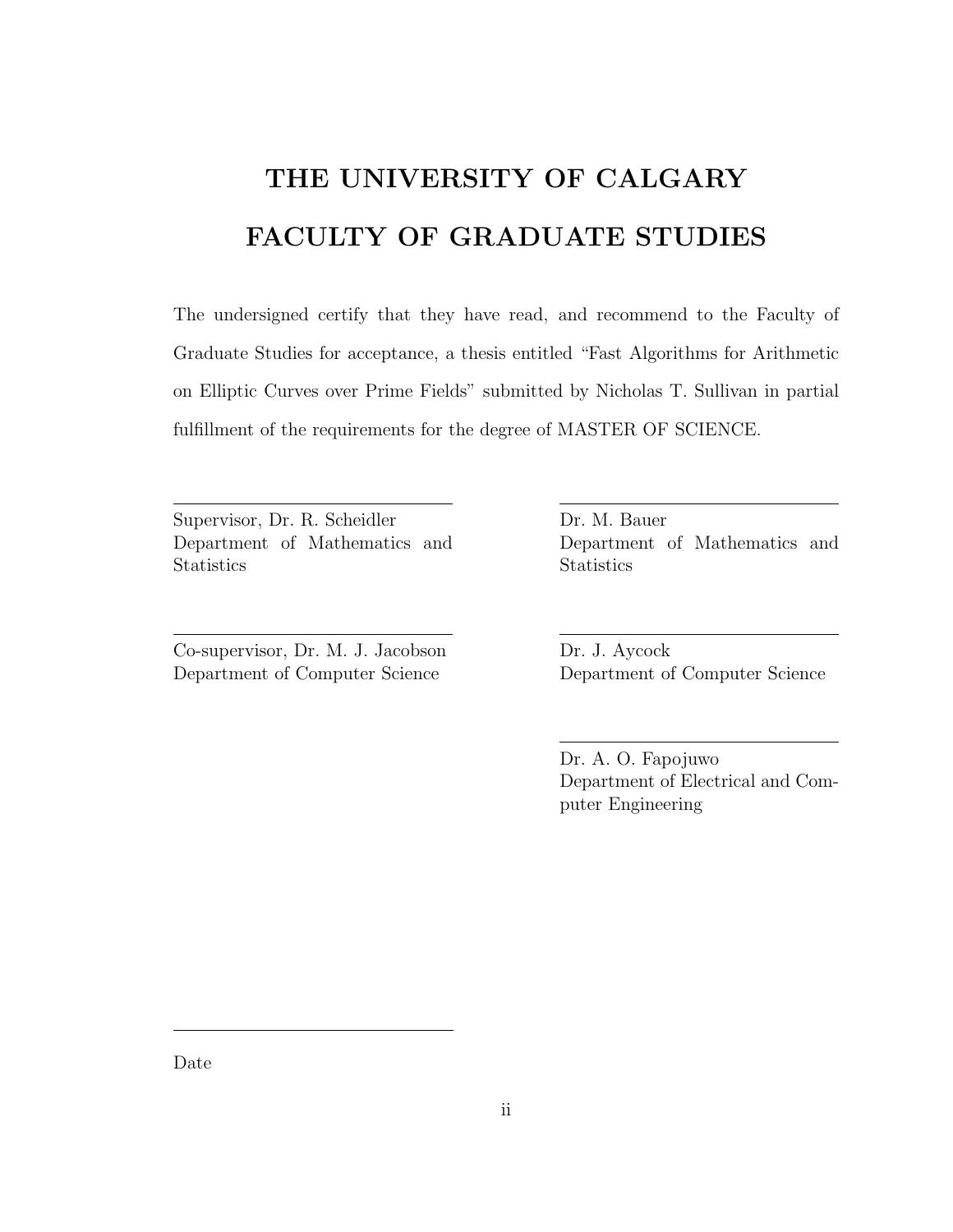# THE UNIVERSITY OF CALGARY

# FACULTY OF GRADUATE STUDIES

The undersigned certify that they have read, and recommend to the Faculty of Graduate Studies for acceptance, a thesis entitled "Fast Algorithms for Arithmetic on Elliptic Curves over Prime Fields" submitted by Nicholas T. Sullivan in partial fulfillment of the requirements for the degree of MASTER OF SCIENCE.

---

Supervisor, Dr. R. Scheidler
Department of Mathematics and Statistics

---

Co-supervisor, Dr. M. J. Jacobson
Department of Computer Science

---

Dr. M. Bauer
Department of Mathematics and Statistics

---

Dr. J. Aycock
Department of Computer Science

---

Dr. A. O. Fapojuwo
Department of Electrical and Computer Engineering

---

Date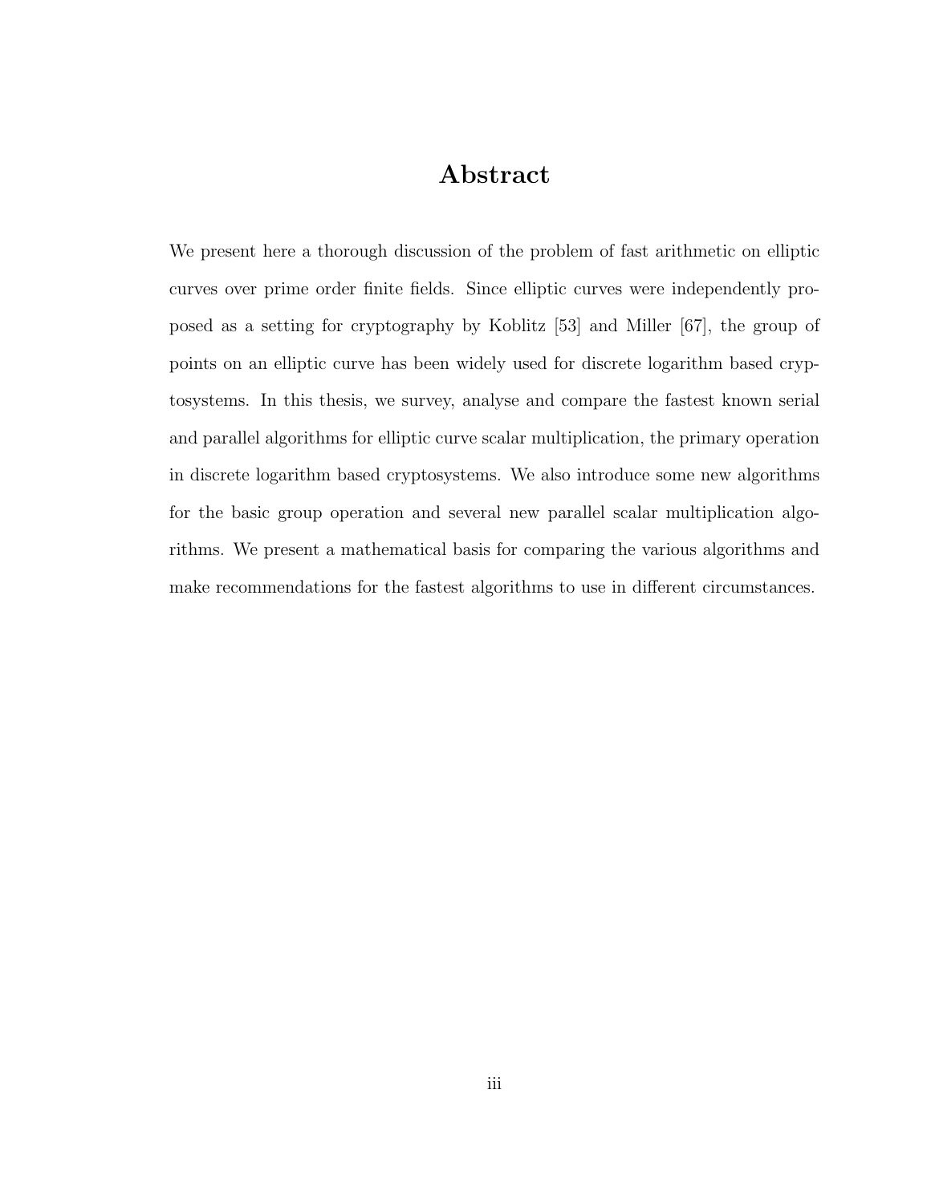# Abstract

We present here a thorough discussion of the problem of fast arithmetic on elliptic curves over prime order finite fields. Since elliptic curves were independently proposed as a setting for cryptography by Koblitz [53] and Miller [67], the group of points on an elliptic curve has been widely used for discrete logarithm based cryptosystems. In this thesis, we survey, analyse and compare the fastest known serial and parallel algorithms for elliptic curve scalar multiplication, the primary operation in discrete logarithm based cryptosystems. We also introduce some new algorithms for the basic group operation and several new parallel scalar multiplication algorithms. We present a mathematical basis for comparing the various algorithms and make recommendations for the fastest algorithms to use in different circumstances.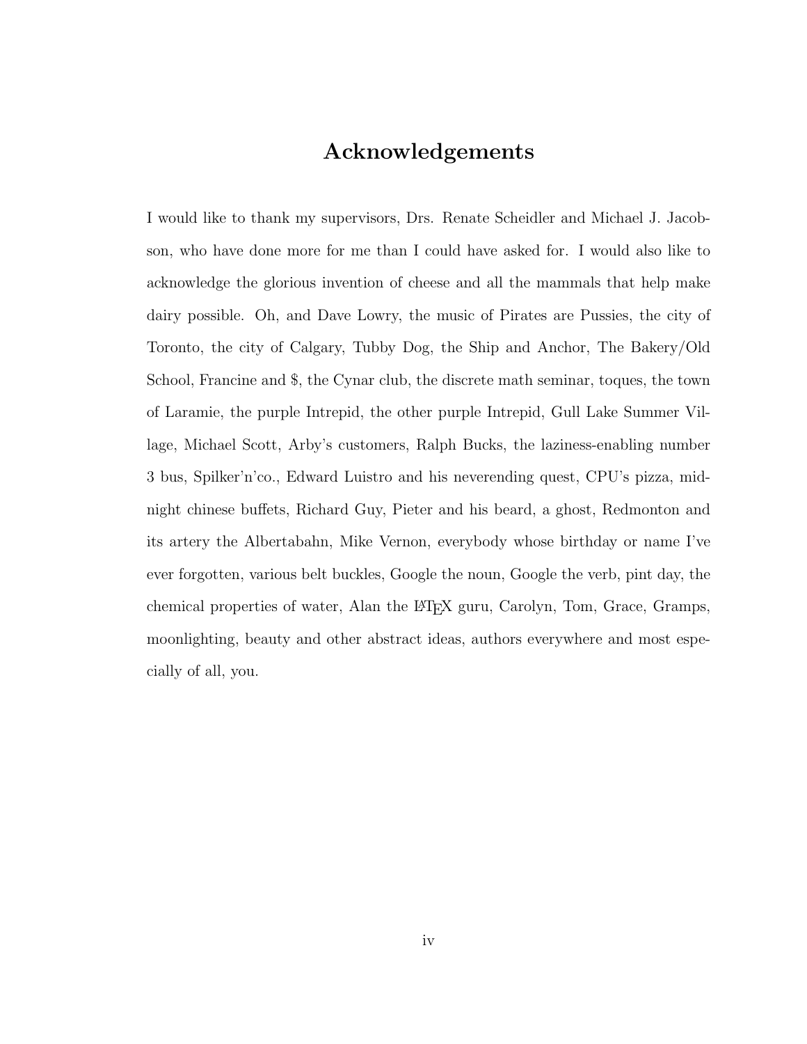# Acknowledgements

I would like to thank my supervisors, Drs. Renate Scheidler and Michael J. Jacobson, who have done more for me than I could have asked for. I would also like to acknowledge the glorious invention of cheese and all the mammals that help make dairy possible. Oh, and Dave Lowry, the music of Pirates are Pussies, the city of Toronto, the city of Calgary, Tubby Dog, the Ship and Anchor, The Bakery/Old School, Francine and $, the Cynar club, the discrete math seminar, toques, the town of Laramie, the purple Intrepid, the other purple Intrepid, Gull Lake Summer Village, Michael Scott, Arby's customers, Ralph Bucks, the laziness-enabling number 3 bus, Spilker'n'co., Edward Luistro and his neverending quest, CPU's pizza, midnight chinese buffets, Richard Guy, Pieter and his beard, a ghost, Redmonton and its artery the Albertabahn, Mike Vernon, everybody whose birthday or name I've ever forgotten, various belt buckles, Google the noun, Google the verb, pint day, the chemical properties of water, Alan the LaTeX guru, Carolyn, Tom, Grace, Gramps, moonlighting, beauty and other abstract ideas, authors everywhere and most especially of all, you.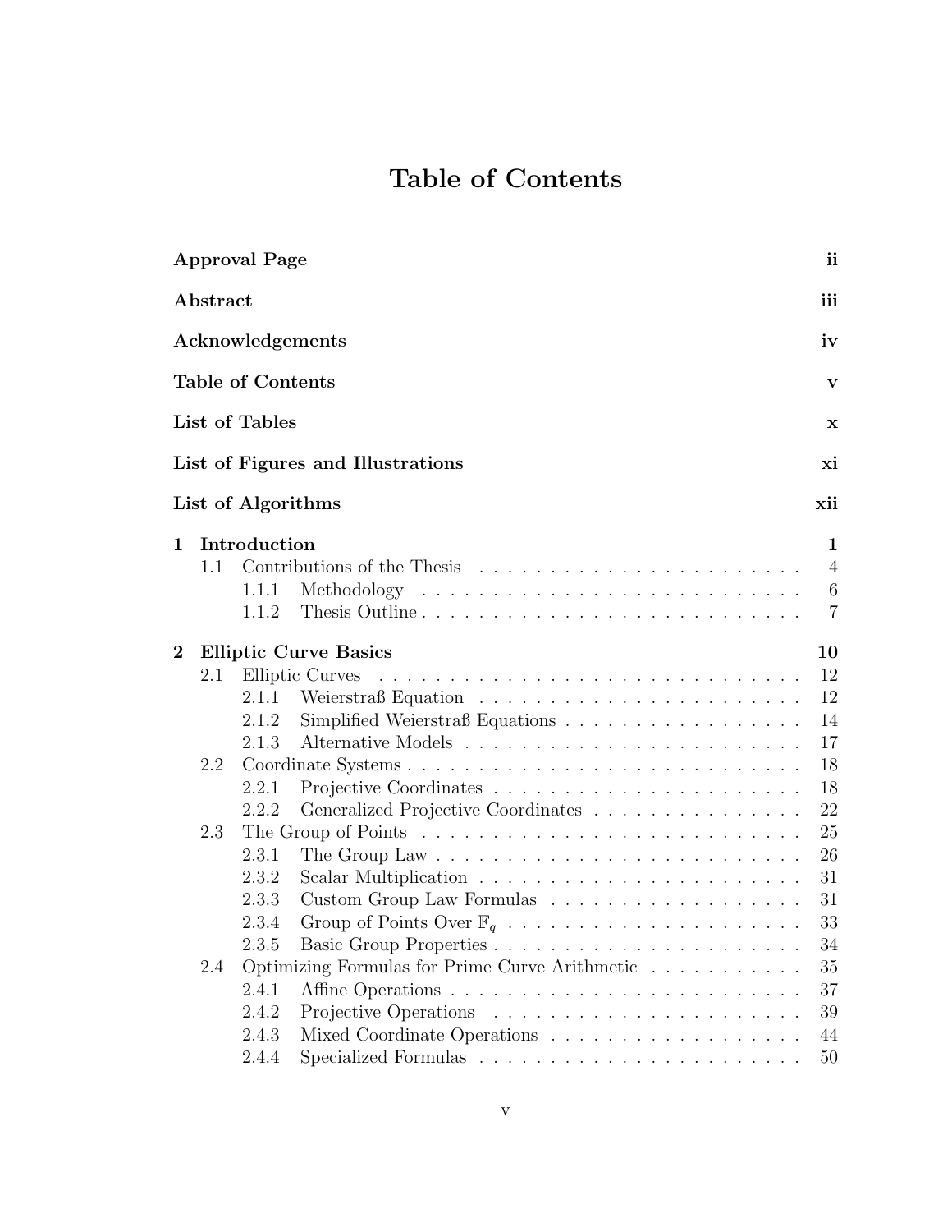# Table of Contents

| | |
|---|---|
| **Approval Page** | **ii** |
| **Abstract** | **iii** |
| **Acknowledgements** | **iv** |
| **Table of Contents** | **v** |
| **List of Tables** | **x** |
| **List of Figures and Illustrations** | **xi** |
| **List of Algorithms** | **xii** |
| **1 Introduction** | **1** |
| 1.1 Contributions of the Thesis | 4 |
| 1.1.1 Methodology | 6 |
| 1.1.2 Thesis Outline | 7 |
| **2 Elliptic Curve Basics** | **10** |
| 2.1 Elliptic Curves | 12 |
| 2.1.1 Weierstraß Equation | 12 |
| 2.1.2 Simplified Weierstraß Equations | 14 |
| 2.1.3 Alternative Models | 17 |
| 2.2 Coordinate Systems | 18 |
| 2.2.1 Projective Coordinates | 18 |
| 2.2.2 Generalized Projective Coordinates | 22 |
| 2.3 The Group of Points | 25 |
| 2.3.1 The Group Law | 26 |
| 2.3.2 Scalar Multiplication | 31 |
| 2.3.3 Custom Group Law Formulas | 31 |
| 2.3.4 Group of Points Over $\mathbb{F}_q$ | 33 |
| 2.3.5 Basic Group Properties | 34 |
| 2.4 Optimizing Formulas for Prime Curve Arithmetic | 35 |
| 2.4.1 Affine Operations | 37 |
| 2.4.2 Projective Operations | 39 |
| 2.4.3 Mixed Coordinate Operations | 44 |
| 2.4.4 Specialized Formulas | 50 |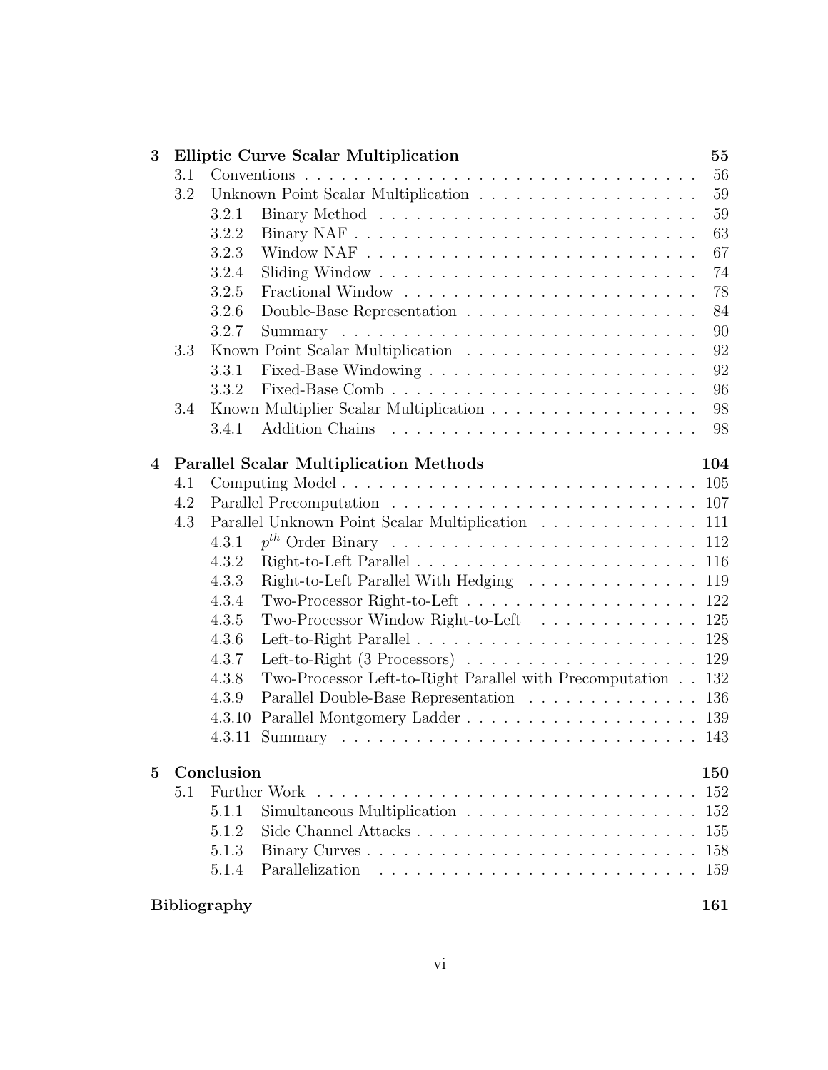| | | |
|---|---|---|
| **3** | **Elliptic Curve Scalar Multiplication** | **55** |
| 3.1 | Conventions | 56 |
| 3.2 | Unknown Point Scalar Multiplication | 59 |
| 3.2.1 | Binary Method | 59 |
| 3.2.2 | Binary NAF | 63 |
| 3.2.3 | Window NAF | 67 |
| 3.2.4 | Sliding Window | 74 |
| 3.2.5 | Fractional Window | 78 |
| 3.2.6 | Double-Base Representation | 84 |
| 3.2.7 | Summary | 90 |
| 3.3 | Known Point Scalar Multiplication | 92 |
| 3.3.1 | Fixed-Base Windowing | 92 |
| 3.3.2 | Fixed-Base Comb | 96 |
| 3.4 | Known Multiplier Scalar Multiplication | 98 |
| 3.4.1 | Addition Chains | 98 |
| **4** | **Parallel Scalar Multiplication Methods** | **104** |
| 4.1 | Computing Model | 105 |
| 4.2 | Parallel Precomputation | 107 |
| 4.3 | Parallel Unknown Point Scalar Multiplication | 111 |
| 4.3.1 | $p^{th}$ Order Binary | 112 |
| 4.3.2 | Right-to-Left Parallel | 116 |
| 4.3.3 | Right-to-Left Parallel With Hedging | 119 |
| 4.3.4 | Two-Processor Right-to-Left | 122 |
| 4.3.5 | Two-Processor Window Right-to-Left | 125 |
| 4.3.6 | Left-to-Right Parallel | 128 |
| 4.3.7 | Left-to-Right (3 Processors) | 129 |
| 4.3.8 | Two-Processor Left-to-Right Parallel with Precomputation | 132 |
| 4.3.9 | Parallel Double-Base Representation | 136 |
| 4.3.10 | Parallel Montgomery Ladder | 139 |
| 4.3.11 | Summary | 143 |
| **5** | **Conclusion** | **150** |
| 5.1 | Further Work | 152 |
| 5.1.1 | Simultaneous Multiplication | 152 |
| 5.1.2 | Side Channel Attacks | 155 |
| 5.1.3 | Binary Curves | 158 |
| 5.1.4 | Parallelization | 159 |
| | **Bibliography** | **161** |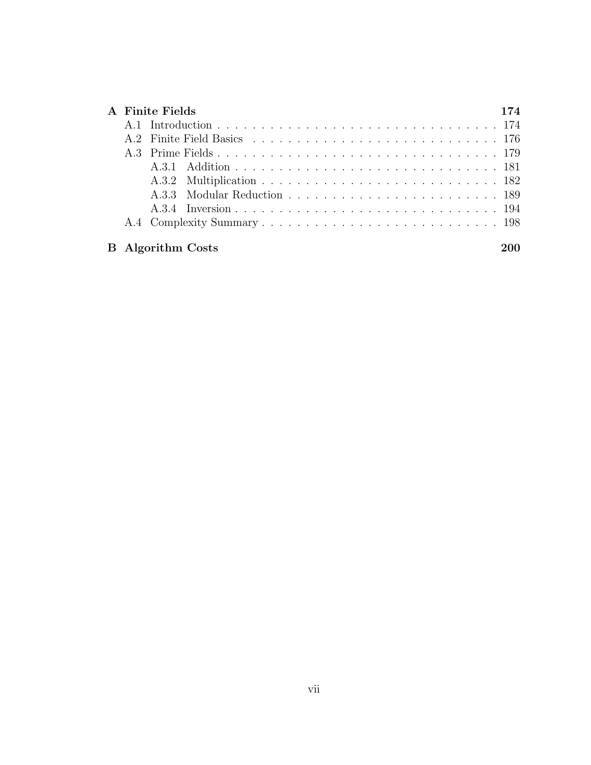**A Finite Fields** **174**

- A.1 Introduction . . . . . . . . . . . . . . . . . . . . . . . . . . . . . . . . . 174
- A.2 Finite Field Basics . . . . . . . . . . . . . . . . . . . . . . . . . . . . . 176
- A.3 Prime Fields . . . . . . . . . . . . . . . . . . . . . . . . . . . . . . . . . 179
  - A.3.1 Addition . . . . . . . . . . . . . . . . . . . . . . . . . . . . . . . 181
  - A.3.2 Multiplication . . . . . . . . . . . . . . . . . . . . . . . . . . . . 182
  - A.3.3 Modular Reduction . . . . . . . . . . . . . . . . . . . . . . . . . 189
  - A.3.4 Inversion . . . . . . . . . . . . . . . . . . . . . . . . . . . . . . . 194
- A.4 Complexity Summary . . . . . . . . . . . . . . . . . . . . . . . . . . . . 198

**B Algorithm Costs** **200**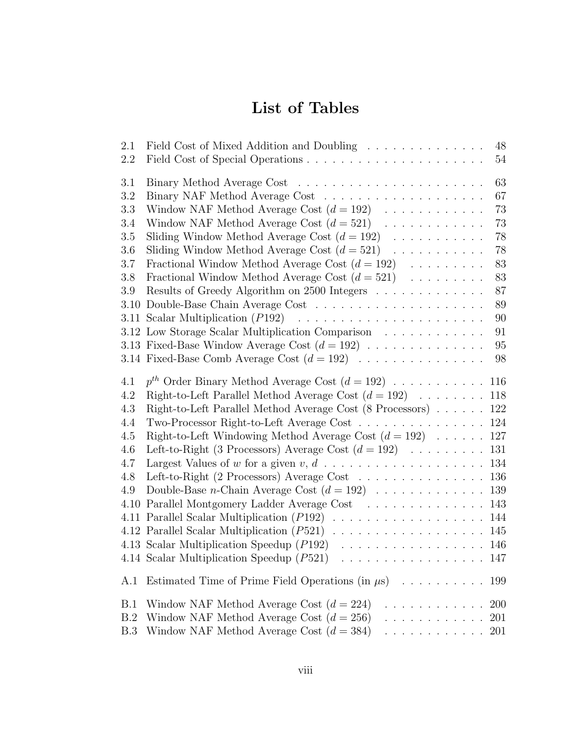# List of Tables

| | | |
|---|---|---|
| 2.1 | Field Cost of Mixed Addition and Doubling | 48 |
| 2.2 | Field Cost of Special Operations | 54 |
| 3.1 | Binary Method Average Cost | 63 |
| 3.2 | Binary NAF Method Average Cost | 67 |
| 3.3 | Window NAF Method Average Cost ($d = 192$) | 73 |
| 3.4 | Window NAF Method Average Cost ($d = 521$) | 73 |
| 3.5 | Sliding Window Method Average Cost ($d = 192$) | 78 |
| 3.6 | Sliding Window Method Average Cost ($d = 521$) | 78 |
| 3.7 | Fractional Window Method Average Cost ($d = 192$) | 83 |
| 3.8 | Fractional Window Method Average Cost ($d = 521$) | 83 |
| 3.9 | Results of Greedy Algorithm on 2500 Integers | 87 |
| 3.10 | Double-Base Chain Average Cost | 89 |
| 3.11 | Scalar Multiplication ($P192$) | 90 |
| 3.12 | Low Storage Scalar Multiplication Comparison | 91 |
| 3.13 | Fixed-Base Window Average Cost ($d = 192$) | 95 |
| 3.14 | Fixed-Base Comb Average Cost ($d = 192$) | 98 |
| 4.1 | $p^{th}$ Order Binary Method Average Cost ($d = 192$) | 116 |
| 4.2 | Right-to-Left Parallel Method Average Cost ($d = 192$) | 118 |
| 4.3 | Right-to-Left Parallel Method Average Cost (8 Processors) | 122 |
| 4.4 | Two-Processor Right-to-Left Average Cost | 124 |
| 4.5 | Right-to-Left Windowing Method Average Cost ($d = 192$) | 127 |
| 4.6 | Left-to-Right (3 Processors) Average Cost ($d = 192$) | 131 |
| 4.7 | Largest Values of $w$ for a given $v$, $d$ | 134 |
| 4.8 | Left-to-Right (2 Processors) Average Cost | 136 |
| 4.9 | Double-Base $n$-Chain Average Cost ($d = 192$) | 139 |
| 4.10 | Parallel Montgomery Ladder Average Cost | 143 |
| 4.11 | Parallel Scalar Multiplication ($P192$) | 144 |
| 4.12 | Parallel Scalar Multiplication ($P521$) | 145 |
| 4.13 | Scalar Multiplication Speedup ($P192$) | 146 |
| 4.14 | Scalar Multiplication Speedup ($P521$) | 147 |
| A.1 | Estimated Time of Prime Field Operations (in $\mu$s) | 199 |
| B.1 | Window NAF Method Average Cost ($d = 224$) | 200 |
| B.2 | Window NAF Method Average Cost ($d = 256$) | 201 |
| B.3 | Window NAF Method Average Cost ($d = 384$) | 201 |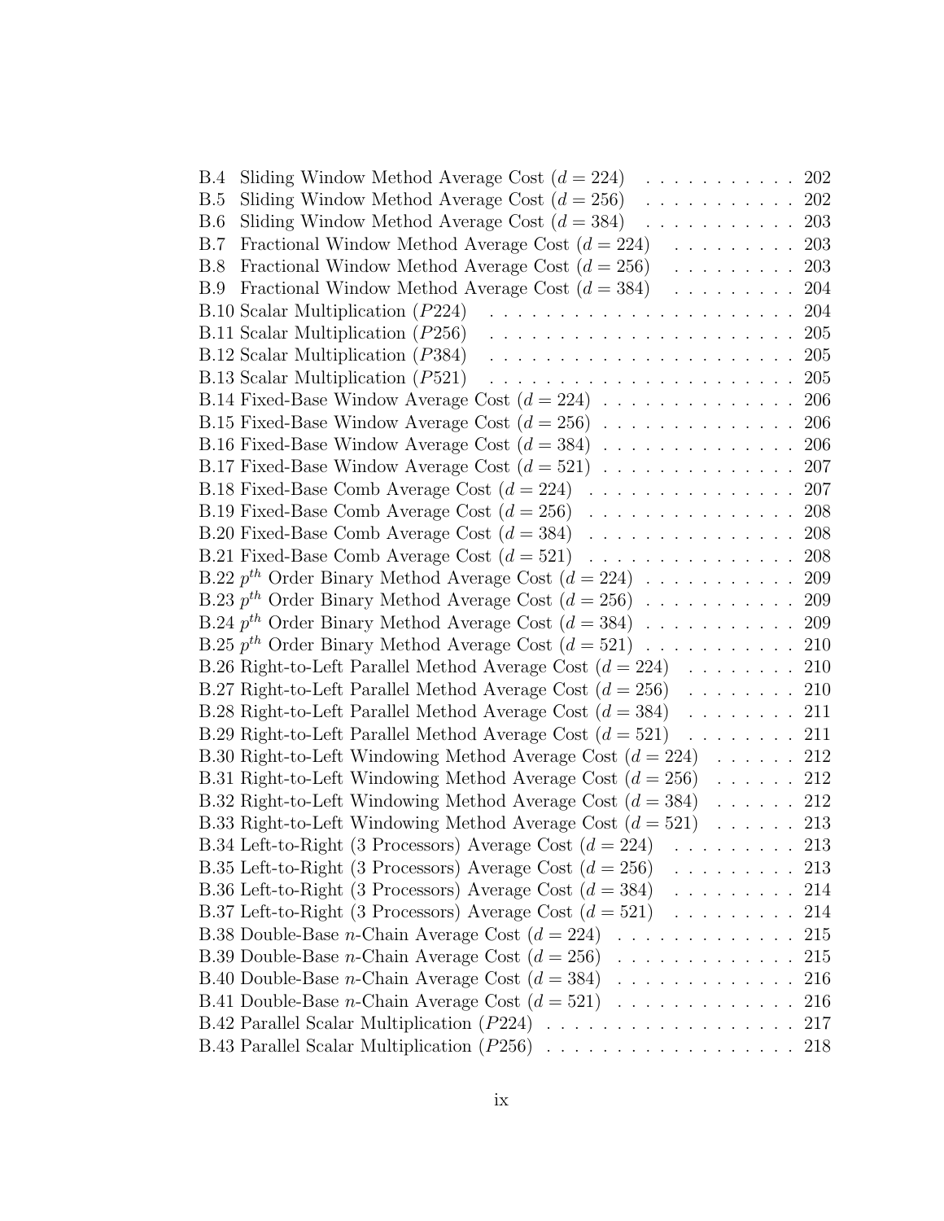B.4 Sliding Window Method Average Cost ($d = 224$) . . . . . . . . . . . 202
B.5 Sliding Window Method Average Cost ($d = 256$) . . . . . . . . . . . 202
B.6 Sliding Window Method Average Cost ($d = 384$) . . . . . . . . . . . 203
B.7 Fractional Window Method Average Cost ($d = 224$) . . . . . . . . . 203
B.8 Fractional Window Method Average Cost ($d = 256$) . . . . . . . . . 203
B.9 Fractional Window Method Average Cost ($d = 384$) . . . . . . . . . 204
B.10 Scalar Multiplication ($P224$) . . . . . . . . . . . . . . . . . . . . . 204
B.11 Scalar Multiplication ($P256$) . . . . . . . . . . . . . . . . . . . . . 205
B.12 Scalar Multiplication ($P384$) . . . . . . . . . . . . . . . . . . . . . 205
B.13 Scalar Multiplication ($P521$) . . . . . . . . . . . . . . . . . . . . . 205
B.14 Fixed-Base Window Average Cost ($d = 224$) . . . . . . . . . . . . . 206
B.15 Fixed-Base Window Average Cost ($d = 256$) . . . . . . . . . . . . . 206
B.16 Fixed-Base Window Average Cost ($d = 384$) . . . . . . . . . . . . . 206
B.17 Fixed-Base Window Average Cost ($d = 521$) . . . . . . . . . . . . . 207
B.18 Fixed-Base Comb Average Cost ($d = 224$) . . . . . . . . . . . . . . 207
B.19 Fixed-Base Comb Average Cost ($d = 256$) . . . . . . . . . . . . . . 208
B.20 Fixed-Base Comb Average Cost ($d = 384$) . . . . . . . . . . . . . . 208
B.21 Fixed-Base Comb Average Cost ($d = 521$) . . . . . . . . . . . . . . 208
B.22 $p^{th}$ Order Binary Method Average Cost ($d = 224$) . . . . . . . . . . 209
B.23 $p^{th}$ Order Binary Method Average Cost ($d = 256$) . . . . . . . . . . 209
B.24 $p^{th}$ Order Binary Method Average Cost ($d = 384$) . . . . . . . . . . 209
B.25 $p^{th}$ Order Binary Method Average Cost ($d = 521$) . . . . . . . . . . 210
B.26 Right-to-Left Parallel Method Average Cost ($d = 224$) . . . . . . . . 210
B.27 Right-to-Left Parallel Method Average Cost ($d = 256$) . . . . . . . . 210
B.28 Right-to-Left Parallel Method Average Cost ($d = 384$) . . . . . . . . 211
B.29 Right-to-Left Parallel Method Average Cost ($d = 521$) . . . . . . . . 211
B.30 Right-to-Left Windowing Method Average Cost ($d = 224$) . . . . . . 212
B.31 Right-to-Left Windowing Method Average Cost ($d = 256$) . . . . . . 212
B.32 Right-to-Left Windowing Method Average Cost ($d = 384$) . . . . . . 212
B.33 Right-to-Left Windowing Method Average Cost ($d = 521$) . . . . . . 213
B.34 Left-to-Right (3 Processors) Average Cost ($d = 224$) . . . . . . . . . 213
B.35 Left-to-Right (3 Processors) Average Cost ($d = 256$) . . . . . . . . . 213
B.36 Left-to-Right (3 Processors) Average Cost ($d = 384$) . . . . . . . . . 214
B.37 Left-to-Right (3 Processors) Average Cost ($d = 521$) . . . . . . . . . 214
B.38 Double-Base $n$-Chain Average Cost ($d = 224$) . . . . . . . . . . . . 215
B.39 Double-Base $n$-Chain Average Cost ($d = 256$) . . . . . . . . . . . . 215
B.40 Double-Base $n$-Chain Average Cost ($d = 384$) . . . . . . . . . . . . 216
B.41 Double-Base $n$-Chain Average Cost ($d = 521$) . . . . . . . . . . . . 216
B.42 Parallel Scalar Multiplication ($P224$) . . . . . . . . . . . . . . . . . 217
B.43 Parallel Scalar Multiplication ($P256$) . . . . . . . . . . . . . . . . . 218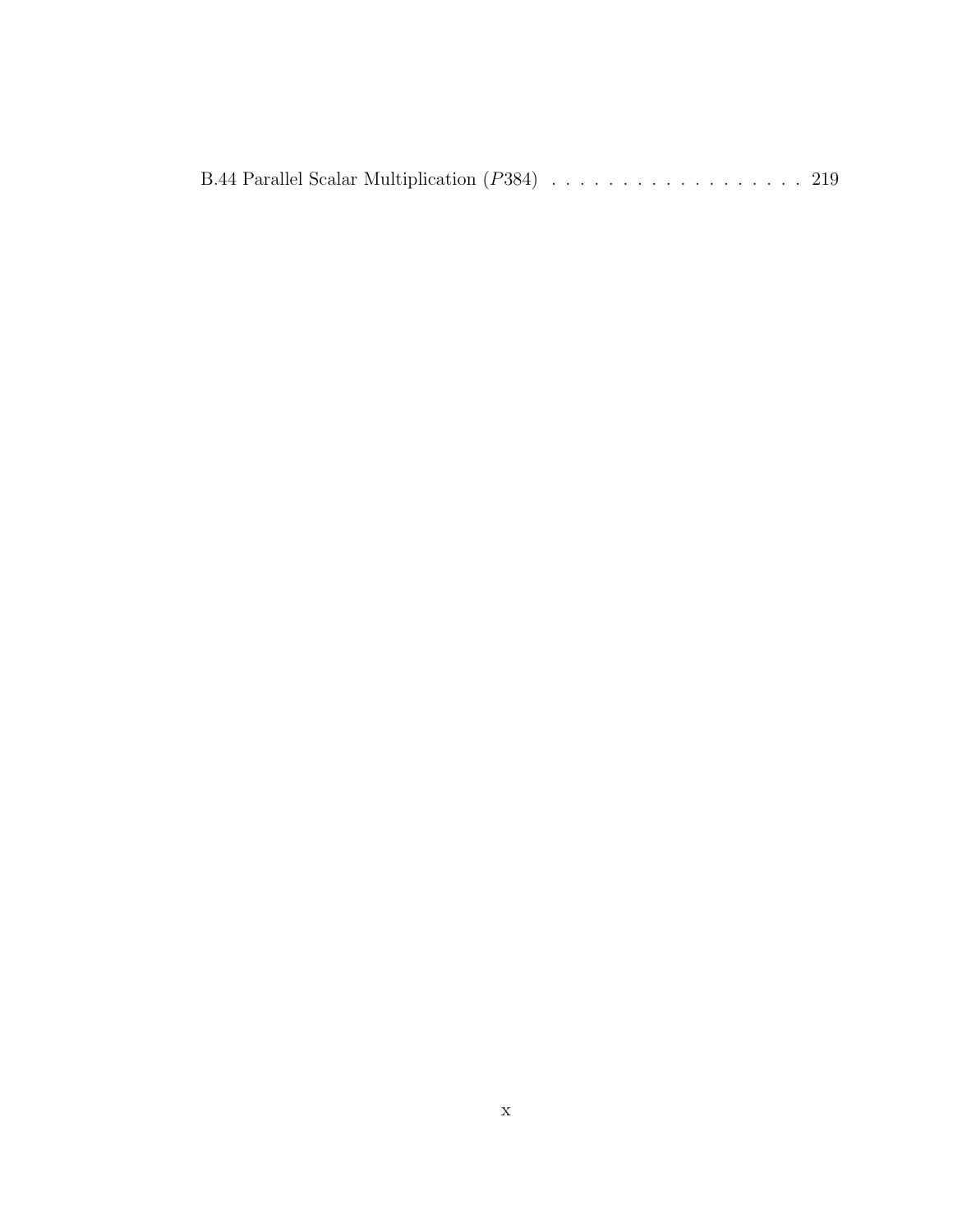B.44 Parallel Scalar Multiplication ($P384$) . . . . . . . . . . . . . . . . . . . 219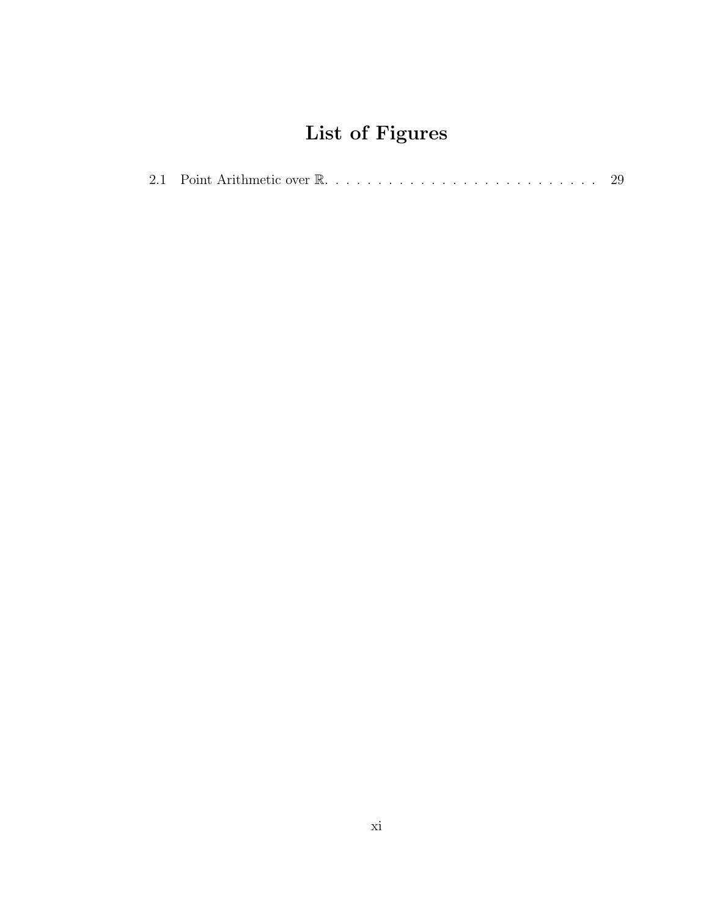# List of Figures

2.1 Point Arithmetic over $\mathbb{R}$. . . . . . . . . . . . . . . . . . . . . . . . . . . 29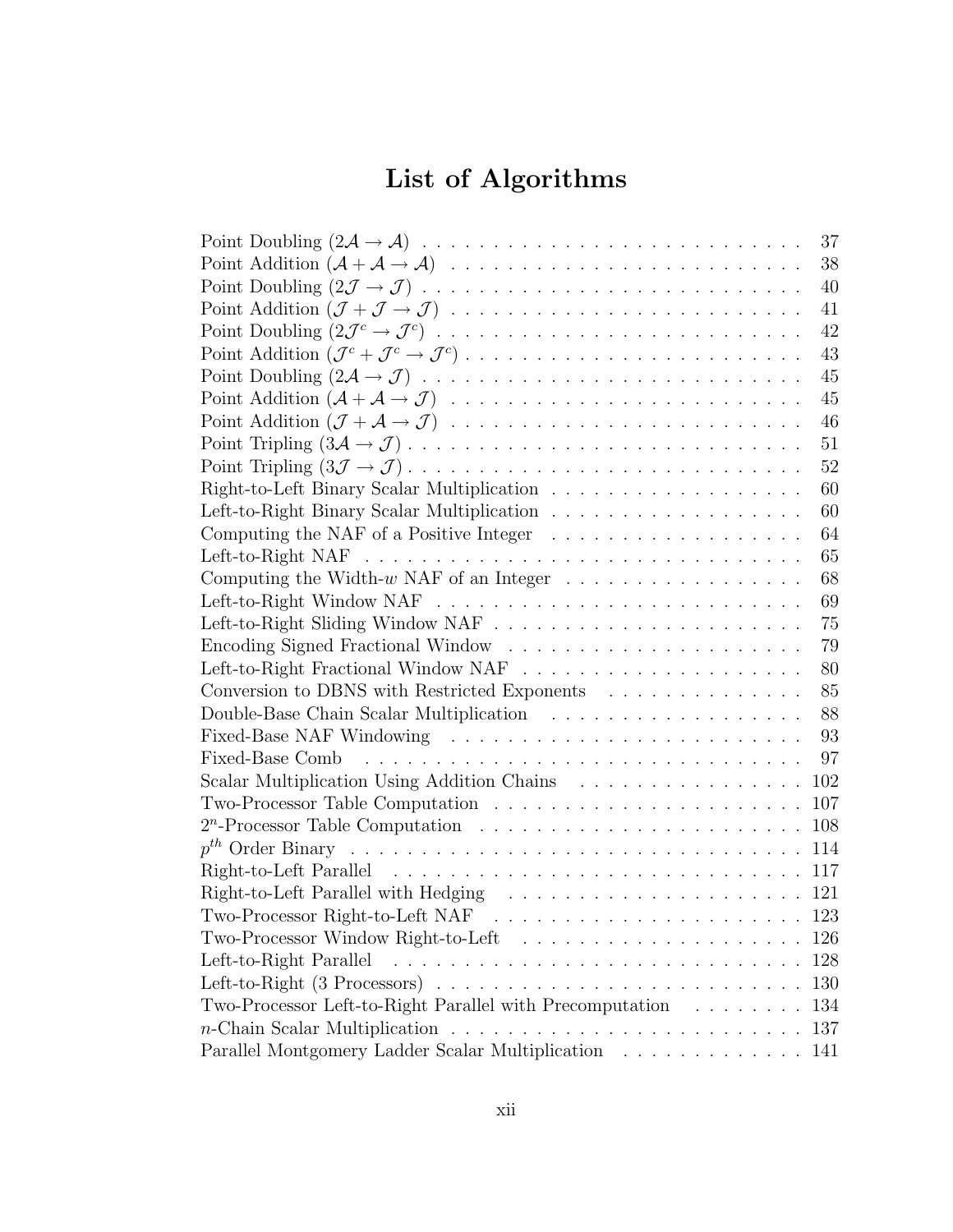# List of Algorithms

Point Doubling ($2\mathcal{A} \to \mathcal{A}$) . . . . . . . . . . . . . . . . . . . . . . . . . . 37
Point Addition ($\mathcal{A} + \mathcal{A} \to \mathcal{A}$) . . . . . . . . . . . . . . . . . . . . . . . . 38
Point Doubling ($2\mathcal{J} \to \mathcal{J}$) . . . . . . . . . . . . . . . . . . . . . . . . . . 40
Point Addition ($\mathcal{J} + \mathcal{J} \to \mathcal{J}$) . . . . . . . . . . . . . . . . . . . . . . . . 41
Point Doubling ($2\mathcal{J}^c \to \mathcal{J}^c$) . . . . . . . . . . . . . . . . . . . . . . . . . 42
Point Addition ($\mathcal{J}^c + \mathcal{J}^c \to \mathcal{J}^c$) . . . . . . . . . . . . . . . . . . . . . . . 43
Point Doubling ($2\mathcal{A} \to \mathcal{J}$) . . . . . . . . . . . . . . . . . . . . . . . . . . 45
Point Addition ($\mathcal{A} + \mathcal{A} \to \mathcal{J}$) . . . . . . . . . . . . . . . . . . . . . . . . 45
Point Addition ($\mathcal{J} + \mathcal{A} \to \mathcal{J}$) . . . . . . . . . . . . . . . . . . . . . . . . 46
Point Tripling ($3\mathcal{A} \to \mathcal{J}$) . . . . . . . . . . . . . . . . . . . . . . . . . . 51
Point Tripling ($3\mathcal{J} \to \mathcal{J}$) . . . . . . . . . . . . . . . . . . . . . . . . . . 52
Right-to-Left Binary Scalar Multiplication . . . . . . . . . . . . . . . . . . 60
Left-to-Right Binary Scalar Multiplication . . . . . . . . . . . . . . . . . . 60
Computing the NAF of a Positive Integer . . . . . . . . . . . . . . . . . . 64
Left-to-Right NAF . . . . . . . . . . . . . . . . . . . . . . . . . . . . . . . 65
Computing the Width-$w$ NAF of an Integer . . . . . . . . . . . . . . . . 68
Left-to-Right Window NAF . . . . . . . . . . . . . . . . . . . . . . . . . . 69
Left-to-Right Sliding Window NAF . . . . . . . . . . . . . . . . . . . . . . 75
Encoding Signed Fractional Window . . . . . . . . . . . . . . . . . . . . . 79
Left-to-Right Fractional Window NAF . . . . . . . . . . . . . . . . . . . . 80
Conversion to DBNS with Restricted Exponents . . . . . . . . . . . . . . 85
Double-Base Chain Scalar Multiplication . . . . . . . . . . . . . . . . . . 88
Fixed-Base NAF Windowing . . . . . . . . . . . . . . . . . . . . . . . . . 93
Fixed-Base Comb . . . . . . . . . . . . . . . . . . . . . . . . . . . . . . . 97
Scalar Multiplication Using Addition Chains . . . . . . . . . . . . . . . . 102
Two-Processor Table Computation . . . . . . . . . . . . . . . . . . . . . . 107
$2^n$-Processor Table Computation . . . . . . . . . . . . . . . . . . . . . . 108
$p^{th}$ Order Binary . . . . . . . . . . . . . . . . . . . . . . . . . . . . . . 114
Right-to-Left Parallel . . . . . . . . . . . . . . . . . . . . . . . . . . . . . 117
Right-to-Left Parallel with Hedging . . . . . . . . . . . . . . . . . . . . . 121
Two-Processor Right-to-Left NAF . . . . . . . . . . . . . . . . . . . . . . 123
Two-Processor Window Right-to-Left . . . . . . . . . . . . . . . . . . . . . 126
Left-to-Right Parallel . . . . . . . . . . . . . . . . . . . . . . . . . . . . . 128
Left-to-Right (3 Processors) . . . . . . . . . . . . . . . . . . . . . . . . . . 130
Two-Processor Left-to-Right Parallel with Precomputation . . . . . . . . 134
$n$-Chain Scalar Multiplication . . . . . . . . . . . . . . . . . . . . . . . . 137
Parallel Montgomery Ladder Scalar Multiplication . . . . . . . . . . . . . 141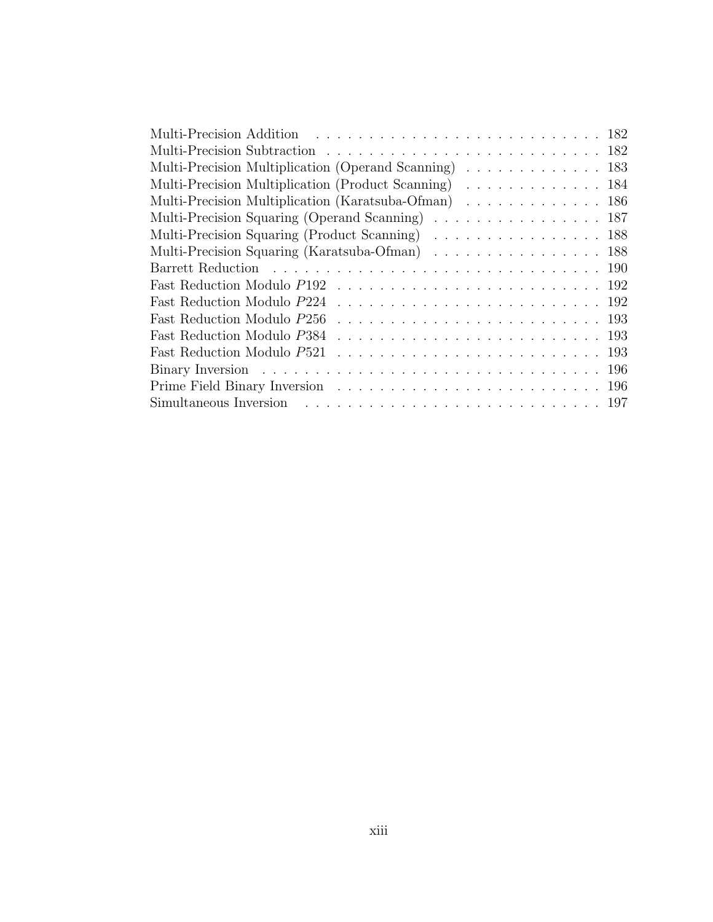| | |
|---|---|
| Multi-Precision Addition | 182 |
| Multi-Precision Subtraction | 182 |
| Multi-Precision Multiplication (Operand Scanning) | 183 |
| Multi-Precision Multiplication (Product Scanning) | 184 |
| Multi-Precision Multiplication (Karatsuba-Ofman) | 186 |
| Multi-Precision Squaring (Operand Scanning) | 187 |
| Multi-Precision Squaring (Product Scanning) | 188 |
| Multi-Precision Squaring (Karatsuba-Ofman) | 188 |
| Barrett Reduction | 190 |
| Fast Reduction Modulo $P192$ | 192 |
| Fast Reduction Modulo $P224$ | 192 |
| Fast Reduction Modulo $P256$ | 193 |
| Fast Reduction Modulo $P384$ | 193 |
| Fast Reduction Modulo $P521$ | 193 |
| Binary Inversion | 196 |
| Prime Field Binary Inversion | 196 |
| Simultaneous Inversion | 197 |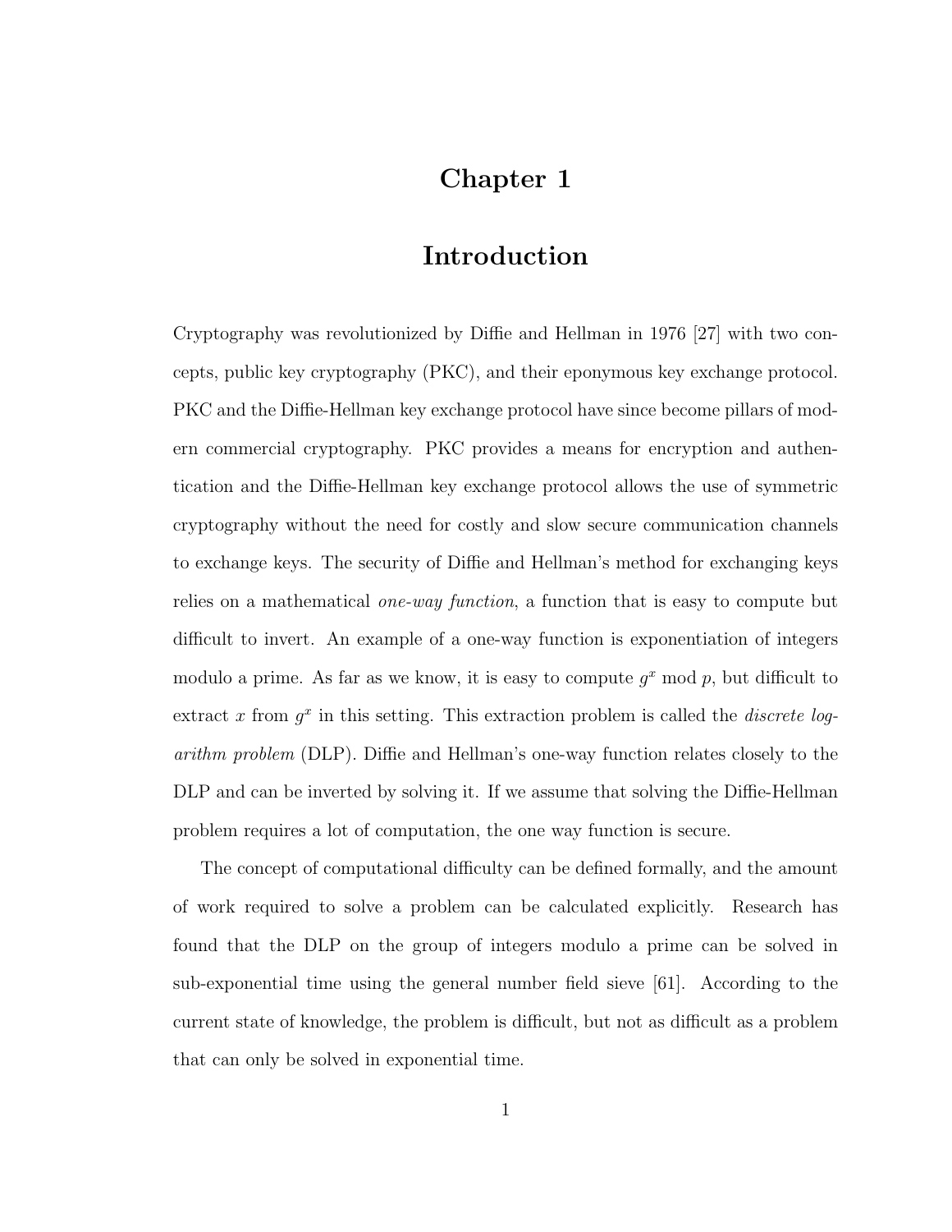# Chapter 1

# Introduction

Cryptography was revolutionized by Diffie and Hellman in 1976 [27] with two concepts, public key cryptography (PKC), and their eponymous key exchange protocol. PKC and the Diffie-Hellman key exchange protocol have since become pillars of modern commercial cryptography. PKC provides a means for encryption and authentication and the Diffie-Hellman key exchange protocol allows the use of symmetric cryptography without the need for costly and slow secure communication channels to exchange keys. The security of Diffie and Hellman's method for exchanging keys relies on a mathematical *one-way function*, a function that is easy to compute but difficult to invert. An example of a one-way function is exponentiation of integers modulo a prime. As far as we know, it is easy to compute $g^x \bmod p$, but difficult to extract $x$ from $g^x$ in this setting. This extraction problem is called the *discrete logarithm problem* (DLP). Diffie and Hellman's one-way function relates closely to the DLP and can be inverted by solving it. If we assume that solving the Diffie-Hellman problem requires a lot of computation, the one way function is secure.

The concept of computational difficulty can be defined formally, and the amount of work required to solve a problem can be calculated explicitly. Research has found that the DLP on the group of integers modulo a prime can be solved in sub-exponential time using the general number field sieve [61]. According to the current state of knowledge, the problem is difficult, but not as difficult as a problem that can only be solved in exponential time.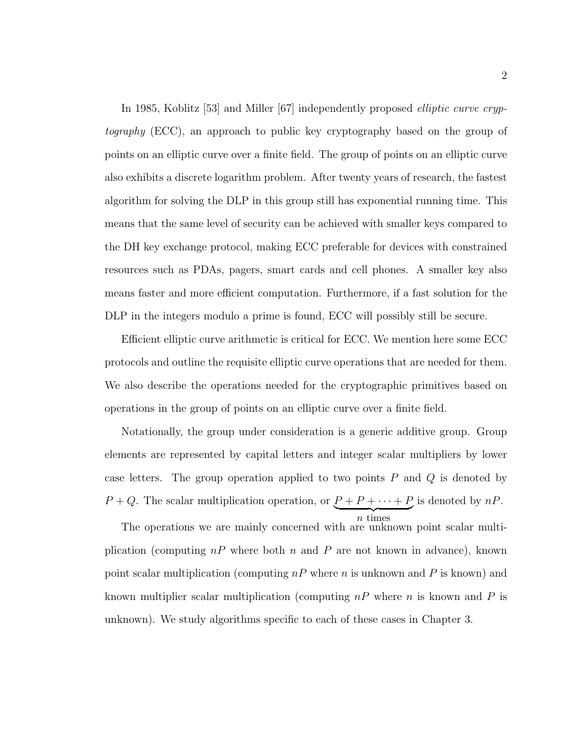In 1985, Koblitz [53] and Miller [67] independently proposed *elliptic curve cryptography* (ECC), an approach to public key cryptography based on the group of points on an elliptic curve over a finite field. The group of points on an elliptic curve also exhibits a discrete logarithm problem. After twenty years of research, the fastest algorithm for solving the DLP in this group still has exponential running time. This means that the same level of security can be achieved with smaller keys compared to the DH key exchange protocol, making ECC preferable for devices with constrained resources such as PDAs, pagers, smart cards and cell phones. A smaller key also means faster and more efficient computation. Furthermore, if a fast solution for the DLP in the integers modulo a prime is found, ECC will possibly still be secure.

Efficient elliptic curve arithmetic is critical for ECC. We mention here some ECC protocols and outline the requisite elliptic curve operations that are needed for them. We also describe the operations needed for the cryptographic primitives based on operations in the group of points on an elliptic curve over a finite field.

Notationally, the group under consideration is a generic additive group. Group elements are represented by capital letters and integer scalar multipliers by lower case letters. The group operation applied to two points $P$ and $Q$ is denoted by $P + Q$. The scalar multiplication operation, or $\underbrace{P + P + \cdots + P}_{n \text{ times}}$ is denoted by $nP$.

The operations we are mainly concerned with are unknown point scalar multiplication (computing $nP$ where both $n$ and $P$ are not known in advance), known point scalar multiplication (computing $nP$ where $n$ is unknown and $P$ is known) and known multiplier scalar multiplication (computing $nP$ where $n$ is known and $P$ is unknown). We study algorithms specific to each of these cases in Chapter 3.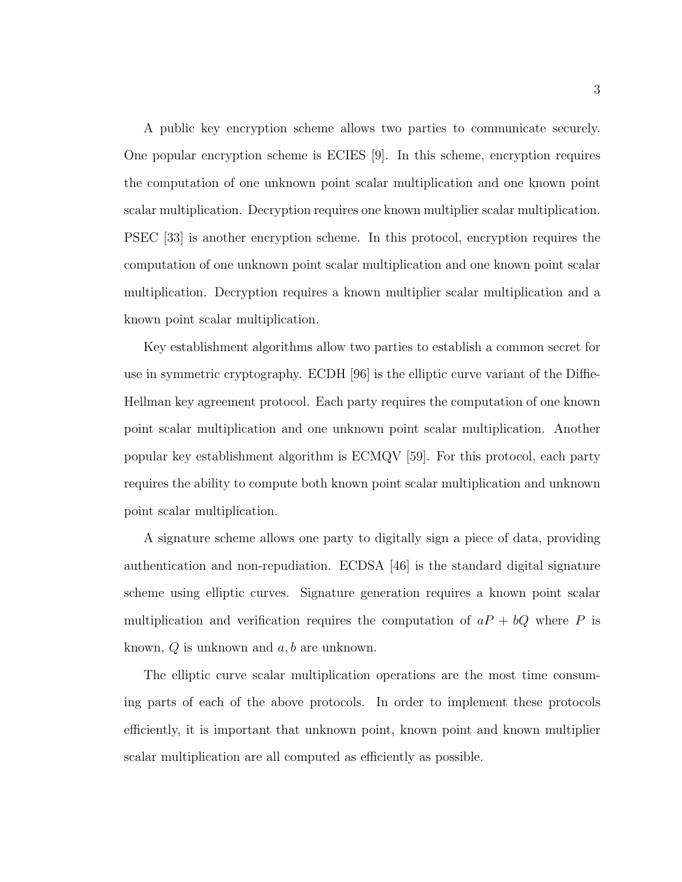A public key encryption scheme allows two parties to communicate securely. One popular encryption scheme is ECIES [9]. In this scheme, encryption requires the computation of one unknown point scalar multiplication and one known point scalar multiplication. Decryption requires one known multiplier scalar multiplication. PSEC [33] is another encryption scheme. In this protocol, encryption requires the computation of one unknown point scalar multiplication and one known point scalar multiplication. Decryption requires a known multiplier scalar multiplication and a known point scalar multiplication.

Key establishment algorithms allow two parties to establish a common secret for use in symmetric cryptography. ECDH [96] is the elliptic curve variant of the Diffie-Hellman key agreement protocol. Each party requires the computation of one known point scalar multiplication and one unknown point scalar multiplication. Another popular key establishment algorithm is ECMQV [59]. For this protocol, each party requires the ability to compute both known point scalar multiplication and unknown point scalar multiplication.

A signature scheme allows one party to digitally sign a piece of data, providing authentication and non-repudiation. ECDSA [46] is the standard digital signature scheme using elliptic curves. Signature generation requires a known point scalar multiplication and verification requires the computation of $aP + bQ$ where $P$ is known, $Q$ is unknown and $a, b$ are unknown.

The elliptic curve scalar multiplication operations are the most time consuming parts of each of the above protocols. In order to implement these protocols efficiently, it is important that unknown point, known point and known multiplier scalar multiplication are all computed as efficiently as possible.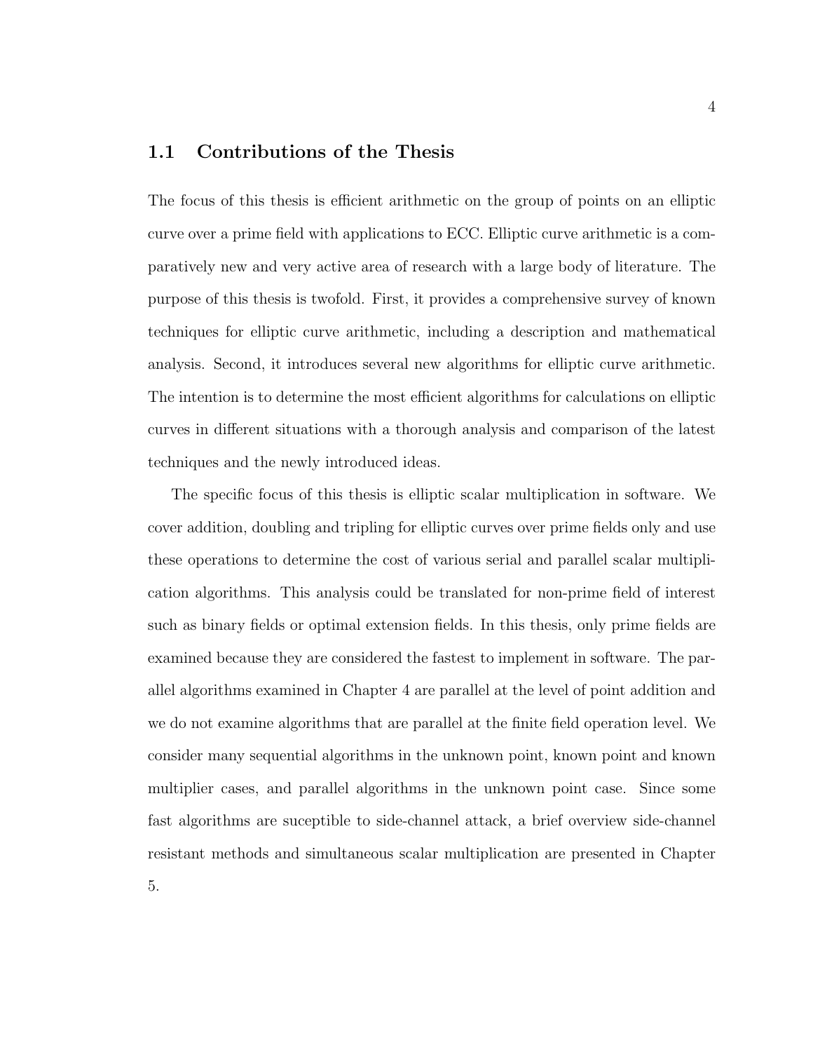## 1.1 Contributions of the Thesis

The focus of this thesis is efficient arithmetic on the group of points on an elliptic curve over a prime field with applications to ECC. Elliptic curve arithmetic is a comparatively new and very active area of research with a large body of literature. The purpose of this thesis is twofold. First, it provides a comprehensive survey of known techniques for elliptic curve arithmetic, including a description and mathematical analysis. Second, it introduces several new algorithms for elliptic curve arithmetic. The intention is to determine the most efficient algorithms for calculations on elliptic curves in different situations with a thorough analysis and comparison of the latest techniques and the newly introduced ideas.

The specific focus of this thesis is elliptic scalar multiplication in software. We cover addition, doubling and tripling for elliptic curves over prime fields only and use these operations to determine the cost of various serial and parallel scalar multiplication algorithms. This analysis could be translated for non-prime field of interest such as binary fields or optimal extension fields. In this thesis, only prime fields are examined because they are considered the fastest to implement in software. The parallel algorithms examined in Chapter 4 are parallel at the level of point addition and we do not examine algorithms that are parallel at the finite field operation level. We consider many sequential algorithms in the unknown point, known point and known multiplier cases, and parallel algorithms in the unknown point case. Since some fast algorithms are suceptible to side-channel attack, a brief overview side-channel resistant methods and simultaneous scalar multiplication are presented in Chapter 5.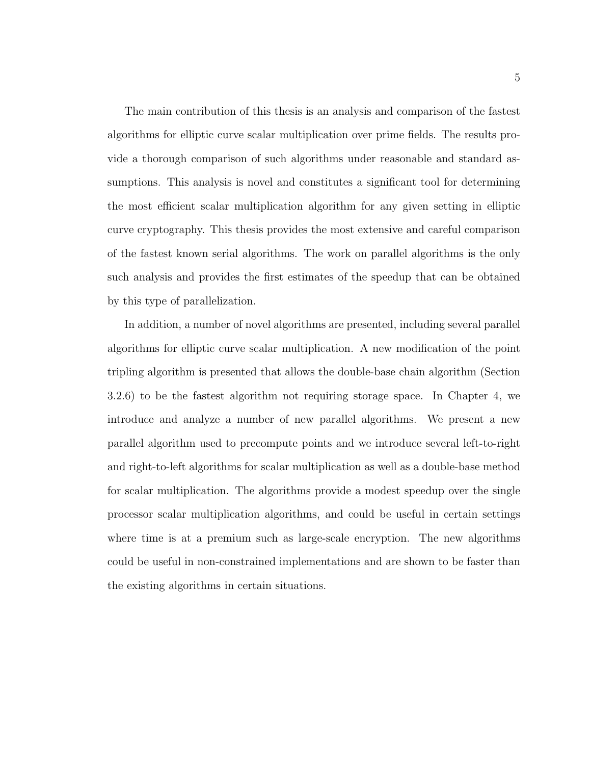The main contribution of this thesis is an analysis and comparison of the fastest algorithms for elliptic curve scalar multiplication over prime fields. The results provide a thorough comparison of such algorithms under reasonable and standard assumptions. This analysis is novel and constitutes a significant tool for determining the most efficient scalar multiplication algorithm for any given setting in elliptic curve cryptography. This thesis provides the most extensive and careful comparison of the fastest known serial algorithms. The work on parallel algorithms is the only such analysis and provides the first estimates of the speedup that can be obtained by this type of parallelization.

In addition, a number of novel algorithms are presented, including several parallel algorithms for elliptic curve scalar multiplication. A new modification of the point tripling algorithm is presented that allows the double-base chain algorithm (Section 3.2.6) to be the fastest algorithm not requiring storage space. In Chapter 4, we introduce and analyze a number of new parallel algorithms. We present a new parallel algorithm used to precompute points and we introduce several left-to-right and right-to-left algorithms for scalar multiplication as well as a double-base method for scalar multiplication. The algorithms provide a modest speedup over the single processor scalar multiplication algorithms, and could be useful in certain settings where time is at a premium such as large-scale encryption. The new algorithms could be useful in non-constrained implementations and are shown to be faster than the existing algorithms in certain situations.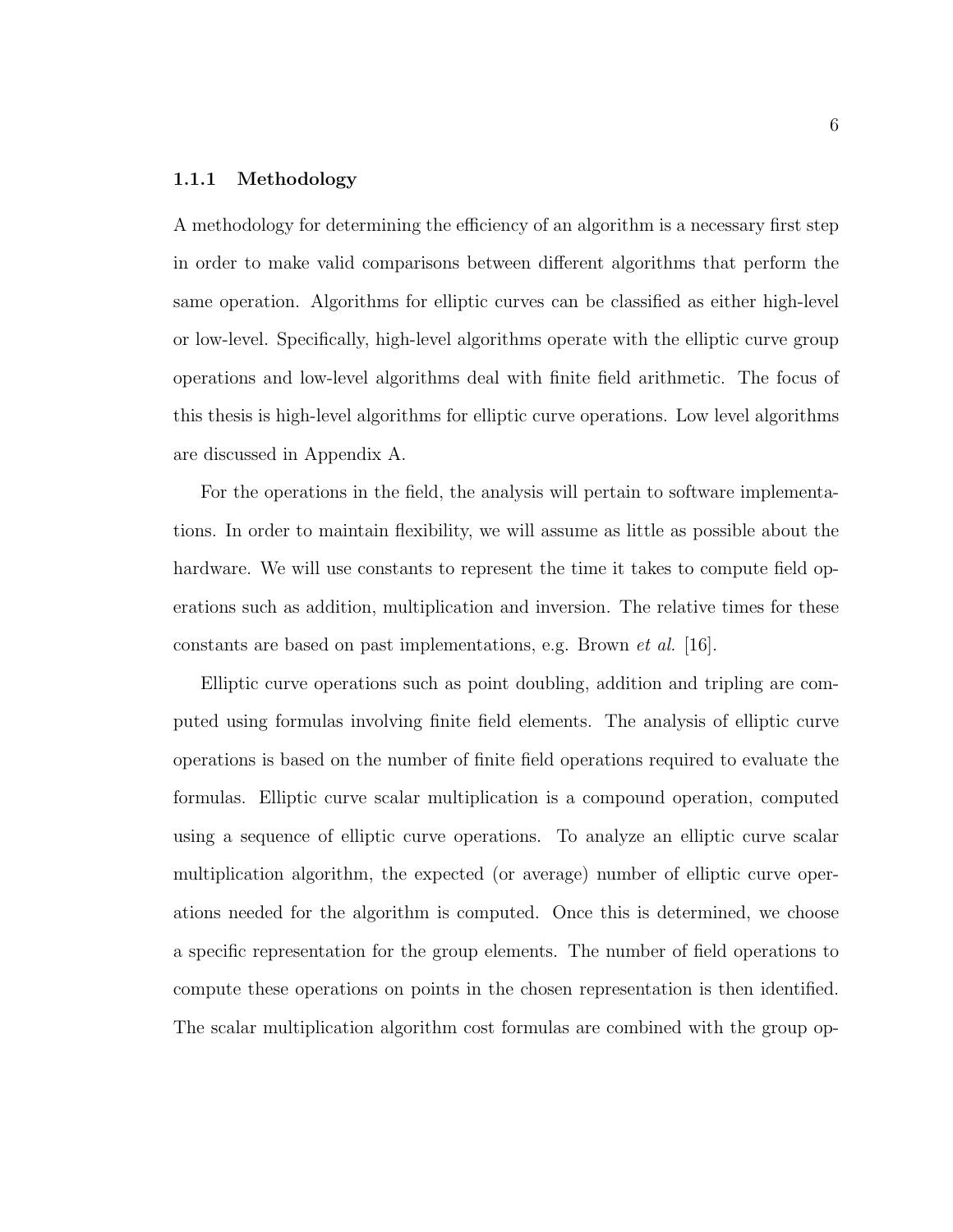### 1.1.1 Methodology

A methodology for determining the efficiency of an algorithm is a necessary first step in order to make valid comparisons between different algorithms that perform the same operation. Algorithms for elliptic curves can be classified as either high-level or low-level. Specifically, high-level algorithms operate with the elliptic curve group operations and low-level algorithms deal with finite field arithmetic. The focus of this thesis is high-level algorithms for elliptic curve operations. Low level algorithms are discussed in Appendix A.

For the operations in the field, the analysis will pertain to software implementations. In order to maintain flexibility, we will assume as little as possible about the hardware. We will use constants to represent the time it takes to compute field operations such as addition, multiplication and inversion. The relative times for these constants are based on past implementations, e.g. Brown *et al.* [16].

Elliptic curve operations such as point doubling, addition and tripling are computed using formulas involving finite field elements. The analysis of elliptic curve operations is based on the number of finite field operations required to evaluate the formulas. Elliptic curve scalar multiplication is a compound operation, computed using a sequence of elliptic curve operations. To analyze an elliptic curve scalar multiplication algorithm, the expected (or average) number of elliptic curve operations needed for the algorithm is computed. Once this is determined, we choose a specific representation for the group elements. The number of field operations to compute these operations on points in the chosen representation is then identified. The scalar multiplication algorithm cost formulas are combined with the group op-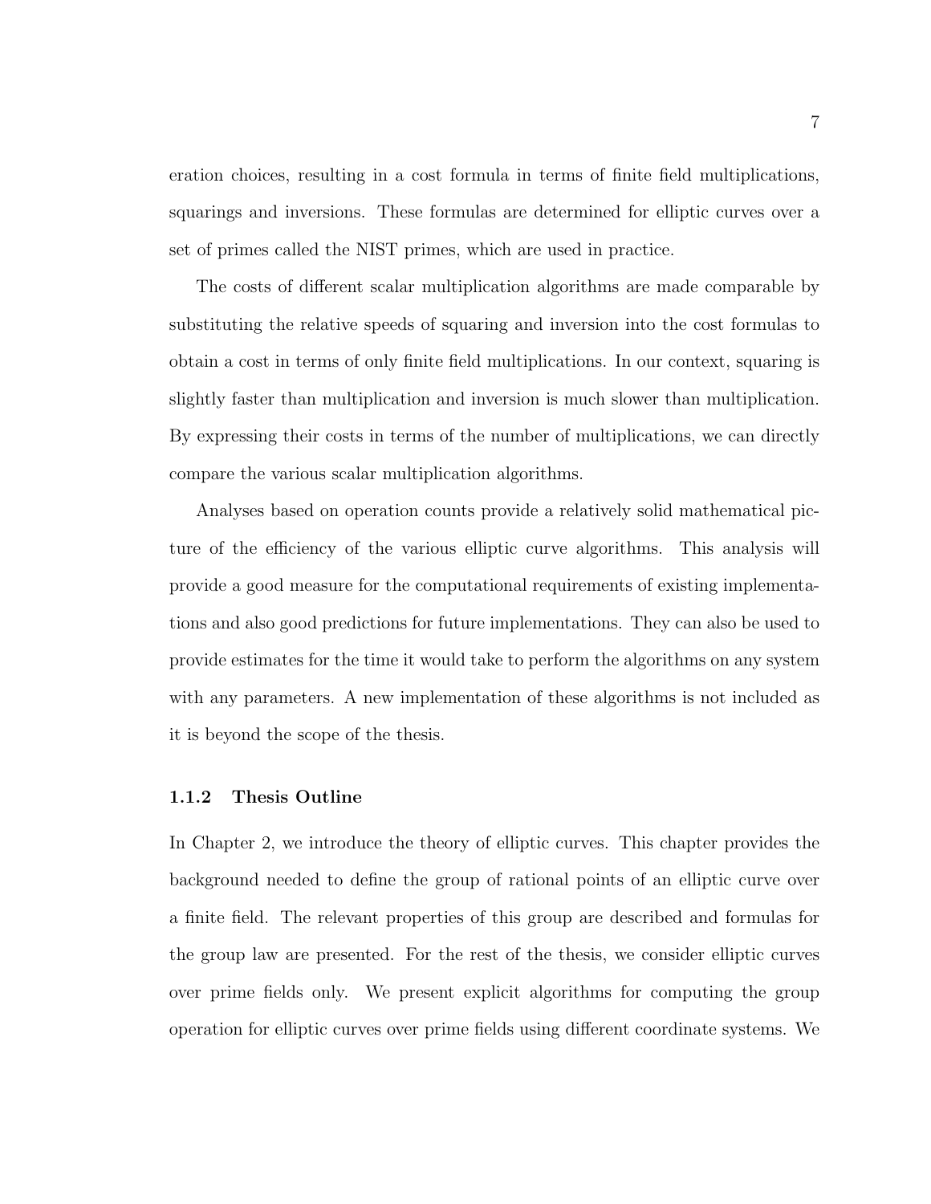eration choices, resulting in a cost formula in terms of finite field multiplications, squarings and inversions. These formulas are determined for elliptic curves over a set of primes called the NIST primes, which are used in practice.

The costs of different scalar multiplication algorithms are made comparable by substituting the relative speeds of squaring and inversion into the cost formulas to obtain a cost in terms of only finite field multiplications. In our context, squaring is slightly faster than multiplication and inversion is much slower than multiplication. By expressing their costs in terms of the number of multiplications, we can directly compare the various scalar multiplication algorithms.

Analyses based on operation counts provide a relatively solid mathematical picture of the efficiency of the various elliptic curve algorithms. This analysis will provide a good measure for the computational requirements of existing implementations and also good predictions for future implementations. They can also be used to provide estimates for the time it would take to perform the algorithms on any system with any parameters. A new implementation of these algorithms is not included as it is beyond the scope of the thesis.

### 1.1.2 Thesis Outline

In Chapter 2, we introduce the theory of elliptic curves. This chapter provides the background needed to define the group of rational points of an elliptic curve over a finite field. The relevant properties of this group are described and formulas for the group law are presented. For the rest of the thesis, we consider elliptic curves over prime fields only. We present explicit algorithms for computing the group operation for elliptic curves over prime fields using different coordinate systems. We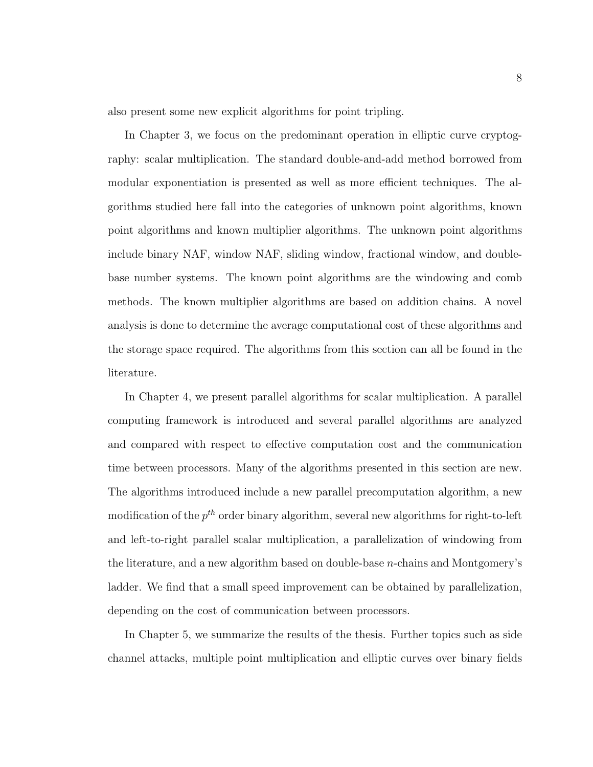also present some new explicit algorithms for point tripling.

In Chapter 3, we focus on the predominant operation in elliptic curve cryptography: scalar multiplication. The standard double-and-add method borrowed from modular exponentiation is presented as well as more efficient techniques. The algorithms studied here fall into the categories of unknown point algorithms, known point algorithms and known multiplier algorithms. The unknown point algorithms include binary NAF, window NAF, sliding window, fractional window, and double-base number systems. The known point algorithms are the windowing and comb methods. The known multiplier algorithms are based on addition chains. A novel analysis is done to determine the average computational cost of these algorithms and the storage space required. The algorithms from this section can all be found in the literature.

In Chapter 4, we present parallel algorithms for scalar multiplication. A parallel computing framework is introduced and several parallel algorithms are analyzed and compared with respect to effective computation cost and the communication time between processors. Many of the algorithms presented in this section are new. The algorithms introduced include a new parallel precomputation algorithm, a new modification of the $p^{th}$ order binary algorithm, several new algorithms for right-to-left and left-to-right parallel scalar multiplication, a parallelization of windowing from the literature, and a new algorithm based on double-base $n$-chains and Montgomery's ladder. We find that a small speed improvement can be obtained by parallelization, depending on the cost of communication between processors.

In Chapter 5, we summarize the results of the thesis. Further topics such as side channel attacks, multiple point multiplication and elliptic curves over binary fields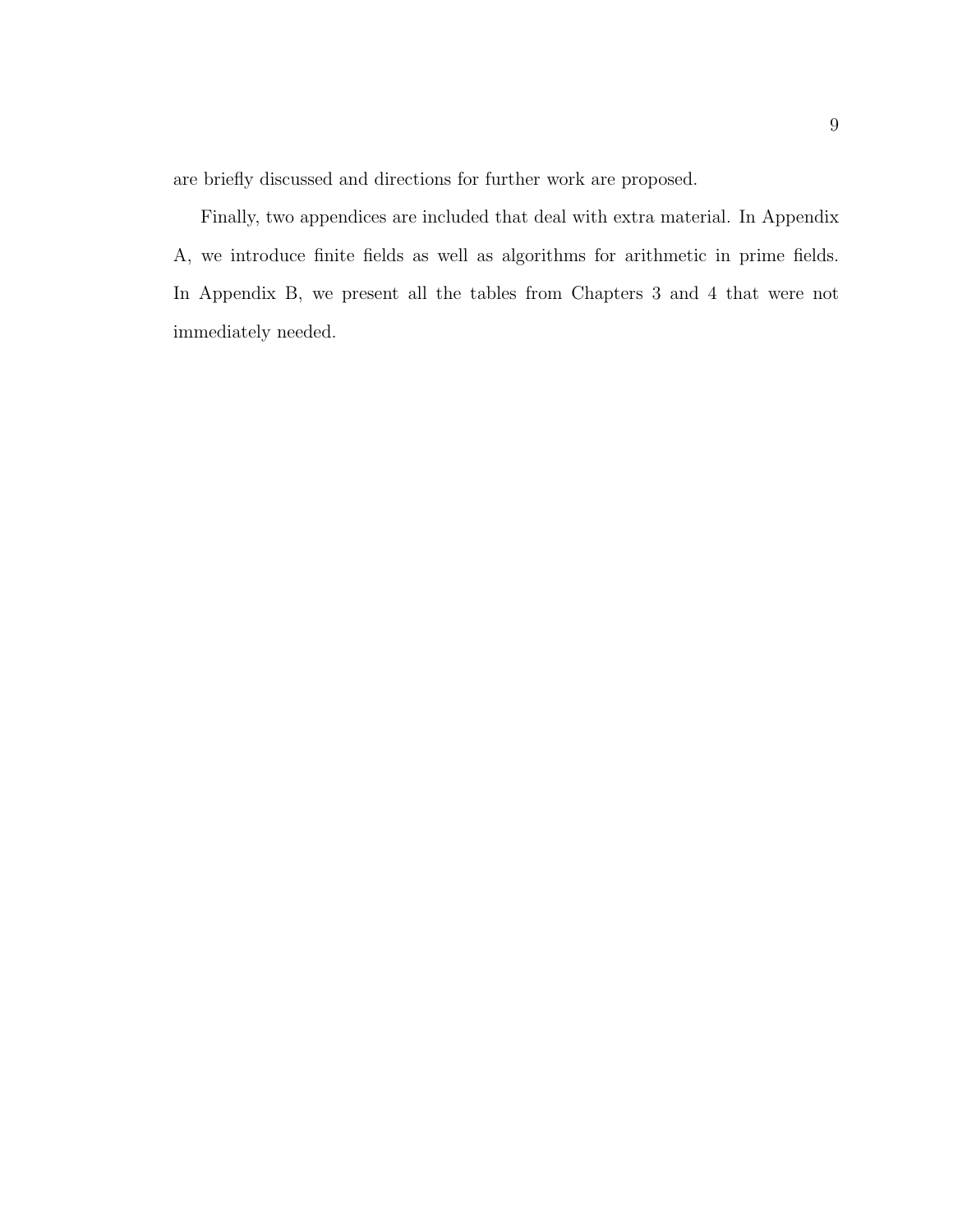are briefly discussed and directions for further work are proposed.

Finally, two appendices are included that deal with extra material. In Appendix A, we introduce finite fields as well as algorithms for arithmetic in prime fields. In Appendix B, we present all the tables from Chapters 3 and 4 that were not immediately needed.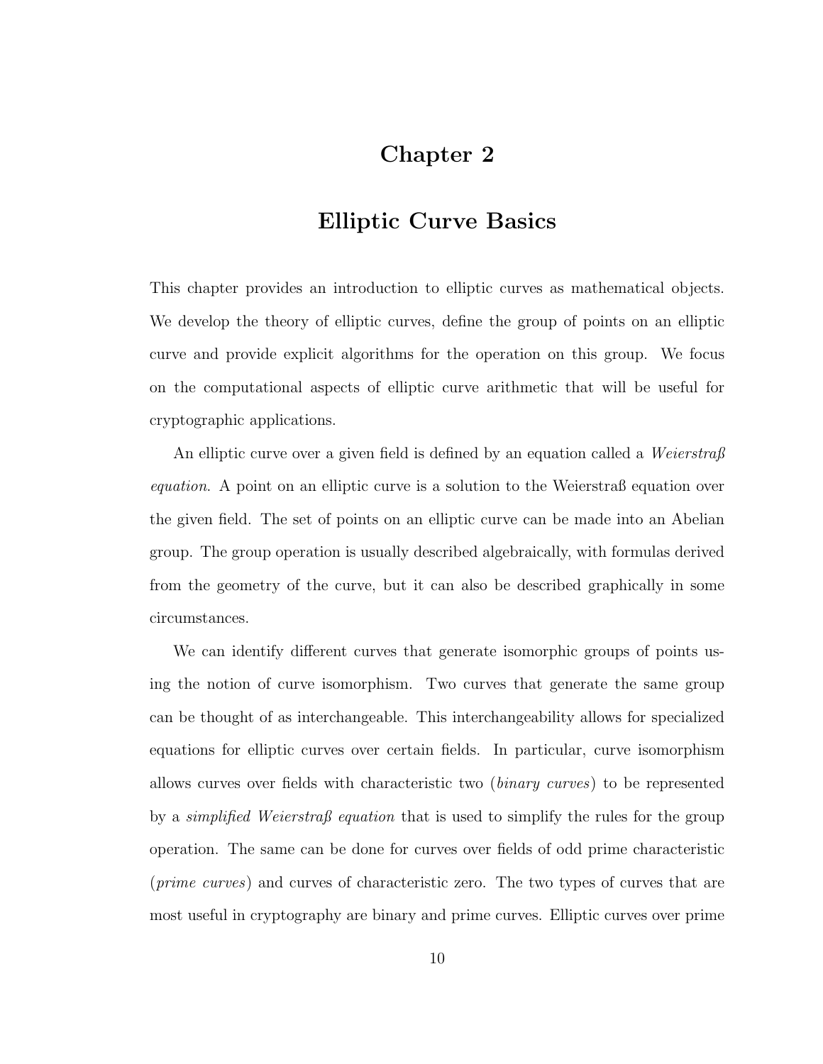# Chapter 2

# Elliptic Curve Basics

This chapter provides an introduction to elliptic curves as mathematical objects. We develop the theory of elliptic curves, define the group of points on an elliptic curve and provide explicit algorithms for the operation on this group. We focus on the computational aspects of elliptic curve arithmetic that will be useful for cryptographic applications.

An elliptic curve over a given field is defined by an equation called a *Weierstraß equation*. A point on an elliptic curve is a solution to the Weierstraß equation over the given field. The set of points on an elliptic curve can be made into an Abelian group. The group operation is usually described algebraically, with formulas derived from the geometry of the curve, but it can also be described graphically in some circumstances.

We can identify different curves that generate isomorphic groups of points using the notion of curve isomorphism. Two curves that generate the same group can be thought of as interchangeable. This interchangeability allows for specialized equations for elliptic curves over certain fields. In particular, curve isomorphism allows curves over fields with characteristic two (*binary curves*) to be represented by a *simplified Weierstraß equation* that is used to simplify the rules for the group operation. The same can be done for curves over fields of odd prime characteristic (*prime curves*) and curves of characteristic zero. The two types of curves that are most useful in cryptography are binary and prime curves. Elliptic curves over prime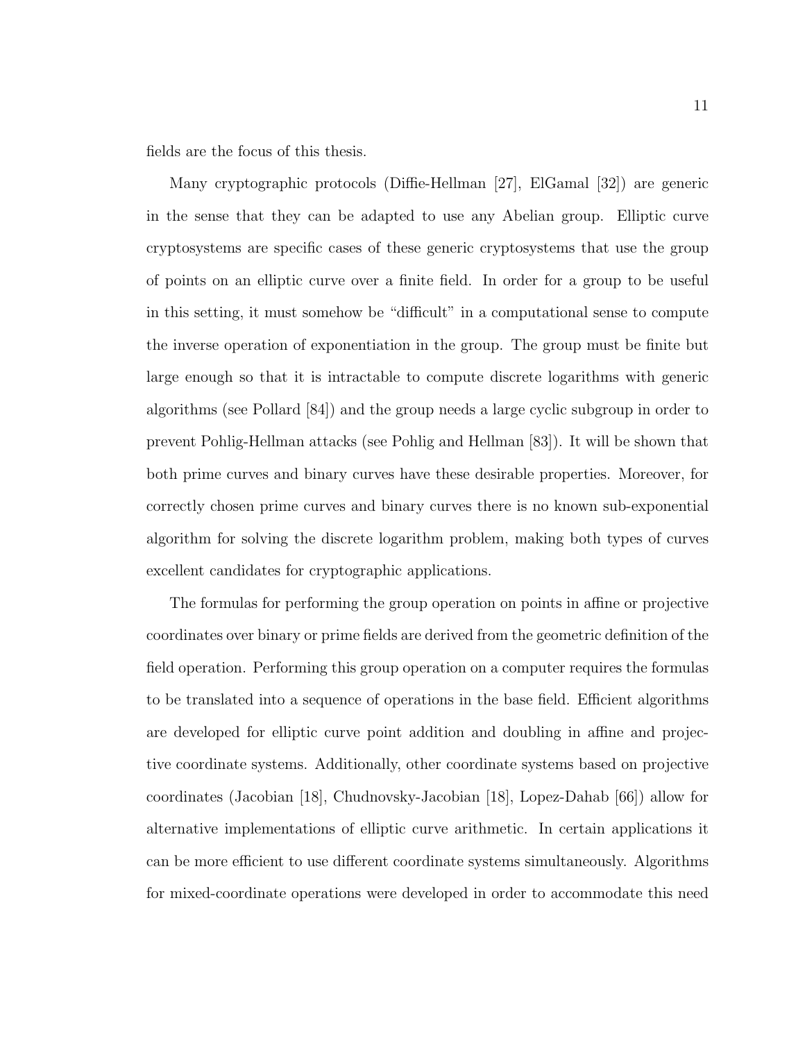fields are the focus of this thesis.

Many cryptographic protocols (Diffie-Hellman [27], ElGamal [32]) are generic in the sense that they can be adapted to use any Abelian group. Elliptic curve cryptosystems are specific cases of these generic cryptosystems that use the group of points on an elliptic curve over a finite field. In order for a group to be useful in this setting, it must somehow be "difficult" in a computational sense to compute the inverse operation of exponentiation in the group. The group must be finite but large enough so that it is intractable to compute discrete logarithms with generic algorithms (see Pollard [84]) and the group needs a large cyclic subgroup in order to prevent Pohlig-Hellman attacks (see Pohlig and Hellman [83]). It will be shown that both prime curves and binary curves have these desirable properties. Moreover, for correctly chosen prime curves and binary curves there is no known sub-exponential algorithm for solving the discrete logarithm problem, making both types of curves excellent candidates for cryptographic applications.

The formulas for performing the group operation on points in affine or projective coordinates over binary or prime fields are derived from the geometric definition of the field operation. Performing this group operation on a computer requires the formulas to be translated into a sequence of operations in the base field. Efficient algorithms are developed for elliptic curve point addition and doubling in affine and projective coordinate systems. Additionally, other coordinate systems based on projective coordinates (Jacobian [18], Chudnovsky-Jacobian [18], Lopez-Dahab [66]) allow for alternative implementations of elliptic curve arithmetic. In certain applications it can be more efficient to use different coordinate systems simultaneously. Algorithms for mixed-coordinate operations were developed in order to accommodate this need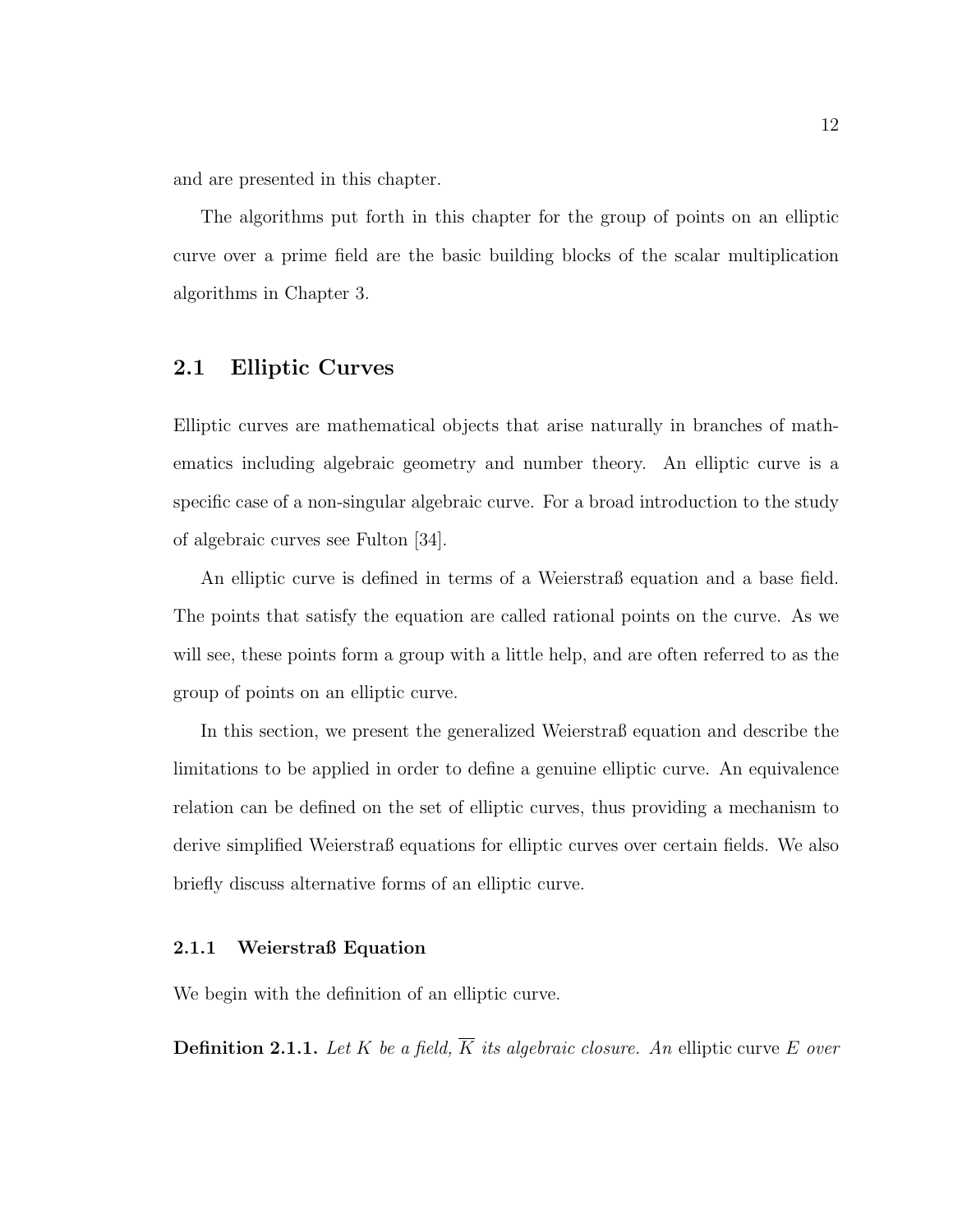and are presented in this chapter.

The algorithms put forth in this chapter for the group of points on an elliptic curve over a prime field are the basic building blocks of the scalar multiplication algorithms in Chapter 3.

## 2.1 Elliptic Curves

Elliptic curves are mathematical objects that arise naturally in branches of mathematics including algebraic geometry and number theory. An elliptic curve is a specific case of a non-singular algebraic curve. For a broad introduction to the study of algebraic curves see Fulton [34].

An elliptic curve is defined in terms of a Weierstraß equation and a base field. The points that satisfy the equation are called rational points on the curve. As we will see, these points form a group with a little help, and are often referred to as the group of points on an elliptic curve.

In this section, we present the generalized Weierstraß equation and describe the limitations to be applied in order to define a genuine elliptic curve. An equivalence relation can be defined on the set of elliptic curves, thus providing a mechanism to derive simplified Weierstraß equations for elliptic curves over certain fields. We also briefly discuss alternative forms of an elliptic curve.

### 2.1.1 Weierstraß Equation

We begin with the definition of an elliptic curve.

**Definition 2.1.1.** *Let $K$ be a field, $\overline{K}$ its algebraic closure. An* elliptic curve *$E$ over*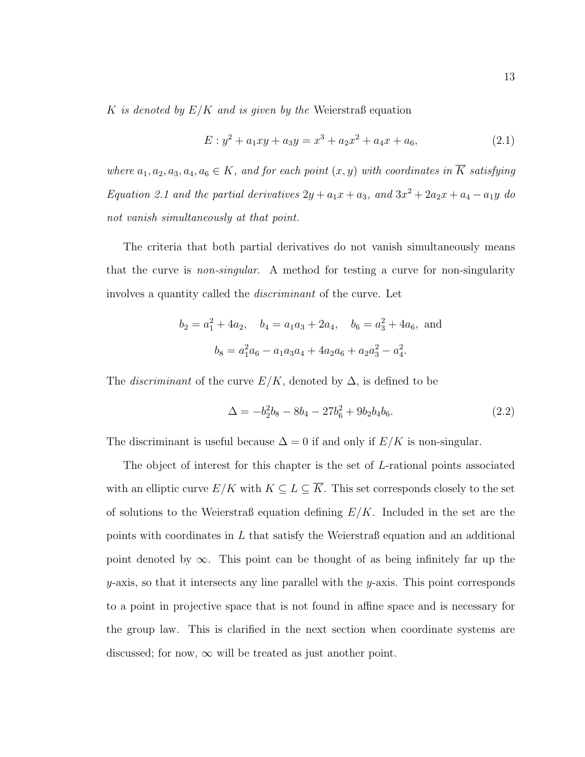*$K$ is denoted by $E/K$ and is given by the* Weierstraß equation

$$E : y^2 + a_1xy + a_3y = x^3 + a_2x^2 + a_4x + a_6, \tag{2.1}$$

*where $a_1, a_2, a_3, a_4, a_6 \in K$, and for each point $(x, y)$ with coordinates in $\overline{K}$ satisfying Equation 2.1 and the partial derivatives $2y + a_1x + a_3$, and $3x^2 + 2a_2x + a_4 - a_1y$ do not vanish simultaneously at that point.*

The criteria that both partial derivatives do not vanish simultaneously means that the curve is *non-singular*. A method for testing a curve for non-singularity involves a quantity called the *discriminant* of the curve. Let

$$b_2 = a_1^2 + 4a_2, \quad b_4 = a_1a_3 + 2a_4, \quad b_6 = a_3^2 + 4a_6, \text{ and}$$

$$b_8 = a_1^2a_6 - a_1a_3a_4 + 4a_2a_6 + a_2a_3^2 - a_4^2.$$

The *discriminant* of the curve $E/K$, denoted by $\Delta$, is defined to be

$$\Delta = -b_2^2b_8 - 8b_4 - 27b_6^2 + 9b_2b_4b_6. \tag{2.2}$$

The discriminant is useful because $\Delta = 0$ if and only if $E/K$ is non-singular.

The object of interest for this chapter is the set of $L$-rational points associated with an elliptic curve $E/K$ with $K \subseteq L \subseteq \overline{K}$. This set corresponds closely to the set of solutions to the Weierstraß equation defining $E/K$. Included in the set are the points with coordinates in $L$ that satisfy the Weierstraß equation and an additional point denoted by $\infty$. This point can be thought of as being infinitely far up the $y$-axis, so that it intersects any line parallel with the $y$-axis. This point corresponds to a point in projective space that is not found in affine space and is necessary for the group law. This is clarified in the next section when coordinate systems are discussed; for now, $\infty$ will be treated as just another point.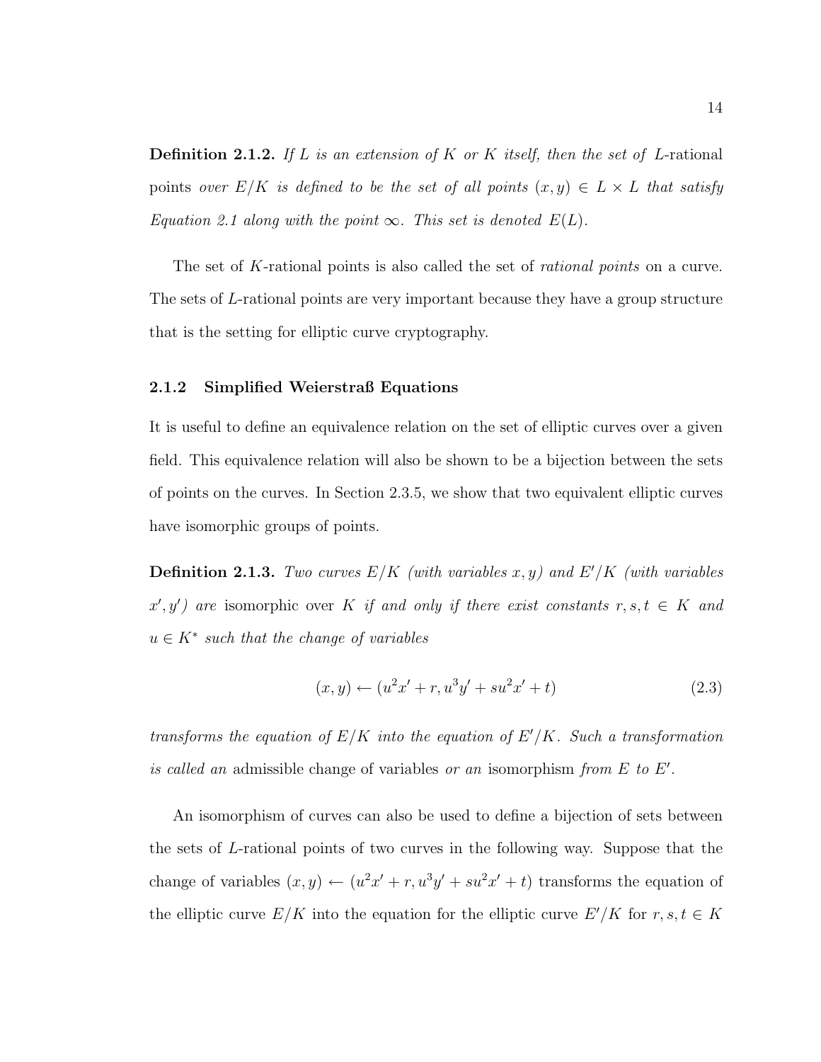**Definition 2.1.2.** *If $L$ is an extension of $K$ or $K$ itself, then the set of* $L$-rational points *over $E/K$ is defined to be the set of all points $(x, y) \in L \times L$ that satisfy Equation 2.1 along with the point $\infty$. This set is denoted $E(L)$.*

The set of $K$-rational points is also called the set of *rational points* on a curve. The sets of $L$-rational points are very important because they have a group structure that is the setting for elliptic curve cryptography.

### 2.1.2 Simplified Weierstraß Equations

It is useful to define an equivalence relation on the set of elliptic curves over a given field. This equivalence relation will also be shown to be a bijection between the sets of points on the curves. In Section 2.3.5, we show that two equivalent elliptic curves have isomorphic groups of points.

**Definition 2.1.3.** *Two curves $E/K$ (with variables $x, y$) and $E'/K$ (with variables $x', y'$) are* isomorphic over $K$ *if and only if there exist constants $r, s, t \in K$ and $u \in K^*$ such that the change of variables*

$$(x, y) \leftarrow (u^2x' + r, u^3y' + su^2x' + t) \tag{2.3}$$

*transforms the equation of $E/K$ into the equation of $E'/K$. Such a transformation is called an* admissible change of variables *or an* isomorphism *from $E$ to $E'$.*

An isomorphism of curves can also be used to define a bijection of sets between the sets of $L$-rational points of two curves in the following way. Suppose that the change of variables $(x, y) \leftarrow (u^2x' + r, u^3y' + su^2x' + t)$ transforms the equation of the elliptic curve $E/K$ into the equation for the elliptic curve $E'/K$ for $r, s, t \in K$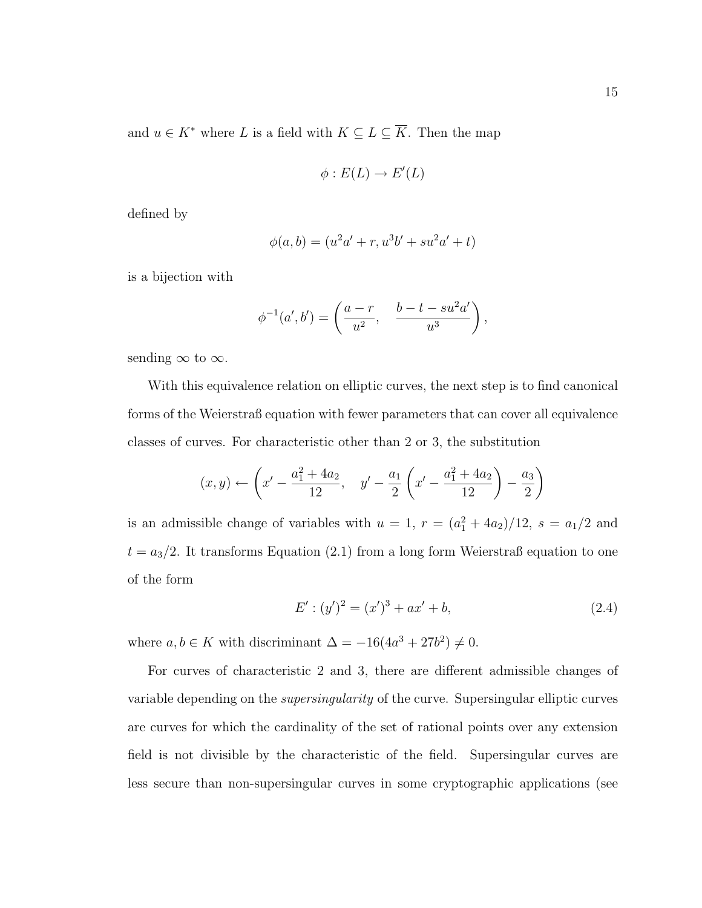and $u \in K^*$ where $L$ is a field with $K \subseteq L \subseteq \overline{K}$. Then the map

$$\phi : E(L) \to E'(L)$$

defined by

$$\phi(a, b) = (u^2 a' + r, u^3 b' + s u^2 a' + t)$$

is a bijection with

$$\phi^{-1}(a', b') = \left( \frac{a - r}{u^2}, \quad \frac{b - t - s u^2 a'}{u^3} \right),$$

sending $\infty$ to $\infty$.

With this equivalence relation on elliptic curves, the next step is to find canonical forms of the Weierstraß equation with fewer parameters that can cover all equivalence classes of curves. For characteristic other than 2 or 3, the substitution

$$(x, y) \leftarrow \left( x' - \frac{a_1^2 + 4a_2}{12}, \quad y' - \frac{a_1}{2} \left( x' - \frac{a_1^2 + 4a_2}{12} \right) - \frac{a_3}{2} \right)$$

is an admissible change of variables with $u = 1$, $r = (a_1^2 + 4a_2)/12$, $s = a_1/2$ and $t = a_3/2$. It transforms Equation (2.1) from a long form Weierstraß equation to one of the form

$$E' : (y')^2 = (x')^3 + ax' + b, \tag{2.4}$$

where $a, b \in K$ with discriminant $\Delta = -16(4a^3 + 27b^2) \neq 0$.

For curves of characteristic 2 and 3, there are different admissible changes of variable depending on the *supersingularity* of the curve. Supersingular elliptic curves are curves for which the cardinality of the set of rational points over any extension field is not divisible by the characteristic of the field. Supersingular curves are less secure than non-supersingular curves in some cryptographic applications (see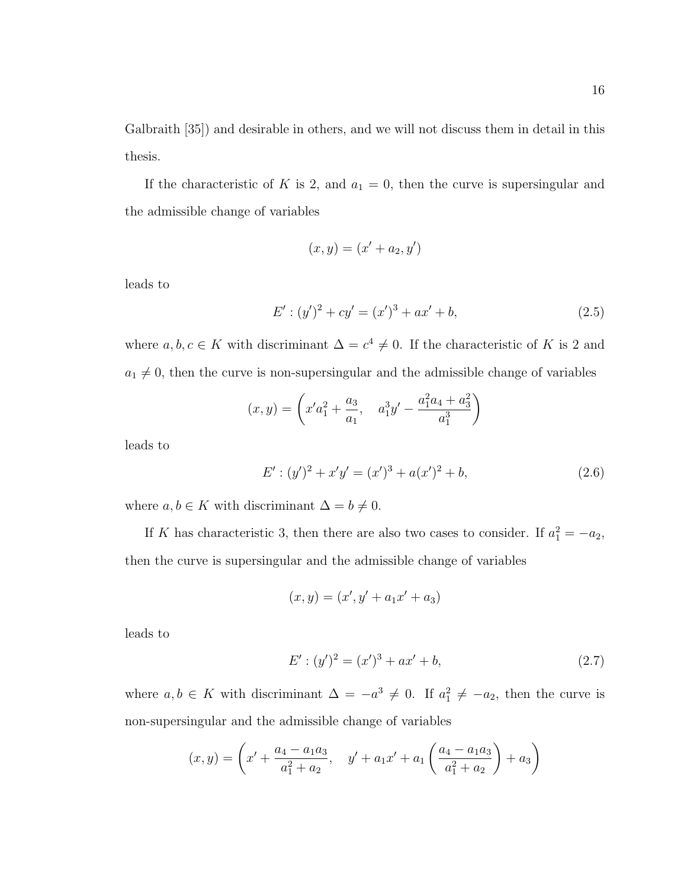Galbraith [35]) and desirable in others, and we will not discuss them in detail in this thesis.

If the characteristic of $K$ is 2, and $a_1 = 0$, then the curve is supersingular and the admissible change of variables

$$(x, y) = (x' + a_2, y')$$

leads to

$$E' : (y')^2 + cy' = (x')^3 + ax' + b, \tag{2.5}$$

where $a, b, c \in K$ with discriminant $\Delta = c^4 \neq 0$. If the characteristic of $K$ is 2 and $a_1 \neq 0$, then the curve is non-supersingular and the admissible change of variables

$$(x, y) = \left( x' a_1^2 + \frac{a_3}{a_1}, \quad a_1^3 y' - \frac{a_1^2 a_4 + a_3^2}{a_1^3} \right)$$

leads to

$$E' : (y')^2 + x'y' = (x')^3 + a(x')^2 + b, \tag{2.6}$$

where $a, b \in K$ with discriminant $\Delta = b \neq 0$.

If $K$ has characteristic 3, then there are also two cases to consider. If $a_1^2 = -a_2$, then the curve is supersingular and the admissible change of variables

$$(x, y) = (x', y' + a_1 x' + a_3)$$

leads to

$$E' : (y')^2 = (x')^3 + ax' + b, \tag{2.7}$$

where $a, b \in K$ with discriminant $\Delta = -a^3 \neq 0$. If $a_1^2 \neq -a_2$, then the curve is non-supersingular and the admissible change of variables

$$(x, y) = \left( x' + \frac{a_4 - a_1 a_3}{a_1^2 + a_2}, \quad y' + a_1 x' + a_1 \left( \frac{a_4 - a_1 a_3}{a_1^2 + a_2} \right) + a_3 \right)$$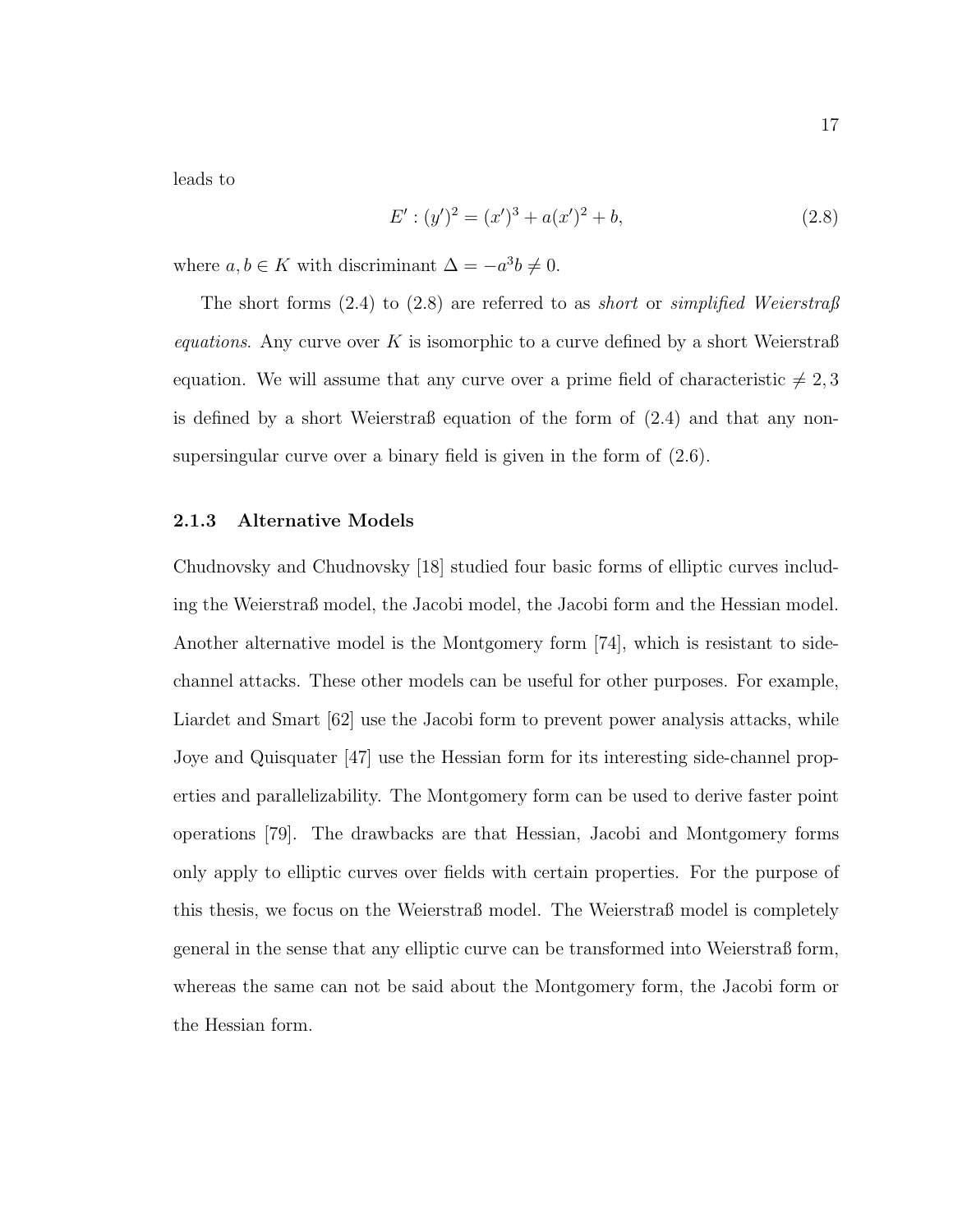leads to

$$E' : (y')^2 = (x')^3 + a(x')^2 + b, \tag{2.8}$$

where $a, b \in K$ with discriminant $\Delta = -a^3 b \neq 0$.

The short forms (2.4) to (2.8) are referred to as *short* or *simplified Weierstraß equations*. Any curve over $K$ is isomorphic to a curve defined by a short Weierstraß equation. We will assume that any curve over a prime field of characteristic $\neq 2, 3$ is defined by a short Weierstraß equation of the form of (2.4) and that any non-supersingular curve over a binary field is given in the form of (2.6).

### 2.1.3 Alternative Models

Chudnovsky and Chudnovsky [18] studied four basic forms of elliptic curves including the Weierstraß model, the Jacobi model, the Jacobi form and the Hessian model. Another alternative model is the Montgomery form [74], which is resistant to side-channel attacks. These other models can be useful for other purposes. For example, Liardet and Smart [62] use the Jacobi form to prevent power analysis attacks, while Joye and Quisquater [47] use the Hessian form for its interesting side-channel properties and parallelizability. The Montgomery form can be used to derive faster point operations [79]. The drawbacks are that Hessian, Jacobi and Montgomery forms only apply to elliptic curves over fields with certain properties. For the purpose of this thesis, we focus on the Weierstraß model. The Weierstraß model is completely general in the sense that any elliptic curve can be transformed into Weierstraß form, whereas the same can not be said about the Montgomery form, the Jacobi form or the Hessian form.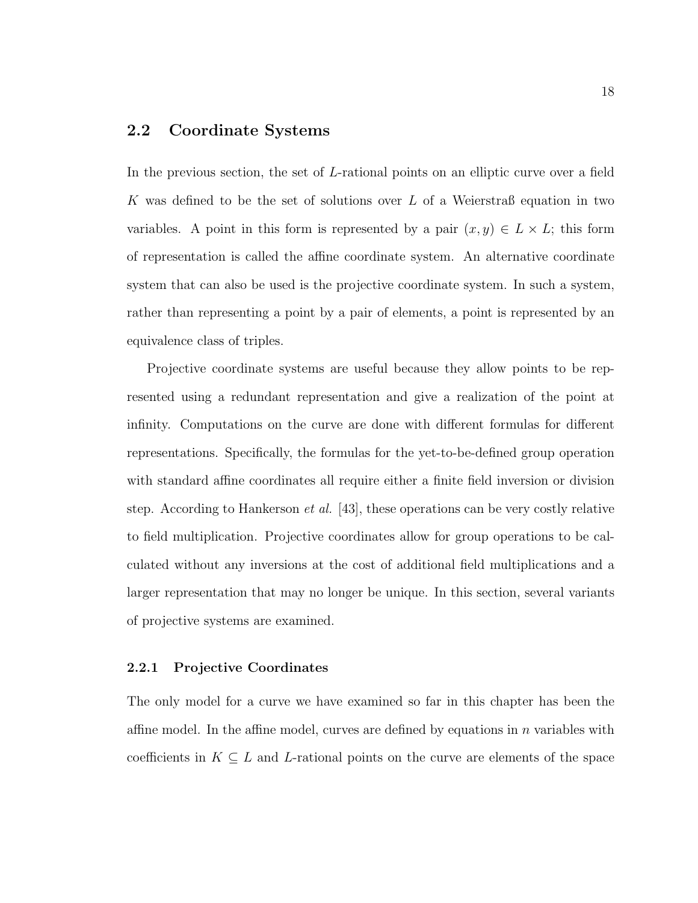## 2.2 Coordinate Systems

In the previous section, the set of $L$-rational points on an elliptic curve over a field $K$ was defined to be the set of solutions over $L$ of a Weierstraß equation in two variables. A point in this form is represented by a pair $(x, y) \in L \times L$; this form of representation is called the affine coordinate system. An alternative coordinate system that can also be used is the projective coordinate system. In such a system, rather than representing a point by a pair of elements, a point is represented by an equivalence class of triples.

Projective coordinate systems are useful because they allow points to be represented using a redundant representation and give a realization of the point at infinity. Computations on the curve are done with different formulas for different representations. Specifically, the formulas for the yet-to-be-defined group operation with standard affine coordinates all require either a finite field inversion or division step. According to Hankerson *et al.* [43], these operations can be very costly relative to field multiplication. Projective coordinates allow for group operations to be calculated without any inversions at the cost of additional field multiplications and a larger representation that may no longer be unique. In this section, several variants of projective systems are examined.

### 2.2.1 Projective Coordinates

The only model for a curve we have examined so far in this chapter has been the affine model. In the affine model, curves are defined by equations in $n$ variables with coefficients in $K \subseteq L$ and $L$-rational points on the curve are elements of the space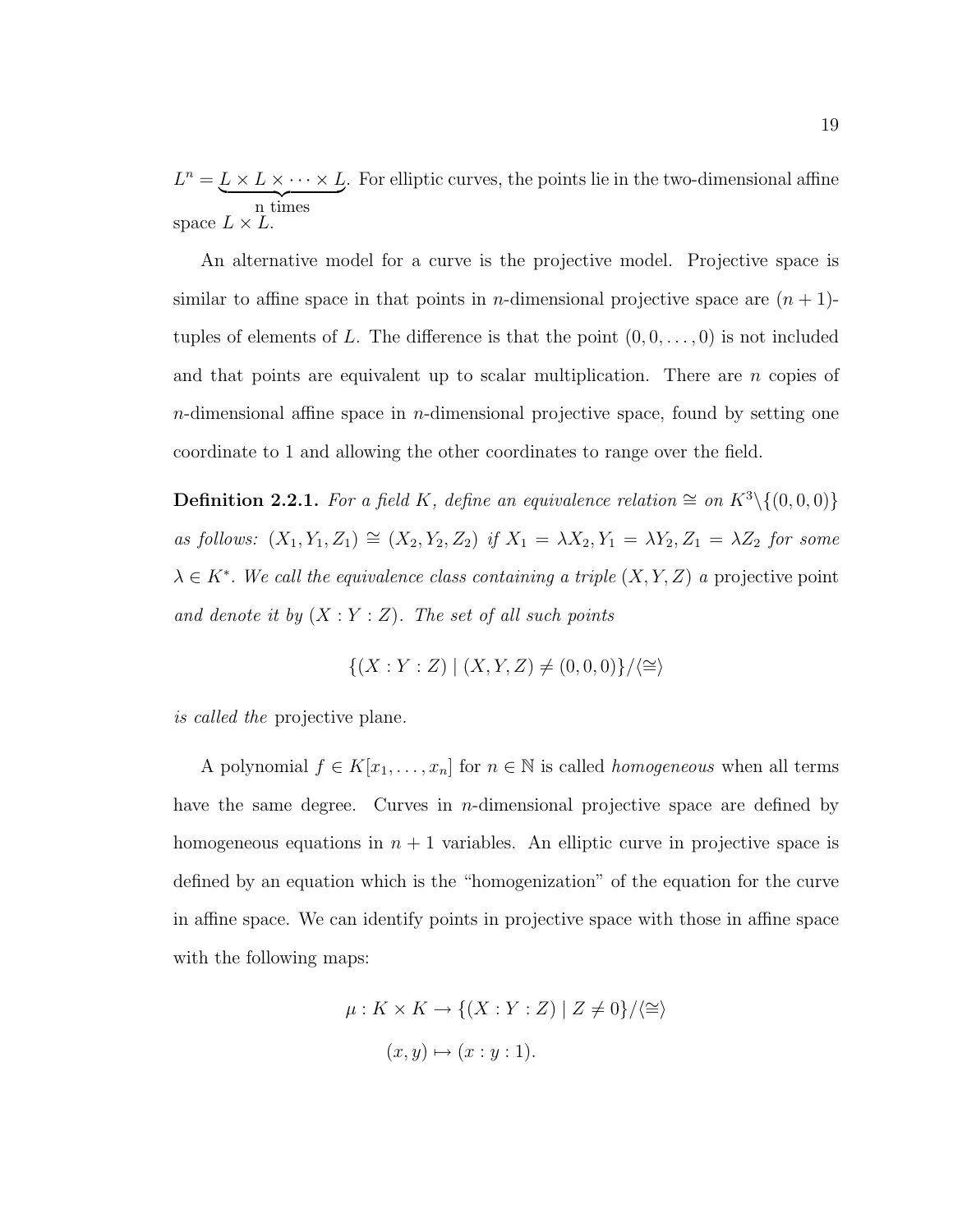$L^n = \underbrace{L \times L \times \cdots \times L}_{\text{n times}}$. For elliptic curves, the points lie in the two-dimensional affine space $L \times L$.

An alternative model for a curve is the projective model. Projective space is similar to affine space in that points in $n$-dimensional projective space are $(n+1)$-tuples of elements of $L$. The difference is that the point $(0, 0, \ldots, 0)$ is not included and that points are equivalent up to scalar multiplication. There are $n$ copies of $n$-dimensional affine space in $n$-dimensional projective space, found by setting one coordinate to 1 and allowing the other coordinates to range over the field.

**Definition 2.2.1.** *For a field $K$, define an equivalence relation $\cong$ on $K^3 \backslash \{(0, 0, 0)\}$ as follows: $(X_1, Y_1, Z_1) \cong (X_2, Y_2, Z_2)$ if $X_1 = \lambda X_2, Y_1 = \lambda Y_2, Z_1 = \lambda Z_2$ for some $\lambda \in K^*$. We call the equivalence class containing a triple $(X, Y, Z)$ a* projective point *and denote it by $(X : Y : Z)$. The set of all such points*

$$\{(X : Y : Z) \mid (X, Y, Z) \neq (0, 0, 0)\} / \langle \cong \rangle$$

*is called the* projective plane*.*

A polynomial $f \in K[x_1, \ldots, x_n]$ for $n \in \mathbb{N}$ is called *homogeneous* when all terms have the same degree. Curves in $n$-dimensional projective space are defined by homogeneous equations in $n + 1$ variables. An elliptic curve in projective space is defined by an equation which is the "homogenization" of the equation for the curve in affine space. We can identify points in projective space with those in affine space with the following maps:

$$\mu : K \times K \to \{(X : Y : Z) \mid Z \neq 0\} / \langle \cong \rangle$$

$$(x, y) \mapsto (x : y : 1).$$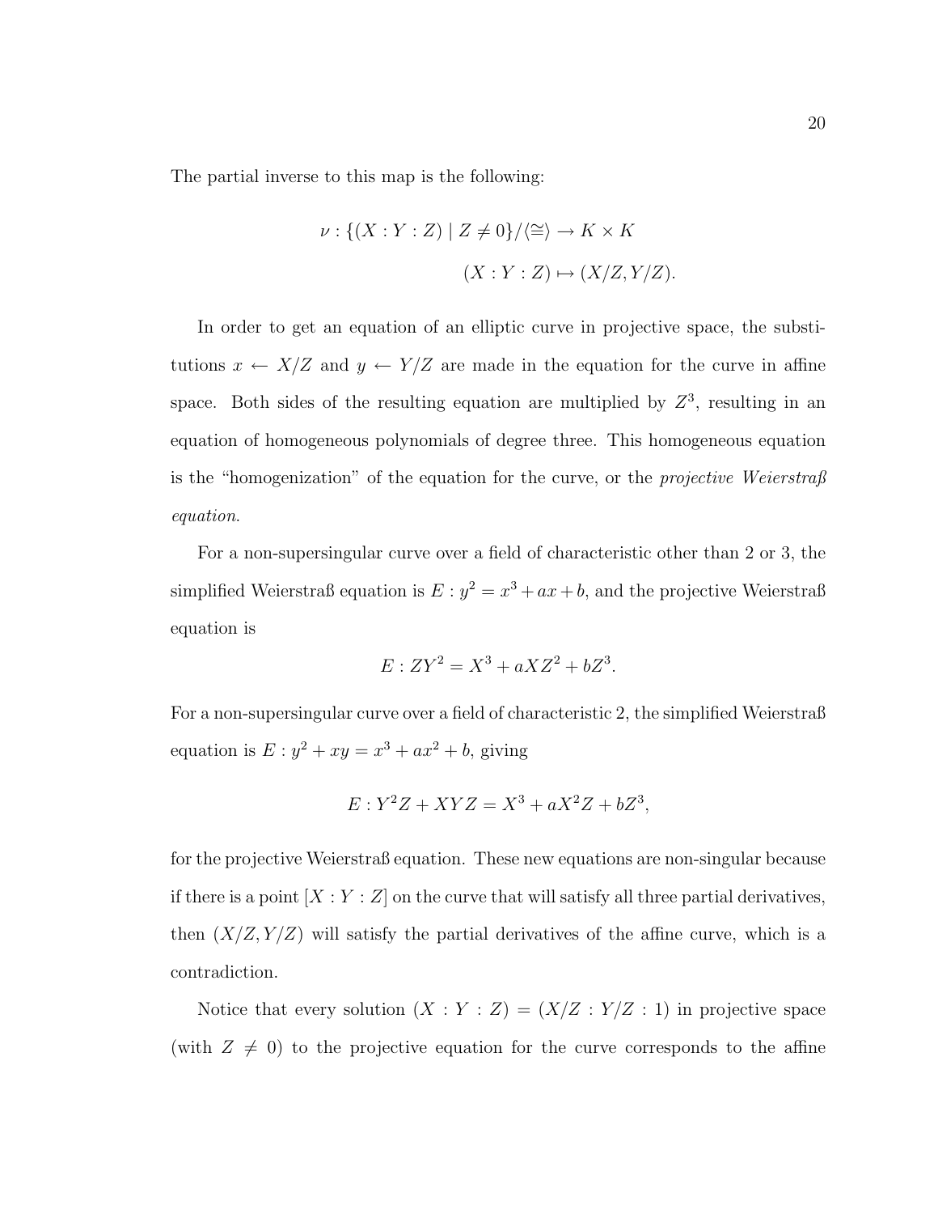The partial inverse to this map is the following:

$$\nu : \{(X : Y : Z) \mid Z \neq 0\}/\langle \cong \rangle \to K \times K$$
$$(X : Y : Z) \mapsto (X/Z, Y/Z).$$

In order to get an equation of an elliptic curve in projective space, the substitutions $x \leftarrow X/Z$ and $y \leftarrow Y/Z$ are made in the equation for the curve in affine space. Both sides of the resulting equation are multiplied by $Z^3$, resulting in an equation of homogeneous polynomials of degree three. This homogeneous equation is the "homogenization" of the equation for the curve, or the *projective Weierstraß equation*.

For a non-supersingular curve over a field of characteristic other than 2 or 3, the simplified Weierstraß equation is $E : y^2 = x^3 + ax + b$, and the projective Weierstraß equation is

$$E : ZY^2 = X^3 + aXZ^2 + bZ^3.$$

For a non-supersingular curve over a field of characteristic 2, the simplified Weierstraß equation is $E : y^2 + xy = x^3 + ax^2 + b$, giving

$$E : Y^2Z + XYZ = X^3 + aX^2Z + bZ^3,$$

for the projective Weierstraß equation. These new equations are non-singular because if there is a point $[X : Y : Z]$ on the curve that will satisfy all three partial derivatives, then $(X/Z, Y/Z)$ will satisfy the partial derivatives of the affine curve, which is a contradiction.

Notice that every solution $(X : Y : Z) = (X/Z : Y/Z : 1)$ in projective space (with $Z \neq 0$) to the projective equation for the curve corresponds to the affine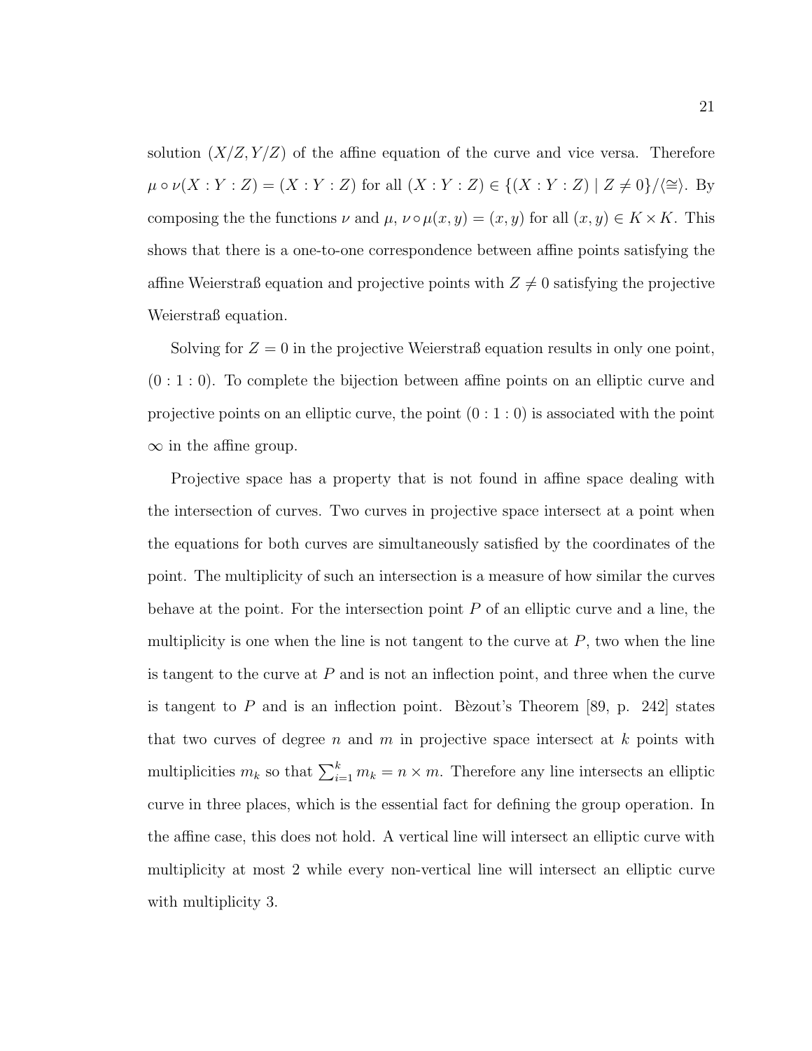solution $(X/Z, Y/Z)$ of the affine equation of the curve and vice versa. Therefore $\mu \circ \nu(X : Y : Z) = (X : Y : Z)$ for all $(X : Y : Z) \in \{(X : Y : Z) \mid Z \neq 0\}/\langle \cong \rangle$. By composing the the functions $\nu$ and $\mu$, $\nu \circ \mu(x, y) = (x, y)$ for all $(x, y) \in K \times K$. This shows that there is a one-to-one correspondence between affine points satisfying the affine Weierstraß equation and projective points with $Z \neq 0$ satisfying the projective Weierstraß equation.

Solving for $Z = 0$ in the projective Weierstraß equation results in only one point, $(0 : 1 : 0)$. To complete the bijection between affine points on an elliptic curve and projective points on an elliptic curve, the point $(0 : 1 : 0)$ is associated with the point $\infty$ in the affine group.

Projective space has a property that is not found in affine space dealing with the intersection of curves. Two curves in projective space intersect at a point when the equations for both curves are simultaneously satisfied by the coordinates of the point. The multiplicity of such an intersection is a measure of how similar the curves behave at the point. For the intersection point $P$ of an elliptic curve and a line, the multiplicity is one when the line is not tangent to the curve at $P$, two when the line is tangent to the curve at $P$ and is not an inflection point, and three when the curve is tangent to $P$ and is an inflection point. Bèzout's Theorem [89, p. 242] states that two curves of degree $n$ and $m$ in projective space intersect at $k$ points with multiplicities $m_k$ so that $\sum_{i=1}^{k} m_k = n \times m$. Therefore any line intersects an elliptic curve in three places, which is the essential fact for defining the group operation. In the affine case, this does not hold. A vertical line will intersect an elliptic curve with multiplicity at most 2 while every non-vertical line will intersect an elliptic curve with multiplicity 3.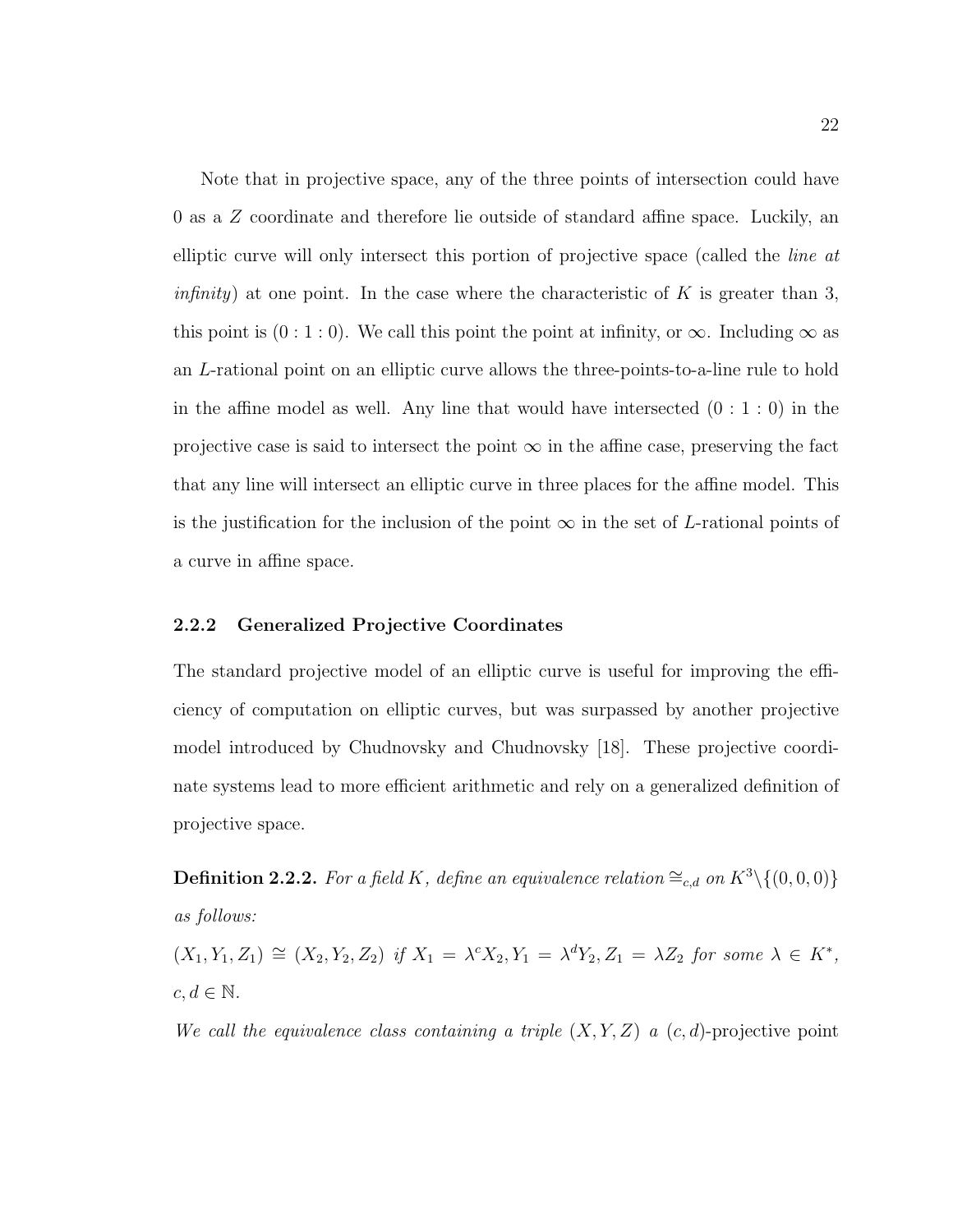Note that in projective space, any of the three points of intersection could have 0 as a $Z$ coordinate and therefore lie outside of standard affine space. Luckily, an elliptic curve will only intersect this portion of projective space (called the *line at infinity*) at one point. In the case where the characteristic of $K$ is greater than 3, this point is $(0:1:0)$. We call this point the point at infinity, or $\infty$. Including $\infty$ as an $L$-rational point on an elliptic curve allows the three-points-to-a-line rule to hold in the affine model as well. Any line that would have intersected $(0:1:0)$ in the projective case is said to intersect the point $\infty$ in the affine case, preserving the fact that any line will intersect an elliptic curve in three places for the affine model. This is the justification for the inclusion of the point $\infty$ in the set of $L$-rational points of a curve in affine space.

### 2.2.2 Generalized Projective Coordinates

The standard projective model of an elliptic curve is useful for improving the efficiency of computation on elliptic curves, but was surpassed by another projective model introduced by Chudnovsky and Chudnovsky [18]. These projective coordinate systems lead to more efficient arithmetic and rely on a generalized definition of projective space.

**Definition 2.2.2.** *For a field $K$, define an equivalence relation $\cong_{c,d}$ on $K^3 \backslash \{(0,0,0)\}$ as follows:*

*$(X_1, Y_1, Z_1) \cong (X_2, Y_2, Z_2)$ if $X_1 = \lambda^c X_2, Y_1 = \lambda^d Y_2, Z_1 = \lambda Z_2$ for some $\lambda \in K^*$, $c, d \in \mathbb{N}$.*

*We call the equivalence class containing a triple $(X, Y, Z)$ a $(c, d)$-*projective point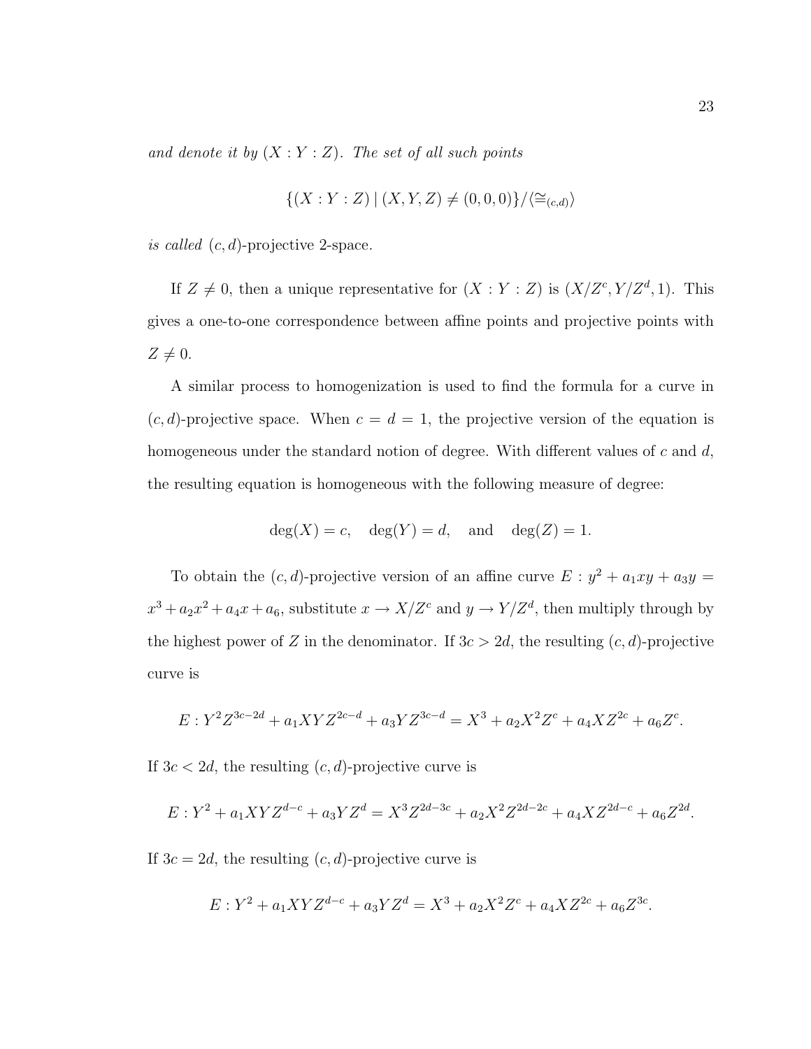*and denote it by $(X : Y : Z)$. The set of all such points*

$$\{(X : Y : Z) \mid (X, Y, Z) \neq (0, 0, 0)\}/\langle \cong_{(c,d)} \rangle$$

*is called* $(c, d)$-projective 2-space.

If $Z \neq 0$, then a unique representative for $(X : Y : Z)$ is $(X/Z^c, Y/Z^d, 1)$. This gives a one-to-one correspondence between affine points and projective points with $Z \neq 0$.

A similar process to homogenization is used to find the formula for a curve in $(c, d)$-projective space. When $c = d = 1$, the projective version of the equation is homogeneous under the standard notion of degree. With different values of $c$ and $d$, the resulting equation is homogeneous with the following measure of degree:

$$\deg(X) = c, \quad \deg(Y) = d, \quad \text{and} \quad \deg(Z) = 1.$$

To obtain the $(c, d)$-projective version of an affine curve $E : y^2 + a_1xy + a_3y = x^3 + a_2x^2 + a_4x + a_6$, substitute $x \to X/Z^c$ and $y \to Y/Z^d$, then multiply through by the highest power of $Z$ in the denominator. If $3c > 2d$, the resulting $(c, d)$-projective curve is

$$E : Y^2Z^{3c-2d} + a_1XYZ^{2c-d} + a_3YZ^{3c-d} = X^3 + a_2X^2Z^c + a_4XZ^{2c} + a_6Z^c.$$

If $3c < 2d$, the resulting $(c, d)$-projective curve is

$$E : Y^2 + a_1XYZ^{d-c} + a_3YZ^d = X^3Z^{2d-3c} + a_2X^2Z^{2d-2c} + a_4XZ^{2d-c} + a_6Z^{2d}.$$

If $3c = 2d$, the resulting $(c, d)$-projective curve is

$$E : Y^2 + a_1XYZ^{d-c} + a_3YZ^d = X^3 + a_2X^2Z^c + a_4XZ^{2c} + a_6Z^{3c}.$$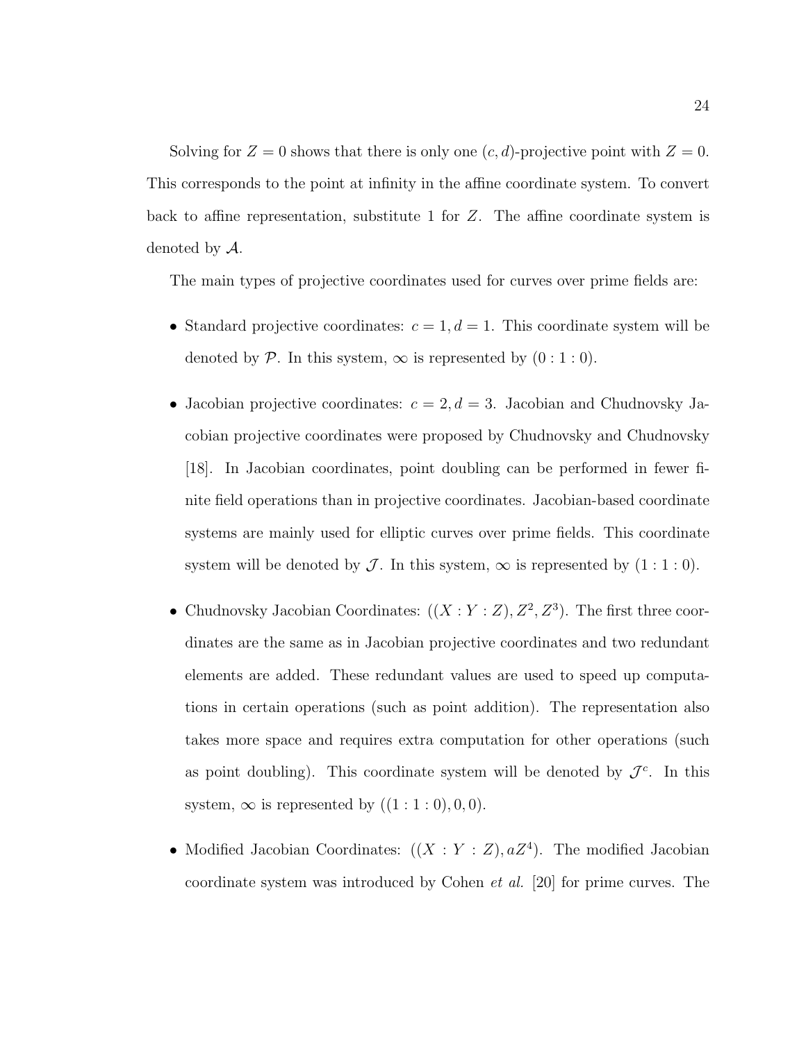Solving for $Z = 0$ shows that there is only one $(c, d)$-projective point with $Z = 0$. This corresponds to the point at infinity in the affine coordinate system. To convert back to affine representation, substitute 1 for $Z$. The affine coordinate system is denoted by $\mathcal{A}$.

The main types of projective coordinates used for curves over prime fields are:

- Standard projective coordinates: $c = 1, d = 1$. This coordinate system will be denoted by $\mathcal{P}$. In this system, $\infty$ is represented by $(0 : 1 : 0)$.

- Jacobian projective coordinates: $c = 2, d = 3$. Jacobian and Chudnovsky Jacobian projective coordinates were proposed by Chudnovsky and Chudnovsky [18]. In Jacobian coordinates, point doubling can be performed in fewer finite field operations than in projective coordinates. Jacobian-based coordinate systems are mainly used for elliptic curves over prime fields. This coordinate system will be denoted by $\mathcal{J}$. In this system, $\infty$ is represented by $(1 : 1 : 0)$.

- Chudnovsky Jacobian Coordinates: $((X : Y : Z), Z^2, Z^3)$. The first three coordinates are the same as in Jacobian projective coordinates and two redundant elements are added. These redundant values are used to speed up computations in certain operations (such as point addition). The representation also takes more space and requires extra computation for other operations (such as point doubling). This coordinate system will be denoted by $\mathcal{J}^c$. In this system, $\infty$ is represented by $((1 : 1 : 0), 0, 0)$.

- Modified Jacobian Coordinates: $((X : Y : Z), aZ^4)$. The modified Jacobian coordinate system was introduced by Cohen *et al.* [20] for prime curves. The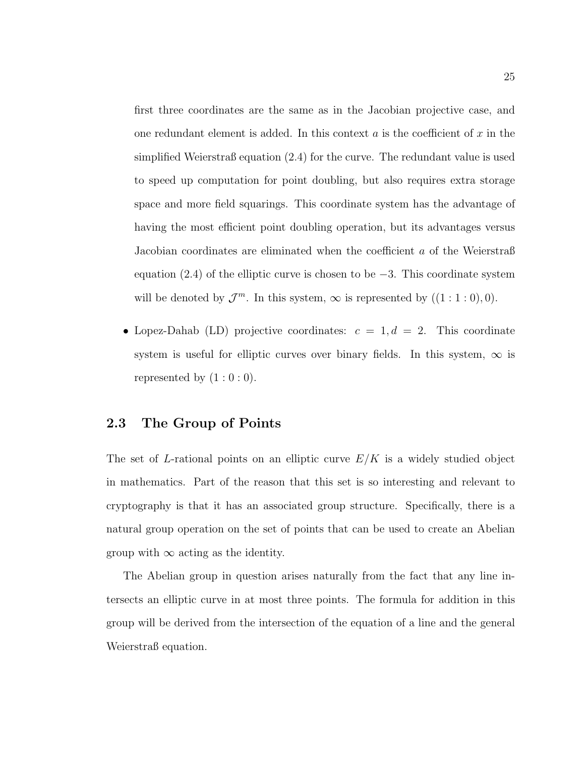first three coordinates are the same as in the Jacobian projective case, and one redundant element is added. In this context $a$ is the coefficient of $x$ in the simplified Weierstraß equation (2.4) for the curve. The redundant value is used to speed up computation for point doubling, but also requires extra storage space and more field squarings. This coordinate system has the advantage of having the most efficient point doubling operation, but its advantages versus Jacobian coordinates are eliminated when the coefficient $a$ of the Weierstraß equation (2.4) of the elliptic curve is chosen to be $-3$. This coordinate system will be denoted by $\mathcal{J}^m$. In this system, $\infty$ is represented by $((1 : 1 : 0), 0)$.

- Lopez-Dahab (LD) projective coordinates: $c = 1, d = 2$. This coordinate system is useful for elliptic curves over binary fields. In this system, $\infty$ is represented by $(1 : 0 : 0)$.

## 2.3 The Group of Points

The set of $L$-rational points on an elliptic curve $E/K$ is a widely studied object in mathematics. Part of the reason that this set is so interesting and relevant to cryptography is that it has an associated group structure. Specifically, there is a natural group operation on the set of points that can be used to create an Abelian group with $\infty$ acting as the identity.

The Abelian group in question arises naturally from the fact that any line intersects an elliptic curve in at most three points. The formula for addition in this group will be derived from the intersection of the equation of a line and the general Weierstraß equation.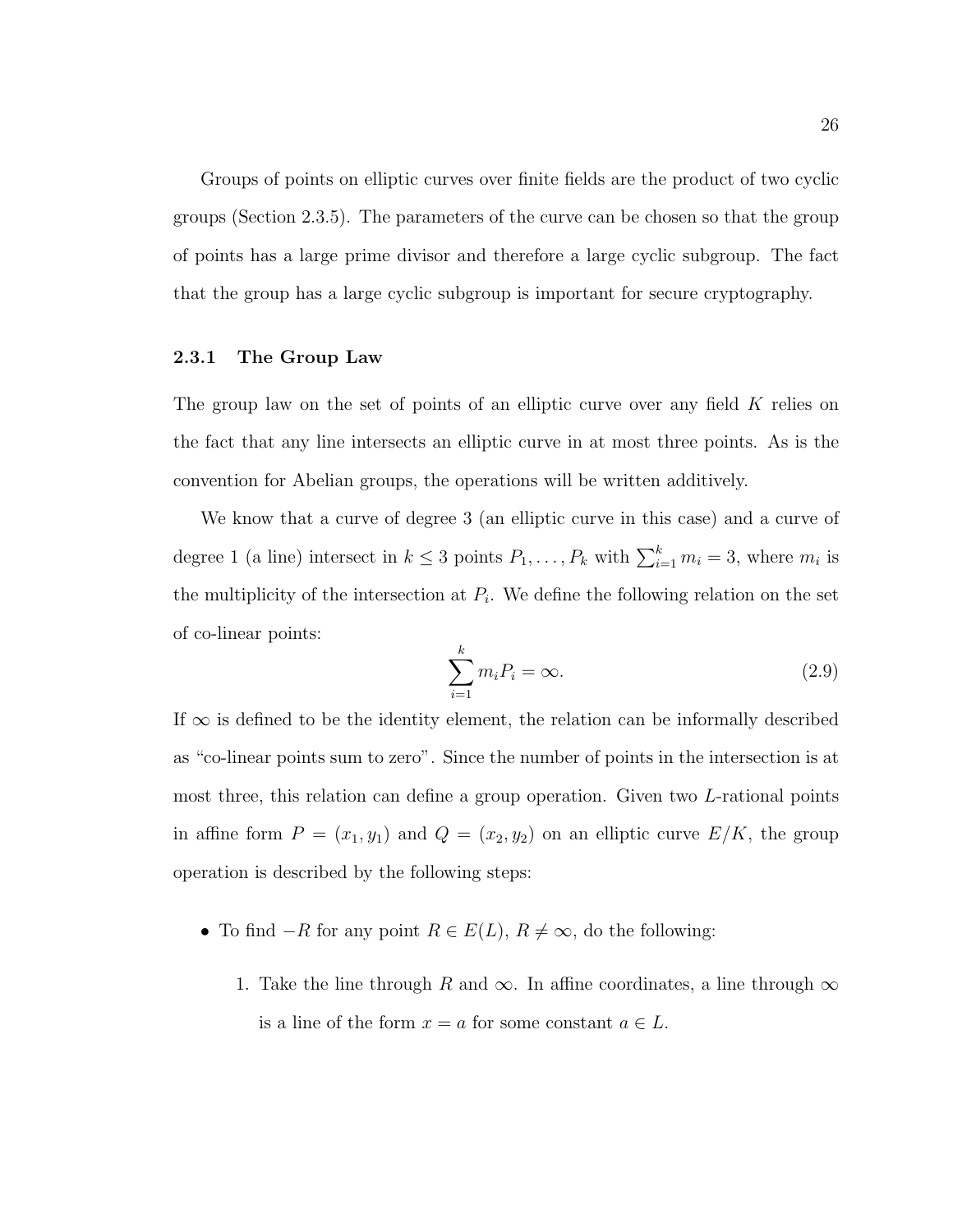Groups of points on elliptic curves over finite fields are the product of two cyclic groups (Section 2.3.5). The parameters of the curve can be chosen so that the group of points has a large prime divisor and therefore a large cyclic subgroup. The fact that the group has a large cyclic subgroup is important for secure cryptography.

### 2.3.1 The Group Law

The group law on the set of points of an elliptic curve over any field $K$ relies on the fact that any line intersects an elliptic curve in at most three points. As is the convention for Abelian groups, the operations will be written additively.

We know that a curve of degree 3 (an elliptic curve in this case) and a curve of degree 1 (a line) intersect in $k \leq 3$ points $P_1, \ldots, P_k$ with $\sum_{i=1}^{k} m_i = 3$, where $m_i$ is the multiplicity of the intersection at $P_i$. We define the following relation on the set of co-linear points:

$$\sum_{i=1}^{k} m_i P_i = \infty. \tag{2.9}$$

If $\infty$ is defined to be the identity element, the relation can be informally described as "co-linear points sum to zero". Since the number of points in the intersection is at most three, this relation can define a group operation. Given two $L$-rational points in affine form $P = (x_1, y_1)$ and $Q = (x_2, y_2)$ on an elliptic curve $E/K$, the group operation is described by the following steps:

- To find $-R$ for any point $R \in E(L)$, $R \neq \infty$, do the following:
  1. Take the line through $R$ and $\infty$. In affine coordinates, a line through $\infty$ is a line of the form $x = a$ for some constant $a \in L$.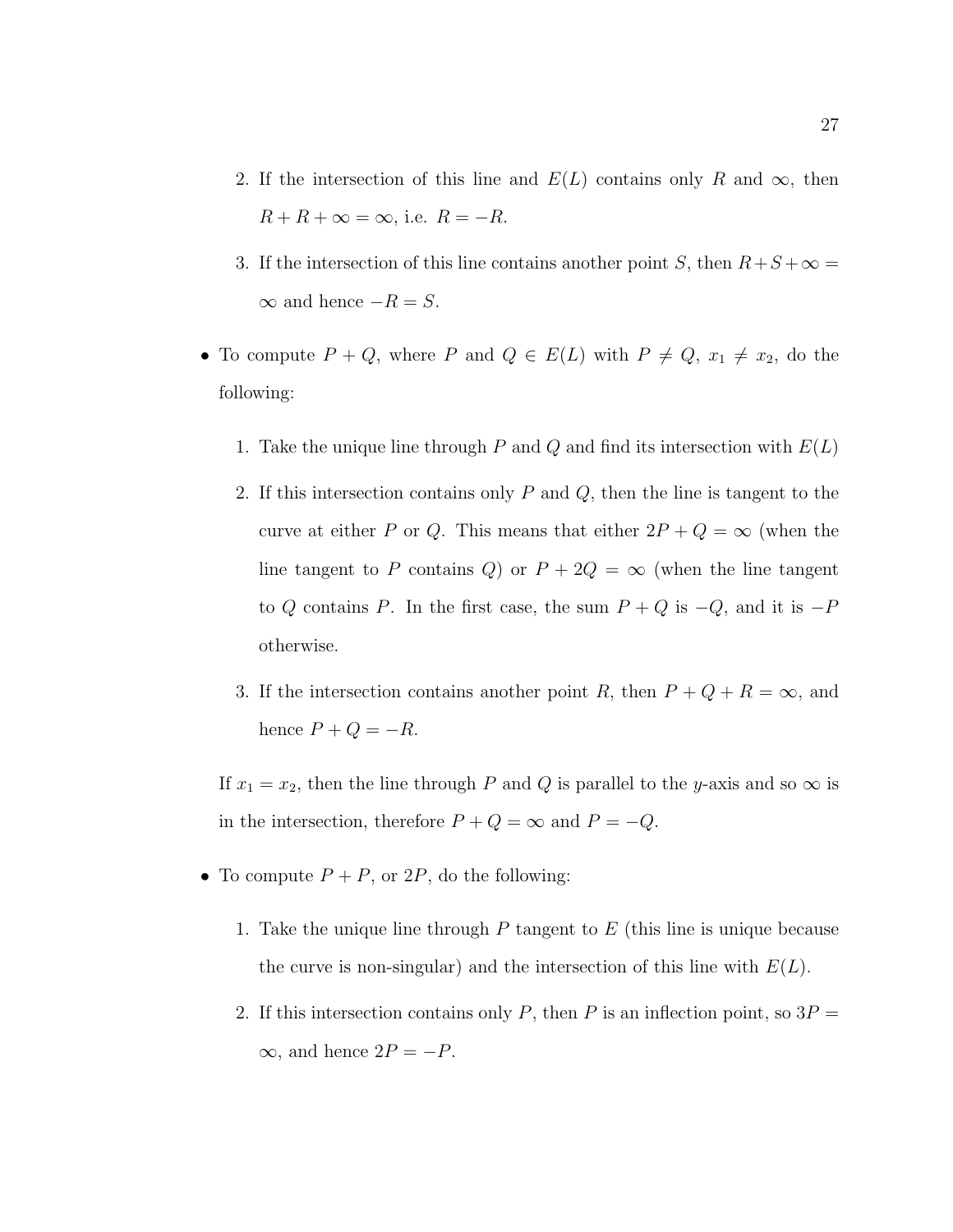2. If the intersection of this line and $E(L)$ contains only $R$ and $\infty$, then $R + R + \infty = \infty$, i.e. $R = -R$.
3. If the intersection of this line contains another point $S$, then $R + S + \infty = \infty$ and hence $-R = S$.

- To compute $P + Q$, where $P$ and $Q \in E(L)$ with $P \neq Q$, $x_1 \neq x_2$, do the following:

  1. Take the unique line through $P$ and $Q$ and find its intersection with $E(L)$
  2. If this intersection contains only $P$ and $Q$, then the line is tangent to the curve at either $P$ or $Q$. This means that either $2P + Q = \infty$ (when the line tangent to $P$ contains $Q$) or $P + 2Q = \infty$ (when the line tangent to $Q$ contains $P$. In the first case, the sum $P + Q$ is $-Q$, and it is $-P$ otherwise.
  3. If the intersection contains another point $R$, then $P + Q + R = \infty$, and hence $P + Q = -R$.

  If $x_1 = x_2$, then the line through $P$ and $Q$ is parallel to the $y$-axis and so $\infty$ is in the intersection, therefore $P + Q = \infty$ and $P = -Q$.

- To compute $P + P$, or $2P$, do the following:

  1. Take the unique line through $P$ tangent to $E$ (this line is unique because the curve is non-singular) and the intersection of this line with $E(L)$.
  2. If this intersection contains only $P$, then $P$ is an inflection point, so $3P = \infty$, and hence $2P = -P$.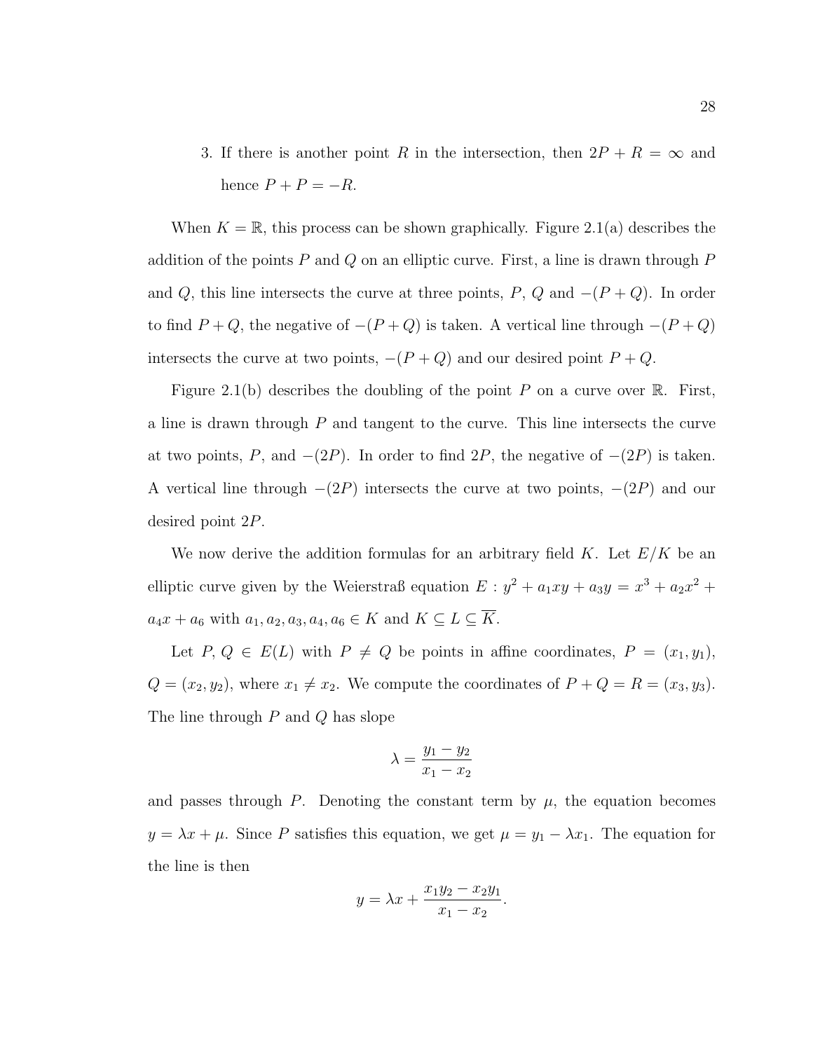3. If there is another point $R$ in the intersection, then $2P + R = \infty$ and hence $P + P = -R$.

When $K = \mathbb{R}$, this process can be shown graphically. Figure 2.1(a) describes the addition of the points $P$ and $Q$ on an elliptic curve. First, a line is drawn through $P$ and $Q$, this line intersects the curve at three points, $P$, $Q$ and $-(P+Q)$. In order to find $P+Q$, the negative of $-(P+Q)$ is taken. A vertical line through $-(P+Q)$ intersects the curve at two points, $-(P+Q)$ and our desired point $P+Q$.

Figure 2.1(b) describes the doubling of the point $P$ on a curve over $\mathbb{R}$. First, a line is drawn through $P$ and tangent to the curve. This line intersects the curve at two points, $P$, and $-(2P)$. In order to find $2P$, the negative of $-(2P)$ is taken. A vertical line through $-(2P)$ intersects the curve at two points, $-(2P)$ and our desired point $2P$.

We now derive the addition formulas for an arbitrary field $K$. Let $E/K$ be an elliptic curve given by the Weierstraß equation $E : y^2 + a_1xy + a_3y = x^3 + a_2x^2 + a_4x + a_6$ with $a_1, a_2, a_3, a_4, a_6 \in K$ and $K \subseteq L \subseteq \overline{K}$.

Let $P, Q \in E(L)$ with $P \neq Q$ be points in affine coordinates, $P = (x_1, y_1)$, $Q = (x_2, y_2)$, where $x_1 \neq x_2$. We compute the coordinates of $P + Q = R = (x_3, y_3)$. The line through $P$ and $Q$ has slope

$$\lambda = \frac{y_1 - y_2}{x_1 - x_2}$$

and passes through $P$. Denoting the constant term by $\mu$, the equation becomes $y = \lambda x + \mu$. Since $P$ satisfies this equation, we get $\mu = y_1 - \lambda x_1$. The equation for the line is then

$$y = \lambda x + \frac{x_1y_2 - x_2y_1}{x_1 - x_2}.$$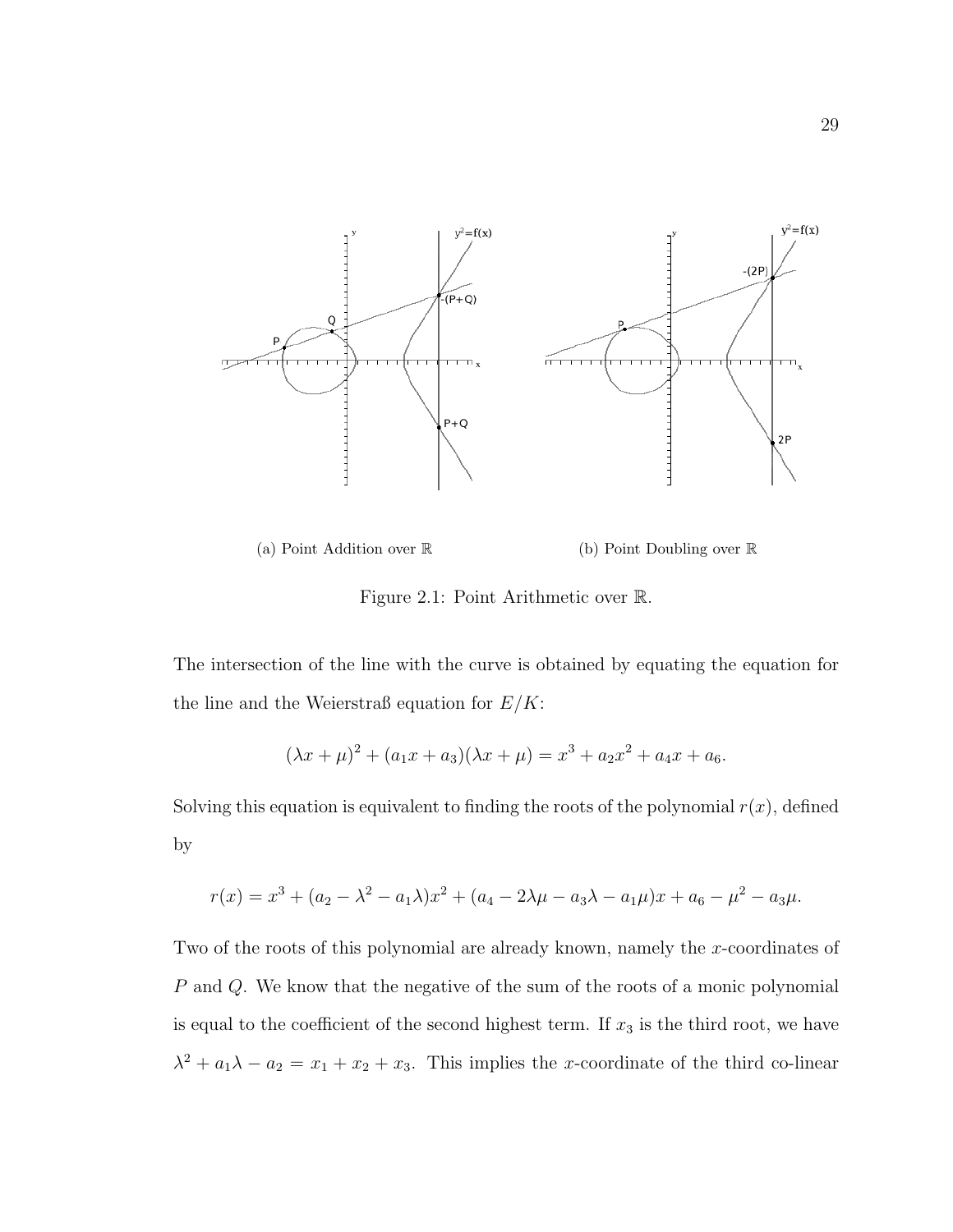(a) Point Addition over $\mathbb{R}$

(b) Point Doubling over $\mathbb{R}$

Figure 2.1: Point Arithmetic over $\mathbb{R}$.

The intersection of the line with the curve is obtained by equating the equation for the line and the Weierstraß equation for $E/K$:

$$(\lambda x + \mu)^2 + (a_1 x + a_3)(\lambda x + \mu) = x^3 + a_2 x^2 + a_4 x + a_6.$$

Solving this equation is equivalent to finding the roots of the polynomial $r(x)$, defined by

$$r(x) = x^3 + (a_2 - \lambda^2 - a_1\lambda)x^2 + (a_4 - 2\lambda\mu - a_3\lambda - a_1\mu)x + a_6 - \mu^2 - a_3\mu.$$

Two of the roots of this polynomial are already known, namely the $x$-coordinates of $P$ and $Q$. We know that the negative of the sum of the roots of a monic polynomial is equal to the coefficient of the second highest term. If $x_3$ is the third root, we have $\lambda^2 + a_1\lambda - a_2 = x_1 + x_2 + x_3$. This implies the $x$-coordinate of the third co-linear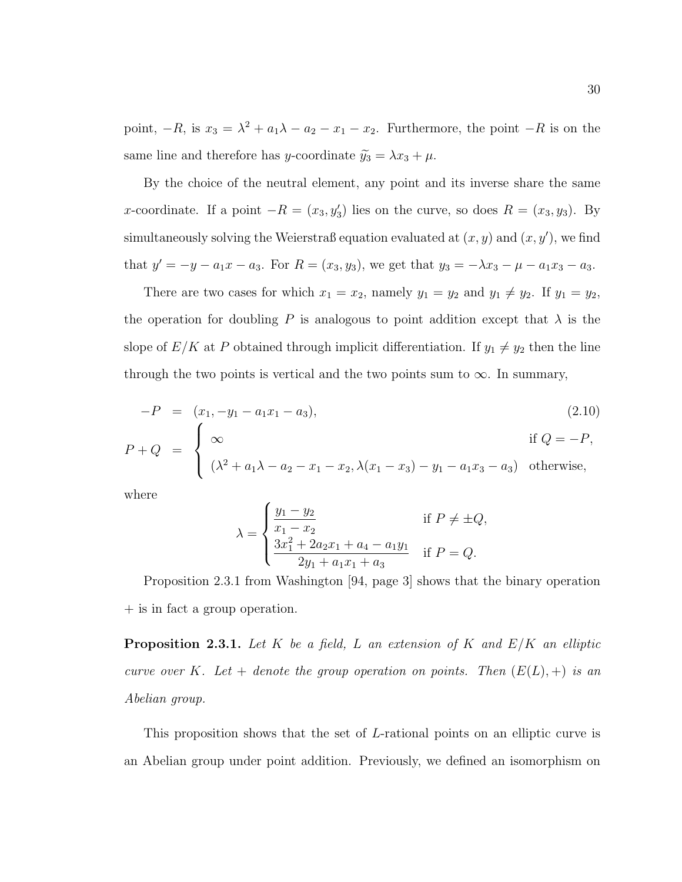point, $-R$, is $x_3 = \lambda^2 + a_1\lambda - a_2 - x_1 - x_2$. Furthermore, the point $-R$ is on the same line and therefore has $y$-coordinate $\widetilde{y_3} = \lambda x_3 + \mu$.

By the choice of the neutral element, any point and its inverse share the same $x$-coordinate. If a point $-R = (x_3, y_3')$ lies on the curve, so does $R = (x_3, y_3)$. By simultaneously solving the Weierstraß equation evaluated at $(x, y)$ and $(x, y')$, we find that $y' = -y - a_1x - a_3$. For $R = (x_3, y_3)$, we get that $y_3 = -\lambda x_3 - \mu - a_1x_3 - a_3$.

There are two cases for which $x_1 = x_2$, namely $y_1 = y_2$ and $y_1 \neq y_2$. If $y_1 = y_2$, the operation for doubling $P$ is analogous to point addition except that $\lambda$ is the slope of $E/K$ at $P$ obtained through implicit differentiation. If $y_1 \neq y_2$ then the line through the two points is vertical and the two points sum to $\infty$. In summary,

$$
\begin{aligned}
-P &= (x_1, -y_1 - a_1x_1 - a_3), \qquad (2.10)\\
P + Q &= \begin{cases} \infty & \text{if } Q = -P, \\ (\lambda^2 + a_1\lambda - a_2 - x_1 - x_2, \lambda(x_1 - x_3) - y_1 - a_1x_3 - a_3) & \text{otherwise,} \end{cases}
\end{aligned}
$$

where

$$
\lambda = \begin{cases} \dfrac{y_1 - y_2}{x_1 - x_2} & \text{if } P \neq \pm Q, \\ \dfrac{3x_1^2 + 2a_2x_1 + a_4 - a_1y_1}{2y_1 + a_1x_1 + a_3} & \text{if } P = Q. \end{cases}
$$

Proposition 2.3.1 from Washington [94, page 3] shows that the binary operation $+$ is in fact a group operation.

**Proposition 2.3.1.** *Let $K$ be a field, $L$ an extension of $K$ and $E/K$ an elliptic curve over $K$. Let $+$ denote the group operation on points. Then $(E(L), +)$ is an Abelian group.*

This proposition shows that the set of $L$-rational points on an elliptic curve is an Abelian group under point addition. Previously, we defined an isomorphism on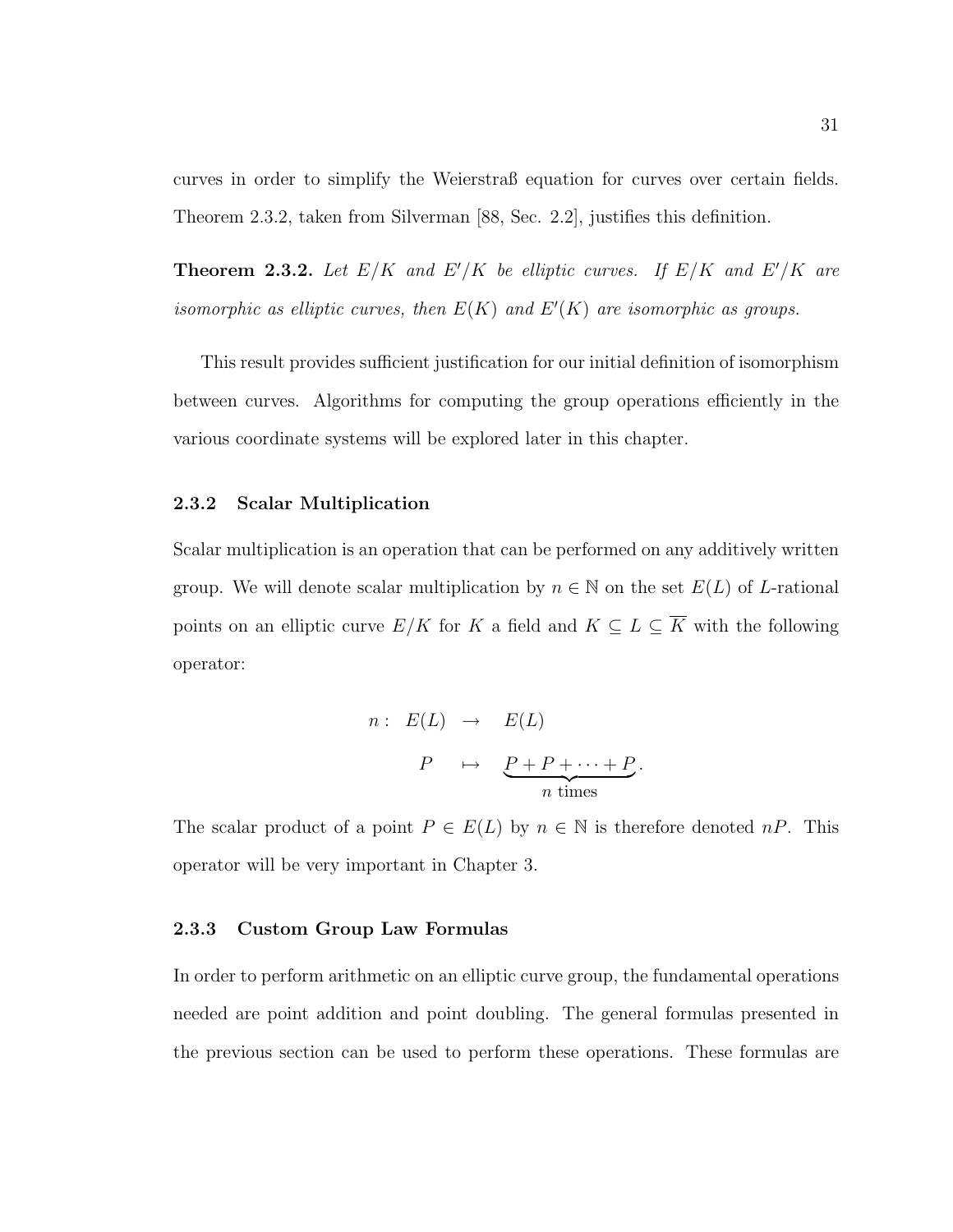curves in order to simplify the Weierstraß equation for curves over certain fields. Theorem 2.3.2, taken from Silverman [88, Sec. 2.2], justifies this definition.

**Theorem 2.3.2.** *Let $E/K$ and $E'/K$ be elliptic curves. If $E/K$ and $E'/K$ are isomorphic as elliptic curves, then $E(K)$ and $E'(K)$ are isomorphic as groups.*

This result provides sufficient justification for our initial definition of isomorphism between curves. Algorithms for computing the group operations efficiently in the various coordinate systems will be explored later in this chapter.

### 2.3.2 Scalar Multiplication

Scalar multiplication is an operation that can be performed on any additively written group. We will denote scalar multiplication by $n \in \mathbb{N}$ on the set $E(L)$ of $L$-rational points on an elliptic curve $E/K$ for $K$ a field and $K \subseteq L \subseteq \overline{K}$ with the following operator:

$$
\begin{aligned}
n: \quad E(L) \quad &\rightarrow \quad E(L) \\
P \quad &\mapsto \quad \underbrace{P + P + \cdots + P}_{n \text{ times}}.
\end{aligned}
$$

The scalar product of a point $P \in E(L)$ by $n \in \mathbb{N}$ is therefore denoted $nP$. This operator will be very important in Chapter 3.

### 2.3.3 Custom Group Law Formulas

In order to perform arithmetic on an elliptic curve group, the fundamental operations needed are point addition and point doubling. The general formulas presented in the previous section can be used to perform these operations. These formulas are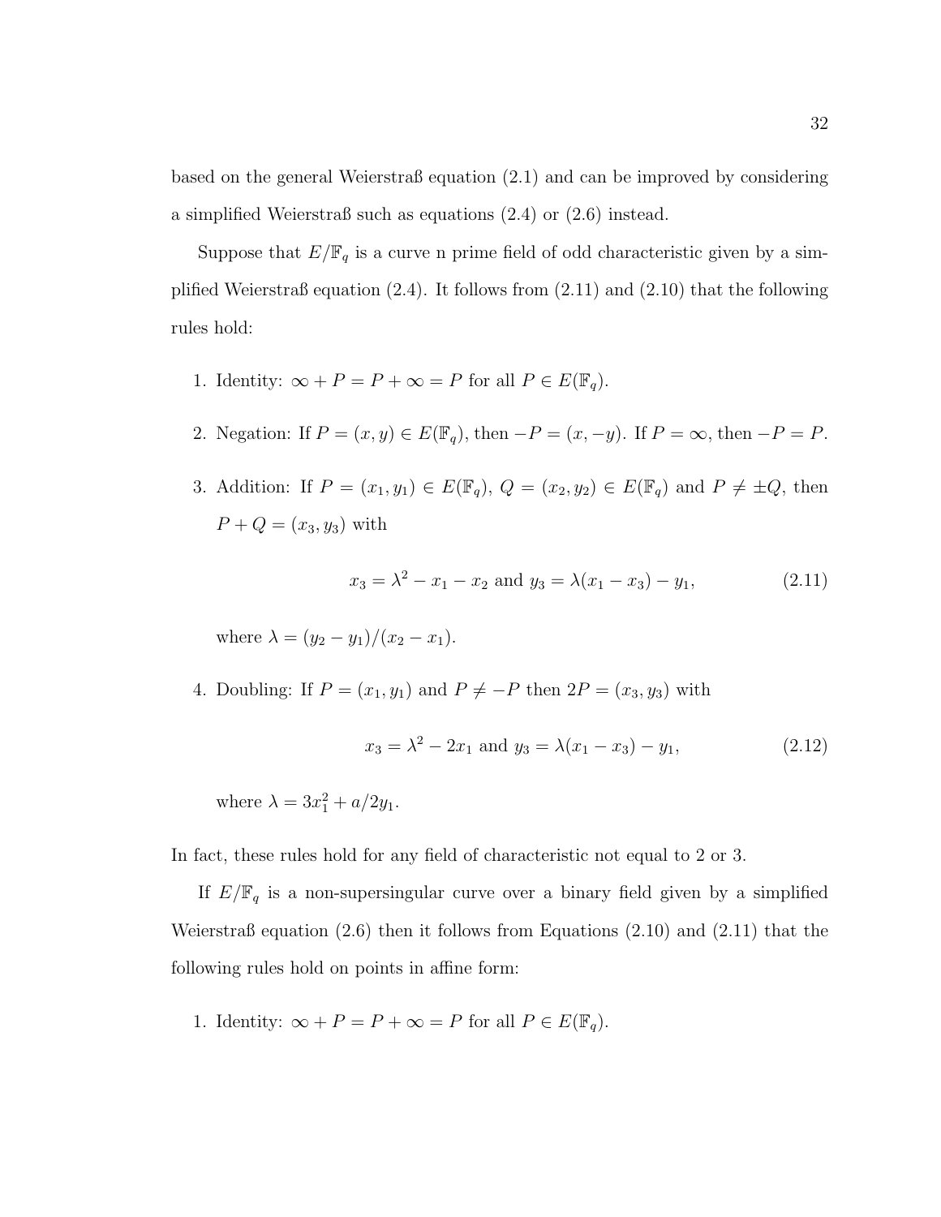based on the general Weierstraß equation (2.1) and can be improved by considering a simplified Weierstraß such as equations (2.4) or (2.6) instead.

Suppose that $E/\mathbb{F}_q$ is a curve n prime field of odd characteristic given by a simplified Weierstraß equation (2.4). It follows from (2.11) and (2.10) that the following rules hold:

1. Identity: $\infty + P = P + \infty = P$ for all $P \in E(\mathbb{F}_q)$.

2. Negation: If $P = (x, y) \in E(\mathbb{F}_q)$, then $-P = (x, -y)$. If $P = \infty$, then $-P = P$.

3. Addition: If $P = (x_1, y_1) \in E(\mathbb{F}_q)$, $Q = (x_2, y_2) \in E(\mathbb{F}_q)$ and $P \neq \pm Q$, then $P + Q = (x_3, y_3)$ with

$$x_3 = \lambda^2 - x_1 - x_2 \text{ and } y_3 = \lambda(x_1 - x_3) - y_1, \tag{2.11}$$

   where $\lambda = (y_2 - y_1)/(x_2 - x_1)$.

4. Doubling: If $P = (x_1, y_1)$ and $P \neq -P$ then $2P = (x_3, y_3)$ with

$$x_3 = \lambda^2 - 2x_1 \text{ and } y_3 = \lambda(x_1 - x_3) - y_1, \tag{2.12}$$

   where $\lambda = 3x_1^2 + a/2y_1$.

In fact, these rules hold for any field of characteristic not equal to 2 or 3.

If $E/\mathbb{F}_q$ is a non-supersingular curve over a binary field given by a simplified Weierstraß equation (2.6) then it follows from Equations (2.10) and (2.11) that the following rules hold on points in affine form:

1. Identity: $\infty + P = P + \infty = P$ for all $P \in E(\mathbb{F}_q)$.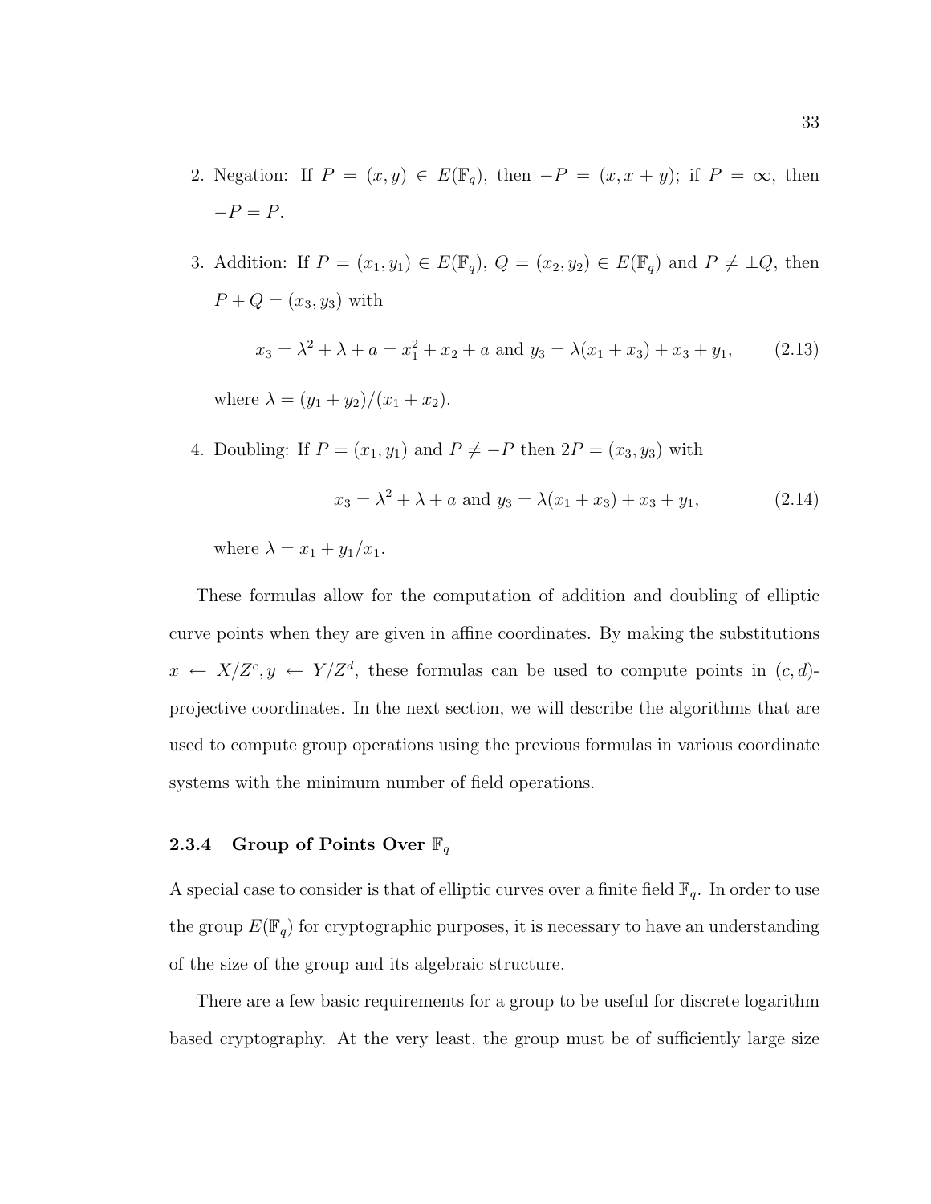2. Negation: If $P = (x, y) \in E(\mathbb{F}_q)$, then $-P = (x, x + y)$; if $P = \infty$, then $-P = P$.

3. Addition: If $P = (x_1, y_1) \in E(\mathbb{F}_q)$, $Q = (x_2, y_2) \in E(\mathbb{F}_q)$ and $P \neq \pm Q$, then $P + Q = (x_3, y_3)$ with

$$x_3 = \lambda^2 + \lambda + a = x_1^2 + x_2 + a \text{ and } y_3 = \lambda(x_1 + x_3) + x_3 + y_1, \tag{2.13}$$

where $\lambda = (y_1 + y_2)/(x_1 + x_2)$.

4. Doubling: If $P = (x_1, y_1)$ and $P \neq -P$ then $2P = (x_3, y_3)$ with

$$x_3 = \lambda^2 + \lambda + a \text{ and } y_3 = \lambda(x_1 + x_3) + x_3 + y_1, \tag{2.14}$$

where $\lambda = x_1 + y_1/x_1$.

These formulas allow for the computation of addition and doubling of elliptic curve points when they are given in affine coordinates. By making the substitutions $x \leftarrow X/Z^c, y \leftarrow Y/Z^d$, these formulas can be used to compute points in $(c, d)$-projective coordinates. In the next section, we will describe the algorithms that are used to compute group operations using the previous formulas in various coordinate systems with the minimum number of field operations.

### 2.3.4 Group of Points Over $\mathbb{F}_q$

A special case to consider is that of elliptic curves over a finite field $\mathbb{F}_q$. In order to use the group $E(\mathbb{F}_q)$ for cryptographic purposes, it is necessary to have an understanding of the size of the group and its algebraic structure.

There are a few basic requirements for a group to be useful for discrete logarithm based cryptography. At the very least, the group must be of sufficiently large size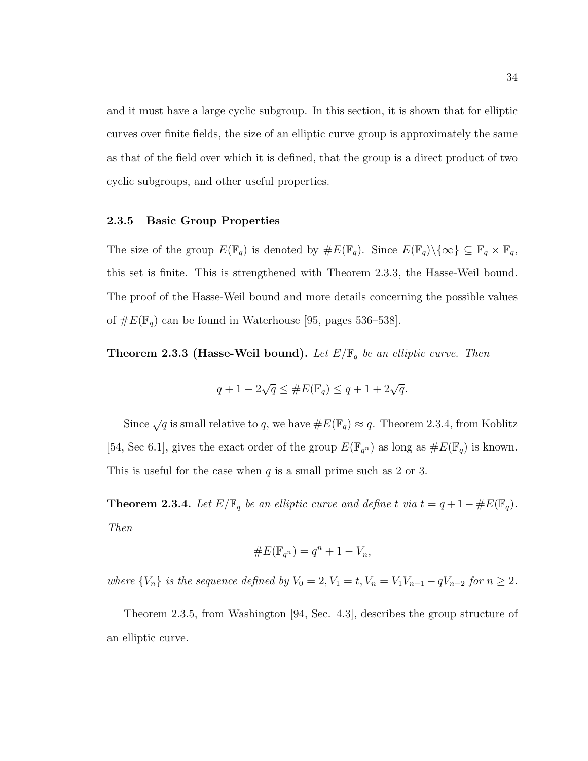and it must have a large cyclic subgroup. In this section, it is shown that for elliptic curves over finite fields, the size of an elliptic curve group is approximately the same as that of the field over which it is defined, that the group is a direct product of two cyclic subgroups, and other useful properties.

### 2.3.5 Basic Group Properties

The size of the group $E(\mathbb{F}_q)$ is denoted by $\#E(\mathbb{F}_q)$. Since $E(\mathbb{F}_q)\backslash\{\infty\} \subseteq \mathbb{F}_q \times \mathbb{F}_q$, this set is finite. This is strengthened with Theorem 2.3.3, the Hasse-Weil bound. The proof of the Hasse-Weil bound and more details concerning the possible values of $\#E(\mathbb{F}_q)$ can be found in Waterhouse [95, pages 536–538].

**Theorem 2.3.3 (Hasse-Weil bound).** *Let $E/\mathbb{F}_q$ be an elliptic curve. Then*

$$q + 1 - 2\sqrt{q} \leq \#E(\mathbb{F}_q) \leq q + 1 + 2\sqrt{q}.$$

Since $\sqrt{q}$ is small relative to $q$, we have $\#E(\mathbb{F}_q) \approx q$. Theorem 2.3.4, from Koblitz [54, Sec 6.1], gives the exact order of the group $E(\mathbb{F}_{q^n})$ as long as $\#E(\mathbb{F}_q)$ is known. This is useful for the case when $q$ is a small prime such as 2 or 3.

**Theorem 2.3.4.** *Let $E/\mathbb{F}_q$ be an elliptic curve and define $t$ via $t = q + 1 - \#E(\mathbb{F}_q)$. Then*

$$\#E(\mathbb{F}_{q^n}) = q^n + 1 - V_n,$$

*where $\{V_n\}$ is the sequence defined by $V_0 = 2, V_1 = t, V_n = V_1 V_{n-1} - qV_{n-2}$ for $n \geq 2$.*

Theorem 2.3.5, from Washington [94, Sec. 4.3], describes the group structure of an elliptic curve.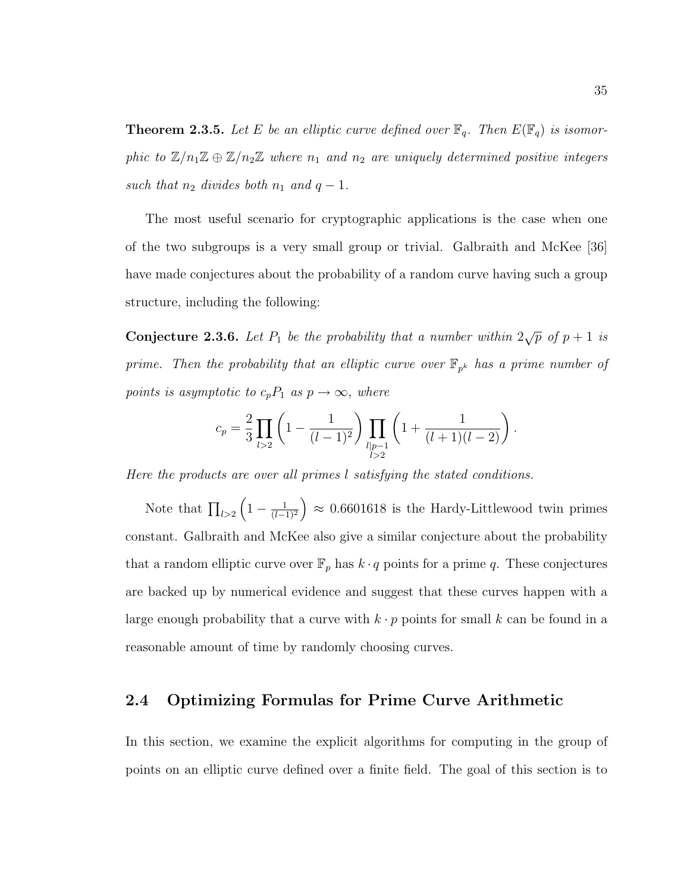**Theorem 2.3.5.** *Let $E$ be an elliptic curve defined over $\mathbb{F}_q$. Then $E(\mathbb{F}_q)$ is isomorphic to $\mathbb{Z}/n_1\mathbb{Z} \oplus \mathbb{Z}/n_2\mathbb{Z}$ where $n_1$ and $n_2$ are uniquely determined positive integers such that $n_2$ divides both $n_1$ and $q-1$.*

The most useful scenario for cryptographic applications is the case when one of the two subgroups is a very small group or trivial. Galbraith and McKee [36] have made conjectures about the probability of a random curve having such a group structure, including the following:

**Conjecture 2.3.6.** *Let $P_1$ be the probability that a number within $2\sqrt{p}$ of $p+1$ is prime. Then the probability that an elliptic curve over $\mathbb{F}_{p^k}$ has a prime number of points is asymptotic to $c_p P_1$ as $p \to \infty$, where*

$$c_p = \frac{2}{3} \prod_{l>2} \left(1 - \frac{1}{(l-1)^2}\right) \prod_{\substack{l \mid p-1 \\ l>2}} \left(1 + \frac{1}{(l+1)(l-2)}\right).$$

*Here the products are over all primes $l$ satisfying the stated conditions.*

Note that $\prod_{l>2}\left(1 - \frac{1}{(l-1)^2}\right) \approx 0.6601618$ is the Hardy-Littlewood twin primes constant. Galbraith and McKee also give a similar conjecture about the probability that a random elliptic curve over $\mathbb{F}_p$ has $k \cdot q$ points for a prime $q$. These conjectures are backed up by numerical evidence and suggest that these curves happen with a large enough probability that a curve with $k \cdot p$ points for small $k$ can be found in a reasonable amount of time by randomly choosing curves.

## 2.4 Optimizing Formulas for Prime Curve Arithmetic

In this section, we examine the explicit algorithms for computing in the group of points on an elliptic curve defined over a finite field. The goal of this section is to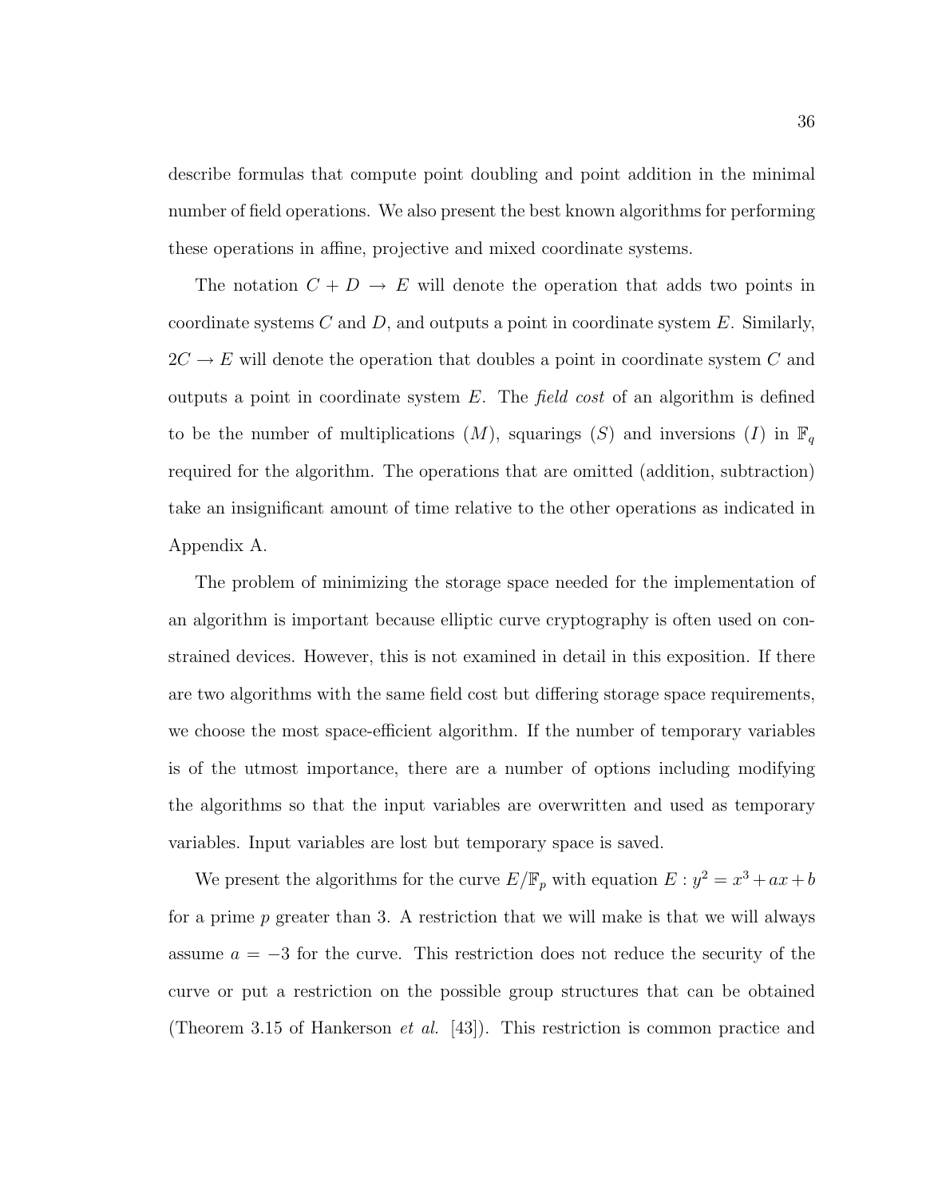describe formulas that compute point doubling and point addition in the minimal number of field operations. We also present the best known algorithms for performing these operations in affine, projective and mixed coordinate systems.

The notation $C + D \rightarrow E$ will denote the operation that adds two points in coordinate systems $C$ and $D$, and outputs a point in coordinate system $E$. Similarly, $2C \rightarrow E$ will denote the operation that doubles a point in coordinate system $C$ and outputs a point in coordinate system $E$. The *field cost* of an algorithm is defined to be the number of multiplications ($M$), squarings ($S$) and inversions ($I$) in $\mathbb{F}_q$ required for the algorithm. The operations that are omitted (addition, subtraction) take an insignificant amount of time relative to the other operations as indicated in Appendix A.

The problem of minimizing the storage space needed for the implementation of an algorithm is important because elliptic curve cryptography is often used on constrained devices. However, this is not examined in detail in this exposition. If there are two algorithms with the same field cost but differing storage space requirements, we choose the most space-efficient algorithm. If the number of temporary variables is of the utmost importance, there are a number of options including modifying the algorithms so that the input variables are overwritten and used as temporary variables. Input variables are lost but temporary space is saved.

We present the algorithms for the curve $E/\mathbb{F}_p$ with equation $E : y^2 = x^3 + ax + b$ for a prime $p$ greater than 3. A restriction that we will make is that we will always assume $a = -3$ for the curve. This restriction does not reduce the security of the curve or put a restriction on the possible group structures that can be obtained (Theorem 3.15 of Hankerson *et al.* [43]). This restriction is common practice and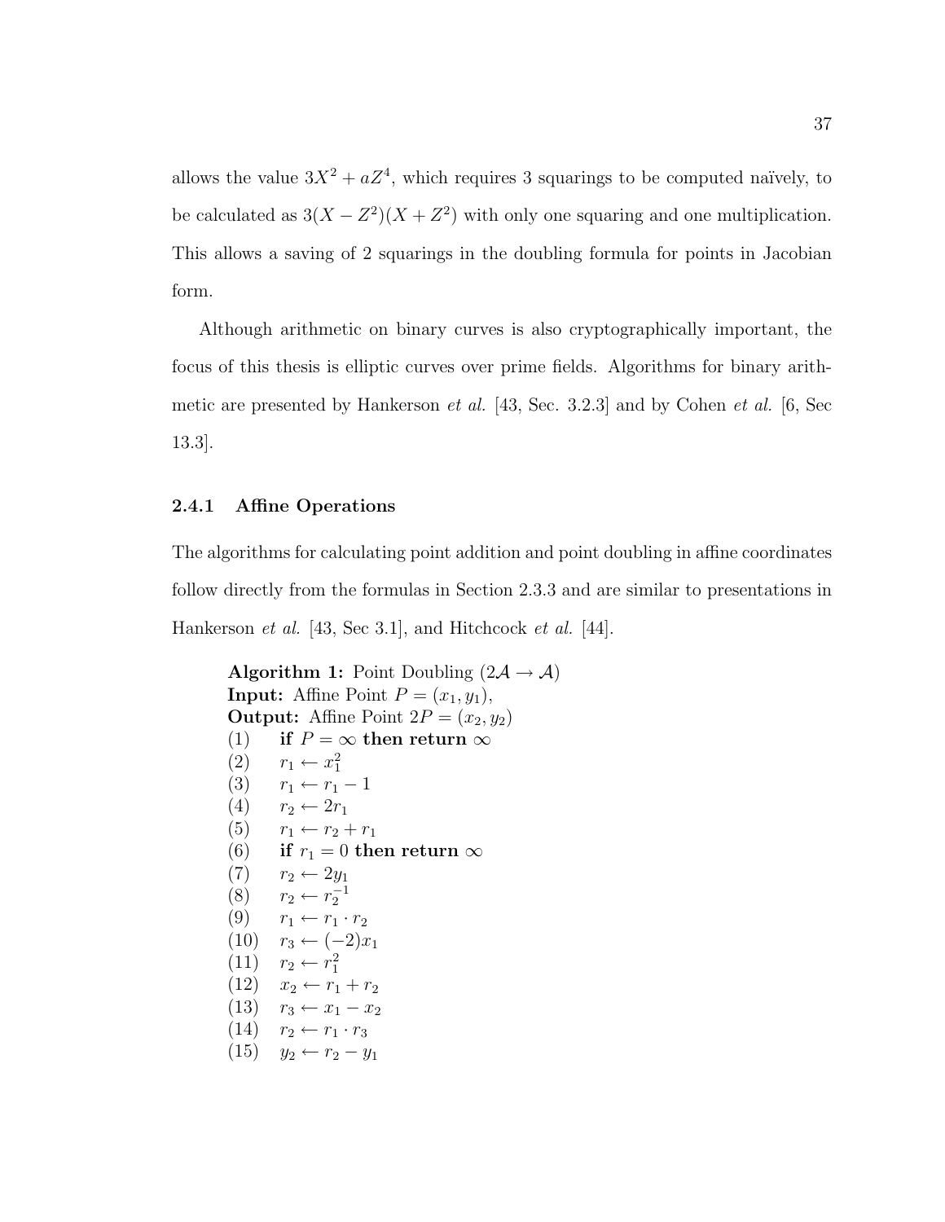allows the value $3X^2 + aZ^4$, which requires 3 squarings to be computed naïvely, to be calculated as $3(X - Z^2)(X + Z^2)$ with only one squaring and one multiplication. This allows a saving of 2 squarings in the doubling formula for points in Jacobian form.

Although arithmetic on binary curves is also cryptographically important, the focus of this thesis is elliptic curves over prime fields. Algorithms for binary arithmetic are presented by Hankerson *et al.* [43, Sec. 3.2.3] and by Cohen *et al.* [6, Sec 13.3].

### 2.4.1 Affine Operations

The algorithms for calculating point addition and point doubling in affine coordinates follow directly from the formulas in Section 2.3.3 and are similar to presentations in Hankerson *et al.* [43, Sec 3.1], and Hitchcock *et al.* [44].

**Algorithm 1:** Point Doubling ($2\mathcal{A} \to \mathcal{A}$)
**Input:** Affine Point $P = (x_1, y_1)$,
**Output:** Affine Point $2P = (x_2, y_2)$

(1) **if** $P = \infty$ **then return** $\infty$
(2) $r_1 \leftarrow x_1^2$
(3) $r_1 \leftarrow r_1 - 1$
(4) $r_2 \leftarrow 2r_1$
(5) $r_1 \leftarrow r_2 + r_1$
(6) **if** $r_1 = 0$ **then return** $\infty$
(7) $r_2 \leftarrow 2y_1$
(8) $r_2 \leftarrow r_2^{-1}$
(9) $r_1 \leftarrow r_1 \cdot r_2$
(10) $r_3 \leftarrow (-2)x_1$
(11) $r_2 \leftarrow r_1^2$
(12) $x_2 \leftarrow r_1 + r_2$
(13) $r_3 \leftarrow x_1 - x_2$
(14) $r_2 \leftarrow r_1 \cdot r_3$
(15) $y_2 \leftarrow r_2 - y_1$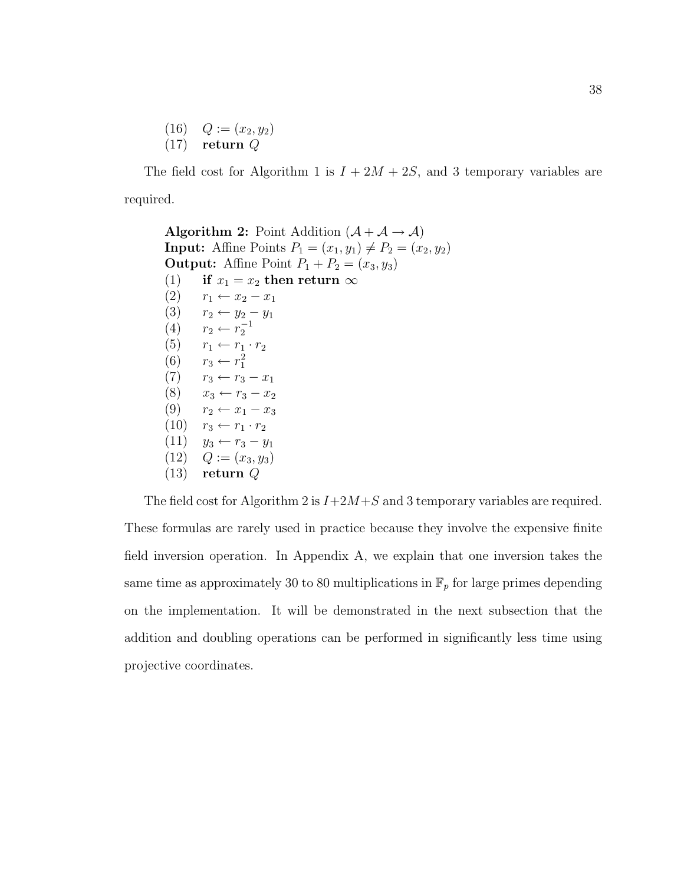(16) $Q := (x_2, y_2)$
(17) **return** $Q$

The field cost for Algorithm 1 is $I + 2M + 2S$, and 3 temporary variables are required.

**Algorithm 2:** Point Addition ($\mathcal{A} + \mathcal{A} \rightarrow \mathcal{A}$)
**Input:** Affine Points $P_1 = (x_1, y_1) \neq P_2 = (x_2, y_2)$
**Output:** Affine Point $P_1 + P_2 = (x_3, y_3)$
(1) **if** $x_1 = x_2$ **then return** $\infty$
(2) $r_1 \leftarrow x_2 - x_1$
(3) $r_2 \leftarrow y_2 - y_1$
(4) $r_2 \leftarrow r_2^{-1}$
(5) $r_1 \leftarrow r_1 \cdot r_2$
(6) $r_3 \leftarrow r_1^2$
(7) $r_3 \leftarrow r_3 - x_1$
(8) $x_3 \leftarrow r_3 - x_2$
(9) $r_2 \leftarrow x_1 - x_3$
(10) $r_3 \leftarrow r_1 \cdot r_2$
(11) $y_3 \leftarrow r_3 - y_1$
(12) $Q := (x_3, y_3)$
(13) **return** $Q$

The field cost for Algorithm 2 is $I+2M+S$ and 3 temporary variables are required. These formulas are rarely used in practice because they involve the expensive finite field inversion operation. In Appendix A, we explain that one inversion takes the same time as approximately 30 to 80 multiplications in $\mathbb{F}_p$ for large primes depending on the implementation. It will be demonstrated in the next subsection that the addition and doubling operations can be performed in significantly less time using projective coordinates.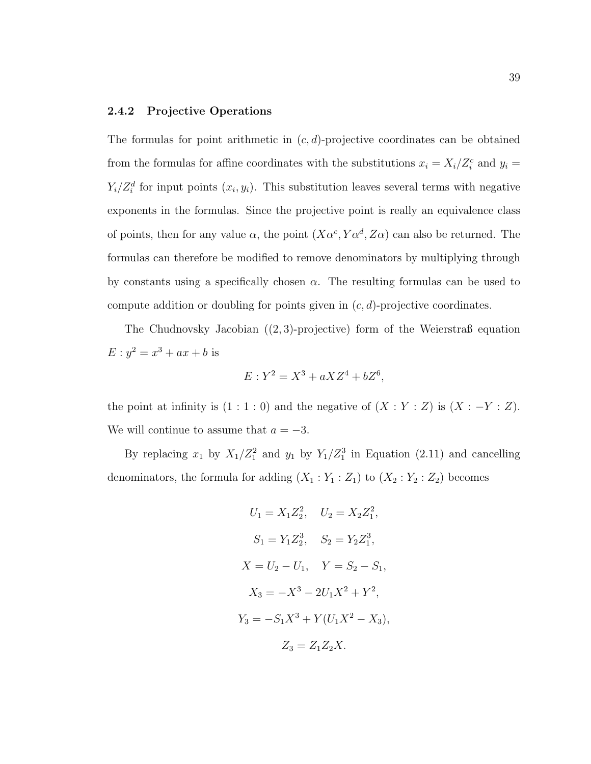### 2.4.2 Projective Operations

The formulas for point arithmetic in $(c, d)$-projective coordinates can be obtained from the formulas for affine coordinates with the substitutions $x_i = X_i/Z_i^c$ and $y_i = Y_i/Z_i^d$ for input points $(x_i, y_i)$. This substitution leaves several terms with negative exponents in the formulas. Since the projective point is really an equivalence class of points, then for any value $\alpha$, the point $(X\alpha^c, Y\alpha^d, Z\alpha)$ can also be returned. The formulas can therefore be modified to remove denominators by multiplying through by constants using a specifically chosen $\alpha$. The resulting formulas can be used to compute addition or doubling for points given in $(c, d)$-projective coordinates.

The Chudnovsky Jacobian ($(2, 3)$-projective) form of the Weierstraß equation $E : y^2 = x^3 + ax + b$ is

$$E : Y^2 = X^3 + aXZ^4 + bZ^6,$$

the point at infinity is $(1 : 1 : 0)$ and the negative of $(X : Y : Z)$ is $(X : -Y : Z)$. We will continue to assume that $a = -3$.

By replacing $x_1$ by $X_1/Z_1^2$ and $y_1$ by $Y_1/Z_1^3$ in Equation (2.11) and cancelling denominators, the formula for adding $(X_1 : Y_1 : Z_1)$ to $(X_2 : Y_2 : Z_2)$ becomes

$$U_1 = X_1 Z_2^2, \quad U_2 = X_2 Z_1^2,$$

$$S_1 = Y_1 Z_2^3, \quad S_2 = Y_2 Z_1^3,$$

$$X = U_2 - U_1, \quad Y = S_2 - S_1,$$

$$X_3 = -X^3 - 2U_1 X^2 + Y^2,$$

$$Y_3 = -S_1 X^3 + Y(U_1 X^2 - X_3),$$

$$Z_3 = Z_1 Z_2 X.$$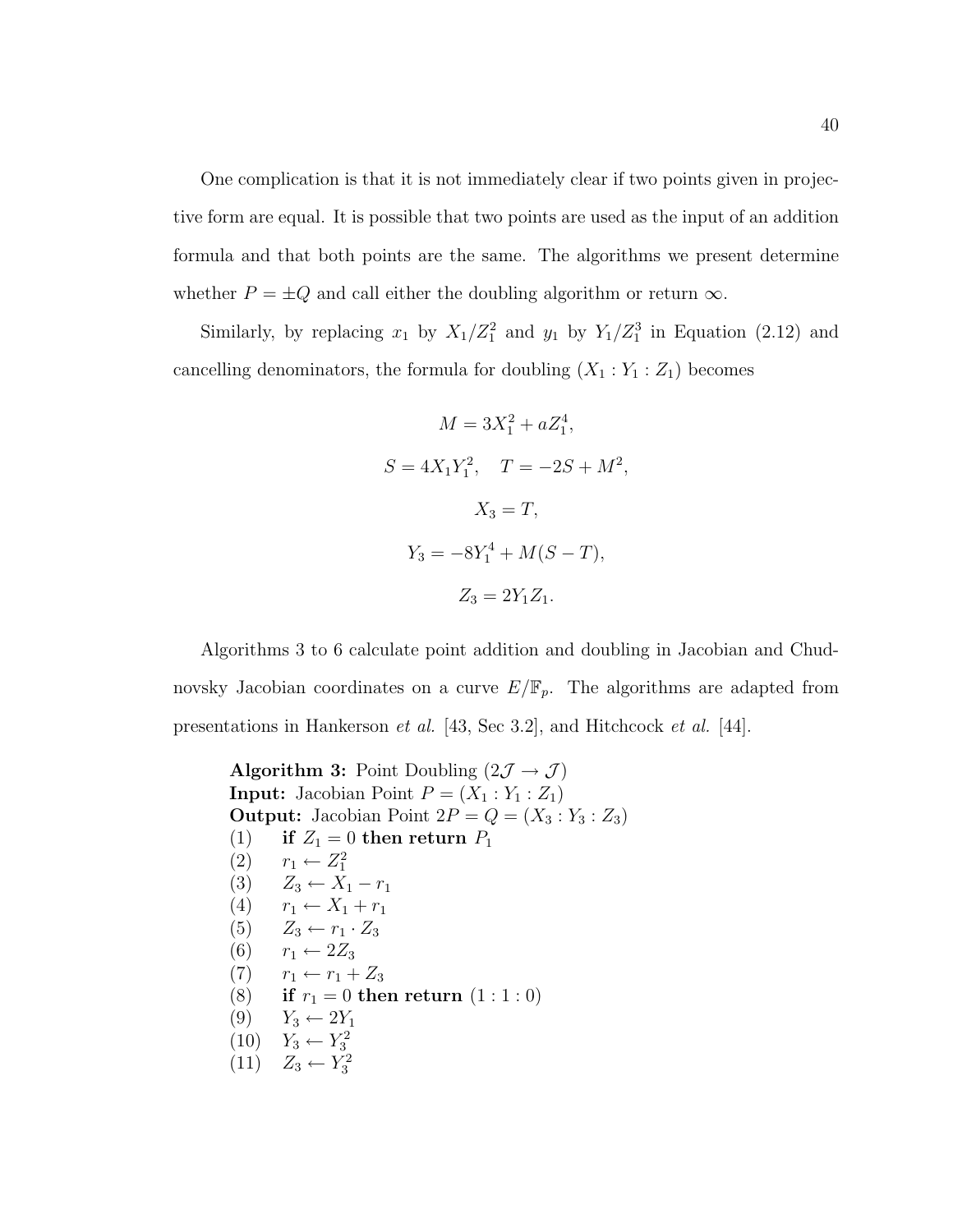One complication is that it is not immediately clear if two points given in projective form are equal. It is possible that two points are used as the input of an addition formula and that both points are the same. The algorithms we present determine whether $P = \pm Q$ and call either the doubling algorithm or return $\infty$.

Similarly, by replacing $x_1$ by $X_1/Z_1^2$ and $y_1$ by $Y_1/Z_1^3$ in Equation (2.12) and cancelling denominators, the formula for doubling $(X_1 : Y_1 : Z_1)$ becomes

$$M = 3X_1^2 + aZ_1^4,$$

$$S = 4X_1Y_1^2, \quad T = -2S + M^2,$$

$$X_3 = T,$$

$$Y_3 = -8Y_1^4 + M(S - T),$$

$$Z_3 = 2Y_1Z_1.$$

Algorithms 3 to 6 calculate point addition and doubling in Jacobian and Chudnovsky Jacobian coordinates on a curve $E/\mathbb{F}_p$. The algorithms are adapted from presentations in Hankerson *et al.* [43, Sec 3.2], and Hitchcock *et al.* [44].

**Algorithm 3:** Point Doubling ($2\mathcal{J} \to \mathcal{J}$)
**Input:** Jacobian Point $P = (X_1 : Y_1 : Z_1)$
**Output:** Jacobian Point $2P = Q = (X_3 : Y_3 : Z_3)$

(1) **if** $Z_1 = 0$ **then return** $P_1$
(2) $r_1 \leftarrow Z_1^2$
(3) $Z_3 \leftarrow X_1 - r_1$
(4) $r_1 \leftarrow X_1 + r_1$
(5) $Z_3 \leftarrow r_1 \cdot Z_3$
(6) $r_1 \leftarrow 2Z_3$
(7) $r_1 \leftarrow r_1 + Z_3$
(8) **if** $r_1 = 0$ **then return** $(1 : 1 : 0)$
(9) $Y_3 \leftarrow 2Y_1$
(10) $Y_3 \leftarrow Y_3^2$
(11) $Z_3 \leftarrow Y_3^2$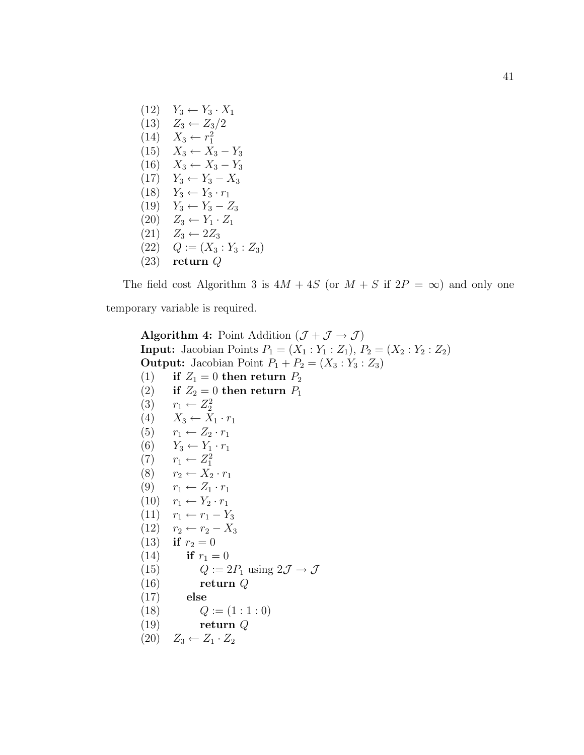(12) $Y_3 \leftarrow Y_3 \cdot X_1$
(13) $Z_3 \leftarrow Z_3/2$
(14) $X_3 \leftarrow r_1^2$
(15) $X_3 \leftarrow X_3 - Y_3$
(16) $X_3 \leftarrow X_3 - Y_3$
(17) $Y_3 \leftarrow Y_3 - X_3$
(18) $Y_3 \leftarrow Y_3 \cdot r_1$
(19) $Y_3 \leftarrow Y_3 - Z_3$
(20) $Z_3 \leftarrow Y_1 \cdot Z_1$
(21) $Z_3 \leftarrow 2Z_3$
(22) $Q := (X_3 : Y_3 : Z_3)$
(23) **return** $Q$

The field cost Algorithm 3 is $4M + 4S$ (or $M + S$ if $2P = \infty$) and only one temporary variable is required.

**Algorithm 4:** Point Addition ($\mathcal{J} + \mathcal{J} \rightarrow \mathcal{J}$)
**Input:** Jacobian Points $P_1 = (X_1 : Y_1 : Z_1)$, $P_2 = (X_2 : Y_2 : Z_2)$
**Output:** Jacobian Point $P_1 + P_2 = (X_3 : Y_3 : Z_3)$
(1) **if** $Z_1 = 0$ **then return** $P_2$
(2) **if** $Z_2 = 0$ **then return** $P_1$
(3) $r_1 \leftarrow Z_2^2$
(4) $X_3 \leftarrow X_1 \cdot r_1$
(5) $r_1 \leftarrow Z_2 \cdot r_1$
(6) $Y_3 \leftarrow Y_1 \cdot r_1$
(7) $r_1 \leftarrow Z_1^2$
(8) $r_2 \leftarrow X_2 \cdot r_1$
(9) $r_1 \leftarrow Z_1 \cdot r_1$
(10) $r_1 \leftarrow Y_2 \cdot r_1$
(11) $r_1 \leftarrow r_1 - Y_3$
(12) $r_2 \leftarrow r_2 - X_3$
(13) **if** $r_2 = 0$
(14) &nbsp;&nbsp;&nbsp;&nbsp;**if** $r_1 = 0$
(15) &nbsp;&nbsp;&nbsp;&nbsp;&nbsp;&nbsp;&nbsp;&nbsp;$Q := 2P_1$ using $2\mathcal{J} \rightarrow \mathcal{J}$
(16) &nbsp;&nbsp;&nbsp;&nbsp;&nbsp;&nbsp;&nbsp;&nbsp;**return** $Q$
(17) &nbsp;&nbsp;&nbsp;&nbsp;**else**
(18) &nbsp;&nbsp;&nbsp;&nbsp;&nbsp;&nbsp;&nbsp;&nbsp;$Q := (1 : 1 : 0)$
(19) &nbsp;&nbsp;&nbsp;&nbsp;&nbsp;&nbsp;&nbsp;&nbsp;**return** $Q$
(20) $Z_3 \leftarrow Z_1 \cdot Z_2$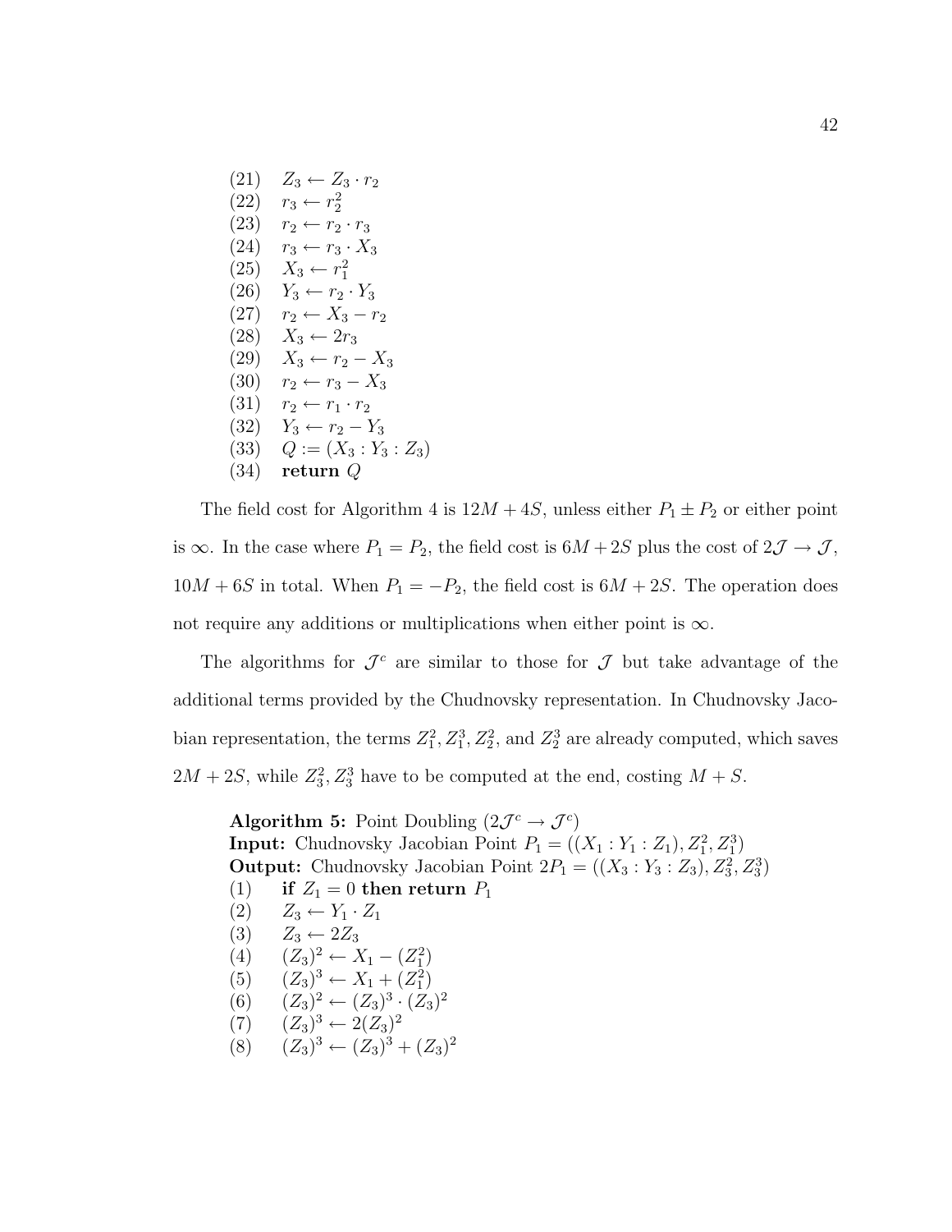(21) $Z_3 \leftarrow Z_3 \cdot r_2$
(22) $r_3 \leftarrow r_2^2$
(23) $r_2 \leftarrow r_2 \cdot r_3$
(24) $r_3 \leftarrow r_3 \cdot X_3$
(25) $X_3 \leftarrow r_1^2$
(26) $Y_3 \leftarrow r_2 \cdot Y_3$
(27) $r_2 \leftarrow X_3 - r_2$
(28) $X_3 \leftarrow 2r_3$
(29) $X_3 \leftarrow r_2 - X_3$
(30) $r_2 \leftarrow r_3 - X_3$
(31) $r_2 \leftarrow r_1 \cdot r_2$
(32) $Y_3 \leftarrow r_2 - Y_3$
(33) $Q := (X_3 : Y_3 : Z_3)$
(34) **return** $Q$

The field cost for Algorithm 4 is $12M + 4S$, unless either $P_1 \pm P_2$ or either point is $\infty$. In the case where $P_1 = P_2$, the field cost is $6M + 2S$ plus the cost of $2\mathcal{J} \to \mathcal{J}$, $10M + 6S$ in total. When $P_1 = -P_2$, the field cost is $6M + 2S$. The operation does not require any additions or multiplications when either point is $\infty$.

The algorithms for $\mathcal{J}^c$ are similar to those for $\mathcal{J}$ but take advantage of the additional terms provided by the Chudnovsky representation. In Chudnovsky Jacobian representation, the terms $Z_1^2, Z_1^3, Z_2^2$, and $Z_2^3$ are already computed, which saves $2M + 2S$, while $Z_3^2, Z_3^3$ have to be computed at the end, costing $M + S$.

**Algorithm 5:** Point Doubling ($2\mathcal{J}^c \to \mathcal{J}^c$)
**Input:** Chudnovsky Jacobian Point $P_1 = ((X_1 : Y_1 : Z_1), Z_1^2, Z_1^3)$
**Output:** Chudnovsky Jacobian Point $2P_1 = ((X_3 : Y_3 : Z_3), Z_3^2, Z_3^3)$
(1) **if** $Z_1 = 0$ **then return** $P_1$
(2) $Z_3 \leftarrow Y_1 \cdot Z_1$
(3) $Z_3 \leftarrow 2Z_3$
(4) $(Z_3)^2 \leftarrow X_1 - (Z_1^2)$
(5) $(Z_3)^3 \leftarrow X_1 + (Z_1^2)$
(6) $(Z_3)^2 \leftarrow (Z_3)^3 \cdot (Z_3)^2$
(7) $(Z_3)^3 \leftarrow 2(Z_3)^2$
(8) $(Z_3)^3 \leftarrow (Z_3)^3 + (Z_3)^2$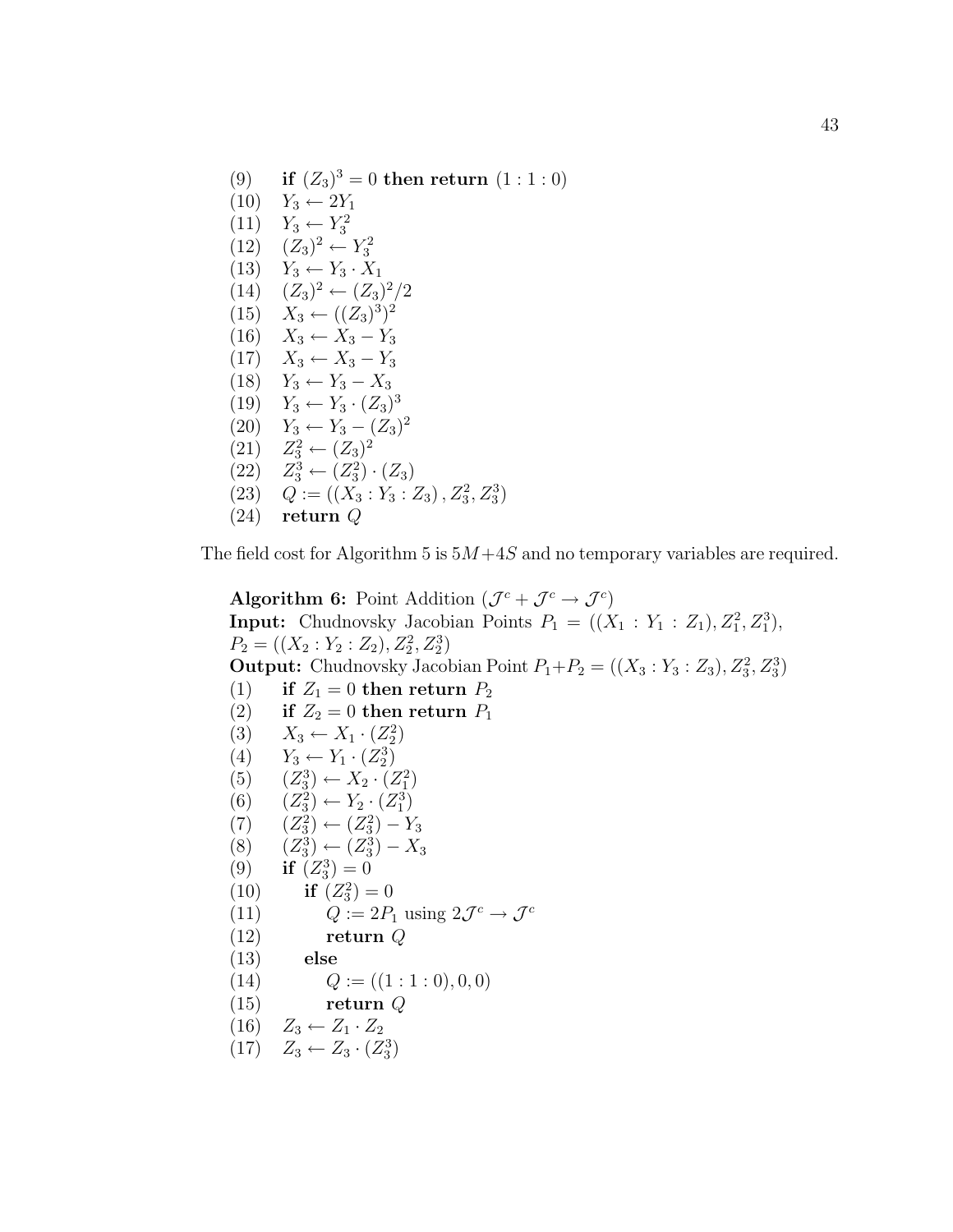(9) **if** $(Z_3)^3 = 0$ **then return** $(1:1:0)$
(10) $Y_3 \leftarrow 2Y_1$
(11) $Y_3 \leftarrow Y_3^2$
(12) $(Z_3)^2 \leftarrow Y_3^2$
(13) $Y_3 \leftarrow Y_3 \cdot X_1$
(14) $(Z_3)^2 \leftarrow (Z_3)^2/2$
(15) $X_3 \leftarrow ((Z_3)^3)^2$
(16) $X_3 \leftarrow X_3 - Y_3$
(17) $X_3 \leftarrow X_3 - Y_3$
(18) $Y_3 \leftarrow Y_3 - X_3$
(19) $Y_3 \leftarrow Y_3 \cdot (Z_3)^3$
(20) $Y_3 \leftarrow Y_3 - (Z_3)^2$
(21) $Z_3^2 \leftarrow (Z_3)^2$
(22) $Z_3^3 \leftarrow (Z_3^2) \cdot (Z_3)$
(23) $Q := ((X_3 : Y_3 : Z_3), Z_3^2, Z_3^3)$
(24) **return** $Q$

The field cost for Algorithm 5 is $5M+4S$ and no temporary variables are required.

**Algorithm 6:** Point Addition $(\mathcal{J}^c + \mathcal{J}^c \to \mathcal{J}^c)$
**Input:** Chudnovsky Jacobian Points $P_1 = ((X_1 : Y_1 : Z_1), Z_1^2, Z_1^3)$, $P_2 = ((X_2 : Y_2 : Z_2), Z_2^2, Z_2^3)$
**Output:** Chudnovsky Jacobian Point $P_1 + P_2 = ((X_3 : Y_3 : Z_3), Z_3^2, Z_3^3)$
(1) **if** $Z_1 = 0$ **then return** $P_2$
(2) **if** $Z_2 = 0$ **then return** $P_1$
(3) $X_3 \leftarrow X_1 \cdot (Z_2^2)$
(4) $Y_3 \leftarrow Y_1 \cdot (Z_2^3)$
(5) $(Z_3^3) \leftarrow X_2 \cdot (Z_1^2)$
(6) $(Z_3^2) \leftarrow Y_2 \cdot (Z_1^3)$
(7) $(Z_3^2) \leftarrow (Z_3^2) - Y_3$
(8) $(Z_3^3) \leftarrow (Z_3^3) - X_3$
(9) **if** $(Z_3^3) = 0$
(10) **if** $(Z_3^2) = 0$
(11) $Q := 2P_1$ using $2\mathcal{J}^c \to \mathcal{J}^c$
(12) **return** $Q$
(13) **else**
(14) $Q := ((1:1:0), 0, 0)$
(15) **return** $Q$
(16) $Z_3 \leftarrow Z_1 \cdot Z_2$
(17) $Z_3 \leftarrow Z_3 \cdot (Z_3^3)$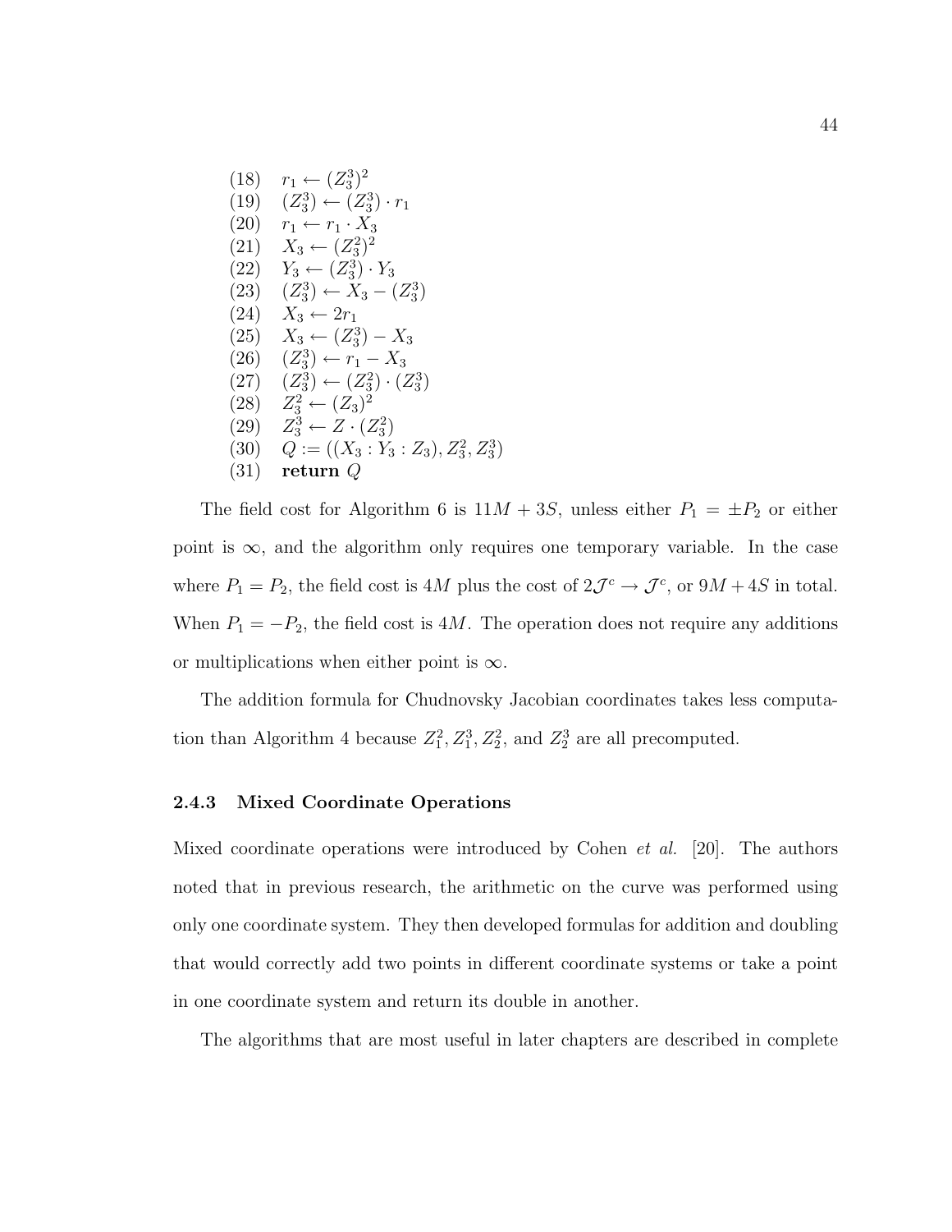(18) $r_1 \leftarrow (Z_3^3)^2$
(19) $(Z_3^3) \leftarrow (Z_3^3) \cdot r_1$
(20) $r_1 \leftarrow r_1 \cdot X_3$
(21) $X_3 \leftarrow (Z_3^2)^2$
(22) $Y_3 \leftarrow (Z_3^3) \cdot Y_3$
(23) $(Z_3^3) \leftarrow X_3 - (Z_3^3)$
(24) $X_3 \leftarrow 2r_1$
(25) $X_3 \leftarrow (Z_3^3) - X_3$
(26) $(Z_3^3) \leftarrow r_1 - X_3$
(27) $(Z_3^3) \leftarrow (Z_3^2) \cdot (Z_3^3)$
(28) $Z_3^2 \leftarrow (Z_3)^2$
(29) $Z_3^3 \leftarrow Z \cdot (Z_3^2)$
(30) $Q := ((X_3 : Y_3 : Z_3), Z_3^2, Z_3^3)$
(31) **return** $Q$

The field cost for Algorithm 6 is $11M + 3S$, unless either $P_1 = \pm P_2$ or either point is $\infty$, and the algorithm only requires one temporary variable. In the case where $P_1 = P_2$, the field cost is $4M$ plus the cost of $2\mathcal{J}^c \rightarrow \mathcal{J}^c$, or $9M + 4S$ in total. When $P_1 = -P_2$, the field cost is $4M$. The operation does not require any additions or multiplications when either point is $\infty$.

The addition formula for Chudnovsky Jacobian coordinates takes less computation than Algorithm 4 because $Z_1^2, Z_1^3, Z_2^2$, and $Z_2^3$ are all precomputed.

### 2.4.3 Mixed Coordinate Operations

Mixed coordinate operations were introduced by Cohen *et al.* [20]. The authors noted that in previous research, the arithmetic on the curve was performed using only one coordinate system. They then developed formulas for addition and doubling that would correctly add two points in different coordinate systems or take a point in one coordinate system and return its double in another.

The algorithms that are most useful in later chapters are described in complete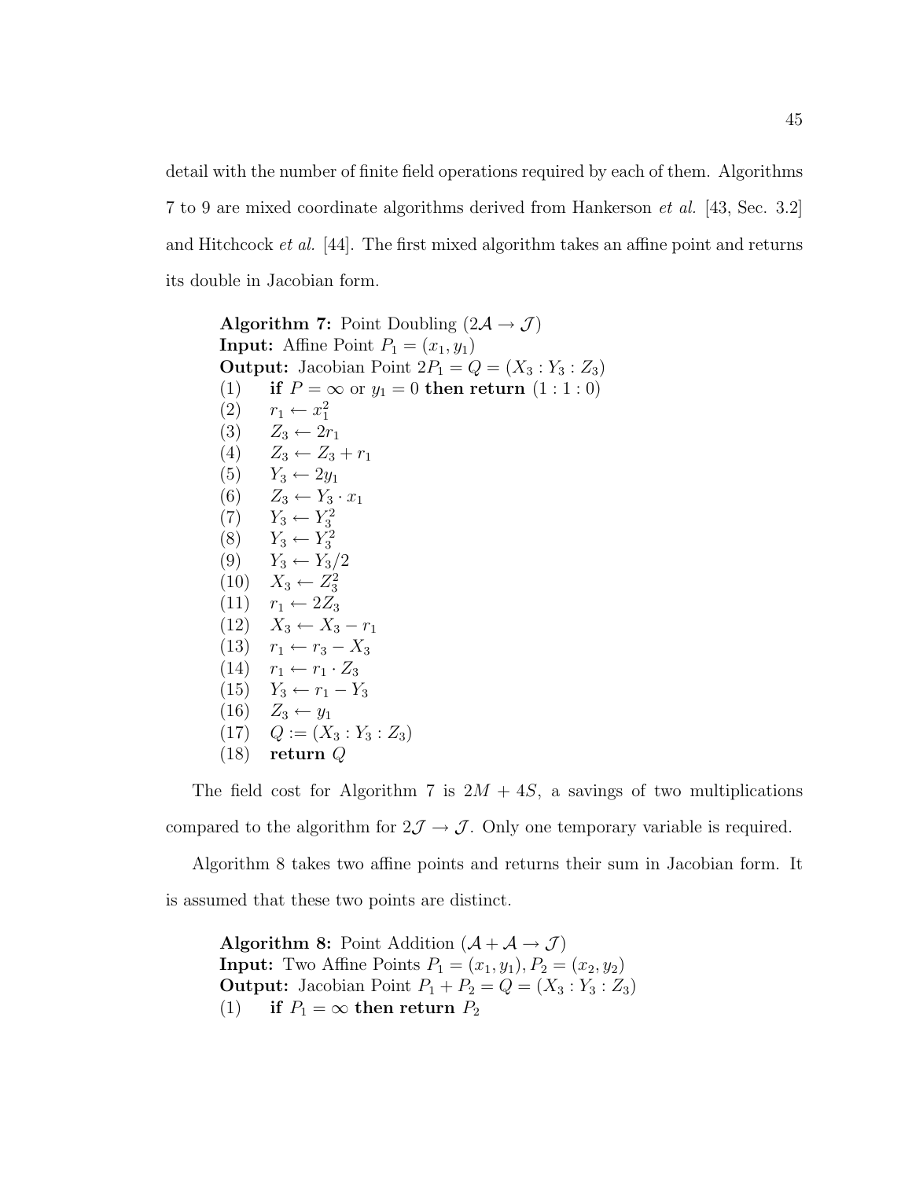detail with the number of finite field operations required by each of them. Algorithms 7 to 9 are mixed coordinate algorithms derived from Hankerson *et al.* [43, Sec. 3.2] and Hitchcock *et al.* [44]. The first mixed algorithm takes an affine point and returns its double in Jacobian form.

**Algorithm 7:** Point Doubling ($2\mathcal{A} \rightarrow \mathcal{J}$)
**Input:** Affine Point $P_1 = (x_1, y_1)$
**Output:** Jacobian Point $2P_1 = Q = (X_3 : Y_3 : Z_3)$
(1) **if** $P = \infty$ or $y_1 = 0$ **then return** $(1 : 1 : 0)$
(2) $r_1 \leftarrow x_1^2$
(3) $Z_3 \leftarrow 2r_1$
(4) $Z_3 \leftarrow Z_3 + r_1$
(5) $Y_3 \leftarrow 2y_1$
(6) $Z_3 \leftarrow Y_3 \cdot x_1$
(7) $Y_3 \leftarrow Y_3^2$
(8) $Y_3 \leftarrow Y_3^2$
(9) $Y_3 \leftarrow Y_3/2$
(10) $X_3 \leftarrow Z_3^2$
(11) $r_1 \leftarrow 2Z_3$
(12) $X_3 \leftarrow X_3 - r_1$
(13) $r_1 \leftarrow r_3 - X_3$
(14) $r_1 \leftarrow r_1 \cdot Z_3$
(15) $Y_3 \leftarrow r_1 - Y_3$
(16) $Z_3 \leftarrow y_1$
(17) $Q := (X_3 : Y_3 : Z_3)$
(18) **return** $Q$

The field cost for Algorithm 7 is $2M + 4S$, a savings of two multiplications compared to the algorithm for $2\mathcal{J} \rightarrow \mathcal{J}$. Only one temporary variable is required.

Algorithm 8 takes two affine points and returns their sum in Jacobian form. It is assumed that these two points are distinct.

**Algorithm 8:** Point Addition ($\mathcal{A} + \mathcal{A} \rightarrow \mathcal{J}$)
**Input:** Two Affine Points $P_1 = (x_1, y_1), P_2 = (x_2, y_2)$
**Output:** Jacobian Point $P_1 + P_2 = Q = (X_3 : Y_3 : Z_3)$
(1) **if** $P_1 = \infty$ **then return** $P_2$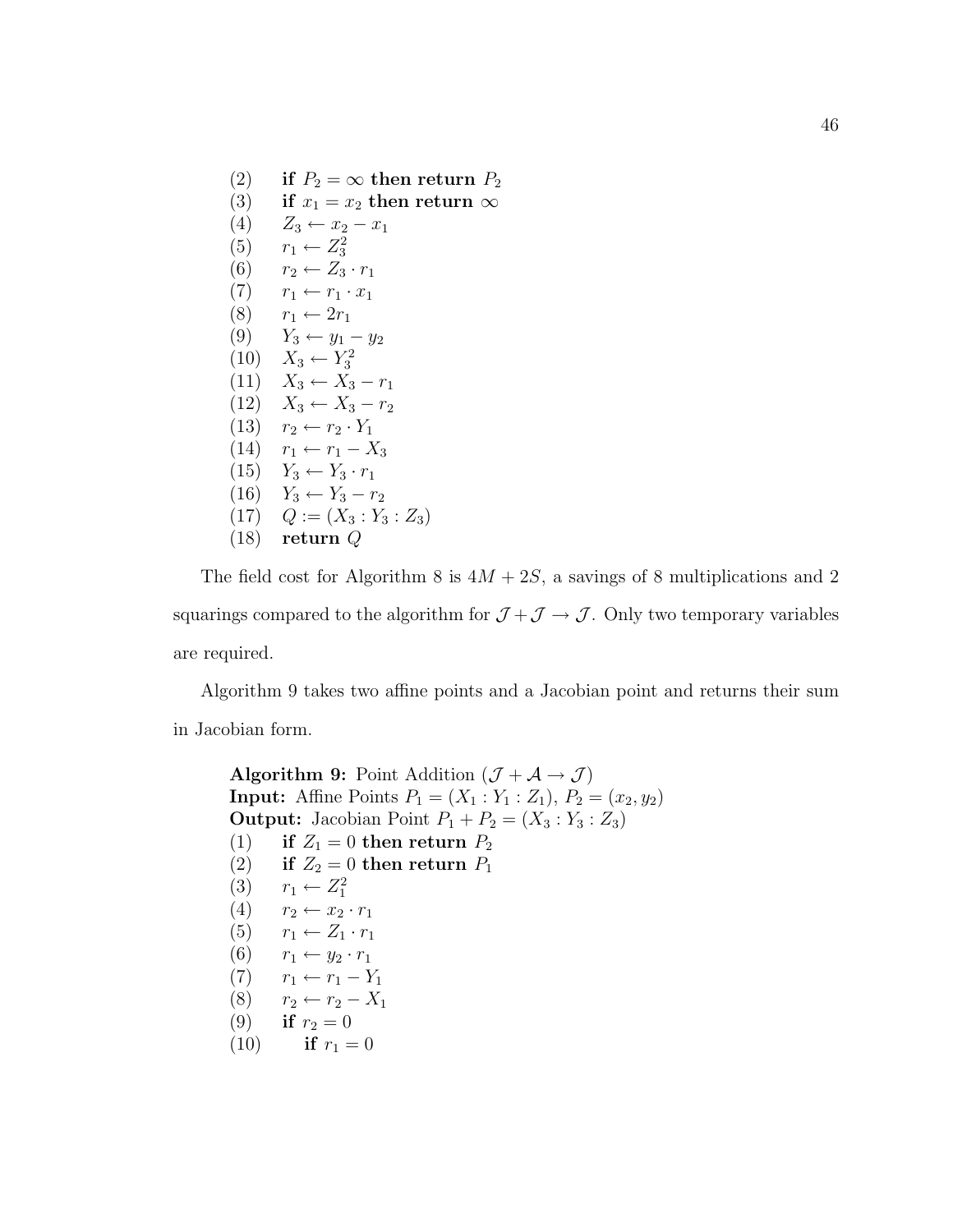(2) **if** $P_2 = \infty$ **then return** $P_2$
(3) **if** $x_1 = x_2$ **then return** $\infty$
(4) $Z_3 \leftarrow x_2 - x_1$
(5) $r_1 \leftarrow Z_3^2$
(6) $r_2 \leftarrow Z_3 \cdot r_1$
(7) $r_1 \leftarrow r_1 \cdot x_1$
(8) $r_1 \leftarrow 2r_1$
(9) $Y_3 \leftarrow y_1 - y_2$
(10) $X_3 \leftarrow Y_3^2$
(11) $X_3 \leftarrow X_3 - r_1$
(12) $X_3 \leftarrow X_3 - r_2$
(13) $r_2 \leftarrow r_2 \cdot Y_1$
(14) $r_1 \leftarrow r_1 - X_3$
(15) $Y_3 \leftarrow Y_3 \cdot r_1$
(16) $Y_3 \leftarrow Y_3 - r_2$
(17) $Q := (X_3 : Y_3 : Z_3)$
(18) **return** $Q$

The field cost for Algorithm 8 is $4M + 2S$, a savings of 8 multiplications and 2 squarings compared to the algorithm for $\mathcal{J} + \mathcal{J} \rightarrow \mathcal{J}$. Only two temporary variables are required.

Algorithm 9 takes two affine points and a Jacobian point and returns their sum in Jacobian form.

**Algorithm 9:** Point Addition ($\mathcal{J} + \mathcal{A} \rightarrow \mathcal{J}$)
**Input:** Affine Points $P_1 = (X_1 : Y_1 : Z_1)$, $P_2 = (x_2, y_2)$
**Output:** Jacobian Point $P_1 + P_2 = (X_3 : Y_3 : Z_3)$
(1) **if** $Z_1 = 0$ **then return** $P_2$
(2) **if** $Z_2 = 0$ **then return** $P_1$
(3) $r_1 \leftarrow Z_1^2$
(4) $r_2 \leftarrow x_2 \cdot r_1$
(5) $r_1 \leftarrow Z_1 \cdot r_1$
(6) $r_1 \leftarrow y_2 \cdot r_1$
(7) $r_1 \leftarrow r_1 - Y_1$
(8) $r_2 \leftarrow r_2 - X_1$
(9) **if** $r_2 = 0$
(10) **if** $r_1 = 0$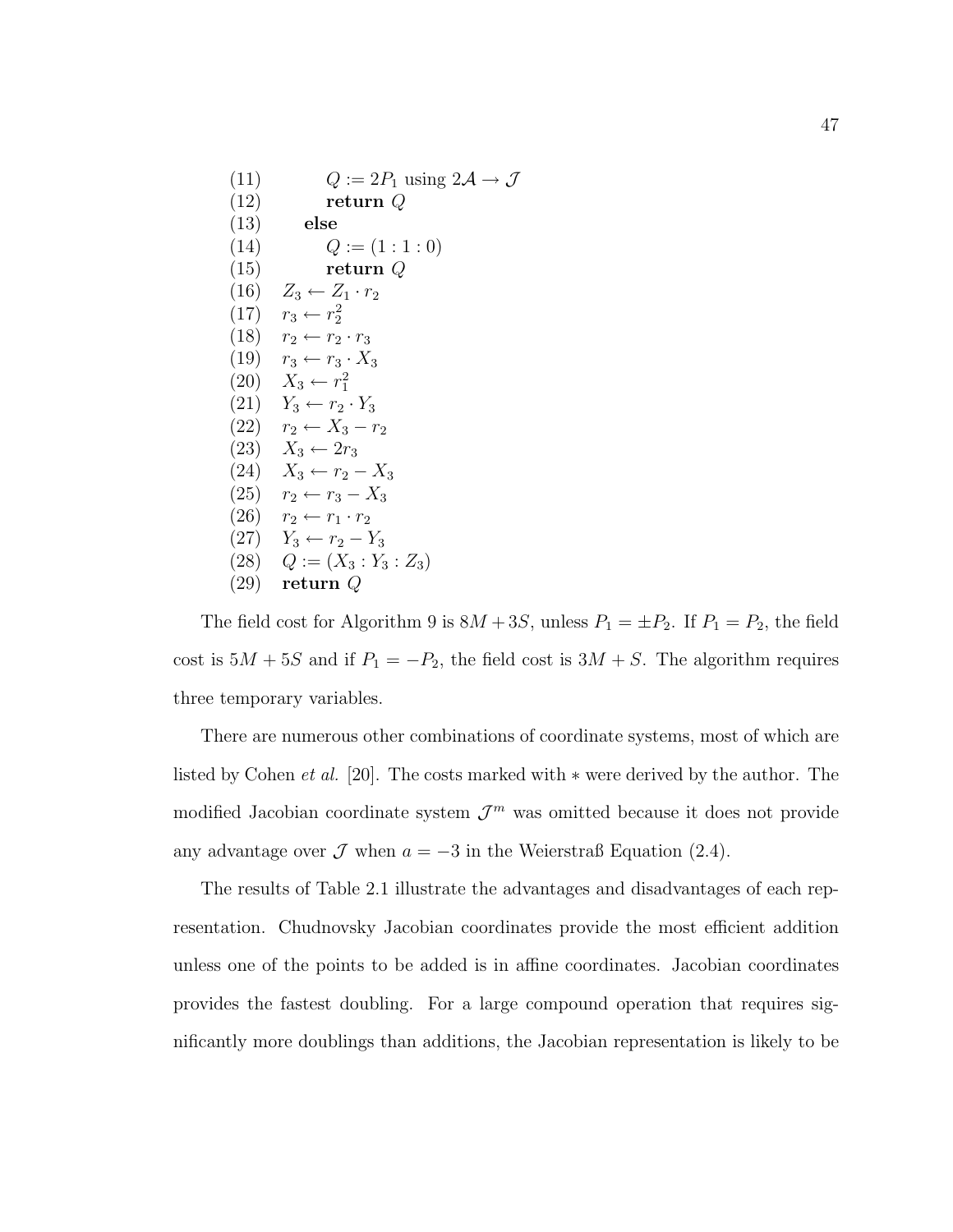(11) $\quad\quad Q := 2P_1$ using $2\mathcal{A} \rightarrow \mathcal{J}$
(12) $\quad\quad$ **return** $Q$
(13) $\quad$ **else**
(14) $\quad\quad Q := (1 : 1 : 0)$
(15) $\quad\quad$ **return** $Q$
(16) $\quad Z_3 \leftarrow Z_1 \cdot r_2$
(17) $\quad r_3 \leftarrow r_2^2$
(18) $\quad r_2 \leftarrow r_2 \cdot r_3$
(19) $\quad r_3 \leftarrow r_3 \cdot X_3$
(20) $\quad X_3 \leftarrow r_1^2$
(21) $\quad Y_3 \leftarrow r_2 \cdot Y_3$
(22) $\quad r_2 \leftarrow X_3 - r_2$
(23) $\quad X_3 \leftarrow 2r_3$
(24) $\quad X_3 \leftarrow r_2 - X_3$
(25) $\quad r_2 \leftarrow r_3 - X_3$
(26) $\quad r_2 \leftarrow r_1 \cdot r_2$
(27) $\quad Y_3 \leftarrow r_2 - Y_3$
(28) $\quad Q := (X_3 : Y_3 : Z_3)$
(29) $\quad$ **return** $Q$

The field cost for Algorithm 9 is $8M + 3S$, unless $P_1 = \pm P_2$. If $P_1 = P_2$, the field cost is $5M + 5S$ and if $P_1 = -P_2$, the field cost is $3M + S$. The algorithm requires three temporary variables.

There are numerous other combinations of coordinate systems, most of which are listed by Cohen *et al.* [20]. The costs marked with $*$ were derived by the author. The modified Jacobian coordinate system $\mathcal{J}^m$ was omitted because it does not provide any advantage over $\mathcal{J}$ when $a = -3$ in the Weierstraß Equation (2.4).

The results of Table 2.1 illustrate the advantages and disadvantages of each representation. Chudnovsky Jacobian coordinates provide the most efficient addition unless one of the points to be added is in affine coordinates. Jacobian coordinates provides the fastest doubling. For a large compound operation that requires significantly more doublings than additions, the Jacobian representation is likely to be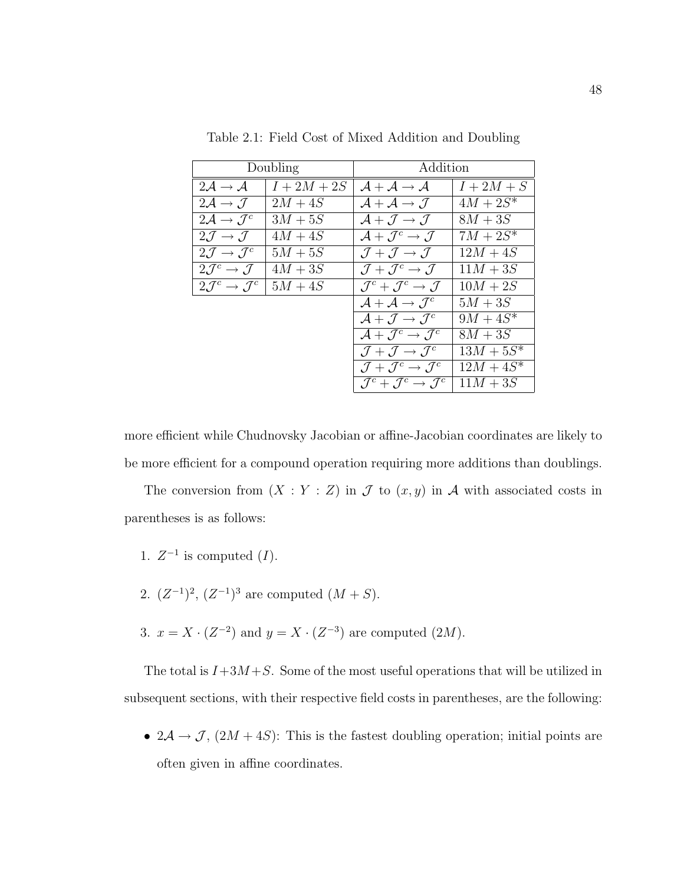Table 2.1: Field Cost of Mixed Addition and Doubling

| Doubling | | Addition | |
|---|---|---|---|
| $2\mathcal{A} \rightarrow \mathcal{A}$ | $I + 2M + 2S$ | $\mathcal{A} + \mathcal{A} \rightarrow \mathcal{A}$ | $I + 2M + S$ |
| $2\mathcal{A} \rightarrow \mathcal{J}$ | $2M + 4S$ | $\mathcal{A} + \mathcal{A} \rightarrow \mathcal{J}$ | $4M + 2S$* |
| $2\mathcal{A} \rightarrow \mathcal{J}^c$ | $3M + 5S$ | $\mathcal{A} + \mathcal{J} \rightarrow \mathcal{J}$ | $8M + 3S$ |
| $2\mathcal{J} \rightarrow \mathcal{J}$ | $4M + 4S$ | $\mathcal{A} + \mathcal{J}^c \rightarrow \mathcal{J}$ | $7M + 2S$* |
| $2\mathcal{J} \rightarrow \mathcal{J}^c$ | $5M + 5S$ | $\mathcal{J} + \mathcal{J} \rightarrow \mathcal{J}$ | $12M + 4S$ |
| $2\mathcal{J}^c \rightarrow \mathcal{J}$ | $4M + 3S$ | $\mathcal{J} + \mathcal{J}^c \rightarrow \mathcal{J}$ | $11M + 3S$ |
| $2\mathcal{J}^c \rightarrow \mathcal{J}^c$ | $5M + 4S$ | $\mathcal{J}^c + \mathcal{J}^c \rightarrow \mathcal{J}$ | $10M + 2S$ |
| | | $\mathcal{A} + \mathcal{A} \rightarrow \mathcal{J}^c$ | $5M + 3S$ |
| | | $\mathcal{A} + \mathcal{J} \rightarrow \mathcal{J}^c$ | $9M + 4S$* |
| | | $\mathcal{A} + \mathcal{J}^c \rightarrow \mathcal{J}^c$ | $8M + 3S$ |
| | | $\mathcal{J} + \mathcal{J} \rightarrow \mathcal{J}^c$ | $13M + 5S$* |
| | | $\mathcal{J} + \mathcal{J}^c \rightarrow \mathcal{J}^c$ | $12M + 4S$* |
| | | $\mathcal{J}^c + \mathcal{J}^c \rightarrow \mathcal{J}^c$ | $11M + 3S$ |

more efficient while Chudnovsky Jacobian or affine-Jacobian coordinates are likely to be more efficient for a compound operation requiring more additions than doublings.

The conversion from $(X : Y : Z)$ in $\mathcal{J}$ to $(x, y)$ in $\mathcal{A}$ with associated costs in parentheses is as follows:

1. $Z^{-1}$ is computed $(I)$.

2. $(Z^{-1})^2$, $(Z^{-1})^3$ are computed $(M + S)$.

3. $x = X \cdot (Z^{-2})$ and $y = X \cdot (Z^{-3})$ are computed $(2M)$.

The total is $I+3M+S$. Some of the most useful operations that will be utilized in subsequent sections, with their respective field costs in parentheses, are the following:

- $2\mathcal{A} \rightarrow \mathcal{J}$, $(2M + 4S)$: This is the fastest doubling operation; initial points are often given in affine coordinates.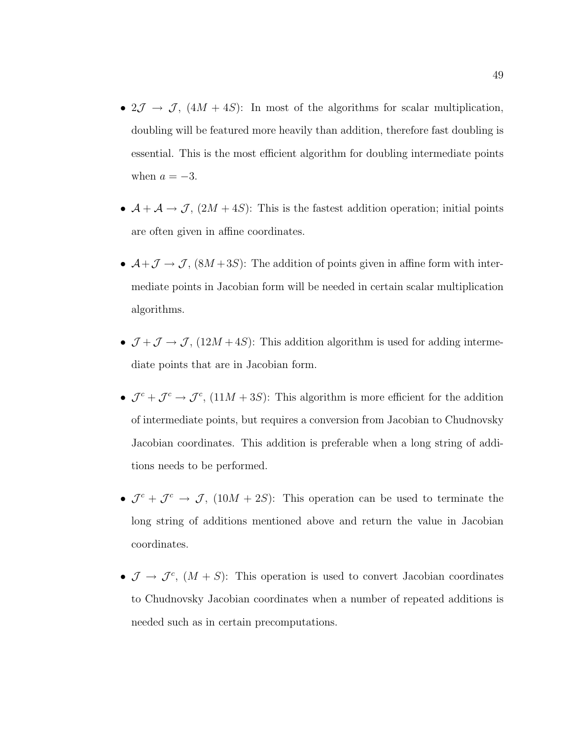- $2\mathcal{J} \rightarrow \mathcal{J}$, $(4M + 4S)$: In most of the algorithms for scalar multiplication, doubling will be featured more heavily than addition, therefore fast doubling is essential. This is the most efficient algorithm for doubling intermediate points when $a = -3$.

- $\mathcal{A} + \mathcal{A} \rightarrow \mathcal{J}$, $(2M + 4S)$: This is the fastest addition operation; initial points are often given in affine coordinates.

- $\mathcal{A} + \mathcal{J} \rightarrow \mathcal{J}$, $(8M + 3S)$: The addition of points given in affine form with intermediate points in Jacobian form will be needed in certain scalar multiplication algorithms.

- $\mathcal{J} + \mathcal{J} \rightarrow \mathcal{J}$, $(12M + 4S)$: This addition algorithm is used for adding intermediate points that are in Jacobian form.

- $\mathcal{J}^c + \mathcal{J}^c \rightarrow \mathcal{J}^c$, $(11M + 3S)$: This algorithm is more efficient for the addition of intermediate points, but requires a conversion from Jacobian to Chudnovsky Jacobian coordinates. This addition is preferable when a long string of additions needs to be performed.

- $\mathcal{J}^c + \mathcal{J}^c \rightarrow \mathcal{J}$, $(10M + 2S)$: This operation can be used to terminate the long string of additions mentioned above and return the value in Jacobian coordinates.

- $\mathcal{J} \rightarrow \mathcal{J}^c$, $(M + S)$: This operation is used to convert Jacobian coordinates to Chudnovsky Jacobian coordinates when a number of repeated additions is needed such as in certain precomputations.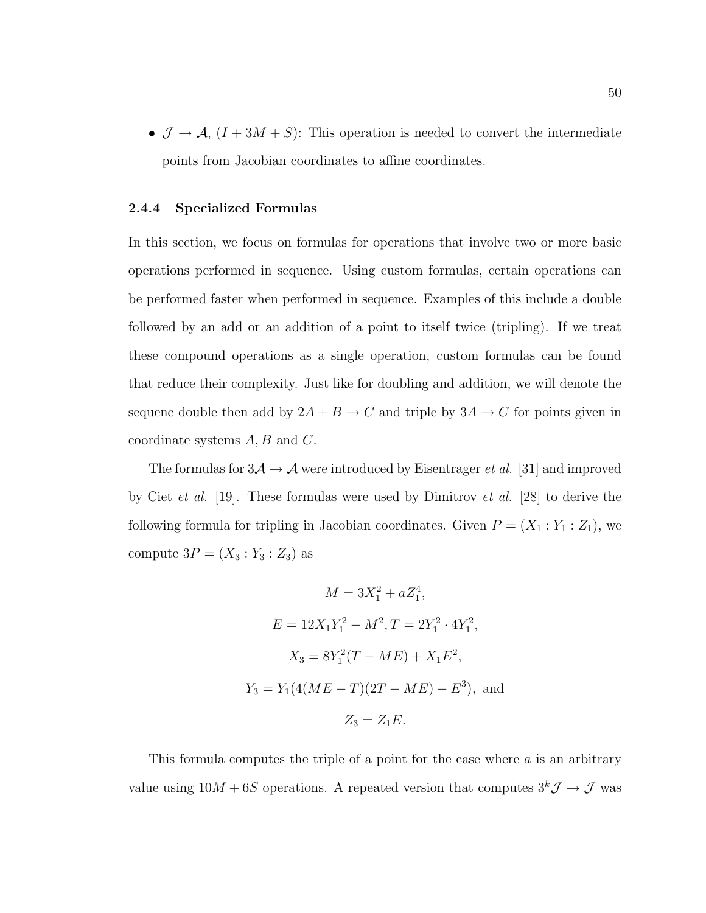- $\mathcal{J} \to \mathcal{A}$, $(I + 3M + S)$: This operation is needed to convert the intermediate points from Jacobian coordinates to affine coordinates.

### 2.4.4 Specialized Formulas

In this section, we focus on formulas for operations that involve two or more basic operations performed in sequence. Using custom formulas, certain operations can be performed faster when performed in sequence. Examples of this include a double followed by an add or an addition of a point to itself twice (tripling). If we treat these compound operations as a single operation, custom formulas can be found that reduce their complexity. Just like for doubling and addition, we will denote the sequenc double then add by $2A + B \to C$ and triple by $3A \to C$ for points given in coordinate systems $A, B$ and $C$.

The formulas for $3\mathcal{A} \to \mathcal{A}$ were introduced by Eisentrager *et al.* [31] and improved by Ciet *et al.* [19]. These formulas were used by Dimitrov *et al.* [28] to derive the following formula for tripling in Jacobian coordinates. Given $P = (X_1 : Y_1 : Z_1)$, we compute $3P = (X_3 : Y_3 : Z_3)$ as

$$M = 3X_1^2 + aZ_1^4,$$

$$E = 12X_1Y_1^2 - M^2, T = 2Y_1^2 \cdot 4Y_1^2,$$

$$X_3 = 8Y_1^2(T - ME) + X_1E^2,$$

$$Y_3 = Y_1(4(ME - T)(2T - ME) - E^3), \text{ and}$$

$$Z_3 = Z_1E.$$

This formula computes the triple of a point for the case where $a$ is an arbitrary value using $10M + 6S$ operations. A repeated version that computes $3^k\mathcal{J} \to \mathcal{J}$ was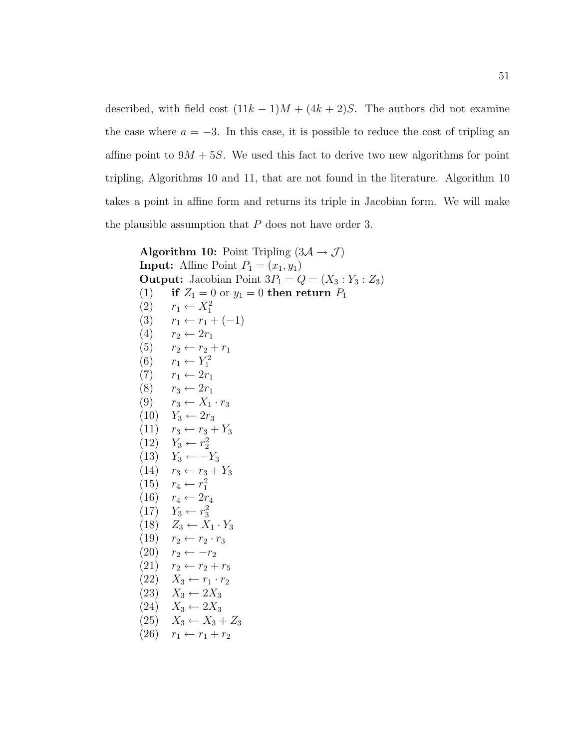described, with field cost $(11k-1)M + (4k+2)S$. The authors did not examine the case where $a = -3$. In this case, it is possible to reduce the cost of tripling an affine point to $9M + 5S$. We used this fact to derive two new algorithms for point tripling, Algorithms 10 and 11, that are not found in the literature. Algorithm 10 takes a point in affine form and returns its triple in Jacobian form. We will make the plausible assumption that $P$ does not have order 3.

**Algorithm 10:** Point Tripling ($3\mathcal{A} \rightarrow \mathcal{J}$)
**Input:** Affine Point $P_1 = (x_1, y_1)$
**Output:** Jacobian Point $3P_1 = Q = (X_3 : Y_3 : Z_3)$

(1) **if** $Z_1 = 0$ or $y_1 = 0$ **then return** $P_1$
(2) $r_1 \leftarrow X_1^2$
(3) $r_1 \leftarrow r_1 + (-1)$
(4) $r_2 \leftarrow 2r_1$
(5) $r_2 \leftarrow r_2 + r_1$
(6) $r_1 \leftarrow Y_1^2$
(7) $r_1 \leftarrow 2r_1$
(8) $r_3 \leftarrow 2r_1$
(9) $r_3 \leftarrow X_1 \cdot r_3$
(10) $Y_3 \leftarrow 2r_3$
(11) $r_3 \leftarrow r_3 + Y_3$
(12) $Y_3 \leftarrow r_2^2$
(13) $Y_3 \leftarrow -Y_3$
(14) $r_3 \leftarrow r_3 + Y_3$
(15) $r_4 \leftarrow r_1^2$
(16) $r_4 \leftarrow 2r_4$
(17) $Y_3 \leftarrow r_3^2$
(18) $Z_3 \leftarrow X_1 \cdot Y_3$
(19) $r_2 \leftarrow r_2 \cdot r_3$
(20) $r_2 \leftarrow -r_2$
(21) $r_2 \leftarrow r_2 + r_5$
(22) $X_3 \leftarrow r_1 \cdot r_2$
(23) $X_3 \leftarrow 2X_3$
(24) $X_3 \leftarrow 2X_3$
(25) $X_3 \leftarrow X_3 + Z_3$
(26) $r_1 \leftarrow r_1 + r_2$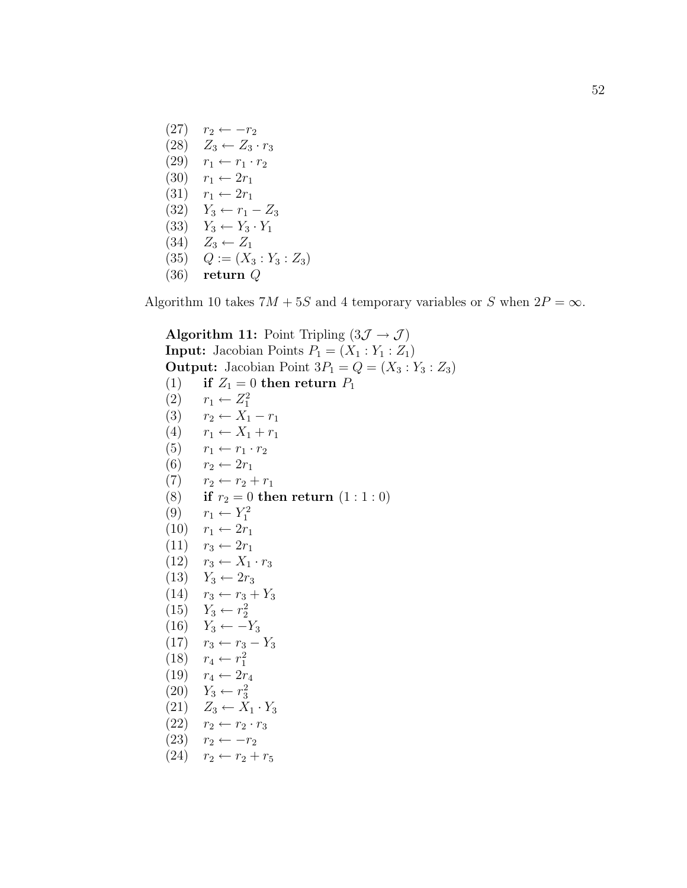(27) $r_2 \leftarrow -r_2$
(28) $Z_3 \leftarrow Z_3 \cdot r_3$
(29) $r_1 \leftarrow r_1 \cdot r_2$
(30) $r_1 \leftarrow 2r_1$
(31) $r_1 \leftarrow 2r_1$
(32) $Y_3 \leftarrow r_1 - Z_3$
(33) $Y_3 \leftarrow Y_3 \cdot Y_1$
(34) $Z_3 \leftarrow Z_1$
(35) $Q := (X_3 : Y_3 : Z_3)$
(36) **return** $Q$

Algorithm 10 takes $7M + 5S$ and 4 temporary variables or $S$ when $2P = \infty$.

**Algorithm 11:** Point Tripling ($3\mathcal{J} \to \mathcal{J}$)
**Input:** Jacobian Points $P_1 = (X_1 : Y_1 : Z_1)$
**Output:** Jacobian Point $3P_1 = Q = (X_3 : Y_3 : Z_3)$
(1) **if** $Z_1 = 0$ **then return** $P_1$
(2) $r_1 \leftarrow Z_1^2$
(3) $r_2 \leftarrow X_1 - r_1$
(4) $r_1 \leftarrow X_1 + r_1$
(5) $r_1 \leftarrow r_1 \cdot r_2$
(6) $r_2 \leftarrow 2r_1$
(7) $r_2 \leftarrow r_2 + r_1$
(8) **if** $r_2 = 0$ **then return** $(1 : 1 : 0)$
(9) $r_1 \leftarrow Y_1^2$
(10) $r_1 \leftarrow 2r_1$
(11) $r_3 \leftarrow 2r_1$
(12) $r_3 \leftarrow X_1 \cdot r_3$
(13) $Y_3 \leftarrow 2r_3$
(14) $r_3 \leftarrow r_3 + Y_3$
(15) $Y_3 \leftarrow r_2^2$
(16) $Y_3 \leftarrow -Y_3$
(17) $r_3 \leftarrow r_3 - Y_3$
(18) $r_4 \leftarrow r_1^2$
(19) $r_4 \leftarrow 2r_4$
(20) $Y_3 \leftarrow r_3^2$
(21) $Z_3 \leftarrow X_1 \cdot Y_3$
(22) $r_2 \leftarrow r_2 \cdot r_3$
(23) $r_2 \leftarrow -r_2$
(24) $r_2 \leftarrow r_2 + r_5$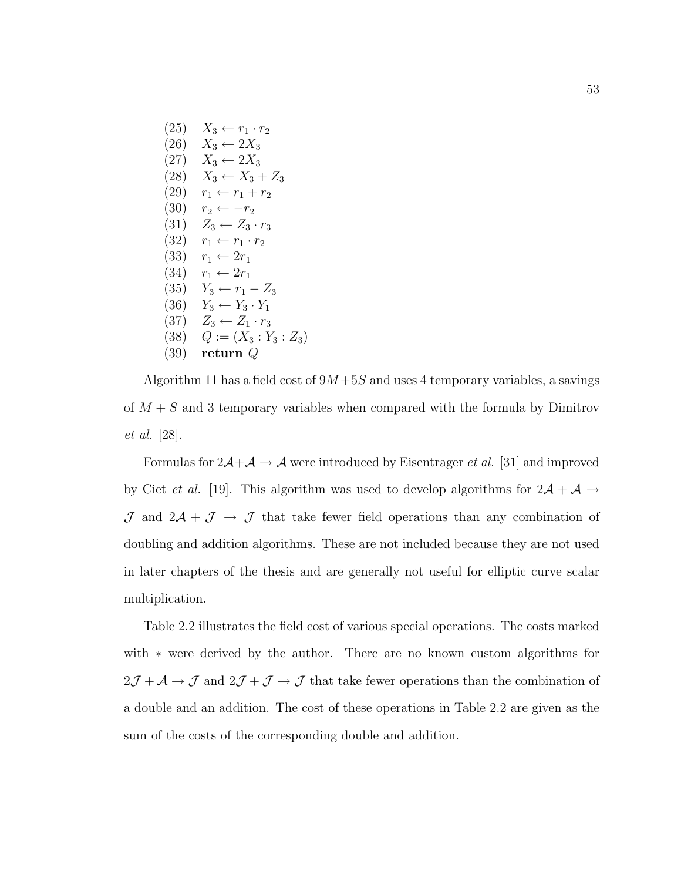(25) $X_3 \leftarrow r_1 \cdot r_2$
(26) $X_3 \leftarrow 2X_3$
(27) $X_3 \leftarrow 2X_3$
(28) $X_3 \leftarrow X_3 + Z_3$
(29) $r_1 \leftarrow r_1 + r_2$
(30) $r_2 \leftarrow -r_2$
(31) $Z_3 \leftarrow Z_3 \cdot r_3$
(32) $r_1 \leftarrow r_1 \cdot r_2$
(33) $r_1 \leftarrow 2r_1$
(34) $r_1 \leftarrow 2r_1$
(35) $Y_3 \leftarrow r_1 - Z_3$
(36) $Y_3 \leftarrow Y_3 \cdot Y_1$
(37) $Z_3 \leftarrow Z_1 \cdot r_3$
(38) $Q := (X_3 : Y_3 : Z_3)$
(39) **return** $Q$

Algorithm 11 has a field cost of $9M + 5S$ and uses 4 temporary variables, a savings of $M + S$ and 3 temporary variables when compared with the formula by Dimitrov *et al.* [28].

Formulas for $2\mathcal{A} + \mathcal{A} \rightarrow \mathcal{A}$ were introduced by Eisentrager *et al.* [31] and improved by Ciet *et al.* [19]. This algorithm was used to develop algorithms for $2\mathcal{A} + \mathcal{A} \rightarrow \mathcal{J}$ and $2\mathcal{A} + \mathcal{J} \rightarrow \mathcal{J}$ that take fewer field operations than any combination of doubling and addition algorithms. These are not included because they are not used in later chapters of the thesis and are generally not useful for elliptic curve scalar multiplication.

Table 2.2 illustrates the field cost of various special operations. The costs marked with $*$ were derived by the author. There are no known custom algorithms for $2\mathcal{J} + \mathcal{A} \rightarrow \mathcal{J}$ and $2\mathcal{J} + \mathcal{J} \rightarrow \mathcal{J}$ that take fewer operations than the combination of a double and an addition. The cost of these operations in Table 2.2 are given as the sum of the costs of the corresponding double and addition.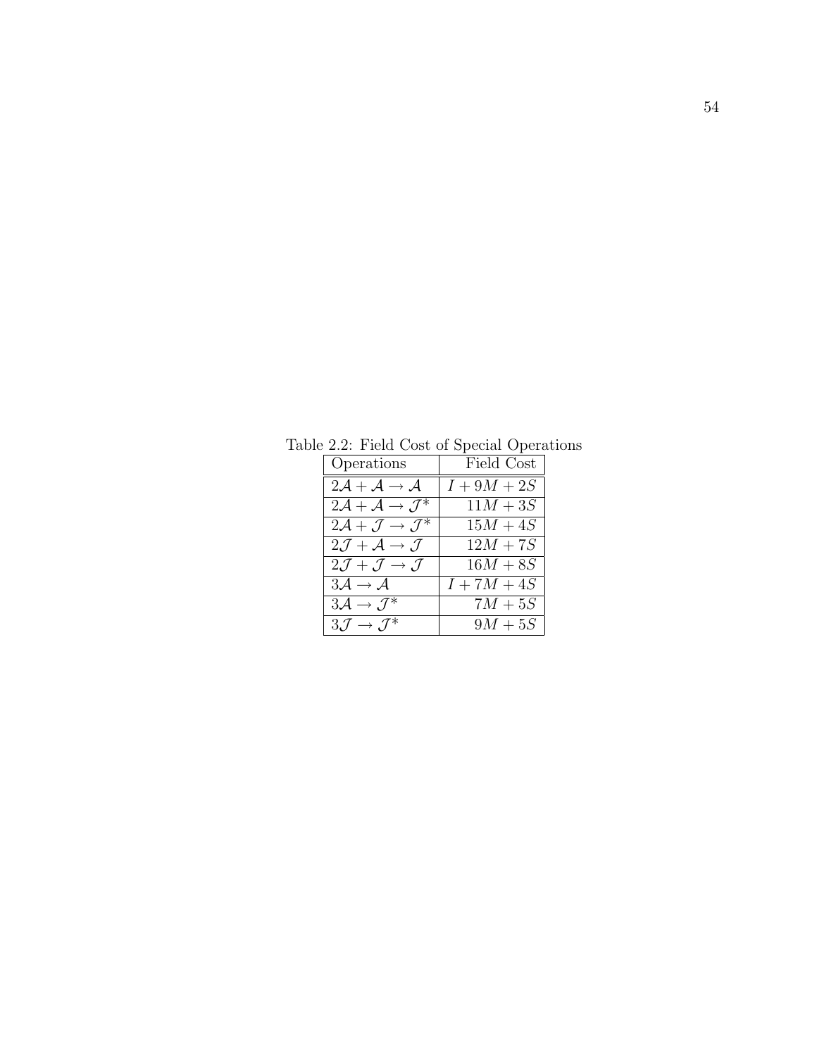Table 2.2: Field Cost of Special Operations

| Operations | Field Cost |
|---|---|
| $2\mathcal{A} + \mathcal{A} \rightarrow \mathcal{A}$ | $I + 9M + 2S$ |
| $2\mathcal{A} + \mathcal{A} \rightarrow \mathcal{J}^*$ | $11M + 3S$ |
| $2\mathcal{A} + \mathcal{J} \rightarrow \mathcal{J}^*$ | $15M + 4S$ |
| $2\mathcal{J} + \mathcal{A} \rightarrow \mathcal{J}$ | $12M + 7S$ |
| $2\mathcal{J} + \mathcal{J} \rightarrow \mathcal{J}$ | $16M + 8S$ |
| $3\mathcal{A} \rightarrow \mathcal{A}$ | $I + 7M + 4S$ |
| $3\mathcal{A} \rightarrow \mathcal{J}^*$ | $7M + 5S$ |
| $3\mathcal{J} \rightarrow \mathcal{J}^*$ | $9M + 5S$ |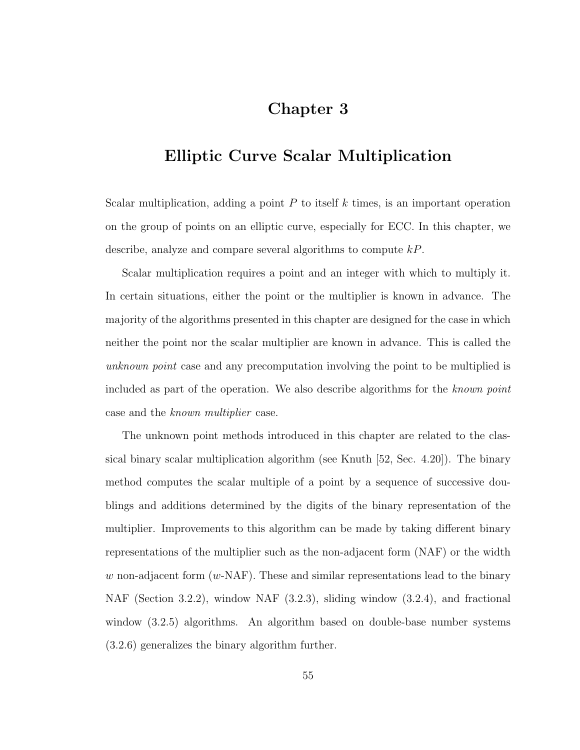# Chapter 3

# Elliptic Curve Scalar Multiplication

Scalar multiplication, adding a point $P$ to itself $k$ times, is an important operation on the group of points on an elliptic curve, especially for ECC. In this chapter, we describe, analyze and compare several algorithms to compute $kP$.

Scalar multiplication requires a point and an integer with which to multiply it. In certain situations, either the point or the multiplier is known in advance. The majority of the algorithms presented in this chapter are designed for the case in which neither the point nor the scalar multiplier are known in advance. This is called the *unknown point* case and any precomputation involving the point to be multiplied is included as part of the operation. We also describe algorithms for the *known point* case and the *known multiplier* case.

The unknown point methods introduced in this chapter are related to the classical binary scalar multiplication algorithm (see Knuth [52, Sec. 4.20]). The binary method computes the scalar multiple of a point by a sequence of successive doublings and additions determined by the digits of the binary representation of the multiplier. Improvements to this algorithm can be made by taking different binary representations of the multiplier such as the non-adjacent form (NAF) or the width $w$ non-adjacent form ($w$-NAF). These and similar representations lead to the binary NAF (Section 3.2.2), window NAF (3.2.3), sliding window (3.2.4), and fractional window (3.2.5) algorithms. An algorithm based on double-base number systems (3.2.6) generalizes the binary algorithm further.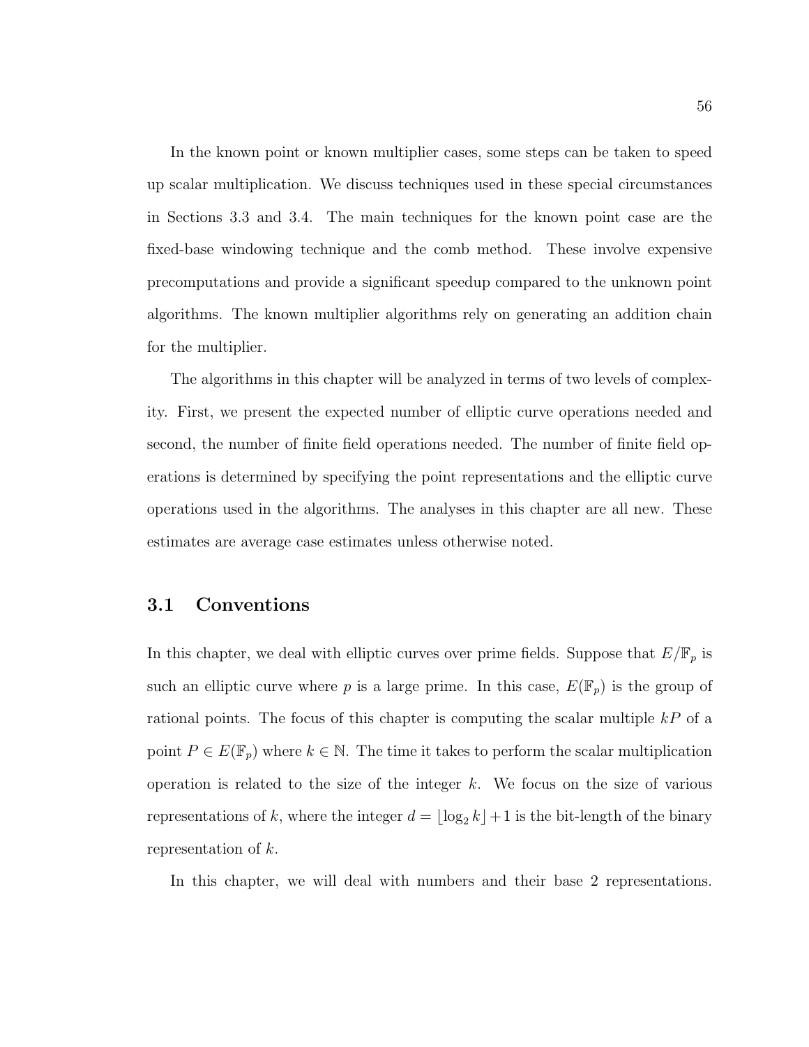In the known point or known multiplier cases, some steps can be taken to speed up scalar multiplication. We discuss techniques used in these special circumstances in Sections 3.3 and 3.4. The main techniques for the known point case are the fixed-base windowing technique and the comb method. These involve expensive precomputations and provide a significant speedup compared to the unknown point algorithms. The known multiplier algorithms rely on generating an addition chain for the multiplier.

The algorithms in this chapter will be analyzed in terms of two levels of complexity. First, we present the expected number of elliptic curve operations needed and second, the number of finite field operations needed. The number of finite field operations is determined by specifying the point representations and the elliptic curve operations used in the algorithms. The analyses in this chapter are all new. These estimates are average case estimates unless otherwise noted.

## 3.1 Conventions

In this chapter, we deal with elliptic curves over prime fields. Suppose that $E/\mathbb{F}_p$ is such an elliptic curve where $p$ is a large prime. In this case, $E(\mathbb{F}_p)$ is the group of rational points. The focus of this chapter is computing the scalar multiple $kP$ of a point $P \in E(\mathbb{F}_p)$ where $k \in \mathbb{N}$. The time it takes to perform the scalar multiplication operation is related to the size of the integer $k$. We focus on the size of various representations of $k$, where the integer $d = \lfloor \log_2 k \rfloor + 1$ is the bit-length of the binary representation of $k$.

In this chapter, we will deal with numbers and their base 2 representations.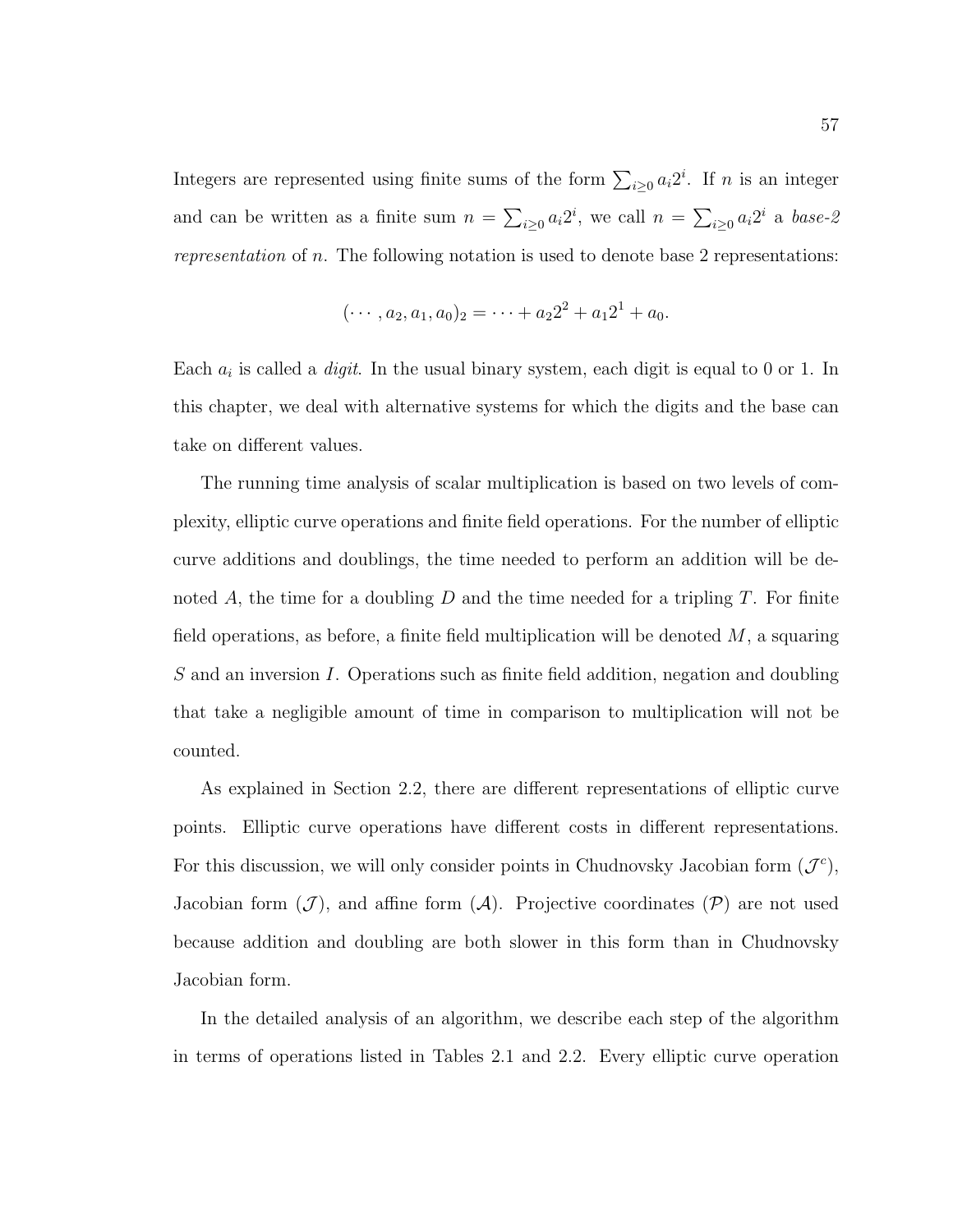Integers are represented using finite sums of the form $\sum_{i\geq 0} a_i 2^i$. If $n$ is an integer and can be written as a finite sum $n = \sum_{i\geq 0} a_i 2^i$, we call $n = \sum_{i\geq 0} a_i 2^i$ a *base-2 representation* of $n$. The following notation is used to denote base 2 representations:

$$(\cdots, a_2, a_1, a_0)_2 = \cdots + a_2 2^2 + a_1 2^1 + a_0.$$

Each $a_i$ is called a *digit*. In the usual binary system, each digit is equal to 0 or 1. In this chapter, we deal with alternative systems for which the digits and the base can take on different values.

The running time analysis of scalar multiplication is based on two levels of complexity, elliptic curve operations and finite field operations. For the number of elliptic curve additions and doublings, the time needed to perform an addition will be denoted $A$, the time for a doubling $D$ and the time needed for a tripling $T$. For finite field operations, as before, a finite field multiplication will be denoted $M$, a squaring $S$ and an inversion $I$. Operations such as finite field addition, negation and doubling that take a negligible amount of time in comparison to multiplication will not be counted.

As explained in Section 2.2, there are different representations of elliptic curve points. Elliptic curve operations have different costs in different representations. For this discussion, we will only consider points in Chudnovsky Jacobian form ($\mathcal{J}^c$), Jacobian form ($\mathcal{J}$), and affine form ($\mathcal{A}$). Projective coordinates ($\mathcal{P}$) are not used because addition and doubling are both slower in this form than in Chudnovsky Jacobian form.

In the detailed analysis of an algorithm, we describe each step of the algorithm in terms of operations listed in Tables 2.1 and 2.2. Every elliptic curve operation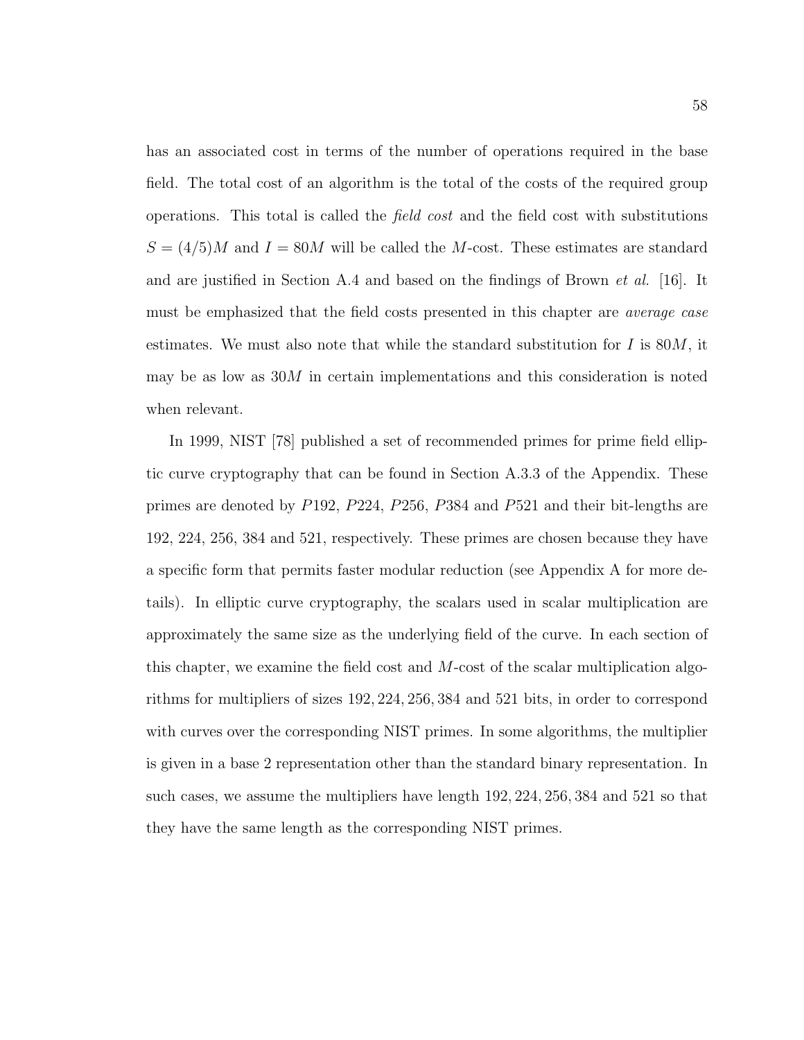has an associated cost in terms of the number of operations required in the base field. The total cost of an algorithm is the total of the costs of the required group operations. This total is called the *field cost* and the field cost with substitutions $S = (4/5)M$ and $I = 80M$ will be called the $M$-cost. These estimates are standard and are justified in Section A.4 and based on the findings of Brown *et al.* [16]. It must be emphasized that the field costs presented in this chapter are *average case* estimates. We must also note that while the standard substitution for $I$ is $80M$, it may be as low as $30M$ in certain implementations and this consideration is noted when relevant.

In 1999, NIST [78] published a set of recommended primes for prime field elliptic curve cryptography that can be found in Section A.3.3 of the Appendix. These primes are denoted by $P192$, $P224$, $P256$, $P384$ and $P521$ and their bit-lengths are 192, 224, 256, 384 and 521, respectively. These primes are chosen because they have a specific form that permits faster modular reduction (see Appendix A for more details). In elliptic curve cryptography, the scalars used in scalar multiplication are approximately the same size as the underlying field of the curve. In each section of this chapter, we examine the field cost and $M$-cost of the scalar multiplication algorithms for multipliers of sizes $192, 224, 256, 384$ and $521$ bits, in order to correspond with curves over the corresponding NIST primes. In some algorithms, the multiplier is given in a base 2 representation other than the standard binary representation. In such cases, we assume the multipliers have length $192, 224, 256, 384$ and $521$ so that they have the same length as the corresponding NIST primes.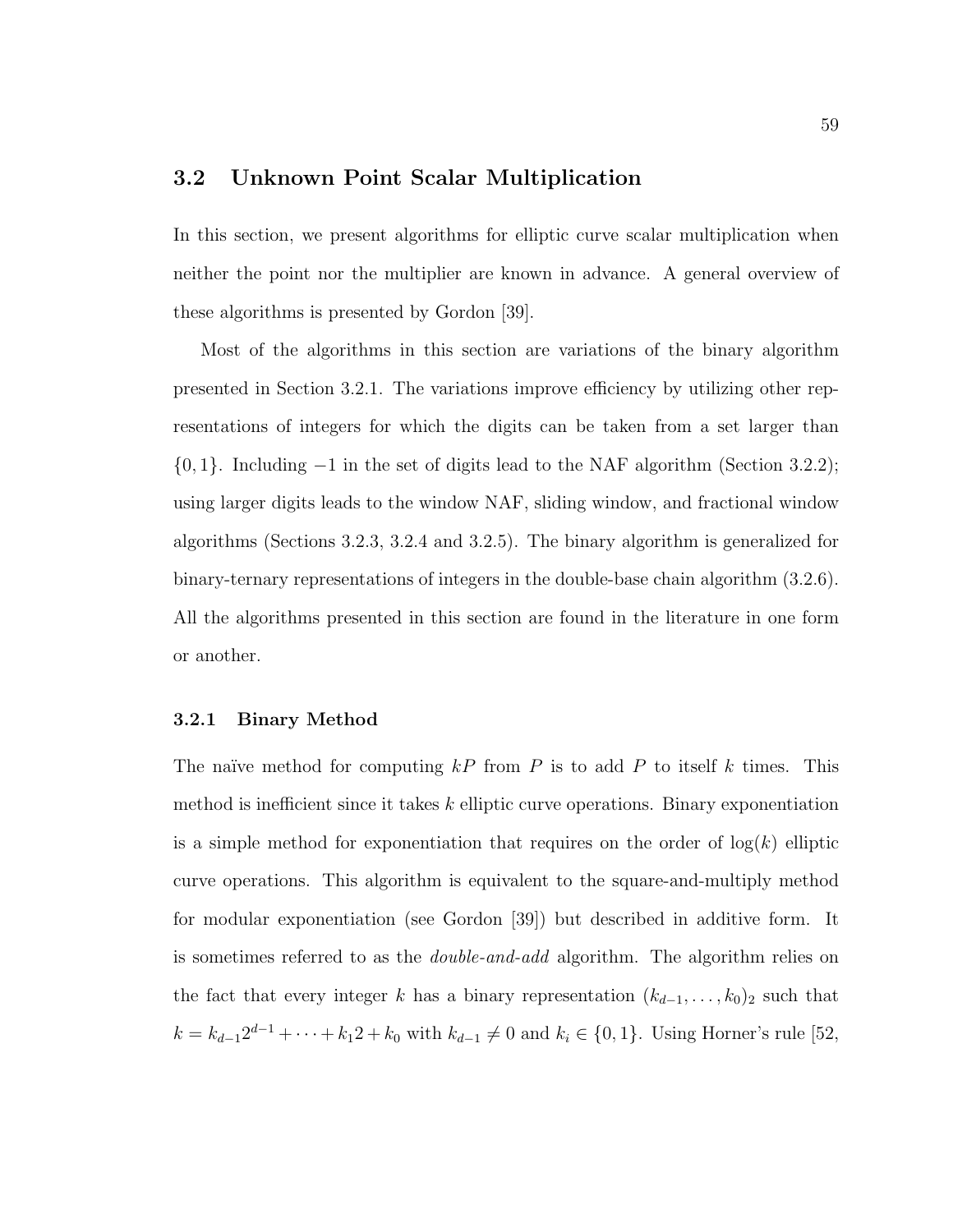## 3.2 Unknown Point Scalar Multiplication

In this section, we present algorithms for elliptic curve scalar multiplication when neither the point nor the multiplier are known in advance. A general overview of these algorithms is presented by Gordon [39].

Most of the algorithms in this section are variations of the binary algorithm presented in Section 3.2.1. The variations improve efficiency by utilizing other representations of integers for which the digits can be taken from a set larger than $\{0, 1\}$. Including $-1$ in the set of digits lead to the NAF algorithm (Section 3.2.2); using larger digits leads to the window NAF, sliding window, and fractional window algorithms (Sections 3.2.3, 3.2.4 and 3.2.5). The binary algorithm is generalized for binary-ternary representations of integers in the double-base chain algorithm (3.2.6). All the algorithms presented in this section are found in the literature in one form or another.

### 3.2.1 Binary Method

The naïve method for computing $kP$ from $P$ is to add $P$ to itself $k$ times. This method is inefficient since it takes $k$ elliptic curve operations. Binary exponentiation is a simple method for exponentiation that requires on the order of $\log(k)$ elliptic curve operations. This algorithm is equivalent to the square-and-multiply method for modular exponentiation (see Gordon [39]) but described in additive form. It is sometimes referred to as the *double-and-add* algorithm. The algorithm relies on the fact that every integer $k$ has a binary representation $(k_{d-1}, \ldots, k_0)_2$ such that $k = k_{d-1}2^{d-1} + \cdots + k_1 2 + k_0$ with $k_{d-1} \neq 0$ and $k_i \in \{0, 1\}$. Using Horner's rule [52,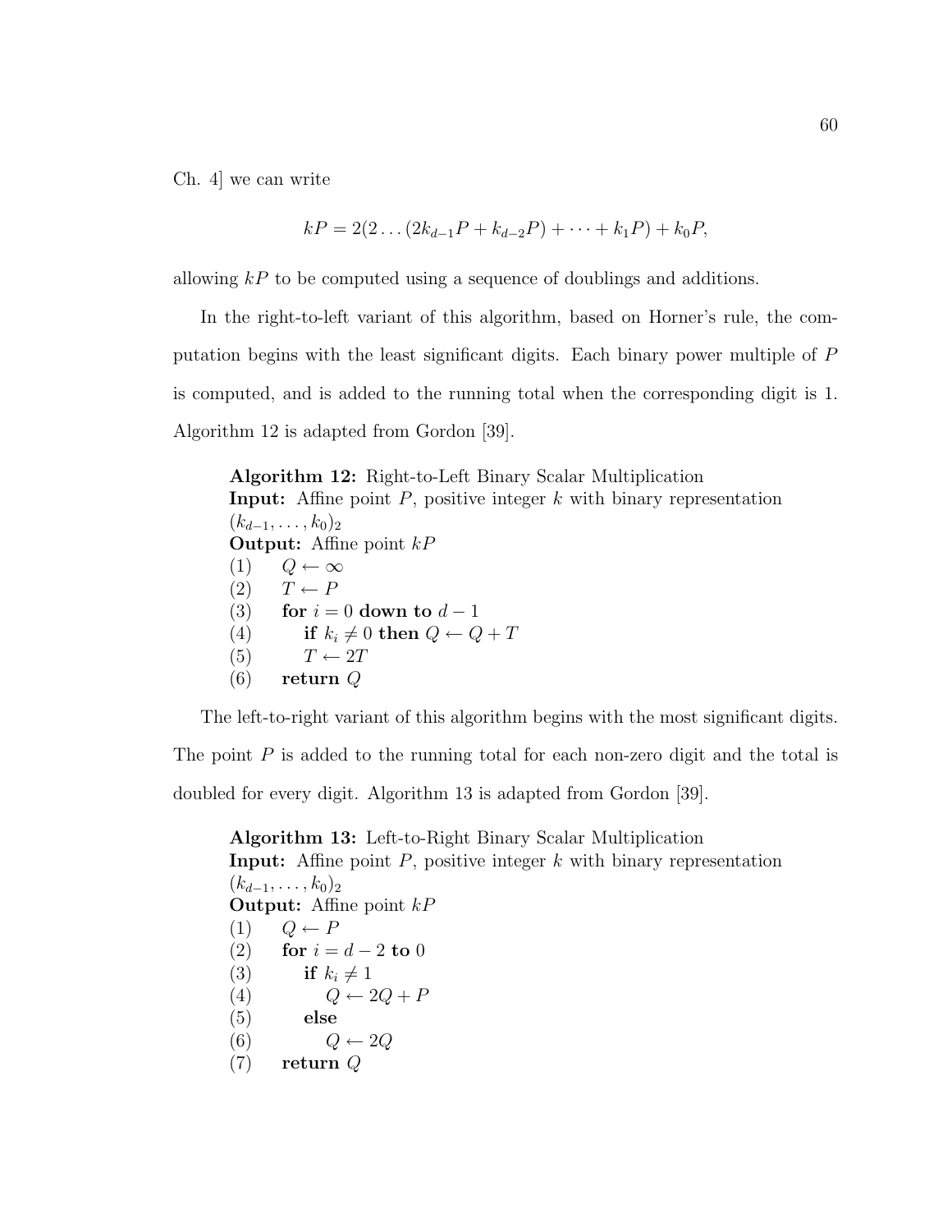Ch. 4] we can write

$$kP = 2(2 \ldots (2k_{d-1}P + k_{d-2}P) + \cdots + k_1P) + k_0P,$$

allowing $kP$ to be computed using a sequence of doublings and additions.

In the right-to-left variant of this algorithm, based on Horner's rule, the computation begins with the least significant digits. Each binary power multiple of $P$ is computed, and is added to the running total when the corresponding digit is 1. Algorithm 12 is adapted from Gordon [39].

**Algorithm 12:** Right-to-Left Binary Scalar Multiplication
**Input:** Affine point $P$, positive integer $k$ with binary representation $(k_{d-1}, \ldots, k_0)_2$
**Output:** Affine point $kP$
(1) $Q \leftarrow \infty$
(2) $T \leftarrow P$
(3) **for** $i = 0$ **down to** $d - 1$
(4) &nbsp;&nbsp;&nbsp;&nbsp;**if** $k_i \neq 0$ **then** $Q \leftarrow Q + T$
(5) &nbsp;&nbsp;&nbsp;&nbsp;$T \leftarrow 2T$
(6) **return** $Q$

The left-to-right variant of this algorithm begins with the most significant digits. The point $P$ is added to the running total for each non-zero digit and the total is doubled for every digit. Algorithm 13 is adapted from Gordon [39].

**Algorithm 13:** Left-to-Right Binary Scalar Multiplication
**Input:** Affine point $P$, positive integer $k$ with binary representation $(k_{d-1}, \ldots, k_0)_2$
**Output:** Affine point $kP$
(1) $Q \leftarrow P$
(2) **for** $i = d - 2$ **to** 0
(3) &nbsp;&nbsp;&nbsp;&nbsp;**if** $k_i \neq 1$
(4) &nbsp;&nbsp;&nbsp;&nbsp;&nbsp;&nbsp;&nbsp;&nbsp;$Q \leftarrow 2Q + P$
(5) &nbsp;&nbsp;&nbsp;&nbsp;**else**
(6) &nbsp;&nbsp;&nbsp;&nbsp;&nbsp;&nbsp;&nbsp;&nbsp;$Q \leftarrow 2Q$
(7) **return** $Q$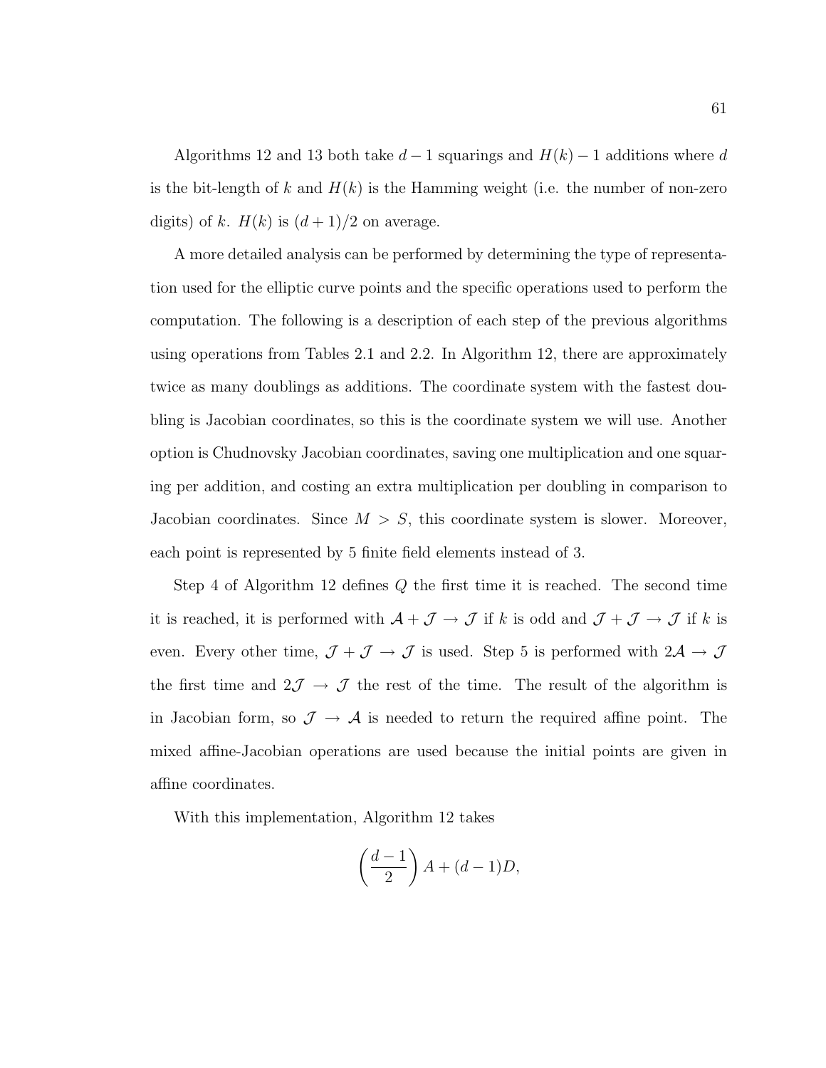Algorithms 12 and 13 both take $d-1$ squarings and $H(k)-1$ additions where $d$ is the bit-length of $k$ and $H(k)$ is the Hamming weight (i.e. the number of non-zero digits) of $k$. $H(k)$ is $(d+1)/2$ on average.

A more detailed analysis can be performed by determining the type of representation used for the elliptic curve points and the specific operations used to perform the computation. The following is a description of each step of the previous algorithms using operations from Tables 2.1 and 2.2. In Algorithm 12, there are approximately twice as many doublings as additions. The coordinate system with the fastest doubling is Jacobian coordinates, so this is the coordinate system we will use. Another option is Chudnovsky Jacobian coordinates, saving one multiplication and one squaring per addition, and costing an extra multiplication per doubling in comparison to Jacobian coordinates. Since $M > S$, this coordinate system is slower. Moreover, each point is represented by 5 finite field elements instead of 3.

Step 4 of Algorithm 12 defines $Q$ the first time it is reached. The second time it is reached, it is performed with $\mathcal{A} + \mathcal{J} \rightarrow \mathcal{J}$ if $k$ is odd and $\mathcal{J} + \mathcal{J} \rightarrow \mathcal{J}$ if $k$ is even. Every other time, $\mathcal{J} + \mathcal{J} \rightarrow \mathcal{J}$ is used. Step 5 is performed with $2\mathcal{A} \rightarrow \mathcal{J}$ the first time and $2\mathcal{J} \rightarrow \mathcal{J}$ the rest of the time. The result of the algorithm is in Jacobian form, so $\mathcal{J} \rightarrow \mathcal{A}$ is needed to return the required affine point. The mixed affine-Jacobian operations are used because the initial points are given in affine coordinates.

With this implementation, Algorithm 12 takes

$$\left(\frac{d-1}{2}\right) A + (d-1)D,$$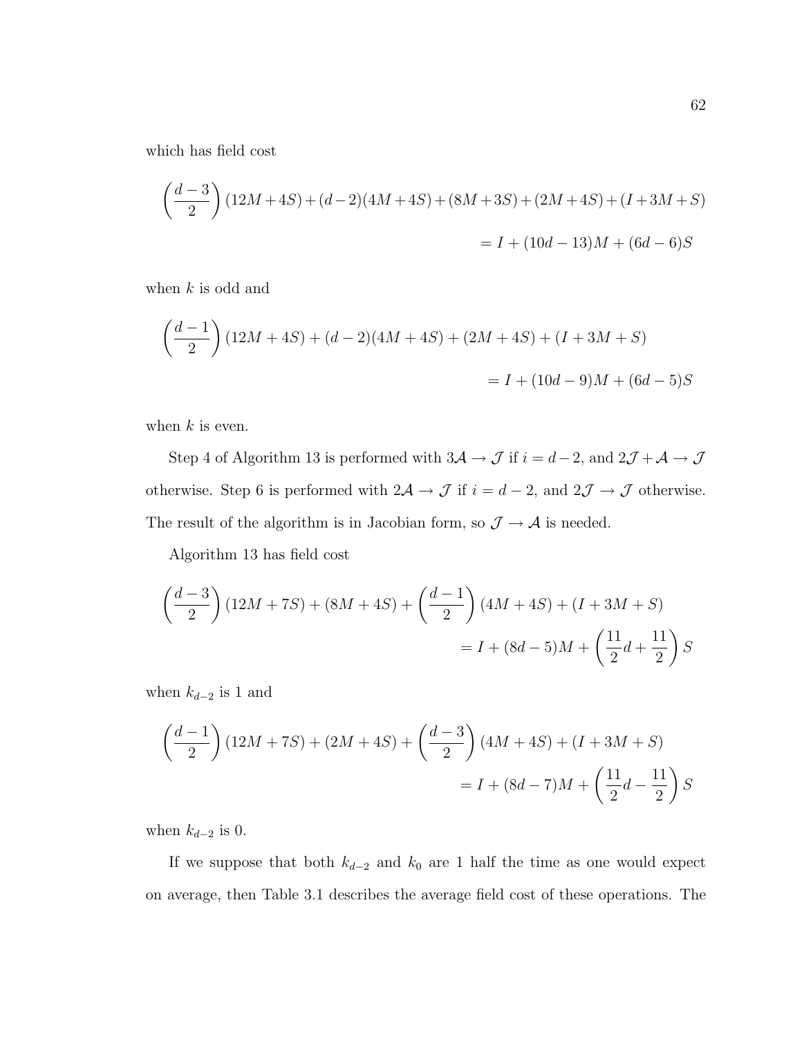which has field cost

$$\left(\frac{d-3}{2}\right)(12M+4S)+(d-2)(4M+4S)+(8M+3S)+(2M+4S)+(I+3M+S)$$
$$= I + (10d-13)M + (6d-6)S$$

when $k$ is odd and

$$\left(\frac{d-1}{2}\right)(12M+4S)+(d-2)(4M+4S)+(2M+4S)+(I+3M+S)$$
$$= I + (10d-9)M + (6d-5)S$$

when $k$ is even.

Step 4 of Algorithm 13 is performed with $3\mathcal{A} \to \mathcal{J}$ if $i = d-2$, and $2\mathcal{J} + \mathcal{A} \to \mathcal{J}$ otherwise. Step 6 is performed with $2\mathcal{A} \to \mathcal{J}$ if $i = d-2$, and $2\mathcal{J} \to \mathcal{J}$ otherwise. The result of the algorithm is in Jacobian form, so $\mathcal{J} \to \mathcal{A}$ is needed.

Algorithm 13 has field cost

$$\left(\frac{d-3}{2}\right)(12M+7S)+(8M+4S)+\left(\frac{d-1}{2}\right)(4M+4S)+(I+3M+S)$$
$$= I + (8d-5)M + \left(\frac{11}{2}d + \frac{11}{2}\right)S$$

when $k_{d-2}$ is 1 and

$$\left(\frac{d-1}{2}\right)(12M+7S)+(2M+4S)+\left(\frac{d-3}{2}\right)(4M+4S)+(I+3M+S)$$
$$= I + (8d-7)M + \left(\frac{11}{2}d - \frac{11}{2}\right)S$$

when $k_{d-2}$ is 0.

If we suppose that both $k_{d-2}$ and $k_0$ are 1 half the time as one would expect on average, then Table 3.1 describes the average field cost of these operations. The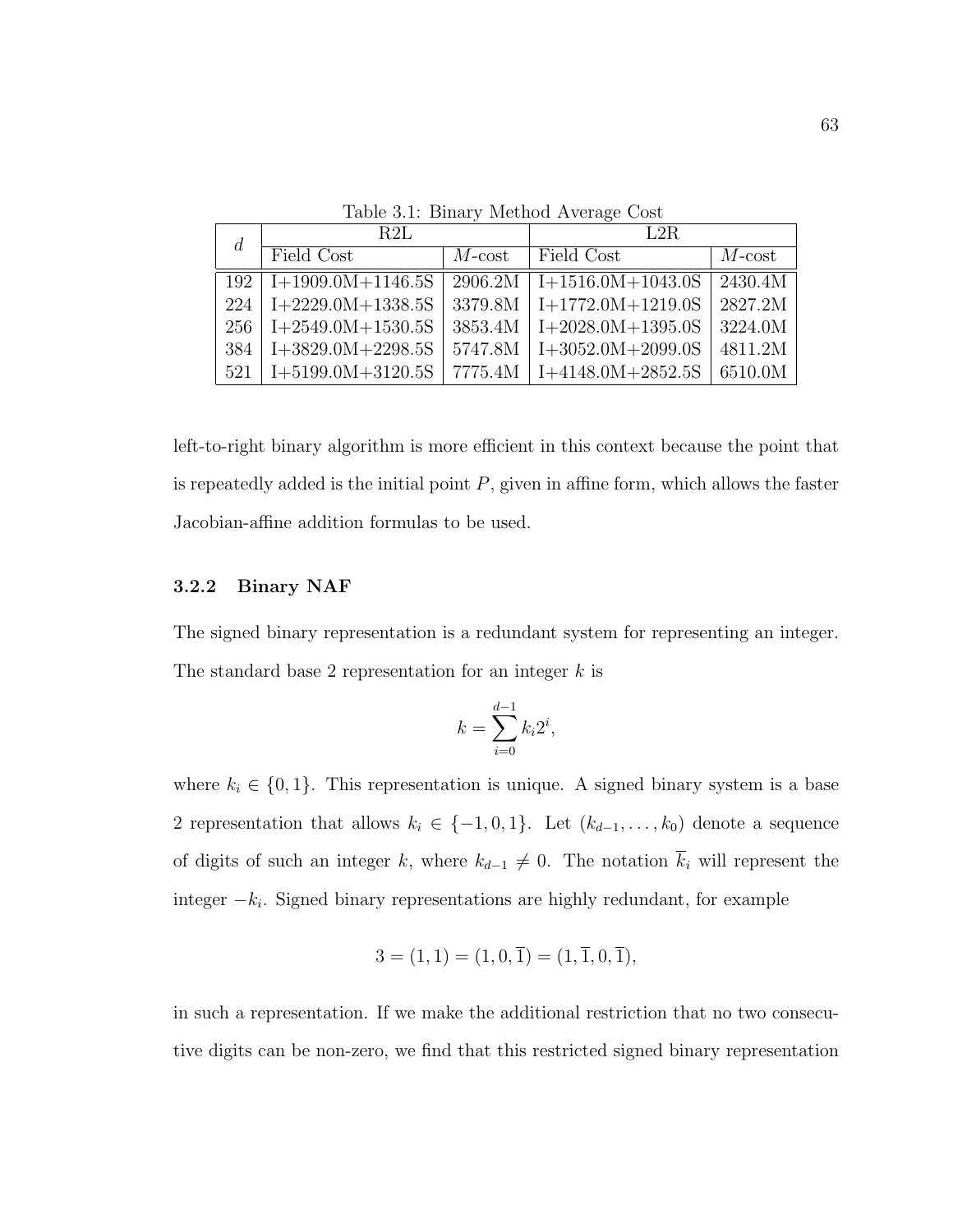Table 3.1: Binary Method Average Cost

| $d$ | R2L | | L2R | |
|---|---|---|---|---|
| | Field Cost | $M$-cost | Field Cost | $M$-cost |
| 192 | I+1909.0M+1146.5S | 2906.2M | I+1516.0M+1043.0S | 2430.4M |
| 224 | I+2229.0M+1338.5S | 3379.8M | I+1772.0M+1219.0S | 2827.2M |
| 256 | I+2549.0M+1530.5S | 3853.4M | I+2028.0M+1395.0S | 3224.0M |
| 384 | I+3829.0M+2298.5S | 5747.8M | I+3052.0M+2099.0S | 4811.2M |
| 521 | I+5199.0M+3120.5S | 7775.4M | I+4148.0M+2852.5S | 6510.0M |

left-to-right binary algorithm is more efficient in this context because the point that is repeatedly added is the initial point $P$, given in affine form, which allows the faster Jacobian-affine addition formulas to be used.

### 3.2.2 Binary NAF

The signed binary representation is a redundant system for representing an integer. The standard base 2 representation for an integer $k$ is

$$k = \sum_{i=0}^{d-1} k_i 2^i,$$

where $k_i \in \{0, 1\}$. This representation is unique. A signed binary system is a base 2 representation that allows $k_i \in \{-1, 0, 1\}$. Let $(k_{d-1}, \ldots, k_0)$ denote a sequence of digits of such an integer $k$, where $k_{d-1} \neq 0$. The notation $\overline{k}_i$ will represent the integer $-k_i$. Signed binary representations are highly redundant, for example

$$3 = (1, 1) = (1, 0, \overline{1}) = (1, \overline{1}, 0, \overline{1}),$$

in such a representation. If we make the additional restriction that no two consecutive digits can be non-zero, we find that this restricted signed binary representation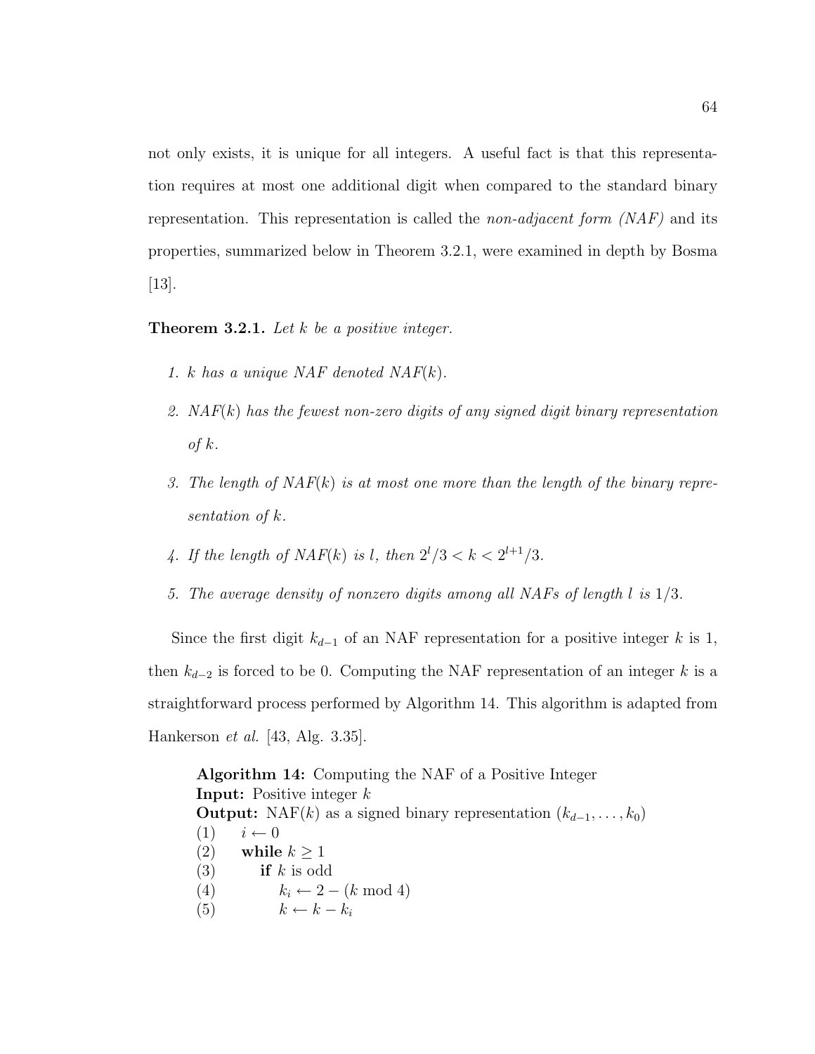not only exists, it is unique for all integers. A useful fact is that this representation requires at most one additional digit when compared to the standard binary representation. This representation is called the *non-adjacent form (NAF)* and its properties, summarized below in Theorem 3.2.1, were examined in depth by Bosma [13].

**Theorem 3.2.1.** *Let $k$ be a positive integer.*

1. *$k$ has a unique NAF denoted NAF($k$).*
2. *NAF($k$) has the fewest non-zero digits of any signed digit binary representation of $k$.*
3. *The length of NAF($k$) is at most one more than the length of the binary representation of $k$.*
4. *If the length of NAF($k$) is $l$, then $2^l/3 < k < 2^{l+1}/3$.*
5. *The average density of nonzero digits among all NAFs of length $l$ is $1/3$.*

Since the first digit $k_{d-1}$ of an NAF representation for a positive integer $k$ is 1, then $k_{d-2}$ is forced to be 0. Computing the NAF representation of an integer $k$ is a straightforward process performed by Algorithm 14. This algorithm is adapted from Hankerson *et al.* [43, Alg. 3.35].

**Algorithm 14:** Computing the NAF of a Positive Integer
**Input:** Positive integer $k$
**Output:** NAF($k$) as a signed binary representation $(k_{d-1}, \ldots, k_0)$
(1) $i \leftarrow 0$
(2) **while** $k \geq 1$
(3) **if** $k$ is odd
(4) $k_i \leftarrow 2 - (k \bmod 4)$
(5) $k \leftarrow k - k_i$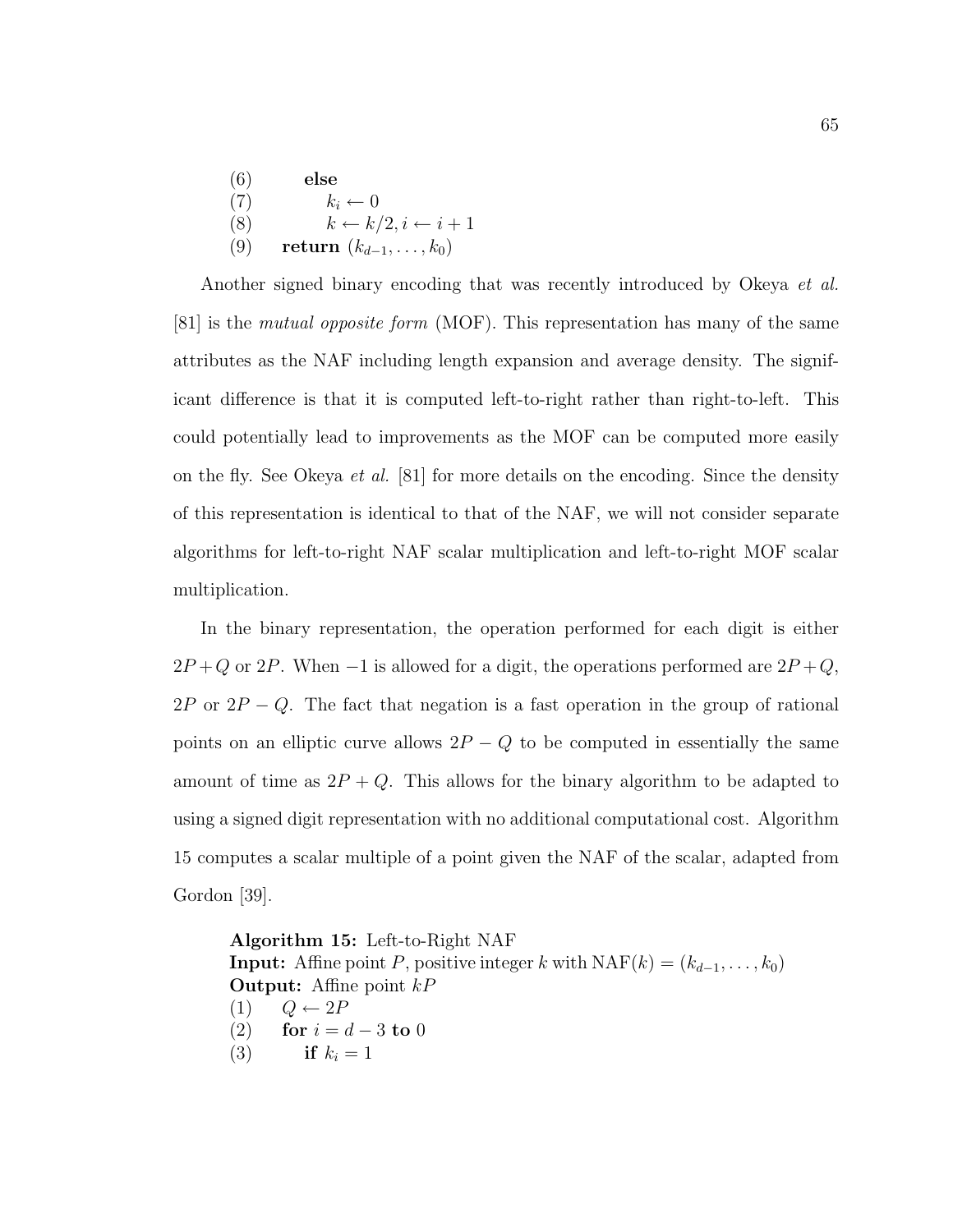(6) **else**
(7) $k_i \leftarrow 0$
(8) $k \leftarrow k/2, i \leftarrow i + 1$
(9) **return** $(k_{d-1}, \ldots, k_0)$

Another signed binary encoding that was recently introduced by Okeya *et al.* [81] is the *mutual opposite form* (MOF). This representation has many of the same attributes as the NAF including length expansion and average density. The significant difference is that it is computed left-to-right rather than right-to-left. This could potentially lead to improvements as the MOF can be computed more easily on the fly. See Okeya *et al.* [81] for more details on the encoding. Since the density of this representation is identical to that of the NAF, we will not consider separate algorithms for left-to-right NAF scalar multiplication and left-to-right MOF scalar multiplication.

In the binary representation, the operation performed for each digit is either $2P+Q$ or $2P$. When $-1$ is allowed for a digit, the operations performed are $2P+Q$, $2P$ or $2P-Q$. The fact that negation is a fast operation in the group of rational points on an elliptic curve allows $2P-Q$ to be computed in essentially the same amount of time as $2P+Q$. This allows for the binary algorithm to be adapted to using a signed digit representation with no additional computational cost. Algorithm 15 computes a scalar multiple of a point given the NAF of the scalar, adapted from Gordon [39].

**Algorithm 15:** Left-to-Right NAF
**Input:** Affine point $P$, positive integer $k$ with $\mathrm{NAF}(k) = (k_{d-1}, \ldots, k_0)$
**Output:** Affine point $kP$
(1) $Q \leftarrow 2P$
(2) **for** $i = d - 3$ **to** $0$
(3) **if** $k_i = 1$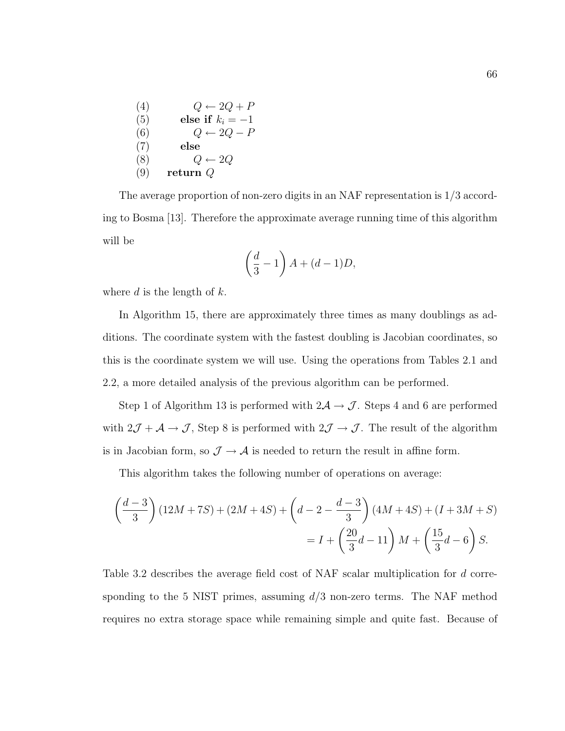(4) $\quad\quad Q \leftarrow 2Q + P$
(5) $\quad$ **else if** $k_i = -1$
(6) $\quad\quad Q \leftarrow 2Q - P$
(7) $\quad$ **else**
(8) $\quad\quad Q \leftarrow 2Q$
(9) **return** $Q$

The average proportion of non-zero digits in an NAF representation is 1/3 according to Bosma [13]. Therefore the approximate average running time of this algorithm will be

$$\left(\frac{d}{3} - 1\right) A + (d - 1)D,$$

where $d$ is the length of $k$.

In Algorithm 15, there are approximately three times as many doublings as additions. The coordinate system with the fastest doubling is Jacobian coordinates, so this is the coordinate system we will use. Using the operations from Tables 2.1 and 2.2, a more detailed analysis of the previous algorithm can be performed.

Step 1 of Algorithm 13 is performed with $2\mathcal{A} \to \mathcal{J}$. Steps 4 and 6 are performed with $2\mathcal{J} + \mathcal{A} \to \mathcal{J}$, Step 8 is performed with $2\mathcal{J} \to \mathcal{J}$. The result of the algorithm is in Jacobian form, so $\mathcal{J} \to \mathcal{A}$ is needed to return the result in affine form.

This algorithm takes the following number of operations on average:

$$\begin{aligned}\left(\frac{d-3}{3}\right)(12M + 7S) + (2M + 4S) + \left(d - 2 - \frac{d-3}{3}\right)(4M + 4S) + (I + 3M + S) \\ = I + \left(\frac{20}{3}d - 11\right) M + \left(\frac{15}{3}d - 6\right) S.\end{aligned}$$

Table 3.2 describes the average field cost of NAF scalar multiplication for $d$ corresponding to the 5 NIST primes, assuming $d/3$ non-zero terms. The NAF method requires no extra storage space while remaining simple and quite fast. Because of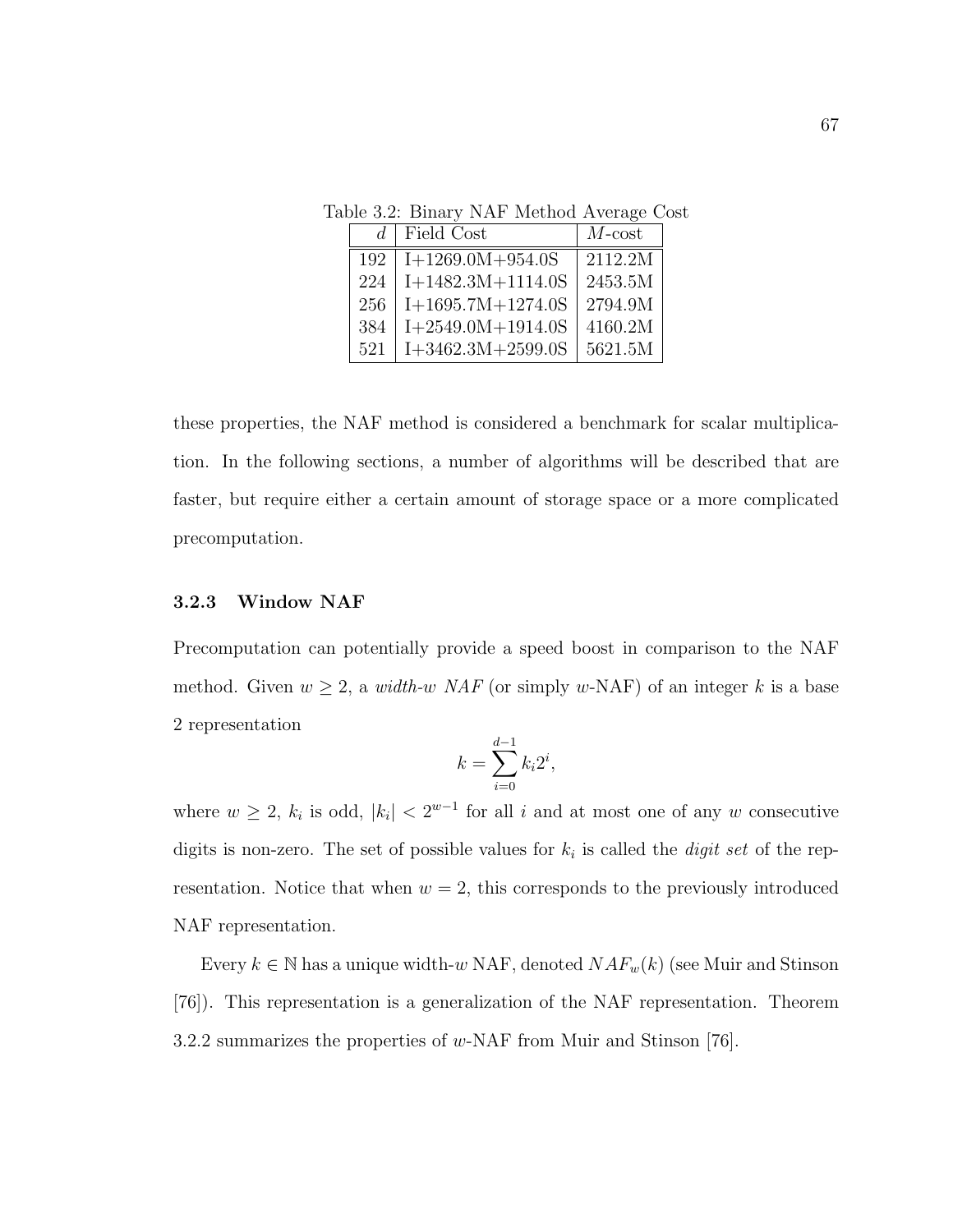Table 3.2: Binary NAF Method Average Cost

| $d$ | Field Cost | $M$-cost |
|---|---|---|
| 192 | I+1269.0M+954.0S | 2112.2M |
| 224 | I+1482.3M+1114.0S | 2453.5M |
| 256 | I+1695.7M+1274.0S | 2794.9M |
| 384 | I+2549.0M+1914.0S | 4160.2M |
| 521 | I+3462.3M+2599.0S | 5621.5M |

these properties, the NAF method is considered a benchmark for scalar multiplication. In the following sections, a number of algorithms will be described that are faster, but require either a certain amount of storage space or a more complicated precomputation.

### 3.2.3 Window NAF

Precomputation can potentially provide a speed boost in comparison to the NAF method. Given $w \geq 2$, a *width-w NAF* (or simply $w$-NAF) of an integer $k$ is a base 2 representation

$$k = \sum_{i=0}^{d-1} k_i 2^i,$$

where $w \geq 2$, $k_i$ is odd, $|k_i| < 2^{w-1}$ for all $i$ and at most one of any $w$ consecutive digits is non-zero. The set of possible values for $k_i$ is called the *digit set* of the representation. Notice that when $w = 2$, this corresponds to the previously introduced NAF representation.

Every $k \in \mathbb{N}$ has a unique width-$w$ NAF, denoted $NAF_w(k)$ (see Muir and Stinson [76]). This representation is a generalization of the NAF representation. Theorem 3.2.2 summarizes the properties of $w$-NAF from Muir and Stinson [76].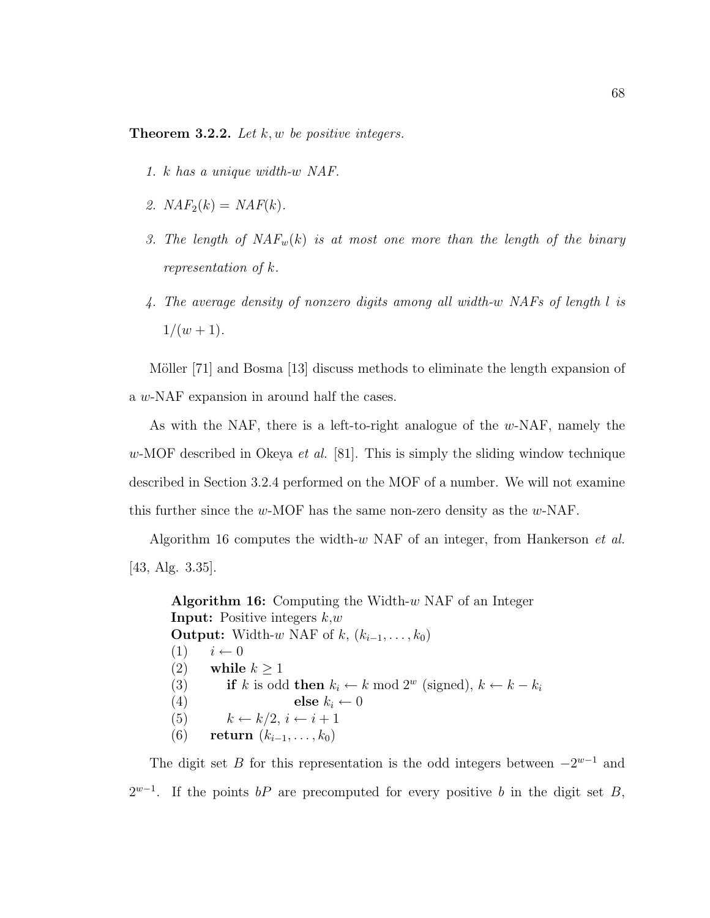**Theorem 3.2.2.** *Let $k, w$ be positive integers.*

1. *$k$ has a unique width-$w$ NAF.*
2. *$NAF_2(k) = NAF(k)$.*
3. *The length of $NAF_w(k)$ is at most one more than the length of the binary representation of $k$.*
4. *The average density of nonzero digits among all width-$w$ NAFs of length $l$ is $1/(w+1)$.*

Möller [71] and Bosma [13] discuss methods to eliminate the length expansion of a $w$-NAF expansion in around half the cases.

As with the NAF, there is a left-to-right analogue of the $w$-NAF, namely the $w$-MOF described in Okeya *et al.* [81]. This is simply the sliding window technique described in Section 3.2.4 performed on the MOF of a number. We will not examine this further since the $w$-MOF has the same non-zero density as the $w$-NAF.

Algorithm 16 computes the width-$w$ NAF of an integer, from Hankerson *et al.* [43, Alg. 3.35].

**Algorithm 16:** Computing the Width-$w$ NAF of an Integer
**Input:** Positive integers $k$,$w$
**Output:** Width-$w$ NAF of $k$, $(k_{i-1}, \ldots, k_0)$

```
(1)    i ← 0
(2)    while k ≥ 1
(3)        if k is odd then k_i ← k mod 2^w (signed), k ← k − k_i
(4)                    else k_i ← 0
(5)        k ← k/2, i ← i + 1
(6)    return (k_{i−1}, ..., k_0)
```

The digit set $B$ for this representation is the odd integers between $-2^{w-1}$ and $2^{w-1}$. If the points $bP$ are precomputed for every positive $b$ in the digit set $B$,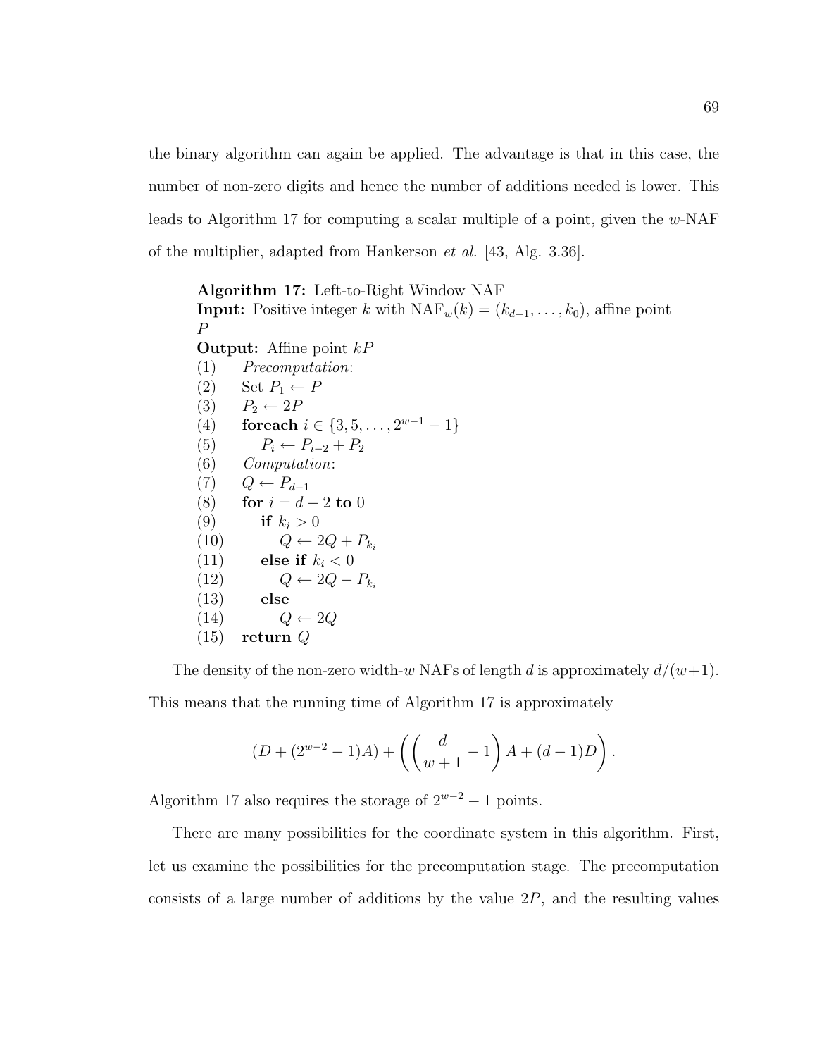the binary algorithm can again be applied. The advantage is that in this case, the number of non-zero digits and hence the number of additions needed is lower. This leads to Algorithm 17 for computing a scalar multiple of a point, given the $w$-NAF of the multiplier, adapted from Hankerson *et al.* [43, Alg. 3.36].

**Algorithm 17:** Left-to-Right Window NAF
**Input:** Positive integer $k$ with $\text{NAF}_w(k) = (k_{d-1}, \ldots, k_0)$, affine point $P$
**Output:** Affine point $kP$

(1) *Precomputation*:
(2) Set $P_1 \leftarrow P$
(3) $P_2 \leftarrow 2P$
(4) **foreach** $i \in \{3, 5, \ldots, 2^{w-1} - 1\}$
(5) $\quad P_i \leftarrow P_{i-2} + P_2$
(6) *Computation*:
(7) $Q \leftarrow P_{d-1}$
(8) **for** $i = d - 2$ **to** $0$
(9) $\quad$ **if** $k_i > 0$
(10) $\quad\quad Q \leftarrow 2Q + P_{k_i}$
(11) $\quad$ **else if** $k_i < 0$
(12) $\quad\quad Q \leftarrow 2Q - P_{k_i}$
(13) $\quad$ **else**
(14) $\quad\quad Q \leftarrow 2Q$
(15) **return** $Q$

The density of the non-zero width-$w$ NAFs of length $d$ is approximately $d/(w+1)$. This means that the running time of Algorithm 17 is approximately

$$(D + (2^{w-2} - 1)A) + \left( \left( \frac{d}{w+1} - 1 \right) A + (d-1)D \right).$$

Algorithm 17 also requires the storage of $2^{w-2} - 1$ points.

There are many possibilities for the coordinate system in this algorithm. First, let us examine the possibilities for the precomputation stage. The precomputation consists of a large number of additions by the value $2P$, and the resulting values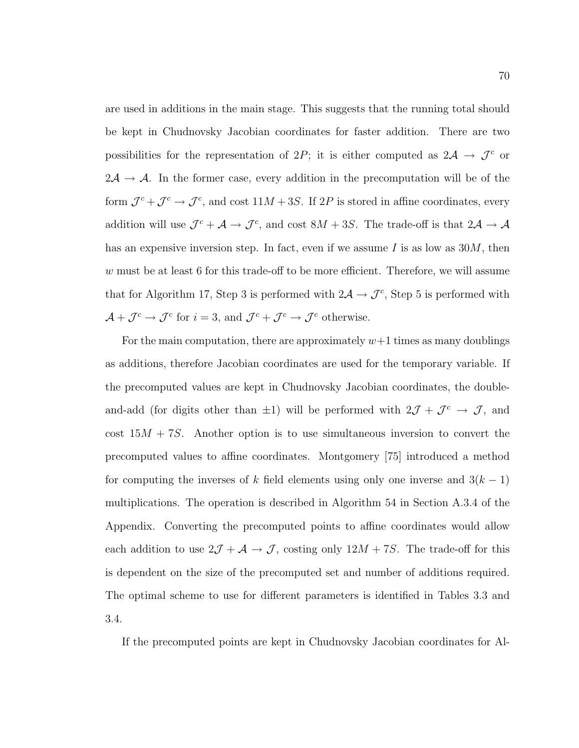are used in additions in the main stage. This suggests that the running total should be kept in Chudnovsky Jacobian coordinates for faster addition. There are two possibilities for the representation of $2P$; it is either computed as $2\mathcal{A} \rightarrow \mathcal{J}^c$ or $2\mathcal{A} \rightarrow \mathcal{A}$. In the former case, every addition in the precomputation will be of the form $\mathcal{J}^c + \mathcal{J}^c \rightarrow \mathcal{J}^c$, and cost $11M + 3S$. If $2P$ is stored in affine coordinates, every addition will use $\mathcal{J}^c + \mathcal{A} \rightarrow \mathcal{J}^c$, and cost $8M + 3S$. The trade-off is that $2\mathcal{A} \rightarrow \mathcal{A}$ has an expensive inversion step. In fact, even if we assume $I$ is as low as $30M$, then $w$ must be at least 6 for this trade-off to be more efficient. Therefore, we will assume that for Algorithm 17, Step 3 is performed with $2\mathcal{A} \rightarrow \mathcal{J}^c$, Step 5 is performed with $\mathcal{A} + \mathcal{J}^c \rightarrow \mathcal{J}^c$ for $i = 3$, and $\mathcal{J}^c + \mathcal{J}^c \rightarrow \mathcal{J}^c$ otherwise.

For the main computation, there are approximately $w+1$ times as many doublings as additions, therefore Jacobian coordinates are used for the temporary variable. If the precomputed values are kept in Chudnovsky Jacobian coordinates, the double-and-add (for digits other than $\pm 1$) will be performed with $2\mathcal{J} + \mathcal{J}^c \rightarrow \mathcal{J}$, and cost $15M + 7S$. Another option is to use simultaneous inversion to convert the precomputed values to affine coordinates. Montgomery [75] introduced a method for computing the inverses of $k$ field elements using only one inverse and $3(k-1)$ multiplications. The operation is described in Algorithm 54 in Section A.3.4 of the Appendix. Converting the precomputed points to affine coordinates would allow each addition to use $2\mathcal{J} + \mathcal{A} \rightarrow \mathcal{J}$, costing only $12M + 7S$. The trade-off for this is dependent on the size of the precomputed set and number of additions required. The optimal scheme to use for different parameters is identified in Tables 3.3 and 3.4.

If the precomputed points are kept in Chudnovsky Jacobian coordinates for Al-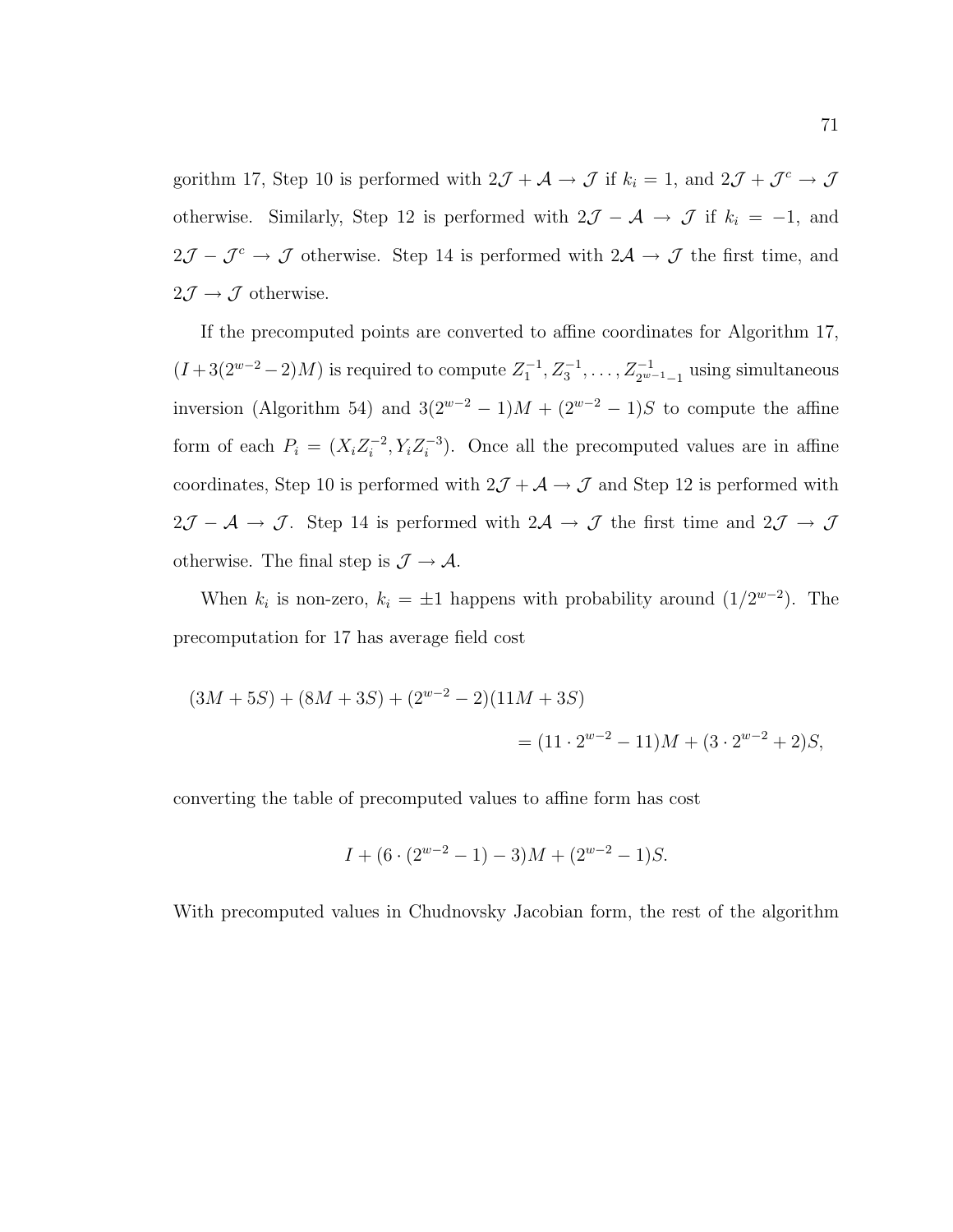gorithm 17, Step 10 is performed with $2\mathcal{J} + \mathcal{A} \rightarrow \mathcal{J}$ if $k_i = 1$, and $2\mathcal{J} + \mathcal{J}^c \rightarrow \mathcal{J}$ otherwise. Similarly, Step 12 is performed with $2\mathcal{J} - \mathcal{A} \rightarrow \mathcal{J}$ if $k_i = -1$, and $2\mathcal{J} - \mathcal{J}^c \rightarrow \mathcal{J}$ otherwise. Step 14 is performed with $2\mathcal{A} \rightarrow \mathcal{J}$ the first time, and $2\mathcal{J} \rightarrow \mathcal{J}$ otherwise.

If the precomputed points are converted to affine coordinates for Algorithm 17, $(I + 3(2^{w-2} - 2)M)$ is required to compute $Z_1^{-1}, Z_3^{-1}, \ldots, Z_{2^{w-1}-1}^{-1}$ using simultaneous inversion (Algorithm 54) and $3(2^{w-2} - 1)M + (2^{w-2} - 1)S$ to compute the affine form of each $P_i = (X_i Z_i^{-2}, Y_i Z_i^{-3})$. Once all the precomputed values are in affine coordinates, Step 10 is performed with $2\mathcal{J} + \mathcal{A} \rightarrow \mathcal{J}$ and Step 12 is performed with $2\mathcal{J} - \mathcal{A} \rightarrow \mathcal{J}$. Step 14 is performed with $2\mathcal{A} \rightarrow \mathcal{J}$ the first time and $2\mathcal{J} \rightarrow \mathcal{J}$ otherwise. The final step is $\mathcal{J} \rightarrow \mathcal{A}$.

When $k_i$ is non-zero, $k_i = \pm 1$ happens with probability around $(1/2^{w-2})$. The precomputation for 17 has average field cost

$$(3M + 5S) + (8M + 3S) + (2^{w-2} - 2)(11M + 3S)$$
$$= (11 \cdot 2^{w-2} - 11)M + (3 \cdot 2^{w-2} + 2)S,$$

converting the table of precomputed values to affine form has cost

$$I + (6 \cdot (2^{w-2} - 1) - 3)M + (2^{w-2} - 1)S.$$

With precomputed values in Chudnovsky Jacobian form, the rest of the algorithm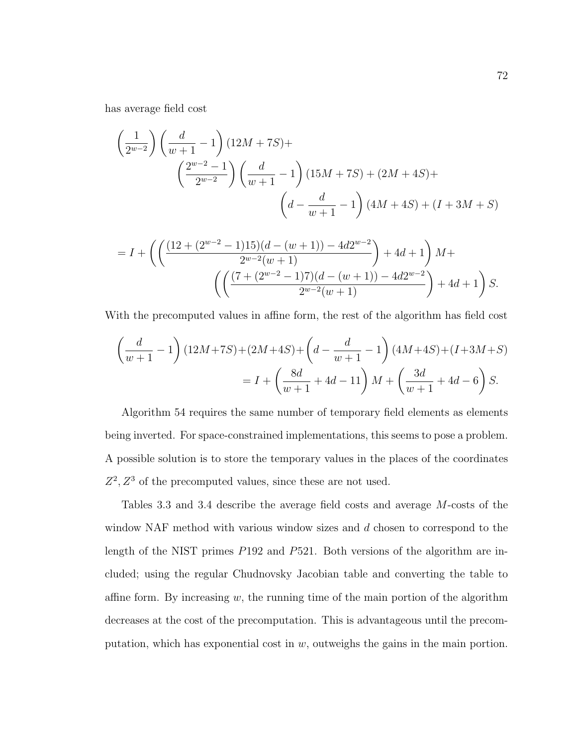has average field cost

$$
\left(\frac{1}{2^{w-2}}\right)\left(\frac{d}{w+1}-1\right)(12M+7S)+ \\
\left(\frac{2^{w-2}-1}{2^{w-2}}\right)\left(\frac{d}{w+1}-1\right)(15M+7S)+(2M+4S)+ \\
\left(d-\frac{d}{w+1}-1\right)(4M+4S)+(I+3M+S)
$$

$$
= I + \left(\left(\frac{(12+(2^{w-2}-1)15)(d-(w+1))-4d2^{w-2}}{2^{w-2}(w+1)}\right)+4d+1\right)M+ \\
\left(\left(\frac{(7+(2^{w-2}-1)7)(d-(w+1))-4d2^{w-2}}{2^{w-2}(w+1)}\right)+4d+1\right)S.
$$

With the precomputed values in affine form, the rest of the algorithm has field cost

$$
\left(\frac{d}{w+1}-1\right)(12M+7S)+(2M+4S)+\left(d-\frac{d}{w+1}-1\right)(4M+4S)+(I+3M+S) \\
= I + \left(\frac{8d}{w+1}+4d-11\right)M+\left(\frac{3d}{w+1}+4d-6\right)S.
$$

Algorithm 54 requires the same number of temporary field elements as elements being inverted. For space-constrained implementations, this seems to pose a problem. A possible solution is to store the temporary values in the places of the coordinates $Z^2, Z^3$ of the precomputed values, since these are not used.

Tables 3.3 and 3.4 describe the average field costs and average $M$-costs of the window NAF method with various window sizes and $d$ chosen to correspond to the length of the NIST primes $P192$ and $P521$. Both versions of the algorithm are included; using the regular Chudnovsky Jacobian table and converting the table to affine form. By increasing $w$, the running time of the main portion of the algorithm decreases at the cost of the precomputation. This is advantageous until the precomputation, which has exponential cost in $w$, outweighs the gains in the main portion.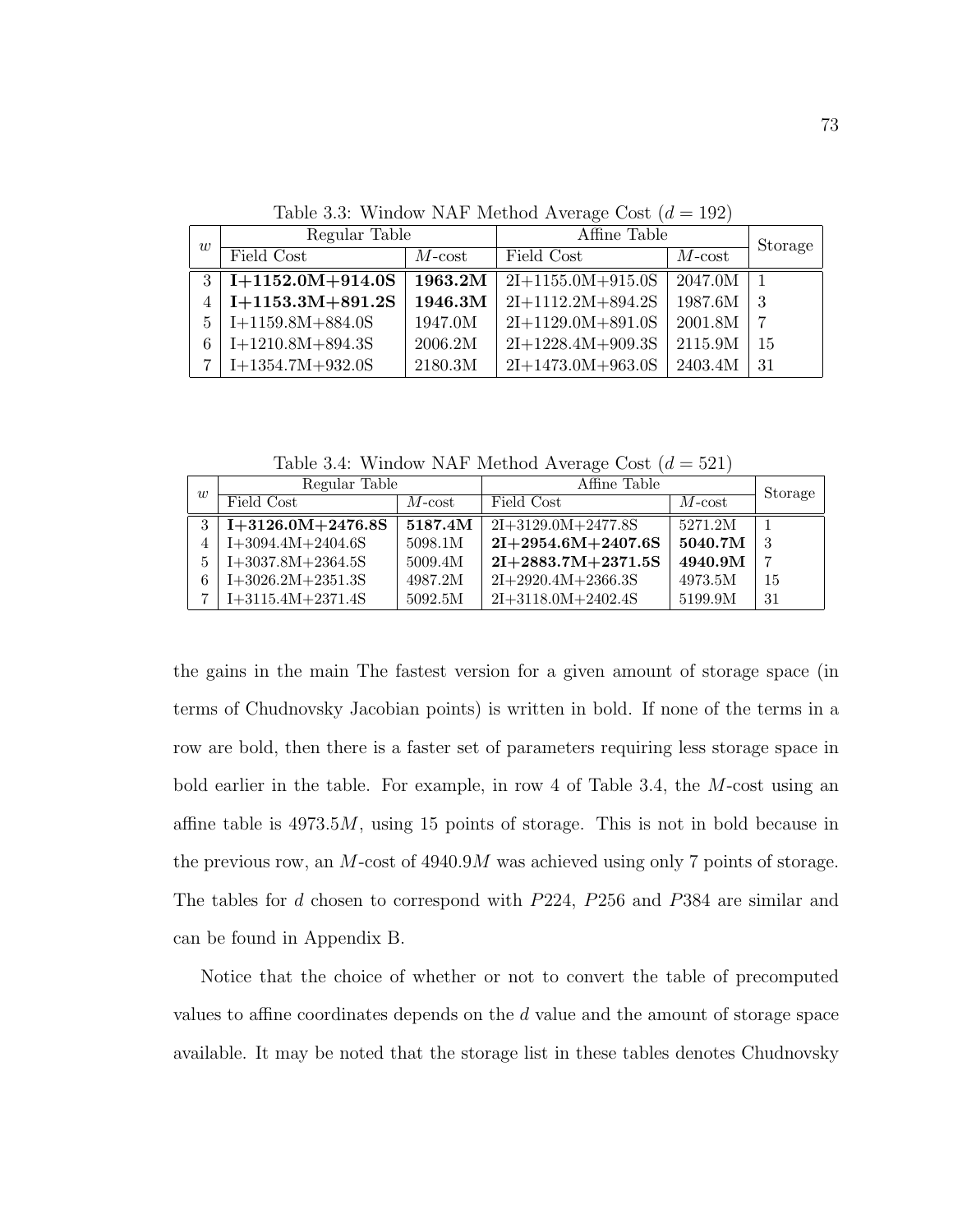Table 3.3: Window NAF Method Average Cost ($d = 192$)

| $w$ | Regular Table | | Affine Table | | Storage |
|---|---|---|---|---|---|
| | Field Cost | $M$-cost | Field Cost | $M$-cost | |
| 3 | **I+1152.0M+914.0S** | **1963.2M** | 2I+1155.0M+915.0S | 2047.0M | 1 |
| 4 | **I+1153.3M+891.2S** | **1946.3M** | 2I+1112.2M+894.2S | 1987.6M | 3 |
| 5 | I+1159.8M+884.0S | 1947.0M | 2I+1129.0M+891.0S | 2001.8M | 7 |
| 6 | I+1210.8M+894.3S | 2006.2M | 2I+1228.4M+909.3S | 2115.9M | 15 |
| 7 | I+1354.7M+932.0S | 2180.3M | 2I+1473.0M+963.0S | 2403.4M | 31 |

Table 3.4: Window NAF Method Average Cost ($d = 521$)

| $w$ | Regular Table | | Affine Table | | Storage |
|---|---|---|---|---|---|
| | Field Cost | $M$-cost | Field Cost | $M$-cost | |
| 3 | **I+3126.0M+2476.8S** | **5187.4M** | 2I+3129.0M+2477.8S | 5271.2M | 1 |
| 4 | I+3094.4M+2404.6S | 5098.1M | **2I+2954.6M+2407.6S** | **5040.7M** | 3 |
| 5 | I+3037.8M+2364.5S | 5009.4M | **2I+2883.7M+2371.5S** | **4940.9M** | 7 |
| 6 | I+3026.2M+2351.3S | 4987.2M | 2I+2920.4M+2366.3S | 4973.5M | 15 |
| 7 | I+3115.4M+2371.4S | 5092.5M | 2I+3118.0M+2402.4S | 5199.9M | 31 |

the gains in the main The fastest version for a given amount of storage space (in terms of Chudnovsky Jacobian points) is written in bold. If none of the terms in a row are bold, then there is a faster set of parameters requiring less storage space in bold earlier in the table. For example, in row 4 of Table 3.4, the $M$-cost using an affine table is $4973.5M$, using 15 points of storage. This is not in bold because in the previous row, an $M$-cost of $4940.9M$ was achieved using only 7 points of storage. The tables for $d$ chosen to correspond with $P224$, $P256$ and $P384$ are similar and can be found in Appendix B.

Notice that the choice of whether or not to convert the table of precomputed values to affine coordinates depends on the $d$ value and the amount of storage space available. It may be noted that the storage list in these tables denotes Chudnovsky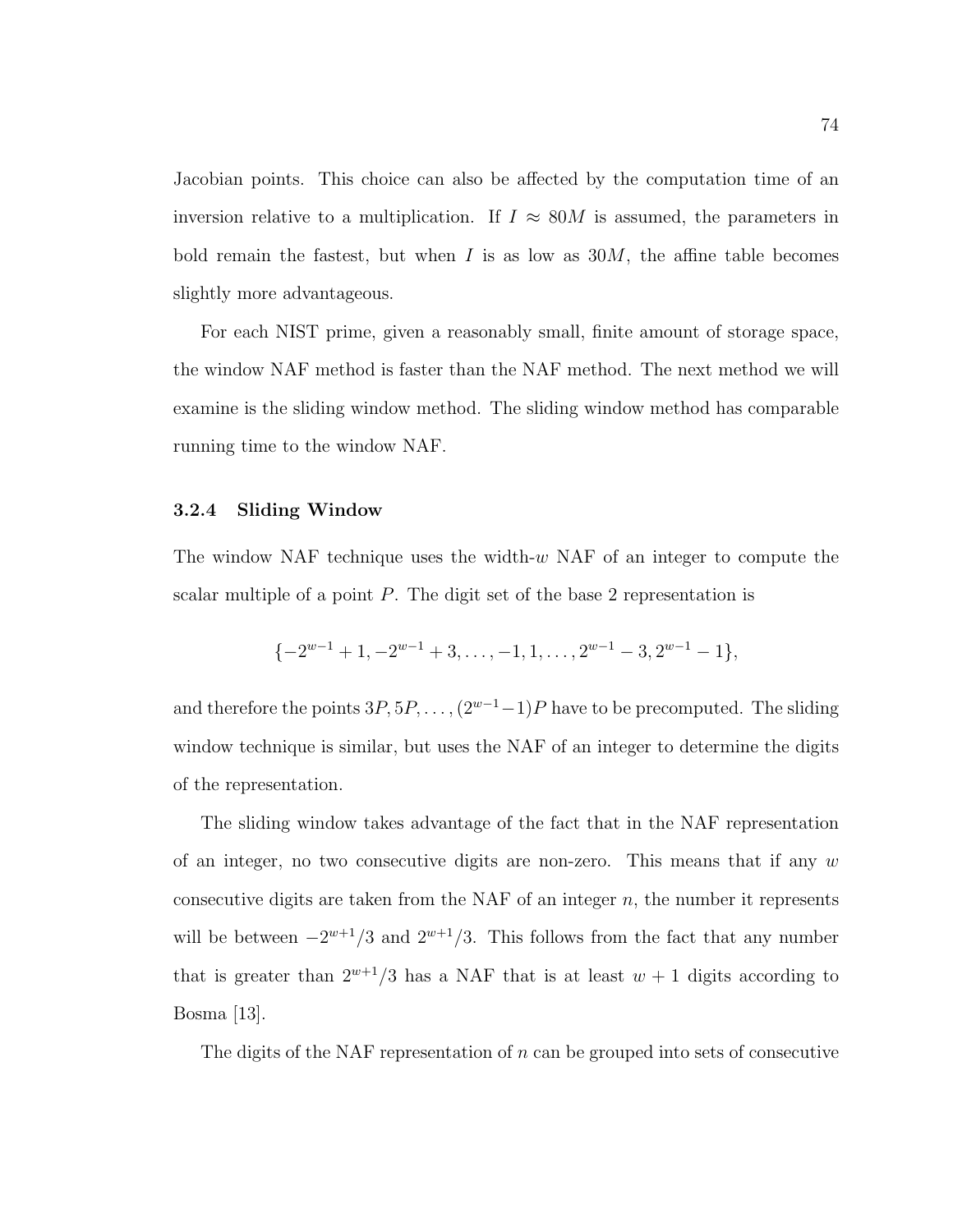Jacobian points. This choice can also be affected by the computation time of an inversion relative to a multiplication. If $I \approx 80M$ is assumed, the parameters in bold remain the fastest, but when $I$ is as low as $30M$, the affine table becomes slightly more advantageous.

For each NIST prime, given a reasonably small, finite amount of storage space, the window NAF method is faster than the NAF method. The next method we will examine is the sliding window method. The sliding window method has comparable running time to the window NAF.

### 3.2.4 Sliding Window

The window NAF technique uses the width-$w$ NAF of an integer to compute the scalar multiple of a point $P$. The digit set of the base 2 representation is

$$\{-2^{w-1}+1, -2^{w-1}+3, \ldots, -1, 1, \ldots, 2^{w-1}-3, 2^{w-1}-1\},$$

and therefore the points $3P, 5P, \ldots, (2^{w-1}-1)P$ have to be precomputed. The sliding window technique is similar, but uses the NAF of an integer to determine the digits of the representation.

The sliding window takes advantage of the fact that in the NAF representation of an integer, no two consecutive digits are non-zero. This means that if any $w$ consecutive digits are taken from the NAF of an integer $n$, the number it represents will be between $-2^{w+1}/3$ and $2^{w+1}/3$. This follows from the fact that any number that is greater than $2^{w+1}/3$ has a NAF that is at least $w+1$ digits according to Bosma [13].

The digits of the NAF representation of $n$ can be grouped into sets of consecutive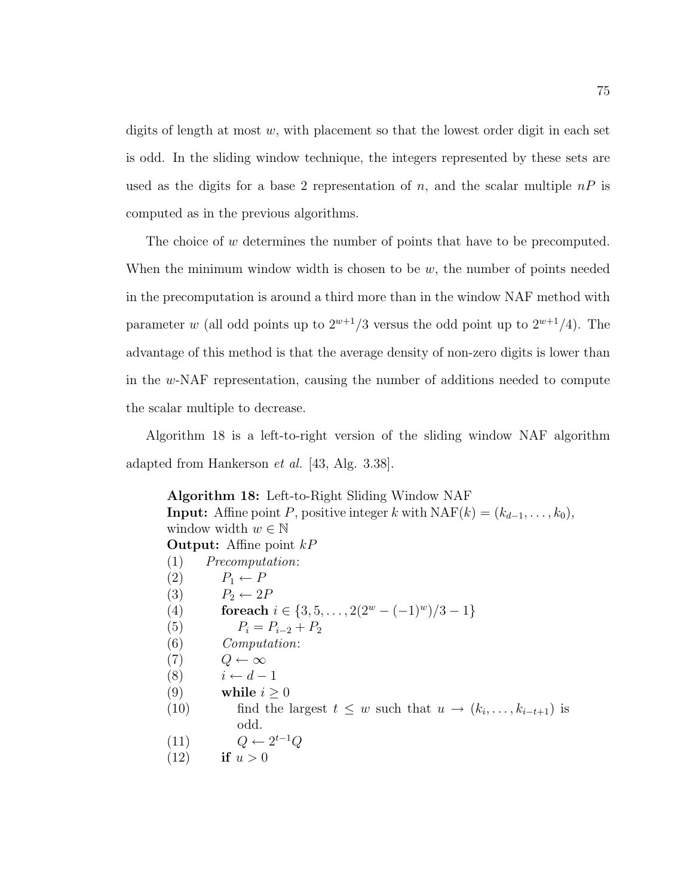digits of length at most $w$, with placement so that the lowest order digit in each set is odd. In the sliding window technique, the integers represented by these sets are used as the digits for a base 2 representation of $n$, and the scalar multiple $nP$ is computed as in the previous algorithms.

The choice of $w$ determines the number of points that have to be precomputed. When the minimum window width is chosen to be $w$, the number of points needed in the precomputation is around a third more than in the window NAF method with parameter $w$ (all odd points up to $2^{w+1}/3$ versus the odd point up to $2^{w+1}/4$). The advantage of this method is that the average density of non-zero digits is lower than in the $w$-NAF representation, causing the number of additions needed to compute the scalar multiple to decrease.

Algorithm 18 is a left-to-right version of the sliding window NAF algorithm adapted from Hankerson *et al.* [43, Alg. 3.38].

**Algorithm 18:** Left-to-Right Sliding Window NAF
**Input:** Affine point $P$, positive integer $k$ with $\mathrm{NAF}(k) = (k_{d-1}, \ldots, k_0)$, window width $w \in \mathbb{N}$
**Output:** Affine point $kP$

(1) *Precomputation*:
(2) $P_1 \leftarrow P$
(3) $P_2 \leftarrow 2P$
(4) **foreach** $i \in \{3, 5, \ldots, 2(2^w - (-1)^w)/3 - 1\}$
(5) $P_i = P_{i-2} + P_2$
(6) *Computation*:
(7) $Q \leftarrow \infty$
(8) $i \leftarrow d - 1$
(9) **while** $i \geq 0$
(10) find the largest $t \leq w$ such that $u \rightarrow (k_i, \ldots, k_{i-t+1})$ is odd.
(11) $Q \leftarrow 2^{t-1}Q$
(12) **if** $u > 0$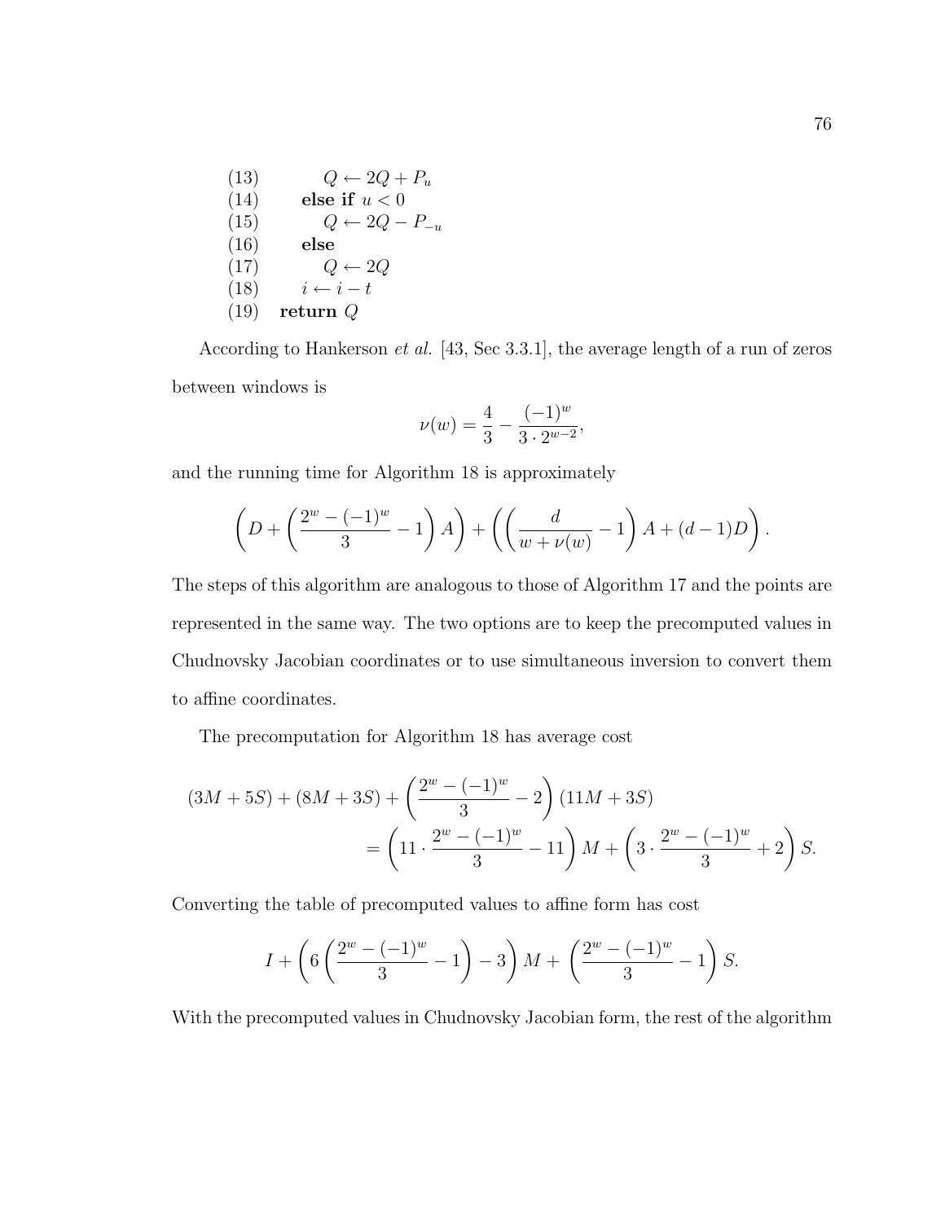```
(13)         Q ← 2Q + P_u
(14)     else if u < 0
(15)         Q ← 2Q − P_{−u}
(16)     else
(17)         Q ← 2Q
(18)     i ← i − t
(19) return Q
```

According to Hankerson *et al.* [43, Sec 3.3.1], the average length of a run of zeros between windows is

$$\nu(w) = \frac{4}{3} - \frac{(-1)^w}{3 \cdot 2^{w-2}},$$

and the running time for Algorithm 18 is approximately

$$\left( D + \left( \frac{2^w - (-1)^w}{3} - 1 \right) A \right) + \left( \left( \frac{d}{w + \nu(w)} - 1 \right) A + (d-1)D \right).$$

The steps of this algorithm are analogous to those of Algorithm 17 and the points are represented in the same way. The two options are to keep the precomputed values in Chudnovsky Jacobian coordinates or to use simultaneous inversion to convert them to affine coordinates.

The precomputation for Algorithm 18 has average cost

$$\begin{aligned}(3M + 5S) + (8M + 3S) &+ \left( \frac{2^w - (-1)^w}{3} - 2 \right) (11M + 3S) \\ &= \left( 11 \cdot \frac{2^w - (-1)^w}{3} - 11 \right) M + \left( 3 \cdot \frac{2^w - (-1)^w}{3} + 2 \right) S.\end{aligned}$$

Converting the table of precomputed values to affine form has cost

$$I + \left( 6 \left( \frac{2^w - (-1)^w}{3} - 1 \right) - 3 \right) M + \left( \frac{2^w - (-1)^w}{3} - 1 \right) S.$$

With the precomputed values in Chudnovsky Jacobian form, the rest of the algorithm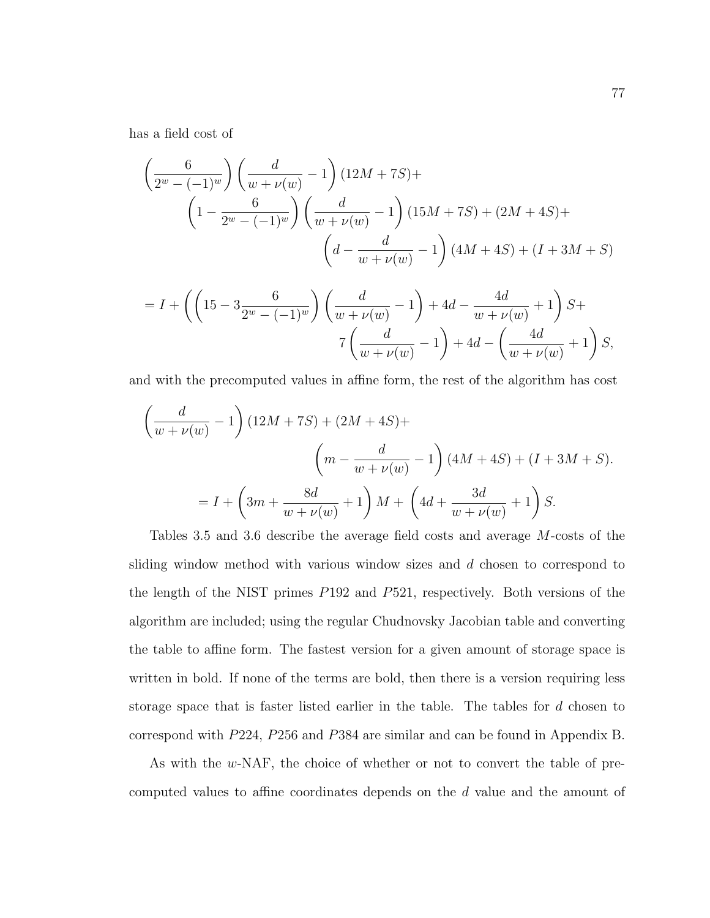has a field cost of

$$
\begin{aligned}
&\left(\frac{6}{2^w - (-1)^w}\right)\left(\frac{d}{w + \nu(w)} - 1\right)(12M + 7S) + \\
&\quad \left(1 - \frac{6}{2^w - (-1)^w}\right)\left(\frac{d}{w + \nu(w)} - 1\right)(15M + 7S) + (2M + 4S) + \\
&\quad\quad \left(d - \frac{d}{w + \nu(w)} - 1\right)(4M + 4S) + (I + 3M + S)
\end{aligned}
$$

$$
\begin{aligned}
= I + &\left(\left(15 - 3\frac{6}{2^w - (-1)^w}\right)\left(\frac{d}{w + \nu(w)} - 1\right) + 4d - \frac{4d}{w + \nu(w)} + 1\right) S + \\
&\quad 7\left(\frac{d}{w + \nu(w)} - 1\right) + 4d - \left(\frac{4d}{w + \nu(w)} + 1\right) S,
\end{aligned}
$$

and with the precomputed values in affine form, the rest of the algorithm has cost

$$
\begin{aligned}
&\left(\frac{d}{w + \nu(w)} - 1\right)(12M + 7S) + (2M + 4S) + \\
&\quad\quad \left(m - \frac{d}{w + \nu(w)} - 1\right)(4M + 4S) + (I + 3M + S).
\end{aligned}
$$

$$
= I + \left(3m + \frac{8d}{w + \nu(w)} + 1\right) M + \left(4d + \frac{3d}{w + \nu(w)} + 1\right) S.
$$

Tables 3.5 and 3.6 describe the average field costs and average $M$-costs of the sliding window method with various window sizes and $d$ chosen to correspond to the length of the NIST primes $P192$ and $P521$, respectively. Both versions of the algorithm are included; using the regular Chudnovsky Jacobian table and converting the table to affine form. The fastest version for a given amount of storage space is written in bold. If none of the terms are bold, then there is a version requiring less storage space that is faster listed earlier in the table. The tables for $d$ chosen to correspond with $P224$, $P256$ and $P384$ are similar and can be found in Appendix B.

As with the $w$-NAF, the choice of whether or not to convert the table of precomputed values to affine coordinates depends on the $d$ value and the amount of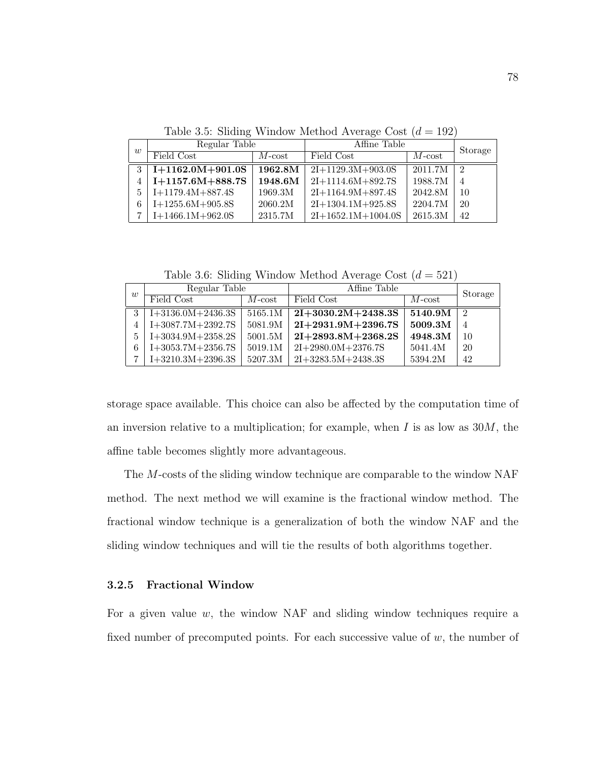Table 3.5: Sliding Window Method Average Cost ($d = 192$)

| $w$ | Regular Table | | Affine Table | | Storage |
|---|---|---|---|---|---|
| | Field Cost | $M$-cost | Field Cost | $M$-cost | |
| 3 | **I+1162.0M+901.0S** | **1962.8M** | 2I+1129.3M+903.0S | 2011.7M | 2 |
| 4 | **I+1157.6M+888.7S** | **1948.6M** | 2I+1114.6M+892.7S | 1988.7M | 4 |
| 5 | I+1179.4M+887.4S | 1969.3M | 2I+1164.9M+897.4S | 2042.8M | 10 |
| 6 | I+1255.6M+905.8S | 2060.2M | 2I+1304.1M+925.8S | 2204.7M | 20 |
| 7 | I+1466.1M+962.0S | 2315.7M | 2I+1652.1M+1004.0S | 2615.3M | 42 |

Table 3.6: Sliding Window Method Average Cost ($d = 521$)

| $w$ | Regular Table | | Affine Table | | Storage |
|---|---|---|---|---|---|
| | Field Cost | $M$-cost | Field Cost | $M$-cost | |
| 3 | I+3136.0M+2436.3S | 5165.1M | **2I+3030.2M+2438.3S** | **5140.9M** | 2 |
| 4 | I+3087.7M+2392.7S | 5081.9M | **2I+2931.9M+2396.7S** | **5009.3M** | 4 |
| 5 | I+3034.9M+2358.2S | 5001.5M | **2I+2893.8M+2368.2S** | **4948.3M** | 10 |
| 6 | I+3053.7M+2356.7S | 5019.1M | 2I+2980.0M+2376.7S | 5041.4M | 20 |
| 7 | I+3210.3M+2396.3S | 5207.3M | 2I+3283.5M+2438.3S | 5394.2M | 42 |

storage space available. This choice can also be affected by the computation time of an inversion relative to a multiplication; for example, when $I$ is as low as $30M$, the affine table becomes slightly more advantageous.

The $M$-costs of the sliding window technique are comparable to the window NAF method. The next method we will examine is the fractional window method. The fractional window technique is a generalization of both the window NAF and the sliding window techniques and will tie the results of both algorithms together.

### 3.2.5 Fractional Window

For a given value $w$, the window NAF and sliding window techniques require a fixed number of precomputed points. For each successive value of $w$, the number of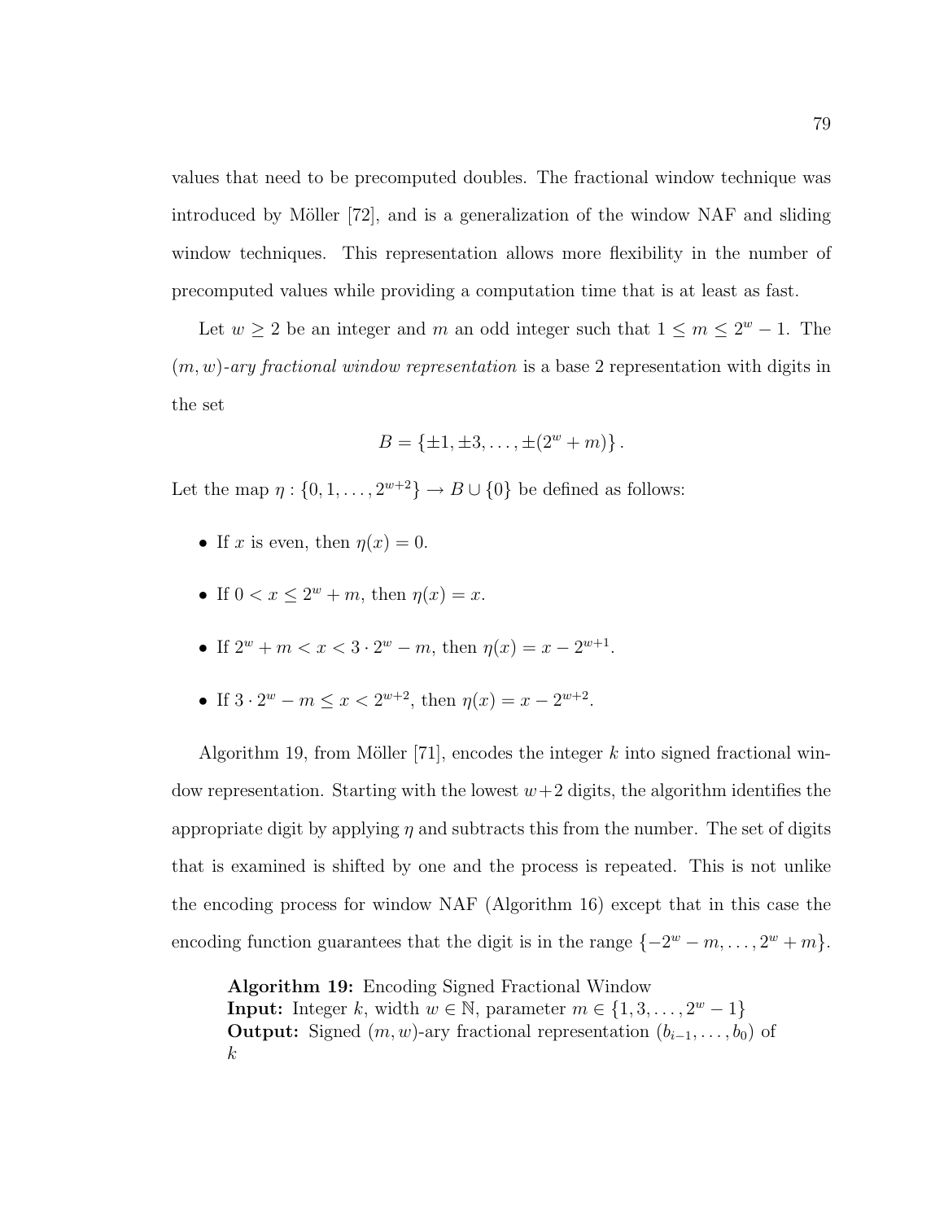values that need to be precomputed doubles. The fractional window technique was introduced by Möller [72], and is a generalization of the window NAF and sliding window techniques. This representation allows more flexibility in the number of precomputed values while providing a computation time that is at least as fast.

Let $w \geq 2$ be an integer and $m$ an odd integer such that $1 \leq m \leq 2^w - 1$. The $(m, w)$-*ary fractional window representation* is a base 2 representation with digits in the set

$$B = \{\pm 1, \pm 3, \ldots, \pm(2^w + m)\}.$$

Let the map $\eta : \{0, 1, \ldots, 2^{w+2}\} \to B \cup \{0\}$ be defined as follows:

- If $x$ is even, then $\eta(x) = 0$.
- If $0 < x \leq 2^w + m$, then $\eta(x) = x$.
- If $2^w + m < x < 3 \cdot 2^w - m$, then $\eta(x) = x - 2^{w+1}$.
- If $3 \cdot 2^w - m \leq x < 2^{w+2}$, then $\eta(x) = x - 2^{w+2}$.

Algorithm 19, from Möller [71], encodes the integer $k$ into signed fractional window representation. Starting with the lowest $w+2$ digits, the algorithm identifies the appropriate digit by applying $\eta$ and subtracts this from the number. The set of digits that is examined is shifted by one and the process is repeated. This is not unlike the encoding process for window NAF (Algorithm 16) except that in this case the encoding function guarantees that the digit is in the range $\{-2^w - m, \ldots, 2^w + m\}$.

**Algorithm 19:** Encoding Signed Fractional Window
**Input:** Integer $k$, width $w \in \mathbb{N}$, parameter $m \in \{1, 3, \ldots, 2^w - 1\}$
**Output:** Signed $(m, w)$-ary fractional representation $(b_{i-1}, \ldots, b_0)$ of $k$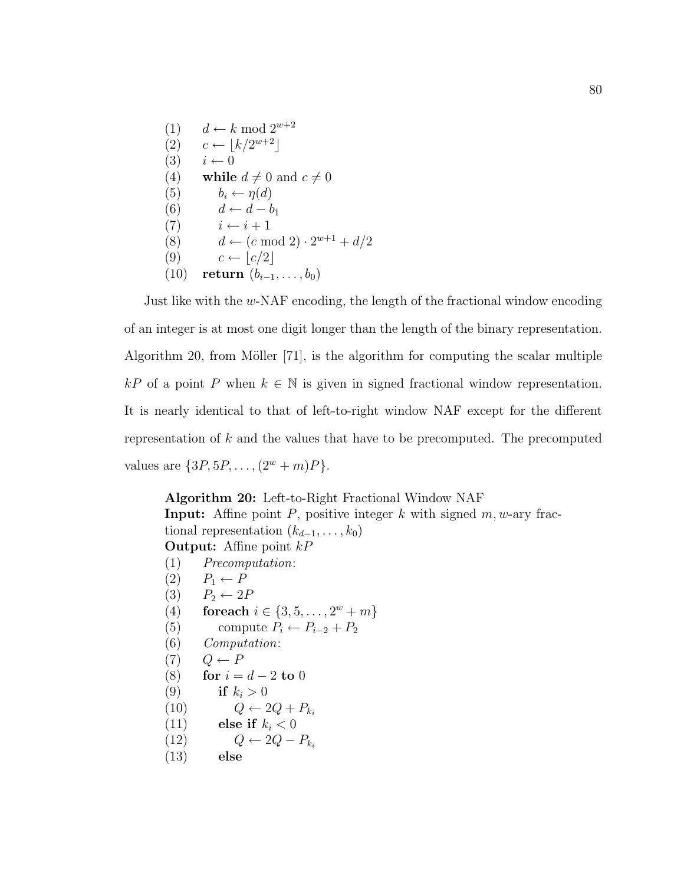```
(1)   d ← k mod 2^{w+2}
(2)   c ← ⌊k/2^{w+2}⌋
(3)   i ← 0
(4)   while d ≠ 0 and c ≠ 0
(5)       b_i ← η(d)
(6)       d ← d − b_1
(7)       i ← i + 1
(8)       d ← (c mod 2) · 2^{w+1} + d/2
(9)       c ← ⌊c/2⌋
(10)  return (b_{i−1}, ..., b_0)
```

Just like with the $w$-NAF encoding, the length of the fractional window encoding of an integer is at most one digit longer than the length of the binary representation. Algorithm 20, from Möller [71], is the algorithm for computing the scalar multiple $kP$ of a point $P$ when $k \in \mathbb{N}$ is given in signed fractional window representation. It is nearly identical to that of left-to-right window NAF except for the different representation of $k$ and the values that have to be precomputed. The precomputed values are $\{3P, 5P, \ldots, (2^w + m)P\}$.

**Algorithm 20:** Left-to-Right Fractional Window NAF
**Input:** Affine point $P$, positive integer $k$ with signed $m, w$-ary fractional representation $(k_{d-1}, \ldots, k_0)$
**Output:** Affine point $kP$

```
(1)   Precomputation:
(2)   P_1 ← P
(3)   P_2 ← 2P
(4)   foreach i ∈ {3, 5, ..., 2^w + m}
(5)       compute P_i ← P_{i−2} + P_2
(6)   Computation:
(7)   Q ← P
(8)   for i = d − 2 to 0
(9)       if k_i > 0
(10)          Q ← 2Q + P_{k_i}
(11)      else if k_i < 0
(12)          Q ← 2Q − P_{k_i}
(13)      else
```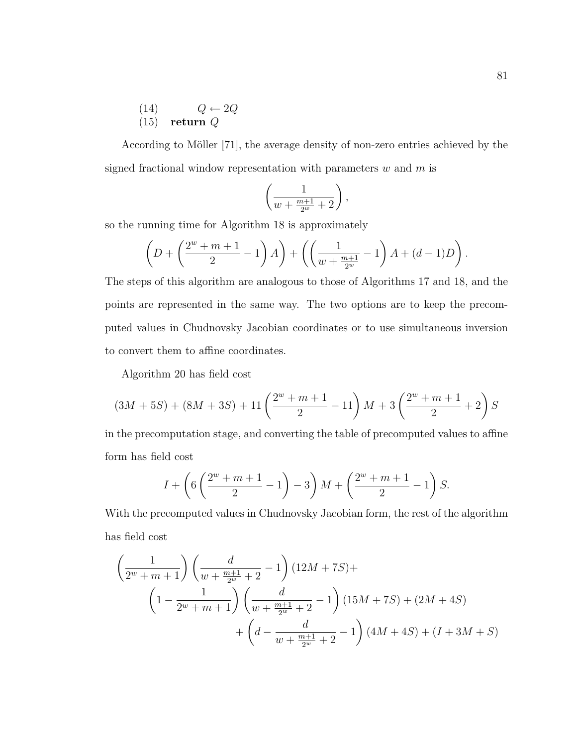(14) $\qquad Q \leftarrow 2Q$
(15) $\quad$ **return** $Q$

According to Möller [71], the average density of non-zero entries achieved by the signed fractional window representation with parameters $w$ and $m$ is

$$\left(\frac{1}{w + \frac{m+1}{2^w} + 2}\right),$$

so the running time for Algorithm 18 is approximately

$$\left(D + \left(\frac{2^w + m + 1}{2} - 1\right) A\right) + \left(\left(\frac{1}{w + \frac{m+1}{2^w}} - 1\right) A + (d-1)D\right).$$

The steps of this algorithm are analogous to those of Algorithms 17 and 18, and the points are represented in the same way. The two options are to keep the precomputed values in Chudnovsky Jacobian coordinates or to use simultaneous inversion to convert them to affine coordinates.

Algorithm 20 has field cost

$$(3M + 5S) + (8M + 3S) + 11\left(\frac{2^w + m + 1}{2} - 11\right) M + 3\left(\frac{2^w + m + 1}{2} + 2\right) S$$

in the precomputation stage, and converting the table of precomputed values to affine form has field cost

$$I + \left(6\left(\frac{2^w + m + 1}{2} - 1\right) - 3\right) M + \left(\frac{2^w + m + 1}{2} - 1\right) S.$$

With the precomputed values in Chudnovsky Jacobian form, the rest of the algorithm has field cost

$$\begin{aligned}
&\left(\frac{1}{2^w + m + 1}\right)\left(\frac{d}{w + \frac{m+1}{2^w} + 2} - 1\right)(12M + 7S) + \\
&\quad \left(1 - \frac{1}{2^w + m + 1}\right)\left(\frac{d}{w + \frac{m+1}{2^w} + 2} - 1\right)(15M + 7S) + (2M + 4S) \\
&\qquad + \left(d - \frac{d}{w + \frac{m+1}{2^w} + 2} - 1\right)(4M + 4S) + (I + 3M + S)
\end{aligned}$$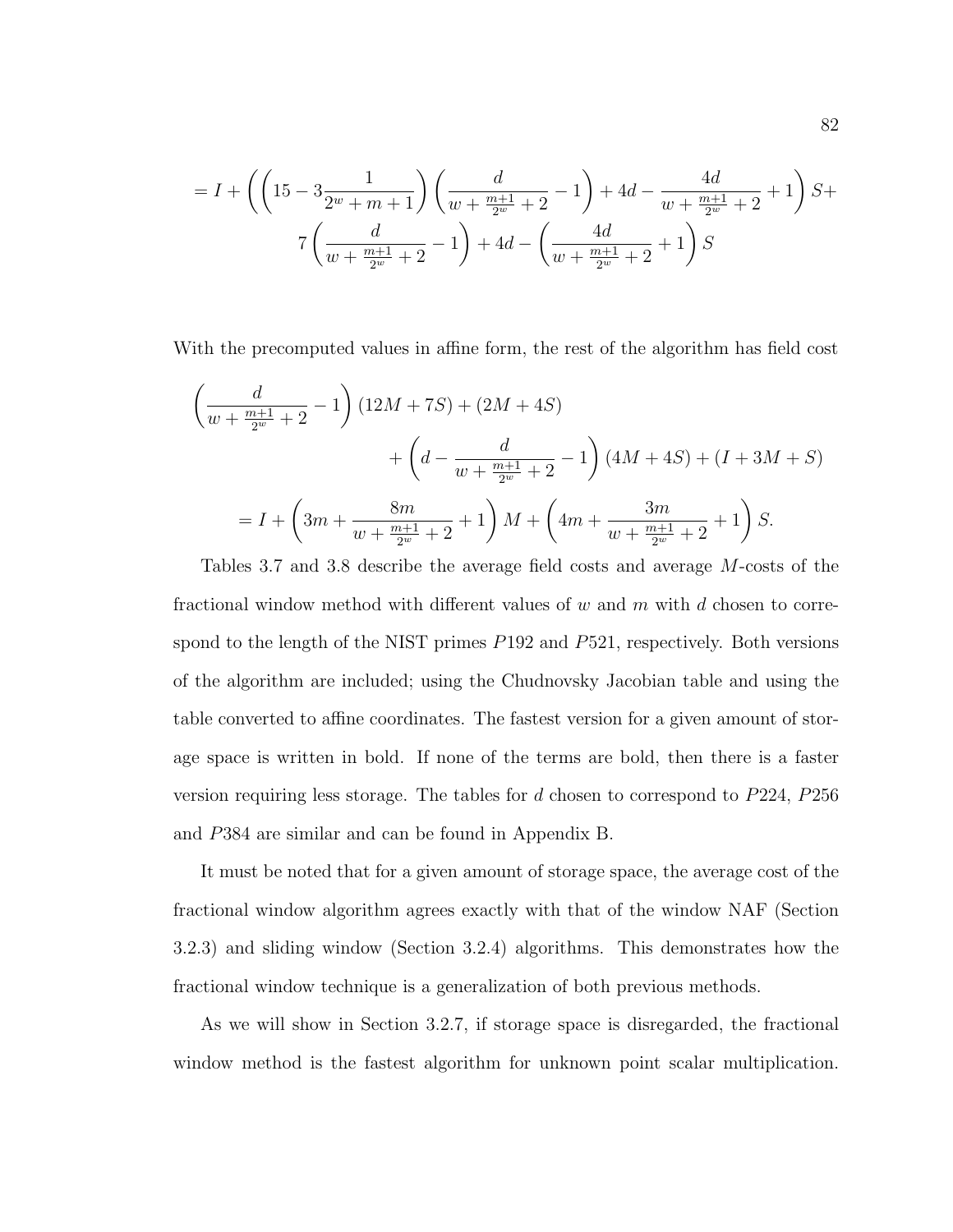$$= I + \left( \left( 15 - 3\frac{1}{2^w + m + 1} \right) \left( \frac{d}{w + \frac{m+1}{2^w} + 2} - 1 \right) + 4d - \frac{4d}{w + \frac{m+1}{2^w} + 2} + 1 \right) S +$$
$$7 \left( \frac{d}{w + \frac{m+1}{2^w} + 2} - 1 \right) + 4d - \left( \frac{4d}{w + \frac{m+1}{2^w} + 2} + 1 \right) S$$

With the precomputed values in affine form, the rest of the algorithm has field cost

$$\left( \frac{d}{w + \frac{m+1}{2^w} + 2} - 1 \right) (12M + 7S) + (2M + 4S)$$
$$+ \left( d - \frac{d}{w + \frac{m+1}{2^w} + 2} - 1 \right) (4M + 4S) + (I + 3M + S)$$
$$= I + \left( 3m + \frac{8m}{w + \frac{m+1}{2^w} + 2} + 1 \right) M + \left( 4m + \frac{3m}{w + \frac{m+1}{2^w} + 2} + 1 \right) S.$$

Tables 3.7 and 3.8 describe the average field costs and average $M$-costs of the fractional window method with different values of $w$ and $m$ with $d$ chosen to correspond to the length of the NIST primes $P192$ and $P521$, respectively. Both versions of the algorithm are included; using the Chudnovsky Jacobian table and using the table converted to affine coordinates. The fastest version for a given amount of storage space is written in bold. If none of the terms are bold, then there is a faster version requiring less storage. The tables for $d$ chosen to correspond to $P224$, $P256$ and $P384$ are similar and can be found in Appendix B.

It must be noted that for a given amount of storage space, the average cost of the fractional window algorithm agrees exactly with that of the window NAF (Section 3.2.3) and sliding window (Section 3.2.4) algorithms. This demonstrates how the fractional window technique is a generalization of both previous methods.

As we will show in Section 3.2.7, if storage space is disregarded, the fractional window method is the fastest algorithm for unknown point scalar multiplication.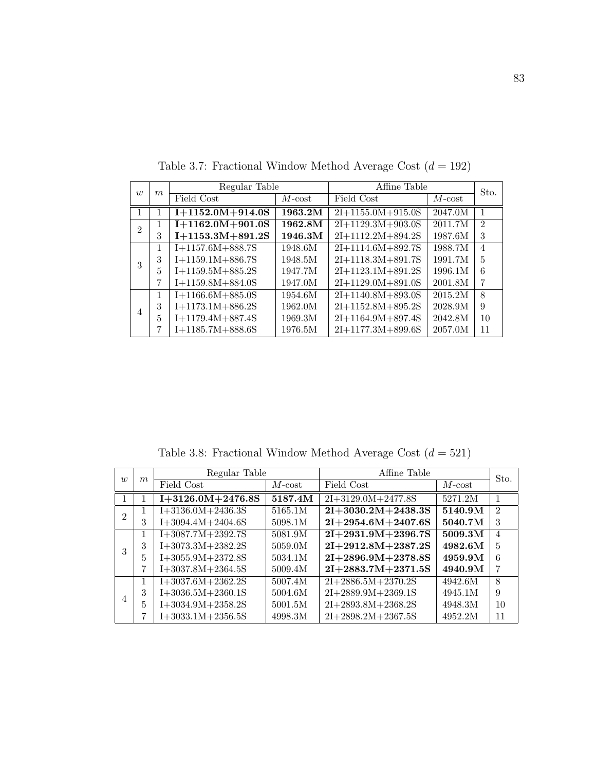Table 3.7: Fractional Window Method Average Cost ($d = 192$)

| $w$ | $m$ | Regular Table | | Affine Table | | Sto. |
|---|---|---|---|---|---|---|
| | | Field Cost | $M$-cost | Field Cost | $M$-cost | |
| 1 | 1 | **I+1152.0M+914.0S** | **1963.2M** | 2I+1155.0M+915.0S | 2047.0M | 1 |
| 2 | 1 | **I+1162.0M+901.0S** | **1962.8M** | 2I+1129.3M+903.0S | 2011.7M | 2 |
| | 3 | **I+1153.3M+891.2S** | **1946.3M** | 2I+1112.2M+894.2S | 1987.6M | 3 |
| 3 | 1 | I+1157.6M+888.7S | 1948.6M | 2I+1114.6M+892.7S | 1988.7M | 4 |
| | 3 | I+1159.1M+886.7S | 1948.5M | 2I+1118.3M+891.7S | 1991.7M | 5 |
| | 5 | I+1159.5M+885.2S | 1947.7M | 2I+1123.1M+891.2S | 1996.1M | 6 |
| | 7 | I+1159.8M+884.0S | 1947.0M | 2I+1129.0M+891.0S | 2001.8M | 7 |
| 4 | 1 | I+1166.6M+885.0S | 1954.6M | 2I+1140.8M+893.0S | 2015.2M | 8 |
| | 3 | I+1173.1M+886.2S | 1962.0M | 2I+1152.8M+895.2S | 2028.9M | 9 |
| | 5 | I+1179.4M+887.4S | 1969.3M | 2I+1164.9M+897.4S | 2042.8M | 10 |
| | 7 | I+1185.7M+888.6S | 1976.5M | 2I+1177.3M+899.6S | 2057.0M | 11 |

Table 3.8: Fractional Window Method Average Cost ($d = 521$)

| $w$ | $m$ | Regular Table | | Affine Table | | Sto. |
|---|---|---|---|---|---|---|
| | | Field Cost | $M$-cost | Field Cost | $M$-cost | |
| 1 | 1 | **I+3126.0M+2476.8S** | **5187.4M** | 2I+3129.0M+2477.8S | 5271.2M | 1 |
| 2 | 1 | I+3136.0M+2436.3S | 5165.1M | **2I+3030.2M+2438.3S** | **5140.9M** | 2 |
| | 3 | I+3094.4M+2404.6S | 5098.1M | **2I+2954.6M+2407.6S** | **5040.7M** | 3 |
| 3 | 1 | I+3087.7M+2392.7S | 5081.9M | **2I+2931.9M+2396.7S** | **5009.3M** | 4 |
| | 3 | I+3073.3M+2382.2S | 5059.0M | **2I+2912.8M+2387.2S** | **4982.6M** | 5 |
| | 5 | I+3055.9M+2372.8S | 5034.1M | **2I+2896.9M+2378.8S** | **4959.9M** | 6 |
| | 7 | I+3037.8M+2364.5S | 5009.4M | **2I+2883.7M+2371.5S** | **4940.9M** | 7 |
| 4 | 1 | I+3037.6M+2362.2S | 5007.4M | 2I+2886.5M+2370.2S | 4942.6M | 8 |
| | 3 | I+3036.5M+2360.1S | 5004.6M | 2I+2889.9M+2369.1S | 4945.1M | 9 |
| | 5 | I+3034.9M+2358.2S | 5001.5M | 2I+2893.8M+2368.2S | 4948.3M | 10 |
| | 7 | I+3033.1M+2356.5S | 4998.3M | 2I+2898.2M+2367.5S | 4952.2M | 11 |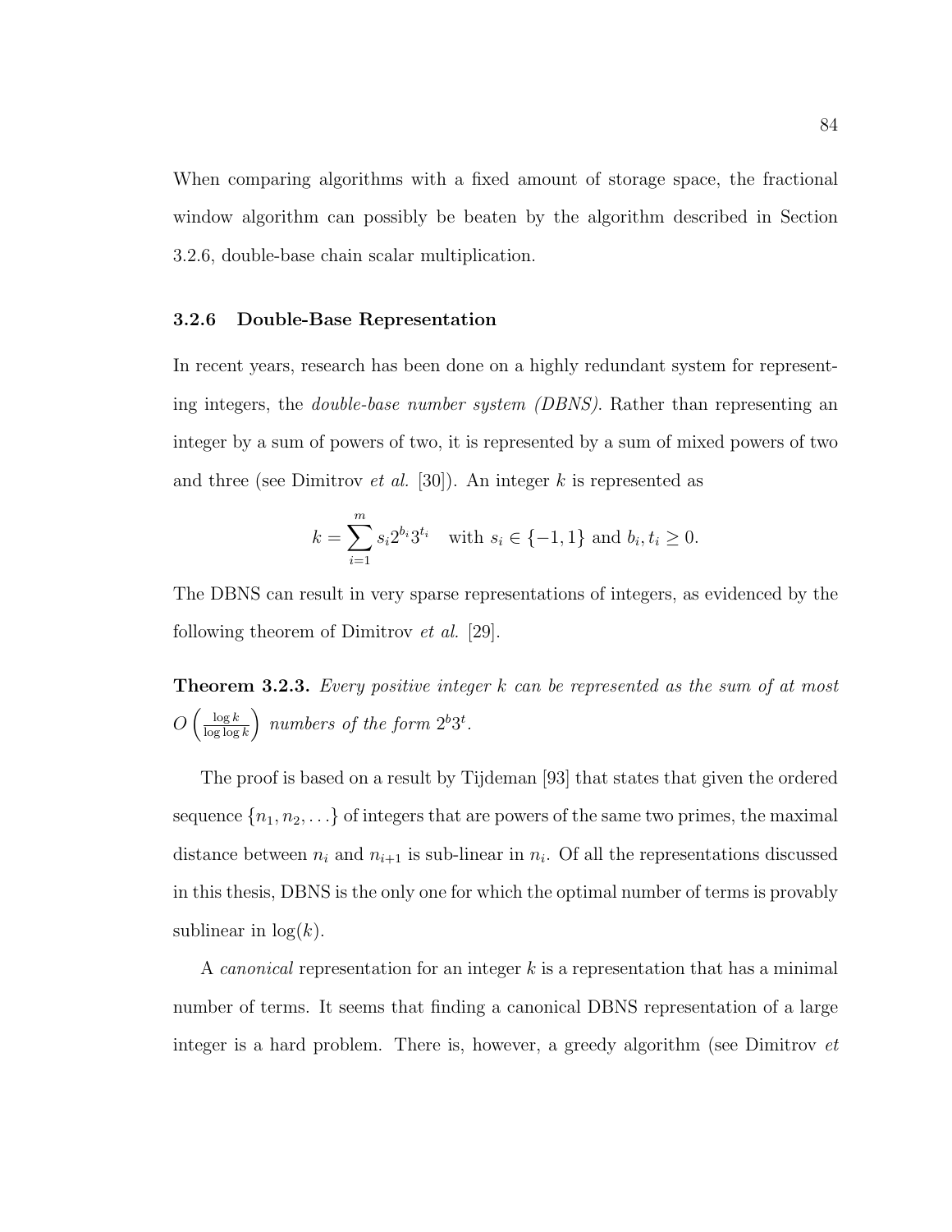When comparing algorithms with a fixed amount of storage space, the fractional window algorithm can possibly be beaten by the algorithm described in Section 3.2.6, double-base chain scalar multiplication.

### 3.2.6 Double-Base Representation

In recent years, research has been done on a highly redundant system for representing integers, the *double-base number system (DBNS)*. Rather than representing an integer by a sum of powers of two, it is represented by a sum of mixed powers of two and three (see Dimitrov *et al.* [30]). An integer $k$ is represented as

$$k = \sum_{i=1}^{m} s_i 2^{b_i} 3^{t_i} \quad \text{with } s_i \in \{-1, 1\} \text{ and } b_i, t_i \geq 0.$$

The DBNS can result in very sparse representations of integers, as evidenced by the following theorem of Dimitrov *et al.* [29].

**Theorem 3.2.3.** *Every positive integer $k$ can be represented as the sum of at most $O\left(\frac{\log k}{\log \log k}\right)$ numbers of the form $2^b 3^t$.*

The proof is based on a result by Tijdeman [93] that states that given the ordered sequence $\{n_1, n_2, \ldots\}$ of integers that are powers of the same two primes, the maximal distance between $n_i$ and $n_{i+1}$ is sub-linear in $n_i$. Of all the representations discussed in this thesis, DBNS is the only one for which the optimal number of terms is provably sublinear in $\log(k)$.

A *canonical* representation for an integer $k$ is a representation that has a minimal number of terms. It seems that finding a canonical DBNS representation of a large integer is a hard problem. There is, however, a greedy algorithm (see Dimitrov *et*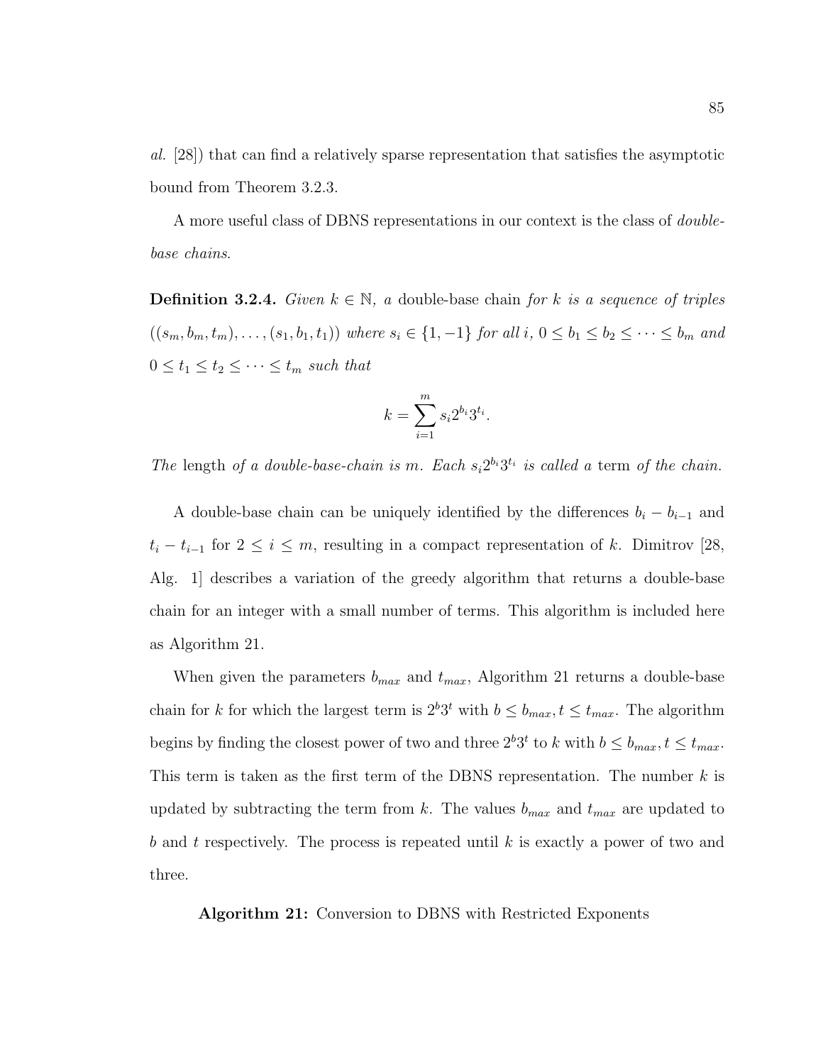*al.* [28]) that can find a relatively sparse representation that satisfies the asymptotic bound from Theorem 3.2.3.

A more useful class of DBNS representations in our context is the class of *double-base chains*.

**Definition 3.2.4.** *Given $k \in \mathbb{N}$, a* double-base chain *for $k$ is a sequence of triples $((s_m, b_m, t_m), \ldots, (s_1, b_1, t_1))$ where $s_i \in \{1, -1\}$ for all $i$, $0 \leq b_1 \leq b_2 \leq \cdots \leq b_m$ and $0 \leq t_1 \leq t_2 \leq \cdots \leq t_m$ such that*

$$k = \sum_{i=1}^{m} s_i 2^{b_i} 3^{t_i}.$$

*The* length *of a double-base-chain is $m$. Each $s_i 2^{b_i} 3^{t_i}$ is called a* term *of the chain.*

A double-base chain can be uniquely identified by the differences $b_i - b_{i-1}$ and $t_i - t_{i-1}$ for $2 \leq i \leq m$, resulting in a compact representation of $k$. Dimitrov [28, Alg. 1] describes a variation of the greedy algorithm that returns a double-base chain for an integer with a small number of terms. This algorithm is included here as Algorithm 21.

When given the parameters $b_{max}$ and $t_{max}$, Algorithm 21 returns a double-base chain for $k$ for which the largest term is $2^b 3^t$ with $b \leq b_{max}, t \leq t_{max}$. The algorithm begins by finding the closest power of two and three $2^b 3^t$ to $k$ with $b \leq b_{max}, t \leq t_{max}$. This term is taken as the first term of the DBNS representation. The number $k$ is updated by subtracting the term from $k$. The values $b_{max}$ and $t_{max}$ are updated to $b$ and $t$ respectively. The process is repeated until $k$ is exactly a power of two and three.

**Algorithm 21:** Conversion to DBNS with Restricted Exponents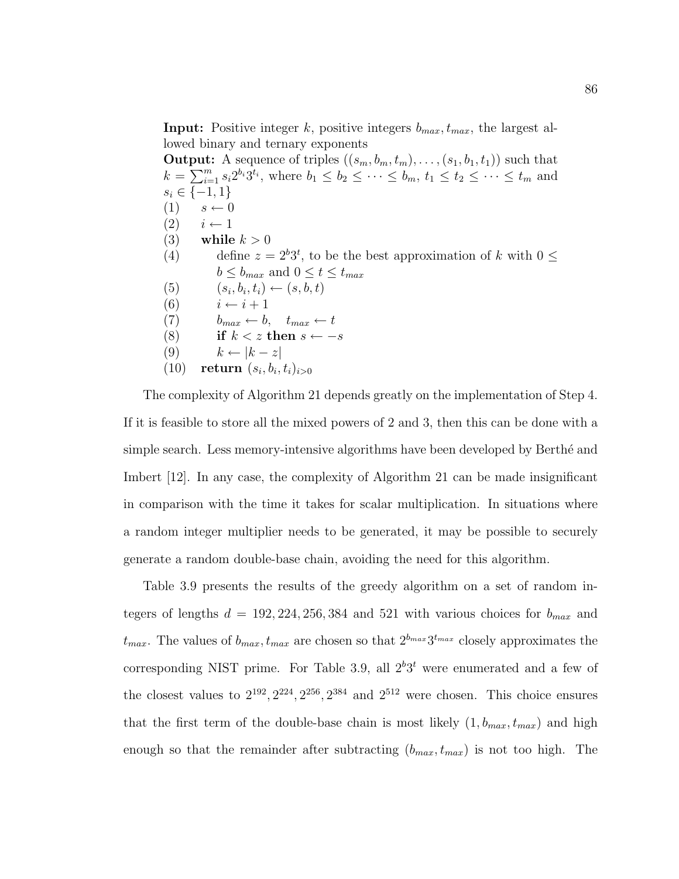**Input:** Positive integer $k$, positive integers $b_{max}, t_{max}$, the largest allowed binary and ternary exponents
**Output:** A sequence of triples $((s_m, b_m, t_m), \ldots, (s_1, b_1, t_1))$ such that $k = \sum_{i=1}^{m} s_i 2^{b_i} 3^{t_i}$, where $b_1 \leq b_2 \leq \cdots \leq b_m$, $t_1 \leq t_2 \leq \cdots \leq t_m$ and $s_i \in \{-1, 1\}$

(1) $s \leftarrow 0$
(2) $i \leftarrow 1$
(3) **while** $k > 0$
(4) define $z = 2^b 3^t$, to be the best approximation of $k$ with $0 \leq b \leq b_{max}$ and $0 \leq t \leq t_{max}$
(5) $(s_i, b_i, t_i) \leftarrow (s, b, t)$
(6) $i \leftarrow i + 1$
(7) $b_{max} \leftarrow b, \quad t_{max} \leftarrow t$
(8) **if** $k < z$ **then** $s \leftarrow -s$
(9) $k \leftarrow |k - z|$
(10) **return** $(s_i, b_i, t_i)_{i>0}$

The complexity of Algorithm 21 depends greatly on the implementation of Step 4. If it is feasible to store all the mixed powers of 2 and 3, then this can be done with a simple search. Less memory-intensive algorithms have been developed by Berthé and Imbert [12]. In any case, the complexity of Algorithm 21 can be made insignificant in comparison with the time it takes for scalar multiplication. In situations where a random integer multiplier needs to be generated, it may be possible to securely generate a random double-base chain, avoiding the need for this algorithm.

Table 3.9 presents the results of the greedy algorithm on a set of random integers of lengths $d = 192, 224, 256, 384$ and $521$ with various choices for $b_{max}$ and $t_{max}$. The values of $b_{max}, t_{max}$ are chosen so that $2^{b_{max}} 3^{t_{max}}$ closely approximates the corresponding NIST prime. For Table 3.9, all $2^b 3^t$ were enumerated and a few of the closest values to $2^{192}, 2^{224}, 2^{256}, 2^{384}$ and $2^{512}$ were chosen. This choice ensures that the first term of the double-base chain is most likely $(1, b_{max}, t_{max})$ and high enough so that the remainder after subtracting $(b_{max}, t_{max})$ is not too high. The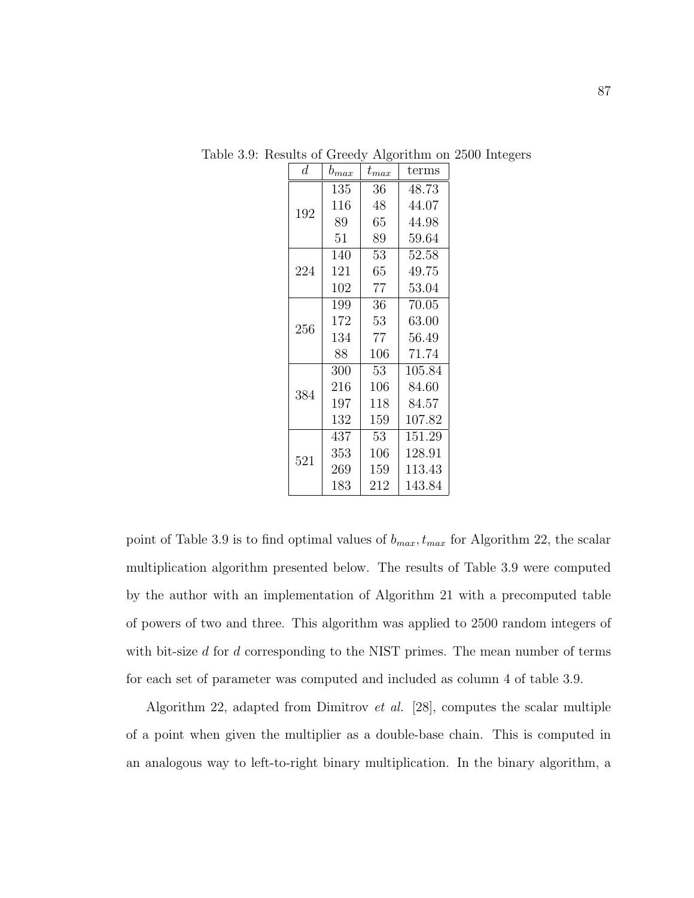Table 3.9: Results of Greedy Algorithm on 2500 Integers

| $d$ | $b_{max}$ | $t_{max}$ | terms |
|---|---|---|---|
| 192 | 135 | 36 | 48.73 |
| | 116 | 48 | 44.07 |
| | 89 | 65 | 44.98 |
| | 51 | 89 | 59.64 |
| 224 | 140 | 53 | 52.58 |
| | 121 | 65 | 49.75 |
| | 102 | 77 | 53.04 |
| 256 | 199 | 36 | 70.05 |
| | 172 | 53 | 63.00 |
| | 134 | 77 | 56.49 |
| | 88 | 106 | 71.74 |
| 384 | 300 | 53 | 105.84 |
| | 216 | 106 | 84.60 |
| | 197 | 118 | 84.57 |
| | 132 | 159 | 107.82 |
| 521 | 437 | 53 | 151.29 |
| | 353 | 106 | 128.91 |
| | 269 | 159 | 113.43 |
| | 183 | 212 | 143.84 |

point of Table 3.9 is to find optimal values of $b_{max}, t_{max}$ for Algorithm 22, the scalar multiplication algorithm presented below. The results of Table 3.9 were computed by the author with an implementation of Algorithm 21 with a precomputed table of powers of two and three. This algorithm was applied to 2500 random integers of with bit-size $d$ for $d$ corresponding to the NIST primes. The mean number of terms for each set of parameter was computed and included as column 4 of table 3.9.

Algorithm 22, adapted from Dimitrov *et al.* [28], computes the scalar multiple of a point when given the multiplier as a double-base chain. This is computed in an analogous way to left-to-right binary multiplication. In the binary algorithm, a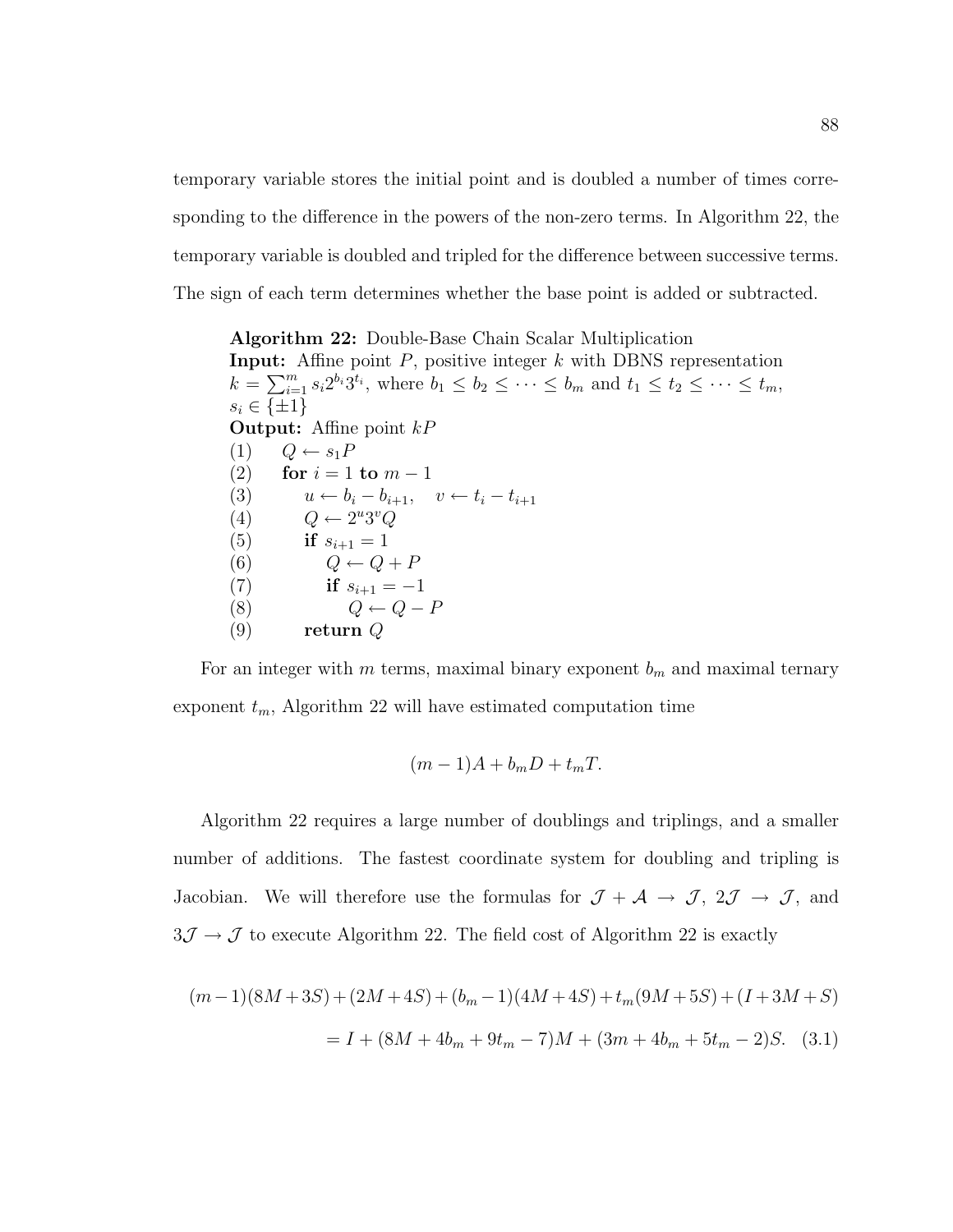temporary variable stores the initial point and is doubled a number of times corresponding to the difference in the powers of the non-zero terms. In Algorithm 22, the temporary variable is doubled and tripled for the difference between successive terms. The sign of each term determines whether the base point is added or subtracted.

> **Algorithm 22:** Double-Base Chain Scalar Multiplication
> **Input:** Affine point $P$, positive integer $k$ with DBNS representation $k = \sum_{i=1}^{m} s_i 2^{b_i} 3^{t_i}$, where $b_1 \leq b_2 \leq \cdots \leq b_m$ and $t_1 \leq t_2 \leq \cdots \leq t_m$, $s_i \in \{\pm 1\}$
> **Output:** Affine point $kP$
> (1) $Q \leftarrow s_1 P$
> (2) **for** $i = 1$ **to** $m-1$
> (3) $\quad u \leftarrow b_i - b_{i+1}, \quad v \leftarrow t_i - t_{i+1}$
> (4) $\quad Q \leftarrow 2^u 3^v Q$
> (5) $\quad$ **if** $s_{i+1} = 1$
> (6) $\quad\quad Q \leftarrow Q + P$
> (7) $\quad\quad$ **if** $s_{i+1} = -1$
> (8) $\quad\quad\quad Q \leftarrow Q - P$
> (9) $\quad$ **return** $Q$

For an integer with $m$ terms, maximal binary exponent $b_m$ and maximal ternary exponent $t_m$, Algorithm 22 will have estimated computation time

$$(m-1)A + b_m D + t_m T.$$

Algorithm 22 requires a large number of doublings and triplings, and a smaller number of additions. The fastest coordinate system for doubling and tripling is Jacobian. We will therefore use the formulas for $\mathcal{J} + \mathcal{A} \rightarrow \mathcal{J}$, $2\mathcal{J} \rightarrow \mathcal{J}$, and $3\mathcal{J} \rightarrow \mathcal{J}$ to execute Algorithm 22. The field cost of Algorithm 22 is exactly

$$(m-1)(8M+3S) + (2M+4S) + (b_m - 1)(4M+4S) + t_m(9M+5S) + (I+3M+S)$$
$$= I + (8M + 4b_m + 9t_m - 7)M + (3m + 4b_m + 5t_m - 2)S. \quad (3.1)$$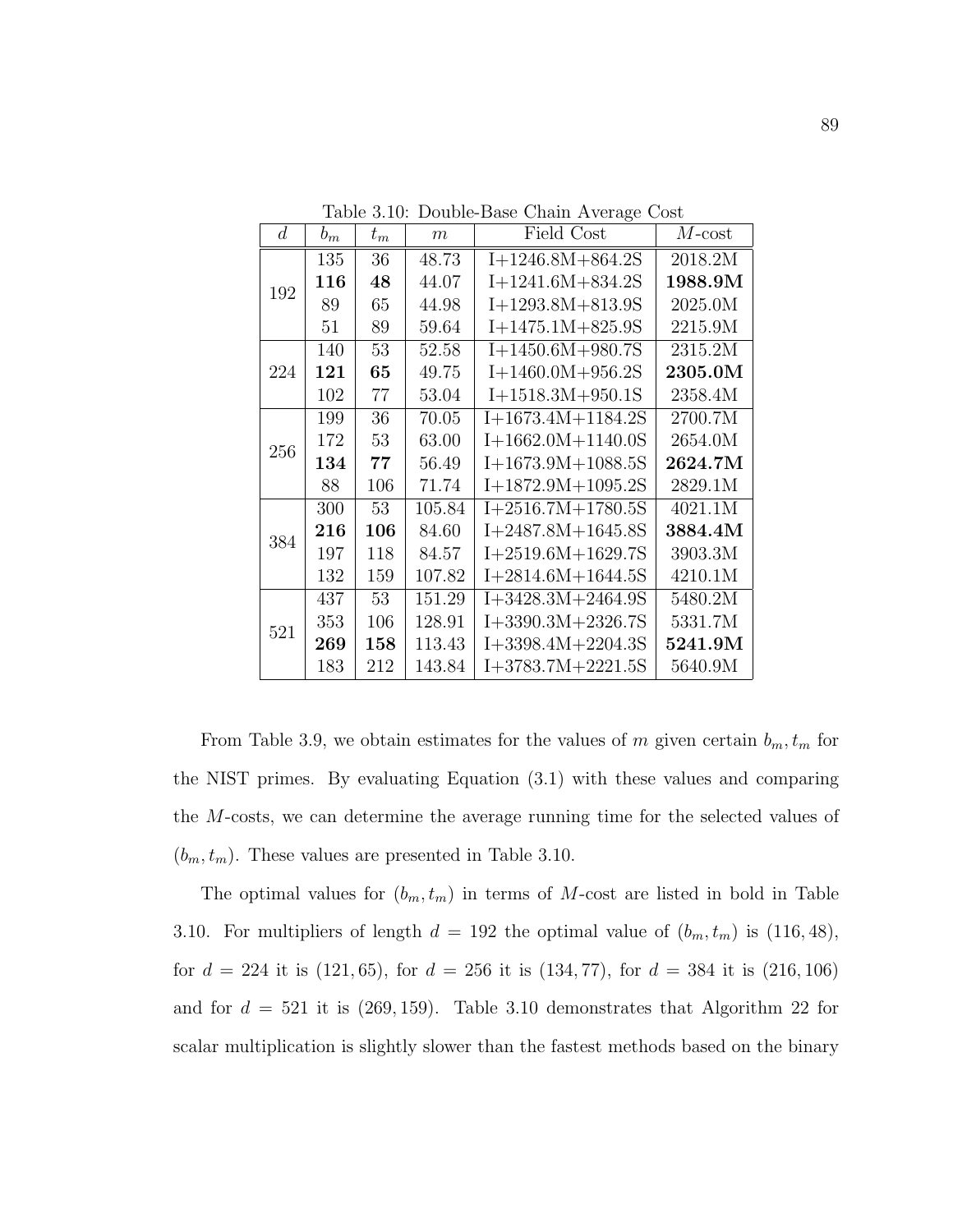Table 3.10: Double-Base Chain Average Cost

| $d$ | $b_m$ | $t_m$ | $m$ | Field Cost | $M$-cost |
|---|---|---|---|---|---|
| 192 | 135 | 36 | 48.73 | I+1246.8M+864.2S | 2018.2M |
| | **116** | **48** | 44.07 | I+1241.6M+834.2S | **1988.9M** |
| | 89 | 65 | 44.98 | I+1293.8M+813.9S | 2025.0M |
| | 51 | 89 | 59.64 | I+1475.1M+825.9S | 2215.9M |
| 224 | 140 | 53 | 52.58 | I+1450.6M+980.7S | 2315.2M |
| | **121** | **65** | 49.75 | I+1460.0M+956.2S | **2305.0M** |
| | 102 | 77 | 53.04 | I+1518.3M+950.1S | 2358.4M |
| 256 | 199 | 36 | 70.05 | I+1673.4M+1184.2S | 2700.7M |
| | 172 | 53 | 63.00 | I+1662.0M+1140.0S | 2654.0M |
| | **134** | **77** | 56.49 | I+1673.9M+1088.5S | **2624.7M** |
| | 88 | 106 | 71.74 | I+1872.9M+1095.2S | 2829.1M |
| 384 | 300 | 53 | 105.84 | I+2516.7M+1780.5S | 4021.1M |
| | **216** | **106** | 84.60 | I+2487.8M+1645.8S | **3884.4M** |
| | 197 | 118 | 84.57 | I+2519.6M+1629.7S | 3903.3M |
| | 132 | 159 | 107.82 | I+2814.6M+1644.5S | 4210.1M |
| 521 | 437 | 53 | 151.29 | I+3428.3M+2464.9S | 5480.2M |
| | 353 | 106 | 128.91 | I+3390.3M+2326.7S | 5331.7M |
| | **269** | **158** | 113.43 | I+3398.4M+2204.3S | **5241.9M** |
| | 183 | 212 | 143.84 | I+3783.7M+2221.5S | 5640.9M |

From Table 3.9, we obtain estimates for the values of $m$ given certain $b_m, t_m$ for the NIST primes. By evaluating Equation (3.1) with these values and comparing the $M$-costs, we can determine the average running time for the selected values of $(b_m, t_m)$. These values are presented in Table 3.10.

The optimal values for $(b_m, t_m)$ in terms of $M$-cost are listed in bold in Table 3.10. For multipliers of length $d = 192$ the optimal value of $(b_m, t_m)$ is $(116, 48)$, for $d = 224$ it is $(121, 65)$, for $d = 256$ it is $(134, 77)$, for $d = 384$ it is $(216, 106)$ and for $d = 521$ it is $(269, 159)$. Table 3.10 demonstrates that Algorithm 22 for scalar multiplication is slightly slower than the fastest methods based on the binary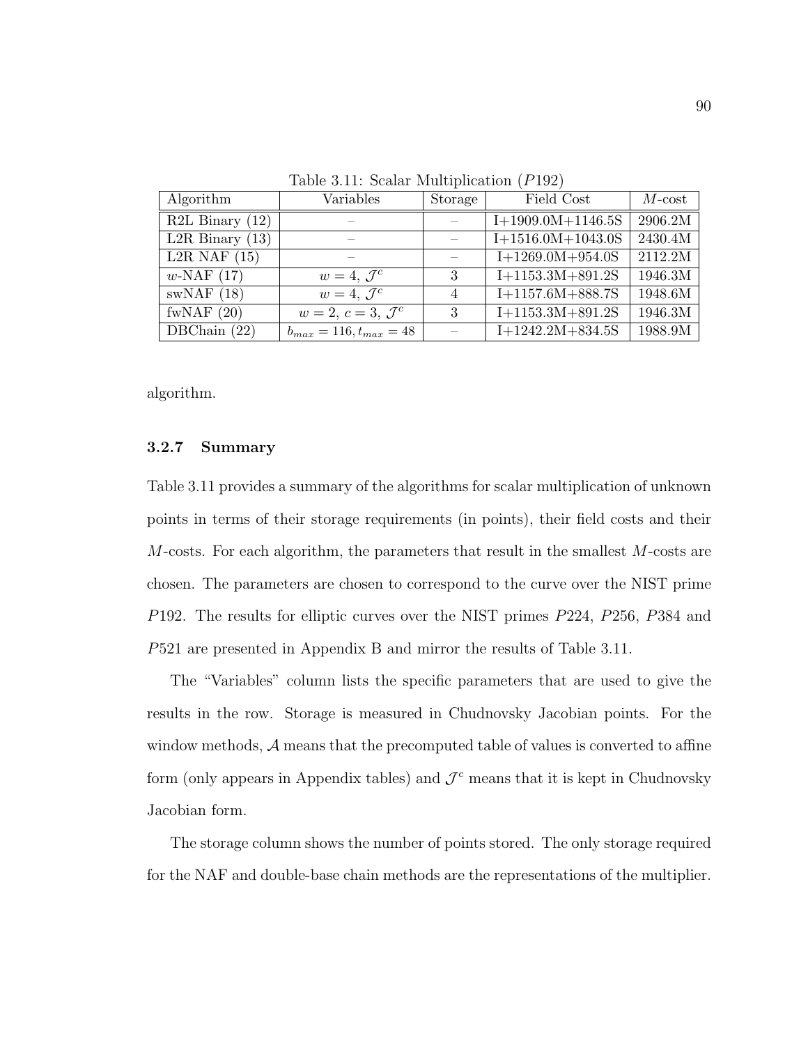Table 3.11: Scalar Multiplication ($P192$)

| Algorithm | Variables | Storage | Field Cost | $M$-cost |
|---|---|---|---|---|
| R2L Binary (12) | – | – | I+1909.0M+1146.5S | 2906.2M |
| L2R Binary (13) | – | – | I+1516.0M+1043.0S | 2430.4M |
| L2R NAF (15) | – | – | I+1269.0M+954.0S | 2112.2M |
| $w$-NAF (17) | $w = 4$, $\mathcal{J}^c$ | 3 | I+1153.3M+891.2S | 1946.3M |
| swNAF (18) | $w = 4$, $\mathcal{J}^c$ | 4 | I+1157.6M+888.7S | 1948.6M |
| fwNAF (20) | $w = 2$, $c = 3$, $\mathcal{J}^c$ | 3 | I+1153.3M+891.2S | 1946.3M |
| DBChain (22) | $b_{max} = 116, t_{max} = 48$ | – | I+1242.2M+834.5S | 1988.9M |

algorithm.

### 3.2.7 Summary

Table 3.11 provides a summary of the algorithms for scalar multiplication of unknown points in terms of their storage requirements (in points), their field costs and their $M$-costs. For each algorithm, the parameters that result in the smallest $M$-costs are chosen. The parameters are chosen to correspond to the curve over the NIST prime $P192$. The results for elliptic curves over the NIST primes $P224$, $P256$, $P384$ and $P521$ are presented in Appendix B and mirror the results of Table 3.11.

The "Variables" column lists the specific parameters that are used to give the results in the row. Storage is measured in Chudnovsky Jacobian points. For the window methods, $\mathcal{A}$ means that the precomputed table of values is converted to affine form (only appears in Appendix tables) and $\mathcal{J}^c$ means that it is kept in Chudnovsky Jacobian form.

The storage column shows the number of points stored. The only storage required for the NAF and double-base chain methods are the representations of the multiplier.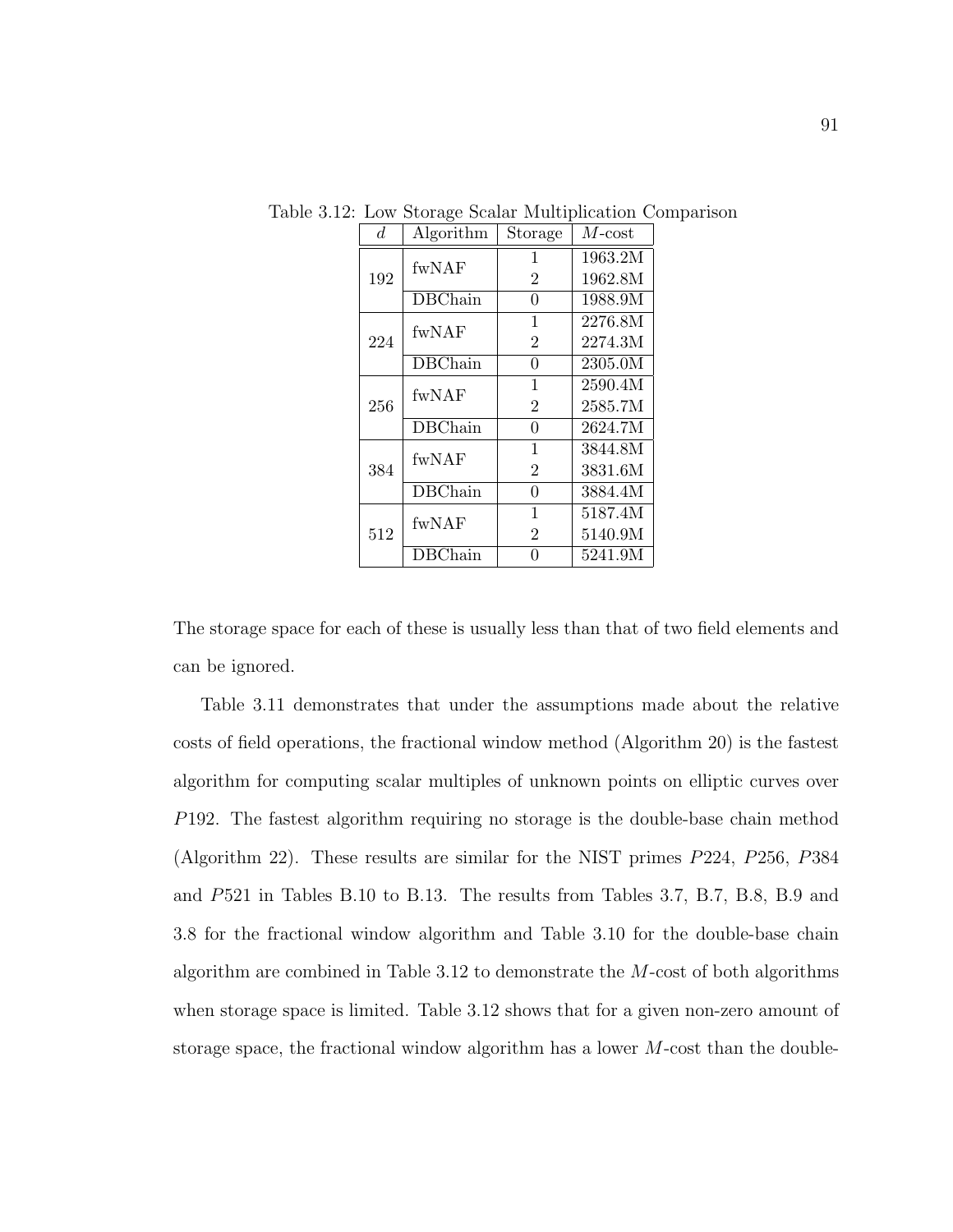Table 3.12: Low Storage Scalar Multiplication Comparison

| $d$ | Algorithm | Storage | $M$-cost |
|---|---|---|---|
| 192 | fwNAF | 1 | 1963.2M |
| | | 2 | 1962.8M |
| | DBChain | 0 | 1988.9M |
| 224 | fwNAF | 1 | 2276.8M |
| | | 2 | 2274.3M |
| | DBChain | 0 | 2305.0M |
| 256 | fwNAF | 1 | 2590.4M |
| | | 2 | 2585.7M |
| | DBChain | 0 | 2624.7M |
| 384 | fwNAF | 1 | 3844.8M |
| | | 2 | 3831.6M |
| | DBChain | 0 | 3884.4M |
| 512 | fwNAF | 1 | 5187.4M |
| | | 2 | 5140.9M |
| | DBChain | 0 | 5241.9M |

The storage space for each of these is usually less than that of two field elements and can be ignored.

Table 3.11 demonstrates that under the assumptions made about the relative costs of field operations, the fractional window method (Algorithm 20) is the fastest algorithm for computing scalar multiples of unknown points on elliptic curves over $P192$. The fastest algorithm requiring no storage is the double-base chain method (Algorithm 22). These results are similar for the NIST primes $P224$, $P256$, $P384$ and $P521$ in Tables B.10 to B.13. The results from Tables 3.7, B.7, B.8, B.9 and 3.8 for the fractional window algorithm and Table 3.10 for the double-base chain algorithm are combined in Table 3.12 to demonstrate the $M$-cost of both algorithms when storage space is limited. Table 3.12 shows that for a given non-zero amount of storage space, the fractional window algorithm has a lower $M$-cost than the double-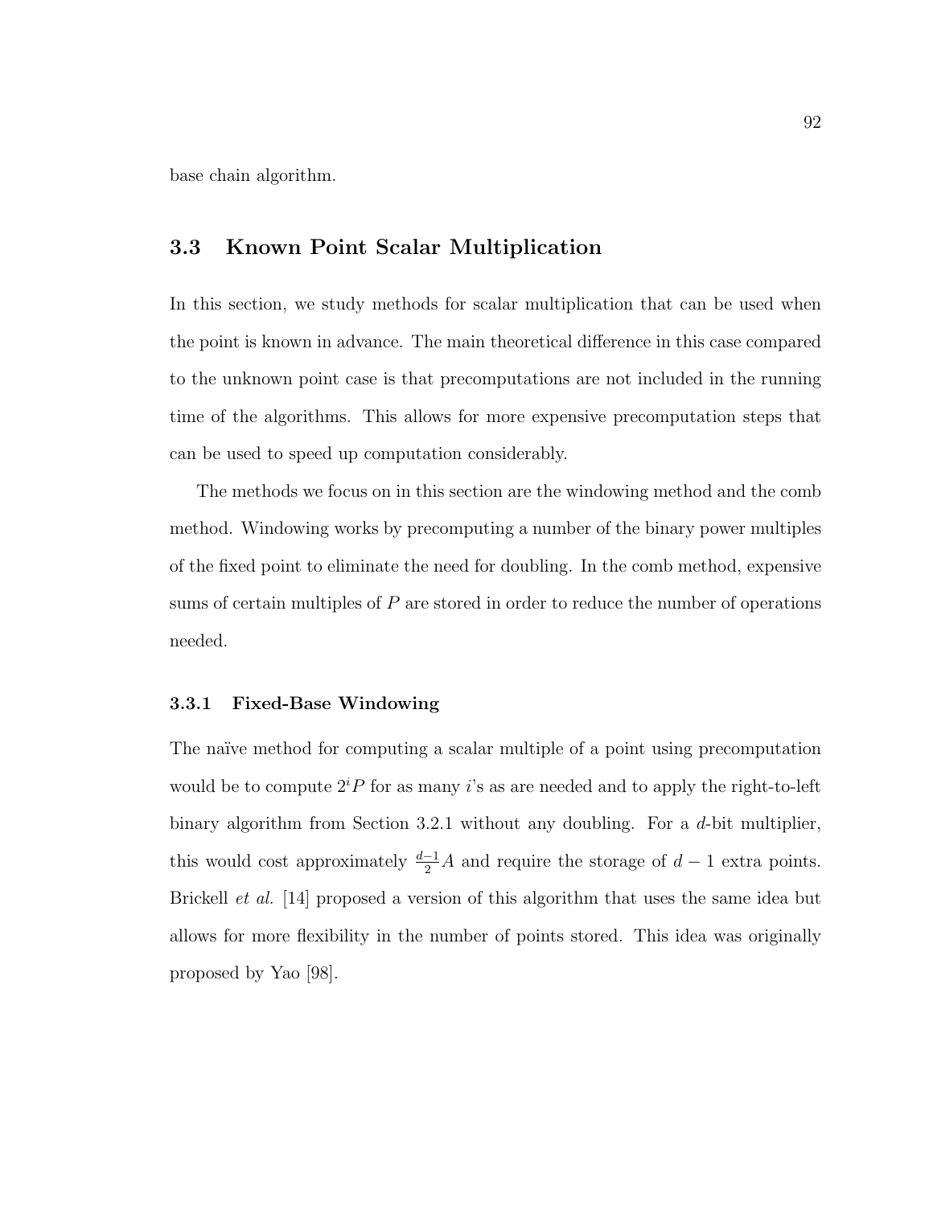base chain algorithm.

## 3.3 Known Point Scalar Multiplication

In this section, we study methods for scalar multiplication that can be used when the point is known in advance. The main theoretical difference in this case compared to the unknown point case is that precomputations are not included in the running time of the algorithms. This allows for more expensive precomputation steps that can be used to speed up computation considerably.

The methods we focus on in this section are the windowing method and the comb method. Windowing works by precomputing a number of the binary power multiples of the fixed point to eliminate the need for doubling. In the comb method, expensive sums of certain multiples of $P$ are stored in order to reduce the number of operations needed.

### 3.3.1 Fixed-Base Windowing

The naïve method for computing a scalar multiple of a point using precomputation would be to compute $2^i P$ for as many $i$'s as are needed and to apply the right-to-left binary algorithm from Section 3.2.1 without any doubling. For a $d$-bit multiplier, this would cost approximately $\frac{d-1}{2}A$ and require the storage of $d-1$ extra points. Brickell *et al.* [14] proposed a version of this algorithm that uses the same idea but allows for more flexibility in the number of points stored. This idea was originally proposed by Yao [98].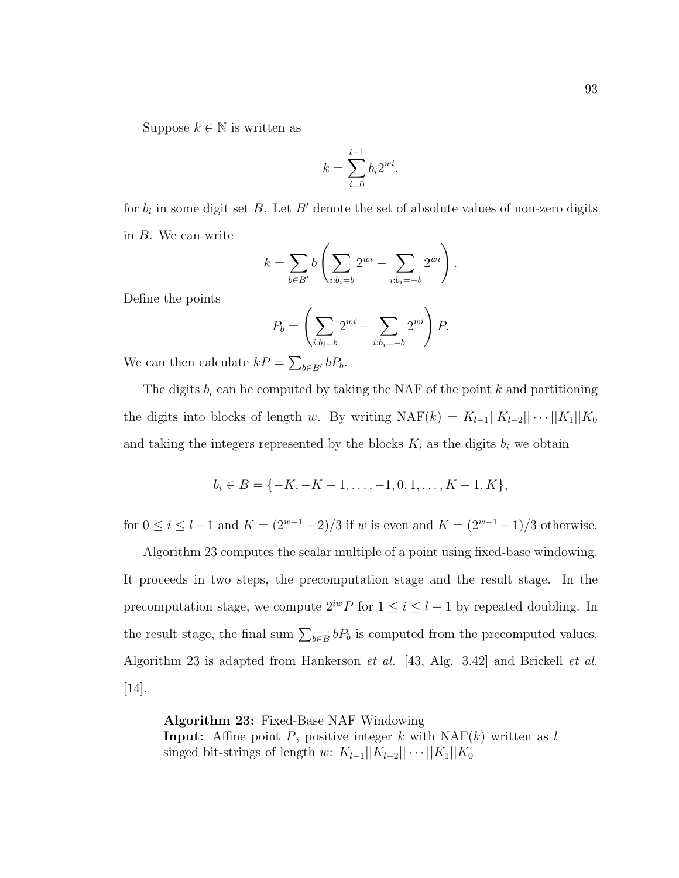Suppose $k \in \mathbb{N}$ is written as

$$k = \sum_{i=0}^{l-1} b_i 2^{wi},$$

for $b_i$ in some digit set $B$. Let $B'$ denote the set of absolute values of non-zero digits in $B$. We can write

$$k = \sum_{b \in B'} b \left( \sum_{i: b_i = b} 2^{wi} - \sum_{i: b_i = -b} 2^{wi} \right).$$

Define the points

$$P_b = \left( \sum_{i: b_i = b} 2^{wi} - \sum_{i: b_i = -b} 2^{wi} \right) P.$$

We can then calculate $kP = \sum_{b \in B'} bP_b$.

The digits $b_i$ can be computed by taking the NAF of the point $k$ and partitioning the digits into blocks of length $w$. By writing $\text{NAF}(k) = K_{l-1}||K_{l-2}|| \cdots ||K_1||K_0$ and taking the integers represented by the blocks $K_i$ as the digits $b_i$ we obtain

$$b_i \in B = \{-K, -K+1, \ldots, -1, 0, 1, \ldots, K-1, K\},$$

for $0 \leq i \leq l-1$ and $K = (2^{w+1} - 2)/3$ if $w$ is even and $K = (2^{w+1} - 1)/3$ otherwise.

Algorithm 23 computes the scalar multiple of a point using fixed-base windowing. It proceeds in two steps, the precomputation stage and the result stage. In the precomputation stage, we compute $2^{iw}P$ for $1 \leq i \leq l-1$ by repeated doubling. In the result stage, the final sum $\sum_{b \in B} bP_b$ is computed from the precomputed values. Algorithm 23 is adapted from Hankerson *et al.* [43, Alg. 3.42] and Brickell *et al.* [14].

**Algorithm 23:** Fixed-Base NAF Windowing
**Input:** Affine point $P$, positive integer $k$ with $\text{NAF}(k)$ written as $l$ singed bit-strings of length $w$: $K_{l-1}||K_{l-2}|| \cdots ||K_1||K_0$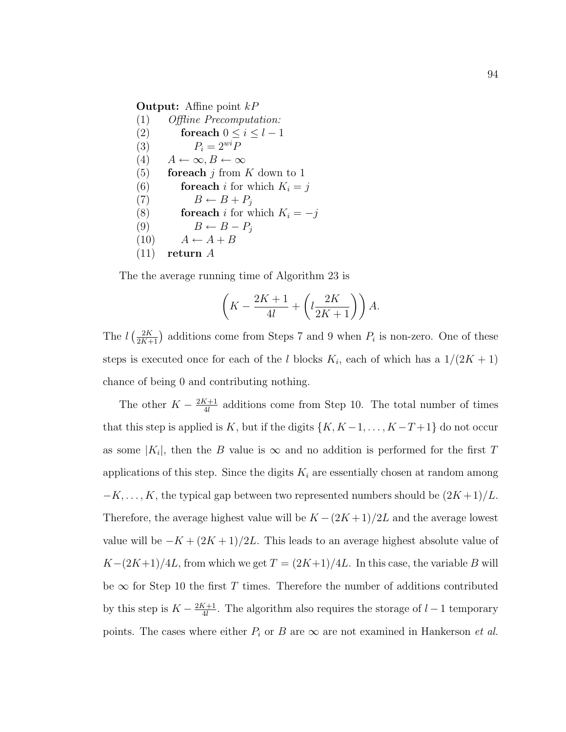**Output:** Affine point $kP$

(1) *Offline Precomputation:*
(2) &nbsp;&nbsp;&nbsp;&nbsp;**foreach** $0 \leq i \leq l-1$
(3) &nbsp;&nbsp;&nbsp;&nbsp;&nbsp;&nbsp;&nbsp;&nbsp;$P_i = 2^{wi}P$
(4) $A \leftarrow \infty, B \leftarrow \infty$
(5) **foreach** $j$ from $K$ down to 1
(6) &nbsp;&nbsp;&nbsp;&nbsp;**foreach** $i$ for which $K_i = j$
(7) &nbsp;&nbsp;&nbsp;&nbsp;&nbsp;&nbsp;&nbsp;&nbsp;$B \leftarrow B + P_j$
(8) &nbsp;&nbsp;&nbsp;&nbsp;**foreach** $i$ for which $K_i = -j$
(9) &nbsp;&nbsp;&nbsp;&nbsp;&nbsp;&nbsp;&nbsp;&nbsp;$B \leftarrow B - P_j$
(10) &nbsp;&nbsp;&nbsp;&nbsp;$A \leftarrow A + B$
(11) **return** $A$

The the average running time of Algorithm 23 is

$$\left(K - \frac{2K+1}{4l} + \left(l\frac{2K}{2K+1}\right)\right)A.$$

The $l\left(\frac{2K}{2K+1}\right)$ additions come from Steps 7 and 9 when $P_i$ is non-zero. One of these steps is executed once for each of the $l$ blocks $K_i$, each of which has a $1/(2K+1)$ chance of being 0 and contributing nothing.

The other $K - \frac{2K+1}{4l}$ additions come from Step 10. The total number of times that this step is applied is $K$, but if the digits $\{K, K-1, \ldots, K-T+1\}$ do not occur as some $|K_i|$, then the $B$ value is $\infty$ and no addition is performed for the first $T$ applications of this step. Since the digits $K_i$ are essentially chosen at random among $-K, \ldots, K$, the typical gap between two represented numbers should be $(2K+1)/L$. Therefore, the average highest value will be $K - (2K+1)/2L$ and the average lowest value will be $-K + (2K+1)/2L$. This leads to an average highest absolute value of $K - (2K+1)/4L$, from which we get $T = (2K+1)/4L$. In this case, the variable $B$ will be $\infty$ for Step 10 the first $T$ times. Therefore the number of additions contributed by this step is $K - \frac{2K+1}{4l}$. The algorithm also requires the storage of $l-1$ temporary points. The cases where either $P_i$ or $B$ are $\infty$ are not examined in Hankerson *et al.*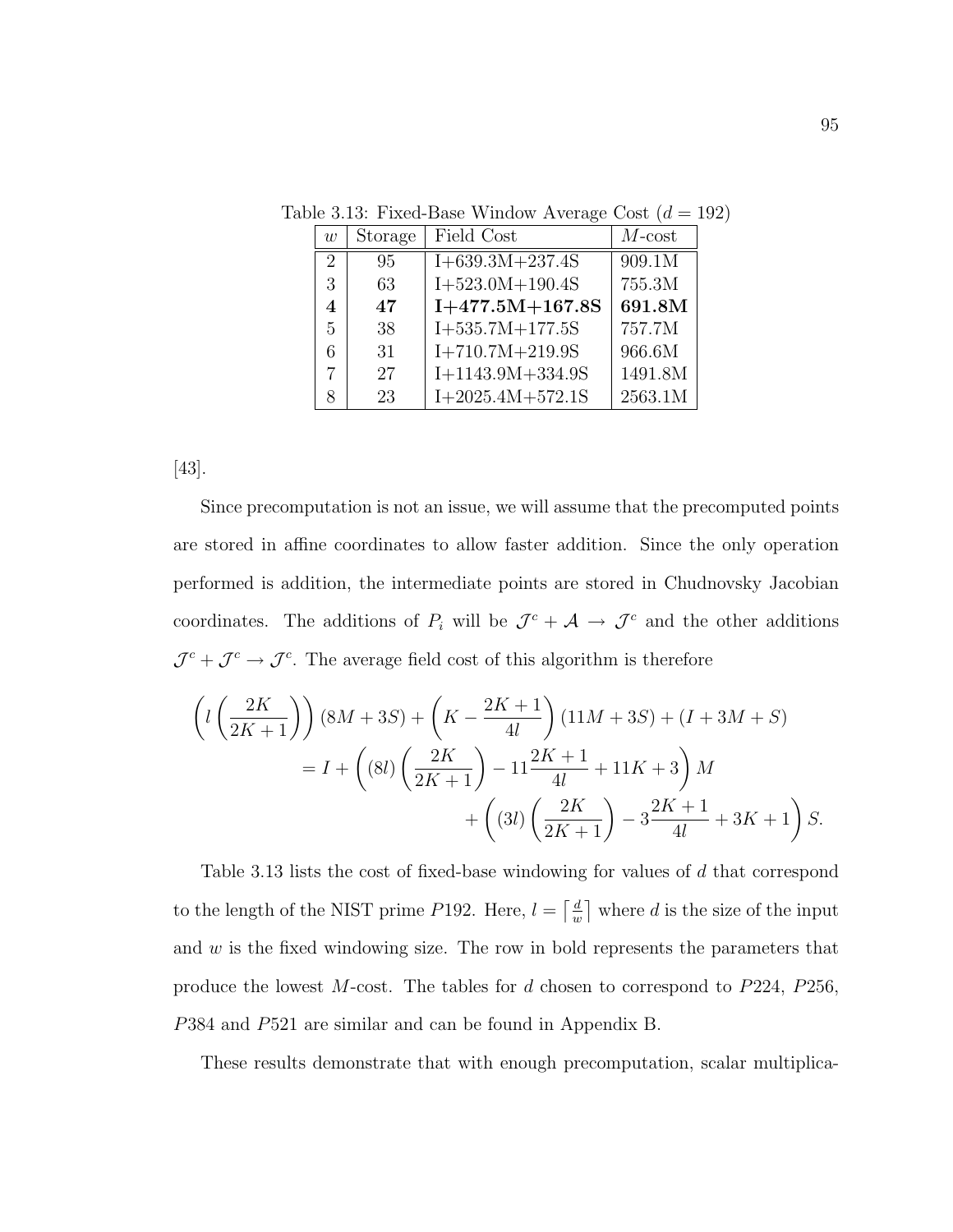Table 3.13: Fixed-Base Window Average Cost ($d = 192$)

| $w$ | Storage | Field Cost | $M$-cost |
|---|---|---|---|
| 2 | 95 | I+639.3M+237.4S | 909.1M |
| 3 | 63 | I+523.0M+190.4S | 755.3M |
| **4** | **47** | **I+477.5M+167.8S** | **691.8M** |
| 5 | 38 | I+535.7M+177.5S | 757.7M |
| 6 | 31 | I+710.7M+219.9S | 966.6M |
| 7 | 27 | I+1143.9M+334.9S | 1491.8M |
| 8 | 23 | I+2025.4M+572.1S | 2563.1M |

[43].

Since precomputation is not an issue, we will assume that the precomputed points are stored in affine coordinates to allow faster addition. Since the only operation performed is addition, the intermediate points are stored in Chudnovsky Jacobian coordinates. The additions of $P_i$ will be $\mathcal{J}^c + \mathcal{A} \rightarrow \mathcal{J}^c$ and the other additions $\mathcal{J}^c + \mathcal{J}^c \rightarrow \mathcal{J}^c$. The average field cost of this algorithm is therefore

$$
\begin{aligned}
&\left(l\left(\frac{2K}{2K+1}\right)\right)(8M+3S) + \left(K - \frac{2K+1}{4l}\right)(11M+3S) + (I+3M+S) \\
&\quad = I + \left((8l)\left(\frac{2K}{2K+1}\right) - 11\frac{2K+1}{4l} + 11K + 3\right)M \\
&\qquad + \left((3l)\left(\frac{2K}{2K+1}\right) - 3\frac{2K+1}{4l} + 3K + 1\right)S.
\end{aligned}
$$

Table 3.13 lists the cost of fixed-base windowing for values of $d$ that correspond to the length of the NIST prime $P192$. Here, $l = \left\lceil \frac{d}{w} \right\rceil$ where $d$ is the size of the input and $w$ is the fixed windowing size. The row in bold represents the parameters that produce the lowest $M$-cost. The tables for $d$ chosen to correspond to $P224$, $P256$, $P384$ and $P521$ are similar and can be found in Appendix B.

These results demonstrate that with enough precomputation, scalar multiplica-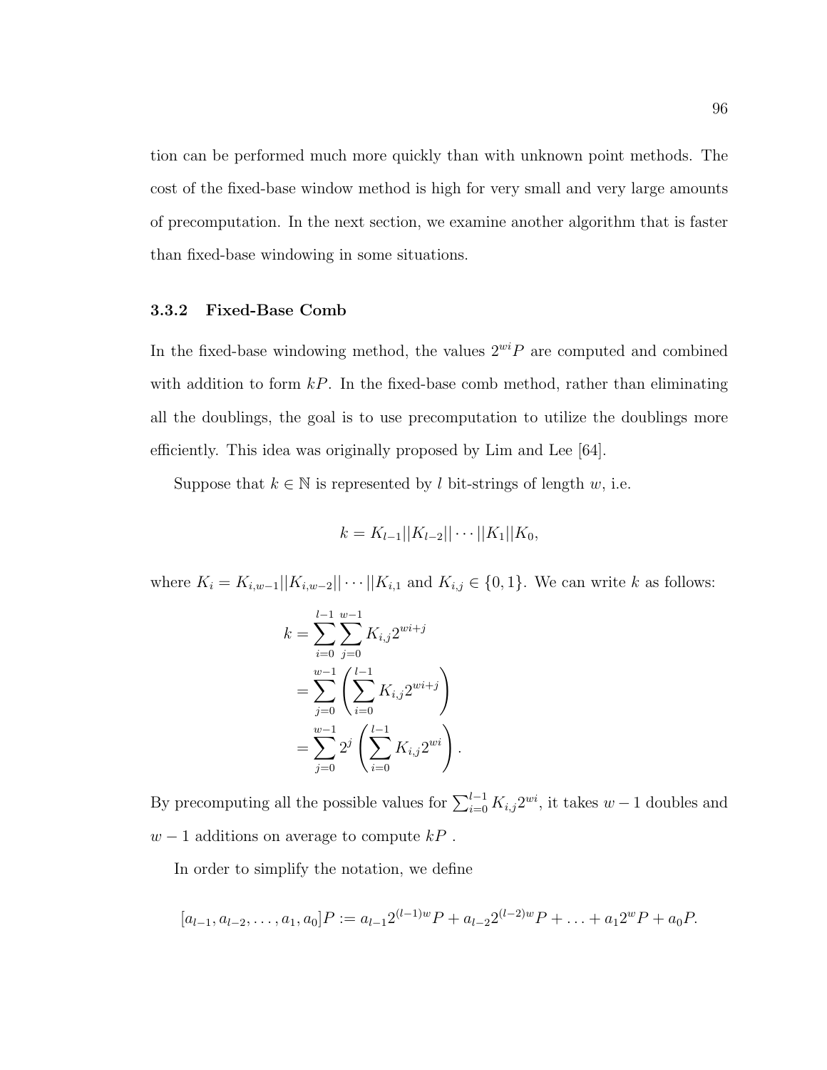tion can be performed much more quickly than with unknown point methods. The cost of the fixed-base window method is high for very small and very large amounts of precomputation. In the next section, we examine another algorithm that is faster than fixed-base windowing in some situations.

### 3.3.2 Fixed-Base Comb

In the fixed-base windowing method, the values $2^{wi}P$ are computed and combined with addition to form $kP$. In the fixed-base comb method, rather than eliminating all the doublings, the goal is to use precomputation to utilize the doublings more efficiently. This idea was originally proposed by Lim and Lee [64].

Suppose that $k \in \mathbb{N}$ is represented by $l$ bit-strings of length $w$, i.e.

$$k = K_{l-1}||K_{l-2}|| \cdots ||K_1||K_0,$$

where $K_i = K_{i,w-1}||K_{i,w-2}|| \cdots ||K_{i,1}$ and $K_{i,j} \in \{0, 1\}$. We can write $k$ as follows:

$$\begin{aligned}
k &= \sum_{i=0}^{l-1} \sum_{j=0}^{w-1} K_{i,j} 2^{wi+j} \\
&= \sum_{j=0}^{w-1} \left( \sum_{i=0}^{l-1} K_{i,j} 2^{wi+j} \right) \\
&= \sum_{j=0}^{w-1} 2^j \left( \sum_{i=0}^{l-1} K_{i,j} 2^{wi} \right).
\end{aligned}$$

By precomputing all the possible values for $\sum_{i=0}^{l-1} K_{i,j} 2^{wi}$, it takes $w - 1$ doubles and $w - 1$ additions on average to compute $kP$ .

In order to simplify the notation, we define

$$[a_{l-1}, a_{l-2}, \ldots, a_1, a_0]P := a_{l-1}2^{(l-1)w}P + a_{l-2}2^{(l-2)w}P + \ldots + a_1 2^w P + a_0 P.$$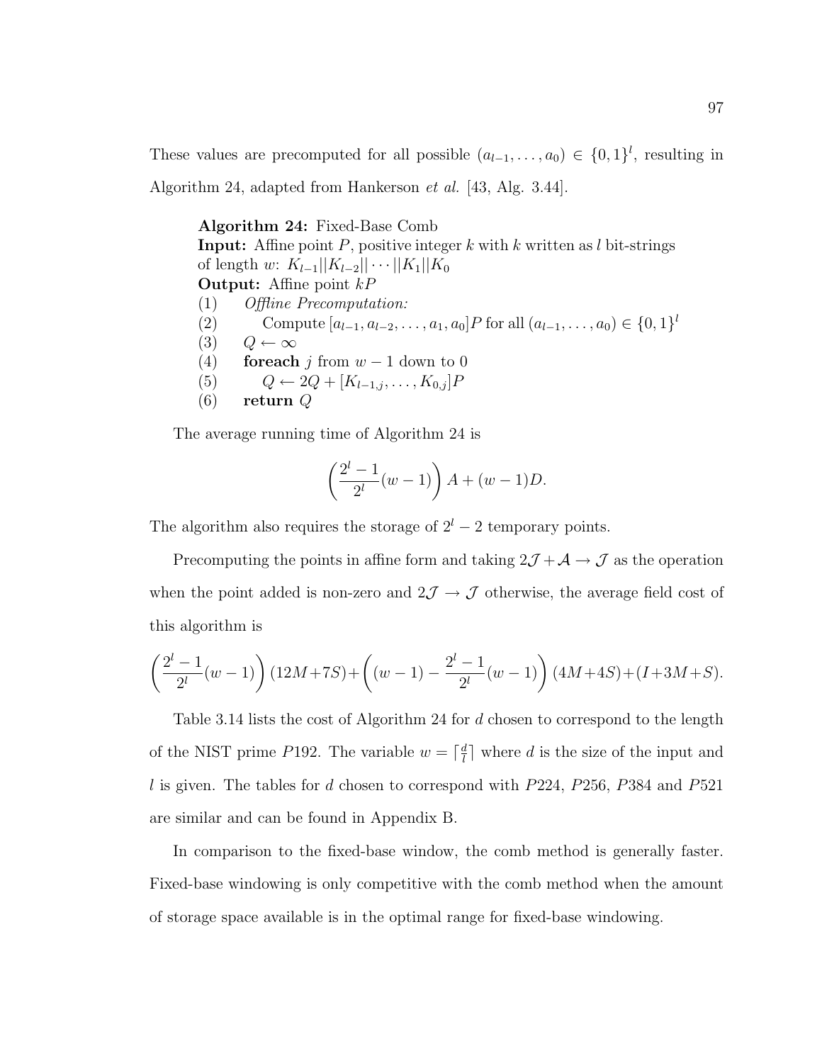These values are precomputed for all possible $(a_{l-1}, \ldots, a_0) \in \{0,1\}^l$, resulting in Algorithm 24, adapted from Hankerson *et al.* [43, Alg. 3.44].

**Algorithm 24:** Fixed-Base Comb
**Input:** Affine point $P$, positive integer $k$ with $k$ written as $l$ bit-strings of length $w$: $K_{l-1}||K_{l-2}|| \cdots ||K_1||K_0$
**Output:** Affine point $kP$

(1) *Offline Precomputation:*
(2) Compute $[a_{l-1}, a_{l-2}, \ldots, a_1, a_0]P$ for all $(a_{l-1}, \ldots, a_0) \in \{0,1\}^l$
(3) $Q \leftarrow \infty$
(4) **foreach** $j$ from $w-1$ down to 0
(5) $Q \leftarrow 2Q + [K_{l-1,j}, \ldots, K_{0,j}]P$
(6) **return** $Q$

The average running time of Algorithm 24 is

$$\left(\frac{2^l - 1}{2^l}(w-1)\right) A + (w-1)D.$$

The algorithm also requires the storage of $2^l - 2$ temporary points.

Precomputing the points in affine form and taking $2\mathcal{J} + \mathcal{A} \rightarrow \mathcal{J}$ as the operation when the point added is non-zero and $2\mathcal{J} \rightarrow \mathcal{J}$ otherwise, the average field cost of this algorithm is

$$\left(\frac{2^l - 1}{2^l}(w-1)\right)(12M+7S)+\left((w-1) - \frac{2^l - 1}{2^l}(w-1)\right)(4M+4S)+(I+3M+S).$$

Table 3.14 lists the cost of Algorithm 24 for $d$ chosen to correspond to the length of the NIST prime $P192$. The variable $w = \lceil \frac{d}{l} \rceil$ where $d$ is the size of the input and $l$ is given. The tables for $d$ chosen to correspond with $P224$, $P256$, $P384$ and $P521$ are similar and can be found in Appendix B.

In comparison to the fixed-base window, the comb method is generally faster. Fixed-base windowing is only competitive with the comb method when the amount of storage space available is in the optimal range for fixed-base windowing.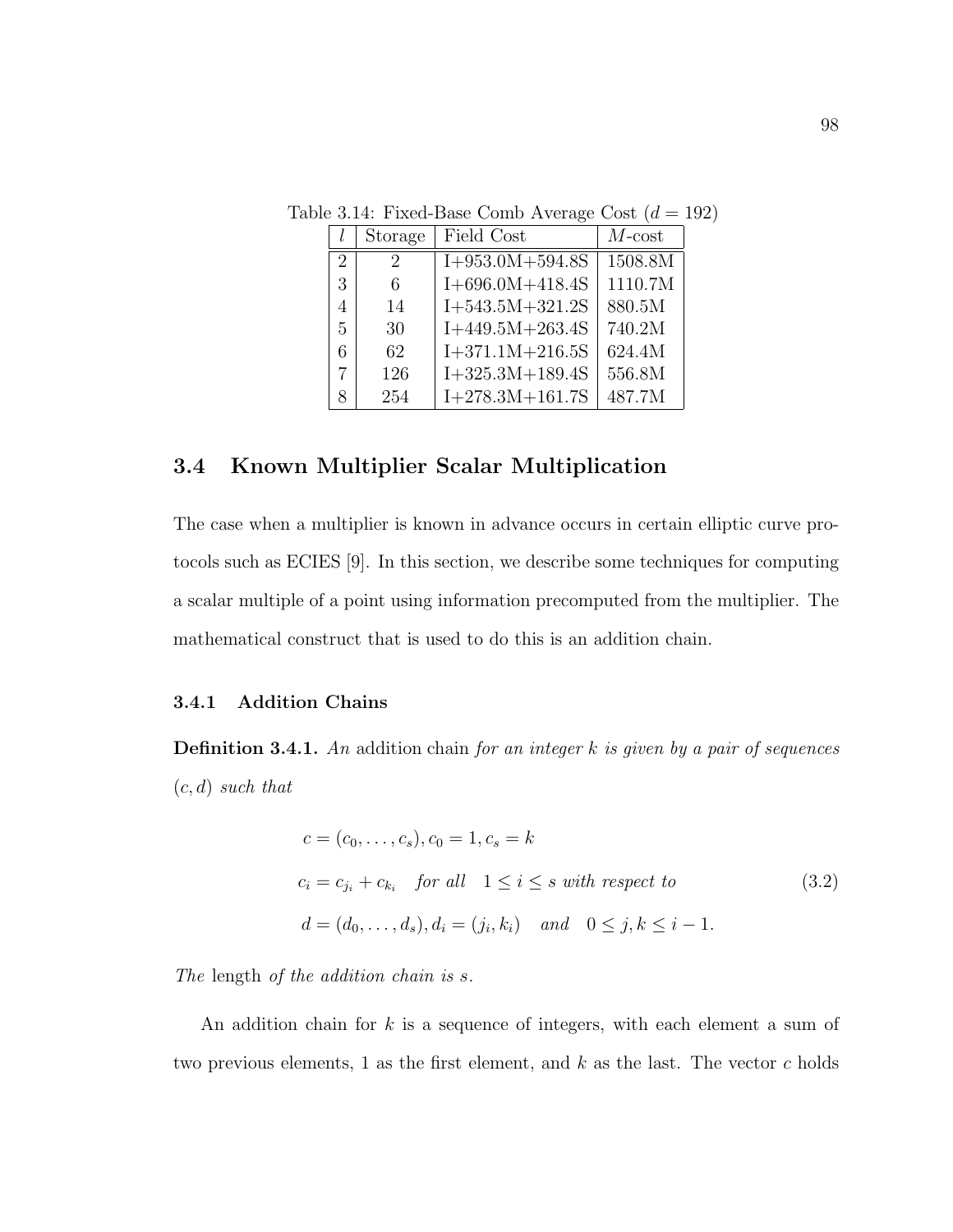Table 3.14: Fixed-Base Comb Average Cost ($d = 192$)

| $l$ | Storage | Field Cost | $M$-cost |
|---|---|---|---|
| 2 | 2 | I+953.0M+594.8S | 1508.8M |
| 3 | 6 | I+696.0M+418.4S | 1110.7M |
| 4 | 14 | I+543.5M+321.2S | 880.5M |
| 5 | 30 | I+449.5M+263.4S | 740.2M |
| 6 | 62 | I+371.1M+216.5S | 624.4M |
| 7 | 126 | I+325.3M+189.4S | 556.8M |
| 8 | 254 | I+278.3M+161.7S | 487.7M |

## 3.4 Known Multiplier Scalar Multiplication

The case when a multiplier is known in advance occurs in certain elliptic curve protocols such as ECIES [9]. In this section, we describe some techniques for computing a scalar multiple of a point using information precomputed from the multiplier. The mathematical construct that is used to do this is an addition chain.

### 3.4.1 Addition Chains

**Definition 3.4.1.** *An* **addition chain** *for an integer $k$ is given by a pair of sequences $(c, d)$ such that*

$$
\begin{aligned}
&c = (c_0, \ldots, c_s), c_0 = 1, c_s = k \\
&c_i = c_{j_i} + c_{k_i} \quad \textit{for all} \quad 1 \leq i \leq s \textit{ with respect to} \\
&d = (d_0, \ldots, d_s), d_i = (j_i, k_i) \quad \textit{and} \quad 0 \leq j, k \leq i - 1.
\end{aligned}
\tag{3.2}
$$

*The* length *of the addition chain is $s$.*

An addition chain for $k$ is a sequence of integers, with each element a sum of two previous elements, 1 as the first element, and $k$ as the last. The vector $c$ holds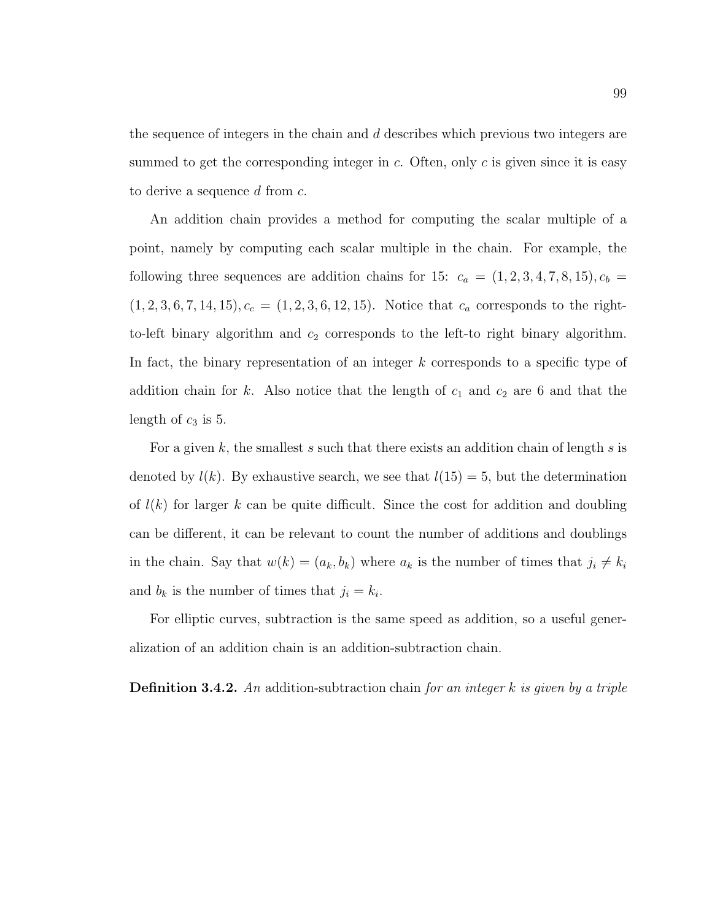the sequence of integers in the chain and $d$ describes which previous two integers are summed to get the corresponding integer in $c$. Often, only $c$ is given since it is easy to derive a sequence $d$ from $c$.

An addition chain provides a method for computing the scalar multiple of a point, namely by computing each scalar multiple in the chain. For example, the following three sequences are addition chains for 15: $c_a = (1, 2, 3, 4, 7, 8, 15), c_b = (1, 2, 3, 6, 7, 14, 15), c_c = (1, 2, 3, 6, 12, 15)$. Notice that $c_a$ corresponds to the right-to-left binary algorithm and $c_2$ corresponds to the left-to right binary algorithm. In fact, the binary representation of an integer $k$ corresponds to a specific type of addition chain for $k$. Also notice that the length of $c_1$ and $c_2$ are 6 and that the length of $c_3$ is 5.

For a given $k$, the smallest $s$ such that there exists an addition chain of length $s$ is denoted by $l(k)$. By exhaustive search, we see that $l(15) = 5$, but the determination of $l(k)$ for larger $k$ can be quite difficult. Since the cost for addition and doubling can be different, it can be relevant to count the number of additions and doublings in the chain. Say that $w(k) = (a_k, b_k)$ where $a_k$ is the number of times that $j_i \neq k_i$ and $b_k$ is the number of times that $j_i = k_i$.

For elliptic curves, subtraction is the same speed as addition, so a useful generalization of an addition chain is an addition-subtraction chain.

**Definition 3.4.2.** *An* addition-subtraction chain *for an integer $k$ is given by a triple*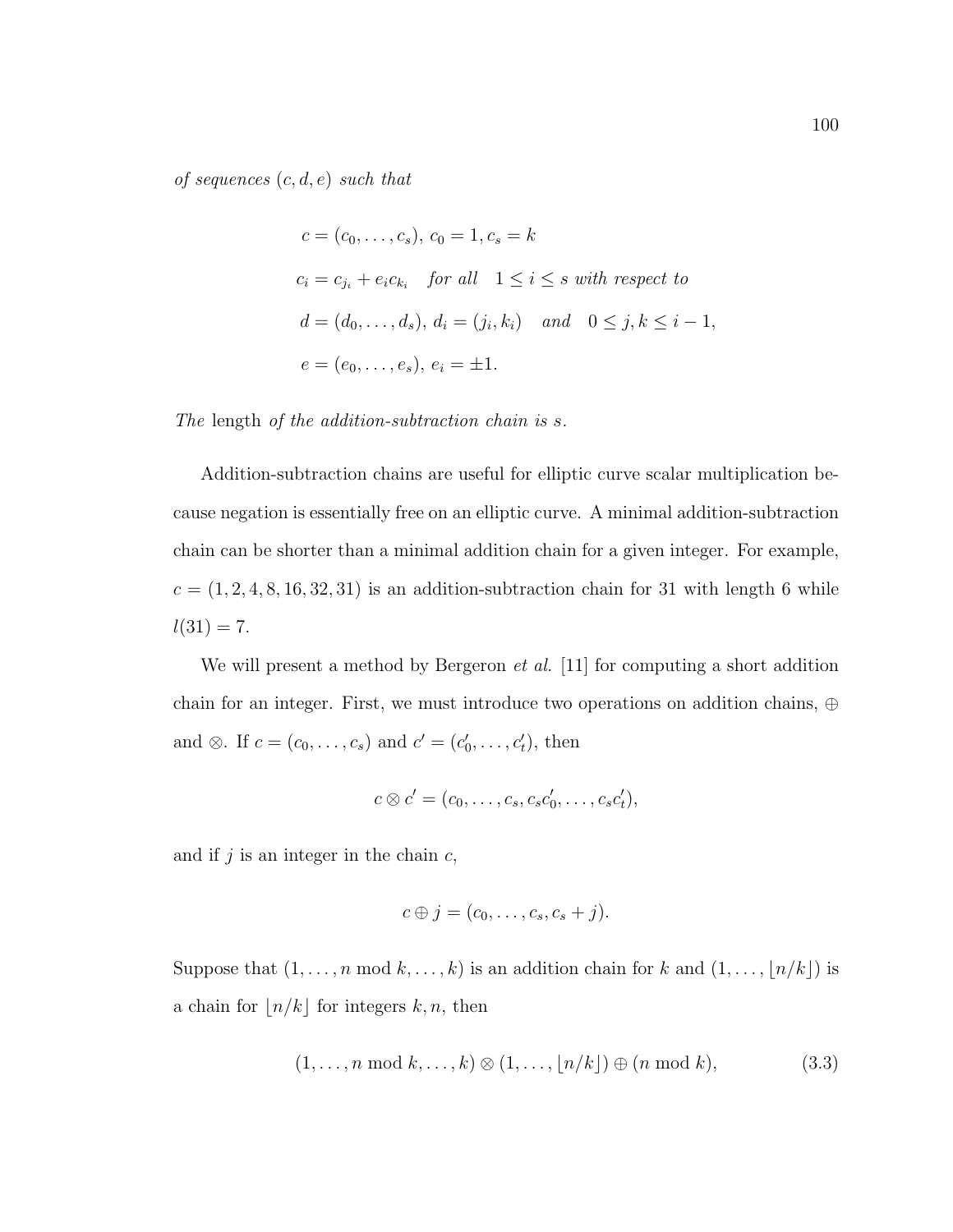*of sequences* $(c, d, e)$ *such that*

$$c = (c_0, \ldots, c_s),\ c_0 = 1, c_s = k$$

$$c_i = c_{j_i} + e_i c_{k_i} \quad \textit{for all} \quad 1 \leq i \leq s \textit{ with respect to}$$

$$d = (d_0, \ldots, d_s),\ d_i = (j_i, k_i) \quad \textit{and} \quad 0 \leq j, k \leq i-1,$$

$$e = (e_0, \ldots, e_s),\ e_i = \pm 1.$$

*The* length *of the addition-subtraction chain is* $s$*.*

Addition-subtraction chains are useful for elliptic curve scalar multiplication because negation is essentially free on an elliptic curve. A minimal addition-subtraction chain can be shorter than a minimal addition chain for a given integer. For example, $c = (1, 2, 4, 8, 16, 32, 31)$ is an addition-subtraction chain for 31 with length 6 while $l(31) = 7$.

We will present a method by Bergeron *et al.* [11] for computing a short addition chain for an integer. First, we must introduce two operations on addition chains, $\oplus$ and $\otimes$. If $c = (c_0, \ldots, c_s)$ and $c' = (c'_0, \ldots, c'_t)$, then

$$c \otimes c' = (c_0, \ldots, c_s, c_s c'_0, \ldots, c_s c'_t),$$

and if $j$ is an integer in the chain $c$,

$$c \oplus j = (c_0, \ldots, c_s, c_s + j).$$

Suppose that $(1, \ldots, n \bmod k, \ldots, k)$ is an addition chain for $k$ and $(1, \ldots, \lfloor n/k \rfloor)$ is a chain for $\lfloor n/k \rfloor$ for integers $k, n$, then

$$(1, \ldots, n \bmod k, \ldots, k) \otimes (1, \ldots, \lfloor n/k \rfloor) \oplus (n \bmod k), \tag{3.3}$$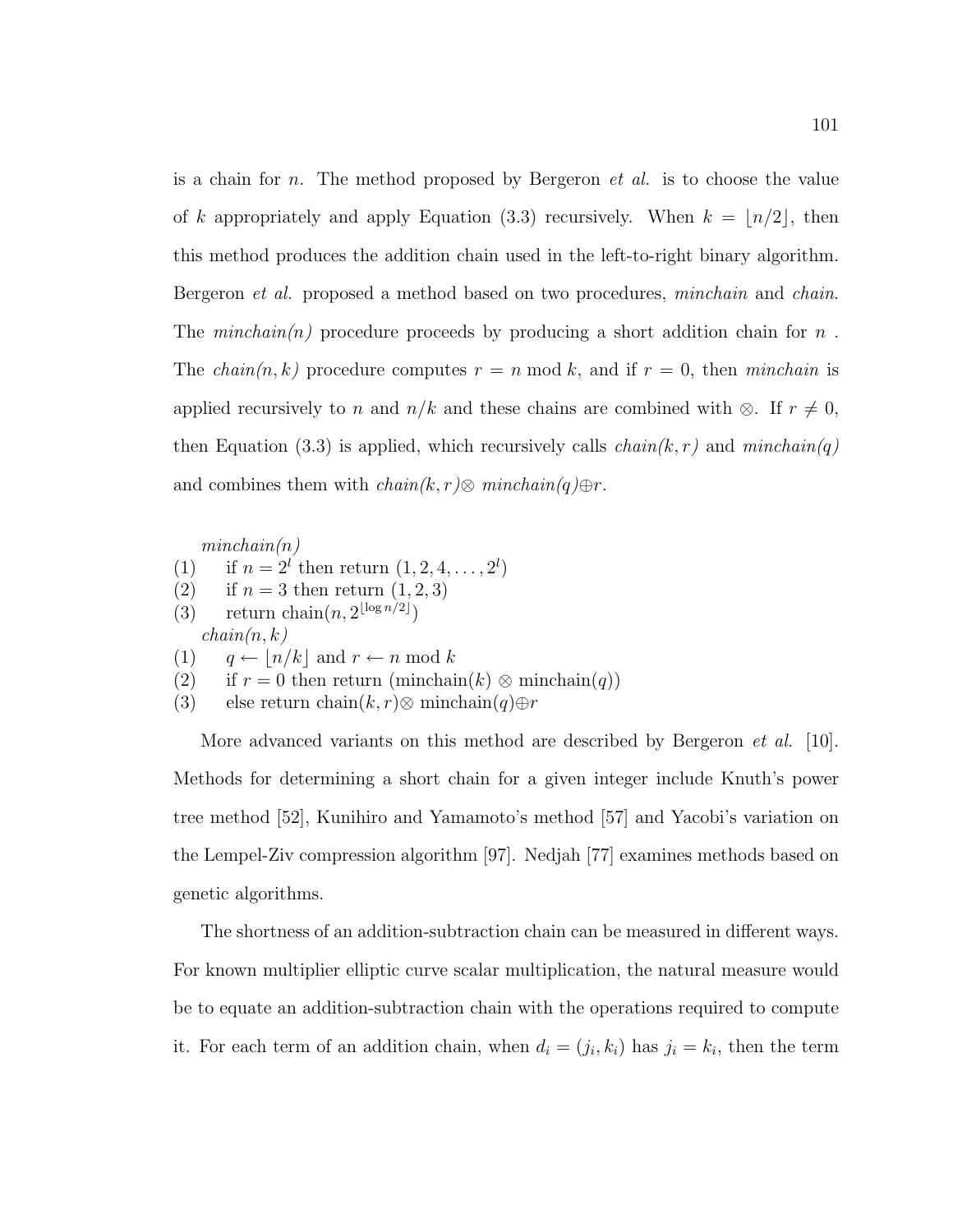is a chain for $n$. The method proposed by Bergeron *et al.* is to choose the value of $k$ appropriately and apply Equation (3.3) recursively. When $k = \lfloor n/2 \rfloor$, then this method produces the addition chain used in the left-to-right binary algorithm. Bergeron *et al.* proposed a method based on two procedures, *minchain* and *chain*. The *minchain(n)* procedure proceeds by producing a short addition chain for $n$ . The *chain(n, k)* procedure computes $r = n \bmod k$, and if $r = 0$, then *minchain* is applied recursively to $n$ and $n/k$ and these chains are combined with $\otimes$. If $r \neq 0$, then Equation (3.3) is applied, which recursively calls *chain(k, r)* and *minchain(q)* and combines them with *chain(k, r)*$\otimes$ *minchain(q)*$\oplus r$.

*minchain(n)*
(1) if $n = 2^l$ then return $(1, 2, 4, \ldots, 2^l)$
(2) if $n = 3$ then return $(1, 2, 3)$
(3) return chain$(n, 2^{\lfloor \log n/2 \rfloor})$
*chain(n, k)*
(1) $q \leftarrow \lfloor n/k \rfloor$ and $r \leftarrow n \bmod k$
(2) if $r = 0$ then return (minchain$(k)$ $\otimes$ minchain$(q)$)
(3) else return chain$(k, r)$$\otimes$ minchain$(q)$$\oplus r$

More advanced variants on this method are described by Bergeron *et al.* [10]. Methods for determining a short chain for a given integer include Knuth's power tree method [52], Kunihiro and Yamamoto's method [57] and Yacobi's variation on the Lempel-Ziv compression algorithm [97]. Nedjah [77] examines methods based on genetic algorithms.

The shortness of an addition-subtraction chain can be measured in different ways. For known multiplier elliptic curve scalar multiplication, the natural measure would be to equate an addition-subtraction chain with the operations required to compute it. For each term of an addition chain, when $d_i = (j_i, k_i)$ has $j_i = k_i$, then the term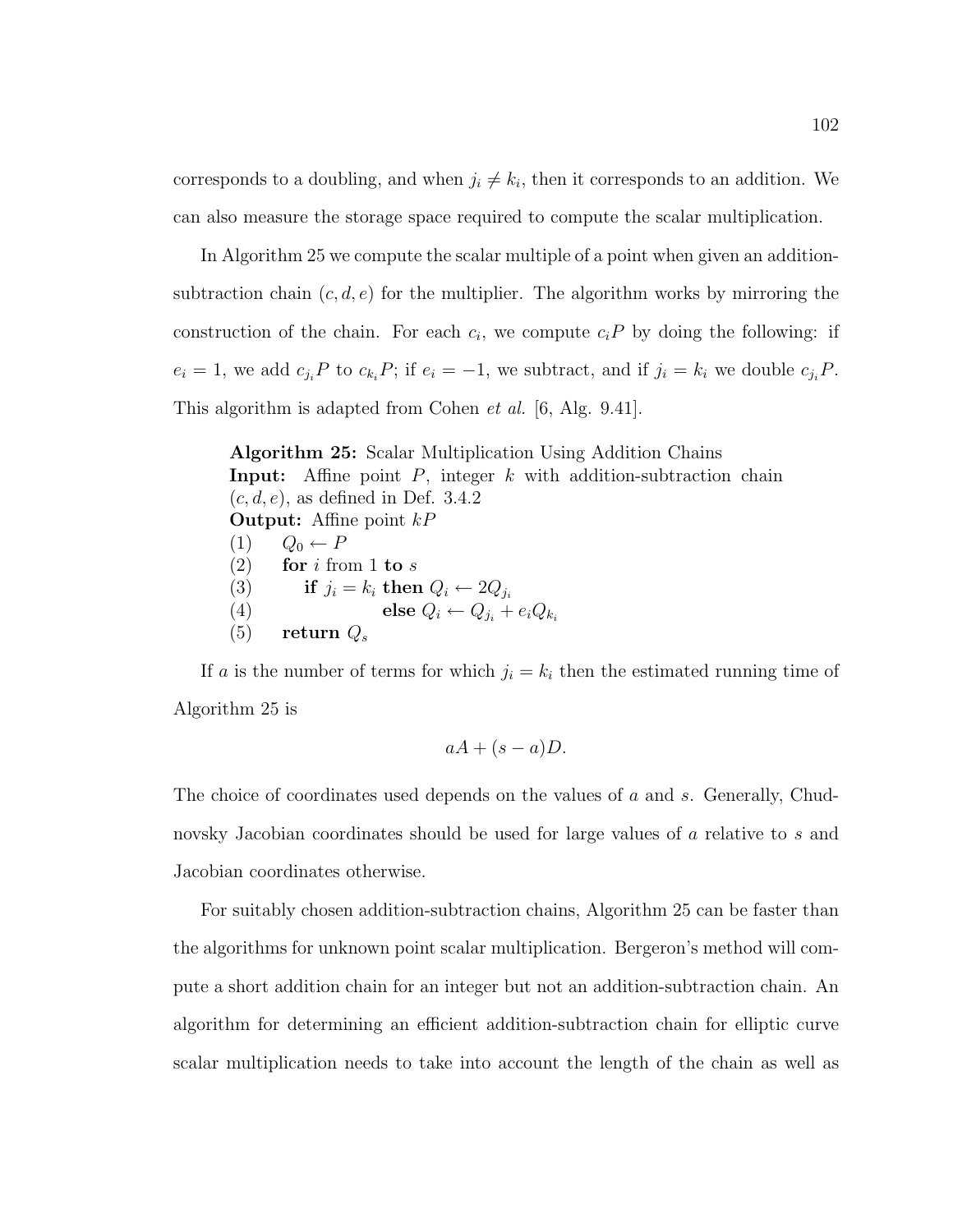corresponds to a doubling, and when $j_i \neq k_i$, then it corresponds to an addition. We can also measure the storage space required to compute the scalar multiplication.

In Algorithm 25 we compute the scalar multiple of a point when given an addition-subtraction chain $(c, d, e)$ for the multiplier. The algorithm works by mirroring the construction of the chain. For each $c_i$, we compute $c_i P$ by doing the following: if $e_i = 1$, we add $c_{j_i} P$ to $c_{k_i} P$; if $e_i = -1$, we subtract, and if $j_i = k_i$ we double $c_{j_i} P$. This algorithm is adapted from Cohen *et al.* [6, Alg. 9.41].

> **Algorithm 25:** Scalar Multiplication Using Addition Chains
> **Input:** Affine point $P$, integer $k$ with addition-subtraction chain $(c, d, e)$, as defined in Def. 3.4.2
> **Output:** Affine point $kP$
> (1) $Q_0 \leftarrow P$
> (2) **for** $i$ from 1 **to** $s$
> (3) **if** $j_i = k_i$ **then** $Q_i \leftarrow 2Q_{j_i}$
> (4) **else** $Q_i \leftarrow Q_{j_i} + e_i Q_{k_i}$
> (5) **return** $Q_s$

If $a$ is the number of terms for which $j_i = k_i$ then the estimated running time of Algorithm 25 is

$$aA + (s - a)D.$$

The choice of coordinates used depends on the values of $a$ and $s$. Generally, Chudnovsky Jacobian coordinates should be used for large values of $a$ relative to $s$ and Jacobian coordinates otherwise.

For suitably chosen addition-subtraction chains, Algorithm 25 can be faster than the algorithms for unknown point scalar multiplication. Bergeron's method will compute a short addition chain for an integer but not an addition-subtraction chain. An algorithm for determining an efficient addition-subtraction chain for elliptic curve scalar multiplication needs to take into account the length of the chain as well as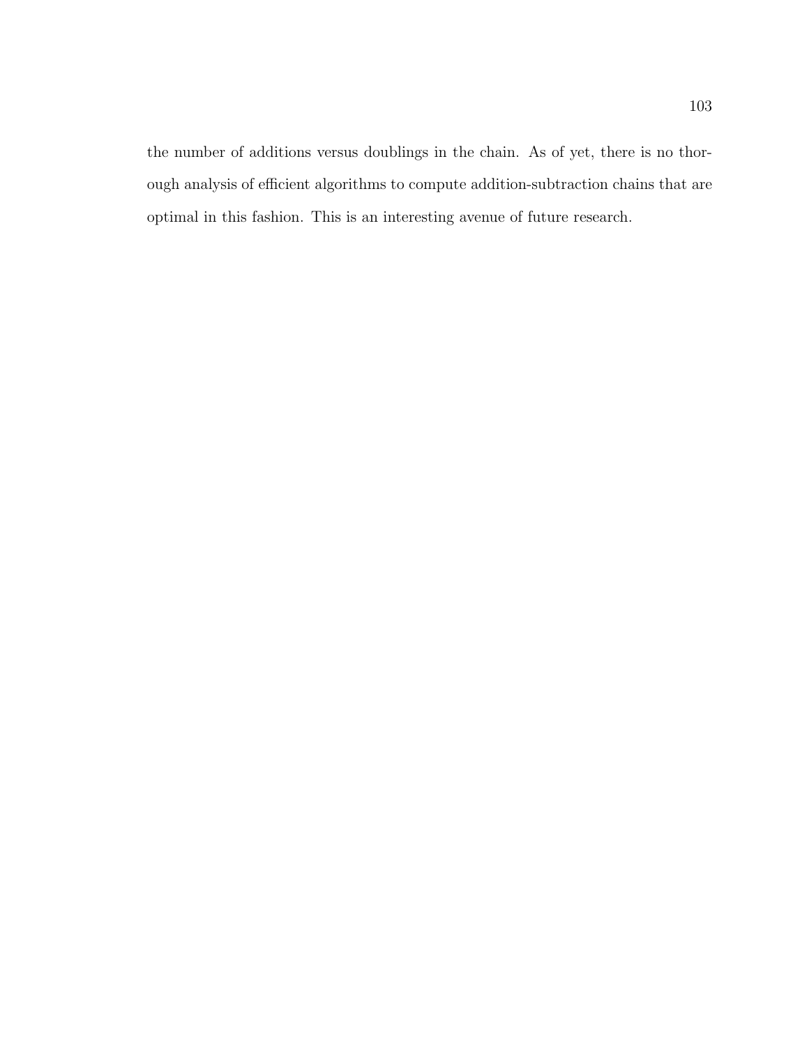the number of additions versus doublings in the chain. As of yet, there is no thorough analysis of efficient algorithms to compute addition-subtraction chains that are optimal in this fashion. This is an interesting avenue of future research.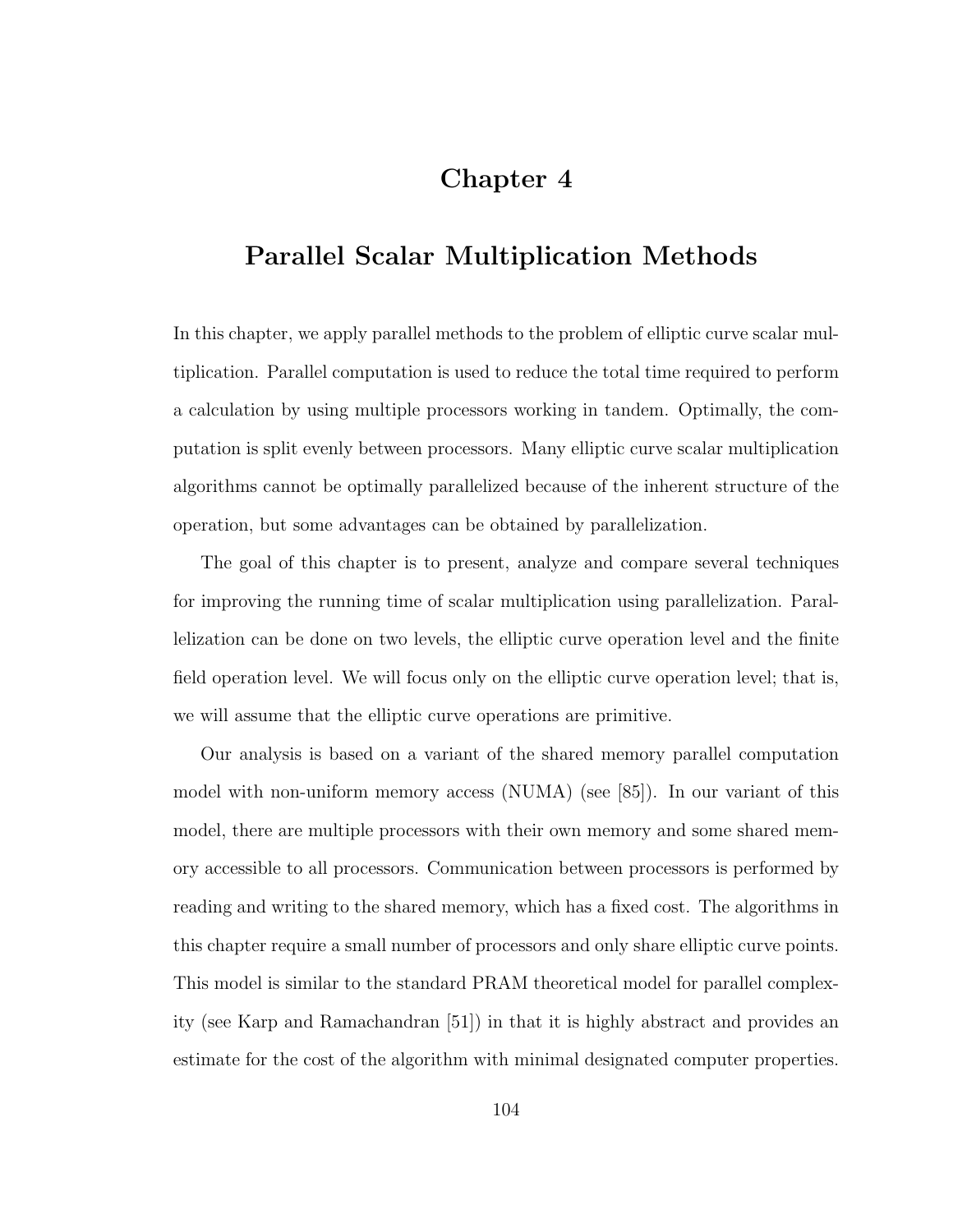# Chapter 4

# Parallel Scalar Multiplication Methods

In this chapter, we apply parallel methods to the problem of elliptic curve scalar multiplication. Parallel computation is used to reduce the total time required to perform a calculation by using multiple processors working in tandem. Optimally, the computation is split evenly between processors. Many elliptic curve scalar multiplication algorithms cannot be optimally parallelized because of the inherent structure of the operation, but some advantages can be obtained by parallelization.

The goal of this chapter is to present, analyze and compare several techniques for improving the running time of scalar multiplication using parallelization. Parallelization can be done on two levels, the elliptic curve operation level and the finite field operation level. We will focus only on the elliptic curve operation level; that is, we will assume that the elliptic curve operations are primitive.

Our analysis is based on a variant of the shared memory parallel computation model with non-uniform memory access (NUMA) (see [85]). In our variant of this model, there are multiple processors with their own memory and some shared memory accessible to all processors. Communication between processors is performed by reading and writing to the shared memory, which has a fixed cost. The algorithms in this chapter require a small number of processors and only share elliptic curve points. This model is similar to the standard PRAM theoretical model for parallel complexity (see Karp and Ramachandran [51]) in that it is highly abstract and provides an estimate for the cost of the algorithm with minimal designated computer properties.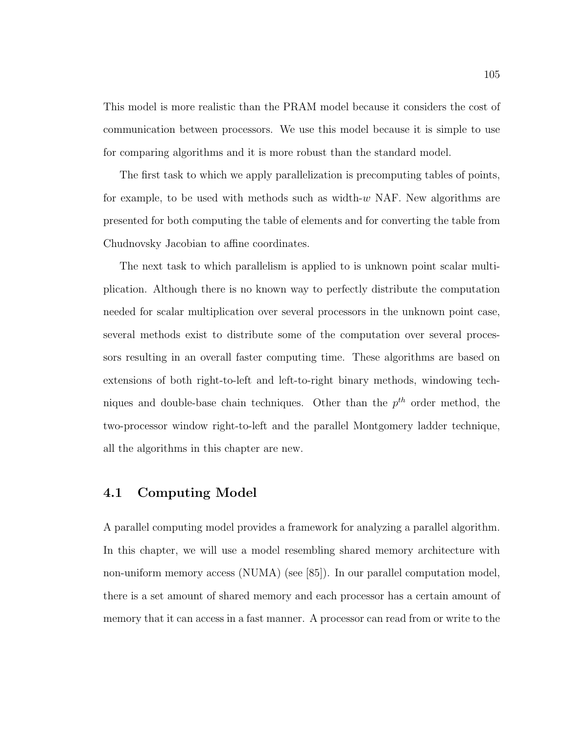This model is more realistic than the PRAM model because it considers the cost of communication between processors. We use this model because it is simple to use for comparing algorithms and it is more robust than the standard model.

The first task to which we apply parallelization is precomputing tables of points, for example, to be used with methods such as width-$w$ NAF. New algorithms are presented for both computing the table of elements and for converting the table from Chudnovsky Jacobian to affine coordinates.

The next task to which parallelism is applied to is unknown point scalar multiplication. Although there is no known way to perfectly distribute the computation needed for scalar multiplication over several processors in the unknown point case, several methods exist to distribute some of the computation over several processors resulting in an overall faster computing time. These algorithms are based on extensions of both right-to-left and left-to-right binary methods, windowing techniques and double-base chain techniques. Other than the $p^{th}$ order method, the two-processor window right-to-left and the parallel Montgomery ladder technique, all the algorithms in this chapter are new.

## 4.1 Computing Model

A parallel computing model provides a framework for analyzing a parallel algorithm. In this chapter, we will use a model resembling shared memory architecture with non-uniform memory access (NUMA) (see [85]). In our parallel computation model, there is a set amount of shared memory and each processor has a certain amount of memory that it can access in a fast manner. A processor can read from or write to the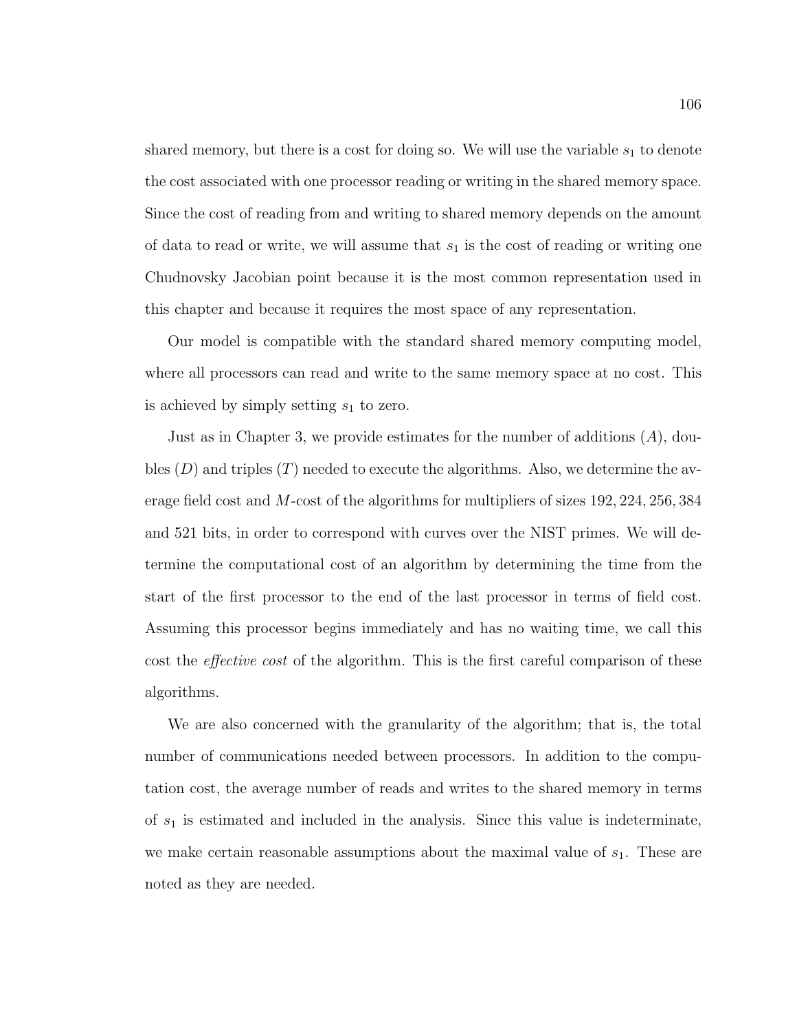shared memory, but there is a cost for doing so. We will use the variable $s_1$ to denote the cost associated with one processor reading or writing in the shared memory space. Since the cost of reading from and writing to shared memory depends on the amount of data to read or write, we will assume that $s_1$ is the cost of reading or writing one Chudnovsky Jacobian point because it is the most common representation used in this chapter and because it requires the most space of any representation.

Our model is compatible with the standard shared memory computing model, where all processors can read and write to the same memory space at no cost. This is achieved by simply setting $s_1$ to zero.

Just as in Chapter 3, we provide estimates for the number of additions ($A$), doubles ($D$) and triples ($T$) needed to execute the algorithms. Also, we determine the average field cost and $M$-cost of the algorithms for multipliers of sizes $192, 224, 256, 384$ and $521$ bits, in order to correspond with curves over the NIST primes. We will determine the computational cost of an algorithm by determining the time from the start of the first processor to the end of the last processor in terms of field cost. Assuming this processor begins immediately and has no waiting time, we call this cost the *effective cost* of the algorithm. This is the first careful comparison of these algorithms.

We are also concerned with the granularity of the algorithm; that is, the total number of communications needed between processors. In addition to the computation cost, the average number of reads and writes to the shared memory in terms of $s_1$ is estimated and included in the analysis. Since this value is indeterminate, we make certain reasonable assumptions about the maximal value of $s_1$. These are noted as they are needed.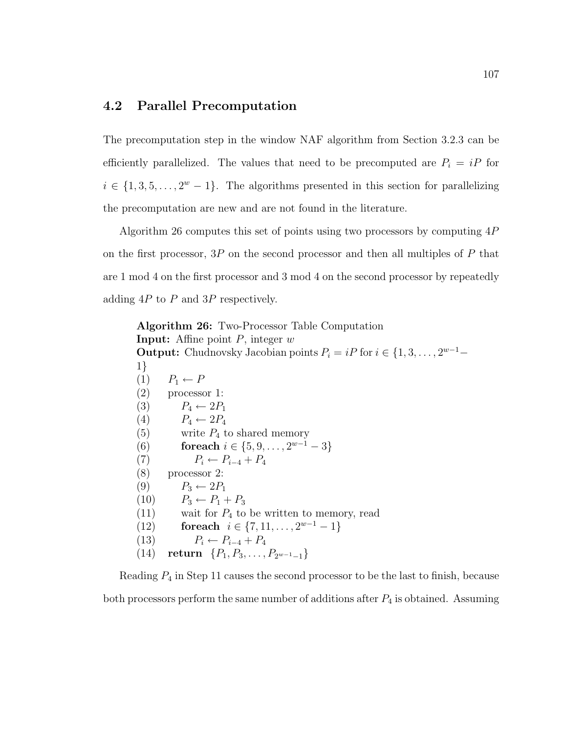## 4.2 Parallel Precomputation

The precomputation step in the window NAF algorithm from Section 3.2.3 can be efficiently parallelized. The values that need to be precomputed are $P_i = iP$ for $i \in \{1, 3, 5, \ldots, 2^w - 1\}$. The algorithms presented in this section for parallelizing the precomputation are new and are not found in the literature.

Algorithm 26 computes this set of points using two processors by computing $4P$ on the first processor, $3P$ on the second processor and then all multiples of $P$ that are 1 mod 4 on the first processor and 3 mod 4 on the second processor by repeatedly adding $4P$ to $P$ and $3P$ respectively.

**Algorithm 26:** Two-Processor Table Computation
**Input:** Affine point $P$, integer $w$
**Output:** Chudnovsky Jacobian points $P_i = iP$ for $i \in \{1, 3, \ldots, 2^{w-1} - 1\}$

(1) $P_1 \leftarrow P$
(2) processor 1:
(3) $P_4 \leftarrow 2P_1$
(4) $P_4 \leftarrow 2P_4$
(5) write $P_4$ to shared memory
(6) **foreach** $i \in \{5, 9, \ldots, 2^{w-1} - 3\}$
(7) $P_i \leftarrow P_{i-4} + P_4$
(8) processor 2:
(9) $P_3 \leftarrow 2P_1$
(10) $P_3 \leftarrow P_1 + P_3$
(11) wait for $P_4$ to be written to memory, read
(12) **foreach** $i \in \{7, 11, \ldots, 2^{w-1} - 1\}$
(13) $P_i \leftarrow P_{i-4} + P_4$
(14) **return** $\{P_1, P_3, \ldots, P_{2^{w-1}-1}\}$

Reading $P_4$ in Step 11 causes the second processor to be the last to finish, because both processors perform the same number of additions after $P_4$ is obtained. Assuming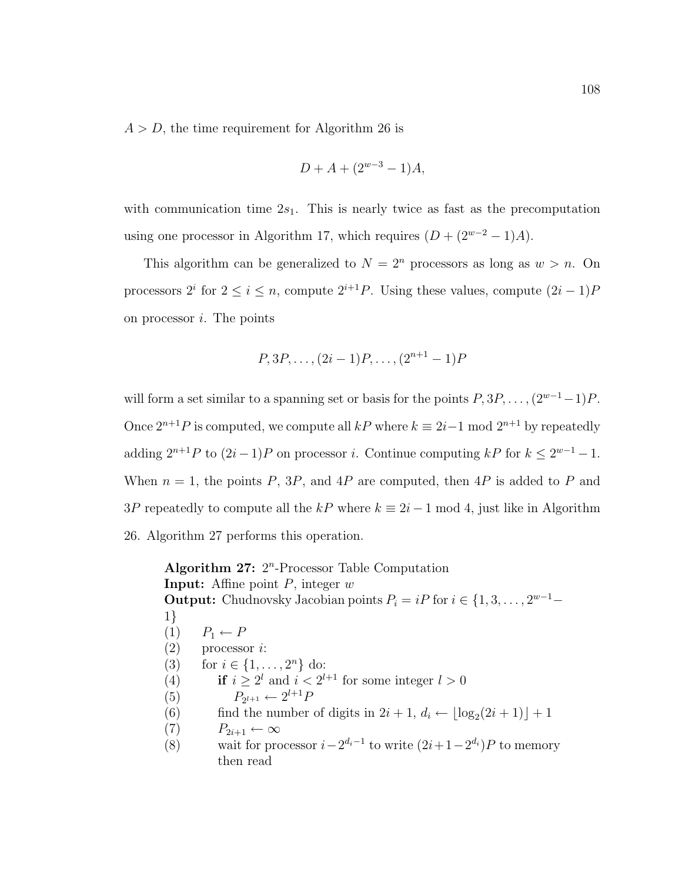$A > D$, the time requirement for Algorithm 26 is

$$D + A + (2^{w-3} - 1)A,$$

with communication time $2s_1$. This is nearly twice as fast as the precomputation using one processor in Algorithm 17, which requires $(D + (2^{w-2} - 1)A)$.

This algorithm can be generalized to $N = 2^n$ processors as long as $w > n$. On processors $2^i$ for $2 \leq i \leq n$, compute $2^{i+1}P$. Using these values, compute $(2i-1)P$ on processor $i$. The points

$$P, 3P, \ldots, (2i-1)P, \ldots, (2^{n+1} - 1)P$$

will form a set similar to a spanning set or basis for the points $P, 3P, \ldots, (2^{w-1}-1)P$. Once $2^{n+1}P$ is computed, we compute all $kP$ where $k \equiv 2i-1 \bmod 2^{n+1}$ by repeatedly adding $2^{n+1}P$ to $(2i-1)P$ on processor $i$. Continue computing $kP$ for $k \leq 2^{w-1} - 1$. When $n = 1$, the points $P$, $3P$, and $4P$ are computed, then $4P$ is added to $P$ and $3P$ repeatedly to compute all the $kP$ where $k \equiv 2i - 1 \bmod 4$, just like in Algorithm 26. Algorithm 27 performs this operation.

**Algorithm 27:** $2^n$-Processor Table Computation
**Input:** Affine point $P$, integer $w$
**Output:** Chudnovsky Jacobian points $P_i = iP$ for $i \in \{1, 3, \ldots, 2^{w-1} - 1\}$

(1) $P_1 \leftarrow P$
(2) processor $i$:
(3) for $i \in \{1, \ldots, 2^n\}$ do:
(4) **if** $i \geq 2^l$ and $i < 2^{l+1}$ for some integer $l > 0$
(5) $P_{2^{l+1}} \leftarrow 2^{l+1}P$
(6) find the number of digits in $2i + 1$, $d_i \leftarrow \lfloor \log_2(2i + 1) \rfloor + 1$
(7) $P_{2i+1} \leftarrow \infty$
(8) wait for processor $i - 2^{d_i - 1}$ to write $(2i+1-2^{d_i})P$ to memory then read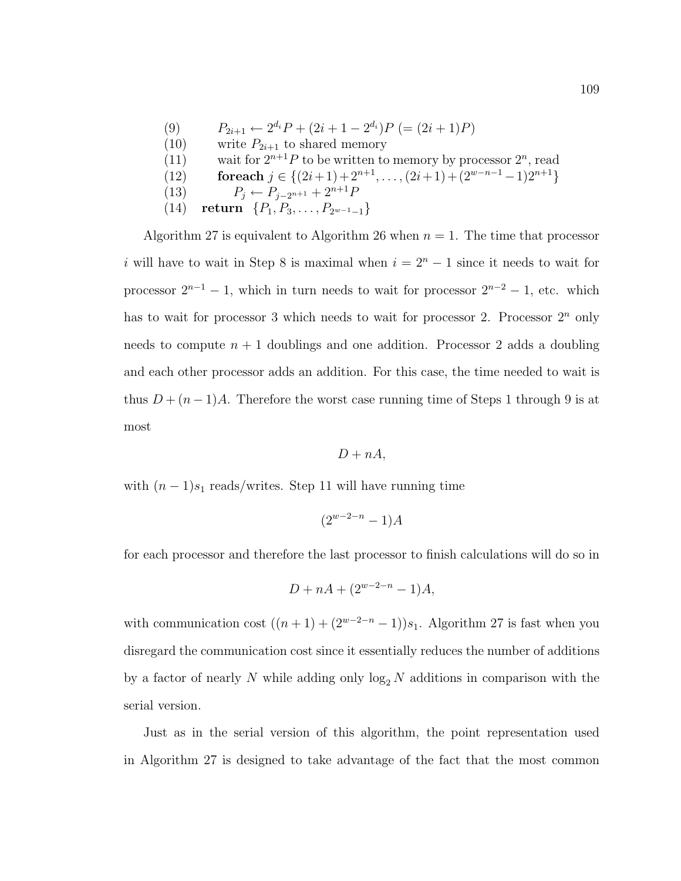(9) $\quad P_{2i+1} \leftarrow 2^{d_i}P + (2i+1-2^{d_i})P$ $(= (2i+1)P)$

(10) $\quad$ write $P_{2i+1}$ to shared memory

(11) $\quad$ wait for $2^{n+1}P$ to be written to memory by processor $2^n$, read

(12) $\quad$ **foreach** $j \in \{(2i+1)+2^{n+1}, \ldots, (2i+1)+(2^{w-n-1}-1)2^{n+1}\}$

(13) $\quad\quad P_j \leftarrow P_{j-2^{n+1}} + 2^{n+1}P$

(14) **return** $\{P_1, P_3, \ldots, P_{2^{w-1}-1}\}$

Algorithm 27 is equivalent to Algorithm 26 when $n = 1$. The time that processor $i$ will have to wait in Step 8 is maximal when $i = 2^n - 1$ since it needs to wait for processor $2^{n-1} - 1$, which in turn needs to wait for processor $2^{n-2} - 1$, etc. which has to wait for processor 3 which needs to wait for processor 2. Processor $2^n$ only needs to compute $n + 1$ doublings and one addition. Processor 2 adds a doubling and each other processor adds an addition. For this case, the time needed to wait is thus $D + (n-1)A$. Therefore the worst case running time of Steps 1 through 9 is at most

$$D + nA,$$

with $(n-1)s_1$ reads/writes. Step 11 will have running time

$$(2^{w-2-n} - 1)A$$

for each processor and therefore the last processor to finish calculations will do so in

$$D + nA + (2^{w-2-n} - 1)A,$$

with communication cost $((n+1) + (2^{w-2-n} - 1))s_1$. Algorithm 27 is fast when you disregard the communication cost since it essentially reduces the number of additions by a factor of nearly $N$ while adding only $\log_2 N$ additions in comparison with the serial version.

Just as in the serial version of this algorithm, the point representation used in Algorithm 27 is designed to take advantage of the fact that the most common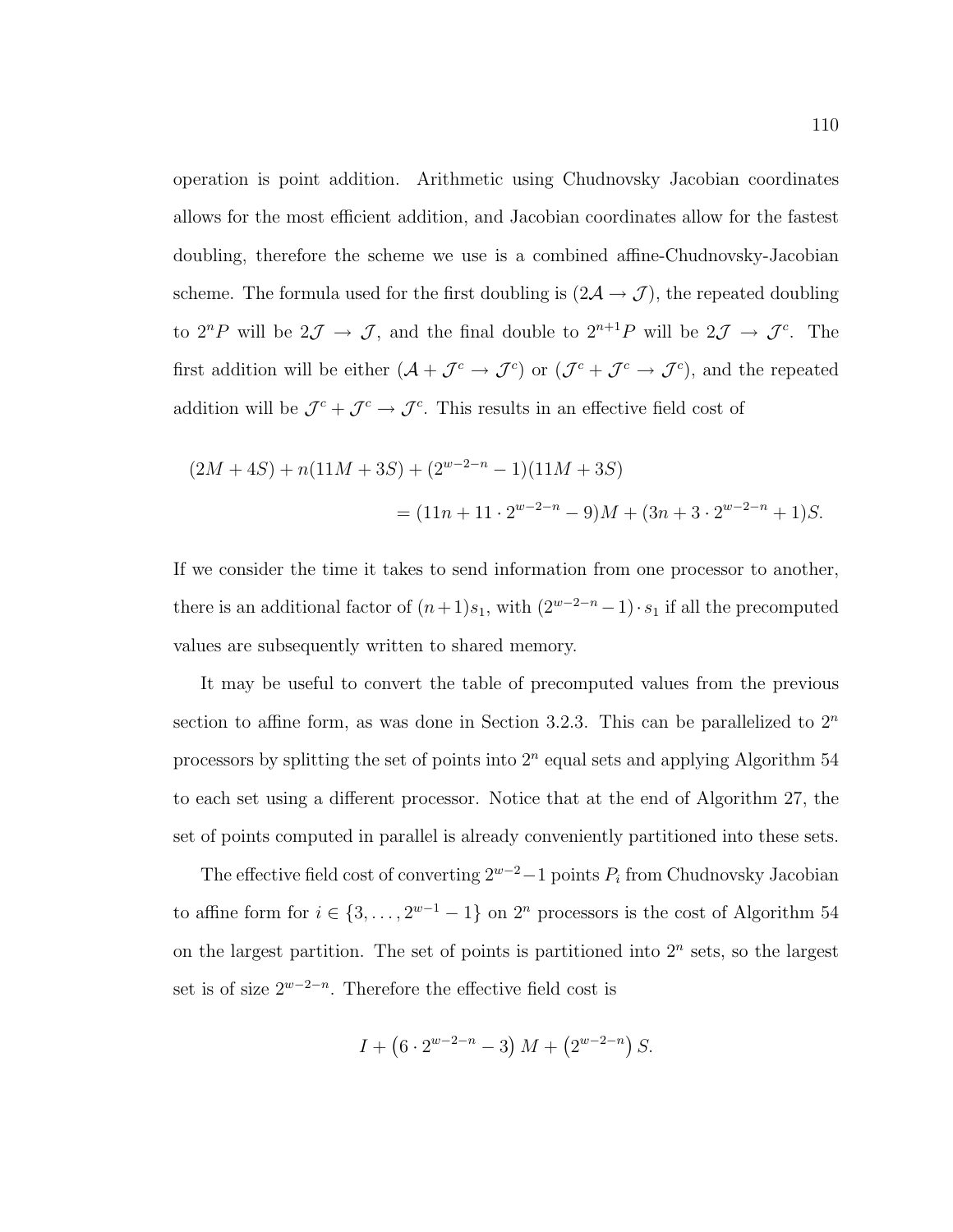operation is point addition. Arithmetic using Chudnovsky Jacobian coordinates allows for the most efficient addition, and Jacobian coordinates allow for the fastest doubling, therefore the scheme we use is a combined affine-Chudnovsky-Jacobian scheme. The formula used for the first doubling is $(2\mathcal{A} \rightarrow \mathcal{J})$, the repeated doubling to $2^n P$ will be $2\mathcal{J} \rightarrow \mathcal{J}$, and the final double to $2^{n+1}P$ will be $2\mathcal{J} \rightarrow \mathcal{J}^c$. The first addition will be either $(\mathcal{A} + \mathcal{J}^c \rightarrow \mathcal{J}^c)$ or $(\mathcal{J}^c + \mathcal{J}^c \rightarrow \mathcal{J}^c)$, and the repeated addition will be $\mathcal{J}^c + \mathcal{J}^c \rightarrow \mathcal{J}^c$. This results in an effective field cost of

$$
\begin{aligned}
(2M + 4S) &+ n(11M + 3S) + (2^{w-2-n} - 1)(11M + 3S) \\
&= (11n + 11 \cdot 2^{w-2-n} - 9)M + (3n + 3 \cdot 2^{w-2-n} + 1)S.
\end{aligned}
$$

If we consider the time it takes to send information from one processor to another, there is an additional factor of $(n+1)s_1$, with $(2^{w-2-n} - 1) \cdot s_1$ if all the precomputed values are subsequently written to shared memory.

It may be useful to convert the table of precomputed values from the previous section to affine form, as was done in Section 3.2.3. This can be parallelized to $2^n$ processors by splitting the set of points into $2^n$ equal sets and applying Algorithm 54 to each set using a different processor. Notice that at the end of Algorithm 27, the set of points computed in parallel is already conveniently partitioned into these sets.

The effective field cost of converting $2^{w-2} - 1$ points $P_i$ from Chudnovsky Jacobian to affine form for $i \in \{3, \ldots, 2^{w-1} - 1\}$ on $2^n$ processors is the cost of Algorithm 54 on the largest partition. The set of points is partitioned into $2^n$ sets, so the largest set is of size $2^{w-2-n}$. Therefore the effective field cost is

$$
I + \left(6 \cdot 2^{w-2-n} - 3\right) M + \left(2^{w-2-n}\right) S.
$$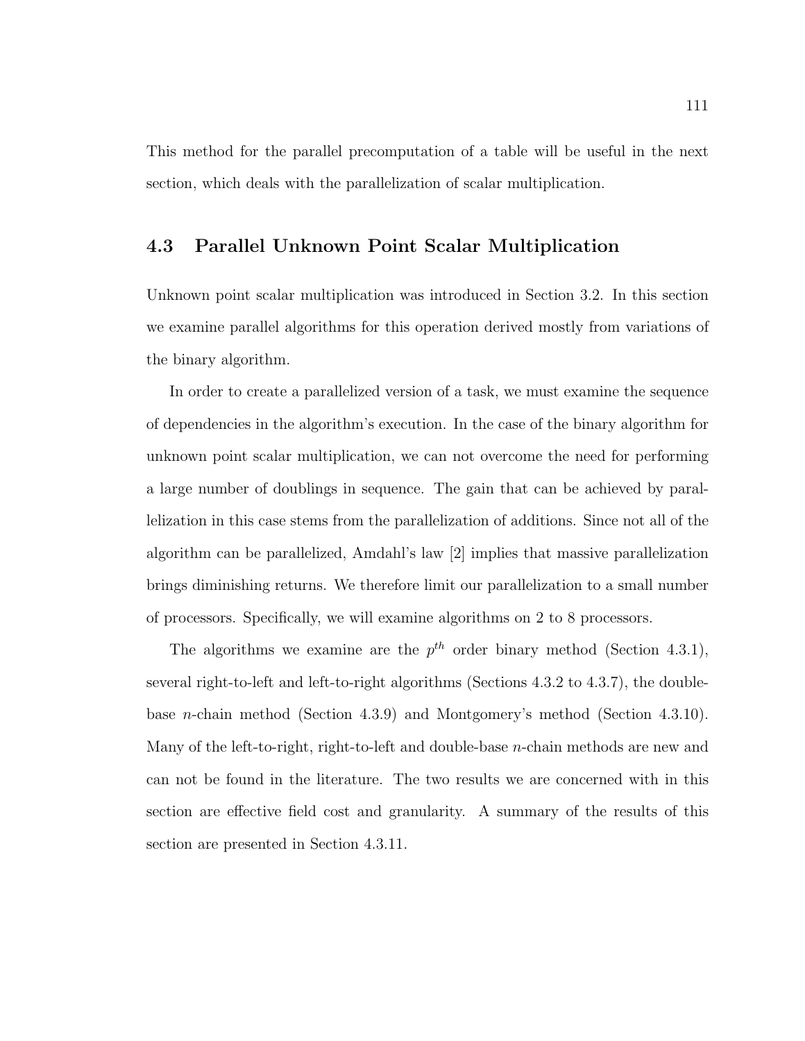This method for the parallel precomputation of a table will be useful in the next section, which deals with the parallelization of scalar multiplication.

## 4.3 Parallel Unknown Point Scalar Multiplication

Unknown point scalar multiplication was introduced in Section 3.2. In this section we examine parallel algorithms for this operation derived mostly from variations of the binary algorithm.

In order to create a parallelized version of a task, we must examine the sequence of dependencies in the algorithm's execution. In the case of the binary algorithm for unknown point scalar multiplication, we can not overcome the need for performing a large number of doublings in sequence. The gain that can be achieved by parallelization in this case stems from the parallelization of additions. Since not all of the algorithm can be parallelized, Amdahl's law [2] implies that massive parallelization brings diminishing returns. We therefore limit our parallelization to a small number of processors. Specifically, we will examine algorithms on 2 to 8 processors.

The algorithms we examine are the $p^{th}$ order binary method (Section 4.3.1), several right-to-left and left-to-right algorithms (Sections 4.3.2 to 4.3.7), the double-base $n$-chain method (Section 4.3.9) and Montgomery's method (Section 4.3.10). Many of the left-to-right, right-to-left and double-base $n$-chain methods are new and can not be found in the literature. The two results we are concerned with in this section are effective field cost and granularity. A summary of the results of this section are presented in Section 4.3.11.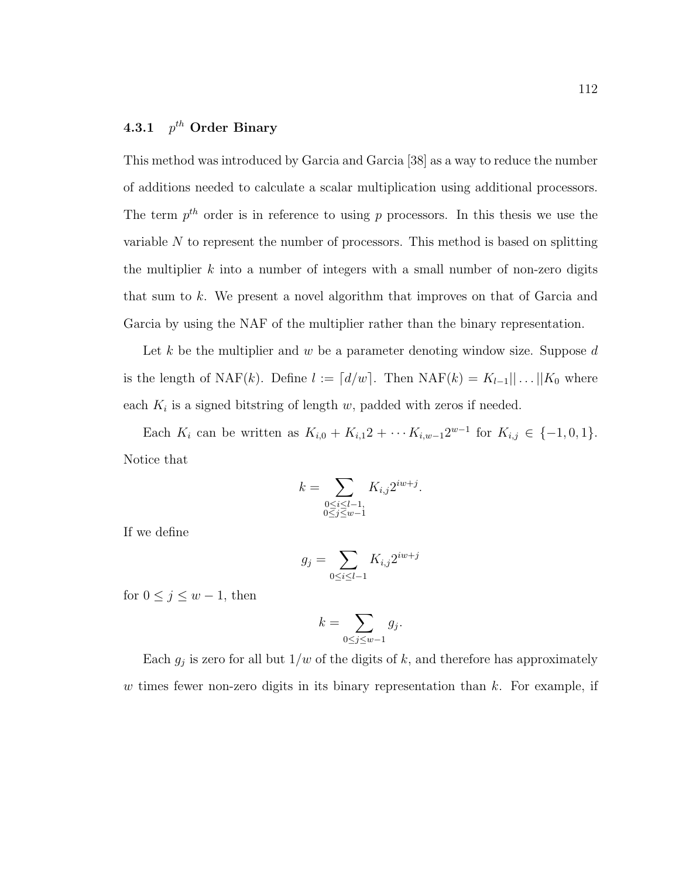### 4.3.1 $p^{th}$ Order Binary

This method was introduced by Garcia and Garcia [38] as a way to reduce the number of additions needed to calculate a scalar multiplication using additional processors. The term $p^{th}$ order is in reference to using $p$ processors. In this thesis we use the variable $N$ to represent the number of processors. This method is based on splitting the multiplier $k$ into a number of integers with a small number of non-zero digits that sum to $k$. We present a novel algorithm that improves on that of Garcia and Garcia by using the NAF of the multiplier rather than the binary representation.

Let $k$ be the multiplier and $w$ be a parameter denoting window size. Suppose $d$ is the length of NAF($k$). Define $l := \lceil d/w \rceil$. Then NAF($k$) $= K_{l-1}|| \ldots ||K_0$ where each $K_i$ is a signed bitstring of length $w$, padded with zeros if needed.

Each $K_i$ can be written as $K_{i,0} + K_{i,1}2 + \cdots K_{i,w-1}2^{w-1}$ for $K_{i,j} \in \{-1, 0, 1\}$. Notice that

$$k = \sum_{\substack{0 \leq i \leq l-1, \\ 0 \leq j \leq w-1}} K_{i,j} 2^{iw+j}.$$

If we define

$$g_j = \sum_{0 \leq i \leq l-1} K_{i,j} 2^{iw+j}$$

for $0 \leq j \leq w-1$, then

$$k = \sum_{0 \leq j \leq w-1} g_j.$$

Each $g_j$ is zero for all but $1/w$ of the digits of $k$, and therefore has approximately $w$ times fewer non-zero digits in its binary representation than $k$. For example, if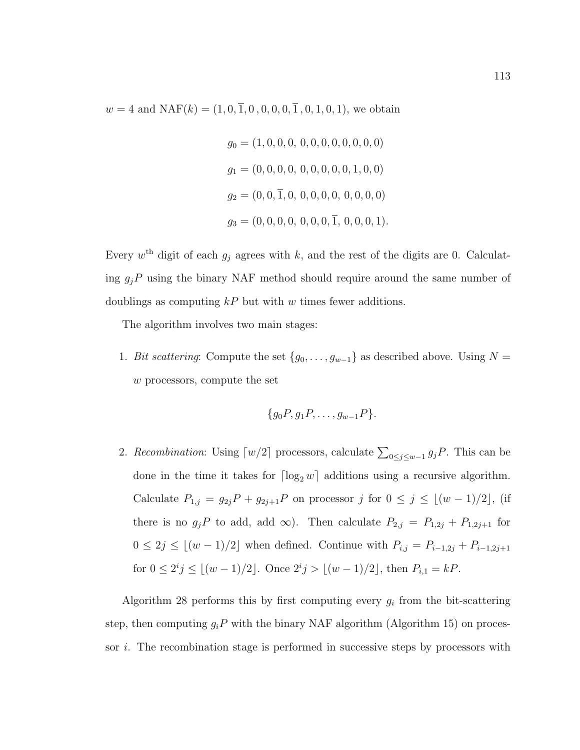$w = 4$ and $\text{NAF}(k) = (1, 0, \overline{1}, 0, 0, 0, 0, \overline{1}, 0, 1, 0, 1)$, we obtain

$$g_0 = (1, 0, 0, 0,\ 0, 0, 0, 0, 0, 0, 0, 0)$$

$$g_1 = (0, 0, 0, 0,\ 0, 0, 0, 0, 0, 1, 0, 0)$$

$$g_2 = (0, 0, \overline{1}, 0,\ 0, 0, 0, 0,\ 0, 0, 0, 0)$$

$$g_3 = (0, 0, 0, 0,\ 0, 0, 0, \overline{1},\ 0, 0, 0, 1).$$

Every $w^{\text{th}}$ digit of each $g_j$ agrees with $k$, and the rest of the digits are 0. Calculating $g_jP$ using the binary NAF method should require around the same number of doublings as computing $kP$ but with $w$ times fewer additions.

The algorithm involves two main stages:

1. *Bit scattering*: Compute the set $\{g_0, \ldots, g_{w-1}\}$ as described above. Using $N = w$ processors, compute the set

$$\{g_0P, g_1P, \ldots, g_{w-1}P\}.$$

2. *Recombination*: Using $\lceil w/2 \rceil$ processors, calculate $\sum_{0 \leq j \leq w-1} g_jP$. This can be done in the time it takes for $\lceil \log_2 w \rceil$ additions using a recursive algorithm. Calculate $P_{1,j} = g_{2j}P + g_{2j+1}P$ on processor $j$ for $0 \leq j \leq \lfloor (w-1)/2 \rfloor$, (if there is no $g_jP$ to add, add $\infty$). Then calculate $P_{2,j} = P_{1,2j} + P_{1,2j+1}$ for $0 \leq 2j \leq \lfloor (w-1)/2 \rfloor$ when defined. Continue with $P_{i,j} = P_{i-1,2j} + P_{i-1,2j+1}$ for $0 \leq 2^ij \leq \lfloor (w-1)/2 \rfloor$. Once $2^ij > \lfloor (w-1)/2 \rfloor$, then $P_{i,1} = kP$.

Algorithm 28 performs this by first computing every $g_i$ from the bit-scattering step, then computing $g_iP$ with the binary NAF algorithm (Algorithm 15) on processor $i$. The recombination stage is performed in successive steps by processors with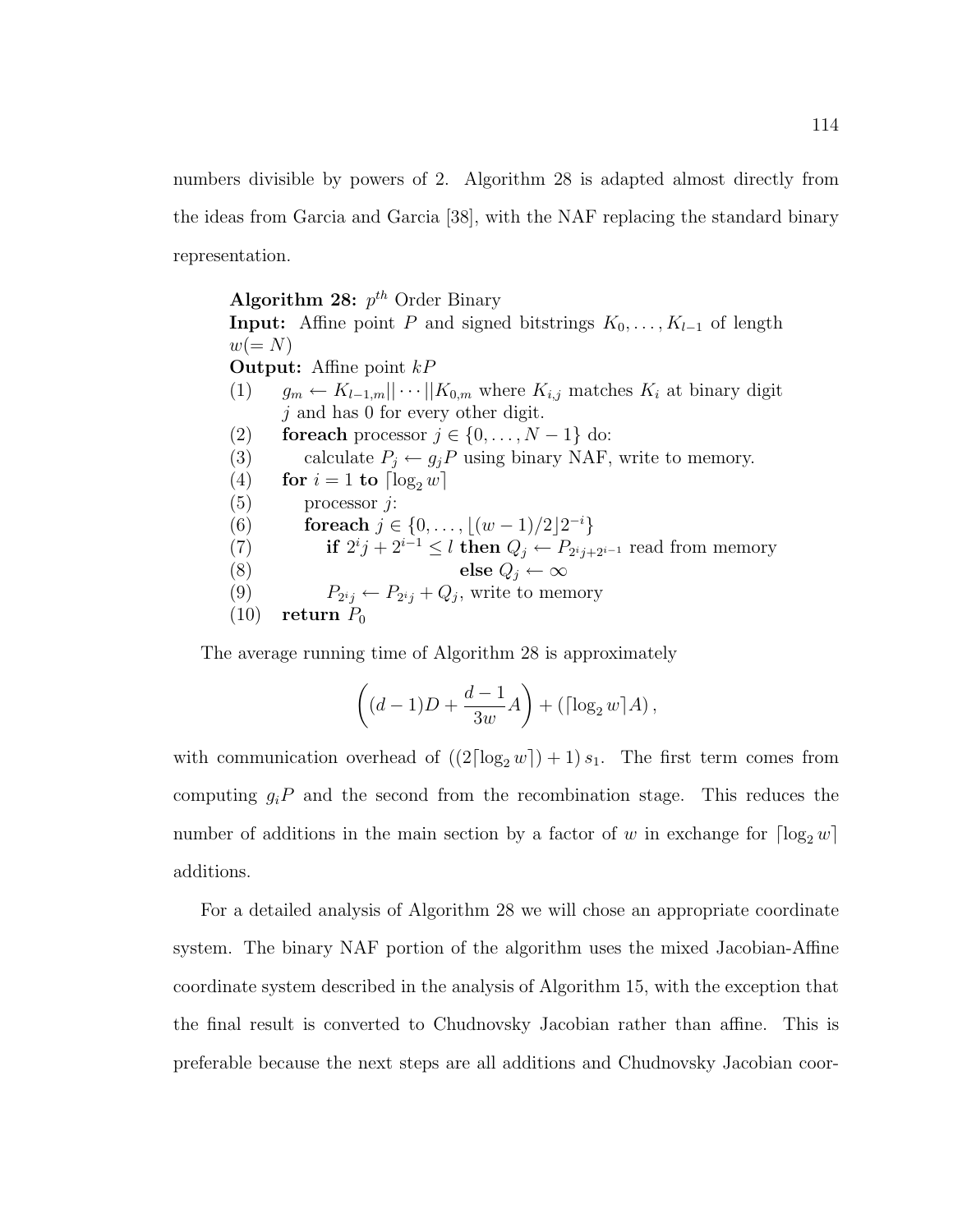numbers divisible by powers of 2. Algorithm 28 is adapted almost directly from the ideas from Garcia and Garcia [38], with the NAF replacing the standard binary representation.

**Algorithm 28:** $p^{th}$ Order Binary
**Input:** Affine point $P$ and signed bitstrings $K_0, \ldots, K_{l-1}$ of length $w(= N)$
**Output:** Affine point $kP$

(1) $g_m \leftarrow K_{l-1,m}|| \cdots ||K_{0,m}$ where $K_{i,j}$ matches $K_i$ at binary digit $j$ and has 0 for every other digit.
(2) **foreach** processor $j \in \{0, \ldots, N-1\}$ do:
(3) calculate $P_j \leftarrow g_j P$ using binary NAF, write to memory.
(4) **for** $i = 1$ **to** $\lceil \log_2 w \rceil$
(5) processor $j$:
(6) **foreach** $j \in \{0, \ldots, \lfloor (w-1)/2 \rfloor 2^{-i}\}$
(7) **if** $2^i j + 2^{i-1} \leq l$ **then** $Q_j \leftarrow P_{2^i j + 2^{i-1}}$ read from memory
(8) **else** $Q_j \leftarrow \infty$
(9) $P_{2^i j} \leftarrow P_{2^i j} + Q_j$, write to memory
(10) **return** $P_0$

The average running time of Algorithm 28 is approximately

$$\left( (d-1)D + \frac{d-1}{3w} A \right) + \left( \lceil \log_2 w \rceil A \right),$$

with communication overhead of $\left( \left( 2\lceil \log_2 w \rceil \right) + 1 \right) s_1$. The first term comes from computing $g_i P$ and the second from the recombination stage. This reduces the number of additions in the main section by a factor of $w$ in exchange for $\lceil \log_2 w \rceil$ additions.

For a detailed analysis of Algorithm 28 we will chose an appropriate coordinate system. The binary NAF portion of the algorithm uses the mixed Jacobian-Affine coordinate system described in the analysis of Algorithm 15, with the exception that the final result is converted to Chudnovsky Jacobian rather than affine. This is preferable because the next steps are all additions and Chudnovsky Jacobian coor-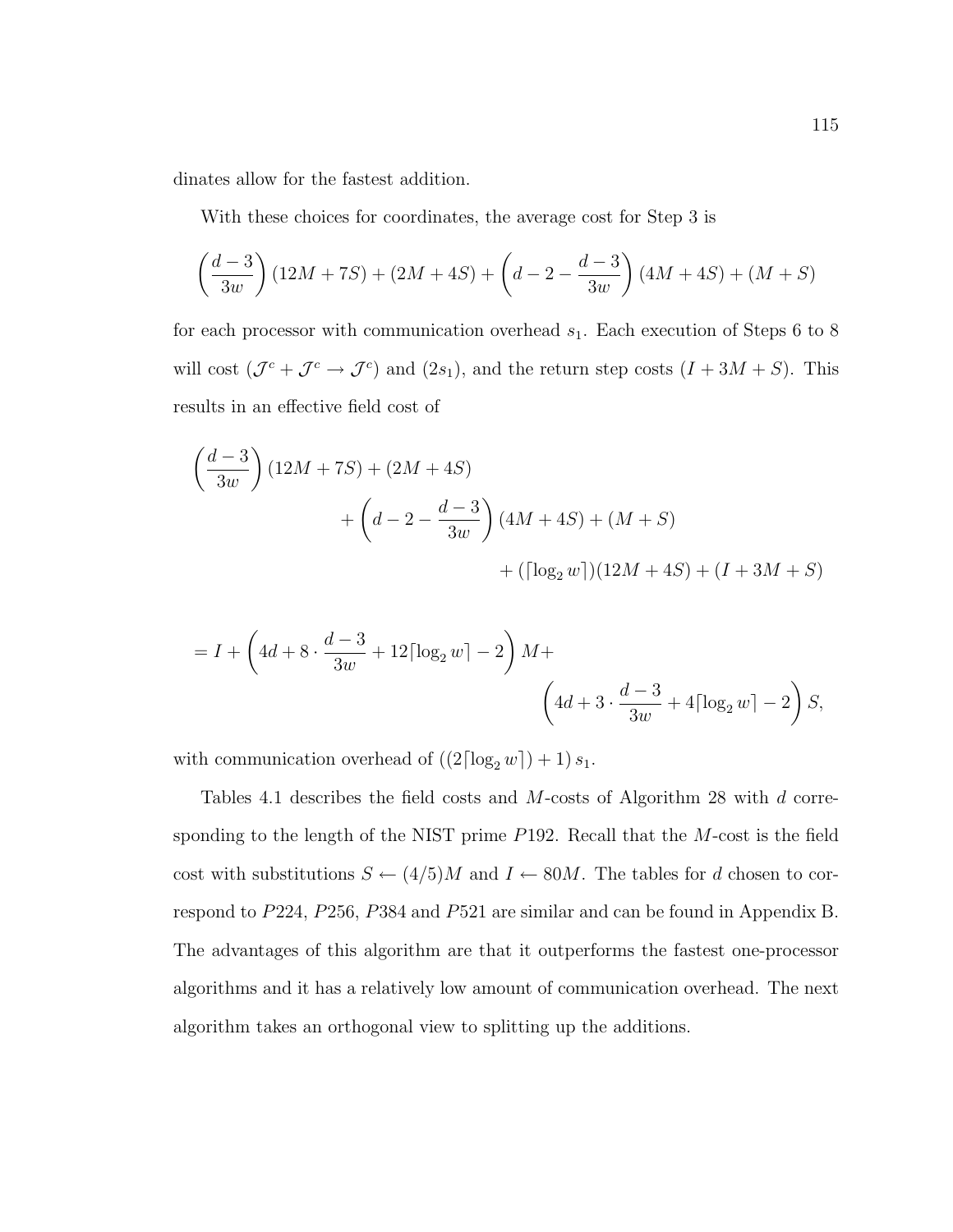dinates allow for the fastest addition.

With these choices for coordinates, the average cost for Step 3 is

$$\left(\frac{d-3}{3w}\right)(12M+7S)+(2M+4S)+\left(d-2-\frac{d-3}{3w}\right)(4M+4S)+(M+S)$$

for each processor with communication overhead $s_1$. Each execution of Steps 6 to 8 will cost $(\mathcal{J}^c+\mathcal{J}^c\to\mathcal{J}^c)$ and $(2s_1)$, and the return step costs $(I+3M+S)$. This results in an effective field cost of

$$\begin{aligned}
&\left(\frac{d-3}{3w}\right)(12M+7S)+(2M+4S)\\
&\qquad\qquad+\left(d-2-\frac{d-3}{3w}\right)(4M+4S)+(M+S)\\
&\qquad\qquad\qquad\qquad+(\lceil\log_2 w\rceil)(12M+4S)+(I+3M+S)
\end{aligned}$$

$$\begin{aligned}
&=I+\left(4d+8\cdot\frac{d-3}{3w}+12\lceil\log_2 w\rceil-2\right)M+\\
&\qquad\qquad\qquad\qquad\left(4d+3\cdot\frac{d-3}{3w}+4\lceil\log_2 w\rceil-2\right)S,
\end{aligned}$$

with communication overhead of $((2\lceil\log_2 w\rceil)+1)\,s_1$.

Tables 4.1 describes the field costs and $M$-costs of Algorithm 28 with $d$ corresponding to the length of the NIST prime $P192$. Recall that the $M$-cost is the field cost with substitutions $S\leftarrow(4/5)M$ and $I\leftarrow 80M$. The tables for $d$ chosen to correspond to $P224$, $P256$, $P384$ and $P521$ are similar and can be found in Appendix B. The advantages of this algorithm are that it outperforms the fastest one-processor algorithms and it has a relatively low amount of communication overhead. The next algorithm takes an orthogonal view to splitting up the additions.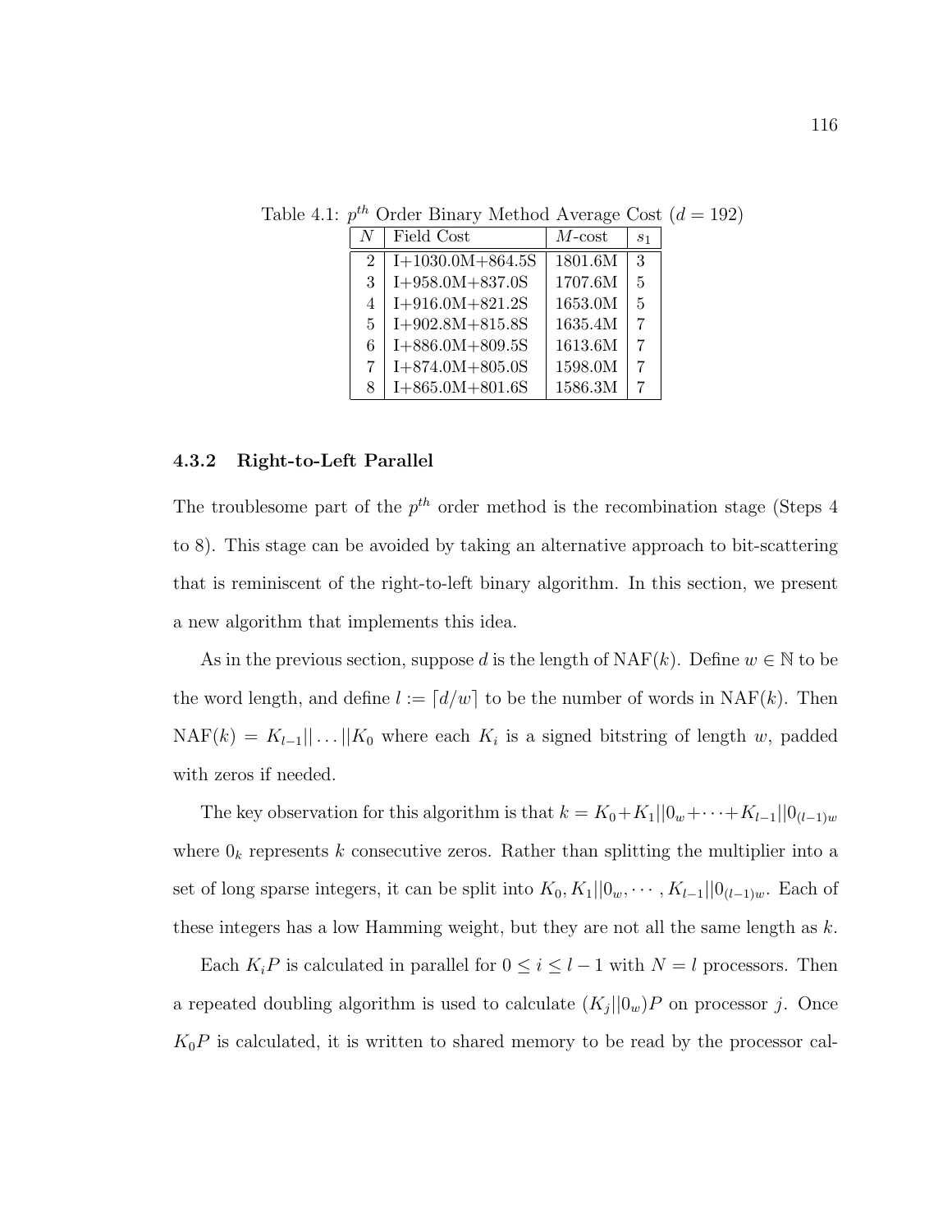Table 4.1: $p^{th}$ Order Binary Method Average Cost ($d = 192$)

| $N$ | Field Cost | $M$-cost | $s_1$ |
|---|---|---|---|
| 2 | I+1030.0M+864.5S | 1801.6M | 3 |
| 3 | I+958.0M+837.0S | 1707.6M | 5 |
| 4 | I+916.0M+821.2S | 1653.0M | 5 |
| 5 | I+902.8M+815.8S | 1635.4M | 7 |
| 6 | I+886.0M+809.5S | 1613.6M | 7 |
| 7 | I+874.0M+805.0S | 1598.0M | 7 |
| 8 | I+865.0M+801.6S | 1586.3M | 7 |

### 4.3.2 Right-to-Left Parallel

The troublesome part of the $p^{th}$ order method is the recombination stage (Steps 4 to 8). This stage can be avoided by taking an alternative approach to bit-scattering that is reminiscent of the right-to-left binary algorithm. In this section, we present a new algorithm that implements this idea.

As in the previous section, suppose $d$ is the length of NAF($k$). Define $w \in \mathbb{N}$ to be the word length, and define $l := \lceil d/w \rceil$ to be the number of words in NAF($k$). Then $\text{NAF}(k) = K_{l-1}|| \dots ||K_0$ where each $K_i$ is a signed bitstring of length $w$, padded with zeros if needed.

The key observation for this algorithm is that $k = K_0 + K_1||0_w + \cdots + K_{l-1}||0_{(l-1)w}$ where $0_k$ represents $k$ consecutive zeros. Rather than splitting the multiplier into a set of long sparse integers, it can be split into $K_0, K_1||0_w, \cdots, K_{l-1}||0_{(l-1)w}$. Each of these integers has a low Hamming weight, but they are not all the same length as $k$.

Each $K_iP$ is calculated in parallel for $0 \leq i \leq l-1$ with $N = l$ processors. Then a repeated doubling algorithm is used to calculate $(K_j||0_w)P$ on processor $j$. Once $K_0P$ is calculated, it is written to shared memory to be read by the processor cal-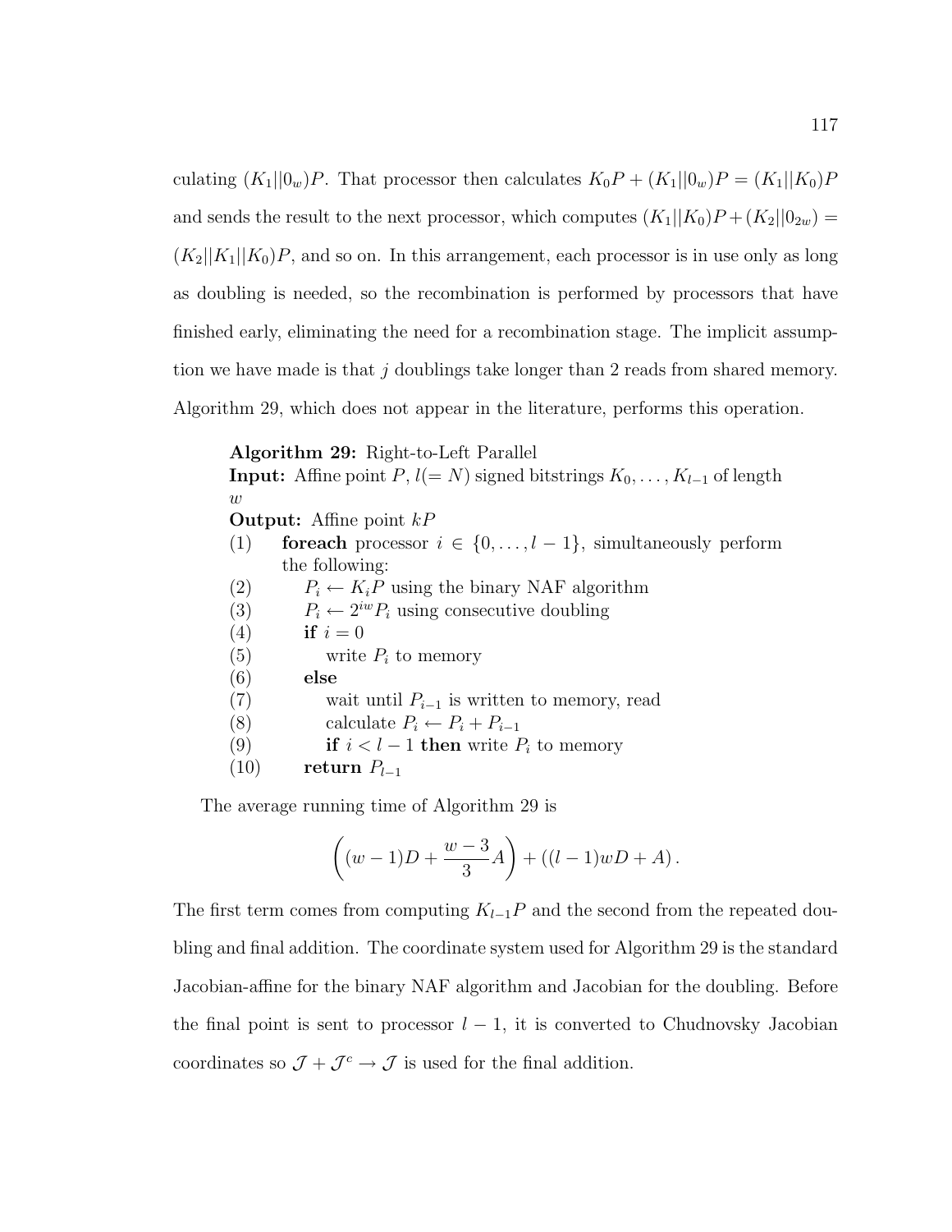culating $(K_1||0_w)P$. That processor then calculates $K_0P + (K_1||0_w)P = (K_1||K_0)P$ and sends the result to the next processor, which computes $(K_1||K_0)P + (K_2||0_{2w}) = (K_2||K_1||K_0)P$, and so on. In this arrangement, each processor is in use only as long as doubling is needed, so the recombination is performed by processors that have finished early, eliminating the need for a recombination stage. The implicit assumption we have made is that $j$ doublings take longer than 2 reads from shared memory. Algorithm 29, which does not appear in the literature, performs this operation.

**Algorithm 29:** Right-to-Left Parallel
**Input:** Affine point $P$, $l(= N)$ signed bitstrings $K_0, \ldots, K_{l-1}$ of length $w$
**Output:** Affine point $kP$

(1) **foreach** processor $i \in \{0, \ldots, l-1\}$, simultaneously perform the following:
(2) $\quad P_i \leftarrow K_iP$ using the binary NAF algorithm
(3) $\quad P_i \leftarrow 2^{iw}P_i$ using consecutive doubling
(4) $\quad$ **if** $i = 0$
(5) $\quad\quad$ write $P_i$ to memory
(6) $\quad$ **else**
(7) $\quad\quad$ wait until $P_{i-1}$ is written to memory, read
(8) $\quad\quad$ calculate $P_i \leftarrow P_i + P_{i-1}$
(9) $\quad\quad$ **if** $i < l-1$ **then** write $P_i$ to memory
(10) $\quad$ **return** $P_{l-1}$

The average running time of Algorithm 29 is

$$\left((w-1)D + \frac{w-3}{3}A\right) + ((l-1)wD + A)\,.$$

The first term comes from computing $K_{l-1}P$ and the second from the repeated doubling and final addition. The coordinate system used for Algorithm 29 is the standard Jacobian-affine for the binary NAF algorithm and Jacobian for the doubling. Before the final point is sent to processor $l-1$, it is converted to Chudnovsky Jacobian coordinates so $\mathcal{J} + \mathcal{J}^c \rightarrow \mathcal{J}$ is used for the final addition.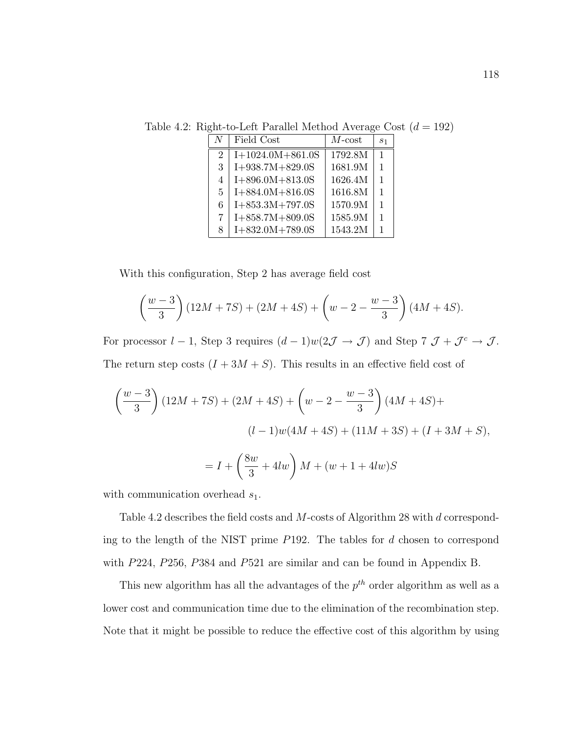Table 4.2: Right-to-Left Parallel Method Average Cost ($d = 192$)

| $N$ | Field Cost | $M$-cost | $s_1$ |
|---|---|---|---|
| 2 | I+1024.0M+861.0S | 1792.8M | 1 |
| 3 | I+938.7M+829.0S | 1681.9M | 1 |
| 4 | I+896.0M+813.0S | 1626.4M | 1 |
| 5 | I+884.0M+816.0S | 1616.8M | 1 |
| 6 | I+853.3M+797.0S | 1570.9M | 1 |
| 7 | I+858.7M+809.0S | 1585.9M | 1 |
| 8 | I+832.0M+789.0S | 1543.2M | 1 |

With this configuration, Step 2 has average field cost

$$\left(\frac{w-3}{3}\right)(12M + 7S) + (2M + 4S) + \left(w - 2 - \frac{w-3}{3}\right)(4M + 4S).$$

For processor $l-1$, Step 3 requires $(d-1)w(2\mathcal{J} \to \mathcal{J})$ and Step 7 $\mathcal{J} + \mathcal{J}^c \to \mathcal{J}$. The return step costs $(I + 3M + S)$. This results in an effective field cost of

$$\left(\frac{w-3}{3}\right)(12M + 7S) + (2M + 4S) + \left(w - 2 - \frac{w-3}{3}\right)(4M + 4S) +$$
$$(l-1)w(4M + 4S) + (11M + 3S) + (I + 3M + S),$$
$$= I + \left(\frac{8w}{3} + 4lw\right)M + (w + 1 + 4lw)S$$

with communication overhead $s_1$.

Table 4.2 describes the field costs and $M$-costs of Algorithm 28 with $d$ corresponding to the length of the NIST prime $P192$. The tables for $d$ chosen to correspond with $P224$, $P256$, $P384$ and $P521$ are similar and can be found in Appendix B.

This new algorithm has all the advantages of the $p^{th}$ order algorithm as well as a lower cost and communication time due to the elimination of the recombination step. Note that it might be possible to reduce the effective cost of this algorithm by using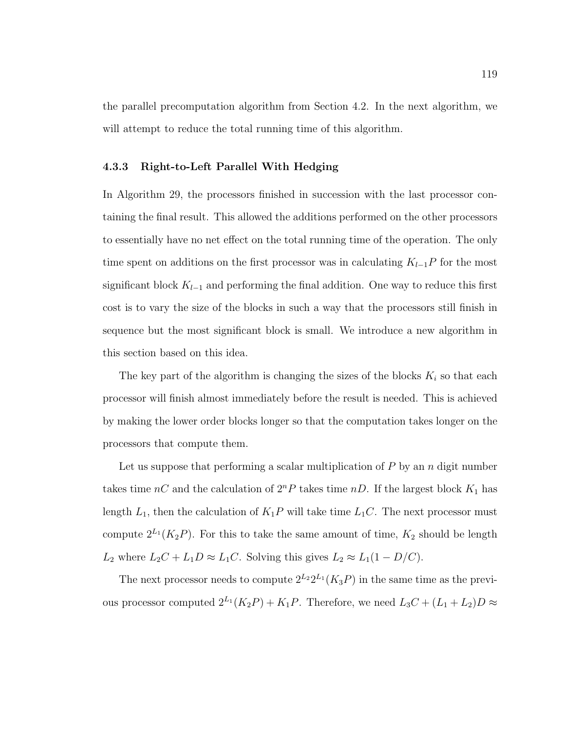the parallel precomputation algorithm from Section 4.2. In the next algorithm, we will attempt to reduce the total running time of this algorithm.

### 4.3.3 Right-to-Left Parallel With Hedging

In Algorithm 29, the processors finished in succession with the last processor containing the final result. This allowed the additions performed on the other processors to essentially have no net effect on the total running time of the operation. The only time spent on additions on the first processor was in calculating $K_{l-1}P$ for the most significant block $K_{l-1}$ and performing the final addition. One way to reduce this first cost is to vary the size of the blocks in such a way that the processors still finish in sequence but the most significant block is small. We introduce a new algorithm in this section based on this idea.

The key part of the algorithm is changing the sizes of the blocks $K_i$ so that each processor will finish almost immediately before the result is needed. This is achieved by making the lower order blocks longer so that the computation takes longer on the processors that compute them.

Let us suppose that performing a scalar multiplication of $P$ by an $n$ digit number takes time $nC$ and the calculation of $2^nP$ takes time $nD$. If the largest block $K_1$ has length $L_1$, then the calculation of $K_1P$ will take time $L_1C$. The next processor must compute $2^{L_1}(K_2P)$. For this to take the same amount of time, $K_2$ should be length $L_2$ where $L_2C + L_1D \approx L_1C$. Solving this gives $L_2 \approx L_1(1 - D/C)$.

The next processor needs to compute $2^{L_2}2^{L_1}(K_3P)$ in the same time as the previous processor computed $2^{L_1}(K_2P) + K_1P$. Therefore, we need $L_3C + (L_1 + L_2)D \approx$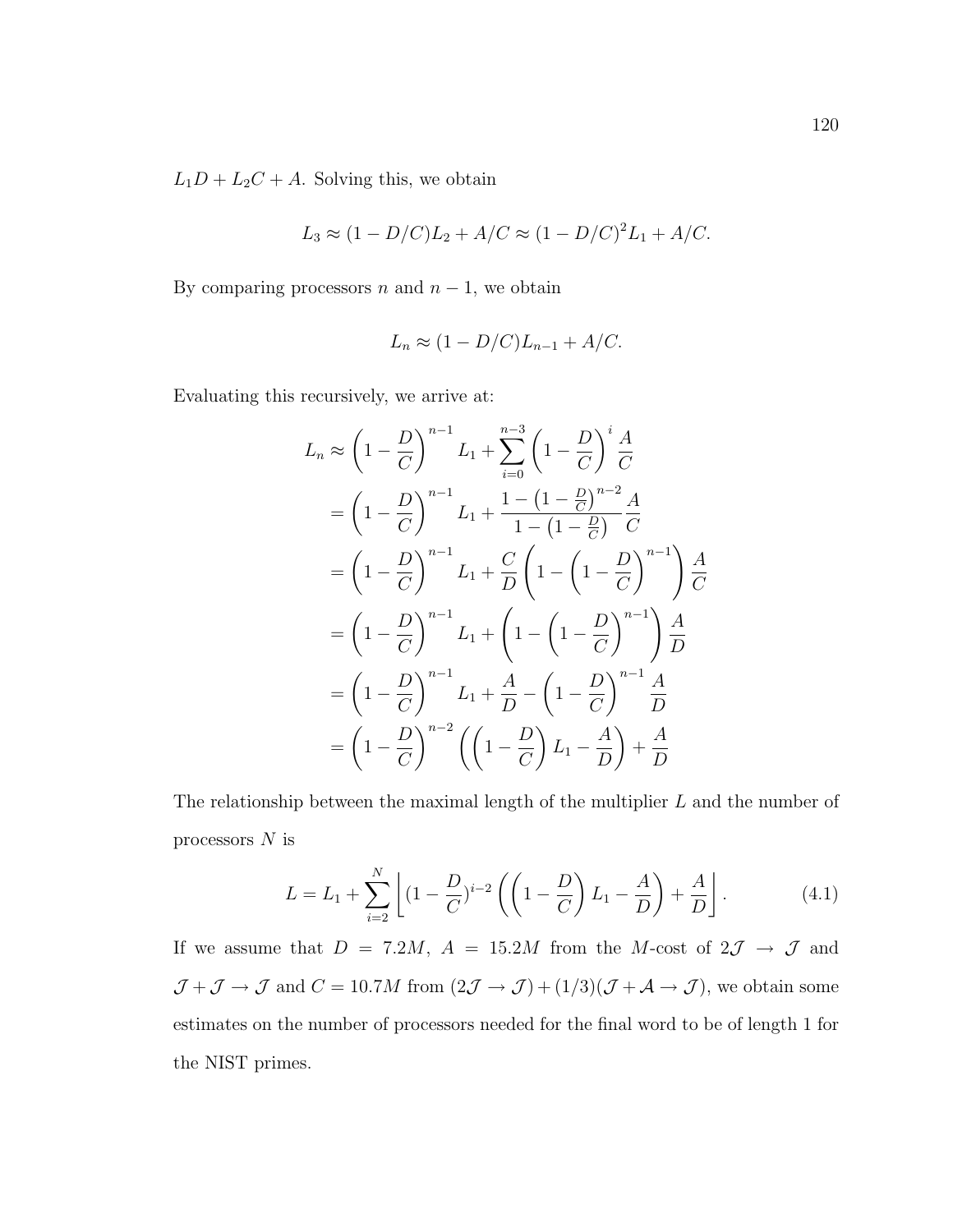$L_1D + L_2C + A$. Solving this, we obtain

$$L_3 \approx (1 - D/C)L_2 + A/C \approx (1 - D/C)^2 L_1 + A/C.$$

By comparing processors $n$ and $n-1$, we obtain

$$L_n \approx (1 - D/C)L_{n-1} + A/C.$$

Evaluating this recursively, we arrive at:

$$\begin{aligned}
L_n &\approx \left(1 - \frac{D}{C}\right)^{n-1} L_1 + \sum_{i=0}^{n-3} \left(1 - \frac{D}{C}\right)^i \frac{A}{C} \\
&= \left(1 - \frac{D}{C}\right)^{n-1} L_1 + \frac{1 - \left(1 - \frac{D}{C}\right)^{n-2}}{1 - \left(1 - \frac{D}{C}\right)} \frac{A}{C} \\
&= \left(1 - \frac{D}{C}\right)^{n-1} L_1 + \frac{C}{D}\left(1 - \left(1 - \frac{D}{C}\right)^{n-1}\right) \frac{A}{C} \\
&= \left(1 - \frac{D}{C}\right)^{n-1} L_1 + \left(1 - \left(1 - \frac{D}{C}\right)^{n-1}\right) \frac{A}{D} \\
&= \left(1 - \frac{D}{C}\right)^{n-1} L_1 + \frac{A}{D} - \left(1 - \frac{D}{C}\right)^{n-1} \frac{A}{D} \\
&= \left(1 - \frac{D}{C}\right)^{n-2} \left(\left(1 - \frac{D}{C}\right) L_1 - \frac{A}{D}\right) + \frac{A}{D}
\end{aligned}$$

The relationship between the maximal length of the multiplier $L$ and the number of processors $N$ is

$$L = L_1 + \sum_{i=2}^{N} \left\lfloor (1 - \frac{D}{C})^{i-2} \left(\left(1 - \frac{D}{C}\right) L_1 - \frac{A}{D}\right) + \frac{A}{D} \right\rfloor. \qquad (4.1)$$

If we assume that $D = 7.2M$, $A = 15.2M$ from the $M$-cost of $2\mathcal{J} \to \mathcal{J}$ and $\mathcal{J} + \mathcal{J} \to \mathcal{J}$ and $C = 10.7M$ from $(2\mathcal{J} \to \mathcal{J}) + (1/3)(\mathcal{J} + \mathcal{A} \to \mathcal{J})$, we obtain some estimates on the number of processors needed for the final word to be of length 1 for the NIST primes.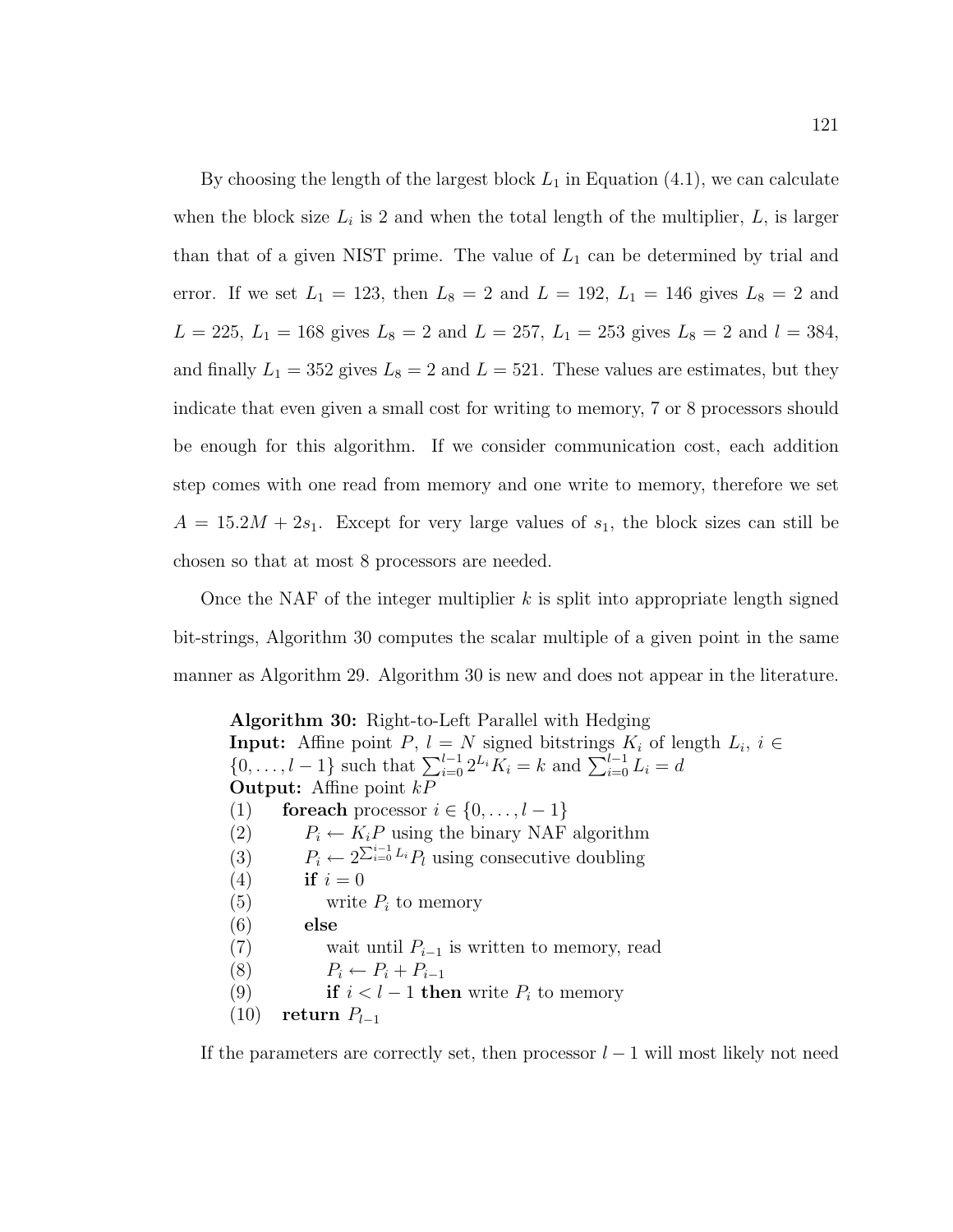By choosing the length of the largest block $L_1$ in Equation (4.1), we can calculate when the block size $L_i$ is 2 and when the total length of the multiplier, $L$, is larger than that of a given NIST prime. The value of $L_1$ can be determined by trial and error. If we set $L_1 = 123$, then $L_8 = 2$ and $L = 192$, $L_1 = 146$ gives $L_8 = 2$ and $L = 225$, $L_1 = 168$ gives $L_8 = 2$ and $L = 257$, $L_1 = 253$ gives $L_8 = 2$ and $l = 384$, and finally $L_1 = 352$ gives $L_8 = 2$ and $L = 521$. These values are estimates, but they indicate that even given a small cost for writing to memory, 7 or 8 processors should be enough for this algorithm. If we consider communication cost, each addition step comes with one read from memory and one write to memory, therefore we set $A = 15.2M + 2s_1$. Except for very large values of $s_1$, the block sizes can still be chosen so that at most 8 processors are needed.

Once the NAF of the integer multiplier $k$ is split into appropriate length signed bit-strings, Algorithm 30 computes the scalar multiple of a given point in the same manner as Algorithm 29. Algorithm 30 is new and does not appear in the literature.

**Algorithm 30:** Right-to-Left Parallel with Hedging
**Input:** Affine point $P$, $l = N$ signed bitstrings $K_i$ of length $L_i$, $i \in \{0, \ldots, l-1\}$ such that $\sum_{i=0}^{l-1} 2^{L_i} K_i = k$ and $\sum_{i=0}^{l-1} L_i = d$
**Output:** Affine point $kP$

(1) **foreach** processor $i \in \{0, \ldots, l-1\}$
(2) $\quad P_i \leftarrow K_i P$ using the binary NAF algorithm
(3) $\quad P_i \leftarrow 2^{\sum_{i=0}^{i-1} L_i} P_l$ using consecutive doubling
(4) $\quad$ **if** $i = 0$
(5) $\quad\quad$ write $P_i$ to memory
(6) $\quad$ **else**
(7) $\quad\quad$ wait until $P_{i-1}$ is written to memory, read
(8) $\quad\quad$ $P_i \leftarrow P_i + P_{i-1}$
(9) $\quad\quad$ **if** $i < l - 1$ **then** write $P_i$ to memory
(10) **return** $P_{l-1}$

If the parameters are correctly set, then processor $l - 1$ will most likely not need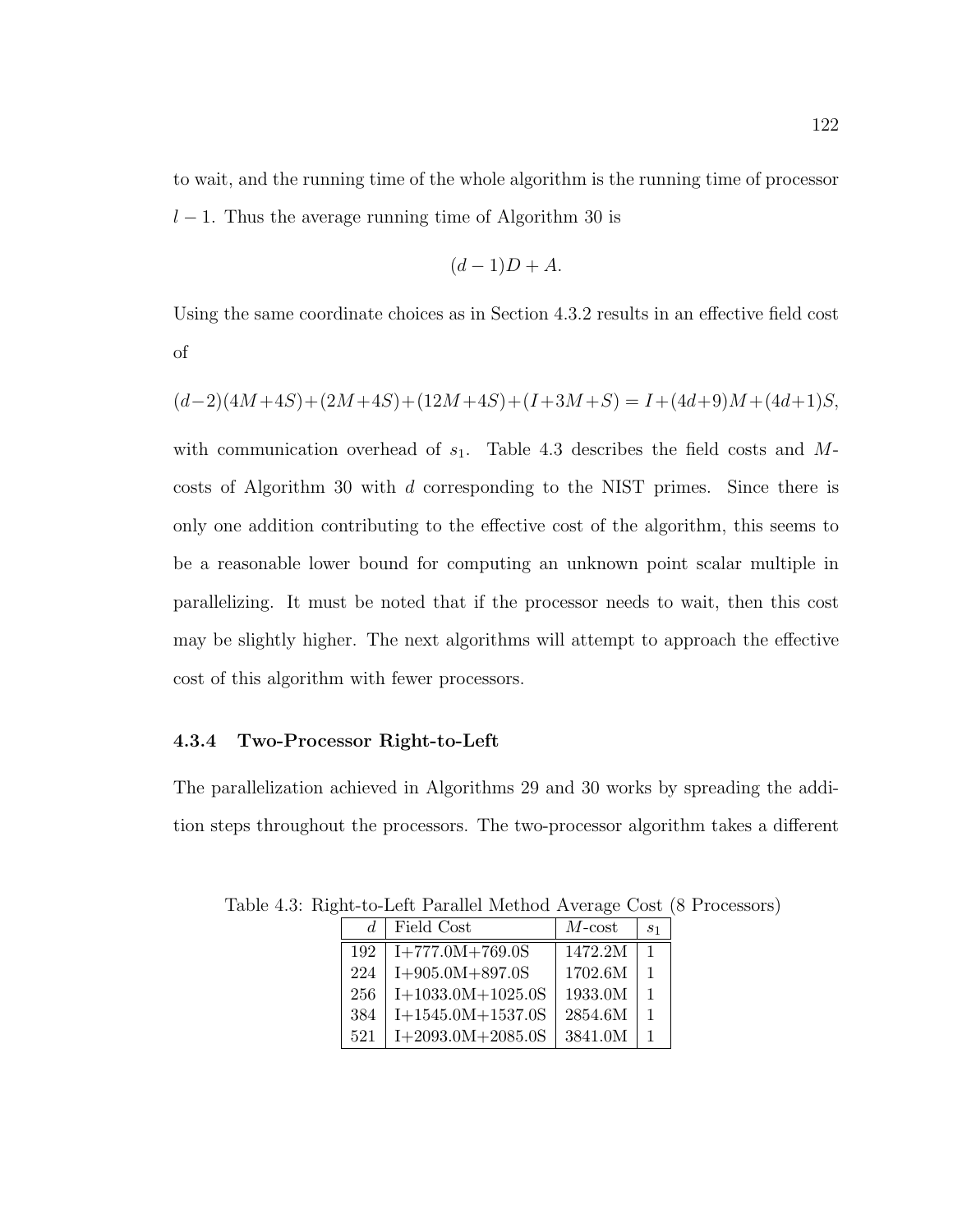to wait, and the running time of the whole algorithm is the running time of processor $l-1$. Thus the average running time of Algorithm 30 is

$$(d-1)D + A.$$

Using the same coordinate choices as in Section 4.3.2 results in an effective field cost of

$$(d-2)(4M+4S)+(2M+4S)+(12M+4S)+(I+3M+S) = I+(4d+9)M+(4d+1)S,$$

with communication overhead of $s_1$. Table 4.3 describes the field costs and $M$-costs of Algorithm 30 with $d$ corresponding to the NIST primes. Since there is only one addition contributing to the effective cost of the algorithm, this seems to be a reasonable lower bound for computing an unknown point scalar multiple in parallelizing. It must be noted that if the processor needs to wait, then this cost may be slightly higher. The next algorithms will attempt to approach the effective cost of this algorithm with fewer processors.

### 4.3.4 Two-Processor Right-to-Left

The parallelization achieved in Algorithms 29 and 30 works by spreading the addition steps throughout the processors. The two-processor algorithm takes a different

Table 4.3: Right-to-Left Parallel Method Average Cost (8 Processors)

| $d$ | Field Cost | $M$-cost | $s_1$ |
|---|---|---|---|
| 192 | I+777.0M+769.0S | 1472.2M | 1 |
| 224 | I+905.0M+897.0S | 1702.6M | 1 |
| 256 | I+1033.0M+1025.0S | 1933.0M | 1 |
| 384 | I+1545.0M+1537.0S | 2854.6M | 1 |
| 521 | I+2093.0M+2085.0S | 3841.0M | 1 |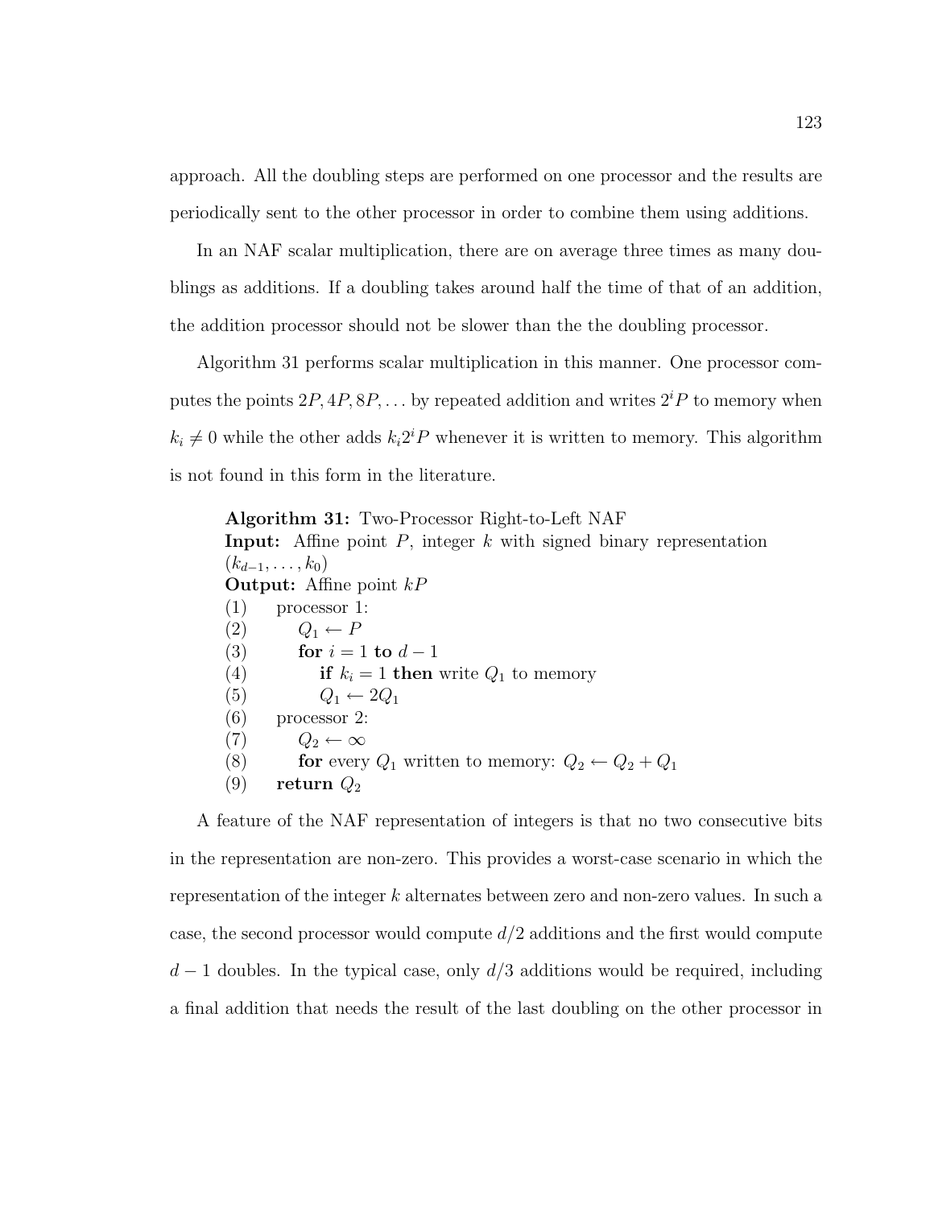approach. All the doubling steps are performed on one processor and the results are periodically sent to the other processor in order to combine them using additions.

In an NAF scalar multiplication, there are on average three times as many doublings as additions. If a doubling takes around half the time of that of an addition, the addition processor should not be slower than the the doubling processor.

Algorithm 31 performs scalar multiplication in this manner. One processor computes the points $2P, 4P, 8P, \ldots$ by repeated addition and writes $2^i P$ to memory when $k_i \neq 0$ while the other adds $k_i 2^i P$ whenever it is written to memory. This algorithm is not found in this form in the literature.

**Algorithm 31:** Two-Processor Right-to-Left NAF
**Input:** Affine point $P$, integer $k$ with signed binary representation $(k_{d-1}, \ldots, k_0)$
**Output:** Affine point $kP$

(1) processor 1:
(2) $\quad Q_1 \leftarrow P$
(3) $\quad$ **for** $i = 1$ **to** $d - 1$
(4) $\quad\quad$ **if** $k_i = 1$ **then** write $Q_1$ to memory
(5) $\quad\quad Q_1 \leftarrow 2Q_1$
(6) processor 2:
(7) $\quad Q_2 \leftarrow \infty$
(8) $\quad$ **for** every $Q_1$ written to memory: $Q_2 \leftarrow Q_2 + Q_1$
(9) **return** $Q_2$

A feature of the NAF representation of integers is that no two consecutive bits in the representation are non-zero. This provides a worst-case scenario in which the representation of the integer $k$ alternates between zero and non-zero values. In such a case, the second processor would compute $d/2$ additions and the first would compute $d - 1$ doubles. In the typical case, only $d/3$ additions would be required, including a final addition that needs the result of the last doubling on the other processor in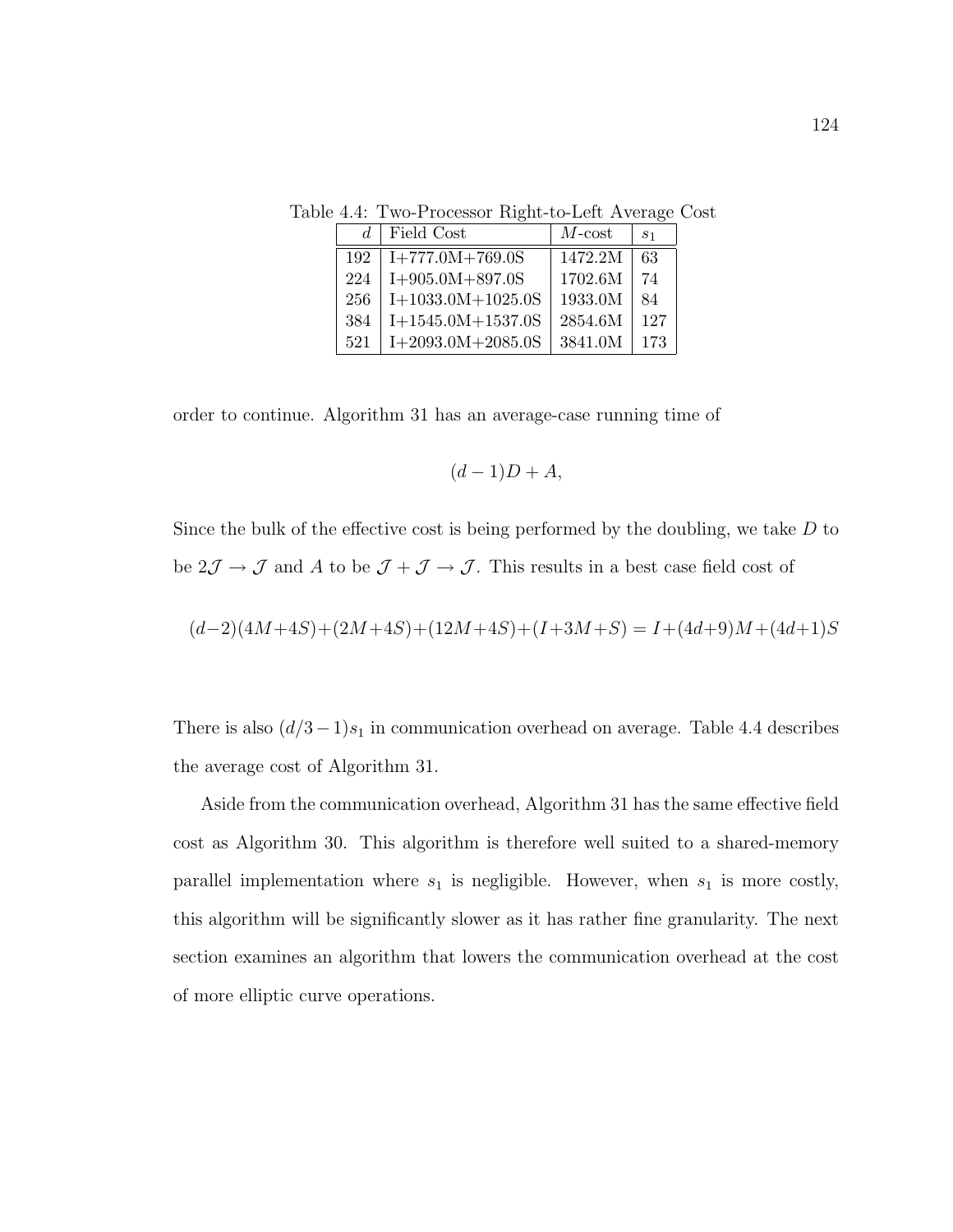Table 4.4: Two-Processor Right-to-Left Average Cost

| $d$ | Field Cost | $M$-cost | $s_1$ |
|---|---|---|---|
| 192 | I+777.0M+769.0S | 1472.2M | 63 |
| 224 | I+905.0M+897.0S | 1702.6M | 74 |
| 256 | I+1033.0M+1025.0S | 1933.0M | 84 |
| 384 | I+1545.0M+1537.0S | 2854.6M | 127 |
| 521 | I+2093.0M+2085.0S | 3841.0M | 173 |

order to continue. Algorithm 31 has an average-case running time of

$$(d-1)D + A,$$

Since the bulk of the effective cost is being performed by the doubling, we take $D$ to be $2\mathcal{J} \to \mathcal{J}$ and $A$ to be $\mathcal{J} + \mathcal{J} \to \mathcal{J}$. This results in a best case field cost of

$$(d-2)(4M+4S)+(2M+4S)+(12M+4S)+(I+3M+S) = I+(4d+9)M+(4d+1)S$$

There is also $(d/3-1)s_1$ in communication overhead on average. Table 4.4 describes the average cost of Algorithm 31.

Aside from the communication overhead, Algorithm 31 has the same effective field cost as Algorithm 30. This algorithm is therefore well suited to a shared-memory parallel implementation where $s_1$ is negligible. However, when $s_1$ is more costly, this algorithm will be significantly slower as it has rather fine granularity. The next section examines an algorithm that lowers the communication overhead at the cost of more elliptic curve operations.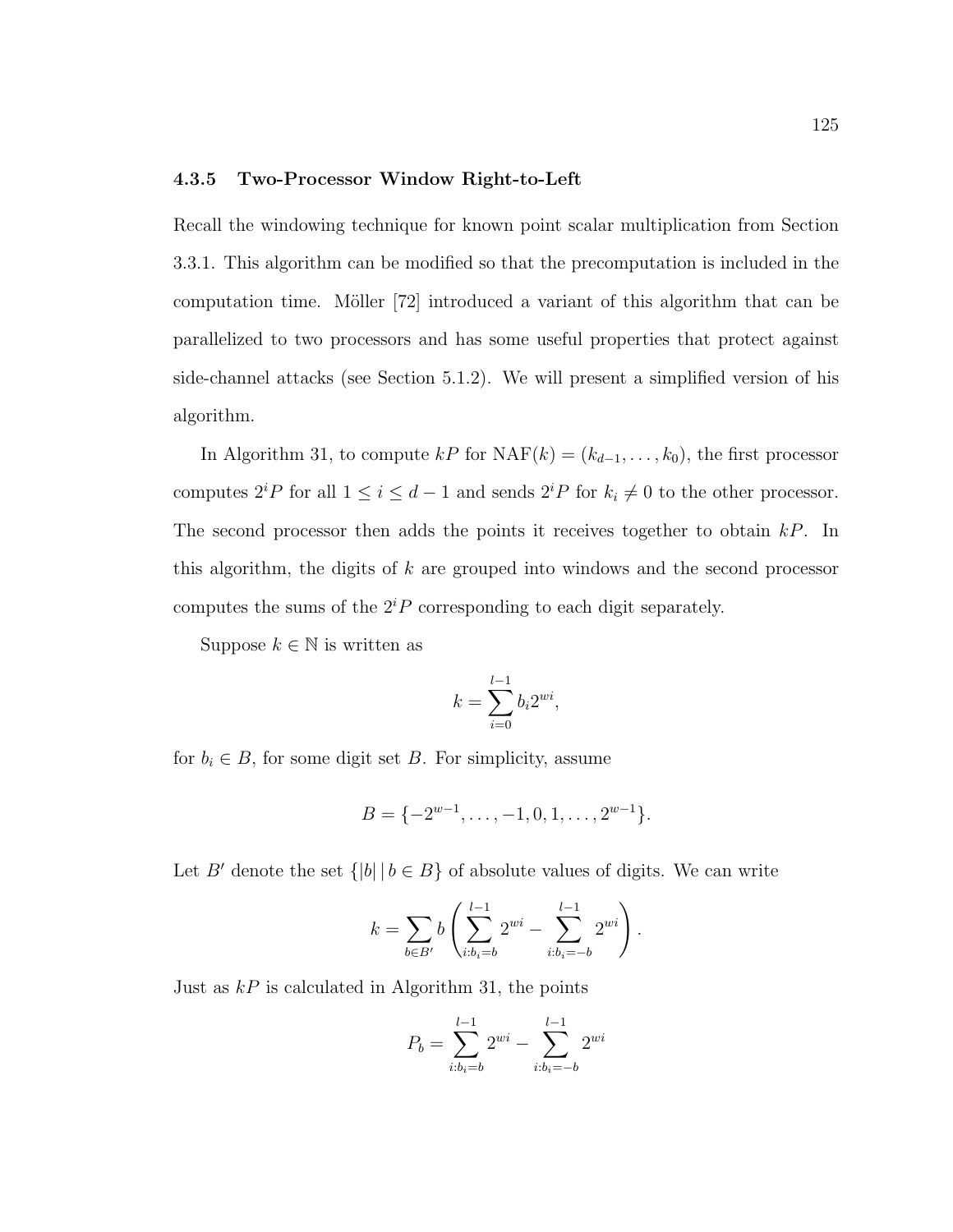### 4.3.5 Two-Processor Window Right-to-Left

Recall the windowing technique for known point scalar multiplication from Section 3.3.1. This algorithm can be modified so that the precomputation is included in the computation time. Möller [72] introduced a variant of this algorithm that can be parallelized to two processors and has some useful properties that protect against side-channel attacks (see Section 5.1.2). We will present a simplified version of his algorithm.

In Algorithm 31, to compute $kP$ for $\mathrm{NAF}(k) = (k_{d-1}, \ldots, k_0)$, the first processor computes $2^i P$ for all $1 \leq i \leq d-1$ and sends $2^i P$ for $k_i \neq 0$ to the other processor. The second processor then adds the points it receives together to obtain $kP$. In this algorithm, the digits of $k$ are grouped into windows and the second processor computes the sums of the $2^i P$ corresponding to each digit separately.

Suppose $k \in \mathbb{N}$ is written as

$$k = \sum_{i=0}^{l-1} b_i 2^{wi},$$

for $b_i \in B$, for some digit set $B$. For simplicity, assume

$$B = \{-2^{w-1}, \ldots, -1, 0, 1, \ldots, 2^{w-1}\}.$$

Let $B'$ denote the set $\{|b| \mid b \in B\}$ of absolute values of digits. We can write

$$k = \sum_{b \in B'} b \left( \sum_{i:b_i=b}^{l-1} 2^{wi} - \sum_{i:b_i=-b}^{l-1} 2^{wi} \right).$$

Just as $kP$ is calculated in Algorithm 31, the points

$$P_b = \sum_{i:b_i=b}^{l-1} 2^{wi} - \sum_{i:b_i=-b}^{l-1} 2^{wi}$$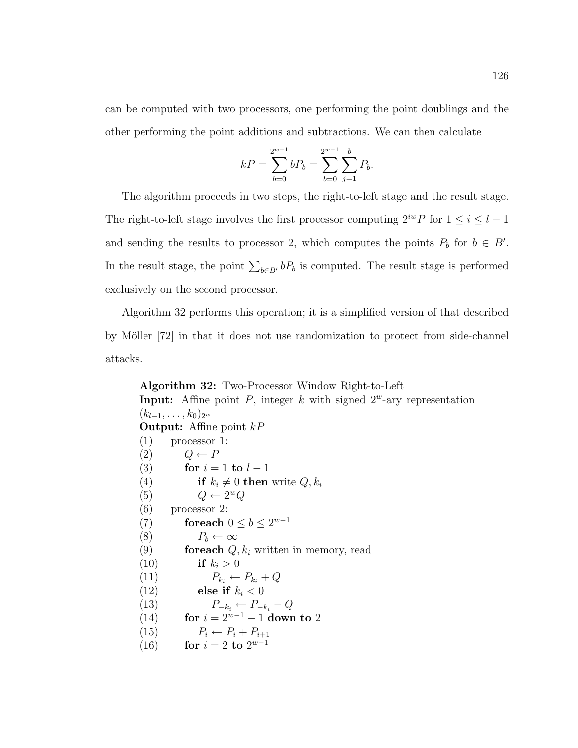can be computed with two processors, one performing the point doublings and the other performing the point additions and subtractions. We can then calculate

$$kP = \sum_{b=0}^{2^{w-1}} bP_b = \sum_{b=0}^{2^{w-1}} \sum_{j=1}^{b} P_b.$$

The algorithm proceeds in two steps, the right-to-left stage and the result stage. The right-to-left stage involves the first processor computing $2^{iw}P$ for $1 \leq i \leq l-1$ and sending the results to processor 2, which computes the points $P_b$ for $b \in B'$. In the result stage, the point $\sum_{b \in B'} bP_b$ is computed. The result stage is performed exclusively on the second processor.

Algorithm 32 performs this operation; it is a simplified version of that described by Möller [72] in that it does not use randomization to protect from side-channel attacks.

**Algorithm 32:** Two-Processor Window Right-to-Left
**Input:** Affine point $P$, integer $k$ with signed $2^w$-ary representation $(k_{l-1}, \ldots, k_0)_{2^w}$
**Output:** Affine point $kP$

(1) processor 1:
(2) $\quad Q \leftarrow P$
(3) $\quad$ **for** $i = 1$ **to** $l-1$
(4) $\quad\quad$ **if** $k_i \neq 0$ **then** write $Q, k_i$
(5) $\quad\quad Q \leftarrow 2^w Q$
(6) processor 2:
(7) $\quad$ **foreach** $0 \leq b \leq 2^{w-1}$
(8) $\quad\quad P_b \leftarrow \infty$
(9) $\quad$ **foreach** $Q, k_i$ written in memory, read
(10) $\quad\quad$ **if** $k_i > 0$
(11) $\quad\quad\quad P_{k_i} \leftarrow P_{k_i} + Q$
(12) $\quad\quad$ **else if** $k_i < 0$
(13) $\quad\quad\quad P_{-k_i} \leftarrow P_{-k_i} - Q$
(14) $\quad$ **for** $i = 2^{w-1} - 1$ **down to** $2$
(15) $\quad\quad P_i \leftarrow P_i + P_{i+1}$
(16) $\quad$ **for** $i = 2$ **to** $2^{w-1}$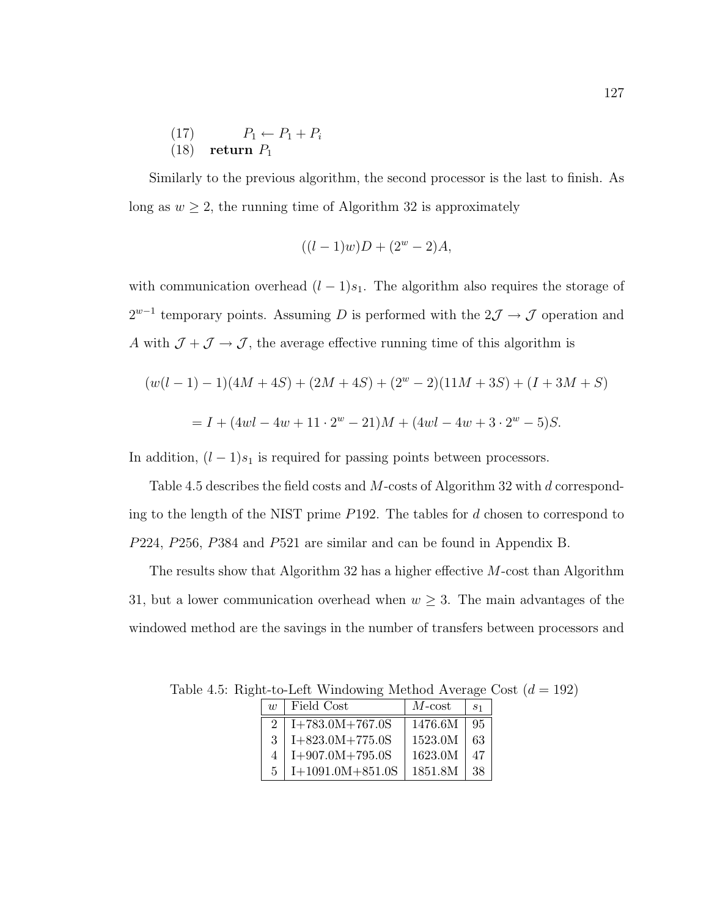(17) $\quad\quad P_1 \leftarrow P_1 + P_i$
(18) $\quad$ **return** $P_1$

Similarly to the previous algorithm, the second processor is the last to finish. As long as $w \geq 2$, the running time of Algorithm 32 is approximately

$$((l-1)w)D + (2^w - 2)A,$$

with communication overhead $(l-1)s_1$. The algorithm also requires the storage of $2^{w-1}$ temporary points. Assuming $D$ is performed with the $2\mathcal{J} \rightarrow \mathcal{J}$ operation and $A$ with $\mathcal{J} + \mathcal{J} \rightarrow \mathcal{J}$, the average effective running time of this algorithm is

$$(w(l-1)-1)(4M+4S) + (2M+4S) + (2^w-2)(11M+3S) + (I+3M+S)$$

$$= I + (4wl - 4w + 11 \cdot 2^w - 21)M + (4wl - 4w + 3 \cdot 2^w - 5)S.$$

In addition, $(l-1)s_1$ is required for passing points between processors.

Table 4.5 describes the field costs and $M$-costs of Algorithm 32 with $d$ corresponding to the length of the NIST prime $P192$. The tables for $d$ chosen to correspond to $P224$, $P256$, $P384$ and $P521$ are similar and can be found in Appendix B.

The results show that Algorithm 32 has a higher effective $M$-cost than Algorithm 31, but a lower communication overhead when $w \geq 3$. The main advantages of the windowed method are the savings in the number of transfers between processors and

Table 4.5: Right-to-Left Windowing Method Average Cost ($d = 192$)

| $w$ | Field Cost | $M$-cost | $s_1$ |
|---|---|---|---|
| 2 | I+783.0M+767.0S | 1476.6M | 95 |
| 3 | I+823.0M+775.0S | 1523.0M | 63 |
| 4 | I+907.0M+795.0S | 1623.0M | 47 |
| 5 | I+1091.0M+851.0S | 1851.8M | 38 |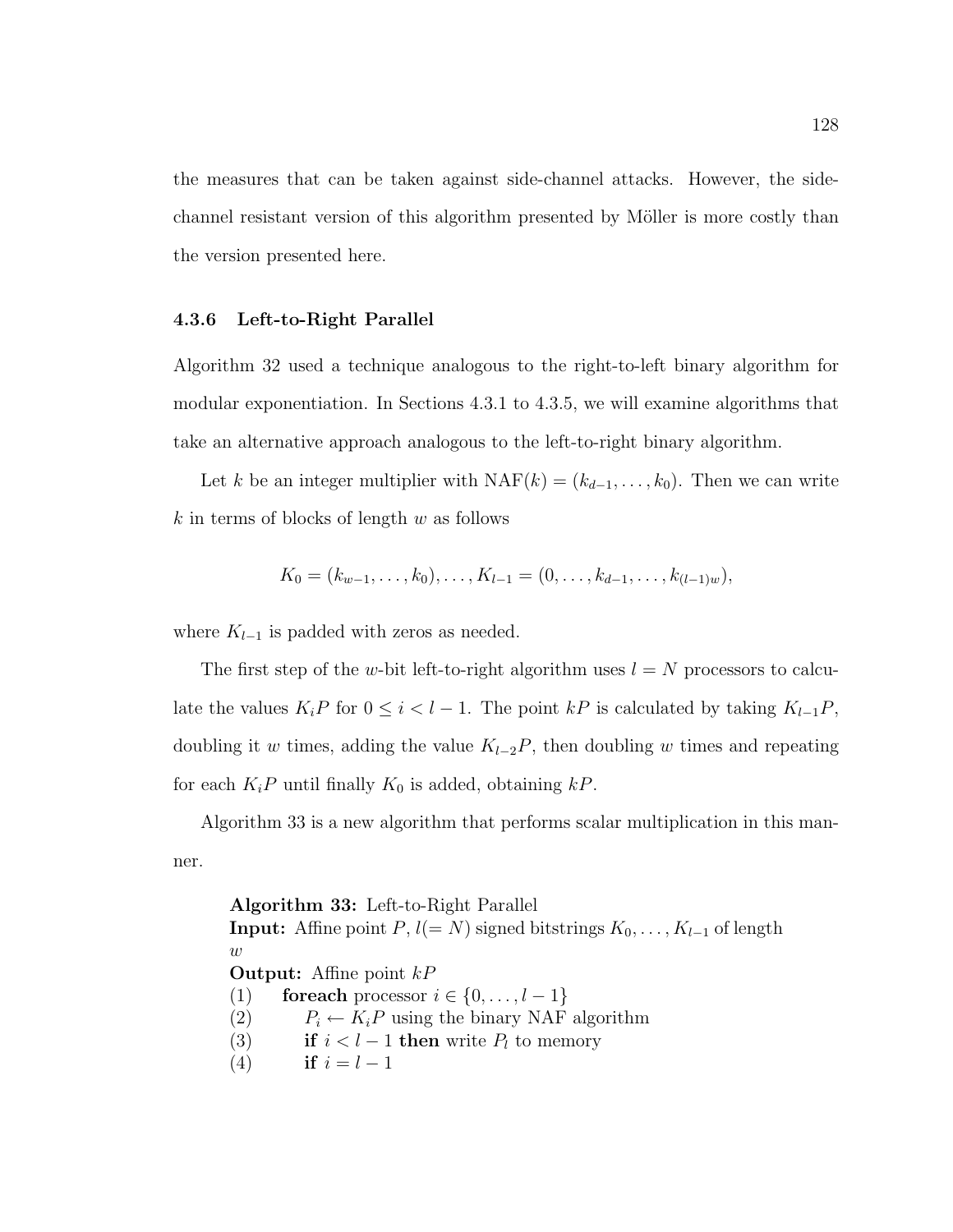the measures that can be taken against side-channel attacks. However, the side-channel resistant version of this algorithm presented by Möller is more costly than the version presented here.

### 4.3.6 Left-to-Right Parallel

Algorithm 32 used a technique analogous to the right-to-left binary algorithm for modular exponentiation. In Sections 4.3.1 to 4.3.5, we will examine algorithms that take an alternative approach analogous to the left-to-right binary algorithm.

Let $k$ be an integer multiplier with $\mathrm{NAF}(k) = (k_{d-1}, \ldots, k_0)$. Then we can write $k$ in terms of blocks of length $w$ as follows

$$K_0 = (k_{w-1}, \ldots, k_0), \ldots, K_{l-1} = (0, \ldots, k_{d-1}, \ldots, k_{(l-1)w}),$$

where $K_{l-1}$ is padded with zeros as needed.

The first step of the $w$-bit left-to-right algorithm uses $l = N$ processors to calculate the values $K_iP$ for $0 \leq i < l - 1$. The point $kP$ is calculated by taking $K_{l-1}P$, doubling it $w$ times, adding the value $K_{l-2}P$, then doubling $w$ times and repeating for each $K_iP$ until finally $K_0$ is added, obtaining $kP$.

Algorithm 33 is a new algorithm that performs scalar multiplication in this manner.

**Algorithm 33:** Left-to-Right Parallel
**Input:** Affine point $P$, $l(= N)$ signed bitstrings $K_0, \ldots, K_{l-1}$ of length $w$
**Output:** Affine point $kP$
(1) **foreach** processor $i \in \{0, \ldots, l-1\}$
(2) $\quad P_i \leftarrow K_iP$ using the binary NAF algorithm
(3) $\quad$ **if** $i < l - 1$ **then** write $P_l$ to memory
(4) $\quad$ **if** $i = l - 1$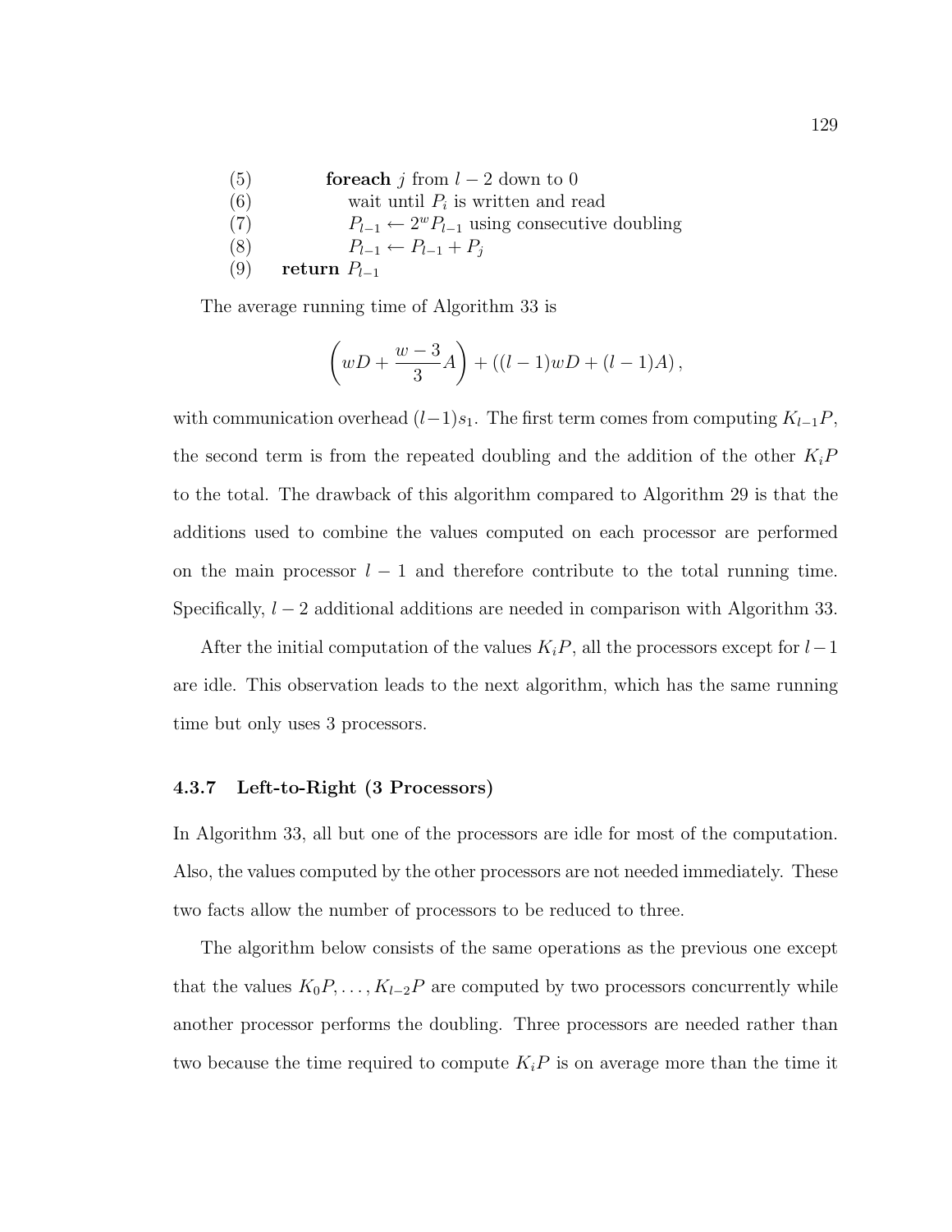(5) **foreach** $j$ from $l-2$ down to 0
(6) wait until $P_i$ is written and read
(7) $P_{l-1} \leftarrow 2^w P_{l-1}$ using consecutive doubling
(8) $P_{l-1} \leftarrow P_{l-1} + P_j$
(9) **return** $P_{l-1}$

The average running time of Algorithm 33 is

$$\left(wD + \frac{w-3}{3}A\right) + ((l-1)wD + (l-1)A),$$

with communication overhead $(l-1)s_1$. The first term comes from computing $K_{l-1}P$, the second term is from the repeated doubling and the addition of the other $K_iP$ to the total. The drawback of this algorithm compared to Algorithm 29 is that the additions used to combine the values computed on each processor are performed on the main processor $l-1$ and therefore contribute to the total running time. Specifically, $l-2$ additional additions are needed in comparison with Algorithm 33.

After the initial computation of the values $K_iP$, all the processors except for $l-1$ are idle. This observation leads to the next algorithm, which has the same running time but only uses 3 processors.

### 4.3.7 Left-to-Right (3 Processors)

In Algorithm 33, all but one of the processors are idle for most of the computation. Also, the values computed by the other processors are not needed immediately. These two facts allow the number of processors to be reduced to three.

The algorithm below consists of the same operations as the previous one except that the values $K_0P, \ldots, K_{l-2}P$ are computed by two processors concurrently while another processor performs the doubling. Three processors are needed rather than two because the time required to compute $K_iP$ is on average more than the time it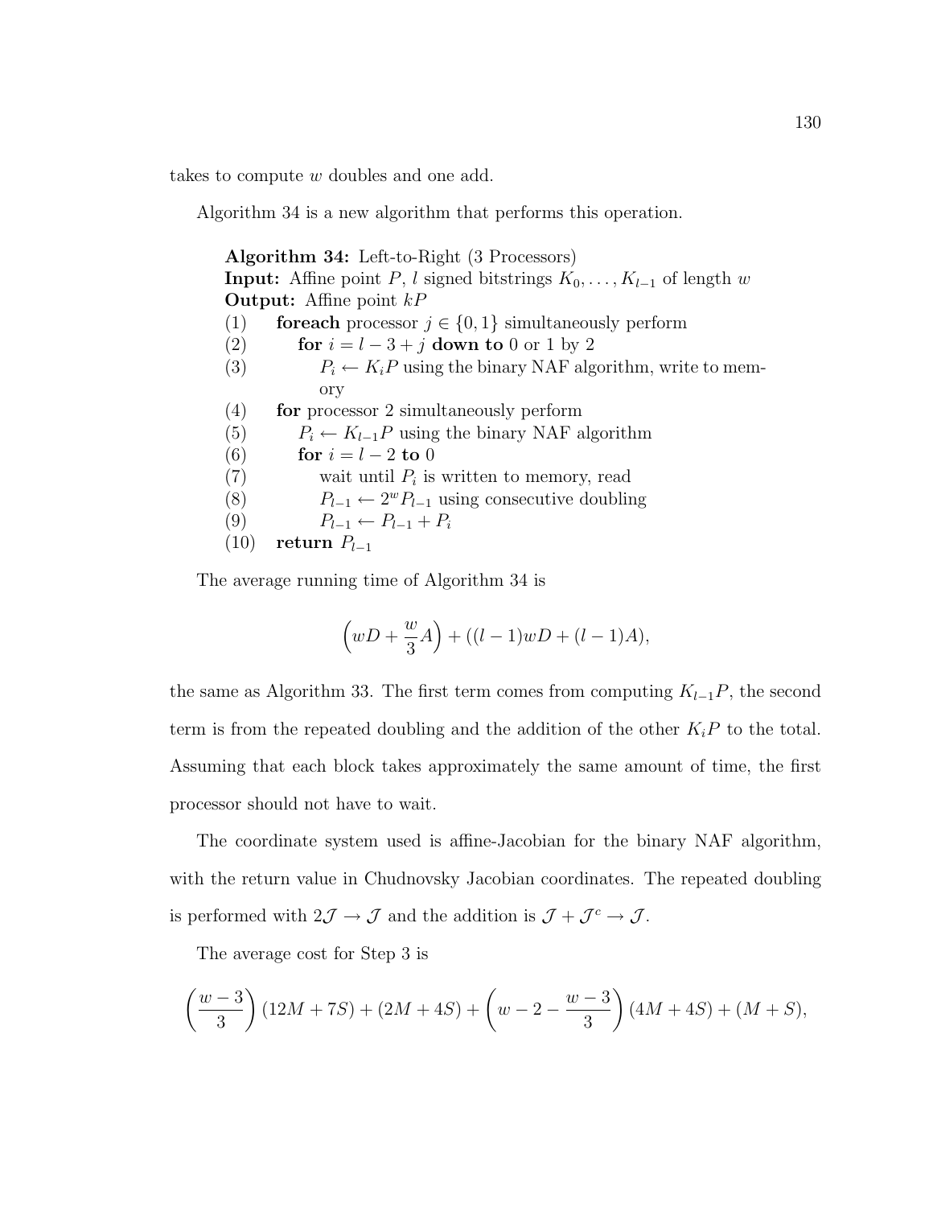takes to compute $w$ doubles and one add.

Algorithm 34 is a new algorithm that performs this operation.

**Algorithm 34:** Left-to-Right (3 Processors)
**Input:** Affine point $P$, $l$ signed bitstrings $K_0, \ldots, K_{l-1}$ of length $w$
**Output:** Affine point $kP$

(1) **foreach** processor $j \in \{0, 1\}$ simultaneously perform
(2) &nbsp;&nbsp;&nbsp;&nbsp;**for** $i = l - 3 + j$ **down to** 0 or 1 by 2
(3) &nbsp;&nbsp;&nbsp;&nbsp;&nbsp;&nbsp;&nbsp;&nbsp;$P_i \leftarrow K_i P$ using the binary NAF algorithm, write to memory
(4) **for** processor 2 simultaneously perform
(5) &nbsp;&nbsp;&nbsp;&nbsp;$P_i \leftarrow K_{l-1}P$ using the binary NAF algorithm
(6) &nbsp;&nbsp;&nbsp;&nbsp;**for** $i = l - 2$ **to** 0
(7) &nbsp;&nbsp;&nbsp;&nbsp;&nbsp;&nbsp;&nbsp;&nbsp;wait until $P_i$ is written to memory, read
(8) &nbsp;&nbsp;&nbsp;&nbsp;&nbsp;&nbsp;&nbsp;&nbsp;$P_{l-1} \leftarrow 2^w P_{l-1}$ using consecutive doubling
(9) &nbsp;&nbsp;&nbsp;&nbsp;&nbsp;&nbsp;&nbsp;&nbsp;$P_{l-1} \leftarrow P_{l-1} + P_i$
(10) **return** $P_{l-1}$

The average running time of Algorithm 34 is

$$\left(wD + \frac{w}{3}A\right) + ((l-1)wD + (l-1)A),$$

the same as Algorithm 33. The first term comes from computing $K_{l-1}P$, the second term is from the repeated doubling and the addition of the other $K_iP$ to the total. Assuming that each block takes approximately the same amount of time, the first processor should not have to wait.

The coordinate system used is affine-Jacobian for the binary NAF algorithm, with the return value in Chudnovsky Jacobian coordinates. The repeated doubling is performed with $2\mathcal{J} \to \mathcal{J}$ and the addition is $\mathcal{J} + \mathcal{J}^c \to \mathcal{J}$.

The average cost for Step 3 is

$$\left(\frac{w-3}{3}\right)(12M + 7S) + (2M + 4S) + \left(w - 2 - \frac{w-3}{3}\right)(4M + 4S) + (M + S),$$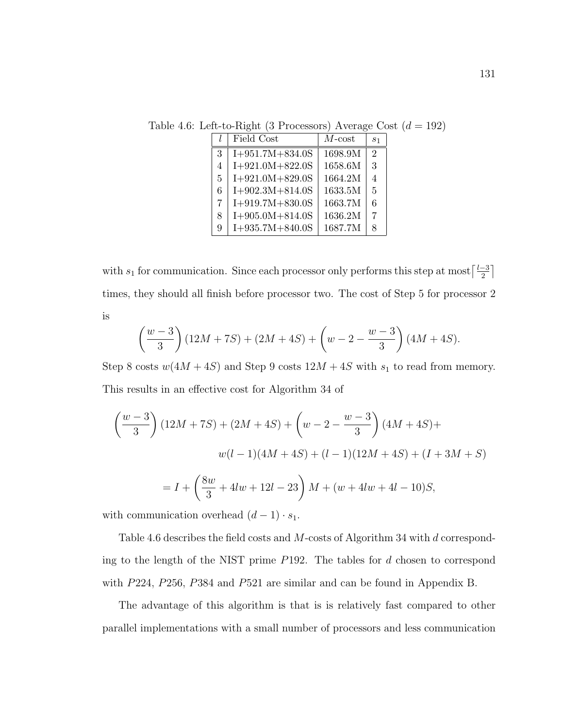Table 4.6: Left-to-Right (3 Processors) Average Cost ($d = 192$)

| $l$ | Field Cost | $M$-cost | $s_1$ |
|---|---|---|---|
| 3 | I+951.7M+834.0S | 1698.9M | 2 |
| 4 | I+921.0M+822.0S | 1658.6M | 3 |
| 5 | I+921.0M+829.0S | 1664.2M | 4 |
| 6 | I+902.3M+814.0S | 1633.5M | 5 |
| 7 | I+919.7M+830.0S | 1663.7M | 6 |
| 8 | I+905.0M+814.0S | 1636.2M | 7 |
| 9 | I+935.7M+840.0S | 1687.7M | 8 |

with $s_1$ for communication. Since each processor only performs this step at most $\lceil \frac{l-3}{2} \rceil$ times, they should all finish before processor two. The cost of Step 5 for processor 2 is

$$\left(\frac{w-3}{3}\right)(12M+7S) + (2M+4S) + \left(w-2-\frac{w-3}{3}\right)(4M+4S).$$

Step 8 costs $w(4M+4S)$ and Step 9 costs $12M+4S$ with $s_1$ to read from memory. This results in an effective cost for Algorithm 34 of

$$\left(\frac{w-3}{3}\right)(12M+7S) + (2M+4S) + \left(w-2-\frac{w-3}{3}\right)(4M+4S)+$$
$$w(l-1)(4M+4S) + (l-1)(12M+4S) + (I+3M+S)$$
$$= I + \left(\frac{8w}{3} + 4lw + 12l - 23\right)M + (w + 4lw + 4l - 10)S,$$

with communication overhead $(d-1) \cdot s_1$.

Table 4.6 describes the field costs and $M$-costs of Algorithm 34 with $d$ corresponding to the length of the NIST prime $P192$. The tables for $d$ chosen to correspond with $P224$, $P256$, $P384$ and $P521$ are similar and can be found in Appendix B.

The advantage of this algorithm is that is is relatively fast compared to other parallel implementations with a small number of processors and less communication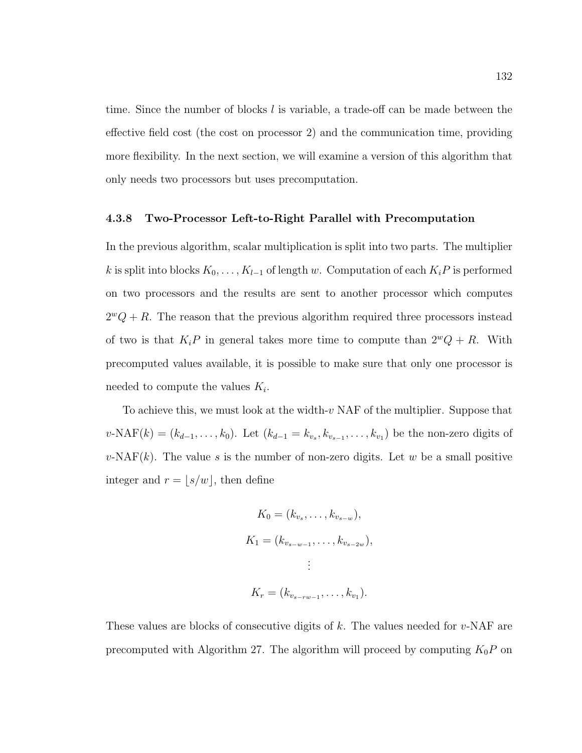time. Since the number of blocks $l$ is variable, a trade-off can be made between the effective field cost (the cost on processor 2) and the communication time, providing more flexibility. In the next section, we will examine a version of this algorithm that only needs two processors but uses precomputation.

### 4.3.8 Two-Processor Left-to-Right Parallel with Precomputation

In the previous algorithm, scalar multiplication is split into two parts. The multiplier $k$ is split into blocks $K_0, \ldots, K_{l-1}$ of length $w$. Computation of each $K_iP$ is performed on two processors and the results are sent to another processor which computes $2^wQ + R$. The reason that the previous algorithm required three processors instead of two is that $K_iP$ in general takes more time to compute than $2^wQ + R$. With precomputed values available, it is possible to make sure that only one processor is needed to compute the values $K_i$.

To achieve this, we must look at the width-$v$ NAF of the multiplier. Suppose that $v$-NAF$(k) = (k_{d-1}, \ldots, k_0)$. Let $(k_{d-1} = k_{v_s}, k_{v_{s-1}}, \ldots, k_{v_1})$ be the non-zero digits of $v$-NAF$(k)$. The value $s$ is the number of non-zero digits. Let $w$ be a small positive integer and $r = \lfloor s/w \rfloor$, then define

$$K_0 = (k_{v_s}, \ldots, k_{v_{s-w}}),$$
$$K_1 = (k_{v_{s-w-1}}, \ldots, k_{v_{s-2w}}),$$
$$\vdots$$
$$K_r = (k_{v_{s-rw-1}}, \ldots, k_{v_1}).$$

These values are blocks of consecutive digits of $k$. The values needed for $v$-NAF are precomputed with Algorithm 27. The algorithm will proceed by computing $K_0P$ on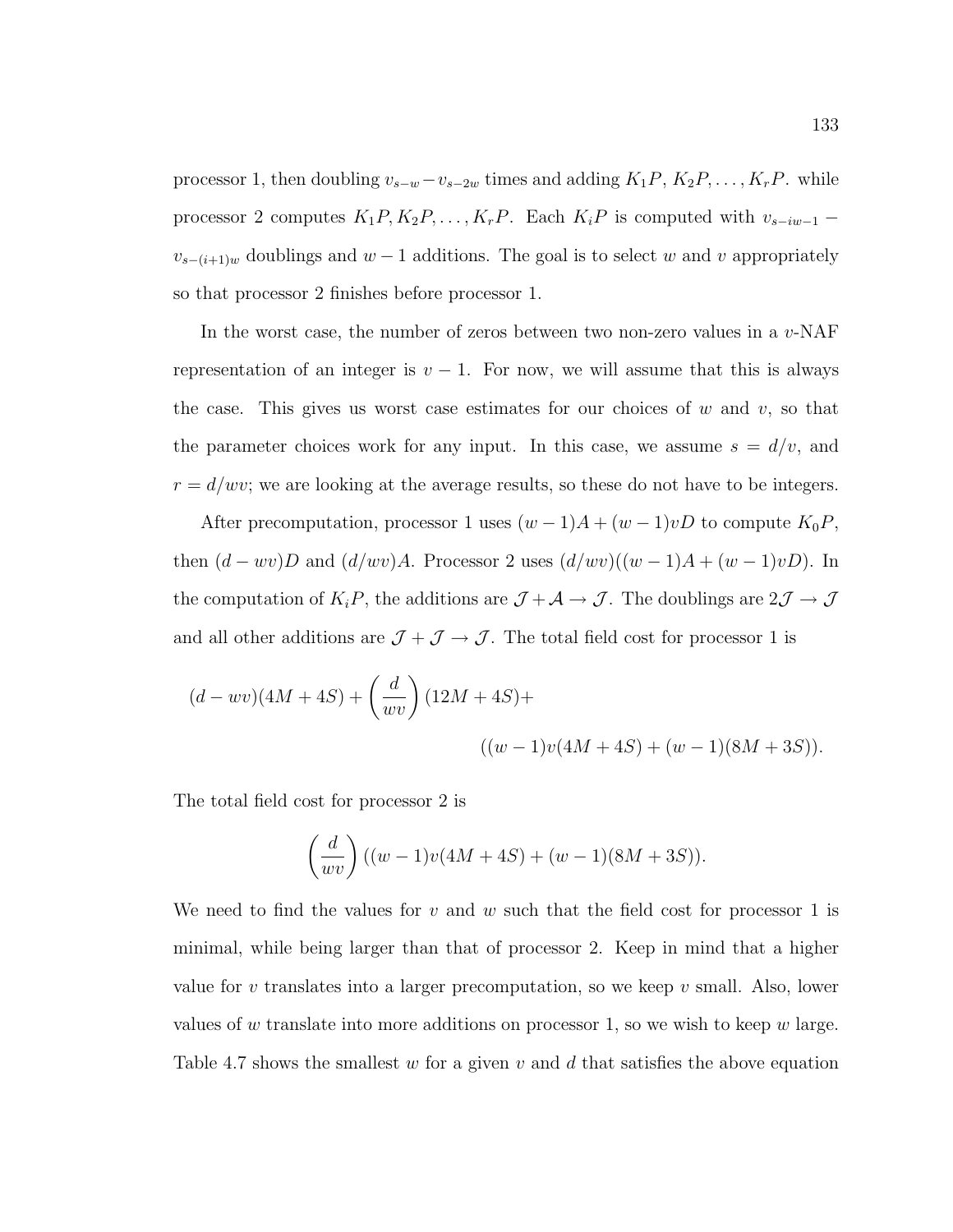processor 1, then doubling $v_{s-w} - v_{s-2w}$ times and adding $K_1P$, $K_2P, \ldots, K_rP$. while processor 2 computes $K_1P, K_2P, \ldots, K_rP$. Each $K_iP$ is computed with $v_{s-iw-1} - v_{s-(i+1)w}$ doublings and $w-1$ additions. The goal is to select $w$ and $v$ appropriately so that processor 2 finishes before processor 1.

In the worst case, the number of zeros between two non-zero values in a $v$-NAF representation of an integer is $v-1$. For now, we will assume that this is always the case. This gives us worst case estimates for our choices of $w$ and $v$, so that the parameter choices work for any input. In this case, we assume $s = d/v$, and $r = d/wv$; we are looking at the average results, so these do not have to be integers.

After precomputation, processor 1 uses $(w-1)A + (w-1)vD$ to compute $K_0P$, then $(d - wv)D$ and $(d/wv)A$. Processor 2 uses $(d/wv)((w-1)A + (w-1)vD)$. In the computation of $K_iP$, the additions are $\mathcal{J} + \mathcal{A} \to \mathcal{J}$. The doublings are $2\mathcal{J} \to \mathcal{J}$ and all other additions are $\mathcal{J} + \mathcal{J} \to \mathcal{J}$. The total field cost for processor 1 is

$$(d - wv)(4M + 4S) + \left(\frac{d}{wv}\right)(12M + 4S) +$$
$$((w-1)v(4M + 4S) + (w-1)(8M + 3S)).$$

The total field cost for processor 2 is

$$\left(\frac{d}{wv}\right)((w-1)v(4M + 4S) + (w-1)(8M + 3S)).$$

We need to find the values for $v$ and $w$ such that the field cost for processor 1 is minimal, while being larger than that of processor 2. Keep in mind that a higher value for $v$ translates into a larger precomputation, so we keep $v$ small. Also, lower values of $w$ translate into more additions on processor 1, so we wish to keep $w$ large. Table 4.7 shows the smallest $w$ for a given $v$ and $d$ that satisfies the above equation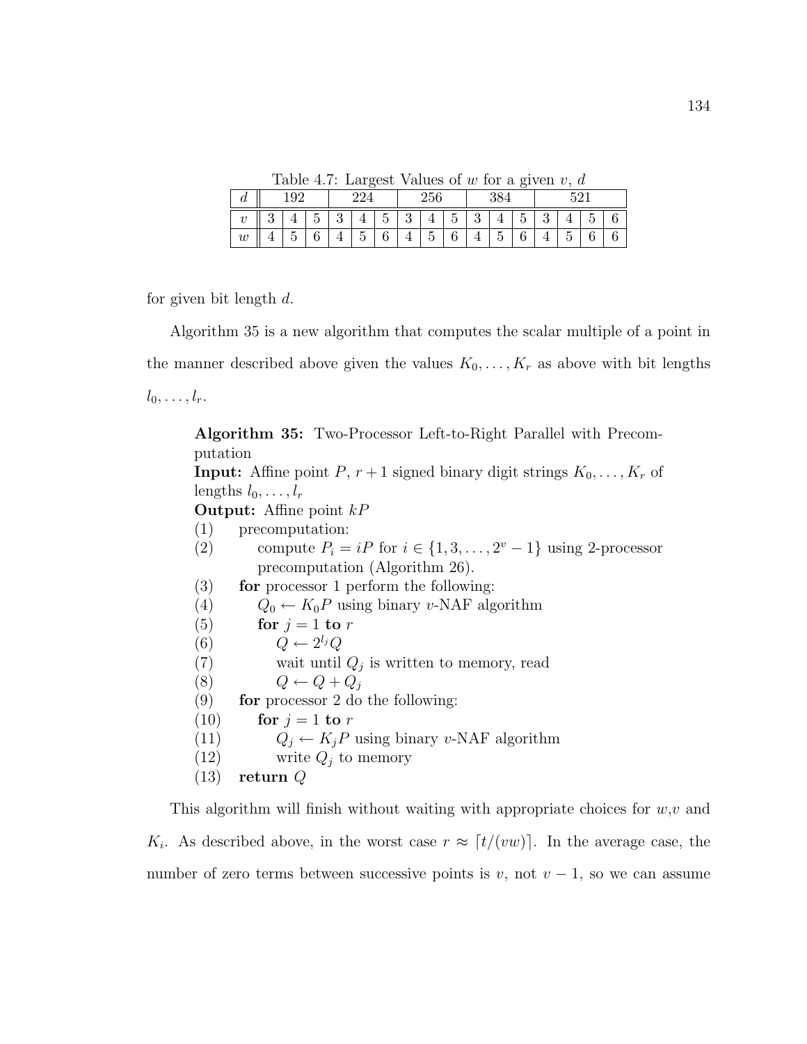Table 4.7: Largest Values of $w$ for a given $v$, $d$

| $d$ | 192 | | | 224 | | | 256 | | | 384 | | | 521 | | | |
|---|---|---|---|---|---|---|---|---|---|---|---|---|---|---|---|---|
| $v$ | 3 | 4 | 5 | 3 | 4 | 5 | 3 | 4 | 5 | 3 | 4 | 5 | 3 | 4 | 5 | 6 |
| $w$ | 4 | 5 | 6 | 4 | 5 | 6 | 4 | 5 | 6 | 4 | 5 | 6 | 4 | 5 | 6 | 6 |

for given bit length $d$.

Algorithm 35 is a new algorithm that computes the scalar multiple of a point in the manner described above given the values $K_0, \ldots, K_r$ as above with bit lengths $l_0, \ldots, l_r$.

**Algorithm 35:** Two-Processor Left-to-Right Parallel with Precomputation
**Input:** Affine point $P$, $r+1$ signed binary digit strings $K_0, \ldots, K_r$ of lengths $l_0, \ldots, l_r$
**Output:** Affine point $kP$

(1) precomputation:
(2) compute $P_i = iP$ for $i \in \{1, 3, \ldots, 2^v - 1\}$ using 2-processor precomputation (Algorithm 26).
(3) **for** processor 1 perform the following:
(4) $Q_0 \leftarrow K_0 P$ using binary $v$-NAF algorithm
(5) **for** $j = 1$ **to** $r$
(6) $Q \leftarrow 2^{l_j} Q$
(7) wait until $Q_j$ is written to memory, read
(8) $Q \leftarrow Q + Q_j$
(9) **for** processor 2 do the following:
(10) **for** $j = 1$ **to** $r$
(11) $Q_j \leftarrow K_j P$ using binary $v$-NAF algorithm
(12) write $Q_j$ to memory
(13) **return** $Q$

This algorithm will finish without waiting with appropriate choices for $w$,$v$ and $K_i$. As described above, in the worst case $r \approx \lceil t/(vw) \rceil$. In the average case, the number of zero terms between successive points is $v$, not $v-1$, so we can assume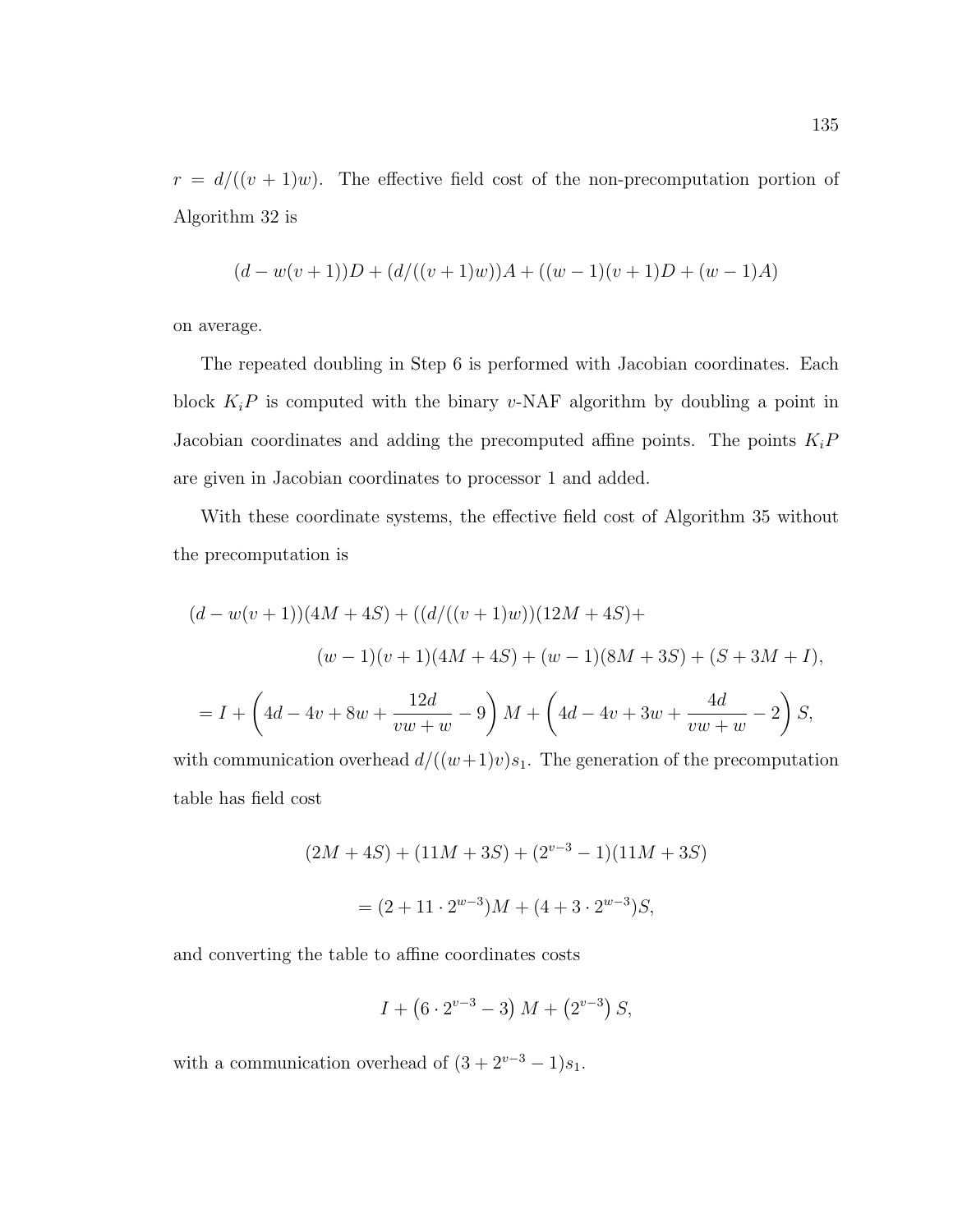$r = d/((v+1)w)$. The effective field cost of the non-precomputation portion of Algorithm 32 is

$$(d - w(v+1))D + (d/((v+1)w))A + ((w-1)(v+1)D + (w-1)A)$$

on average.

The repeated doubling in Step 6 is performed with Jacobian coordinates. Each block $K_iP$ is computed with the binary $v$-NAF algorithm by doubling a point in Jacobian coordinates and adding the precomputed affine points. The points $K_iP$ are given in Jacobian coordinates to processor 1 and added.

With these coordinate systems, the effective field cost of Algorithm 35 without the precomputation is

$$\begin{aligned}
(d - w(v+1))(4M+4S) &+ ((d/((v+1)w))(12M+4S) + \\
&(w-1)(v+1)(4M+4S) + (w-1)(8M+3S) + (S+3M+I), \\
= I + \left(4d - 4v + 8w + \frac{12d}{vw+w} - 9\right)&M + \left(4d - 4v + 3w + \frac{4d}{vw+w} - 2\right)S,
\end{aligned}$$

with communication overhead $d/((w+1)v)s_1$. The generation of the precomputation table has field cost

$$(2M + 4S) + (11M + 3S) + (2^{v-3} - 1)(11M + 3S)$$

$$= (2 + 11 \cdot 2^{w-3})M + (4 + 3 \cdot 2^{w-3})S,$$

and converting the table to affine coordinates costs

$$I + \left(6 \cdot 2^{v-3} - 3\right) M + \left(2^{v-3}\right) S,$$

with a communication overhead of $(3 + 2^{v-3} - 1)s_1$.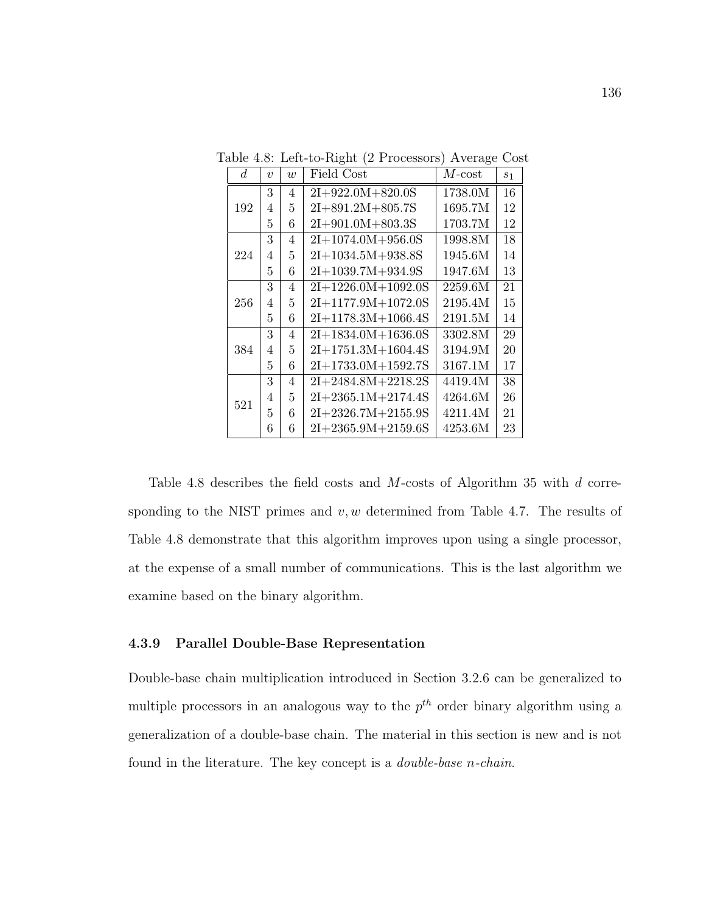Table 4.8: Left-to-Right (2 Processors) Average Cost

| $d$ | $v$ | $w$ | Field Cost | $M$-cost | $s_1$ |
|---|---|---|---|---|---|
| 192 | 3 | 4 | 2I+922.0M+820.0S | 1738.0M | 16 |
| | 4 | 5 | 2I+891.2M+805.7S | 1695.7M | 12 |
| | 5 | 6 | 2I+901.0M+803.3S | 1703.7M | 12 |
| 224 | 3 | 4 | 2I+1074.0M+956.0S | 1998.8M | 18 |
| | 4 | 5 | 2I+1034.5M+938.8S | 1945.6M | 14 |
| | 5 | 6 | 2I+1039.7M+934.9S | 1947.6M | 13 |
| 256 | 3 | 4 | 2I+1226.0M+1092.0S | 2259.6M | 21 |
| | 4 | 5 | 2I+1177.9M+1072.0S | 2195.4M | 15 |
| | 5 | 6 | 2I+1178.3M+1066.4S | 2191.5M | 14 |
| 384 | 3 | 4 | 2I+1834.0M+1636.0S | 3302.8M | 29 |
| | 4 | 5 | 2I+1751.3M+1604.4S | 3194.9M | 20 |
| | 5 | 6 | 2I+1733.0M+1592.7S | 3167.1M | 17 |
| 521 | 3 | 4 | 2I+2484.8M+2218.2S | 4419.4M | 38 |
| | 4 | 5 | 2I+2365.1M+2174.4S | 4264.6M | 26 |
| | 5 | 6 | 2I+2326.7M+2155.9S | 4211.4M | 21 |
| | 6 | 6 | 2I+2365.9M+2159.6S | 4253.6M | 23 |

Table 4.8 describes the field costs and $M$-costs of Algorithm 35 with $d$ corresponding to the NIST primes and $v, w$ determined from Table 4.7. The results of Table 4.8 demonstrate that this algorithm improves upon using a single processor, at the expense of a small number of communications. This is the last algorithm we examine based on the binary algorithm.

### 4.3.9 Parallel Double-Base Representation

Double-base chain multiplication introduced in Section 3.2.6 can be generalized to multiple processors in an analogous way to the $p^{th}$ order binary algorithm using a generalization of a double-base chain. The material in this section is new and is not found in the literature. The key concept is a *double-base n-chain*.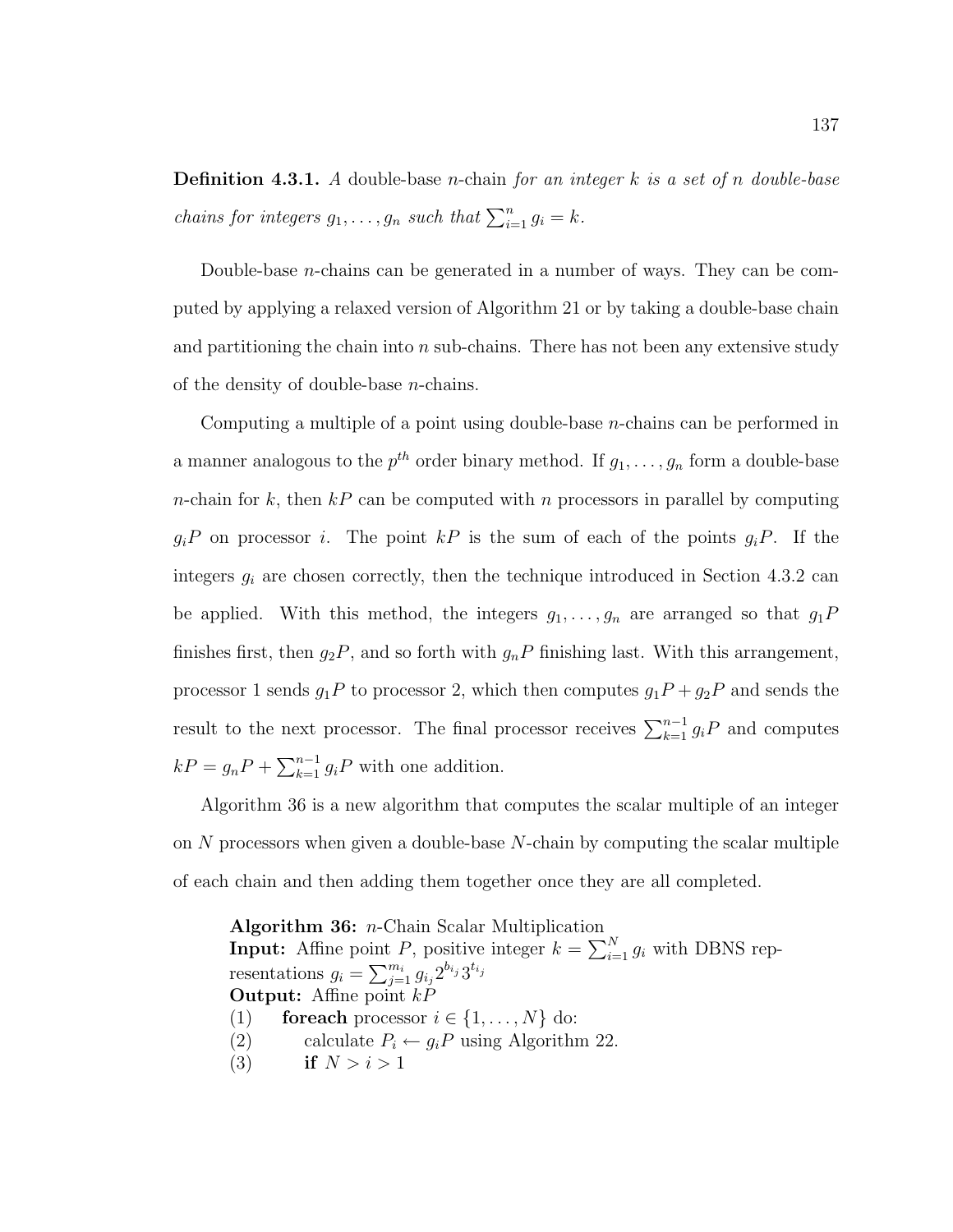**Definition 4.3.1.** *A* double-base $n$-chain *for an integer $k$ is a set of $n$ double-base chains for integers $g_1, \ldots, g_n$ such that $\sum_{i=1}^{n} g_i = k$.*

Double-base $n$-chains can be generated in a number of ways. They can be computed by applying a relaxed version of Algorithm 21 or by taking a double-base chain and partitioning the chain into $n$ sub-chains. There has not been any extensive study of the density of double-base $n$-chains.

Computing a multiple of a point using double-base $n$-chains can be performed in a manner analogous to the $p^{th}$ order binary method. If $g_1, \ldots, g_n$ form a double-base $n$-chain for $k$, then $kP$ can be computed with $n$ processors in parallel by computing $g_iP$ on processor $i$. The point $kP$ is the sum of each of the points $g_iP$. If the integers $g_i$ are chosen correctly, then the technique introduced in Section 4.3.2 can be applied. With this method, the integers $g_1, \ldots, g_n$ are arranged so that $g_1P$ finishes first, then $g_2P$, and so forth with $g_nP$ finishing last. With this arrangement, processor 1 sends $g_1P$ to processor 2, which then computes $g_1P + g_2P$ and sends the result to the next processor. The final processor receives $\sum_{k=1}^{n-1} g_iP$ and computes $kP = g_nP + \sum_{k=1}^{n-1} g_iP$ with one addition.

Algorithm 36 is a new algorithm that computes the scalar multiple of an integer on $N$ processors when given a double-base $N$-chain by computing the scalar multiple of each chain and then adding them together once they are all completed.

**Algorithm 36:** $n$-Chain Scalar Multiplication
**Input:** Affine point $P$, positive integer $k = \sum_{i=1}^{N} g_i$ with DBNS representations $g_i = \sum_{j=1}^{m_i} g_{i_j} 2^{b_{i_j}} 3^{t_{i_j}}$
**Output:** Affine point $kP$
(1) **foreach** processor $i \in \{1, \ldots, N\}$ do:
(2) calculate $P_i \leftarrow g_iP$ using Algorithm 22.
(3) **if** $N > i > 1$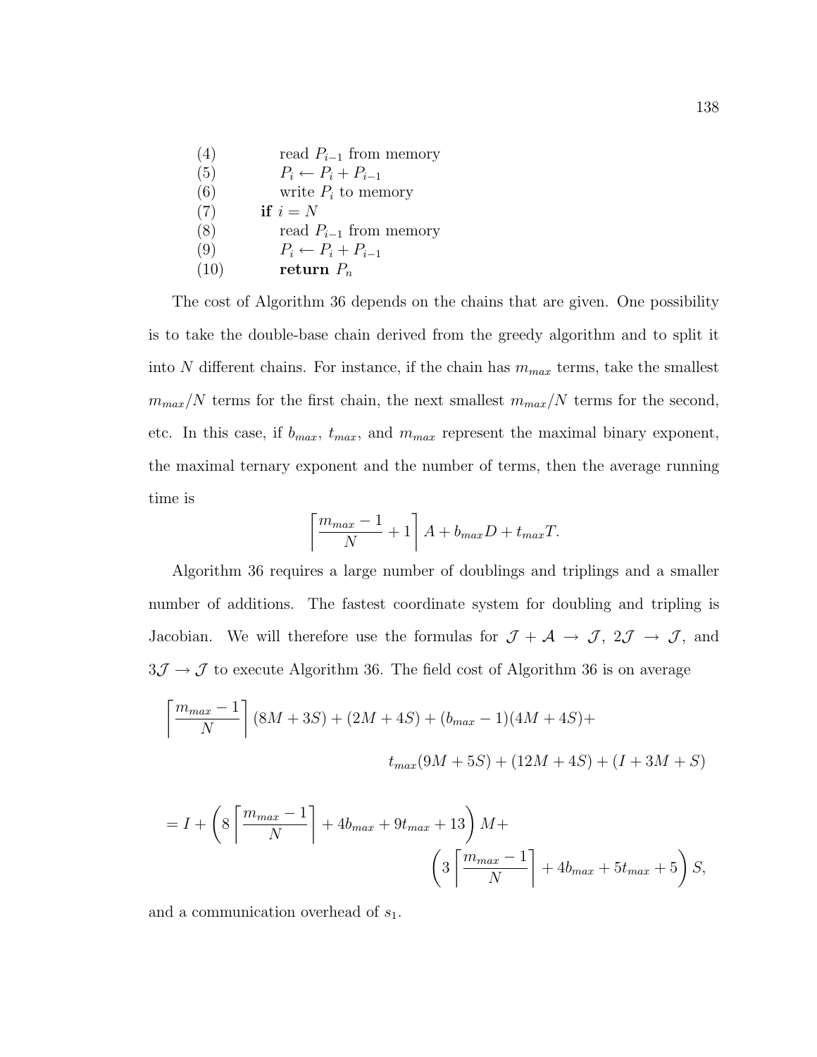```
(4)        read P_{i-1} from memory
(5)        P_i ← P_i + P_{i-1}
(6)        write P_i to memory
(7)    if i = N
(8)        read P_{i-1} from memory
(9)        P_i ← P_i + P_{i-1}
(10)       return P_n
```

The cost of Algorithm 36 depends on the chains that are given. One possibility is to take the double-base chain derived from the greedy algorithm and to split it into $N$ different chains. For instance, if the chain has $m_{max}$ terms, take the smallest $m_{max}/N$ terms for the first chain, the next smallest $m_{max}/N$ terms for the second, etc. In this case, if $b_{max}$, $t_{max}$, and $m_{max}$ represent the maximal binary exponent, the maximal ternary exponent and the number of terms, then the average running time is

$$\left\lceil \frac{m_{max}-1}{N} + 1 \right\rceil A + b_{max}D + t_{max}T.$$

Algorithm 36 requires a large number of doublings and triplings and a smaller number of additions. The fastest coordinate system for doubling and tripling is Jacobian. We will therefore use the formulas for $\mathcal{J} + \mathcal{A} \rightarrow \mathcal{J}$, $2\mathcal{J} \rightarrow \mathcal{J}$, and $3\mathcal{J} \rightarrow \mathcal{J}$ to execute Algorithm 36. The field cost of Algorithm 36 is on average

$$\left\lceil \frac{m_{max}-1}{N} \right\rceil (8M + 3S) + (2M + 4S) + (b_{max} - 1)(4M + 4S) + t_{max}(9M + 5S) + (12M + 4S) + (I + 3M + S)$$

$$= I + \left( 8 \left\lceil \frac{m_{max}-1}{N} \right\rceil + 4b_{max} + 9t_{max} + 13 \right) M + \left( 3 \left\lceil \frac{m_{max}-1}{N} \right\rceil + 4b_{max} + 5t_{max} + 5 \right) S,$$

and a communication overhead of $s_1$.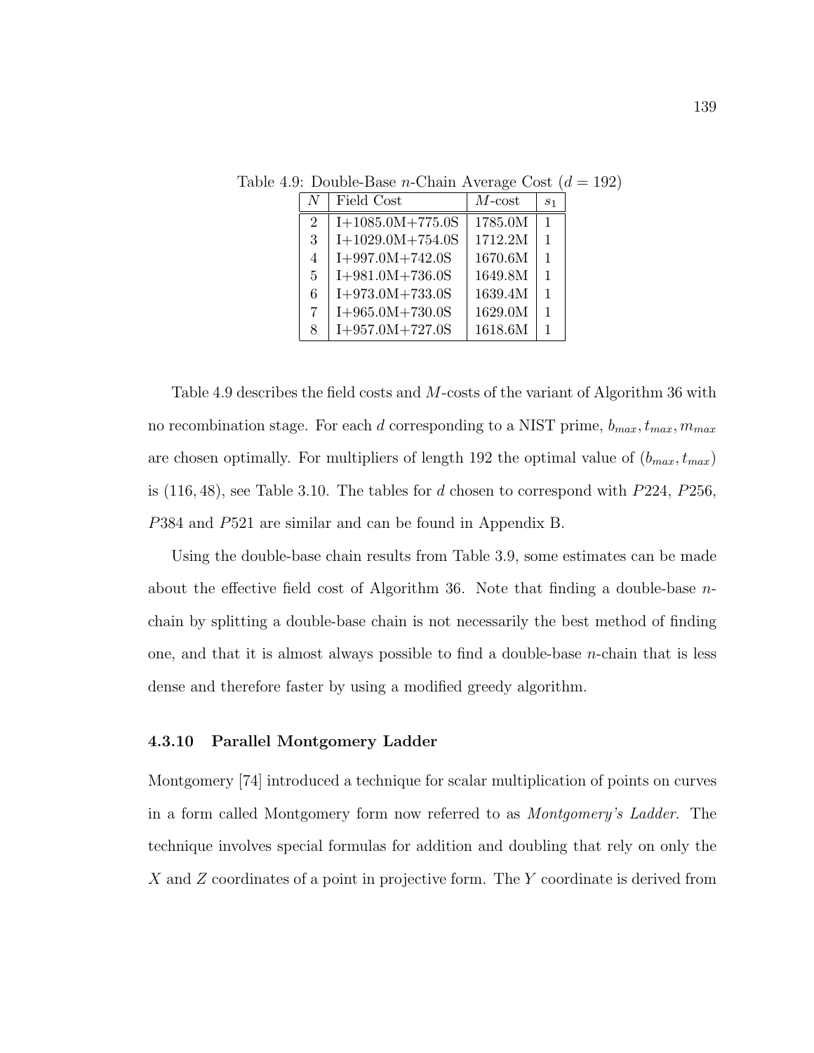Table 4.9: Double-Base $n$-Chain Average Cost ($d = 192$)

| $N$ | Field Cost | $M$-cost | $s_1$ |
|---|---|---|---|
| 2 | I+1085.0M+775.0S | 1785.0M | 1 |
| 3 | I+1029.0M+754.0S | 1712.2M | 1 |
| 4 | I+997.0M+742.0S | 1670.6M | 1 |
| 5 | I+981.0M+736.0S | 1649.8M | 1 |
| 6 | I+973.0M+733.0S | 1639.4M | 1 |
| 7 | I+965.0M+730.0S | 1629.0M | 1 |
| 8 | I+957.0M+727.0S | 1618.6M | 1 |

Table 4.9 describes the field costs and $M$-costs of the variant of Algorithm 36 with no recombination stage. For each $d$ corresponding to a NIST prime, $b_{max}, t_{max}, m_{max}$ are chosen optimally. For multipliers of length 192 the optimal value of $(b_{max}, t_{max})$ is $(116, 48)$, see Table 3.10. The tables for $d$ chosen to correspond with $P224$, $P256$, $P384$ and $P521$ are similar and can be found in Appendix B.

Using the double-base chain results from Table 3.9, some estimates can be made about the effective field cost of Algorithm 36. Note that finding a double-base $n$-chain by splitting a double-base chain is not necessarily the best method of finding one, and that it is almost always possible to find a double-base $n$-chain that is less dense and therefore faster by using a modified greedy algorithm.

### 4.3.10 Parallel Montgomery Ladder

Montgomery [74] introduced a technique for scalar multiplication of points on curves in a form called Montgomery form now referred to as *Montgomery's Ladder*. The technique involves special formulas for addition and doubling that rely on only the $X$ and $Z$ coordinates of a point in projective form. The $Y$ coordinate is derived from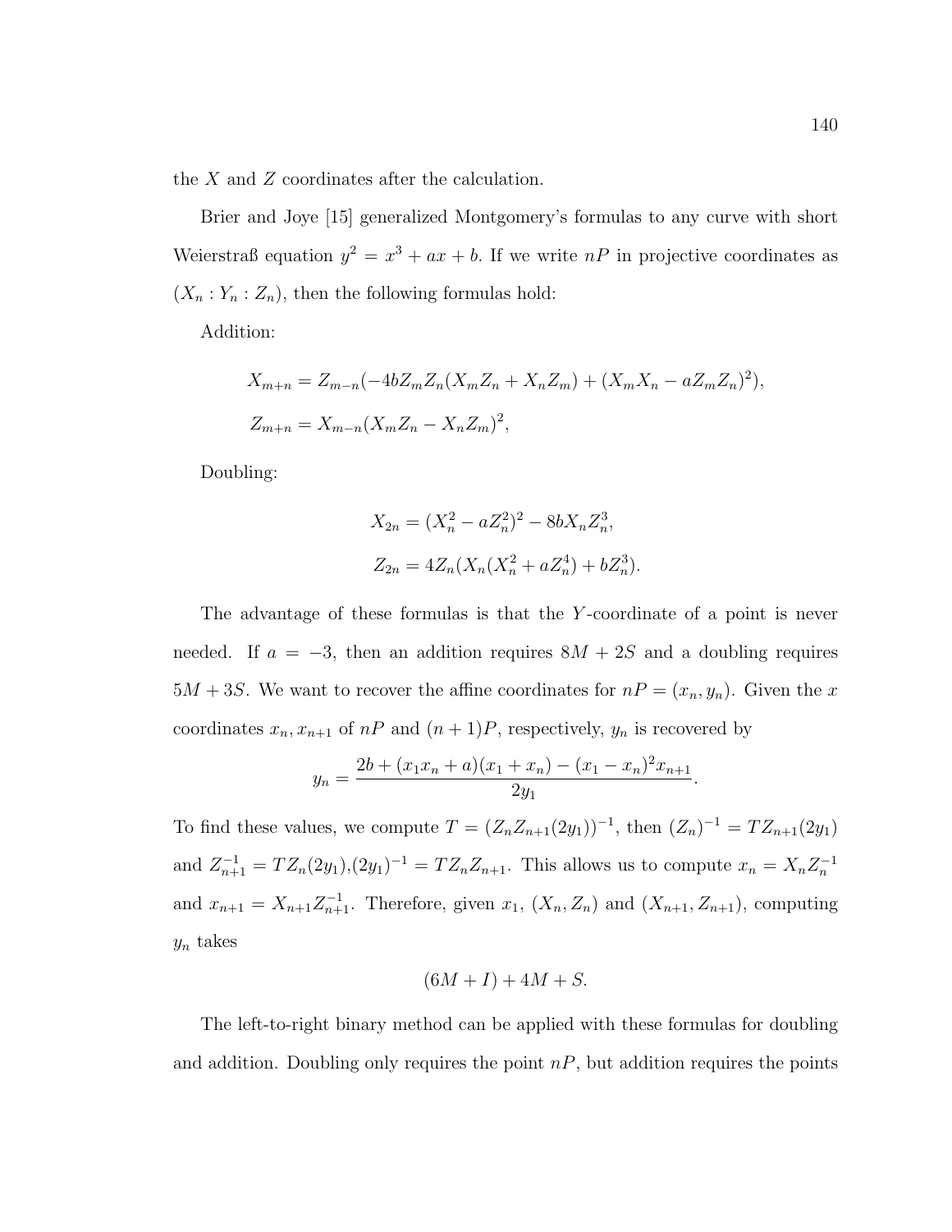the $X$ and $Z$ coordinates after the calculation.

Brier and Joye [15] generalized Montgomery's formulas to any curve with short Weierstraß equation $y^2 = x^3 + ax + b$. If we write $nP$ in projective coordinates as $(X_n : Y_n : Z_n)$, then the following formulas hold:

Addition:

$$X_{m+n} = Z_{m-n}(-4bZ_mZ_n(X_mZ_n + X_nZ_m) + (X_mX_n - aZ_mZ_n)^2),$$

$$Z_{m+n} = X_{m-n}(X_mZ_n - X_nZ_m)^2,$$

Doubling:

$$X_{2n} = (X_n^2 - aZ_n^2)^2 - 8bX_nZ_n^3,$$

$$Z_{2n} = 4Z_n(X_n(X_n^2 + aZ_n^4) + bZ_n^3).$$

The advantage of these formulas is that the $Y$-coordinate of a point is never needed. If $a = -3$, then an addition requires $8M + 2S$ and a doubling requires $5M + 3S$. We want to recover the affine coordinates for $nP = (x_n, y_n)$. Given the $x$ coordinates $x_n, x_{n+1}$ of $nP$ and $(n+1)P$, respectively, $y_n$ is recovered by

$$y_n = \frac{2b + (x_1x_n + a)(x_1 + x_n) - (x_1 - x_n)^2x_{n+1}}{2y_1}.$$

To find these values, we compute $T = (Z_nZ_{n+1}(2y_1))^{-1}$, then $(Z_n)^{-1} = TZ_{n+1}(2y_1)$ and $Z_{n+1}^{-1} = TZ_n(2y_1)$,$(2y_1)^{-1} = TZ_nZ_{n+1}$. This allows us to compute $x_n = X_nZ_n^{-1}$ and $x_{n+1} = X_{n+1}Z_{n+1}^{-1}$. Therefore, given $x_1$, $(X_n, Z_n)$ and $(X_{n+1}, Z_{n+1})$, computing $y_n$ takes

$$(6M + I) + 4M + S.$$

The left-to-right binary method can be applied with these formulas for doubling and addition. Doubling only requires the point $nP$, but addition requires the points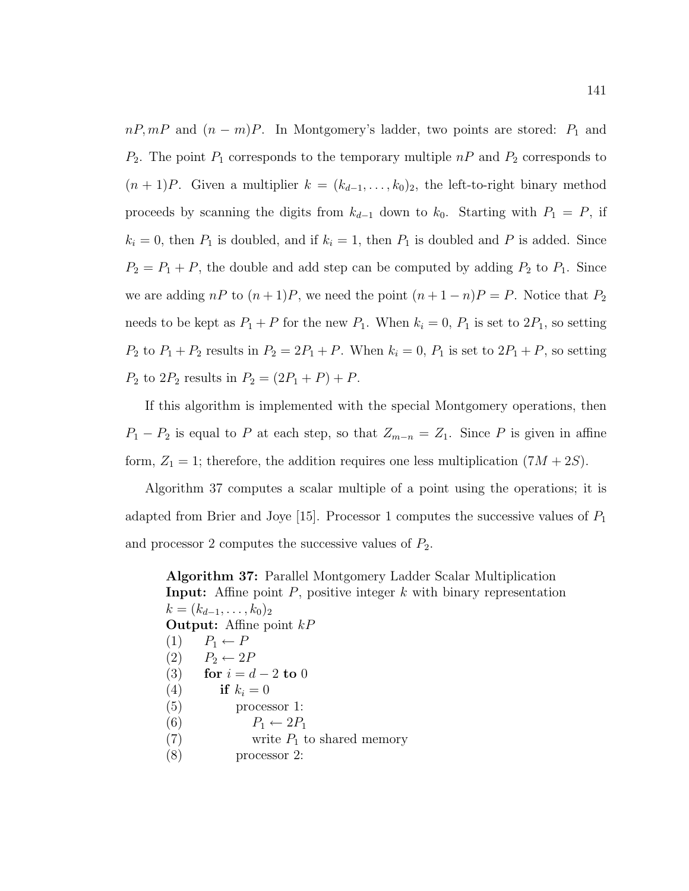$nP, mP$ and $(n-m)P$. In Montgomery's ladder, two points are stored: $P_1$ and $P_2$. The point $P_1$ corresponds to the temporary multiple $nP$ and $P_2$ corresponds to $(n+1)P$. Given a multiplier $k = (k_{d-1}, \ldots, k_0)_2$, the left-to-right binary method proceeds by scanning the digits from $k_{d-1}$ down to $k_0$. Starting with $P_1 = P$, if $k_i = 0$, then $P_1$ is doubled, and if $k_i = 1$, then $P_1$ is doubled and $P$ is added. Since $P_2 = P_1 + P$, the double and add step can be computed by adding $P_2$ to $P_1$. Since we are adding $nP$ to $(n+1)P$, we need the point $(n+1-n)P = P$. Notice that $P_2$ needs to be kept as $P_1 + P$ for the new $P_1$. When $k_i = 0$, $P_1$ is set to $2P_1$, so setting $P_2$ to $P_1 + P_2$ results in $P_2 = 2P_1 + P$. When $k_i = 0$, $P_1$ is set to $2P_1 + P$, so setting $P_2$ to $2P_2$ results in $P_2 = (2P_1 + P) + P$.

If this algorithm is implemented with the special Montgomery operations, then $P_1 - P_2$ is equal to $P$ at each step, so that $Z_{m-n} = Z_1$. Since $P$ is given in affine form, $Z_1 = 1$; therefore, the addition requires one less multiplication $(7M + 2S)$.

Algorithm 37 computes a scalar multiple of a point using the operations; it is adapted from Brier and Joye [15]. Processor 1 computes the successive values of $P_1$ and processor 2 computes the successive values of $P_2$.

**Algorithm 37:** Parallel Montgomery Ladder Scalar Multiplication
**Input:** Affine point $P$, positive integer $k$ with binary representation $k = (k_{d-1}, \ldots, k_0)_2$
**Output:** Affine point $kP$

(1) $P_1 \leftarrow P$
(2) $P_2 \leftarrow 2P$
(3) **for** $i = d-2$ **to** $0$
(4) **if** $k_i = 0$
(5) processor 1:
(6) $P_1 \leftarrow 2P_1$
(7) write $P_1$ to shared memory
(8) processor 2: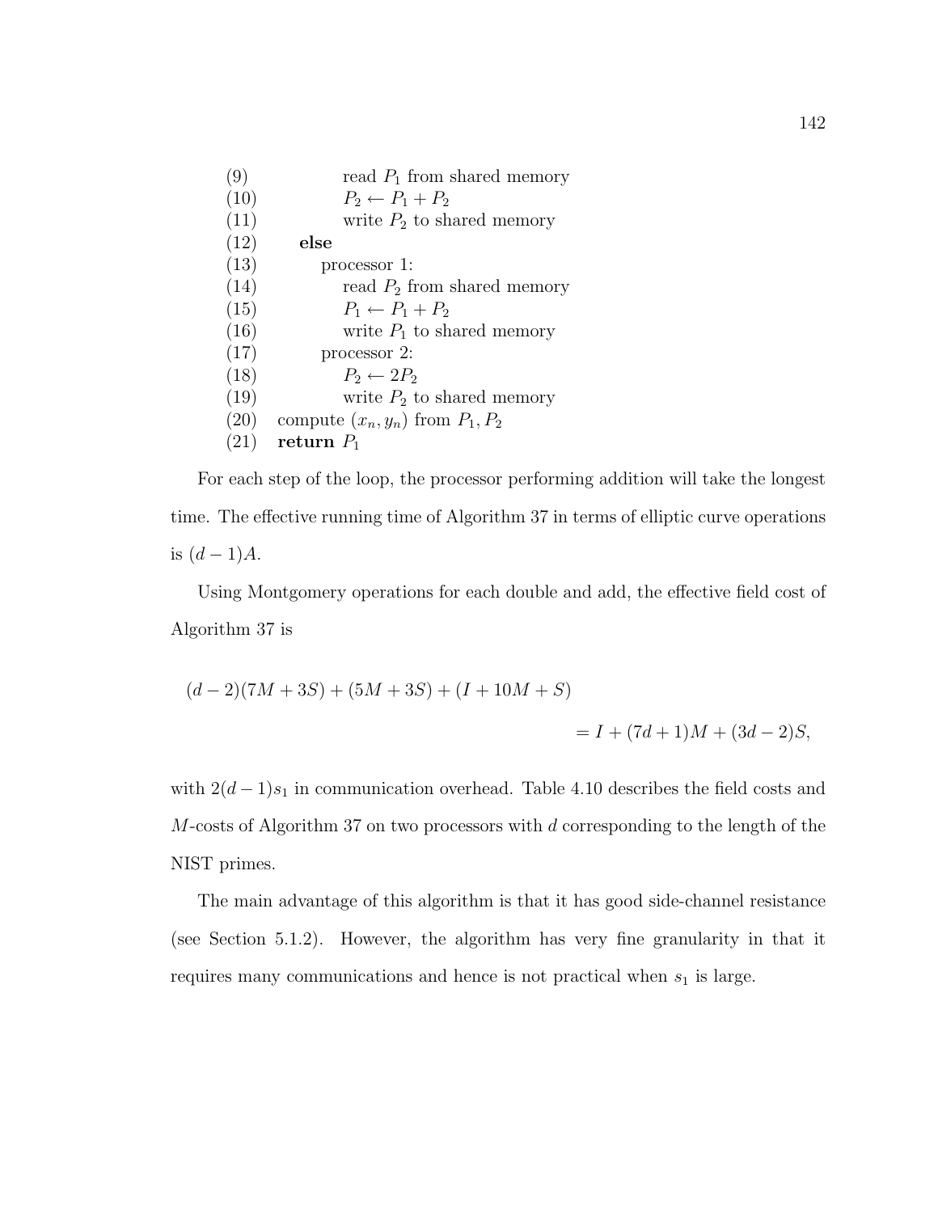```
(9)              read P_1 from shared memory
(10)             P_2 ← P_1 + P_2
(11)             write P_2 to shared memory
(12)     else
(13)         processor 1:
(14)             read P_2 from shared memory
(15)             P_1 ← P_1 + P_2
(16)             write P_1 to shared memory
(17)         processor 2:
(18)             P_2 ← 2P_2
(19)             write P_2 to shared memory
(20)   compute (x_n, y_n) from P_1, P_2
(21)   return P_1
```

For each step of the loop, the processor performing addition will take the longest time. The effective running time of Algorithm 37 in terms of elliptic curve operations is $(d-1)A$.

Using Montgomery operations for each double and add, the effective field cost of Algorithm 37 is

$$(d-2)(7M+3S) + (5M+3S) + (I+10M+S)$$
$$= I + (7d+1)M + (3d-2)S,$$

with $2(d-1)s_1$ in communication overhead. Table 4.10 describes the field costs and $M$-costs of Algorithm 37 on two processors with $d$ corresponding to the length of the NIST primes.

The main advantage of this algorithm is that it has good side-channel resistance (see Section 5.1.2). However, the algorithm has very fine granularity in that it requires many communications and hence is not practical when $s_1$ is large.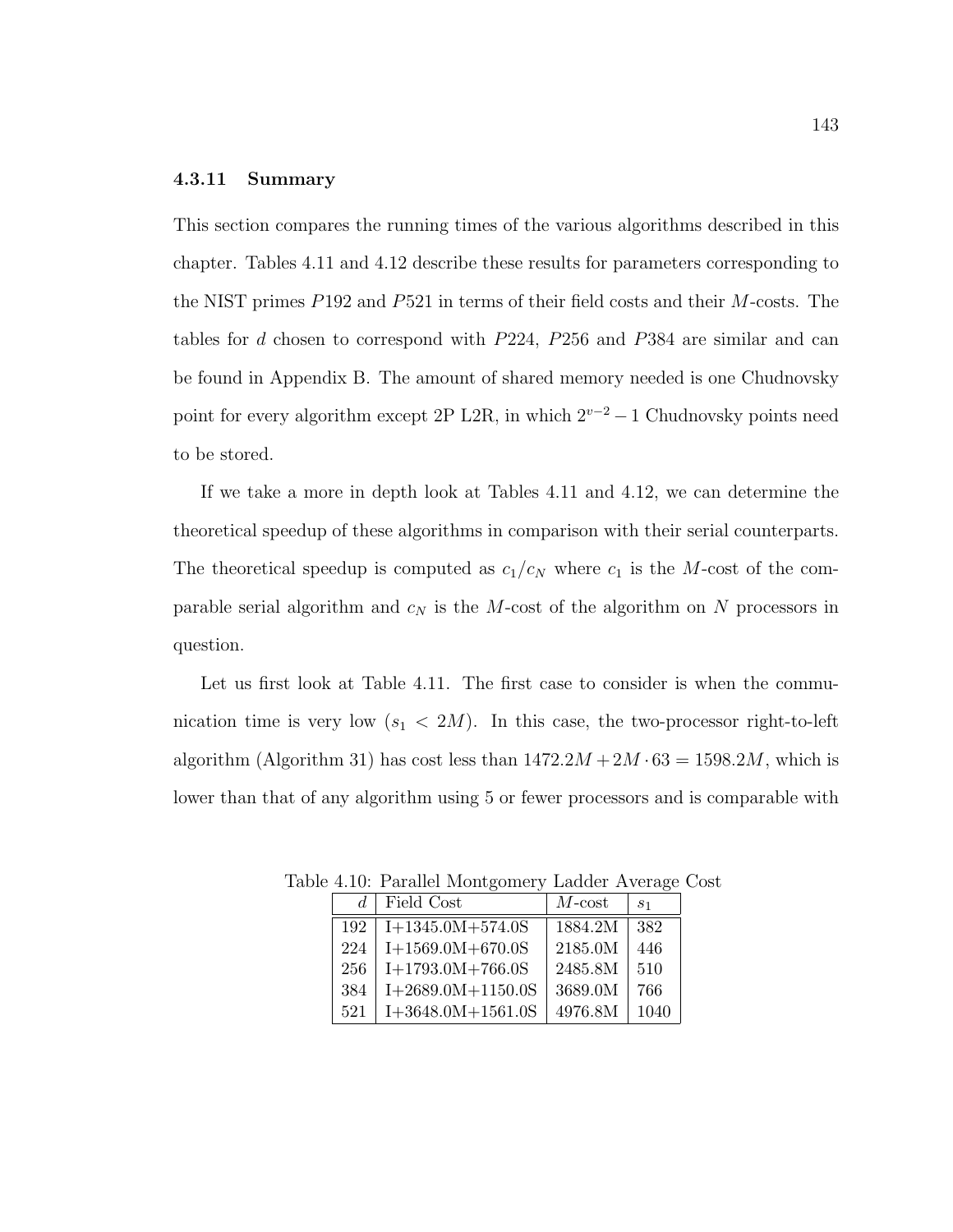### 4.3.11 Summary

This section compares the running times of the various algorithms described in this chapter. Tables 4.11 and 4.12 describe these results for parameters corresponding to the NIST primes $P192$ and $P521$ in terms of their field costs and their $M$-costs. The tables for $d$ chosen to correspond with $P224$, $P256$ and $P384$ are similar and can be found in Appendix B. The amount of shared memory needed is one Chudnovsky point for every algorithm except 2P L2R, in which $2^{v-2}-1$ Chudnovsky points need to be stored.

If we take a more in depth look at Tables 4.11 and 4.12, we can determine the theoretical speedup of these algorithms in comparison with their serial counterparts. The theoretical speedup is computed as $c_1/c_N$ where $c_1$ is the $M$-cost of the comparable serial algorithm and $c_N$ is the $M$-cost of the algorithm on $N$ processors in question.

Let us first look at Table 4.11. The first case to consider is when the communication time is very low ($s_1 < 2M$). In this case, the two-processor right-to-left algorithm (Algorithm 31) has cost less than $1472.2M + 2M \cdot 63 = 1598.2M$, which is lower than that of any algorithm using 5 or fewer processors and is comparable with

Table 4.10: Parallel Montgomery Ladder Average Cost

| $d$ | Field Cost | $M$-cost | $s_1$ |
|---|---|---|---|
| 192 | I+1345.0M+574.0S | 1884.2M | 382 |
| 224 | I+1569.0M+670.0S | 2185.0M | 446 |
| 256 | I+1793.0M+766.0S | 2485.8M | 510 |
| 384 | I+2689.0M+1150.0S | 3689.0M | 766 |
| 521 | I+3648.0M+1561.0S | 4976.8M | 1040 |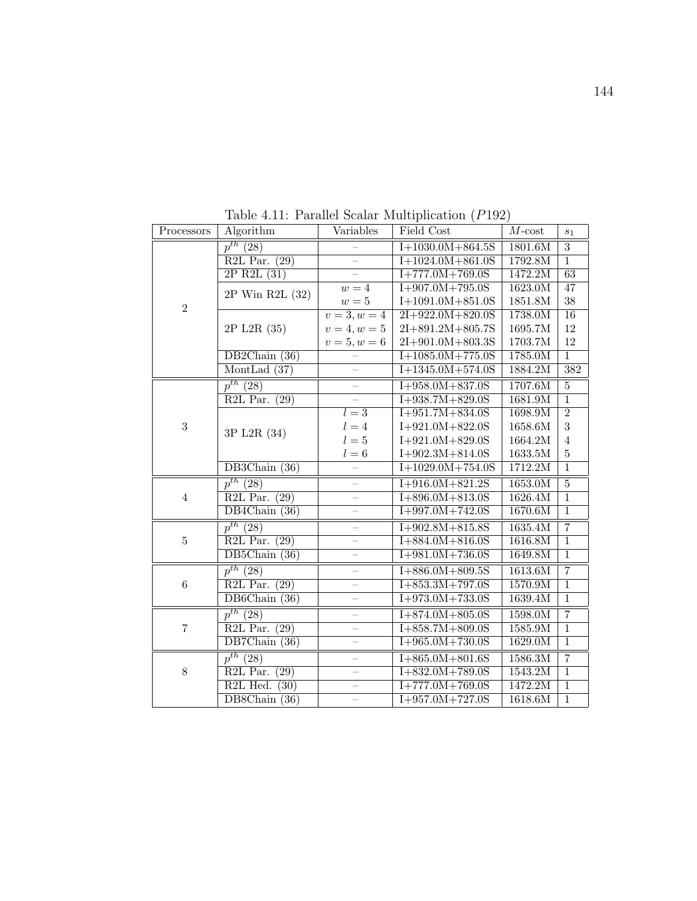Table 4.11: Parallel Scalar Multiplication ($P192$)

| Processors | Algorithm | Variables | Field Cost | $M$-cost | $s_1$ |
|---|---|---|---|---|---|
| 2 | $p^{th}$ (28) | – | I+1030.0M+864.5S | 1801.6M | 3 |
| | R2L Par. (29) | – | I+1024.0M+861.0S | 1792.8M | 1 |
| | 2P R2L (31) | – | I+777.0M+769.0S | 1472.2M | 63 |
| | 2P Win R2L (32) | $w = 4$ | I+907.0M+795.0S | 1623.0M | 47 |
| | | $w = 5$ | I+1091.0M+851.0S | 1851.8M | 38 |
| | 2P L2R (35) | $v = 3, w = 4$ | 2I+922.0M+820.0S | 1738.0M | 16 |
| | | $v = 4, w = 5$ | 2I+891.2M+805.7S | 1695.7M | 12 |
| | | $v = 5, w = 6$ | 2I+901.0M+803.3S | 1703.7M | 12 |
| | DB2Chain (36) | – | I+1085.0M+775.0S | 1785.0M | 1 |
| | MontLad (37) | – | I+1345.0M+574.0S | 1884.2M | 382 |
| 3 | $p^{th}$ (28) | – | I+958.0M+837.0S | 1707.6M | 5 |
| | R2L Par. (29) | – | I+938.7M+829.0S | 1681.9M | 1 |
| | 3P L2R (34) | $l = 3$ | I+951.7M+834.0S | 1698.9M | 2 |
| | | $l = 4$ | I+921.0M+822.0S | 1658.6M | 3 |
| | | $l = 5$ | I+921.0M+829.0S | 1664.2M | 4 |
| | | $l = 6$ | I+902.3M+814.0S | 1633.5M | 5 |
| | DB3Chain (36) | – | I+1029.0M+754.0S | 1712.2M | 1 |
| 4 | $p^{th}$ (28) | – | I+916.0M+821.2S | 1653.0M | 5 |
| | R2L Par. (29) | – | I+896.0M+813.0S | 1626.4M | 1 |
| | DB4Chain (36) | – | I+997.0M+742.0S | 1670.6M | 1 |
| 5 | $p^{th}$ (28) | – | I+902.8M+815.8S | 1635.4M | 7 |
| | R2L Par. (29) | – | I+884.0M+816.0S | 1616.8M | 1 |
| | DB5Chain (36) | – | I+981.0M+736.0S | 1649.8M | 1 |
| 6 | $p^{th}$ (28) | – | I+886.0M+809.5S | 1613.6M | 7 |
| | R2L Par. (29) | – | I+853.3M+797.0S | 1570.9M | 1 |
| | DB6Chain (36) | – | I+973.0M+733.0S | 1639.4M | 1 |
| 7 | $p^{th}$ (28) | – | I+874.0M+805.0S | 1598.0M | 7 |
| | R2L Par. (29) | – | I+858.7M+809.0S | 1585.9M | 1 |
| | DB7Chain (36) | – | I+965.0M+730.0S | 1629.0M | 1 |
| 8 | $p^{th}$ (28) | – | I+865.0M+801.6S | 1586.3M | 7 |
| | R2L Par. (29) | – | I+832.0M+789.0S | 1543.2M | 1 |
| | R2L Hed. (30) | – | I+777.0M+769.0S | 1472.2M | 1 |
| | DB8Chain (36) | – | I+957.0M+727.0S | 1618.6M | 1 |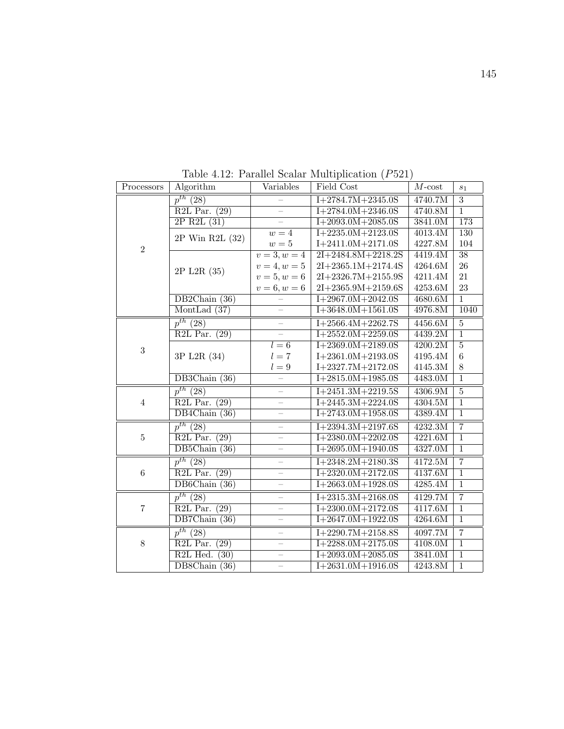Table 4.12: Parallel Scalar Multiplication ($P521$)

| Processors | Algorithm | Variables | Field Cost | $M$-cost | $s_1$ |
|---|---|---|---|---|---|
| 2 | $p^{th}$ (28) | – | I+2784.7M+2345.0S | 4740.7M | 3 |
| | R2L Par. (29) | – | I+2784.0M+2346.0S | 4740.8M | 1 |
| | 2P R2L (31) | – | I+2093.0M+2085.0S | 3841.0M | 173 |
| | 2P Win R2L (32) | $w = 4$ | I+2235.0M+2123.0S | 4013.4M | 130 |
| | | $w = 5$ | I+2411.0M+2171.0S | 4227.8M | 104 |
| | 2P L2R (35) | $v = 3, w = 4$ | 2I+2484.8M+2218.2S | 4419.4M | 38 |
| | | $v = 4, w = 5$ | 2I+2365.1M+2174.4S | 4264.6M | 26 |
| | | $v = 5, w = 6$ | 2I+2326.7M+2155.9S | 4211.4M | 21 |
| | | $v = 6, w = 6$ | 2I+2365.9M+2159.6S | 4253.6M | 23 |
| | DB2Chain (36) | – | I+2967.0M+2042.0S | 4680.6M | 1 |
| | MontLad (37) | – | I+3648.0M+1561.0S | 4976.8M | 1040 |
| 3 | $p^{th}$ (28) | – | I+2566.4M+2262.7S | 4456.6M | 5 |
| | R2L Par. (29) | – | I+2552.0M+2259.0S | 4439.2M | 1 |
| | 3P L2R (34) | $l = 6$ | I+2369.0M+2189.0S | 4200.2M | 5 |
| | | $l = 7$ | I+2361.0M+2193.0S | 4195.4M | 6 |
| | | $l = 9$ | I+2327.7M+2172.0S | 4145.3M | 8 |
| | DB3Chain (36) | – | I+2815.0M+1985.0S | 4483.0M | 1 |
| 4 | $p^{th}$ (28) | – | I+2451.3M+2219.5S | 4306.9M | 5 |
| | R2L Par. (29) | – | I+2445.3M+2224.0S | 4304.5M | 1 |
| | DB4Chain (36) | – | I+2743.0M+1958.0S | 4389.4M | 1 |
| 5 | $p^{th}$ (28) | – | I+2394.3M+2197.6S | 4232.3M | 7 |
| | R2L Par. (29) | – | I+2380.0M+2202.0S | 4221.6M | 1 |
| | DB5Chain (36) | – | I+2695.0M+1940.0S | 4327.0M | 1 |
| 6 | $p^{th}$ (28) | – | I+2348.2M+2180.3S | 4172.5M | 7 |
| | R2L Par. (29) | – | I+2320.0M+2172.0S | 4137.6M | 1 |
| | DB6Chain (36) | – | I+2663.0M+1928.0S | 4285.4M | 1 |
| 7 | $p^{th}$ (28) | – | I+2315.3M+2168.0S | 4129.7M | 7 |
| | R2L Par. (29) | – | I+2300.0M+2172.0S | 4117.6M | 1 |
| | DB7Chain (36) | – | I+2647.0M+1922.0S | 4264.6M | 1 |
| 8 | $p^{th}$ (28) | – | I+2290.7M+2158.8S | 4097.7M | 7 |
| | R2L Par. (29) | – | I+2288.0M+2175.0S | 4108.0M | 1 |
| | R2L Hed. (30) | – | I+2093.0M+2085.0S | 3841.0M | 1 |
| | DB8Chain (36) | – | I+2631.0M+1916.0S | 4243.8M | 1 |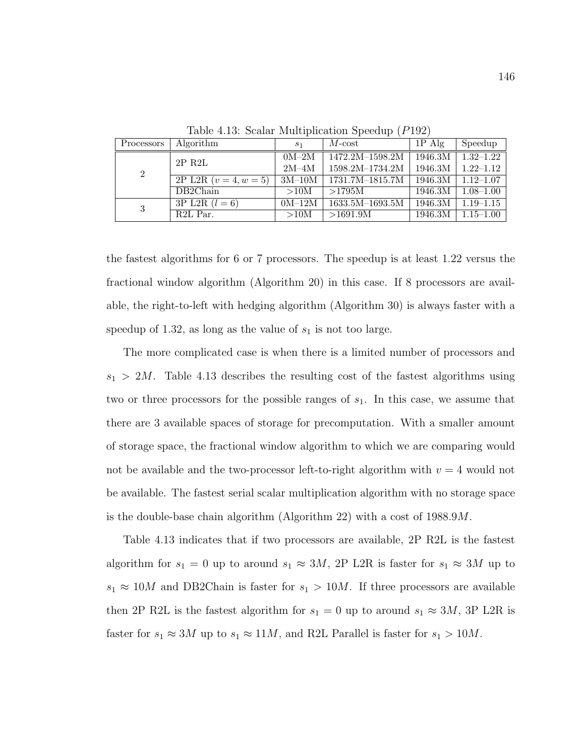Table 4.13: Scalar Multiplication Speedup ($P192$)

| Processors | Algorithm | $s_1$ | $M$-cost | 1P Alg | Speedup |
|---|---|---|---|---|---|
| 2 | 2P R2L | 0M–2M | 1472.2M–1598.2M | 1946.3M | 1.32–1.22 |
| | | 2M–4M | 1598.2M–1734.2M | 1946.3M | 1.22–1.12 |
| | 2P L2R ($v = 4, w = 5$) | 3M–10M | 1731.7M–1815.7M | 1946.3M | 1.12–1.07 |
| | DB2Chain | >10M | >1795M | 1946.3M | 1.08–1.00 |
| 3 | 3P L2R ($l = 6$) | 0M–12M | 1633.5M–1693.5M | 1946.3M | 1.19–1.15 |
| | R2L Par. | >10M | >1691.9M | 1946.3M | 1.15–1.00 |

the fastest algorithms for 6 or 7 processors. The speedup is at least 1.22 versus the fractional window algorithm (Algorithm 20) in this case. If 8 processors are available, the right-to-left with hedging algorithm (Algorithm 30) is always faster with a speedup of 1.32, as long as the value of $s_1$ is not too large.

The more complicated case is when there is a limited number of processors and $s_1 > 2M$. Table 4.13 describes the resulting cost of the fastest algorithms using two or three processors for the possible ranges of $s_1$. In this case, we assume that there are 3 available spaces of storage for precomputation. With a smaller amount of storage space, the fractional window algorithm to which we are comparing would not be available and the two-processor left-to-right algorithm with $v = 4$ would not be available. The fastest serial scalar multiplication algorithm with no storage space is the double-base chain algorithm (Algorithm 22) with a cost of $1988.9M$.

Table 4.13 indicates that if two processors are available, 2P R2L is the fastest algorithm for $s_1 = 0$ up to around $s_1 \approx 3M$, 2P L2R is faster for $s_1 \approx 3M$ up to $s_1 \approx 10M$ and DB2Chain is faster for $s_1 > 10M$. If three processors are available then 2P R2L is the fastest algorithm for $s_1 = 0$ up to around $s_1 \approx 3M$, 3P L2R is faster for $s_1 \approx 3M$ up to $s_1 \approx 11M$, and R2L Parallel is faster for $s_1 > 10M$.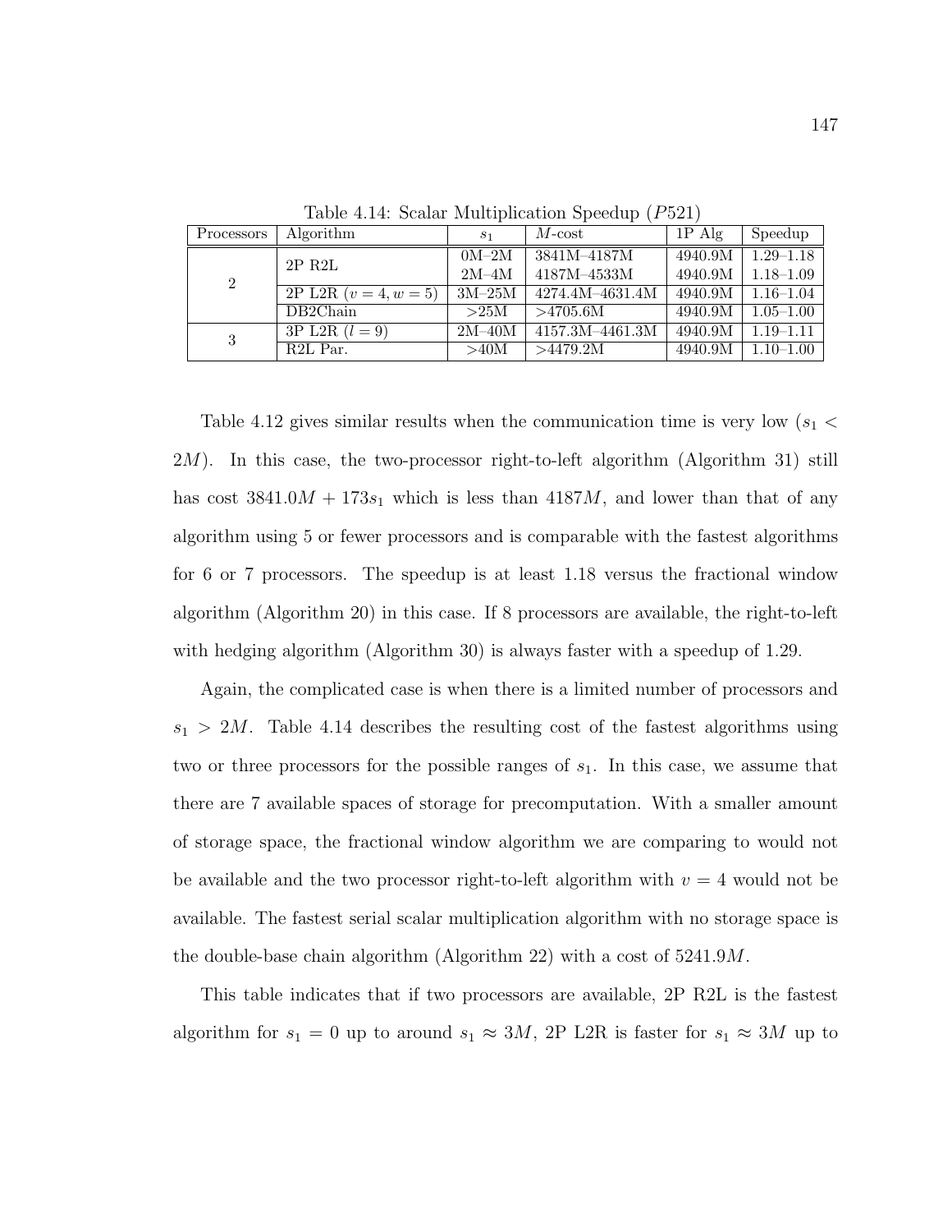Table 4.14: Scalar Multiplication Speedup ($P521$)

| Processors | Algorithm | $s_1$ | $M$-cost | 1P Alg | Speedup |
|---|---|---|---|---|---|
| 2 | 2P R2L | 0M–2M | 3841M–4187M | 4940.9M | 1.29–1.18 |
| | | 2M–4M | 4187M–4533M | 4940.9M | 1.18–1.09 |
| | 2P L2R ($v = 4, w = 5$) | 3M–25M | 4274.4M–4631.4M | 4940.9M | 1.16–1.04 |
| | DB2Chain | >25M | >4705.6M | 4940.9M | 1.05–1.00 |
| 3 | 3P L2R ($l = 9$) | 2M–40M | 4157.3M–4461.3M | 4940.9M | 1.19–1.11 |
| | R2L Par. | >40M | >4479.2M | 4940.9M | 1.10–1.00 |

Table 4.12 gives similar results when the communication time is very low ($s_1 < 2M$). In this case, the two-processor right-to-left algorithm (Algorithm 31) still has cost $3841.0M + 173s_1$ which is less than $4187M$, and lower than that of any algorithm using 5 or fewer processors and is comparable with the fastest algorithms for 6 or 7 processors. The speedup is at least 1.18 versus the fractional window algorithm (Algorithm 20) in this case. If 8 processors are available, the right-to-left with hedging algorithm (Algorithm 30) is always faster with a speedup of 1.29.

Again, the complicated case is when there is a limited number of processors and $s_1 > 2M$. Table 4.14 describes the resulting cost of the fastest algorithms using two or three processors for the possible ranges of $s_1$. In this case, we assume that there are 7 available spaces of storage for precomputation. With a smaller amount of storage space, the fractional window algorithm we are comparing to would not be available and the two processor right-to-left algorithm with $v = 4$ would not be available. The fastest serial scalar multiplication algorithm with no storage space is the double-base chain algorithm (Algorithm 22) with a cost of $5241.9M$.

This table indicates that if two processors are available, 2P R2L is the fastest algorithm for $s_1 = 0$ up to around $s_1 \approx 3M$, 2P L2R is faster for $s_1 \approx 3M$ up to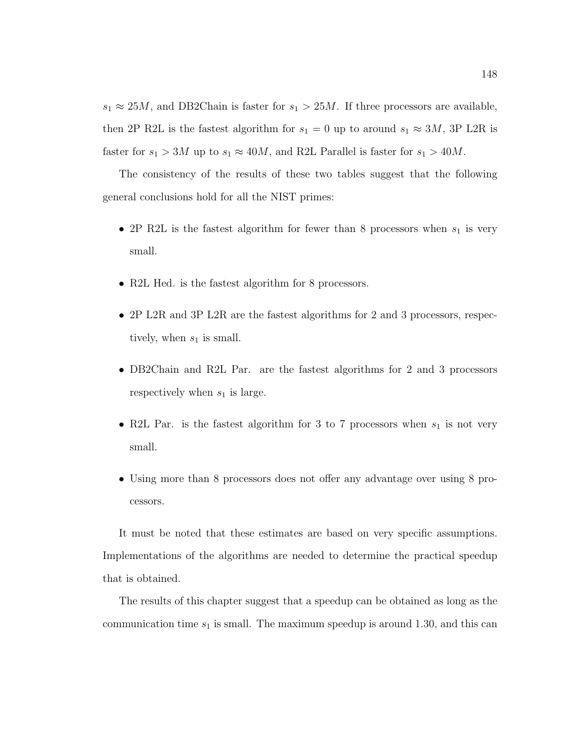$s_1 \approx 25M$, and DB2Chain is faster for $s_1 > 25M$. If three processors are available, then 2P R2L is the fastest algorithm for $s_1 = 0$ up to around $s_1 \approx 3M$, 3P L2R is faster for $s_1 > 3M$ up to $s_1 \approx 40M$, and R2L Parallel is faster for $s_1 > 40M$.

The consistency of the results of these two tables suggest that the following general conclusions hold for all the NIST primes:

- 2P R2L is the fastest algorithm for fewer than 8 processors when $s_1$ is very small.
- R2L Hed. is the fastest algorithm for 8 processors.
- 2P L2R and 3P L2R are the fastest algorithms for 2 and 3 processors, respectively, when $s_1$ is small.
- DB2Chain and R2L Par. are the fastest algorithms for 2 and 3 processors respectively when $s_1$ is large.
- R2L Par. is the fastest algorithm for 3 to 7 processors when $s_1$ is not very small.
- Using more than 8 processors does not offer any advantage over using 8 processors.

It must be noted that these estimates are based on very specific assumptions. Implementations of the algorithms are needed to determine the practical speedup that is obtained.

The results of this chapter suggest that a speedup can be obtained as long as the communication time $s_1$ is small. The maximum speedup is around 1.30, and this can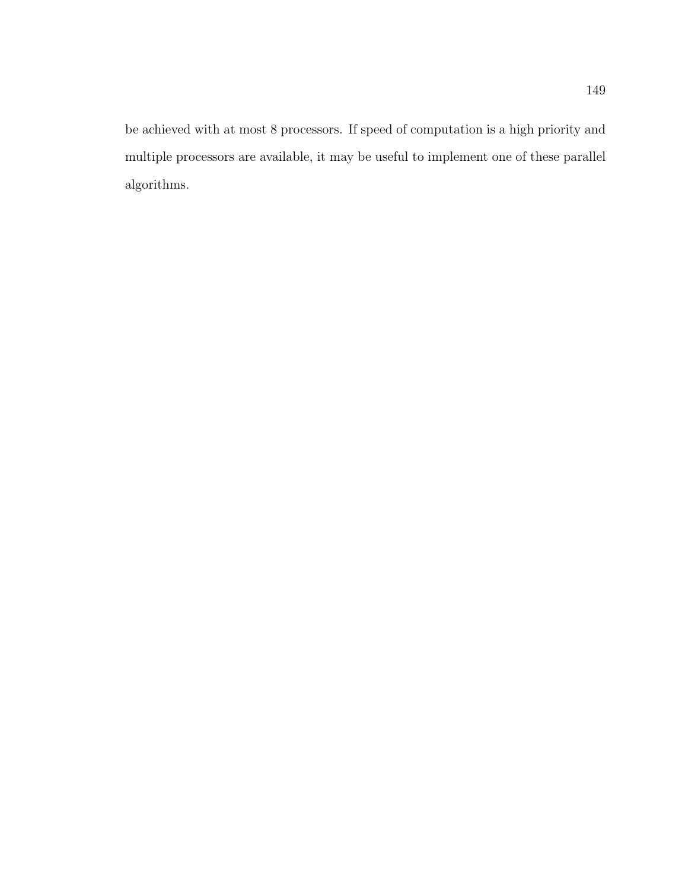be achieved with at most 8 processors. If speed of computation is a high priority and multiple processors are available, it may be useful to implement one of these parallel algorithms.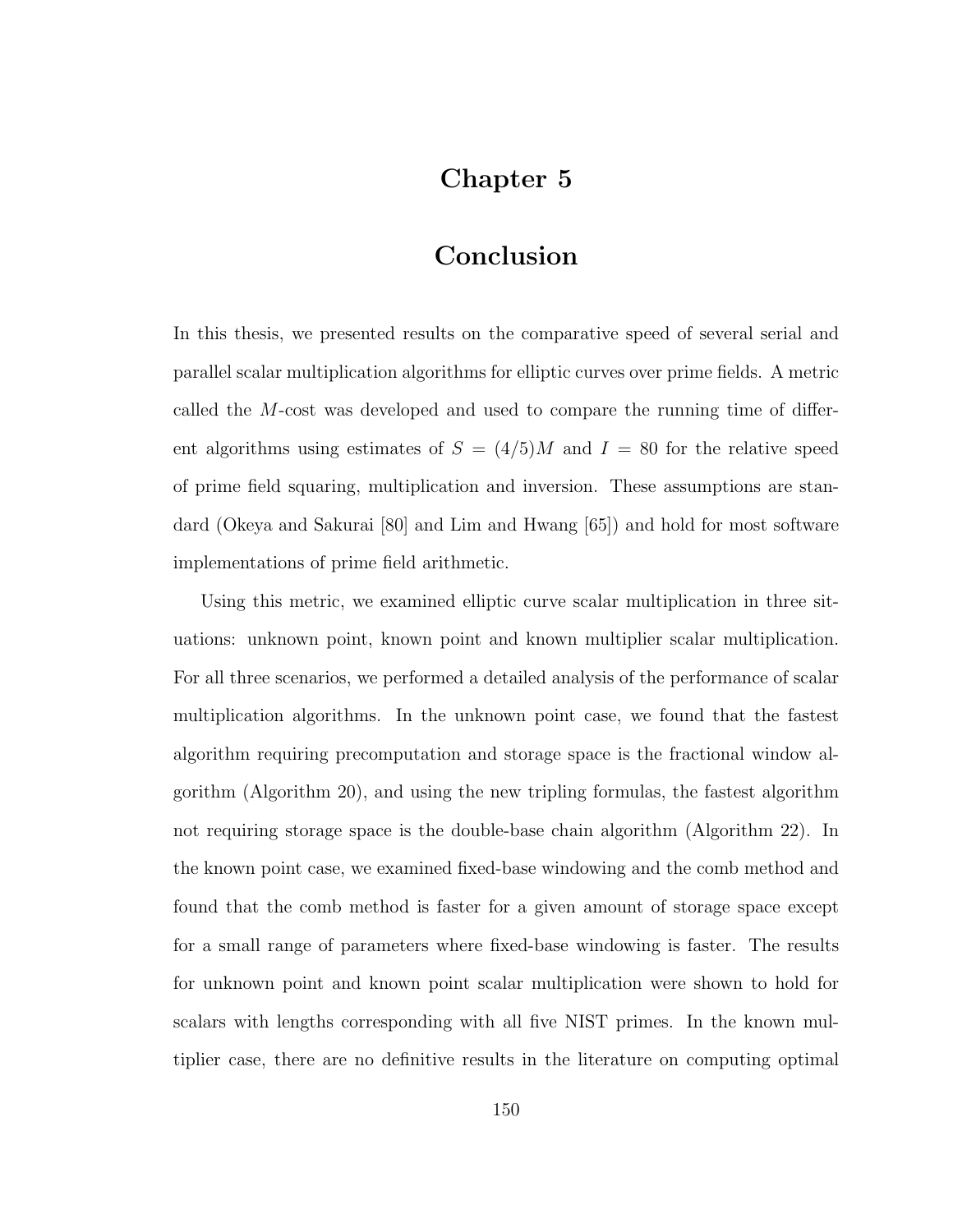# Chapter 5

# Conclusion

In this thesis, we presented results on the comparative speed of several serial and parallel scalar multiplication algorithms for elliptic curves over prime fields. A metric called the $M$-cost was developed and used to compare the running time of different algorithms using estimates of $S = (4/5)M$ and $I = 80$ for the relative speed of prime field squaring, multiplication and inversion. These assumptions are standard (Okeya and Sakurai [80] and Lim and Hwang [65]) and hold for most software implementations of prime field arithmetic.

Using this metric, we examined elliptic curve scalar multiplication in three situations: unknown point, known point and known multiplier scalar multiplication. For all three scenarios, we performed a detailed analysis of the performance of scalar multiplication algorithms. In the unknown point case, we found that the fastest algorithm requiring precomputation and storage space is the fractional window algorithm (Algorithm 20), and using the new tripling formulas, the fastest algorithm not requiring storage space is the double-base chain algorithm (Algorithm 22). In the known point case, we examined fixed-base windowing and the comb method and found that the comb method is faster for a given amount of storage space except for a small range of parameters where fixed-base windowing is faster. The results for unknown point and known point scalar multiplication were shown to hold for scalars with lengths corresponding with all five NIST primes. In the known multiplier case, there are no definitive results in the literature on computing optimal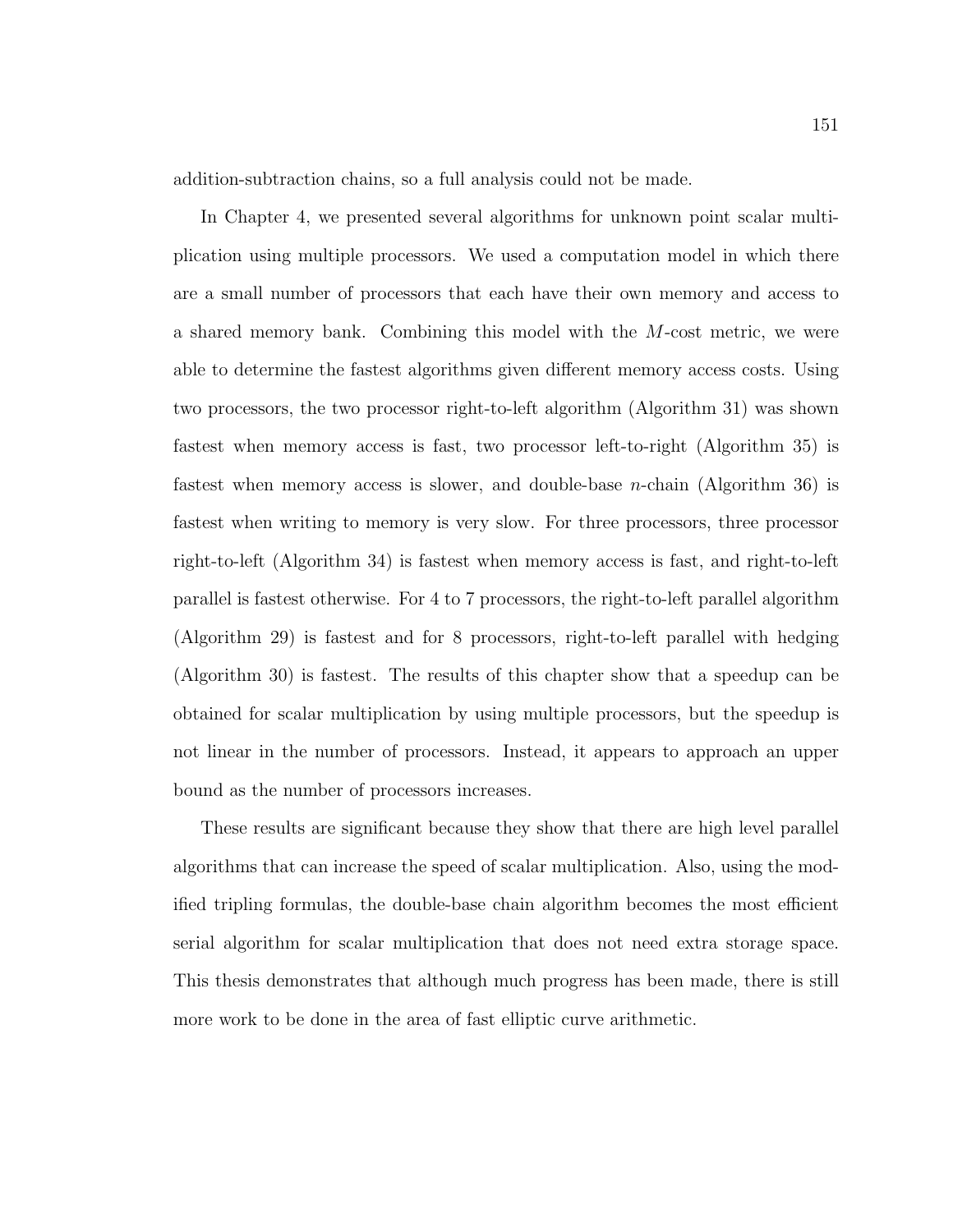addition-subtraction chains, so a full analysis could not be made.

In Chapter 4, we presented several algorithms for unknown point scalar multiplication using multiple processors. We used a computation model in which there are a small number of processors that each have their own memory and access to a shared memory bank. Combining this model with the $M$-cost metric, we were able to determine the fastest algorithms given different memory access costs. Using two processors, the two processor right-to-left algorithm (Algorithm 31) was shown fastest when memory access is fast, two processor left-to-right (Algorithm 35) is fastest when memory access is slower, and double-base $n$-chain (Algorithm 36) is fastest when writing to memory is very slow. For three processors, three processor right-to-left (Algorithm 34) is fastest when memory access is fast, and right-to-left parallel is fastest otherwise. For 4 to 7 processors, the right-to-left parallel algorithm (Algorithm 29) is fastest and for 8 processors, right-to-left parallel with hedging (Algorithm 30) is fastest. The results of this chapter show that a speedup can be obtained for scalar multiplication by using multiple processors, but the speedup is not linear in the number of processors. Instead, it appears to approach an upper bound as the number of processors increases.

These results are significant because they show that there are high level parallel algorithms that can increase the speed of scalar multiplication. Also, using the modified tripling formulas, the double-base chain algorithm becomes the most efficient serial algorithm for scalar multiplication that does not need extra storage space. This thesis demonstrates that although much progress has been made, there is still more work to be done in the area of fast elliptic curve arithmetic.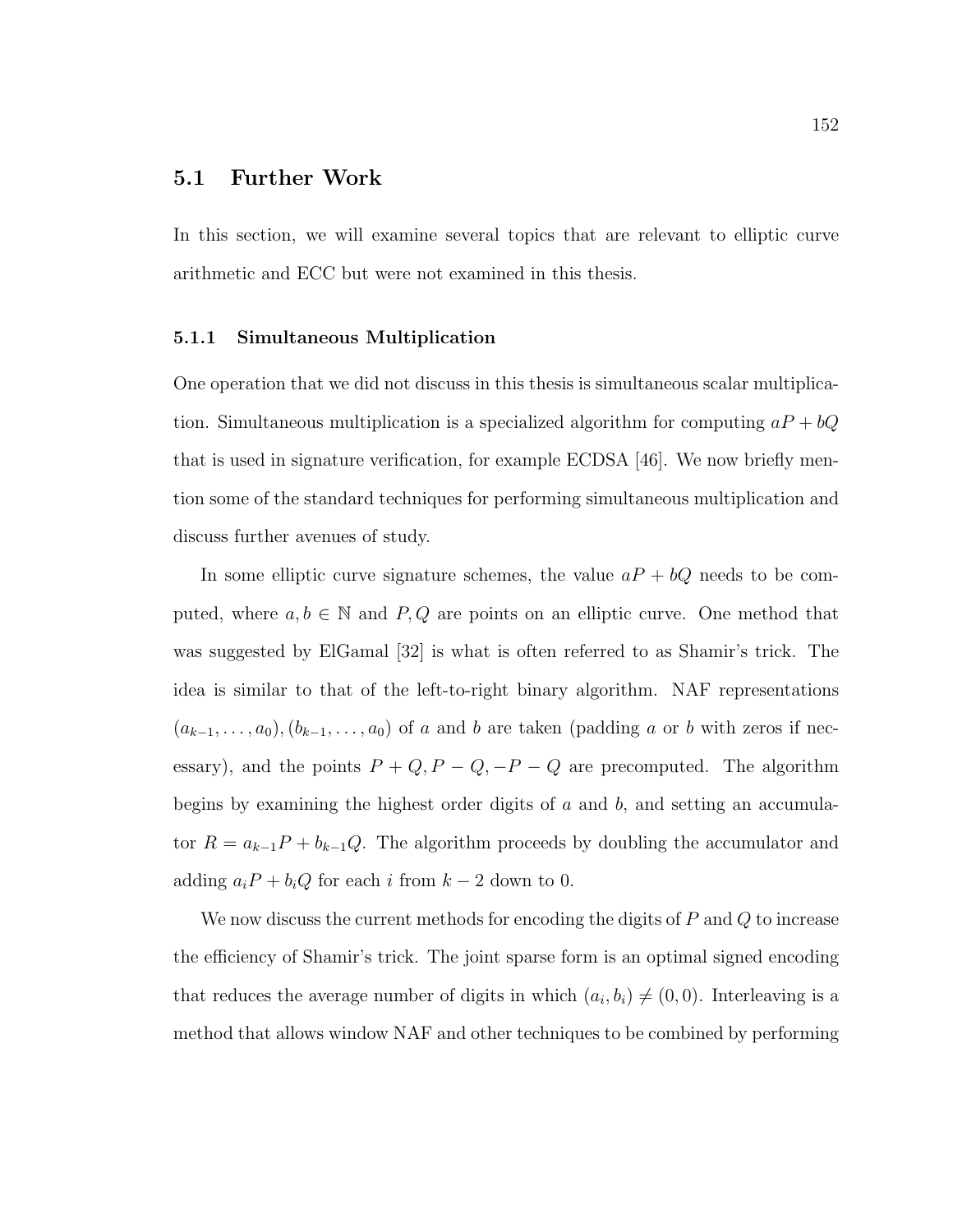## 5.1 Further Work

In this section, we will examine several topics that are relevant to elliptic curve arithmetic and ECC but were not examined in this thesis.

### 5.1.1 Simultaneous Multiplication

One operation that we did not discuss in this thesis is simultaneous scalar multiplication. Simultaneous multiplication is a specialized algorithm for computing $aP + bQ$ that is used in signature verification, for example ECDSA [46]. We now briefly mention some of the standard techniques for performing simultaneous multiplication and discuss further avenues of study.

In some elliptic curve signature schemes, the value $aP + bQ$ needs to be computed, where $a, b \in \mathbb{N}$ and $P, Q$ are points on an elliptic curve. One method that was suggested by ElGamal [32] is what is often referred to as Shamir's trick. The idea is similar to that of the left-to-right binary algorithm. NAF representations $(a_{k-1}, \ldots, a_0), (b_{k-1}, \ldots, a_0)$ of $a$ and $b$ are taken (padding $a$ or $b$ with zeros if necessary), and the points $P + Q, P - Q, -P - Q$ are precomputed. The algorithm begins by examining the highest order digits of $a$ and $b$, and setting an accumulator $R = a_{k-1}P + b_{k-1}Q$. The algorithm proceeds by doubling the accumulator and adding $a_iP + b_iQ$ for each $i$ from $k - 2$ down to 0.

We now discuss the current methods for encoding the digits of $P$ and $Q$ to increase the efficiency of Shamir's trick. The joint sparse form is an optimal signed encoding that reduces the average number of digits in which $(a_i, b_i) \neq (0, 0)$. Interleaving is a method that allows window NAF and other techniques to be combined by performing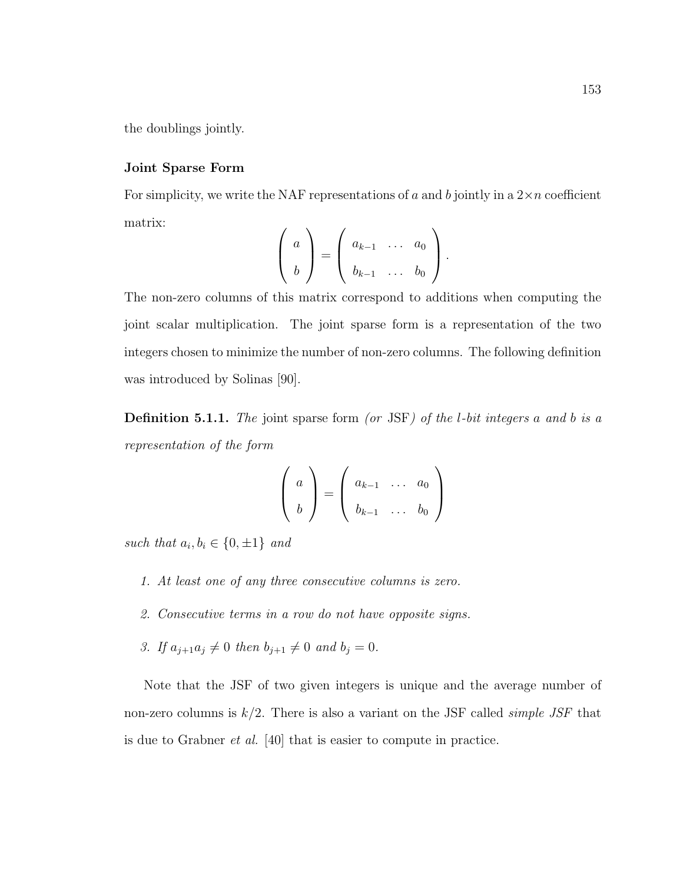the doublings jointly.

**Joint Sparse Form**

For simplicity, we write the NAF representations of $a$ and $b$ jointly in a $2\times n$ coefficient matrix:

$$\begin{pmatrix} a \\ b \end{pmatrix} = \begin{pmatrix} a_{k-1} & \dots & a_0 \\ b_{k-1} & \dots & b_0 \end{pmatrix}.$$

The non-zero columns of this matrix correspond to additions when computing the joint scalar multiplication. The joint sparse form is a representation of the two integers chosen to minimize the number of non-zero columns. The following definition was introduced by Solinas [90].

**Definition 5.1.1.** *The* joint sparse form *(or* JSF*) of the $l$-bit integers $a$ and $b$ is a representation of the form*

$$\begin{pmatrix} a \\ b \end{pmatrix} = \begin{pmatrix} a_{k-1} & \dots & a_0 \\ b_{k-1} & \dots & b_0 \end{pmatrix}$$

*such that $a_i, b_i \in \{0, \pm 1\}$ and*

1. *At least one of any three consecutive columns is zero.*
2. *Consecutive terms in a row do not have opposite signs.*
3. *If $a_{j+1}a_j \neq 0$ then $b_{j+1} \neq 0$ and $b_j = 0$.*

Note that the JSF of two given integers is unique and the average number of non-zero columns is $k/2$. There is also a variant on the JSF called *simple JSF* that is due to Grabner *et al.* [40] that is easier to compute in practice.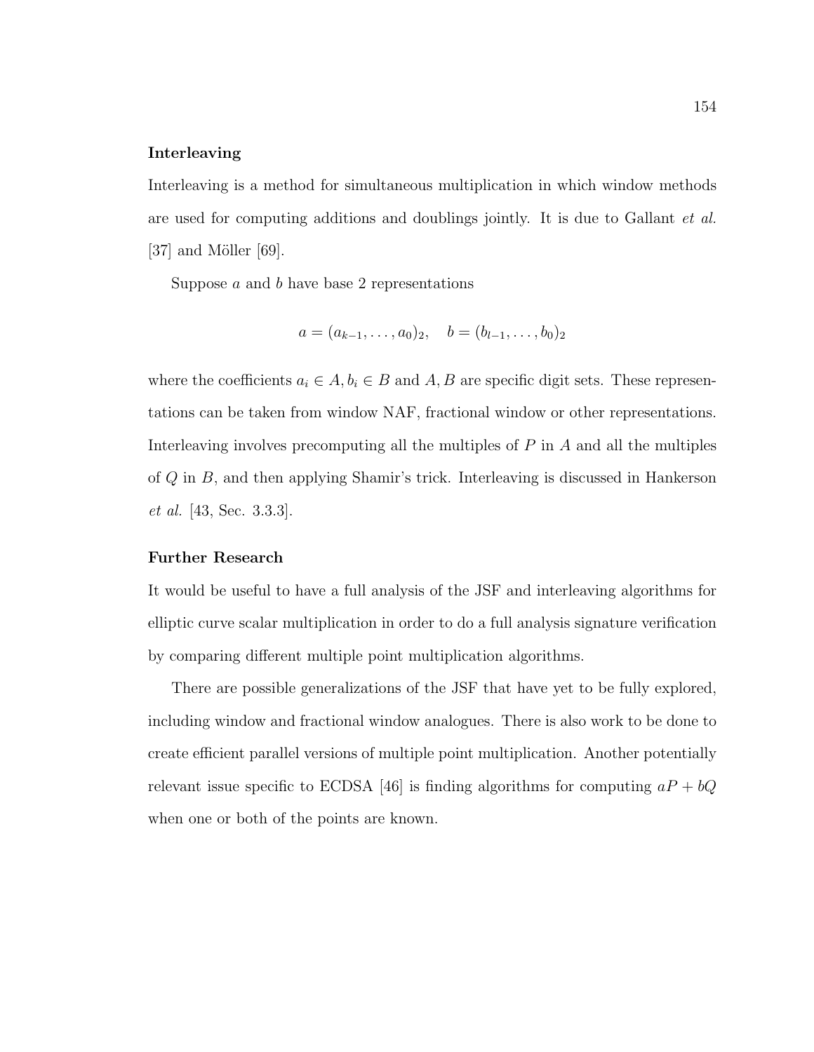### Interleaving

Interleaving is a method for simultaneous multiplication in which window methods are used for computing additions and doublings jointly. It is due to Gallant *et al.* [37] and Möller [69].

Suppose $a$ and $b$ have base 2 representations

$$a = (a_{k-1}, \ldots, a_0)_2, \quad b = (b_{l-1}, \ldots, b_0)_2$$

where the coefficients $a_i \in A, b_i \in B$ and $A, B$ are specific digit sets. These representations can be taken from window NAF, fractional window or other representations. Interleaving involves precomputing all the multiples of $P$ in $A$ and all the multiples of $Q$ in $B$, and then applying Shamir's trick. Interleaving is discussed in Hankerson *et al.* [43, Sec. 3.3.3].

### Further Research

It would be useful to have a full analysis of the JSF and interleaving algorithms for elliptic curve scalar multiplication in order to do a full analysis signature verification by comparing different multiple point multiplication algorithms.

There are possible generalizations of the JSF that have yet to be fully explored, including window and fractional window analogues. There is also work to be done to create efficient parallel versions of multiple point multiplication. Another potentially relevant issue specific to ECDSA [46] is finding algorithms for computing $aP + bQ$ when one or both of the points are known.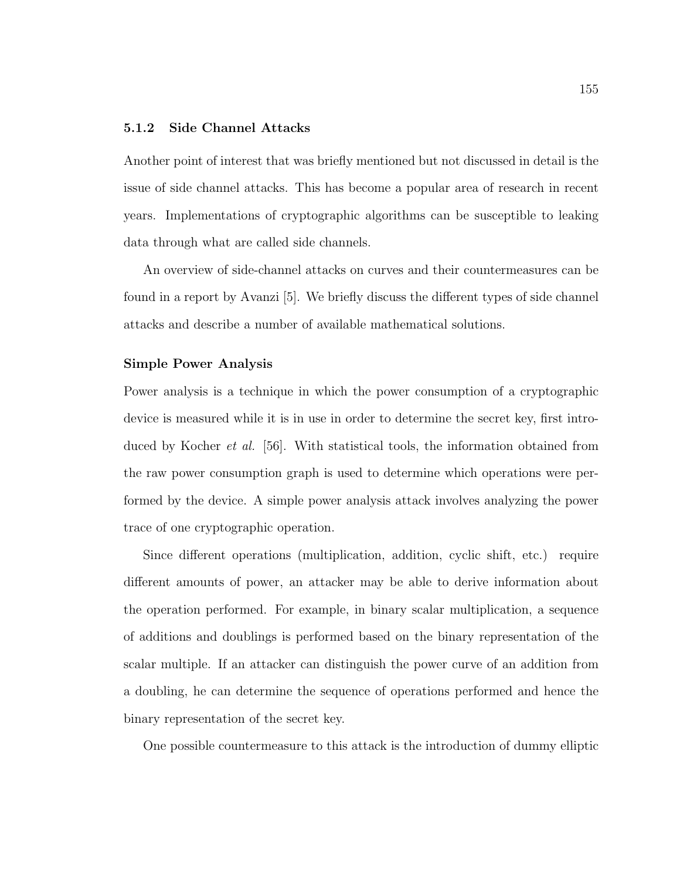### 5.1.2 Side Channel Attacks

Another point of interest that was briefly mentioned but not discussed in detail is the issue of side channel attacks. This has become a popular area of research in recent years. Implementations of cryptographic algorithms can be susceptible to leaking data through what are called side channels.

An overview of side-channel attacks on curves and their countermeasures can be found in a report by Avanzi [5]. We briefly discuss the different types of side channel attacks and describe a number of available mathematical solutions.

#### Simple Power Analysis

Power analysis is a technique in which the power consumption of a cryptographic device is measured while it is in use in order to determine the secret key, first introduced by Kocher *et al.* [56]. With statistical tools, the information obtained from the raw power consumption graph is used to determine which operations were performed by the device. A simple power analysis attack involves analyzing the power trace of one cryptographic operation.

Since different operations (multiplication, addition, cyclic shift, etc.) require different amounts of power, an attacker may be able to derive information about the operation performed. For example, in binary scalar multiplication, a sequence of additions and doublings is performed based on the binary representation of the scalar multiple. If an attacker can distinguish the power curve of an addition from a doubling, he can determine the sequence of operations performed and hence the binary representation of the secret key.

One possible countermeasure to this attack is the introduction of dummy elliptic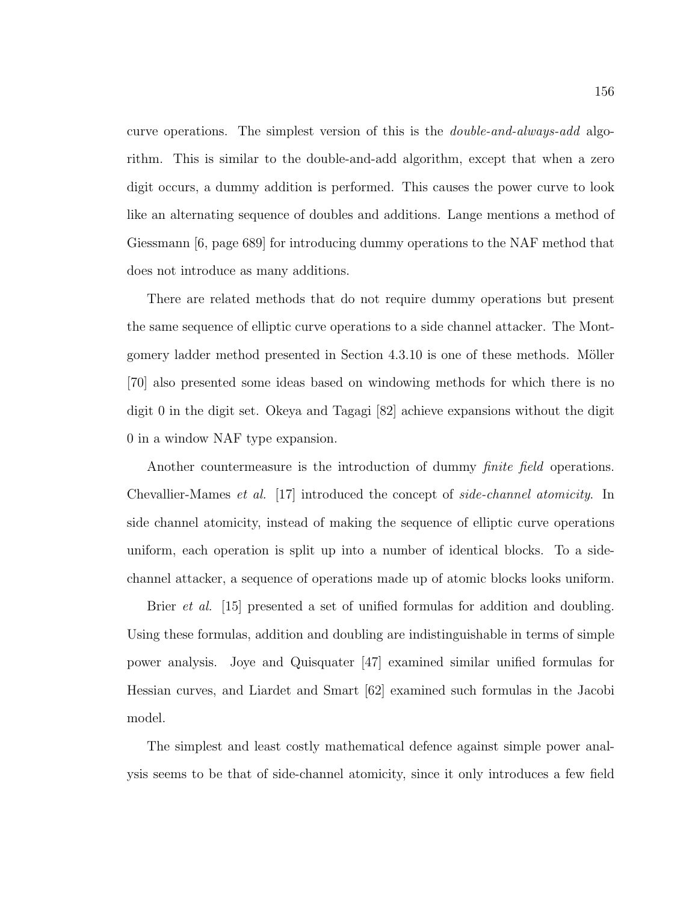curve operations. The simplest version of this is the *double-and-always-add* algorithm. This is similar to the double-and-add algorithm, except that when a zero digit occurs, a dummy addition is performed. This causes the power curve to look like an alternating sequence of doubles and additions. Lange mentions a method of Giessmann [6, page 689] for introducing dummy operations to the NAF method that does not introduce as many additions.

There are related methods that do not require dummy operations but present the same sequence of elliptic curve operations to a side channel attacker. The Montgomery ladder method presented in Section 4.3.10 is one of these methods. Möller [70] also presented some ideas based on windowing methods for which there is no digit 0 in the digit set. Okeya and Tagagi [82] achieve expansions without the digit 0 in a window NAF type expansion.

Another countermeasure is the introduction of dummy *finite field* operations. Chevallier-Mames *et al.* [17] introduced the concept of *side-channel atomicity*. In side channel atomicity, instead of making the sequence of elliptic curve operations uniform, each operation is split up into a number of identical blocks. To a side-channel attacker, a sequence of operations made up of atomic blocks looks uniform.

Brier *et al.* [15] presented a set of unified formulas for addition and doubling. Using these formulas, addition and doubling are indistinguishable in terms of simple power analysis. Joye and Quisquater [47] examined similar unified formulas for Hessian curves, and Liardet and Smart [62] examined such formulas in the Jacobi model.

The simplest and least costly mathematical defence against simple power analysis seems to be that of side-channel atomicity, since it only introduces a few field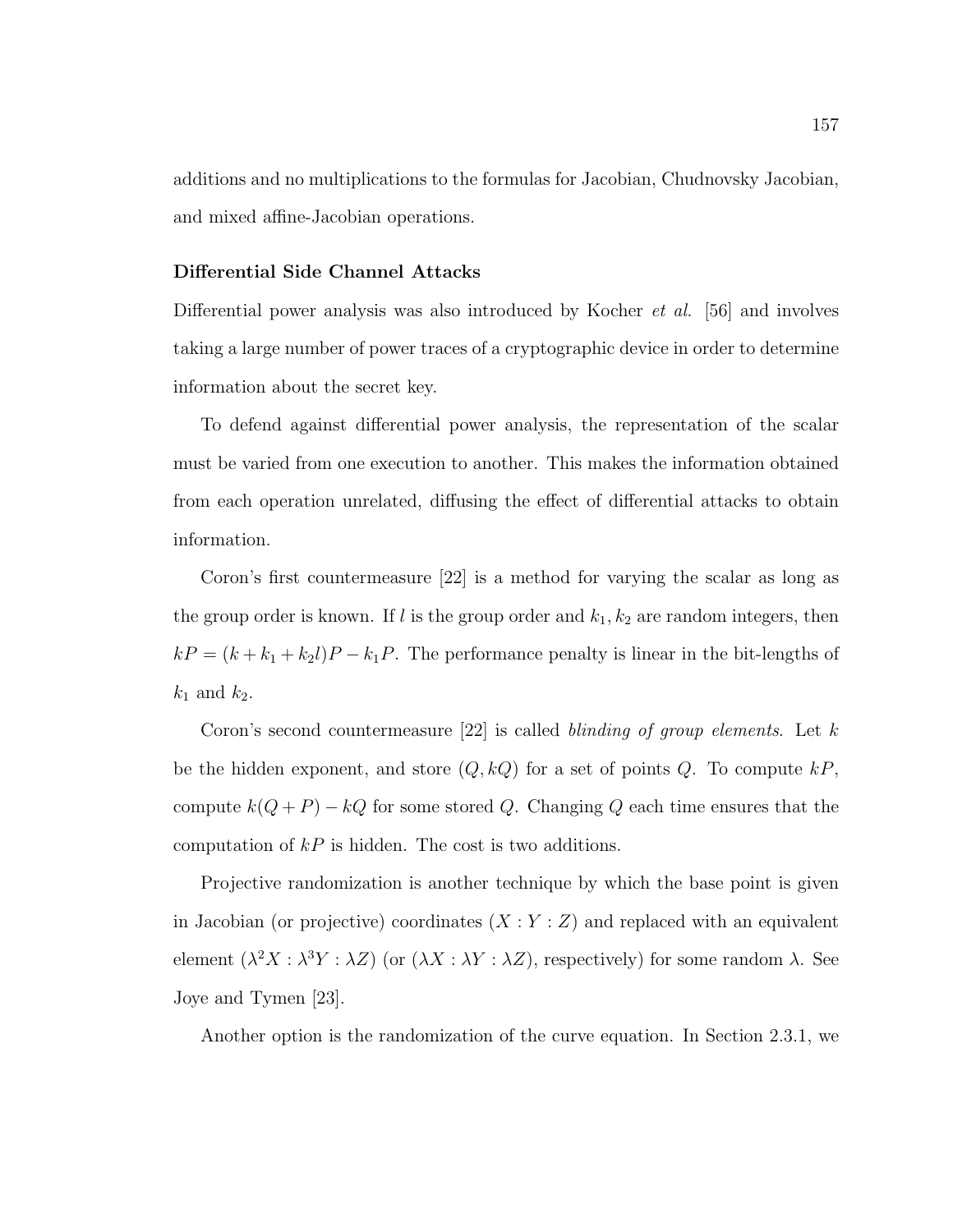additions and no multiplications to the formulas for Jacobian, Chudnovsky Jacobian, and mixed affine-Jacobian operations.

**Differential Side Channel Attacks**

Differential power analysis was also introduced by Kocher *et al.* [56] and involves taking a large number of power traces of a cryptographic device in order to determine information about the secret key.

To defend against differential power analysis, the representation of the scalar must be varied from one execution to another. This makes the information obtained from each operation unrelated, diffusing the effect of differential attacks to obtain information.

Coron's first countermeasure [22] is a method for varying the scalar as long as the group order is known. If $l$ is the group order and $k_1, k_2$ are random integers, then $kP = (k + k_1 + k_2 l)P - k_1 P$. The performance penalty is linear in the bit-lengths of $k_1$ and $k_2$.

Coron's second countermeasure [22] is called *blinding of group elements*. Let $k$ be the hidden exponent, and store $(Q, kQ)$ for a set of points $Q$. To compute $kP$, compute $k(Q + P) - kQ$ for some stored $Q$. Changing $Q$ each time ensures that the computation of $kP$ is hidden. The cost is two additions.

Projective randomization is another technique by which the base point is given in Jacobian (or projective) coordinates $(X : Y : Z)$ and replaced with an equivalent element $(\lambda^2 X : \lambda^3 Y : \lambda Z)$ (or $(\lambda X : \lambda Y : \lambda Z)$, respectively) for some random $\lambda$. See Joye and Tymen [23].

Another option is the randomization of the curve equation. In Section 2.3.1, we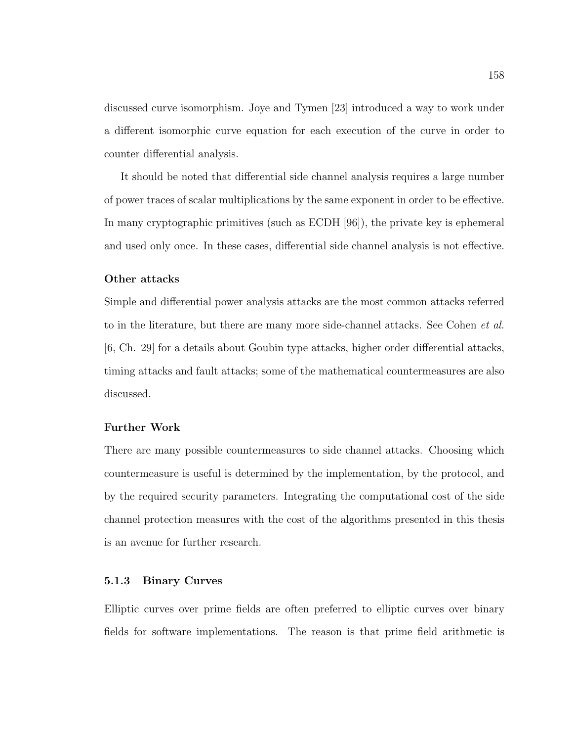discussed curve isomorphism. Joye and Tymen [23] introduced a way to work under a different isomorphic curve equation for each execution of the curve in order to counter differential analysis.

It should be noted that differential side channel analysis requires a large number of power traces of scalar multiplications by the same exponent in order to be effective. In many cryptographic primitives (such as ECDH [96]), the private key is ephemeral and used only once. In these cases, differential side channel analysis is not effective.

#### Other attacks

Simple and differential power analysis attacks are the most common attacks referred to in the literature, but there are many more side-channel attacks. See Cohen *et al.* [6, Ch. 29] for a details about Goubin type attacks, higher order differential attacks, timing attacks and fault attacks; some of the mathematical countermeasures are also discussed.

#### Further Work

There are many possible countermeasures to side channel attacks. Choosing which countermeasure is useful is determined by the implementation, by the protocol, and by the required security parameters. Integrating the computational cost of the side channel protection measures with the cost of the algorithms presented in this thesis is an avenue for further research.

### 5.1.3 Binary Curves

Elliptic curves over prime fields are often preferred to elliptic curves over binary fields for software implementations. The reason is that prime field arithmetic is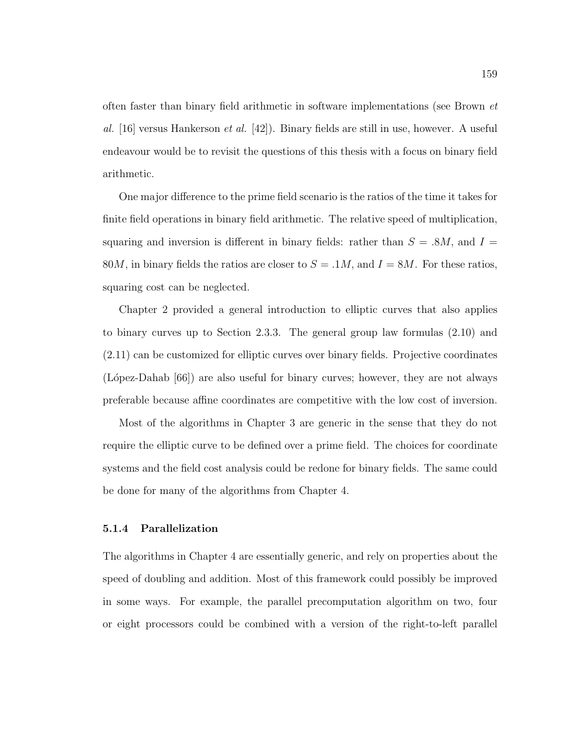often faster than binary field arithmetic in software implementations (see Brown *et al.* [16] versus Hankerson *et al.* [42]). Binary fields are still in use, however. A useful endeavour would be to revisit the questions of this thesis with a focus on binary field arithmetic.

One major difference to the prime field scenario is the ratios of the time it takes for finite field operations in binary field arithmetic. The relative speed of multiplication, squaring and inversion is different in binary fields: rather than $S = .8M$, and $I = 80M$, in binary fields the ratios are closer to $S = .1M$, and $I = 8M$. For these ratios, squaring cost can be neglected.

Chapter 2 provided a general introduction to elliptic curves that also applies to binary curves up to Section 2.3.3. The general group law formulas (2.10) and (2.11) can be customized for elliptic curves over binary fields. Projective coordinates (López-Dahab [66]) are also useful for binary curves; however, they are not always preferable because affine coordinates are competitive with the low cost of inversion.

Most of the algorithms in Chapter 3 are generic in the sense that they do not require the elliptic curve to be defined over a prime field. The choices for coordinate systems and the field cost analysis could be redone for binary fields. The same could be done for many of the algorithms from Chapter 4.

### 5.1.4 Parallelization

The algorithms in Chapter 4 are essentially generic, and rely on properties about the speed of doubling and addition. Most of this framework could possibly be improved in some ways. For example, the parallel precomputation algorithm on two, four or eight processors could be combined with a version of the right-to-left parallel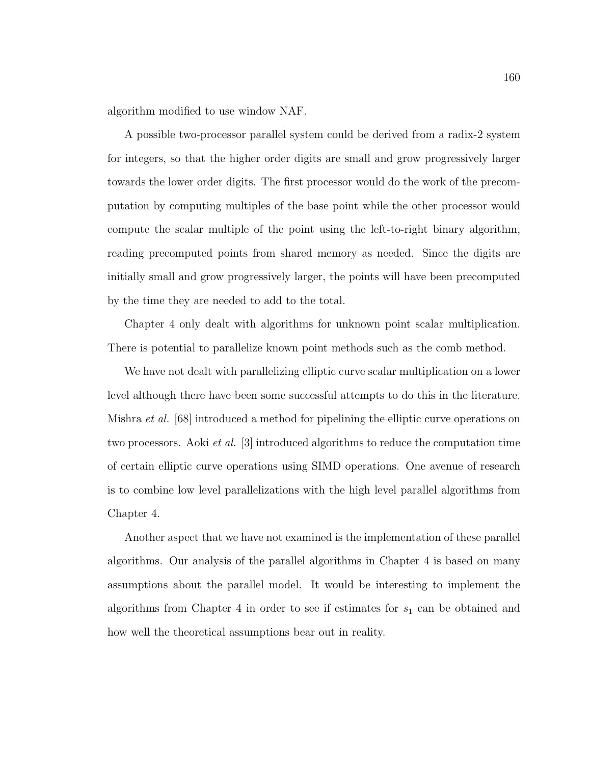algorithm modified to use window NAF.

A possible two-processor parallel system could be derived from a radix-2 system for integers, so that the higher order digits are small and grow progressively larger towards the lower order digits. The first processor would do the work of the precomputation by computing multiples of the base point while the other processor would compute the scalar multiple of the point using the left-to-right binary algorithm, reading precomputed points from shared memory as needed. Since the digits are initially small and grow progressively larger, the points will have been precomputed by the time they are needed to add to the total.

Chapter 4 only dealt with algorithms for unknown point scalar multiplication. There is potential to parallelize known point methods such as the comb method.

We have not dealt with parallelizing elliptic curve scalar multiplication on a lower level although there have been some successful attempts to do this in the literature. Mishra *et al.* [68] introduced a method for pipelining the elliptic curve operations on two processors. Aoki *et al.* [3] introduced algorithms to reduce the computation time of certain elliptic curve operations using SIMD operations. One avenue of research is to combine low level parallelizations with the high level parallel algorithms from Chapter 4.

Another aspect that we have not examined is the implementation of these parallel algorithms. Our analysis of the parallel algorithms in Chapter 4 is based on many assumptions about the parallel model. It would be interesting to implement the algorithms from Chapter 4 in order to see if estimates for $s_1$ can be obtained and how well the theoretical assumptions bear out in reality.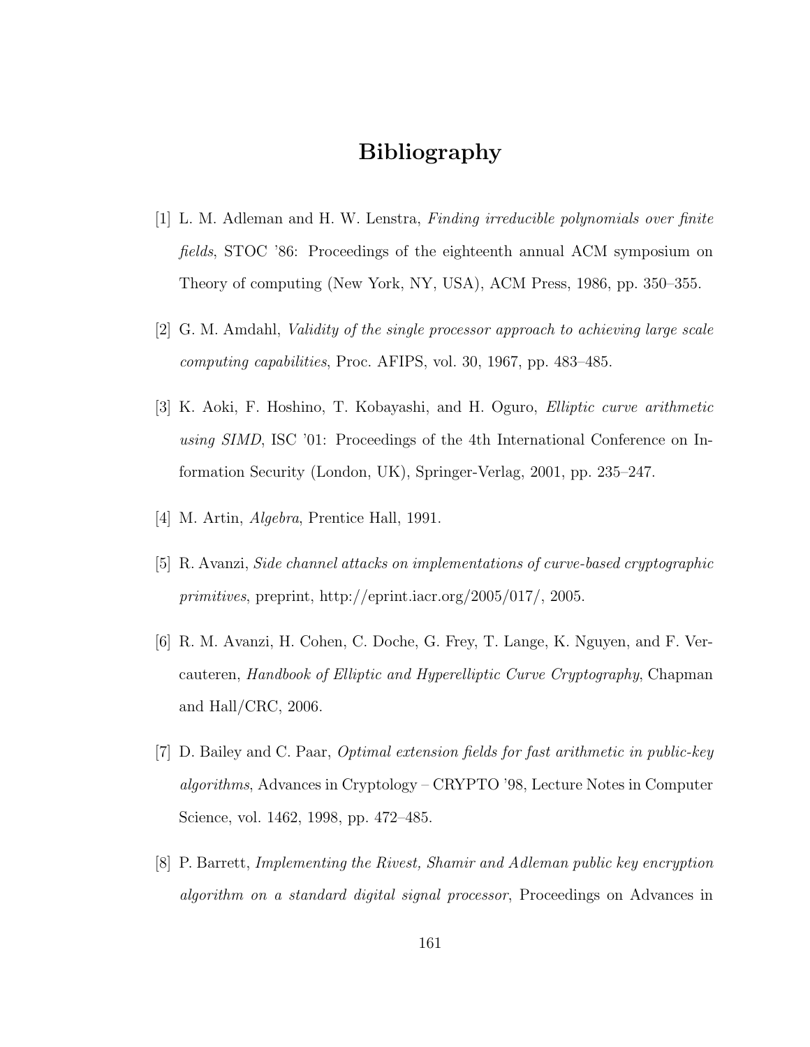# Bibliography

[1] L. M. Adleman and H. W. Lenstra, *Finding irreducible polynomials over finite fields*, STOC '86: Proceedings of the eighteenth annual ACM symposium on Theory of computing (New York, NY, USA), ACM Press, 1986, pp. 350–355.

[2] G. M. Amdahl, *Validity of the single processor approach to achieving large scale computing capabilities*, Proc. AFIPS, vol. 30, 1967, pp. 483–485.

[3] K. Aoki, F. Hoshino, T. Kobayashi, and H. Oguro, *Elliptic curve arithmetic using SIMD*, ISC '01: Proceedings of the 4th International Conference on Information Security (London, UK), Springer-Verlag, 2001, pp. 235–247.

[4] M. Artin, *Algebra*, Prentice Hall, 1991.

[5] R. Avanzi, *Side channel attacks on implementations of curve-based cryptographic primitives*, preprint, http://eprint.iacr.org/2005/017/, 2005.

[6] R. M. Avanzi, H. Cohen, C. Doche, G. Frey, T. Lange, K. Nguyen, and F. Vercauteren, *Handbook of Elliptic and Hyperelliptic Curve Cryptography*, Chapman and Hall/CRC, 2006.

[7] D. Bailey and C. Paar, *Optimal extension fields for fast arithmetic in public-key algorithms*, Advances in Cryptology – CRYPTO '98, Lecture Notes in Computer Science, vol. 1462, 1998, pp. 472–485.

[8] P. Barrett, *Implementing the Rivest, Shamir and Adleman public key encryption algorithm on a standard digital signal processor*, Proceedings on Advances in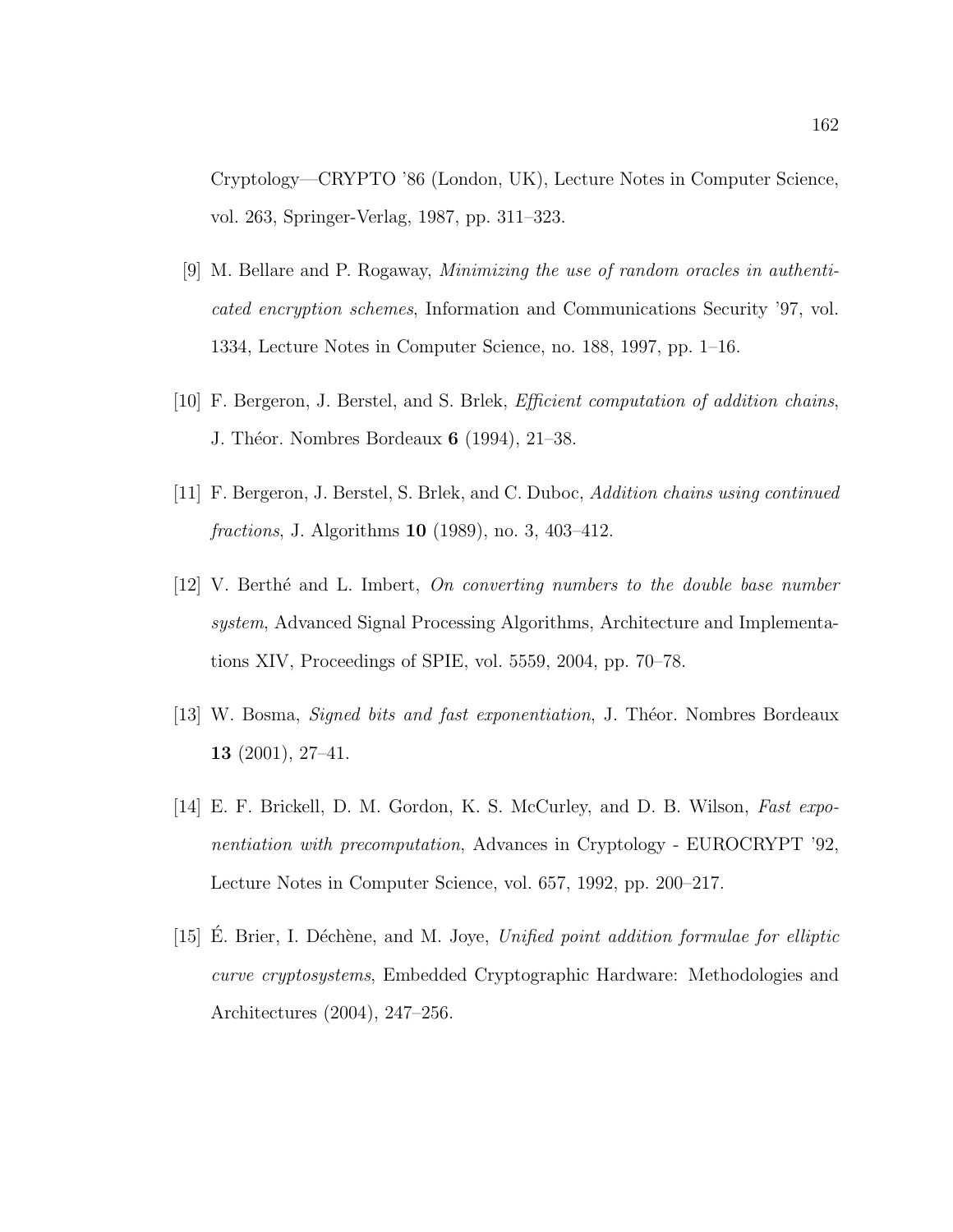Cryptology—CRYPTO '86 (London, UK), Lecture Notes in Computer Science, vol. 263, Springer-Verlag, 1987, pp. 311–323.

[9] M. Bellare and P. Rogaway, *Minimizing the use of random oracles in authenticated encryption schemes*, Information and Communications Security '97, vol. 1334, Lecture Notes in Computer Science, no. 188, 1997, pp. 1–16.

[10] F. Bergeron, J. Berstel, and S. Brlek, *Efficient computation of addition chains*, J. Théor. Nombres Bordeaux **6** (1994), 21–38.

[11] F. Bergeron, J. Berstel, S. Brlek, and C. Duboc, *Addition chains using continued fractions*, J. Algorithms **10** (1989), no. 3, 403–412.

[12] V. Berthé and L. Imbert, *On converting numbers to the double base number system*, Advanced Signal Processing Algorithms, Architecture and Implementations XIV, Proceedings of SPIE, vol. 5559, 2004, pp. 70–78.

[13] W. Bosma, *Signed bits and fast exponentiation*, J. Théor. Nombres Bordeaux **13** (2001), 27–41.

[14] E. F. Brickell, D. M. Gordon, K. S. McCurley, and D. B. Wilson, *Fast exponentiation with precomputation*, Advances in Cryptology - EUROCRYPT '92, Lecture Notes in Computer Science, vol. 657, 1992, pp. 200–217.

[15] É. Brier, I. Déchène, and M. Joye, *Unified point addition formulae for elliptic curve cryptosystems*, Embedded Cryptographic Hardware: Methodologies and Architectures (2004), 247–256.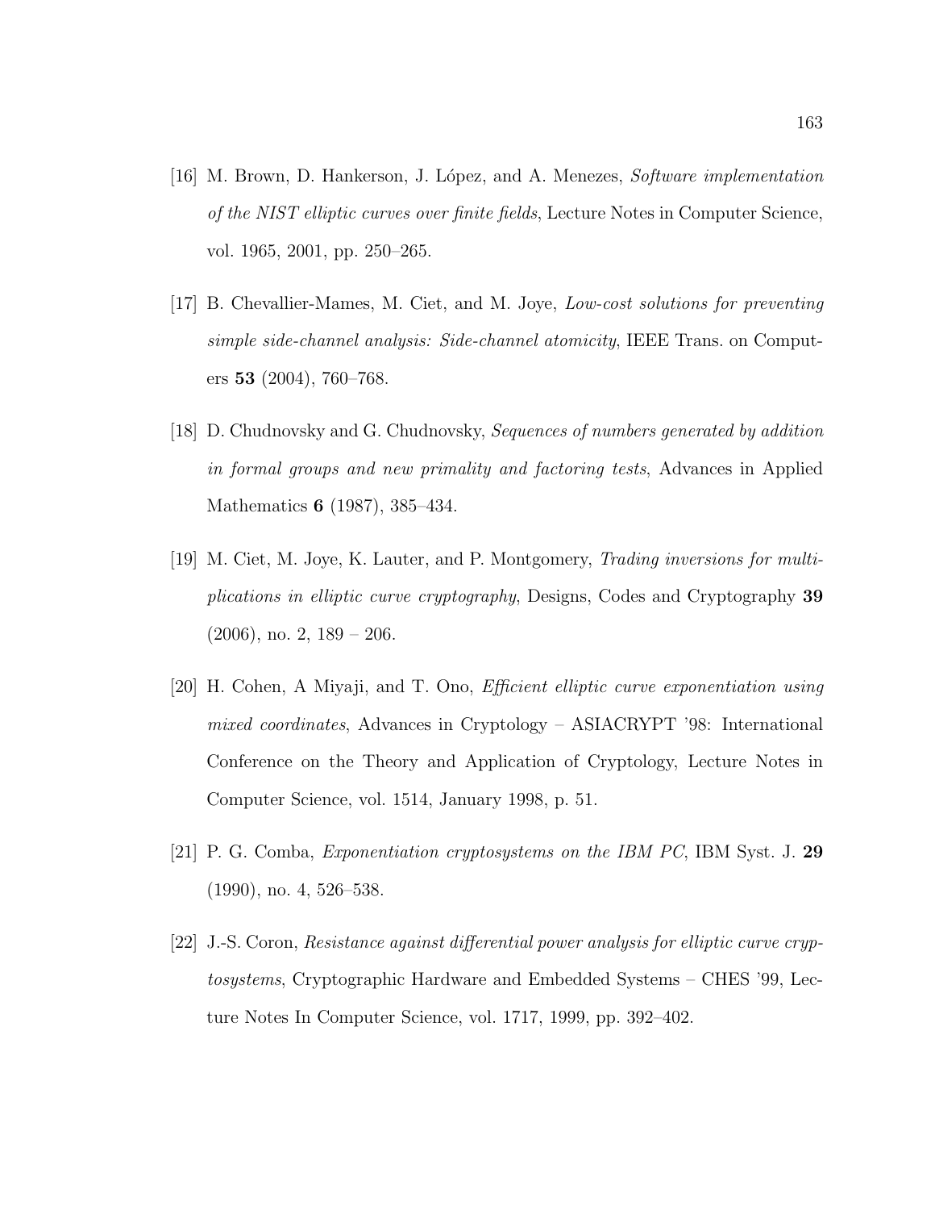[16] M. Brown, D. Hankerson, J. López, and A. Menezes, *Software implementation of the NIST elliptic curves over finite fields*, Lecture Notes in Computer Science, vol. 1965, 2001, pp. 250–265.

[17] B. Chevallier-Mames, M. Ciet, and M. Joye, *Low-cost solutions for preventing simple side-channel analysis: Side-channel atomicity*, IEEE Trans. on Computers **53** (2004), 760–768.

[18] D. Chudnovsky and G. Chudnovsky, *Sequences of numbers generated by addition in formal groups and new primality and factoring tests*, Advances in Applied Mathematics **6** (1987), 385–434.

[19] M. Ciet, M. Joye, K. Lauter, and P. Montgomery, *Trading inversions for multiplications in elliptic curve cryptography*, Designs, Codes and Cryptography **39** (2006), no. 2, 189 – 206.

[20] H. Cohen, A Miyaji, and T. Ono, *Efficient elliptic curve exponentiation using mixed coordinates*, Advances in Cryptology – ASIACRYPT '98: International Conference on the Theory and Application of Cryptology, Lecture Notes in Computer Science, vol. 1514, January 1998, p. 51.

[21] P. G. Comba, *Exponentiation cryptosystems on the IBM PC*, IBM Syst. J. **29** (1990), no. 4, 526–538.

[22] J.-S. Coron, *Resistance against differential power analysis for elliptic curve cryptosystems*, Cryptographic Hardware and Embedded Systems – CHES '99, Lecture Notes In Computer Science, vol. 1717, 1999, pp. 392–402.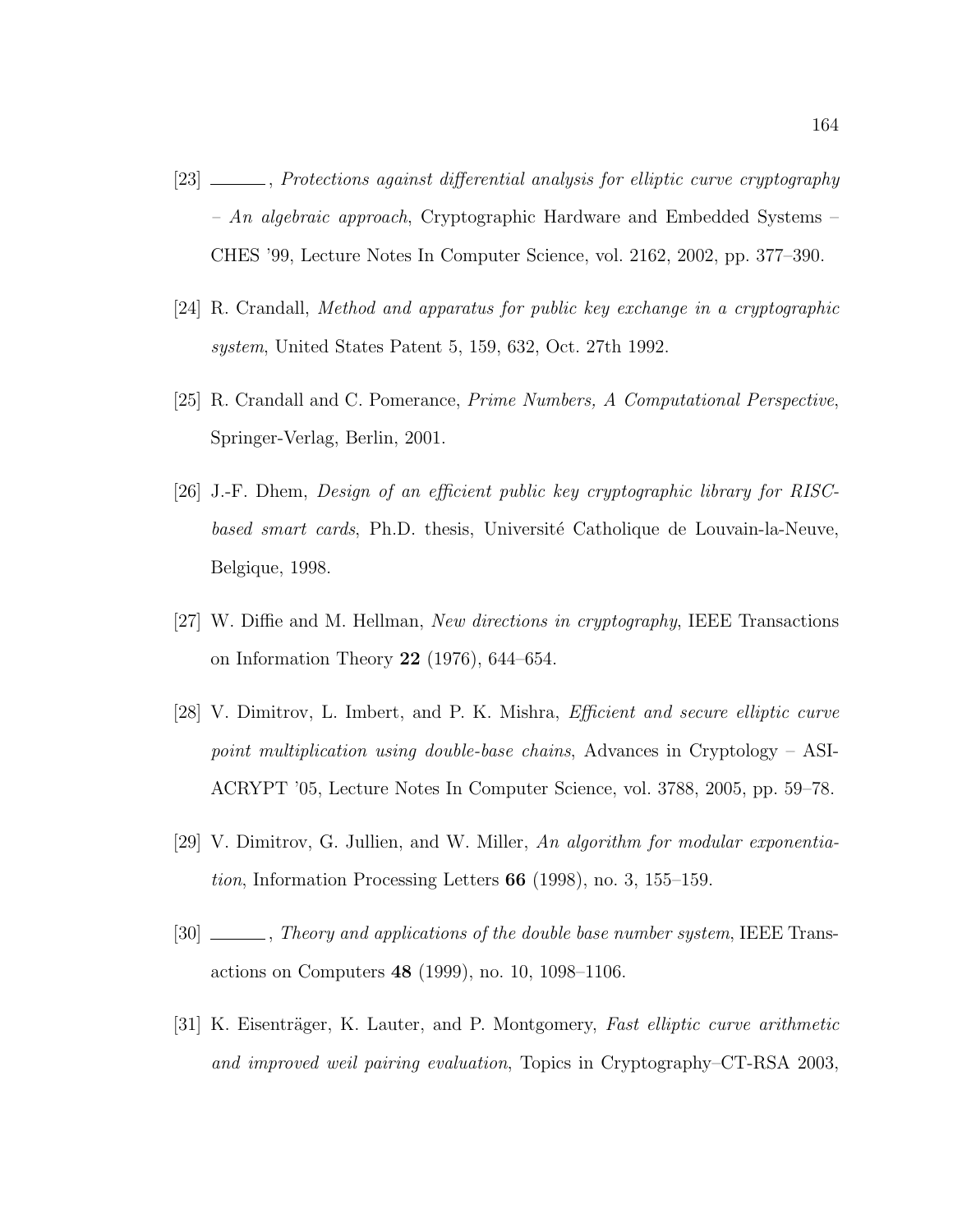[23] ______, *Protections against differential analysis for elliptic curve cryptography – An algebraic approach*, Cryptographic Hardware and Embedded Systems – CHES '99, Lecture Notes In Computer Science, vol. 2162, 2002, pp. 377–390.

[24] R. Crandall, *Method and apparatus for public key exchange in a cryptographic system*, United States Patent 5, 159, 632, Oct. 27th 1992.

[25] R. Crandall and C. Pomerance, *Prime Numbers, A Computational Perspective*, Springer-Verlag, Berlin, 2001.

[26] J.-F. Dhem, *Design of an efficient public key cryptographic library for RISC-based smart cards*, Ph.D. thesis, Université Catholique de Louvain-la-Neuve, Belgique, 1998.

[27] W. Diffie and M. Hellman, *New directions in cryptography*, IEEE Transactions on Information Theory **22** (1976), 644–654.

[28] V. Dimitrov, L. Imbert, and P. K. Mishra, *Efficient and secure elliptic curve point multiplication using double-base chains*, Advances in Cryptology – ASIACRYPT '05, Lecture Notes In Computer Science, vol. 3788, 2005, pp. 59–78.

[29] V. Dimitrov, G. Jullien, and W. Miller, *An algorithm for modular exponentiation*, Information Processing Letters **66** (1998), no. 3, 155–159.

[30] ______, *Theory and applications of the double base number system*, IEEE Transactions on Computers **48** (1999), no. 10, 1098–1106.

[31] K. Eisenträger, K. Lauter, and P. Montgomery, *Fast elliptic curve arithmetic and improved weil pairing evaluation*, Topics in Cryptography–CT-RSA 2003,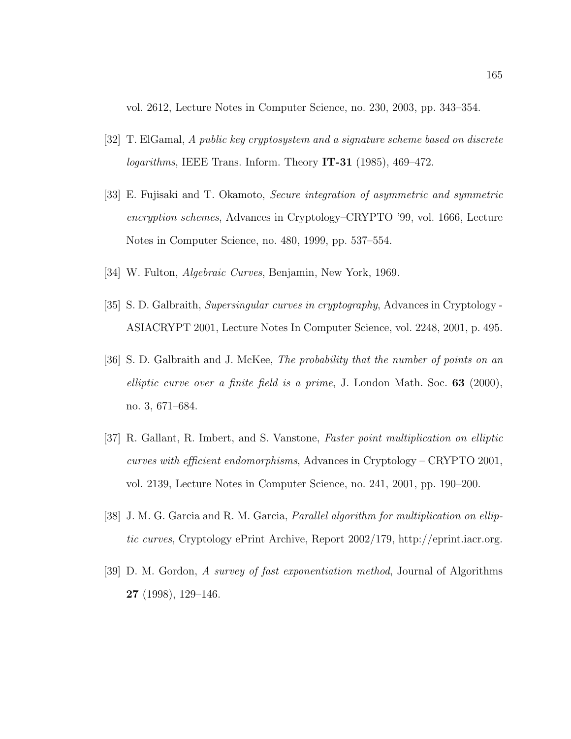vol. 2612, Lecture Notes in Computer Science, no. 230, 2003, pp. 343–354.

[32] T. ElGamal, *A public key cryptosystem and a signature scheme based on discrete logarithms*, IEEE Trans. Inform. Theory **IT-31** (1985), 469–472.

[33] E. Fujisaki and T. Okamoto, *Secure integration of asymmetric and symmetric encryption schemes*, Advances in Cryptology–CRYPTO '99, vol. 1666, Lecture Notes in Computer Science, no. 480, 1999, pp. 537–554.

[34] W. Fulton, *Algebraic Curves*, Benjamin, New York, 1969.

[35] S. D. Galbraith, *Supersingular curves in cryptography*, Advances in Cryptology - ASIACRYPT 2001, Lecture Notes In Computer Science, vol. 2248, 2001, p. 495.

[36] S. D. Galbraith and J. McKee, *The probability that the number of points on an elliptic curve over a finite field is a prime*, J. London Math. Soc. **63** (2000), no. 3, 671–684.

[37] R. Gallant, R. Imbert, and S. Vanstone, *Faster point multiplication on elliptic curves with efficient endomorphisms*, Advances in Cryptology – CRYPTO 2001, vol. 2139, Lecture Notes in Computer Science, no. 241, 2001, pp. 190–200.

[38] J. M. G. Garcia and R. M. Garcia, *Parallel algorithm for multiplication on elliptic curves*, Cryptology ePrint Archive, Report 2002/179, http://eprint.iacr.org.

[39] D. M. Gordon, *A survey of fast exponentiation method*, Journal of Algorithms **27** (1998), 129–146.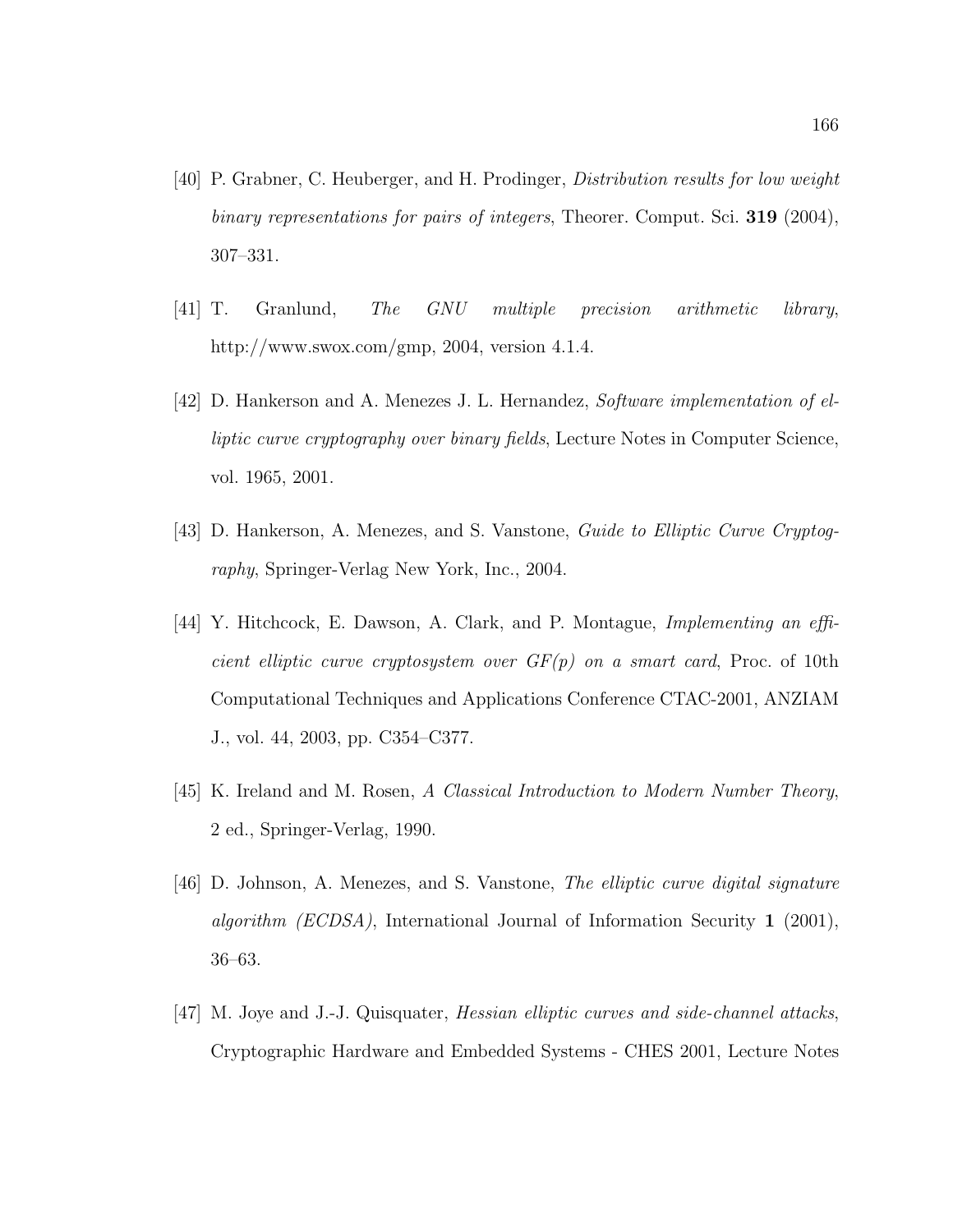[40] P. Grabner, C. Heuberger, and H. Prodinger, *Distribution results for low weight binary representations for pairs of integers*, Theorer. Comput. Sci. **319** (2004), 307–331.

[41] T. Granlund, *The GNU multiple precision arithmetic library*, http://www.swox.com/gmp, 2004, version 4.1.4.

[42] D. Hankerson and A. Menezes J. L. Hernandez, *Software implementation of elliptic curve cryptography over binary fields*, Lecture Notes in Computer Science, vol. 1965, 2001.

[43] D. Hankerson, A. Menezes, and S. Vanstone, *Guide to Elliptic Curve Cryptography*, Springer-Verlag New York, Inc., 2004.

[44] Y. Hitchcock, E. Dawson, A. Clark, and P. Montague, *Implementing an efficient elliptic curve cryptosystem over GF(p) on a smart card*, Proc. of 10th Computational Techniques and Applications Conference CTAC-2001, ANZIAM J., vol. 44, 2003, pp. C354–C377.

[45] K. Ireland and M. Rosen, *A Classical Introduction to Modern Number Theory*, 2 ed., Springer-Verlag, 1990.

[46] D. Johnson, A. Menezes, and S. Vanstone, *The elliptic curve digital signature algorithm (ECDSA)*, International Journal of Information Security **1** (2001), 36–63.

[47] M. Joye and J.-J. Quisquater, *Hessian elliptic curves and side-channel attacks*, Cryptographic Hardware and Embedded Systems - CHES 2001, Lecture Notes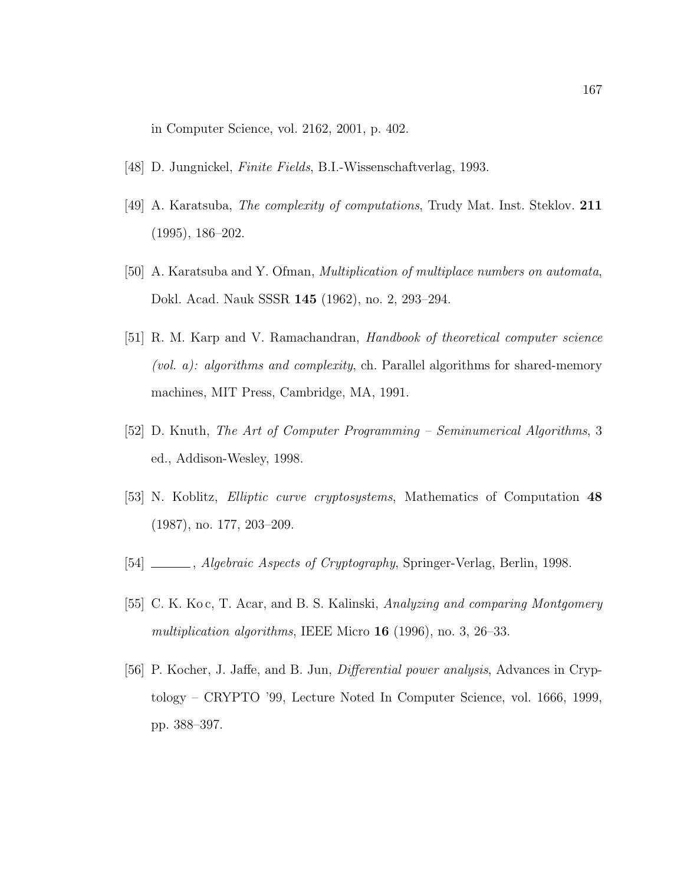in Computer Science, vol. 2162, 2001, p. 402.

[48] D. Jungnickel, *Finite Fields*, B.I.-Wissenschaftverlag, 1993.

[49] A. Karatsuba, *The complexity of computations*, Trudy Mat. Inst. Steklov. **211** (1995), 186–202.

[50] A. Karatsuba and Y. Ofman, *Multiplication of multiplace numbers on automata*, Dokl. Acad. Nauk SSSR **145** (1962), no. 2, 293–294.

[51] R. M. Karp and V. Ramachandran, *Handbook of theoretical computer science (vol. a): algorithms and complexity*, ch. Parallel algorithms for shared-memory machines, MIT Press, Cambridge, MA, 1991.

[52] D. Knuth, *The Art of Computer Programming – Seminumerical Algorithms*, 3 ed., Addison-Wesley, 1998.

[53] N. Koblitz, *Elliptic curve cryptosystems*, Mathematics of Computation **48** (1987), no. 177, 203–209.

[54] ______, *Algebraic Aspects of Cryptography*, Springer-Verlag, Berlin, 1998.

[55] C. K. Ko c, T. Acar, and B. S. Kalinski, *Analyzing and comparing Montgomery multiplication algorithms*, IEEE Micro **16** (1996), no. 3, 26–33.

[56] P. Kocher, J. Jaffe, and B. Jun, *Differential power analysis*, Advances in Cryptology – CRYPTO '99, Lecture Noted In Computer Science, vol. 1666, 1999, pp. 388–397.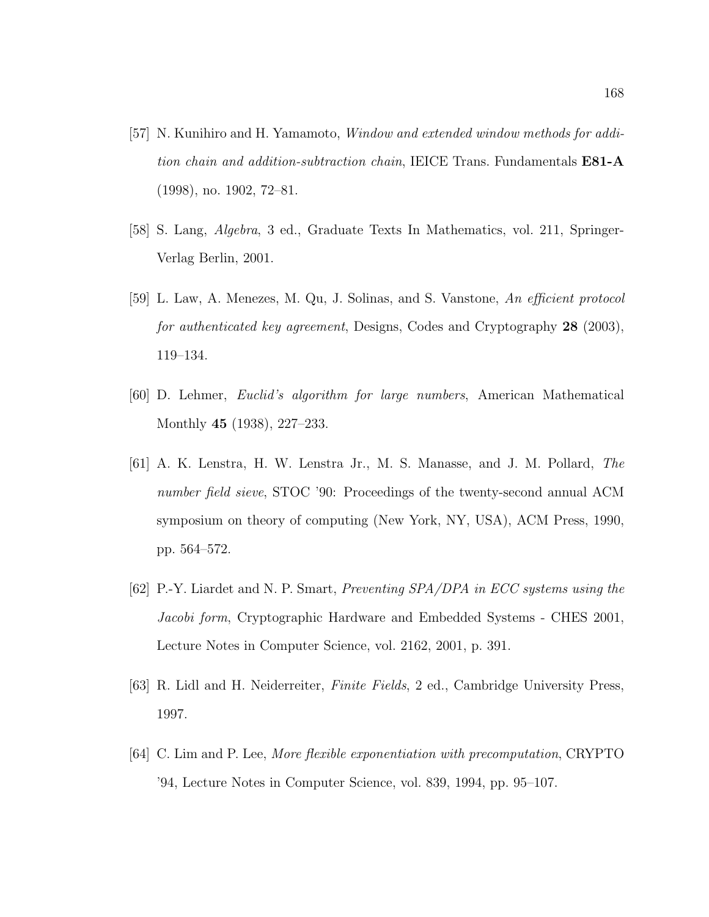[57] N. Kunihiro and H. Yamamoto, *Window and extended window methods for addition chain and addition-subtraction chain*, IEICE Trans. Fundamentals **E81-A** (1998), no. 1902, 72–81.

[58] S. Lang, *Algebra*, 3 ed., Graduate Texts In Mathematics, vol. 211, Springer-Verlag Berlin, 2001.

[59] L. Law, A. Menezes, M. Qu, J. Solinas, and S. Vanstone, *An efficient protocol for authenticated key agreement*, Designs, Codes and Cryptography **28** (2003), 119–134.

[60] D. Lehmer, *Euclid's algorithm for large numbers*, American Mathematical Monthly **45** (1938), 227–233.

[61] A. K. Lenstra, H. W. Lenstra Jr., M. S. Manasse, and J. M. Pollard, *The number field sieve*, STOC '90: Proceedings of the twenty-second annual ACM symposium on theory of computing (New York, NY, USA), ACM Press, 1990, pp. 564–572.

[62] P.-Y. Liardet and N. P. Smart, *Preventing SPA/DPA in ECC systems using the Jacobi form*, Cryptographic Hardware and Embedded Systems - CHES 2001, Lecture Notes in Computer Science, vol. 2162, 2001, p. 391.

[63] R. Lidl and H. Neiderreiter, *Finite Fields*, 2 ed., Cambridge University Press, 1997.

[64] C. Lim and P. Lee, *More flexible exponentiation with precomputation*, CRYPTO '94, Lecture Notes in Computer Science, vol. 839, 1994, pp. 95–107.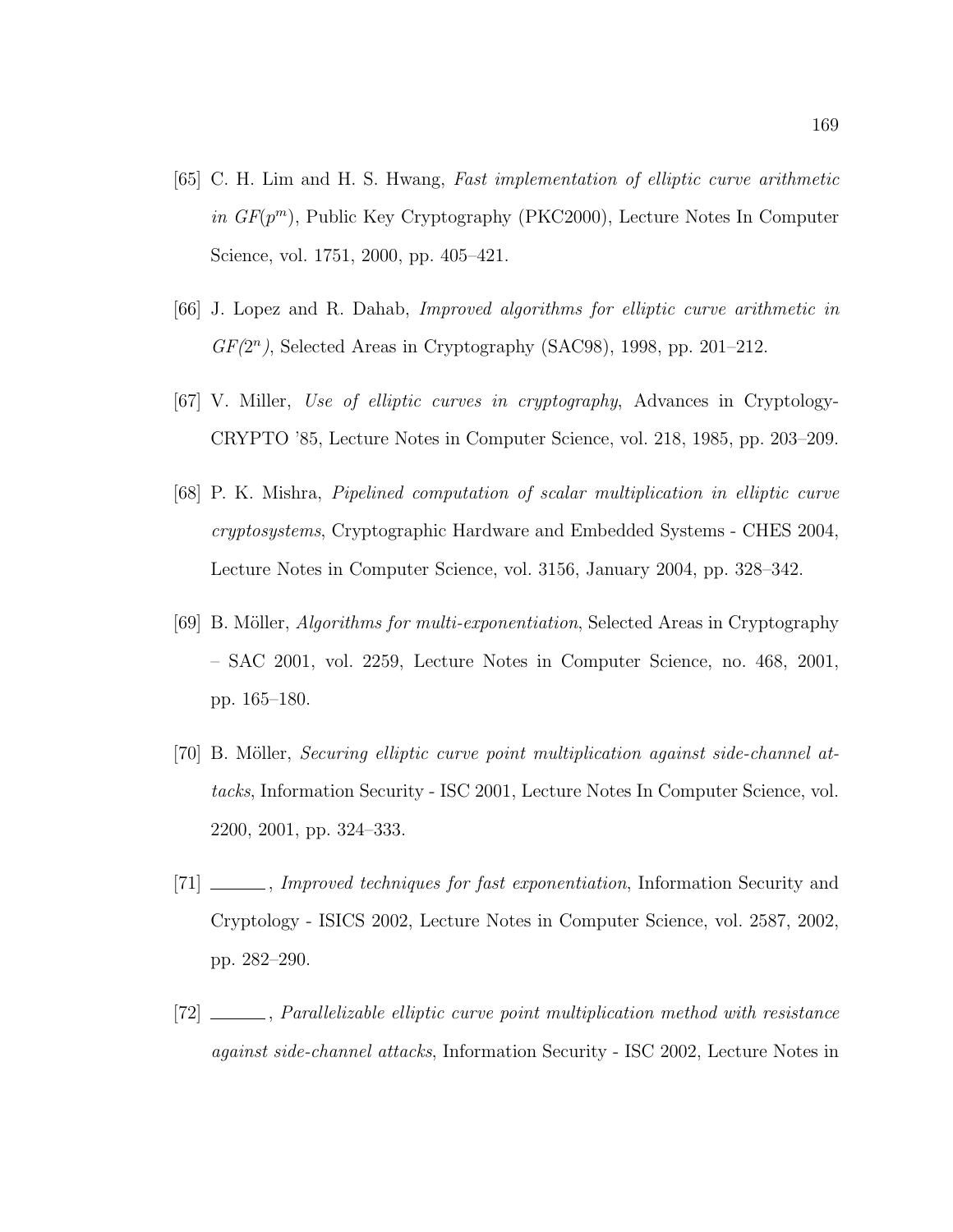[65] C. H. Lim and H. S. Hwang, *Fast implementation of elliptic curve arithmetic in GF($p^m$)*, Public Key Cryptography (PKC2000), Lecture Notes In Computer Science, vol. 1751, 2000, pp. 405–421.

[66] J. Lopez and R. Dahab, *Improved algorithms for elliptic curve arithmetic in GF($2^n$)*, Selected Areas in Cryptography (SAC98), 1998, pp. 201–212.

[67] V. Miller, *Use of elliptic curves in cryptography*, Advances in Cryptology-CRYPTO '85, Lecture Notes in Computer Science, vol. 218, 1985, pp. 203–209.

[68] P. K. Mishra, *Pipelined computation of scalar multiplication in elliptic curve cryptosystems*, Cryptographic Hardware and Embedded Systems - CHES 2004, Lecture Notes in Computer Science, vol. 3156, January 2004, pp. 328–342.

[69] B. Möller, *Algorithms for multi-exponentiation*, Selected Areas in Cryptography – SAC 2001, vol. 2259, Lecture Notes in Computer Science, no. 468, 2001, pp. 165–180.

[70] B. Möller, *Securing elliptic curve point multiplication against side-channel attacks*, Information Security - ISC 2001, Lecture Notes In Computer Science, vol. 2200, 2001, pp. 324–333.

[71] ______, *Improved techniques for fast exponentiation*, Information Security and Cryptology - ISICS 2002, Lecture Notes in Computer Science, vol. 2587, 2002, pp. 282–290.

[72] ______, *Parallelizable elliptic curve point multiplication method with resistance against side-channel attacks*, Information Security - ISC 2002, Lecture Notes in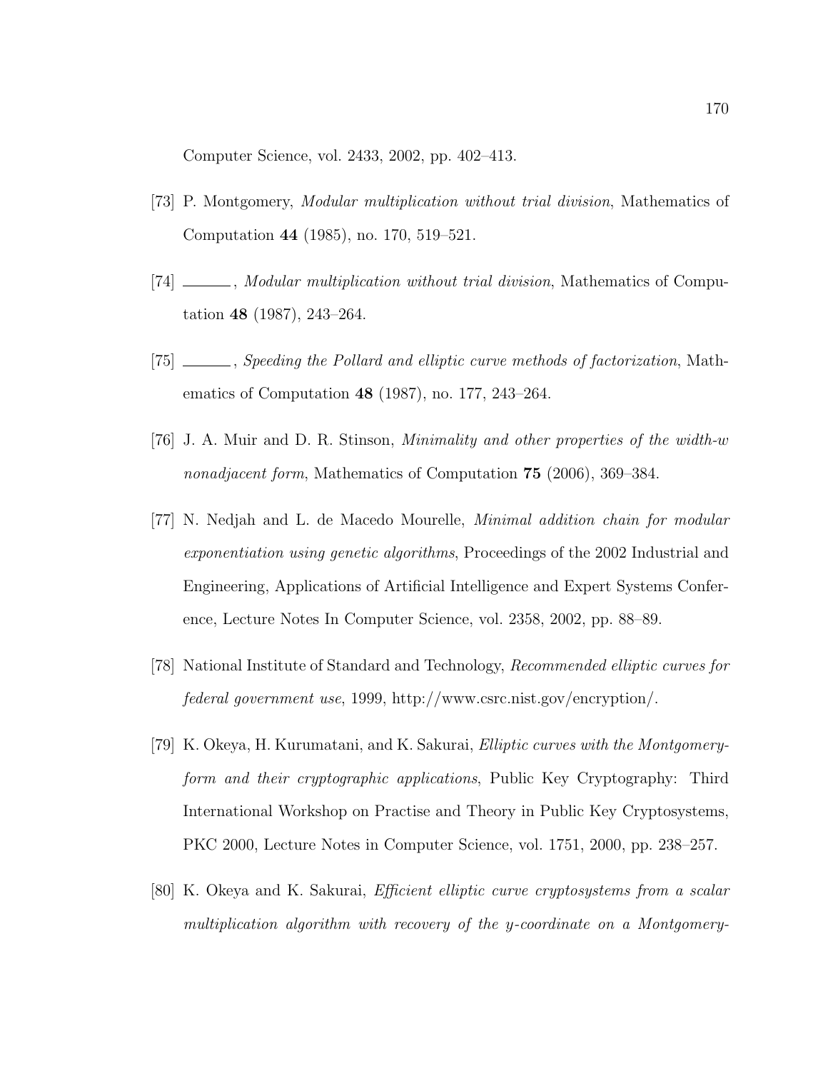Computer Science, vol. 2433, 2002, pp. 402–413.

[73] P. Montgomery, *Modular multiplication without trial division*, Mathematics of Computation **44** (1985), no. 170, 519–521.

[74] ______, *Modular multiplication without trial division*, Mathematics of Computation **48** (1987), 243–264.

[75] ______, *Speeding the Pollard and elliptic curve methods of factorization*, Mathematics of Computation **48** (1987), no. 177, 243–264.

[76] J. A. Muir and D. R. Stinson, *Minimality and other properties of the width-$w$ nonadjacent form*, Mathematics of Computation **75** (2006), 369–384.

[77] N. Nedjah and L. de Macedo Mourelle, *Minimal addition chain for modular exponentiation using genetic algorithms*, Proceedings of the 2002 Industrial and Engineering, Applications of Artificial Intelligence and Expert Systems Conference, Lecture Notes In Computer Science, vol. 2358, 2002, pp. 88–89.

[78] National Institute of Standard and Technology, *Recommended elliptic curves for federal government use*, 1999, http://www.csrc.nist.gov/encryption/.

[79] K. Okeya, H. Kurumatani, and K. Sakurai, *Elliptic curves with the Montgomery-form and their cryptographic applications*, Public Key Cryptography: Third International Workshop on Practise and Theory in Public Key Cryptosystems, PKC 2000, Lecture Notes in Computer Science, vol. 1751, 2000, pp. 238–257.

[80] K. Okeya and K. Sakurai, *Efficient elliptic curve cryptosystems from a scalar multiplication algorithm with recovery of the $y$-coordinate on a Montgomery-*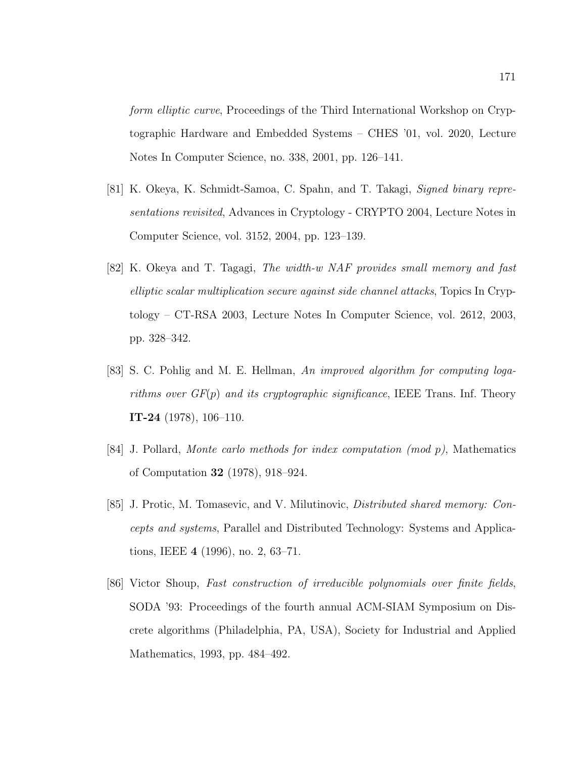*form elliptic curve*, Proceedings of the Third International Workshop on Cryptographic Hardware and Embedded Systems – CHES '01, vol. 2020, Lecture Notes In Computer Science, no. 338, 2001, pp. 126–141.

[81] K. Okeya, K. Schmidt-Samoa, C. Spahn, and T. Takagi, *Signed binary representations revisited*, Advances in Cryptology - CRYPTO 2004, Lecture Notes in Computer Science, vol. 3152, 2004, pp. 123–139.

[82] K. Okeya and T. Tagagi, *The width-w NAF provides small memory and fast elliptic scalar multiplication secure against side channel attacks*, Topics In Cryptology – CT-RSA 2003, Lecture Notes In Computer Science, vol. 2612, 2003, pp. 328–342.

[83] S. C. Pohlig and M. E. Hellman, *An improved algorithm for computing logarithms over GF(p) and its cryptographic significance*, IEEE Trans. Inf. Theory **IT-24** (1978), 106–110.

[84] J. Pollard, *Monte carlo methods for index computation (mod p)*, Mathematics of Computation **32** (1978), 918–924.

[85] J. Protic, M. Tomasevic, and V. Milutinovic, *Distributed shared memory: Concepts and systems*, Parallel and Distributed Technology: Systems and Applications, IEEE **4** (1996), no. 2, 63–71.

[86] Victor Shoup, *Fast construction of irreducible polynomials over finite fields*, SODA '93: Proceedings of the fourth annual ACM-SIAM Symposium on Discrete algorithms (Philadelphia, PA, USA), Society for Industrial and Applied Mathematics, 1993, pp. 484–492.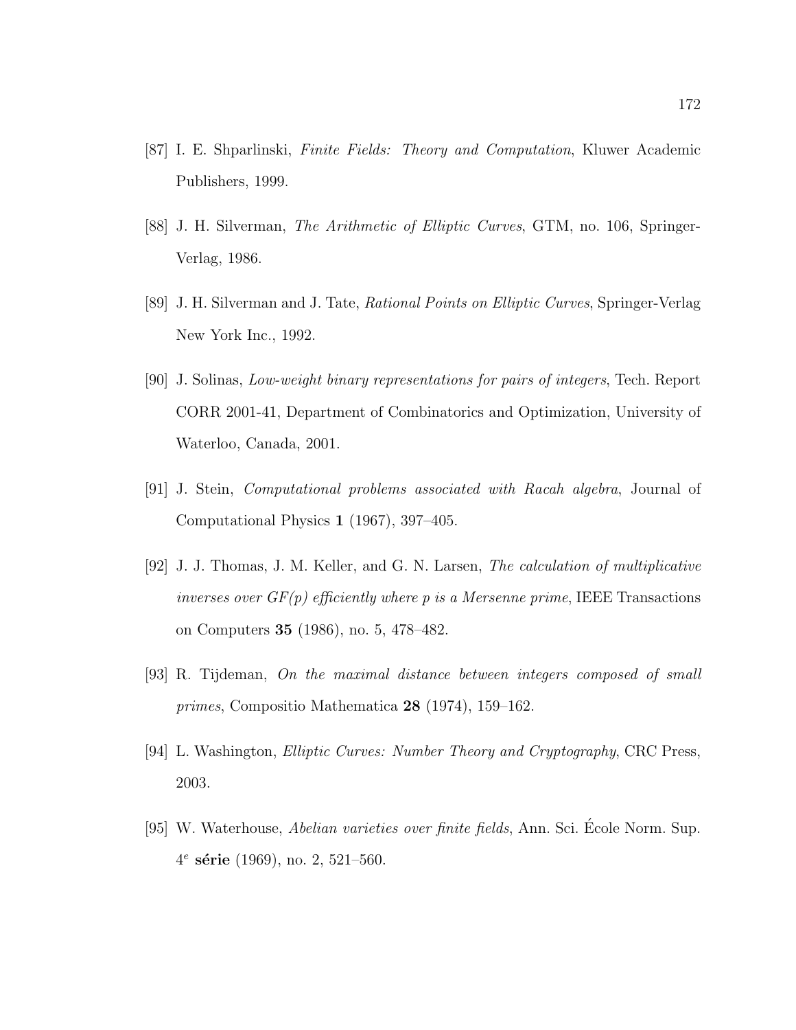[87] I. E. Shparlinski, *Finite Fields: Theory and Computation*, Kluwer Academic Publishers, 1999.

[88] J. H. Silverman, *The Arithmetic of Elliptic Curves*, GTM, no. 106, Springer-Verlag, 1986.

[89] J. H. Silverman and J. Tate, *Rational Points on Elliptic Curves*, Springer-Verlag New York Inc., 1992.

[90] J. Solinas, *Low-weight binary representations for pairs of integers*, Tech. Report CORR 2001-41, Department of Combinatorics and Optimization, University of Waterloo, Canada, 2001.

[91] J. Stein, *Computational problems associated with Racah algebra*, Journal of Computational Physics **1** (1967), 397–405.

[92] J. J. Thomas, J. M. Keller, and G. N. Larsen, *The calculation of multiplicative inverses over GF(p) efficiently where p is a Mersenne prime*, IEEE Transactions on Computers **35** (1986), no. 5, 478–482.

[93] R. Tijdeman, *On the maximal distance between integers composed of small primes*, Compositio Mathematica **28** (1974), 159–162.

[94] L. Washington, *Elliptic Curves: Number Theory and Cryptography*, CRC Press, 2003.

[95] W. Waterhouse, *Abelian varieties over finite fields*, Ann. Sci. École Norm. Sup. $4^e$ **série** (1969), no. 2, 521–560.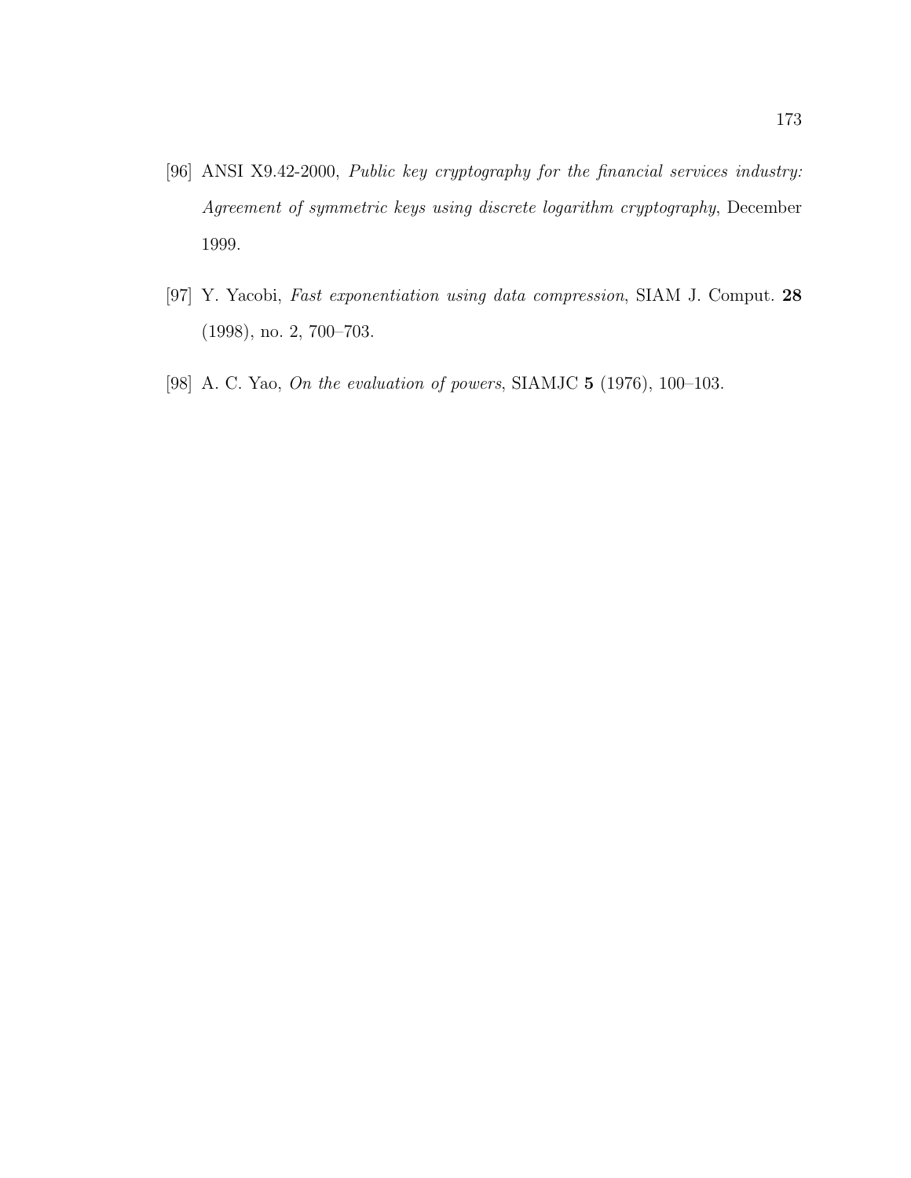[96] ANSI X9.42-2000, *Public key cryptography for the financial services industry: Agreement of symmetric keys using discrete logarithm cryptography*, December 1999.

[97] Y. Yacobi, *Fast exponentiation using data compression*, SIAM J. Comput. **28** (1998), no. 2, 700–703.

[98] A. C. Yao, *On the evaluation of powers*, SIAMJC **5** (1976), 100–103.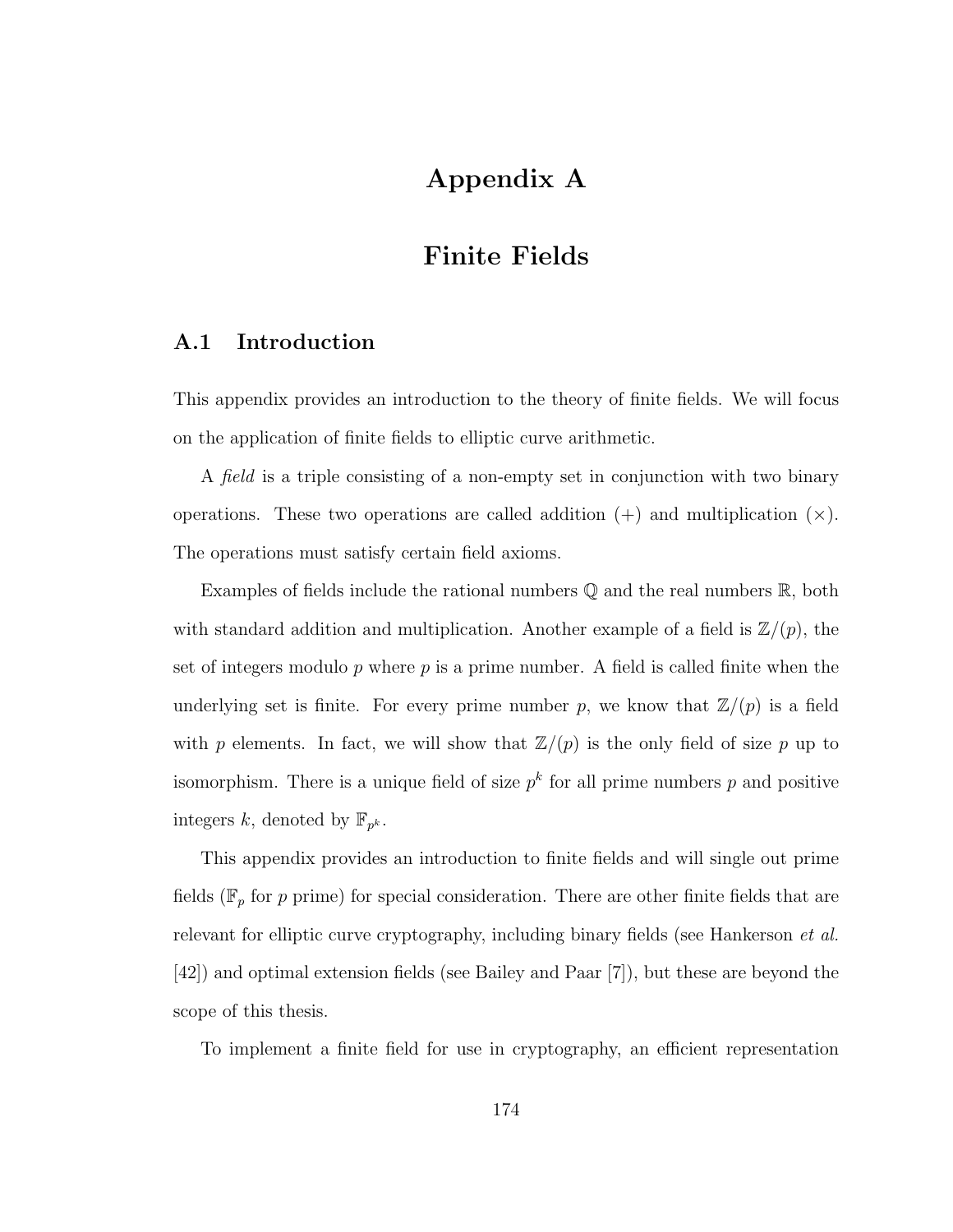# Appendix A

# Finite Fields

## A.1 Introduction

This appendix provides an introduction to the theory of finite fields. We will focus on the application of finite fields to elliptic curve arithmetic.

A *field* is a triple consisting of a non-empty set in conjunction with two binary operations. These two operations are called addition ($+$) and multiplication ($\times$). The operations must satisfy certain field axioms.

Examples of fields include the rational numbers $\mathbb{Q}$ and the real numbers $\mathbb{R}$, both with standard addition and multiplication. Another example of a field is $\mathbb{Z}/(p)$, the set of integers modulo $p$ where $p$ is a prime number. A field is called finite when the underlying set is finite. For every prime number $p$, we know that $\mathbb{Z}/(p)$ is a field with $p$ elements. In fact, we will show that $\mathbb{Z}/(p)$ is the only field of size $p$ up to isomorphism. There is a unique field of size $p^k$ for all prime numbers $p$ and positive integers $k$, denoted by $\mathbb{F}_{p^k}$.

This appendix provides an introduction to finite fields and will single out prime fields ($\mathbb{F}_p$ for $p$ prime) for special consideration. There are other finite fields that are relevant for elliptic curve cryptography, including binary fields (see Hankerson *et al.* [42]) and optimal extension fields (see Bailey and Paar [7]), but these are beyond the scope of this thesis.

To implement a finite field for use in cryptography, an efficient representation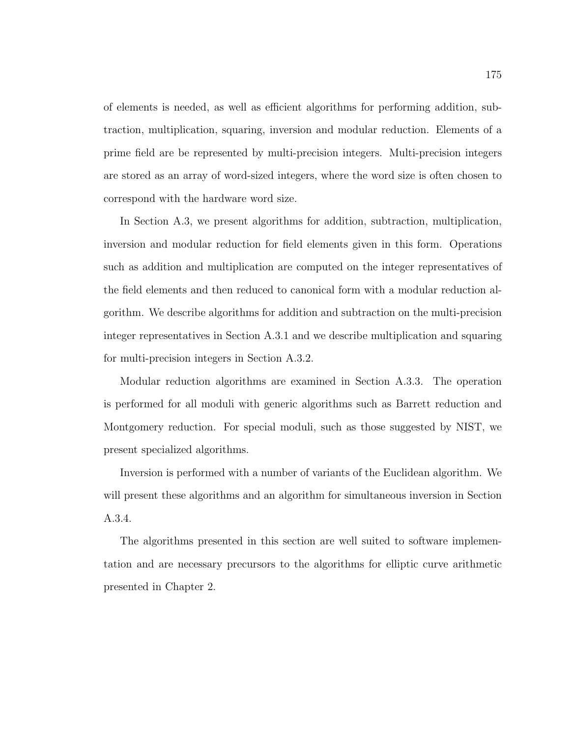of elements is needed, as well as efficient algorithms for performing addition, subtraction, multiplication, squaring, inversion and modular reduction. Elements of a prime field are be represented by multi-precision integers. Multi-precision integers are stored as an array of word-sized integers, where the word size is often chosen to correspond with the hardware word size.

In Section A.3, we present algorithms for addition, subtraction, multiplication, inversion and modular reduction for field elements given in this form. Operations such as addition and multiplication are computed on the integer representatives of the field elements and then reduced to canonical form with a modular reduction algorithm. We describe algorithms for addition and subtraction on the multi-precision integer representatives in Section A.3.1 and we describe multiplication and squaring for multi-precision integers in Section A.3.2.

Modular reduction algorithms are examined in Section A.3.3. The operation is performed for all moduli with generic algorithms such as Barrett reduction and Montgomery reduction. For special moduli, such as those suggested by NIST, we present specialized algorithms.

Inversion is performed with a number of variants of the Euclidean algorithm. We will present these algorithms and an algorithm for simultaneous inversion in Section A.3.4.

The algorithms presented in this section are well suited to software implementation and are necessary precursors to the algorithms for elliptic curve arithmetic presented in Chapter 2.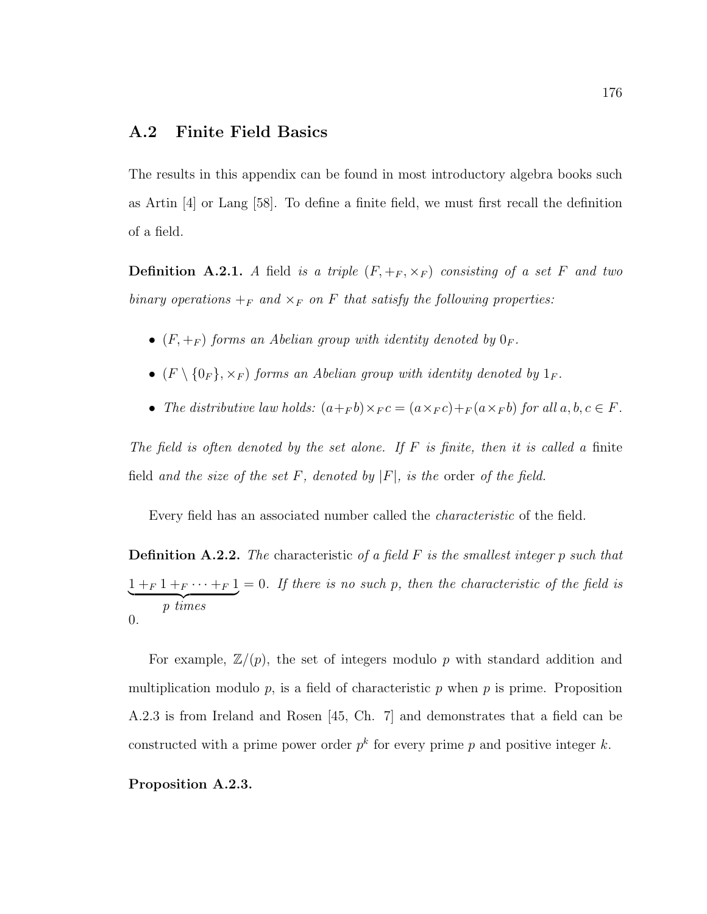## A.2 Finite Field Basics

The results in this appendix can be found in most introductory algebra books such as Artin [4] or Lang [58]. To define a finite field, we must first recall the definition of a field.

**Definition A.2.1.** *A* field *is a triple* $(F, +_F, \times_F)$ *consisting of a set* $F$ *and two binary operations* $+_F$ *and* $\times_F$ *on* $F$ *that satisfy the following properties:*

- $(F, +_F)$ *forms an Abelian group with identity denoted by* $0_F$.
- $(F \setminus \{0_F\}, \times_F)$ *forms an Abelian group with identity denoted by* $1_F$.
- *The distributive law holds:* $(a +_F b) \times_F c = (a \times_F c) +_F (a \times_F b)$ *for all* $a, b, c \in F$.

*The field is often denoted by the set alone. If* $F$ *is finite, then it is called a* finite field *and the size of the set* $F$*, denoted by* $|F|$*, is the* order *of the field.*

Every field has an associated number called the *characteristic* of the field.

**Definition A.2.2.** *The* characteristic *of a field* $F$ *is the smallest integer* $p$ *such that* $\underbrace{1 +_F 1 +_F \cdots +_F 1}_{p \text{ times}} = 0$*. If there is no such* $p$*, then the characteristic of the field is* 0*.*

For example, $\mathbb{Z}/(p)$, the set of integers modulo $p$ with standard addition and multiplication modulo $p$, is a field of characteristic $p$ when $p$ is prime. Proposition A.2.3 is from Ireland and Rosen [45, Ch. 7] and demonstrates that a field can be constructed with a prime power order $p^k$ for every prime $p$ and positive integer $k$.

**Proposition A.2.3.**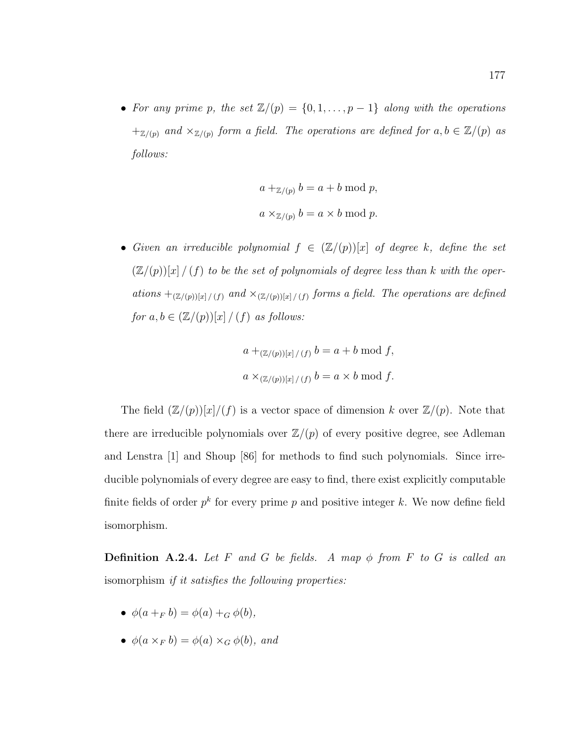- *For any prime $p$, the set $\mathbb{Z}/(p) = \{0, 1, \ldots, p-1\}$ along with the operations $+_{\mathbb{Z}/(p)}$ and $\times_{\mathbb{Z}/(p)}$ form a field. The operations are defined for $a, b \in \mathbb{Z}/(p)$ as follows:*

$$a +_{\mathbb{Z}/(p)} b = a + b \bmod p,$$

$$a \times_{\mathbb{Z}/(p)} b = a \times b \bmod p.$$

- *Given an irreducible polynomial $f \in (\mathbb{Z}/(p))[x]$ of degree $k$, define the set $(\mathbb{Z}/(p))[x] \,/\, (f)$ to be the set of polynomials of degree less than $k$ with the operations $+_{(\mathbb{Z}/(p))[x] \,/\, (f)}$ and $\times_{(\mathbb{Z}/(p))[x] \,/\, (f)}$ forms a field. The operations are defined for $a, b \in (\mathbb{Z}/(p))[x] \,/\, (f)$ as follows:*

$$a +_{(\mathbb{Z}/(p))[x] \,/\, (f)} b = a + b \bmod f,$$

$$a \times_{(\mathbb{Z}/(p))[x] \,/\, (f)} b = a \times b \bmod f.$$

The field $(\mathbb{Z}/(p))[x]/(f)$ is a vector space of dimension $k$ over $\mathbb{Z}/(p)$. Note that there are irreducible polynomials over $\mathbb{Z}/(p)$ of every positive degree, see Adleman and Lenstra [1] and Shoup [86] for methods to find such polynomials. Since irreducible polynomials of every degree are easy to find, there exist explicitly computable finite fields of order $p^k$ for every prime $p$ and positive integer $k$. We now define field isomorphism.

**Definition A.2.4.** *Let $F$ and $G$ be fields. A map $\phi$ from $F$ to $G$ is called an* isomorphism *if it satisfies the following properties:*

- $\phi(a +_F b) = \phi(a) +_G \phi(b)$,
- $\phi(a \times_F b) = \phi(a) \times_G \phi(b)$, *and*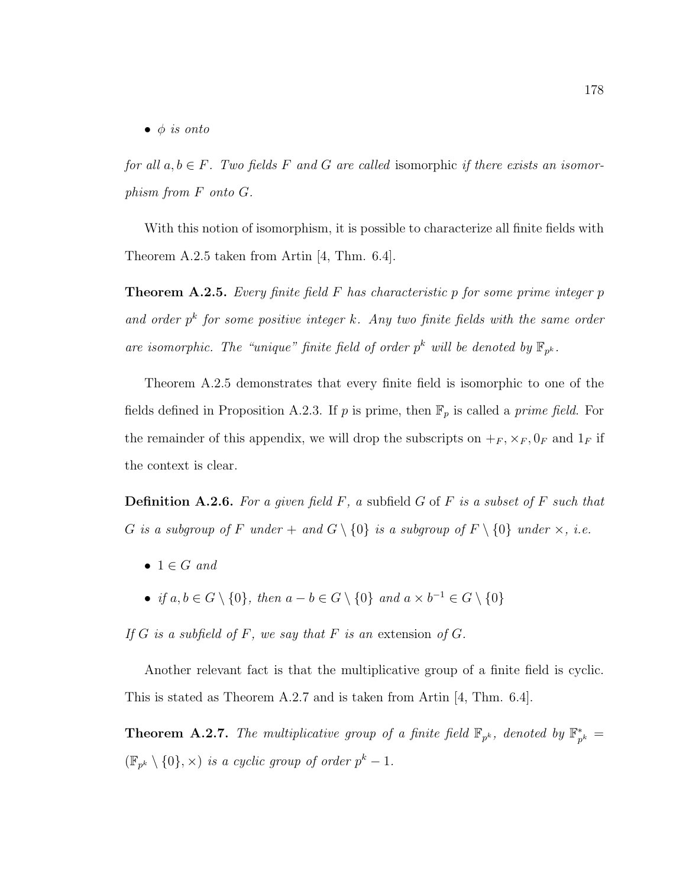- *$\phi$ is onto*

*for all $a, b \in F$. Two fields $F$ and $G$ are called* isomorphic *if there exists an isomorphism from $F$ onto $G$.*

With this notion of isomorphism, it is possible to characterize all finite fields with Theorem A.2.5 taken from Artin [4, Thm. 6.4].

**Theorem A.2.5.** *Every finite field $F$ has characteristic $p$ for some prime integer $p$ and order $p^k$ for some positive integer $k$. Any two finite fields with the same order are isomorphic. The "unique" finite field of order $p^k$ will be denoted by $\mathbb{F}_{p^k}$.*

Theorem A.2.5 demonstrates that every finite field is isomorphic to one of the fields defined in Proposition A.2.3. If $p$ is prime, then $\mathbb{F}_p$ is called a *prime field*. For the remainder of this appendix, we will drop the subscripts on $+_F, \times_F, 0_F$ and $1_F$ if the context is clear.

**Definition A.2.6.** *For a given field $F$, a* subfield $G$ of $F$ *is a subset of $F$ such that $G$ is a subgroup of $F$ under $+$ and $G \setminus \{0\}$ is a subgroup of $F \setminus \{0\}$ under $\times$, i.e.*

- *$1 \in G$ and*
- *if $a, b \in G \setminus \{0\}$, then $a - b \in G \setminus \{0\}$ and $a \times b^{-1} \in G \setminus \{0\}$*

*If $G$ is a subfield of $F$, we say that $F$ is an* extension *of $G$.*

Another relevant fact is that the multiplicative group of a finite field is cyclic. This is stated as Theorem A.2.7 and is taken from Artin [4, Thm. 6.4].

**Theorem A.2.7.** *The multiplicative group of a finite field $\mathbb{F}_{p^k}$, denoted by $\mathbb{F}^*_{p^k} = (\mathbb{F}_{p^k} \setminus \{0\}, \times)$ is a cyclic group of order $p^k - 1$.*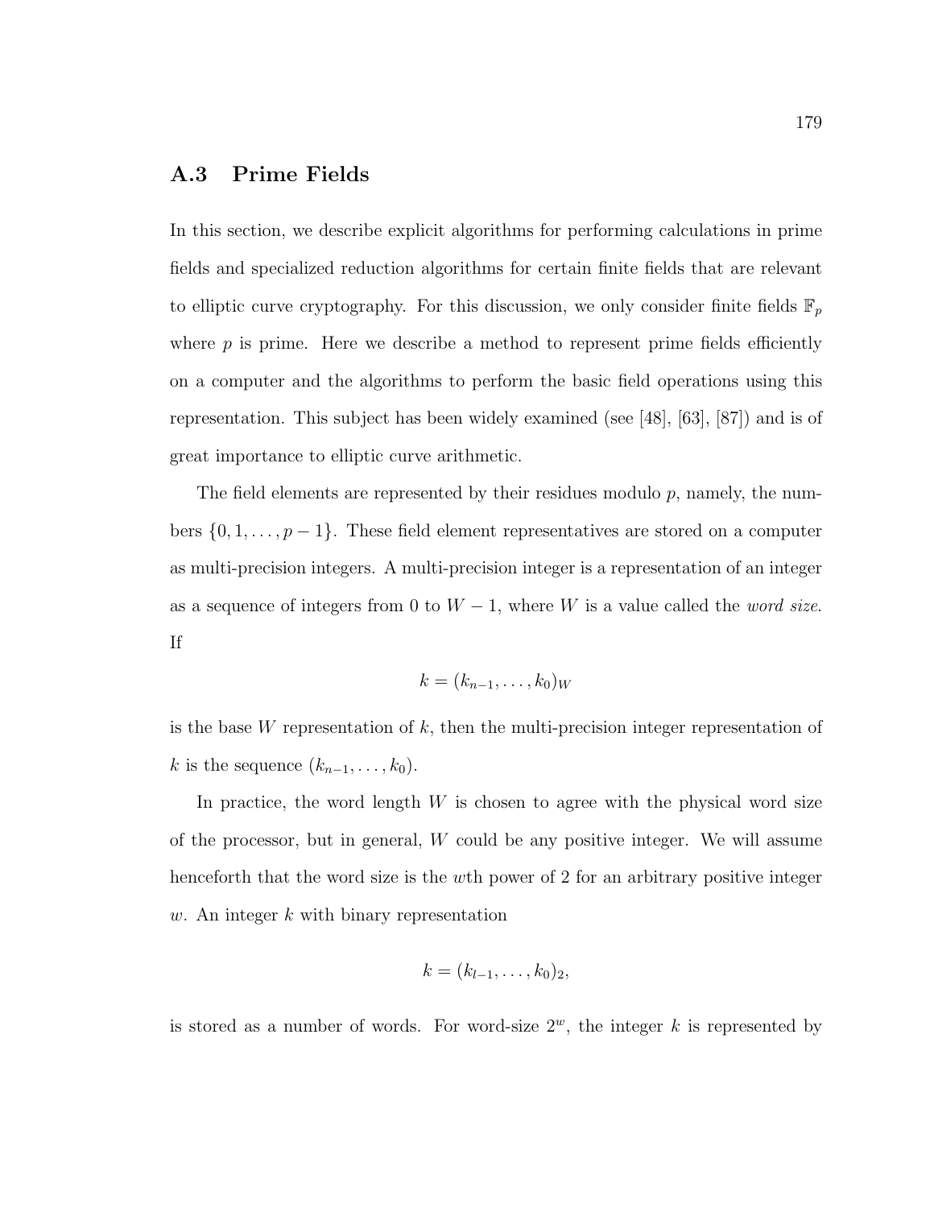## A.3 Prime Fields

In this section, we describe explicit algorithms for performing calculations in prime fields and specialized reduction algorithms for certain finite fields that are relevant to elliptic curve cryptography. For this discussion, we only consider finite fields $\mathbb{F}_p$ where $p$ is prime. Here we describe a method to represent prime fields efficiently on a computer and the algorithms to perform the basic field operations using this representation. This subject has been widely examined (see [48], [63], [87]) and is of great importance to elliptic curve arithmetic.

The field elements are represented by their residues modulo $p$, namely, the numbers $\{0, 1, \ldots, p-1\}$. These field element representatives are stored on a computer as multi-precision integers. A multi-precision integer is a representation of an integer as a sequence of integers from 0 to $W-1$, where $W$ is a value called the *word size*. If

$$k = (k_{n-1}, \ldots, k_0)_W$$

is the base $W$ representation of $k$, then the multi-precision integer representation of $k$ is the sequence $(k_{n-1}, \ldots, k_0)$.

In practice, the word length $W$ is chosen to agree with the physical word size of the processor, but in general, $W$ could be any positive integer. We will assume henceforth that the word size is the $w$th power of 2 for an arbitrary positive integer $w$. An integer $k$ with binary representation

$$k = (k_{l-1}, \ldots, k_0)_2,$$

is stored as a number of words. For word-size $2^w$, the integer $k$ is represented by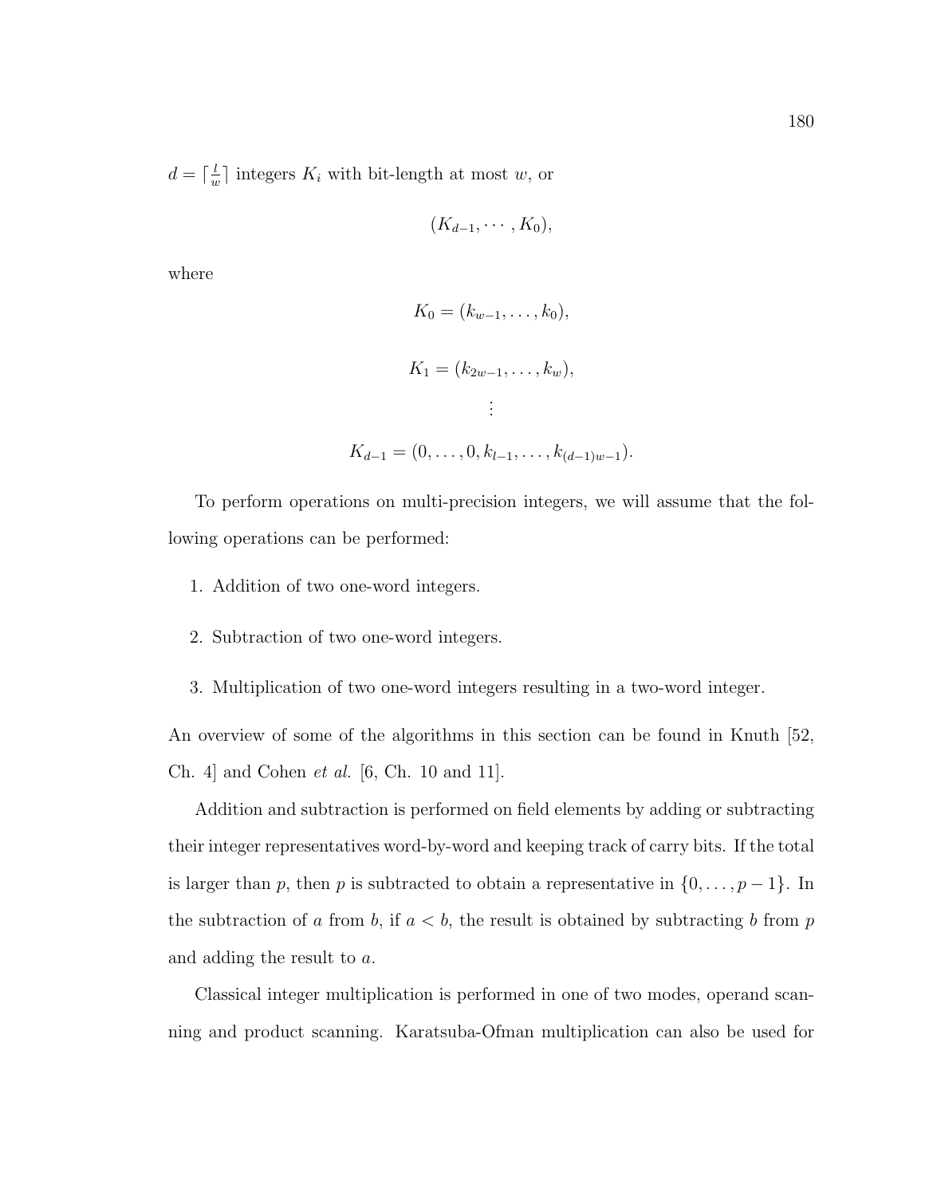$d = \lceil \frac{l}{w} \rceil$ integers $K_i$ with bit-length at most $w$, or

$$(K_{d-1}, \cdots, K_0),$$

where

$$K_0 = (k_{w-1}, \ldots, k_0),$$

$$K_1 = (k_{2w-1}, \ldots, k_w),$$

$$\vdots$$

$$K_{d-1} = (0, \ldots, 0, k_{l-1}, \ldots, k_{(d-1)w-1}).$$

To perform operations on multi-precision integers, we will assume that the following operations can be performed:

1. Addition of two one-word integers.
2. Subtraction of two one-word integers.
3. Multiplication of two one-word integers resulting in a two-word integer.

An overview of some of the algorithms in this section can be found in Knuth [52, Ch. 4] and Cohen *et al.* [6, Ch. 10 and 11].

Addition and subtraction is performed on field elements by adding or subtracting their integer representatives word-by-word and keeping track of carry bits. If the total is larger than $p$, then $p$ is subtracted to obtain a representative in $\{0, \ldots, p-1\}$. In the subtraction of $a$ from $b$, if $a < b$, the result is obtained by subtracting $b$ from $p$ and adding the result to $a$.

Classical integer multiplication is performed in one of two modes, operand scanning and product scanning. Karatsuba-Ofman multiplication can also be used for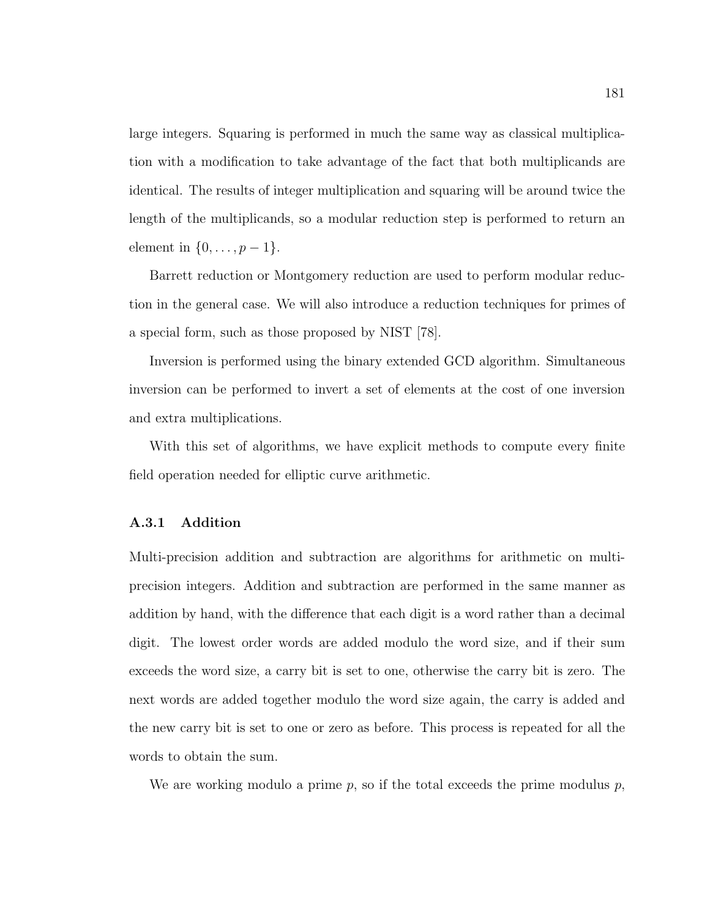large integers. Squaring is performed in much the same way as classical multiplication with a modification to take advantage of the fact that both multiplicands are identical. The results of integer multiplication and squaring will be around twice the length of the multiplicands, so a modular reduction step is performed to return an element in $\{0, \ldots, p-1\}$.

Barrett reduction or Montgomery reduction are used to perform modular reduction in the general case. We will also introduce a reduction techniques for primes of a special form, such as those proposed by NIST [78].

Inversion is performed using the binary extended GCD algorithm. Simultaneous inversion can be performed to invert a set of elements at the cost of one inversion and extra multiplications.

With this set of algorithms, we have explicit methods to compute every finite field operation needed for elliptic curve arithmetic.

### A.3.1 Addition

Multi-precision addition and subtraction are algorithms for arithmetic on multi-precision integers. Addition and subtraction are performed in the same manner as addition by hand, with the difference that each digit is a word rather than a decimal digit. The lowest order words are added modulo the word size, and if their sum exceeds the word size, a carry bit is set to one, otherwise the carry bit is zero. The next words are added together modulo the word size again, the carry is added and the new carry bit is set to one or zero as before. This process is repeated for all the words to obtain the sum.

We are working modulo a prime $p$, so if the total exceeds the prime modulus $p$,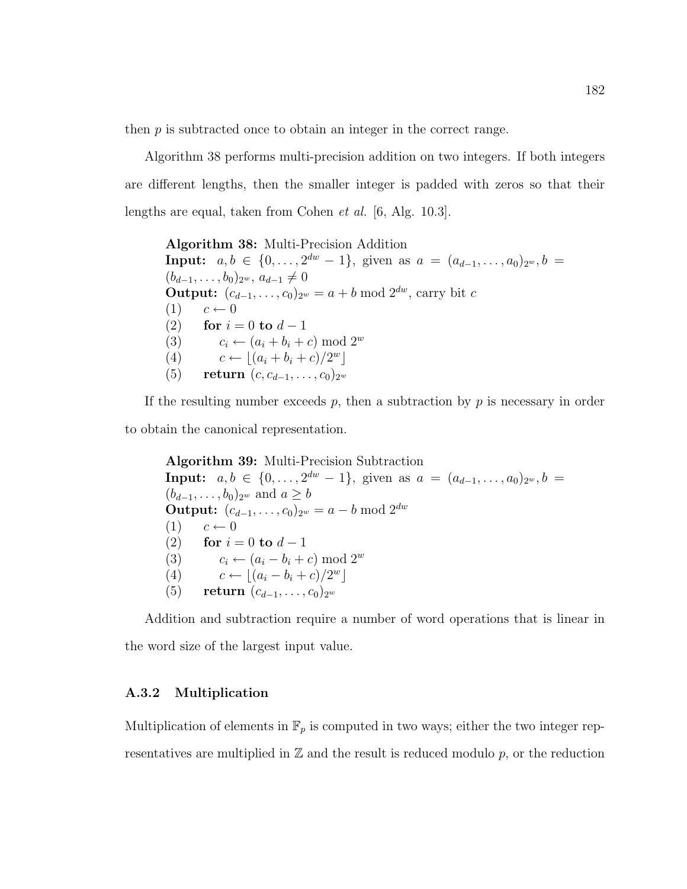then $p$ is subtracted once to obtain an integer in the correct range.

Algorithm 38 performs multi-precision addition on two integers. If both integers are different lengths, then the smaller integer is padded with zeros so that their lengths are equal, taken from Cohen *et al.* [6, Alg. 10.3].

> **Algorithm 38:** Multi-Precision Addition
> **Input:** $a, b \in \{0, \ldots, 2^{dw} - 1\}$, given as $a = (a_{d-1}, \ldots, a_0)_{2^w}, b = (b_{d-1}, \ldots, b_0)_{2^w}$, $a_{d-1} \neq 0$
> **Output:** $(c_{d-1}, \ldots, c_0)_{2^w} = a + b \bmod 2^{dw}$, carry bit $c$
> (1) $c \leftarrow 0$
> (2) **for** $i = 0$ **to** $d - 1$
> (3) $\quad c_i \leftarrow (a_i + b_i + c) \bmod 2^w$
> (4) $\quad c \leftarrow \lfloor (a_i + b_i + c)/2^w \rfloor$
> (5) **return** $(c, c_{d-1}, \ldots, c_0)_{2^w}$

If the resulting number exceeds $p$, then a subtraction by $p$ is necessary in order to obtain the canonical representation.

> **Algorithm 39:** Multi-Precision Subtraction
> **Input:** $a, b \in \{0, \ldots, 2^{dw} - 1\}$, given as $a = (a_{d-1}, \ldots, a_0)_{2^w}, b = (b_{d-1}, \ldots, b_0)_{2^w}$ and $a \geq b$
> **Output:** $(c_{d-1}, \ldots, c_0)_{2^w} = a - b \bmod 2^{dw}$
> (1) $c \leftarrow 0$
> (2) **for** $i = 0$ **to** $d - 1$
> (3) $\quad c_i \leftarrow (a_i - b_i + c) \bmod 2^w$
> (4) $\quad c \leftarrow \lfloor (a_i - b_i + c)/2^w \rfloor$
> (5) **return** $(c_{d-1}, \ldots, c_0)_{2^w}$

Addition and subtraction require a number of word operations that is linear in the word size of the largest input value.

### A.3.2 Multiplication

Multiplication of elements in $\mathbb{F}_p$ is computed in two ways; either the two integer representatives are multiplied in $\mathbb{Z}$ and the result is reduced modulo $p$, or the reduction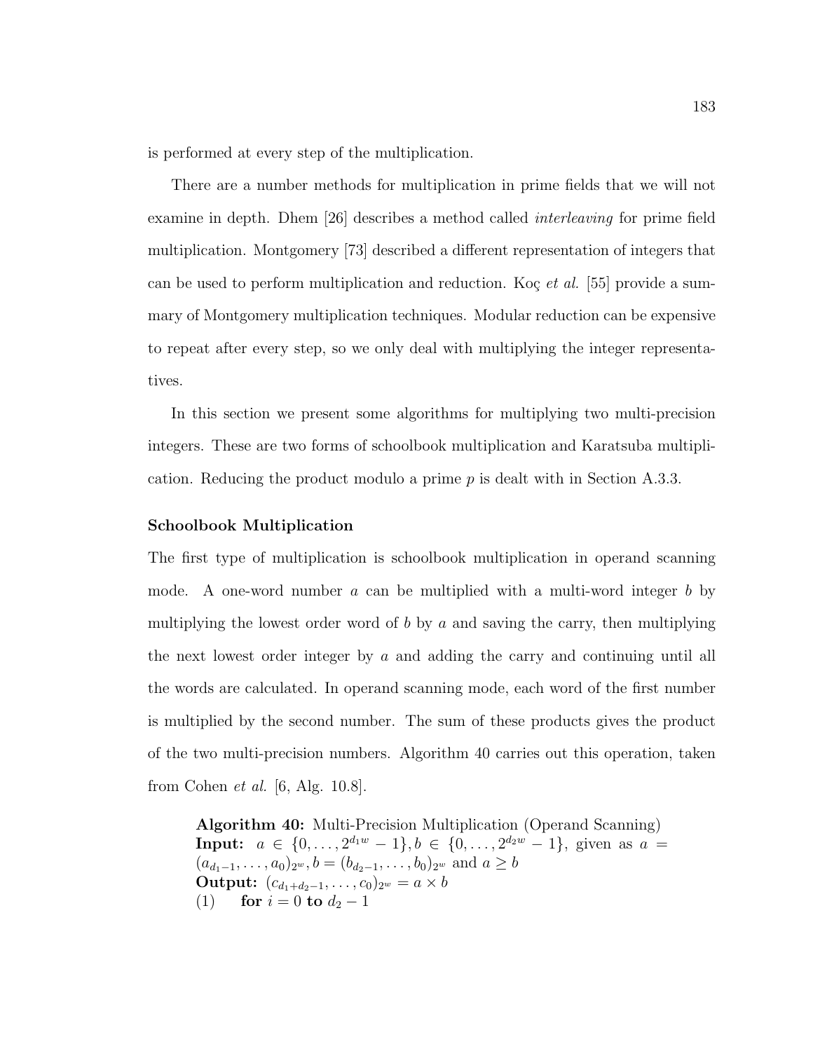is performed at every step of the multiplication.

There are a number methods for multiplication in prime fields that we will not examine in depth. Dhem [26] describes a method called *interleaving* for prime field multiplication. Montgomery [73] described a different representation of integers that can be used to perform multiplication and reduction. Koç *et al.* [55] provide a summary of Montgomery multiplication techniques. Modular reduction can be expensive to repeat after every step, so we only deal with multiplying the integer representatives.

In this section we present some algorithms for multiplying two multi-precision integers. These are two forms of schoolbook multiplication and Karatsuba multiplication. Reducing the product modulo a prime $p$ is dealt with in Section A.3.3.

**Schoolbook Multiplication**

The first type of multiplication is schoolbook multiplication in operand scanning mode. A one-word number $a$ can be multiplied with a multi-word integer $b$ by multiplying the lowest order word of $b$ by $a$ and saving the carry, then multiplying the next lowest order integer by $a$ and adding the carry and continuing until all the words are calculated. In operand scanning mode, each word of the first number is multiplied by the second number. The sum of these products gives the product of the two multi-precision numbers. Algorithm 40 carries out this operation, taken from Cohen *et al.* [6, Alg. 10.8].

**Algorithm 40:** Multi-Precision Multiplication (Operand Scanning)
**Input:** $a \in \{0, \ldots, 2^{d_1 w} - 1\}, b \in \{0, \ldots, 2^{d_2 w} - 1\}$, given as $a = (a_{d_1-1}, \ldots, a_0)_{2^w}, b = (b_{d_2-1}, \ldots, b_0)_{2^w}$ and $a \geq b$
**Output:** $(c_{d_1+d_2-1}, \ldots, c_0)_{2^w} = a \times b$
(1) **for** $i = 0$ **to** $d_2 - 1$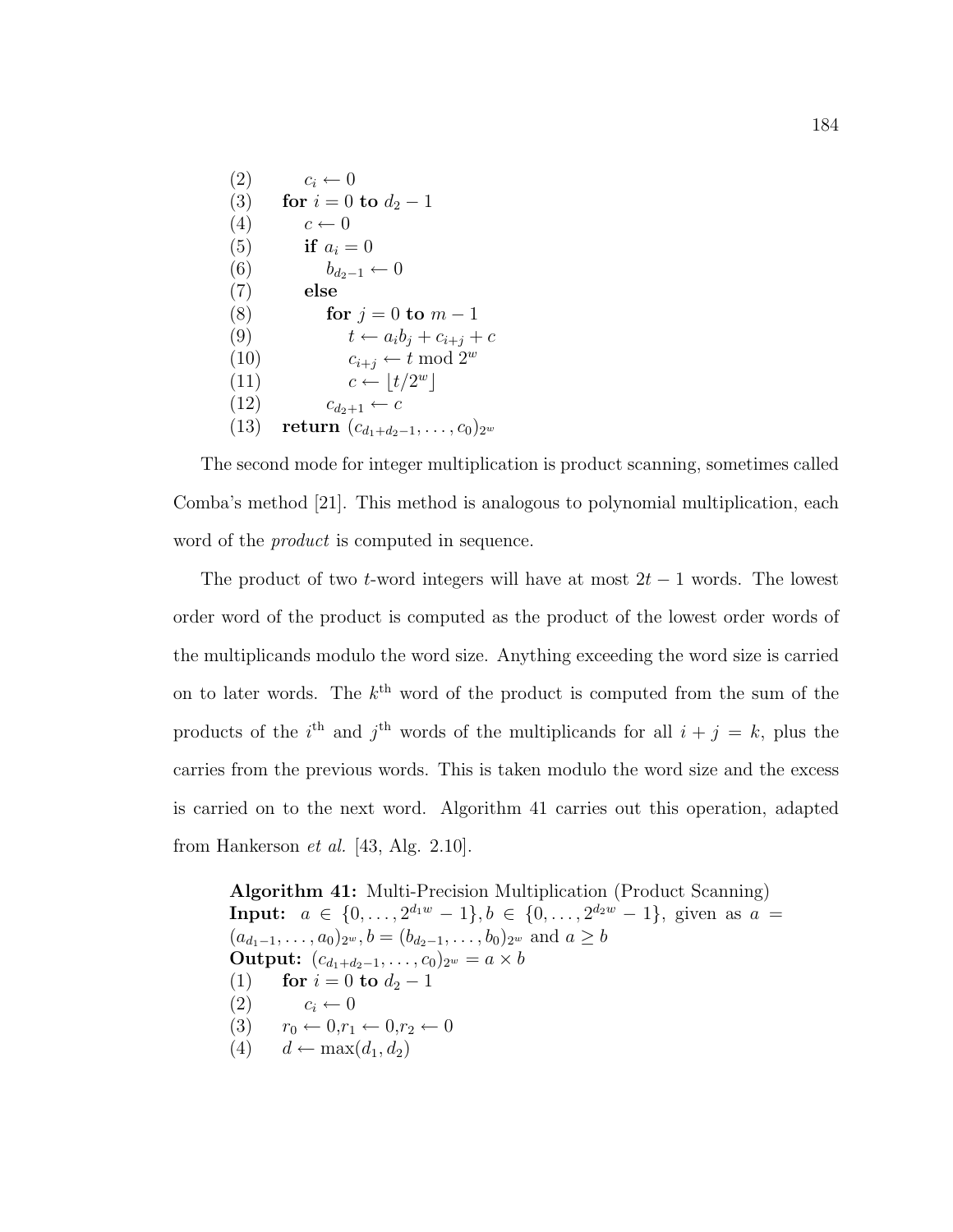```
(2)        c_i ← 0
(3)    for i = 0 to d_2 − 1
(4)        c ← 0
(5)        if a_i = 0
(6)            b_{d_2−1} ← 0
(7)        else
(8)            for j = 0 to m − 1
(9)                t ← a_i b_j + c_{i+j} + c
(10)               c_{i+j} ← t mod 2^w
(11)               c ← ⌊t/2^w⌋
(12)           c_{d_2+1} ← c
(13)   return (c_{d_1+d_2−1}, ..., c_0)_{2^w}
```

The second mode for integer multiplication is product scanning, sometimes called Comba's method [21]. This method is analogous to polynomial multiplication, each word of the *product* is computed in sequence.

The product of two $t$-word integers will have at most $2t-1$ words. The lowest order word of the product is computed as the product of the lowest order words of the multiplicands modulo the word size. Anything exceeding the word size is carried on to later words. The $k^{\text{th}}$ word of the product is computed from the sum of the products of the $i^{\text{th}}$ and $j^{\text{th}}$ words of the multiplicands for all $i+j=k$, plus the carries from the previous words. This is taken modulo the word size and the excess is carried on to the next word. Algorithm 41 carries out this operation, adapted from Hankerson *et al.* [43, Alg. 2.10].

**Algorithm 41:** Multi-Precision Multiplication (Product Scanning)
**Input:** $a \in \{0,\ldots,2^{d_1 w}-1\}, b \in \{0,\ldots,2^{d_2 w}-1\}$, given as $a = (a_{d_1-1},\ldots,a_0)_{2^w}, b = (b_{d_2-1},\ldots,b_0)_{2^w}$ and $a \geq b$
**Output:** $(c_{d_1+d_2-1},\ldots,c_0)_{2^w} = a \times b$

```
(1)    for i = 0 to d_2 − 1
(2)        c_i ← 0
(3)    r_0 ← 0, r_1 ← 0, r_2 ← 0
(4)    d ← max(d_1, d_2)
```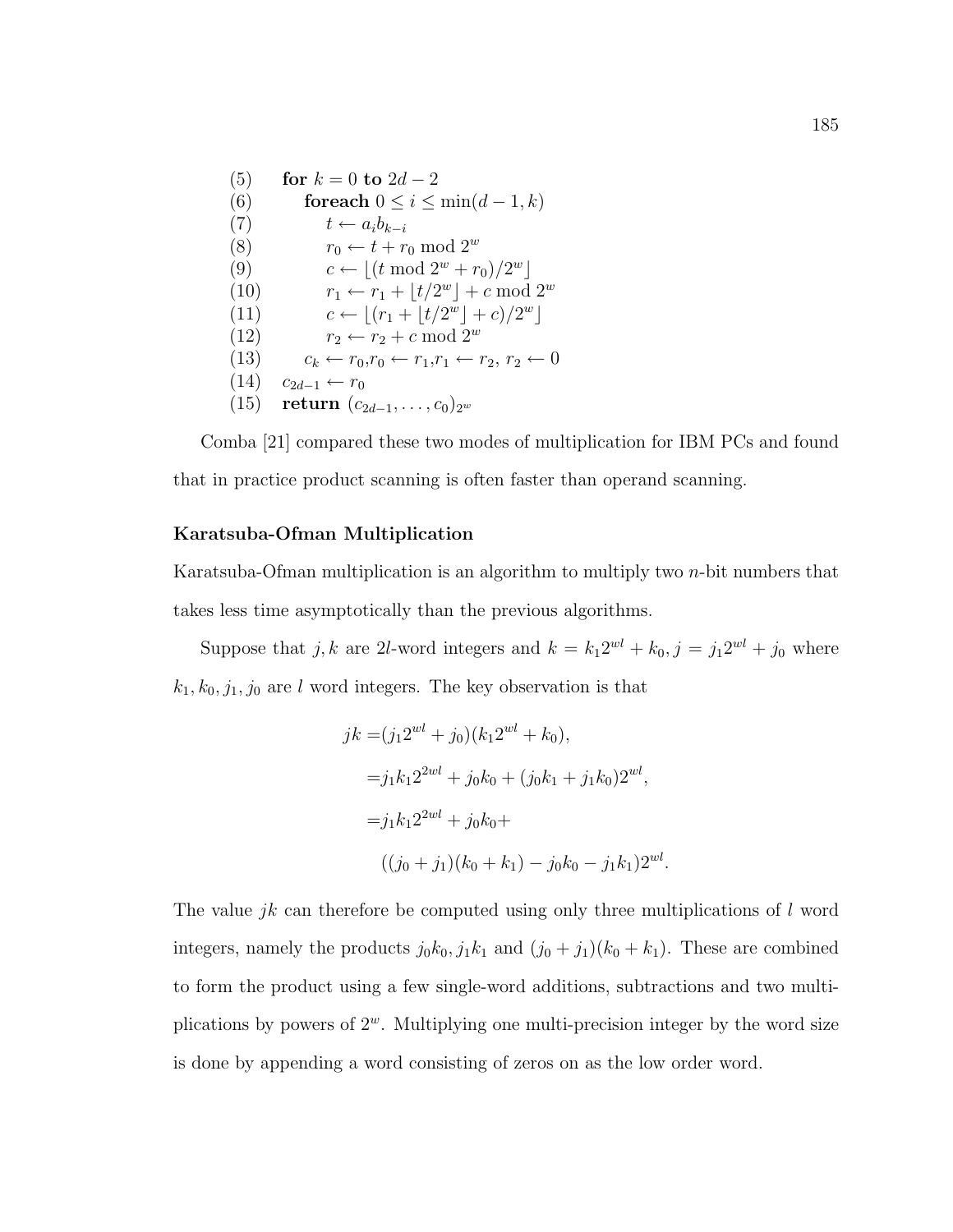```
(5)    for k = 0 to 2d − 2
(6)       foreach 0 ≤ i ≤ min(d − 1, k)
(7)          t ← a_i b_{k−i}
(8)          r_0 ← t + r_0 mod 2^w
(9)          c ← ⌊(t mod 2^w + r_0)/2^w⌋
(10)         r_1 ← r_1 + ⌊t/2^w⌋ + c mod 2^w
(11)         c ← ⌊(r_1 + ⌊t/2^w⌋ + c)/2^w⌋
(12)         r_2 ← r_2 + c mod 2^w
(13)      c_k ← r_0, r_0 ← r_1, r_1 ← r_2, r_2 ← 0
(14)   c_{2d−1} ← r_0
(15)   return (c_{2d−1}, ..., c_0)_{2^w}
```

Comba [21] compared these two modes of multiplication for IBM PCs and found that in practice product scanning is often faster than operand scanning.

**Karatsuba-Ofman Multiplication**

Karatsuba-Ofman multiplication is an algorithm to multiply two $n$-bit numbers that takes less time asymptotically than the previous algorithms.

Suppose that $j, k$ are $2l$-word integers and $k = k_1 2^{wl} + k_0, j = j_1 2^{wl} + j_0$ where $k_1, k_0, j_1, j_0$ are $l$ word integers. The key observation is that

$$
\begin{aligned}
jk =& (j_1 2^{wl} + j_0)(k_1 2^{wl} + k_0), \\
=& j_1 k_1 2^{2wl} + j_0 k_0 + (j_0 k_1 + j_1 k_0) 2^{wl}, \\
=& j_1 k_1 2^{2wl} + j_0 k_0 + \\
& ((j_0 + j_1)(k_0 + k_1) - j_0 k_0 - j_1 k_1) 2^{wl}.
\end{aligned}
$$

The value $jk$ can therefore be computed using only three multiplications of $l$ word integers, namely the products $j_0 k_0, j_1 k_1$ and $(j_0 + j_1)(k_0 + k_1)$. These are combined to form the product using a few single-word additions, subtractions and two multiplications by powers of $2^w$. Multiplying one multi-precision integer by the word size is done by appending a word consisting of zeros on as the low order word.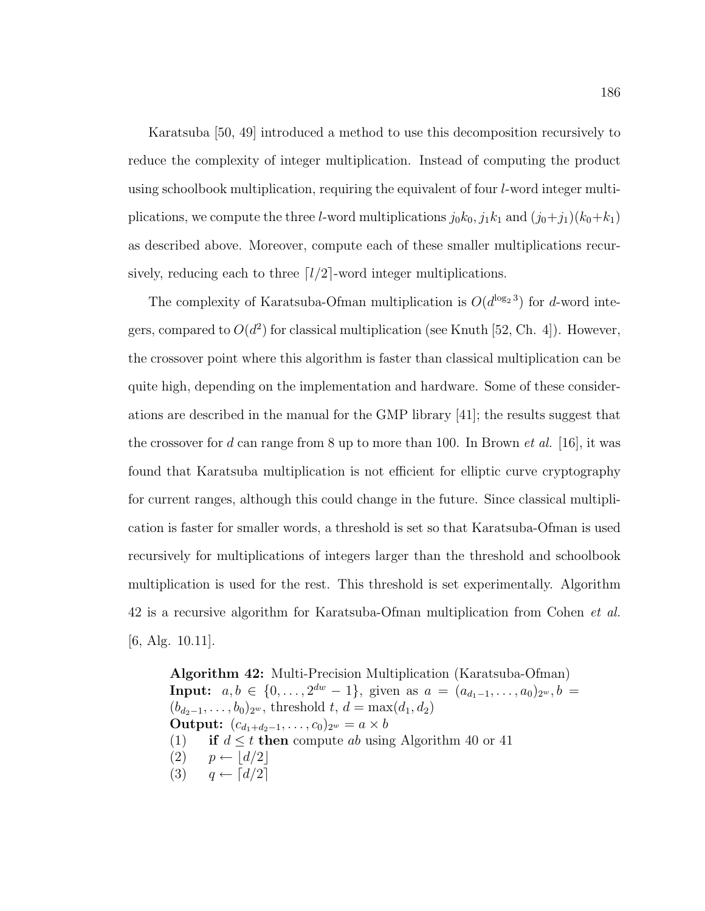Karatsuba [50, 49] introduced a method to use this decomposition recursively to reduce the complexity of integer multiplication. Instead of computing the product using schoolbook multiplication, requiring the equivalent of four $l$-word integer multiplications, we compute the three $l$-word multiplications $j_0k_0$, $j_1k_1$ and $(j_0+j_1)(k_0+k_1)$ as described above. Moreover, compute each of these smaller multiplications recursively, reducing each to three $\lceil l/2 \rceil$-word integer multiplications.

The complexity of Karatsuba-Ofman multiplication is $O(d^{\log_2 3})$ for $d$-word integers, compared to $O(d^2)$ for classical multiplication (see Knuth [52, Ch. 4]). However, the crossover point where this algorithm is faster than classical multiplication can be quite high, depending on the implementation and hardware. Some of these considerations are described in the manual for the GMP library [41]; the results suggest that the crossover for $d$ can range from 8 up to more than 100. In Brown *et al.* [16], it was found that Karatsuba multiplication is not efficient for elliptic curve cryptography for current ranges, although this could change in the future. Since classical multiplication is faster for smaller words, a threshold is set so that Karatsuba-Ofman is used recursively for multiplications of integers larger than the threshold and schoolbook multiplication is used for the rest. This threshold is set experimentally. Algorithm 42 is a recursive algorithm for Karatsuba-Ofman multiplication from Cohen *et al.* [6, Alg. 10.11].

**Algorithm 42:** Multi-Precision Multiplication (Karatsuba-Ofman)
**Input:** $a, b \in \{0, \ldots, 2^{dw} - 1\}$, given as $a = (a_{d_1-1}, \ldots, a_0)_{2^w}, b = (b_{d_2-1}, \ldots, b_0)_{2^w}$, threshold $t$, $d = \max(d_1, d_2)$
**Output:** $(c_{d_1+d_2-1}, \ldots, c_0)_{2^w} = a \times b$
(1) **if** $d \leq t$ **then** compute $ab$ using Algorithm 40 or 41
(2) $p \leftarrow \lfloor d/2 \rfloor$
(3) $q \leftarrow \lceil d/2 \rceil$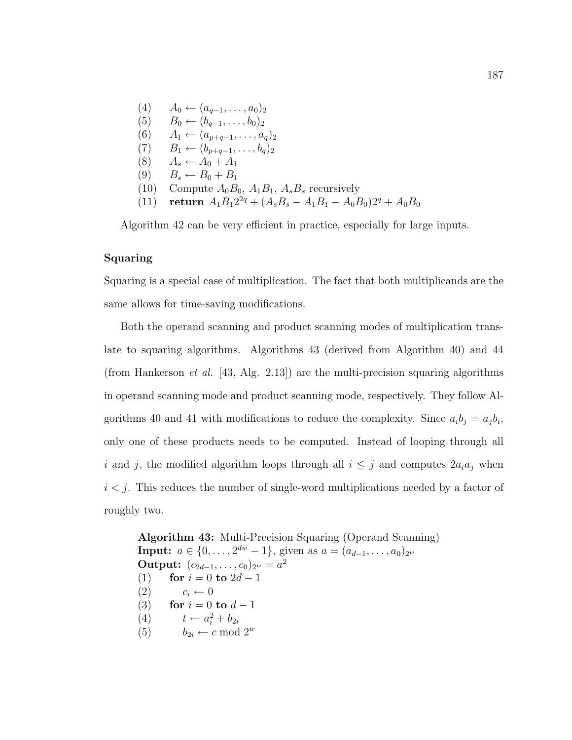(4) $A_0 \leftarrow (a_{q-1}, \ldots, a_0)_2$
(5) $B_0 \leftarrow (b_{q-1}, \ldots, b_0)_2$
(6) $A_1 \leftarrow (a_{p+q-1}, \ldots, a_q)_2$
(7) $B_1 \leftarrow (b_{p+q-1}, \ldots, b_q)_2$
(8) $A_s \leftarrow A_0 + A_1$
(9) $B_s \leftarrow B_0 + B_1$
(10) Compute $A_0B_0$, $A_1B_1$, $A_sB_s$ recursively
(11) **return** $A_1B_12^{2q} + (A_sB_s - A_1B_1 - A_0B_0)2^q + A_0B_0$

Algorithm 42 can be very efficient in practice, especially for large inputs.

**Squaring**

Squaring is a special case of multiplication. The fact that both multiplicands are the same allows for time-saving modifications.

Both the operand scanning and product scanning modes of multiplication translate to squaring algorithms. Algorithms 43 (derived from Algorithm 40) and 44 (from Hankerson *et al.* [43, Alg. 2.13]) are the multi-precision squaring algorithms in operand scanning mode and product scanning mode, respectively. They follow Algorithms 40 and 41 with modifications to reduce the complexity. Since $a_ib_j = a_jb_i$, only one of these products needs to be computed. Instead of looping through all $i$ and $j$, the modified algorithm loops through all $i \leq j$ and computes $2a_ia_j$ when $i < j$. This reduces the number of single-word multiplications needed by a factor of roughly two.

**Algorithm 43:** Multi-Precision Squaring (Operand Scanning)
**Input:** $a \in \{0, \ldots, 2^{dw} - 1\}$, given as $a = (a_{d-1}, \ldots, a_0)_{2^w}$
**Output:** $(c_{2d-1}, \ldots, c_0)_{2^w} = a^2$
(1) **for** $i = 0$ **to** $2d - 1$
(2) $\quad c_i \leftarrow 0$
(3) **for** $i = 0$ **to** $d - 1$
(4) $\quad t \leftarrow a_i^2 + b_{2i}$
(5) $\quad b_{2i} \leftarrow c \bmod 2^w$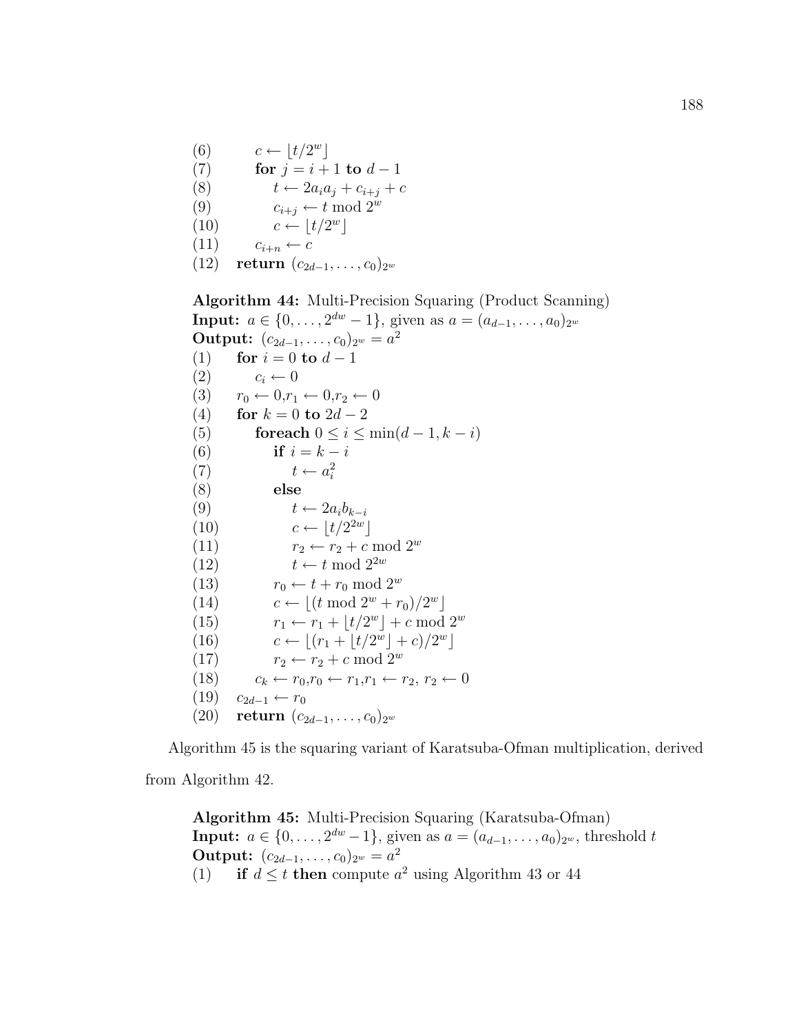(6) $\quad\quad c \leftarrow \lfloor t/2^w \rfloor$
(7) $\quad\quad$ **for** $j = i + 1$ **to** $d - 1$
(8) $\quad\quad\quad t \leftarrow 2a_i a_j + c_{i+j} + c$
(9) $\quad\quad\quad c_{i+j} \leftarrow t \bmod 2^w$
(10) $\quad\quad\quad c \leftarrow \lfloor t/2^w \rfloor$
(11) $\quad\quad c_{i+n} \leftarrow c$
(12) $\quad$ **return** $(c_{2d-1}, \ldots, c_0)_{2^w}$

**Algorithm 44:** Multi-Precision Squaring (Product Scanning)
**Input:** $a \in \{0, \ldots, 2^{dw} - 1\}$, given as $a = (a_{d-1}, \ldots, a_0)_{2^w}$
**Output:** $(c_{2d-1}, \ldots, c_0)_{2^w} = a^2$
(1) $\quad$ **for** $i = 0$ **to** $d - 1$
(2) $\quad\quad c_i \leftarrow 0$
(3) $\quad r_0 \leftarrow 0, r_1 \leftarrow 0, r_2 \leftarrow 0$
(4) $\quad$ **for** $k = 0$ **to** $2d - 2$
(5) $\quad\quad$ **foreach** $0 \leq i \leq \min(d - 1, k - i)$
(6) $\quad\quad\quad$ **if** $i = k - i$
(7) $\quad\quad\quad\quad t \leftarrow a_i^2$
(8) $\quad\quad\quad$ **else**
(9) $\quad\quad\quad\quad t \leftarrow 2a_i b_{k-i}$
(10) $\quad\quad\quad\quad c \leftarrow \lfloor t/2^{2w} \rfloor$
(11) $\quad\quad\quad\quad r_2 \leftarrow r_2 + c \bmod 2^w$
(12) $\quad\quad\quad\quad t \leftarrow t \bmod 2^{2w}$
(13) $\quad\quad\quad r_0 \leftarrow t + r_0 \bmod 2^w$
(14) $\quad\quad\quad c \leftarrow \lfloor (t \bmod 2^w + r_0)/2^w \rfloor$
(15) $\quad\quad\quad r_1 \leftarrow r_1 + \lfloor t/2^w \rfloor + c \bmod 2^w$
(16) $\quad\quad\quad c \leftarrow \lfloor (r_1 + \lfloor t/2^w \rfloor + c)/2^w \rfloor$
(17) $\quad\quad\quad r_2 \leftarrow r_2 + c \bmod 2^w$
(18) $\quad\quad c_k \leftarrow r_0, r_0 \leftarrow r_1, r_1 \leftarrow r_2,\ r_2 \leftarrow 0$
(19) $\quad c_{2d-1} \leftarrow r_0$
(20) $\quad$ **return** $(c_{2d-1}, \ldots, c_0)_{2^w}$

Algorithm 45 is the squaring variant of Karatsuba-Ofman multiplication, derived from Algorithm 42.

**Algorithm 45:** Multi-Precision Squaring (Karatsuba-Ofman)
**Input:** $a \in \{0, \ldots, 2^{dw} - 1\}$, given as $a = (a_{d-1}, \ldots, a_0)_{2^w}$, threshold $t$
**Output:** $(c_{2d-1}, \ldots, c_0)_{2^w} = a^2$
(1) $\quad$ **if** $d \leq t$ **then** compute $a^2$ using Algorithm 43 or 44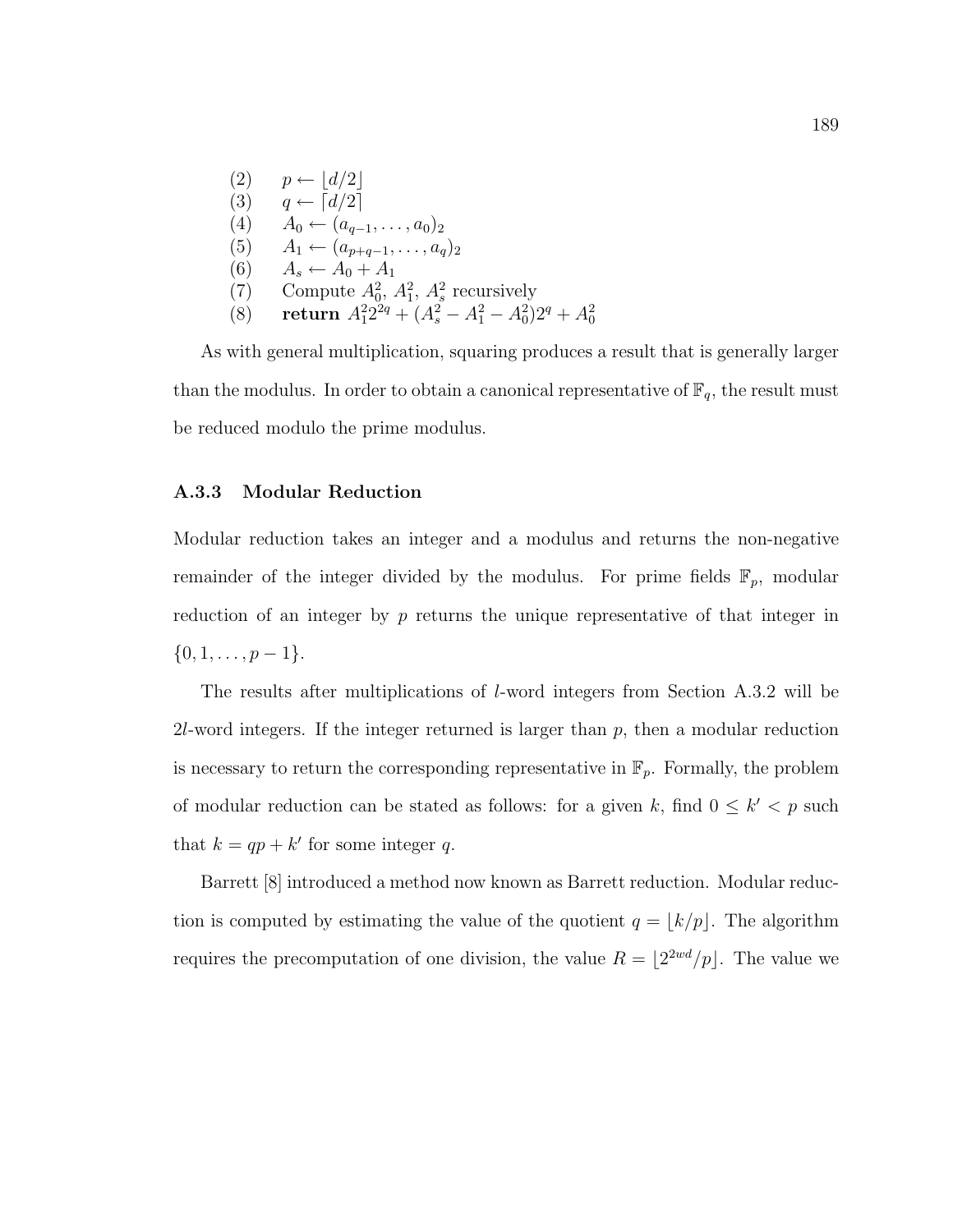(2) $p \leftarrow \lfloor d/2 \rfloor$
(3) $q \leftarrow \lceil d/2 \rceil$
(4) $A_0 \leftarrow (a_{q-1}, \ldots, a_0)_2$
(5) $A_1 \leftarrow (a_{p+q-1}, \ldots, a_q)_2$
(6) $A_s \leftarrow A_0 + A_1$
(7) Compute $A_0^2$, $A_1^2$, $A_s^2$ recursively
(8) **return** $A_1^2 2^{2q} + (A_s^2 - A_1^2 - A_0^2)2^q + A_0^2$

As with general multiplication, squaring produces a result that is generally larger than the modulus. In order to obtain a canonical representative of $\mathbb{F}_q$, the result must be reduced modulo the prime modulus.

### A.3.3 Modular Reduction

Modular reduction takes an integer and a modulus and returns the non-negative remainder of the integer divided by the modulus. For prime fields $\mathbb{F}_p$, modular reduction of an integer by $p$ returns the unique representative of that integer in $\{0, 1, \ldots, p-1\}$.

The results after multiplications of $l$-word integers from Section A.3.2 will be $2l$-word integers. If the integer returned is larger than $p$, then a modular reduction is necessary to return the corresponding representative in $\mathbb{F}_p$. Formally, the problem of modular reduction can be stated as follows: for a given $k$, find $0 \leq k' < p$ such that $k = qp + k'$ for some integer $q$.

Barrett [8] introduced a method now known as Barrett reduction. Modular reduction is computed by estimating the value of the quotient $q = \lfloor k/p \rfloor$. The algorithm requires the precomputation of one division, the value $R = \lfloor 2^{2wd}/p \rfloor$. The value we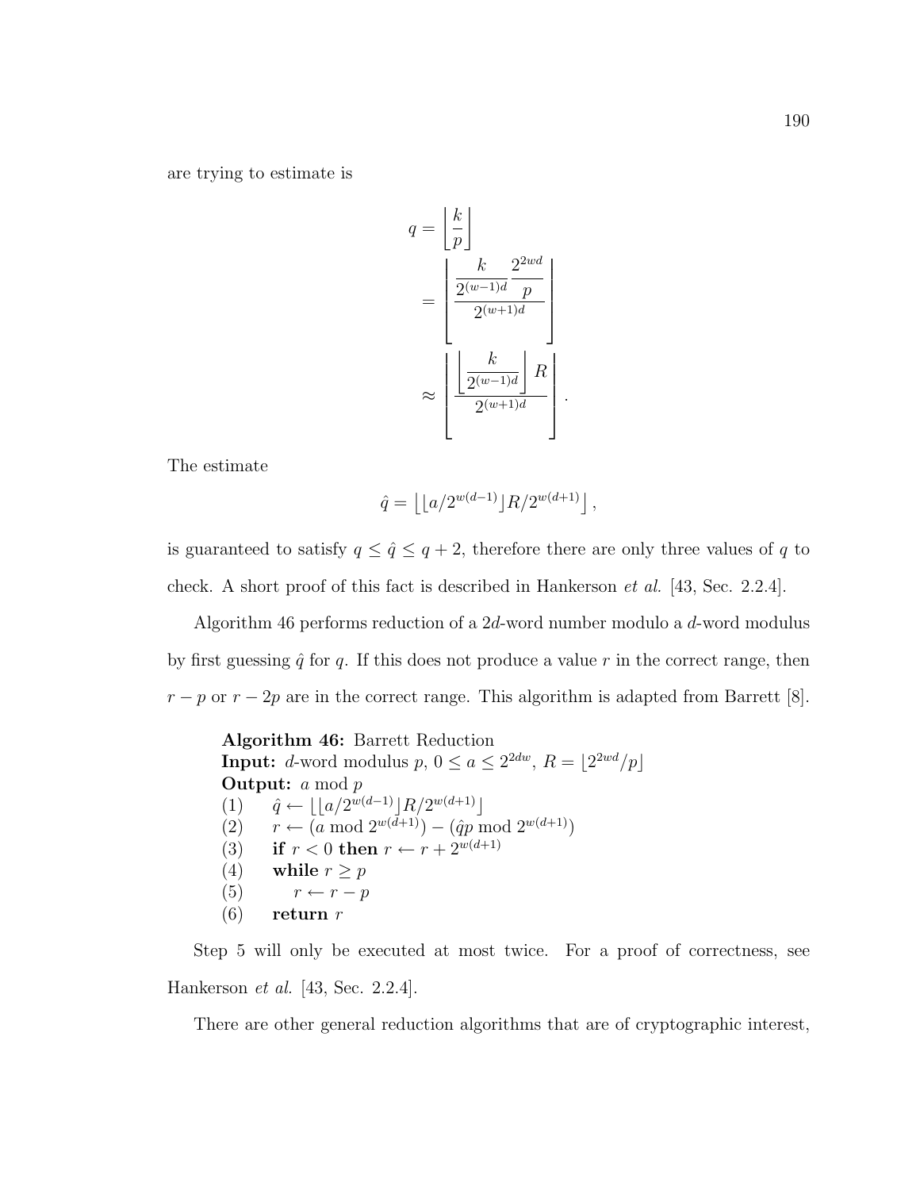are trying to estimate is

$$
\begin{aligned}
q &= \left\lfloor \frac{k}{p} \right\rfloor \\
&= \left\lfloor \frac{\dfrac{k}{2^{(w-1)d}} \dfrac{2^{2wd}}{p}}{2^{(w+1)d}} \right\rfloor \\
&\approx \left\lfloor \frac{\left\lfloor \dfrac{k}{2^{(w-1)d}} \right\rfloor R}{2^{(w+1)d}} \right\rfloor .
\end{aligned}
$$

The estimate

$$
\hat{q} = \left\lfloor \lfloor a/2^{w(d-1)} \rfloor R / 2^{w(d+1)} \right\rfloor ,
$$

is guaranteed to satisfy $q \leq \hat{q} \leq q + 2$, therefore there are only three values of $q$ to check. A short proof of this fact is described in Hankerson *et al.* [43, Sec. 2.2.4].

Algorithm 46 performs reduction of a $2d$-word number modulo a $d$-word modulus by first guessing $\hat{q}$ for $q$. If this does not produce a value $r$ in the correct range, then $r - p$ or $r - 2p$ are in the correct range. This algorithm is adapted from Barrett [8].

**Algorithm 46:** Barrett Reduction
**Input:** $d$-word modulus $p$, $0 \leq a \leq 2^{2dw}$, $R = \lfloor 2^{2wd}/p \rfloor$
**Output:** $a \bmod p$
(1) $\hat{q} \leftarrow \lfloor \lfloor a/2^{w(d-1)} \rfloor R / 2^{w(d+1)} \rfloor$
(2) $r \leftarrow (a \bmod 2^{w(d+1)}) - (\hat{q}p \bmod 2^{w(d+1)})$
(3) **if** $r < 0$ **then** $r \leftarrow r + 2^{w(d+1)}$
(4) **while** $r \geq p$
(5) $\quad r \leftarrow r - p$
(6) **return** $r$

Step 5 will only be executed at most twice. For a proof of correctness, see Hankerson *et al.* [43, Sec. 2.2.4].

There are other general reduction algorithms that are of cryptographic interest,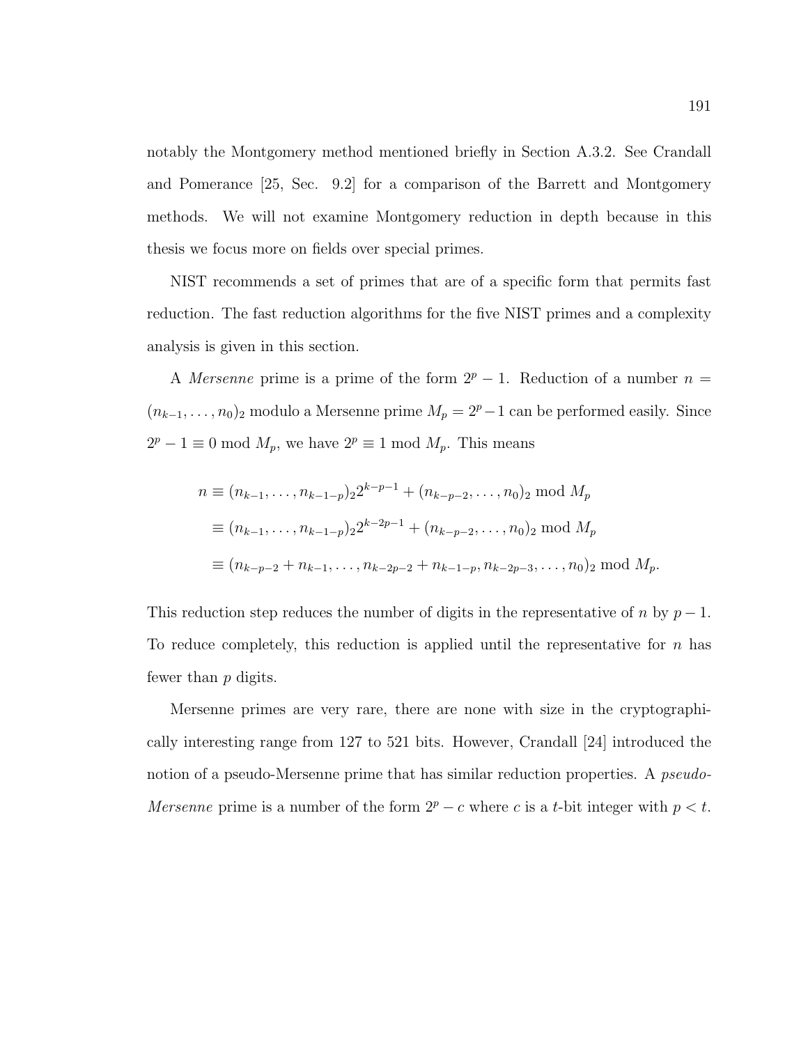notably the Montgomery method mentioned briefly in Section A.3.2. See Crandall and Pomerance [25, Sec. 9.2] for a comparison of the Barrett and Montgomery methods. We will not examine Montgomery reduction in depth because in this thesis we focus more on fields over special primes.

NIST recommends a set of primes that are of a specific form that permits fast reduction. The fast reduction algorithms for the five NIST primes and a complexity analysis is given in this section.

A *Mersenne* prime is a prime of the form $2^p - 1$. Reduction of a number $n = (n_{k-1}, \ldots, n_0)_2$ modulo a Mersenne prime $M_p = 2^p - 1$ can be performed easily. Since $2^p - 1 \equiv 0 \bmod M_p$, we have $2^p \equiv 1 \bmod M_p$. This means

$$
\begin{aligned}
n &\equiv (n_{k-1}, \ldots, n_{k-1-p})_2 2^{k-p-1} + (n_{k-p-2}, \ldots, n_0)_2 \bmod M_p \\
&\equiv (n_{k-1}, \ldots, n_{k-1-p})_2 2^{k-2p-1} + (n_{k-p-2}, \ldots, n_0)_2 \bmod M_p \\
&\equiv (n_{k-p-2} + n_{k-1}, \ldots, n_{k-2p-2} + n_{k-1-p}, n_{k-2p-3}, \ldots, n_0)_2 \bmod M_p.
\end{aligned}
$$

This reduction step reduces the number of digits in the representative of $n$ by $p - 1$. To reduce completely, this reduction is applied until the representative for $n$ has fewer than $p$ digits.

Mersenne primes are very rare, there are none with size in the cryptographically interesting range from 127 to 521 bits. However, Crandall [24] introduced the notion of a pseudo-Mersenne prime that has similar reduction properties. A *pseudo-Mersenne* prime is a number of the form $2^p - c$ where $c$ is a $t$-bit integer with $p < t$.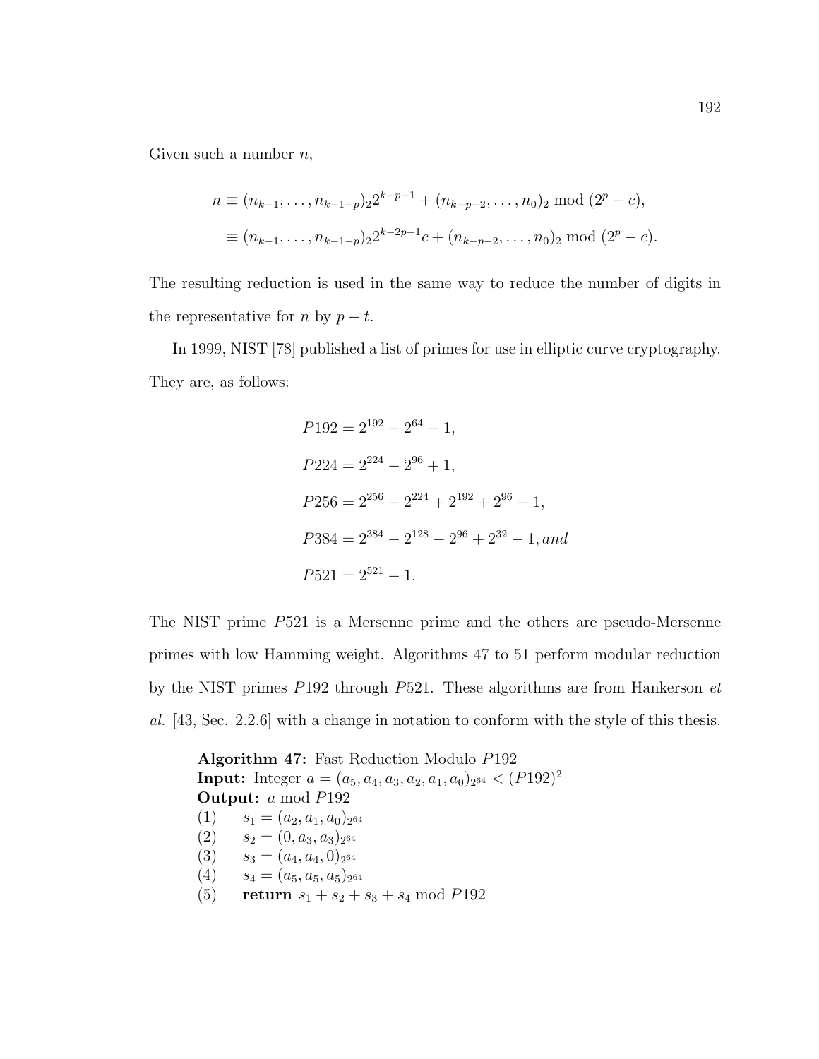Given such a number $n$,

$$
\begin{aligned}
n &\equiv (n_{k-1}, \ldots, n_{k-1-p})_2 2^{k-p-1} + (n_{k-p-2}, \ldots, n_0)_2 \bmod (2^p - c), \\
&\equiv (n_{k-1}, \ldots, n_{k-1-p})_2 2^{k-2p-1} c + (n_{k-p-2}, \ldots, n_0)_2 \bmod (2^p - c).
\end{aligned}
$$

The resulting reduction is used in the same way to reduce the number of digits in the representative for $n$ by $p - t$.

In 1999, NIST [78] published a list of primes for use in elliptic curve cryptography. They are, as follows:

$$
\begin{aligned}
&P192 = 2^{192} - 2^{64} - 1, \\
&P224 = 2^{224} - 2^{96} + 1, \\
&P256 = 2^{256} - 2^{224} + 2^{192} + 2^{96} - 1, \\
&P384 = 2^{384} - 2^{128} - 2^{96} + 2^{32} - 1, and \\
&P521 = 2^{521} - 1.
\end{aligned}
$$

The NIST prime $P521$ is a Mersenne prime and the others are pseudo-Mersenne primes with low Hamming weight. Algorithms 47 to 51 perform modular reduction by the NIST primes $P192$ through $P521$. These algorithms are from Hankerson *et al.* [43, Sec. 2.2.6] with a change in notation to conform with the style of this thesis.

**Algorithm 47:** Fast Reduction Modulo $P192$
**Input:** Integer $a = (a_5, a_4, a_3, a_2, a_1, a_0)_{2^{64}} < (P192)^2$
**Output:** $a \bmod P192$
(1) $s_1 = (a_2, a_1, a_0)_{2^{64}}$
(2) $s_2 = (0, a_3, a_3)_{2^{64}}$
(3) $s_3 = (a_4, a_4, 0)_{2^{64}}$
(4) $s_4 = (a_5, a_5, a_5)_{2^{64}}$
(5) **return** $s_1 + s_2 + s_3 + s_4 \bmod P192$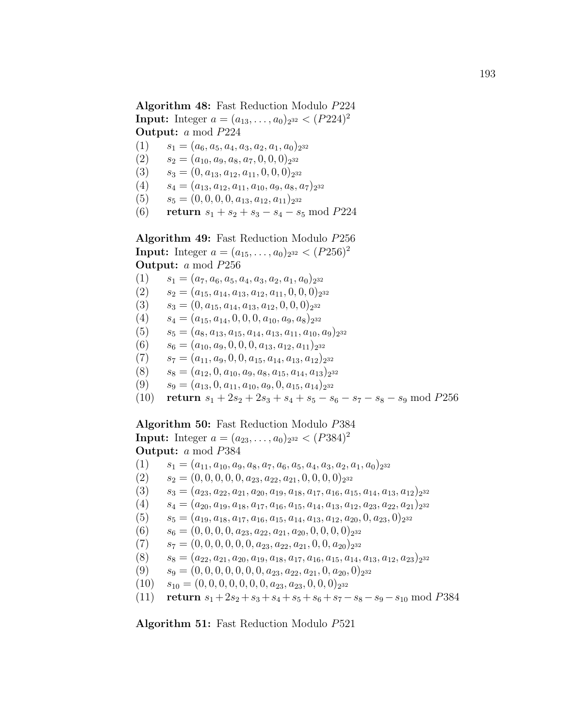**Algorithm 48:** Fast Reduction Modulo $P224$
**Input:** Integer $a = (a_{13}, \ldots, a_0)_{2^{32}} < (P224)^2$
**Output:** $a \bmod P224$

(1) $s_1 = (a_6, a_5, a_4, a_3, a_2, a_1, a_0)_{2^{32}}$
(2) $s_2 = (a_{10}, a_9, a_8, a_7, 0, 0, 0)_{2^{32}}$
(3) $s_3 = (0, a_{13}, a_{12}, a_{11}, 0, 0, 0)_{2^{32}}$
(4) $s_4 = (a_{13}, a_{12}, a_{11}, a_{10}, a_9, a_8, a_7)_{2^{32}}$
(5) $s_5 = (0, 0, 0, 0, a_{13}, a_{12}, a_{11})_{2^{32}}$
(6) **return** $s_1 + s_2 + s_3 - s_4 - s_5 \bmod P224$

**Algorithm 49:** Fast Reduction Modulo $P256$
**Input:** Integer $a = (a_{15}, \ldots, a_0)_{2^{32}} < (P256)^2$
**Output:** $a \bmod P256$

(1) $s_1 = (a_7, a_6, a_5, a_4, a_3, a_2, a_1, a_0)_{2^{32}}$
(2) $s_2 = (a_{15}, a_{14}, a_{13}, a_{12}, a_{11}, 0, 0, 0)_{2^{32}}$
(3) $s_3 = (0, a_{15}, a_{14}, a_{13}, a_{12}, 0, 0, 0)_{2^{32}}$
(4) $s_4 = (a_{15}, a_{14}, 0, 0, 0, a_{10}, a_9, a_8)_{2^{32}}$
(5) $s_5 = (a_8, a_{13}, a_{15}, a_{14}, a_{13}, a_{11}, a_{10}, a_9)_{2^{32}}$
(6) $s_6 = (a_{10}, a_9, 0, 0, 0, a_{13}, a_{12}, a_{11})_{2^{32}}$
(7) $s_7 = (a_{11}, a_9, 0, 0, a_{15}, a_{14}, a_{13}, a_{12})_{2^{32}}$
(8) $s_8 = (a_{12}, 0, a_{10}, a_9, a_8, a_{15}, a_{14}, a_{13})_{2^{32}}$
(9) $s_9 = (a_{13}, 0, a_{11}, a_{10}, a_9, 0, a_{15}, a_{14})_{2^{32}}$
(10) **return** $s_1 + 2s_2 + 2s_3 + s_4 + s_5 - s_6 - s_7 - s_8 - s_9 \bmod P256$

**Algorithm 50:** Fast Reduction Modulo $P384$
**Input:** Integer $a = (a_{23}, \ldots, a_0)_{2^{32}} < (P384)^2$
**Output:** $a \bmod P384$

(1) $s_1 = (a_{11}, a_{10}, a_9, a_8, a_7, a_6, a_5, a_4, a_3, a_2, a_1, a_0)_{2^{32}}$
(2) $s_2 = (0, 0, 0, 0, 0, a_{23}, a_{22}, a_{21}, 0, 0, 0, 0)_{2^{32}}$
(3) $s_3 = (a_{23}, a_{22}, a_{21}, a_{20}, a_{19}, a_{18}, a_{17}, a_{16}, a_{15}, a_{14}, a_{13}, a_{12})_{2^{32}}$
(4) $s_4 = (a_{20}, a_{19}, a_{18}, a_{17}, a_{16}, a_{15}, a_{14}, a_{13}, a_{12}, a_{23}, a_{22}, a_{21})_{2^{32}}$
(5) $s_5 = (a_{19}, a_{18}, a_{17}, a_{16}, a_{15}, a_{14}, a_{13}, a_{12}, a_{20}, 0, a_{23}, 0)_{2^{32}}$
(6) $s_6 = (0, 0, 0, 0, a_{23}, a_{22}, a_{21}, a_{20}, 0, 0, 0, 0)_{2^{32}}$
(7) $s_7 = (0, 0, 0, 0, 0, 0, a_{23}, a_{22}, a_{21}, 0, 0, a_{20})_{2^{32}}$
(8) $s_8 = (a_{22}, a_{21}, a_{20}, a_{19}, a_{18}, a_{17}, a_{16}, a_{15}, a_{14}, a_{13}, a_{12}, a_{23})_{2^{32}}$
(9) $s_9 = (0, 0, 0, 0, 0, 0, 0, a_{23}, a_{22}, a_{21}, 0, a_{20}, 0)_{2^{32}}$
(10) $s_{10} = (0, 0, 0, 0, 0, 0, 0, a_{23}, a_{23}, 0, 0, 0)_{2^{32}}$
(11) **return** $s_1 + 2s_2 + s_3 + s_4 + s_5 + s_6 + s_7 - s_8 - s_9 - s_{10} \bmod P384$

**Algorithm 51:** Fast Reduction Modulo $P521$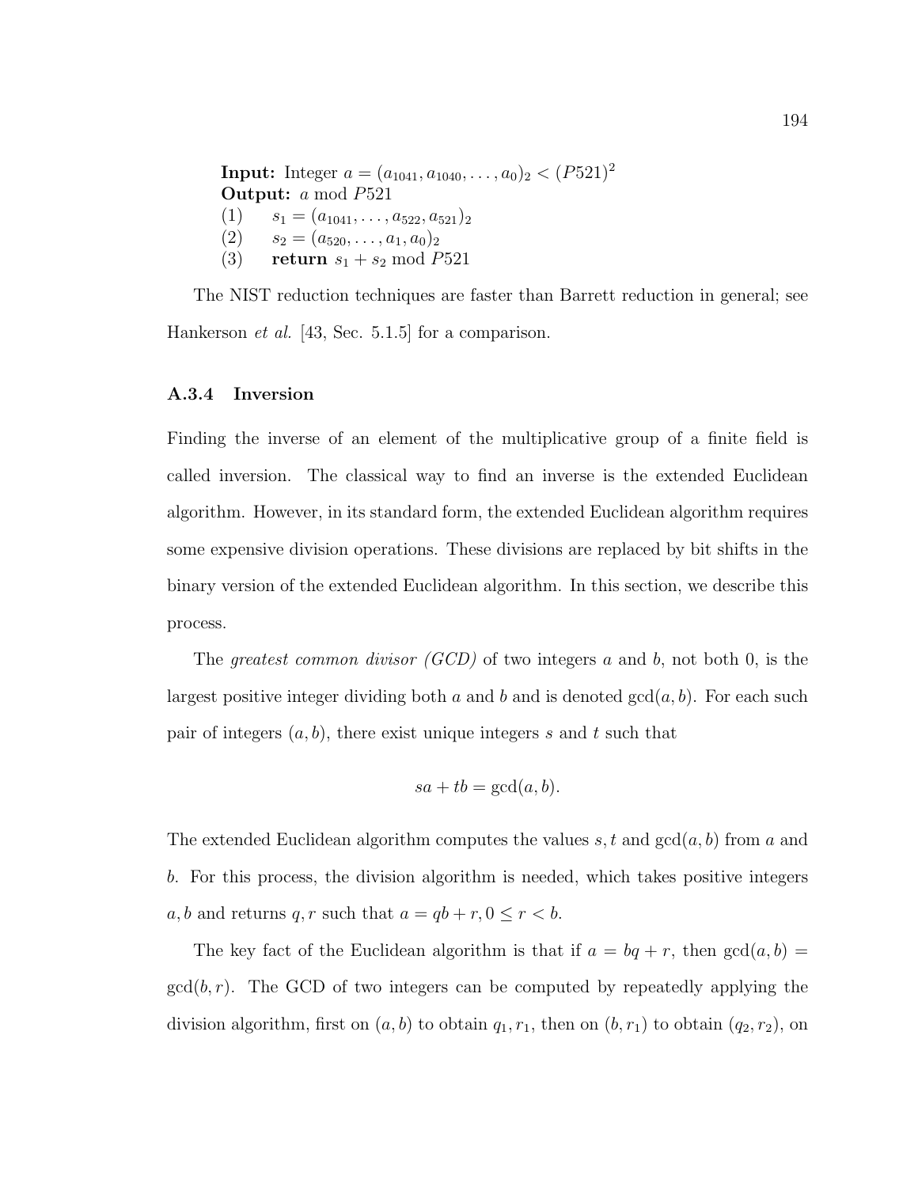**Input:** Integer $a = (a_{1041}, a_{1040}, \ldots, a_0)_2 < (P521)^2$
**Output:** $a \bmod P521$
(1) $s_1 = (a_{1041}, \ldots, a_{522}, a_{521})_2$
(2) $s_2 = (a_{520}, \ldots, a_1, a_0)_2$
(3) **return** $s_1 + s_2 \bmod P521$

The NIST reduction techniques are faster than Barrett reduction in general; see Hankerson *et al.* [43, Sec. 5.1.5] for a comparison.

### A.3.4 Inversion

Finding the inverse of an element of the multiplicative group of a finite field is called inversion. The classical way to find an inverse is the extended Euclidean algorithm. However, in its standard form, the extended Euclidean algorithm requires some expensive division operations. These divisions are replaced by bit shifts in the binary version of the extended Euclidean algorithm. In this section, we describe this process.

The *greatest common divisor (GCD)* of two integers $a$ and $b$, not both 0, is the largest positive integer dividing both $a$ and $b$ and is denoted $\gcd(a, b)$. For each such pair of integers $(a, b)$, there exist unique integers $s$ and $t$ such that

$$sa + tb = \gcd(a, b).$$

The extended Euclidean algorithm computes the values $s, t$ and $\gcd(a, b)$ from $a$ and $b$. For this process, the division algorithm is needed, which takes positive integers $a, b$ and returns $q, r$ such that $a = qb + r, 0 \leq r < b$.

The key fact of the Euclidean algorithm is that if $a = bq + r$, then $\gcd(a, b) = \gcd(b, r)$. The GCD of two integers can be computed by repeatedly applying the division algorithm, first on $(a, b)$ to obtain $q_1, r_1$, then on $(b, r_1)$ to obtain $(q_2, r_2)$, on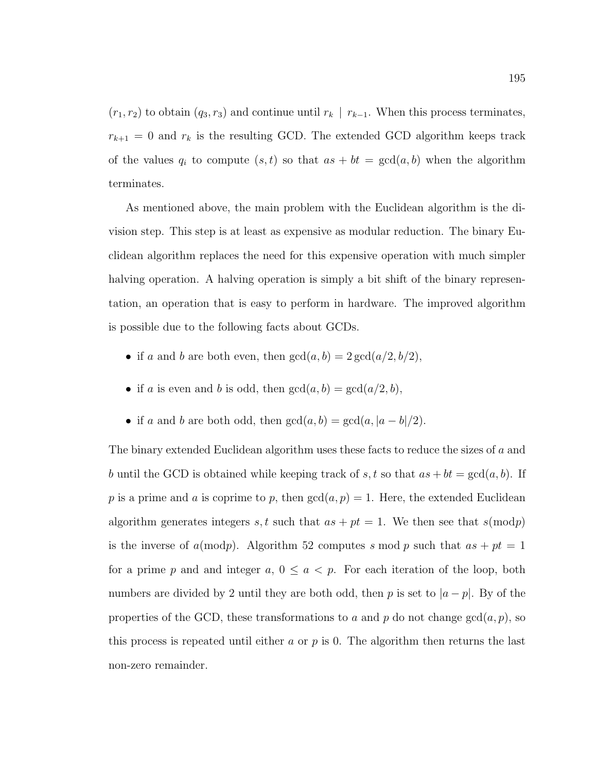$(r_1, r_2)$ to obtain $(q_3, r_3)$ and continue until $r_k \mid r_{k-1}$. When this process terminates, $r_{k+1} = 0$ and $r_k$ is the resulting GCD. The extended GCD algorithm keeps track of the values $q_i$ to compute $(s, t)$ so that $as + bt = \gcd(a, b)$ when the algorithm terminates.

As mentioned above, the main problem with the Euclidean algorithm is the division step. This step is at least as expensive as modular reduction. The binary Euclidean algorithm replaces the need for this expensive operation with much simpler halving operation. A halving operation is simply a bit shift of the binary representation, an operation that is easy to perform in hardware. The improved algorithm is possible due to the following facts about GCDs.

- if $a$ and $b$ are both even, then $\gcd(a, b) = 2\gcd(a/2, b/2)$,
- if $a$ is even and $b$ is odd, then $\gcd(a, b) = \gcd(a/2, b)$,
- if $a$ and $b$ are both odd, then $\gcd(a, b) = \gcd(a, |a - b|/2)$.

The binary extended Euclidean algorithm uses these facts to reduce the sizes of $a$ and $b$ until the GCD is obtained while keeping track of $s, t$ so that $as + bt = \gcd(a, b)$. If $p$ is a prime and $a$ is coprime to $p$, then $\gcd(a, p) = 1$. Here, the extended Euclidean algorithm generates integers $s, t$ such that $as + pt = 1$. We then see that $s(\text{mod} p)$ is the inverse of $a(\text{mod} p)$. Algorithm 52 computes $s \bmod p$ such that $as + pt = 1$ for a prime $p$ and and integer $a$, $0 \leq a < p$. For each iteration of the loop, both numbers are divided by 2 until they are both odd, then $p$ is set to $|a - p|$. By of the properties of the GCD, these transformations to $a$ and $p$ do not change $\gcd(a, p)$, so this process is repeated until either $a$ or $p$ is 0. The algorithm then returns the last non-zero remainder.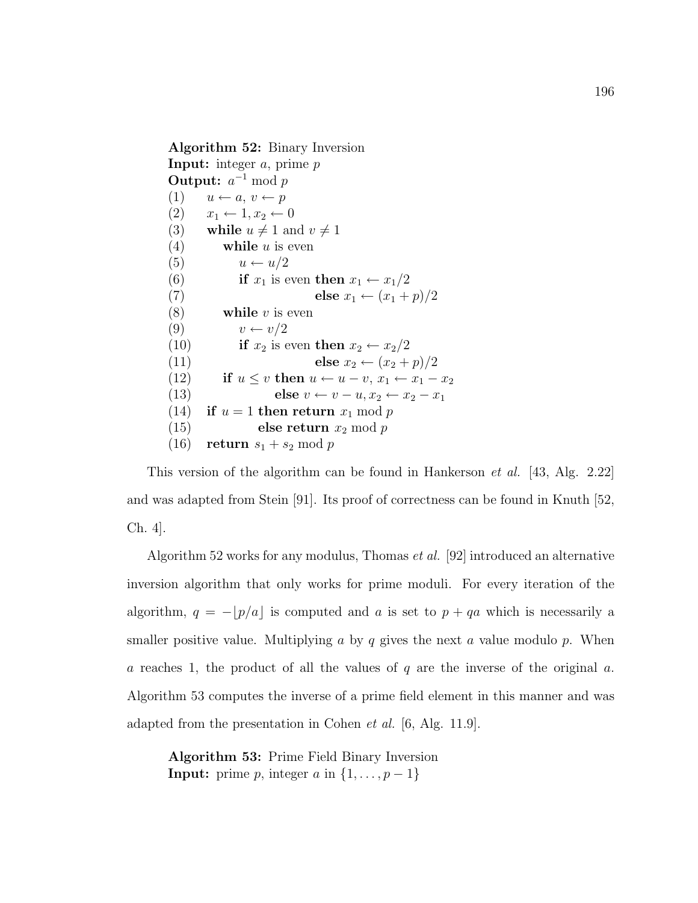**Algorithm 52:** Binary Inversion
**Input:** integer $a$, prime $p$
**Output:** $a^{-1} \bmod p$

```
(1)    u ← a, v ← p
(2)    x1 ← 1, x2 ← 0
(3)    while u ≠ 1 and v ≠ 1
(4)       while u is even
(5)          u ← u/2
(6)          if x1 is even then x1 ← x1/2
(7)                        else x1 ← (x1 + p)/2
(8)       while v is even
(9)          v ← v/2
(10)         if x2 is even then x2 ← x2/2
(11)                       else x2 ← (x2 + p)/2
(12)      if u ≤ v then u ← u − v, x1 ← x1 − x2
(13)               else v ← v − u, x2 ← x2 − x1
(14)   if u = 1 then return x1 mod p
(15)            else return x2 mod p
(16)   return s1 + s2 mod p
```

This version of the algorithm can be found in Hankerson *et al.* [43, Alg. 2.22] and was adapted from Stein [91]. Its proof of correctness can be found in Knuth [52, Ch. 4].

Algorithm 52 works for any modulus, Thomas *et al.* [92] introduced an alternative inversion algorithm that only works for prime moduli. For every iteration of the algorithm, $q = -\lfloor p/a \rfloor$ is computed and $a$ is set to $p + qa$ which is necessarily a smaller positive value. Multiplying $a$ by $q$ gives the next $a$ value modulo $p$. When $a$ reaches 1, the product of all the values of $q$ are the inverse of the original $a$. Algorithm 53 computes the inverse of a prime field element in this manner and was adapted from the presentation in Cohen *et al.* [6, Alg. 11.9].

**Algorithm 53:** Prime Field Binary Inversion
**Input:** prime $p$, integer $a$ in $\{1, \ldots, p-1\}$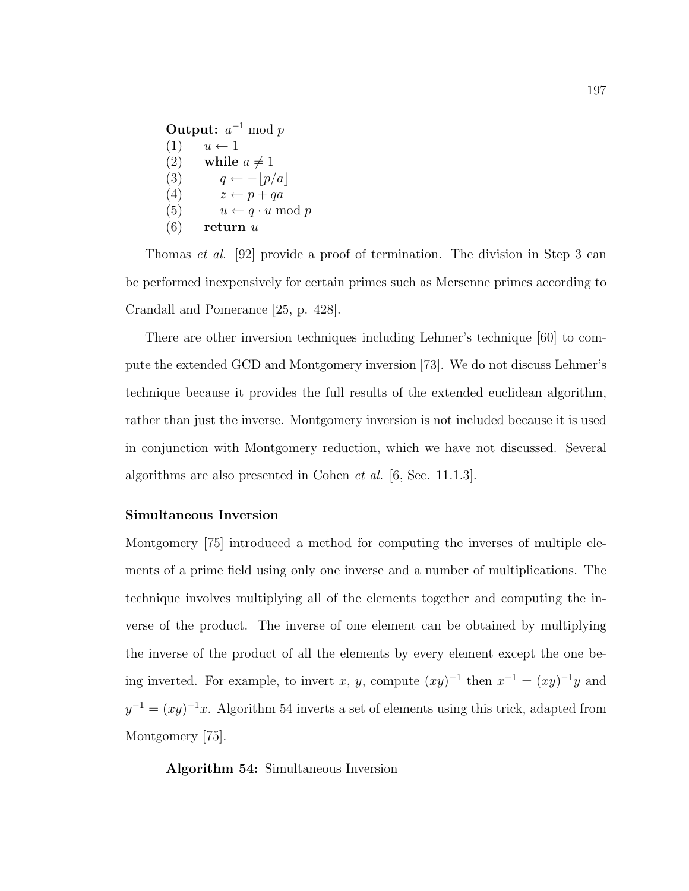**Output:** $a^{-1} \bmod p$

(1) $u \leftarrow 1$
(2) **while** $a \neq 1$
(3) $q \leftarrow -\lfloor p/a \rfloor$
(4) $z \leftarrow p + qa$
(5) $u \leftarrow q \cdot u \bmod p$
(6) **return** $u$

Thomas *et al.* [92] provide a proof of termination. The division in Step 3 can be performed inexpensively for certain primes such as Mersenne primes according to Crandall and Pomerance [25, p. 428].

There are other inversion techniques including Lehmer's technique [60] to compute the extended GCD and Montgomery inversion [73]. We do not discuss Lehmer's technique because it provides the full results of the extended euclidean algorithm, rather than just the inverse. Montgomery inversion is not included because it is used in conjunction with Montgomery reduction, which we have not discussed. Several algorithms are also presented in Cohen *et al.* [6, Sec. 11.1.3].

**Simultaneous Inversion**

Montgomery [75] introduced a method for computing the inverses of multiple elements of a prime field using only one inverse and a number of multiplications. The technique involves multiplying all of the elements together and computing the inverse of the product. The inverse of one element can be obtained by multiplying the inverse of the product of all the elements by every element except the one being inverted. For example, to invert $x$, $y$, compute $(xy)^{-1}$ then $x^{-1} = (xy)^{-1}y$ and $y^{-1} = (xy)^{-1}x$. Algorithm 54 inverts a set of elements using this trick, adapted from Montgomery [75].

**Algorithm 54:** Simultaneous Inversion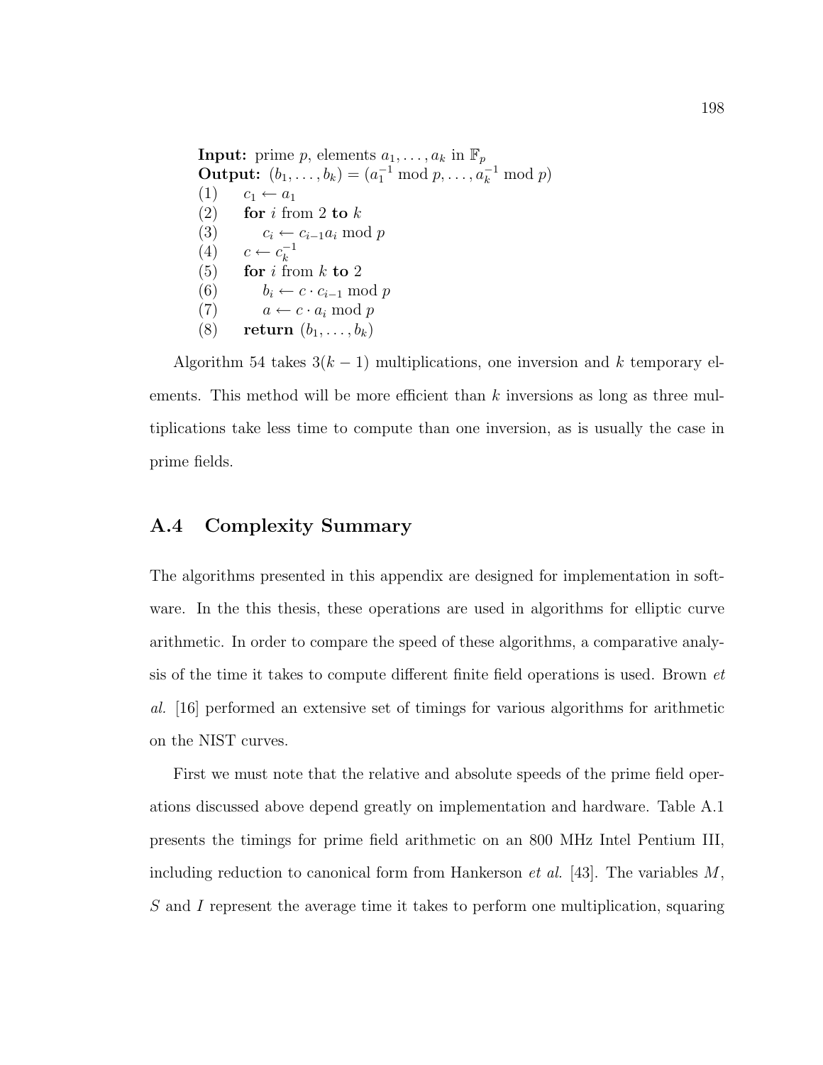**Input:** prime $p$, elements $a_1, \ldots, a_k$ in $\mathbb{F}_p$
**Output:** $(b_1, \ldots, b_k) = (a_1^{-1} \bmod p, \ldots, a_k^{-1} \bmod p)$
(1) $c_1 \leftarrow a_1$
(2) **for** $i$ from 2 **to** $k$
(3) $\quad c_i \leftarrow c_{i-1}a_i \bmod p$
(4) $c \leftarrow c_k^{-1}$
(5) **for** $i$ from $k$ **to** 2
(6) $\quad b_i \leftarrow c \cdot c_{i-1} \bmod p$
(7) $\quad a \leftarrow c \cdot a_i \bmod p$
(8) **return** $(b_1, \ldots, b_k)$

Algorithm 54 takes $3(k-1)$ multiplications, one inversion and $k$ temporary elements. This method will be more efficient than $k$ inversions as long as three multiplications take less time to compute than one inversion, as is usually the case in prime fields.

## A.4 Complexity Summary

The algorithms presented in this appendix are designed for implementation in software. In the this thesis, these operations are used in algorithms for elliptic curve arithmetic. In order to compare the speed of these algorithms, a comparative analysis of the time it takes to compute different finite field operations is used. Brown *et al.* [16] performed an extensive set of timings for various algorithms for arithmetic on the NIST curves.

First we must note that the relative and absolute speeds of the prime field operations discussed above depend greatly on implementation and hardware. Table A.1 presents the timings for prime field arithmetic on an 800 MHz Intel Pentium III, including reduction to canonical form from Hankerson *et al.* [43]. The variables $M$, $S$ and $I$ represent the average time it takes to perform one multiplication, squaring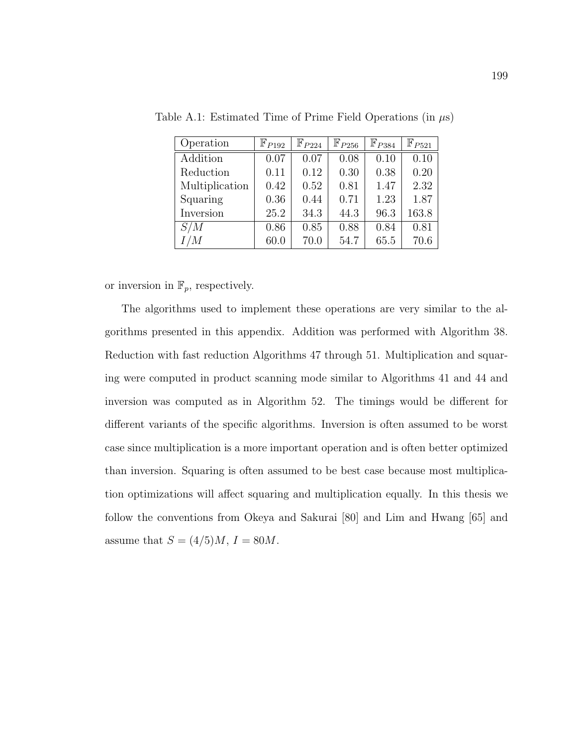Table A.1: Estimated Time of Prime Field Operations (in $\mu$s)

| Operation | $\mathbb{F}_{P192}$ | $\mathbb{F}_{P224}$ | $\mathbb{F}_{P256}$ | $\mathbb{F}_{P384}$ | $\mathbb{F}_{P521}$ |
|---|---|---|---|---|---|
| Addition | 0.07 | 0.07 | 0.08 | 0.10 | 0.10 |
| Reduction | 0.11 | 0.12 | 0.30 | 0.38 | 0.20 |
| Multiplication | 0.42 | 0.52 | 0.81 | 1.47 | 2.32 |
| Squaring | 0.36 | 0.44 | 0.71 | 1.23 | 1.87 |
| Inversion | 25.2 | 34.3 | 44.3 | 96.3 | 163.8 |
| $S/M$ | 0.86 | 0.85 | 0.88 | 0.84 | 0.81 |
| $I/M$ | 60.0 | 70.0 | 54.7 | 65.5 | 70.6 |

or inversion in $\mathbb{F}_p$, respectively.

The algorithms used to implement these operations are very similar to the algorithms presented in this appendix. Addition was performed with Algorithm 38. Reduction with fast reduction Algorithms 47 through 51. Multiplication and squaring were computed in product scanning mode similar to Algorithms 41 and 44 and inversion was computed as in Algorithm 52. The timings would be different for different variants of the specific algorithms. Inversion is often assumed to be worst case since multiplication is a more important operation and is often better optimized than inversion. Squaring is often assumed to be best case because most multiplication optimizations will affect squaring and multiplication equally. In this thesis we follow the conventions from Okeya and Sakurai [80] and Lim and Hwang [65] and assume that $S = (4/5)M$, $I = 80M$.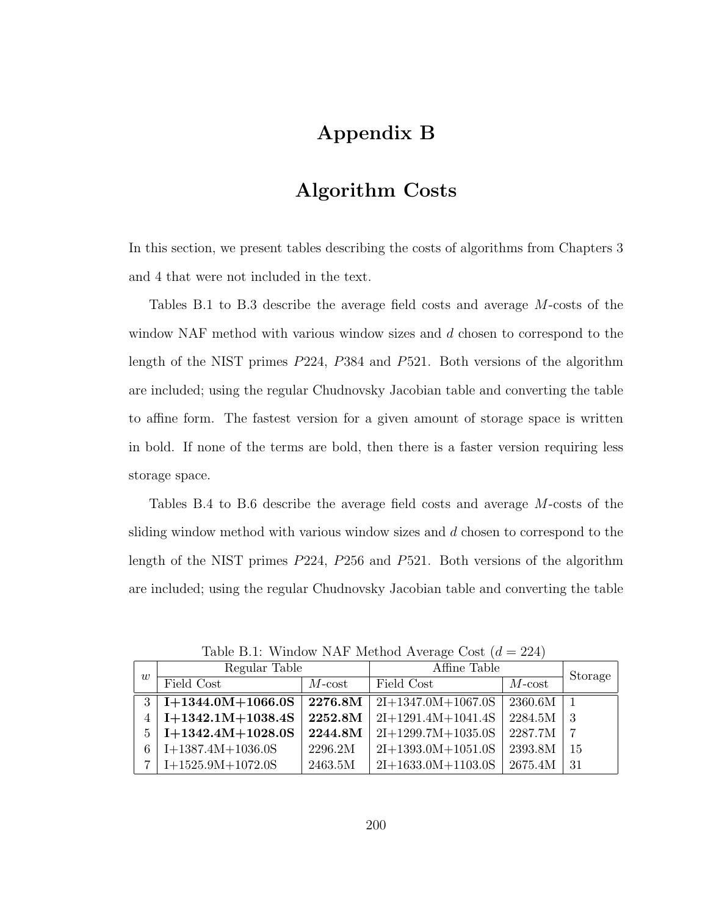# Appendix B

# Algorithm Costs

In this section, we present tables describing the costs of algorithms from Chapters 3 and 4 that were not included in the text.

Tables B.1 to B.3 describe the average field costs and average $M$-costs of the window NAF method with various window sizes and $d$ chosen to correspond to the length of the NIST primes $P224$, $P384$ and $P521$. Both versions of the algorithm are included; using the regular Chudnovsky Jacobian table and converting the table to affine form. The fastest version for a given amount of storage space is written in bold. If none of the terms are bold, then there is a faster version requiring less storage space.

Tables B.4 to B.6 describe the average field costs and average $M$-costs of the sliding window method with various window sizes and $d$ chosen to correspond to the length of the NIST primes $P224$, $P256$ and $P521$. Both versions of the algorithm are included; using the regular Chudnovsky Jacobian table and converting the table

Table B.1: Window NAF Method Average Cost ($d = 224$)

| $w$ | Regular Table | | Affine Table | | Storage |
|---|---|---|---|---|---|
| | Field Cost | $M$-cost | Field Cost | $M$-cost | |
| 3 | **I+1344.0M+1066.0S** | **2276.8M** | 2I+1347.0M+1067.0S | 2360.6M | 1 |
| 4 | **I+1342.1M+1038.4S** | **2252.8M** | 2I+1291.4M+1041.4S | 2284.5M | 3 |
| 5 | **I+1342.4M+1028.0S** | **2244.8M** | 2I+1299.7M+1035.0S | 2287.7M | 7 |
| 6 | I+1387.4M+1036.0S | 2296.2M | 2I+1393.0M+1051.0S | 2393.8M | 15 |
| 7 | I+1525.9M+1072.0S | 2463.5M | 2I+1633.0M+1103.0S | 2675.4M | 31 |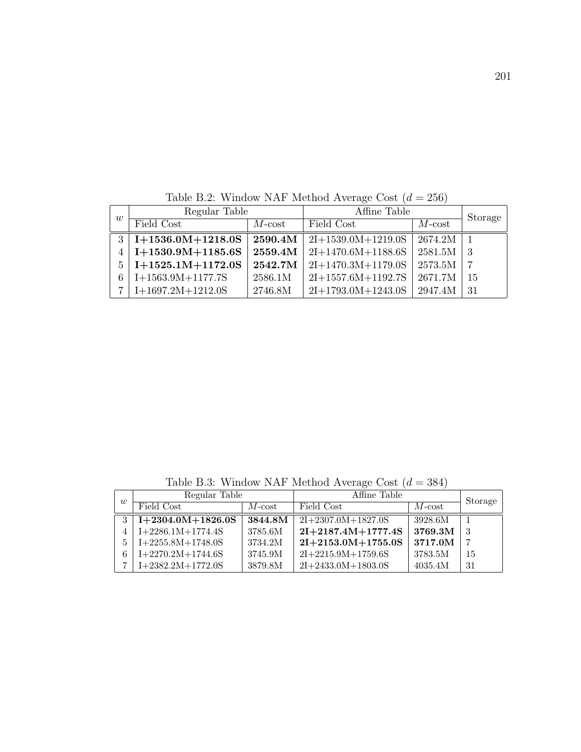Table B.2: Window NAF Method Average Cost ($d = 256$)

| $w$ | Regular Table | | Affine Table | | Storage |
|---|---|---|---|---|---|
| | Field Cost | $M$-cost | Field Cost | $M$-cost | |
| 3 | **I+1536.0M+1218.0S** | **2590.4M** | 2I+1539.0M+1219.0S | 2674.2M | 1 |
| 4 | **I+1530.9M+1185.6S** | **2559.4M** | 2I+1470.6M+1188.6S | 2581.5M | 3 |
| 5 | **I+1525.1M+1172.0S** | **2542.7M** | 2I+1470.3M+1179.0S | 2573.5M | 7 |
| 6 | I+1563.9M+1177.7S | 2586.1M | 2I+1557.6M+1192.7S | 2671.7M | 15 |
| 7 | I+1697.2M+1212.0S | 2746.8M | 2I+1793.0M+1243.0S | 2947.4M | 31 |

Table B.3: Window NAF Method Average Cost ($d = 384$)

| $w$ | Regular Table | | Affine Table | | Storage |
|---|---|---|---|---|---|
| | Field Cost | $M$-cost | Field Cost | $M$-cost | |
| 3 | **I+2304.0M+1826.0S** | **3844.8M** | 2I+2307.0M+1827.0S | 3928.6M | 1 |
| 4 | I+2286.1M+1774.4S | 3785.6M | **2I+2187.4M+1777.4S** | **3769.3M** | 3 |
| 5 | I+2255.8M+1748.0S | 3734.2M | **2I+2153.0M+1755.0S** | **3717.0M** | 7 |
| 6 | I+2270.2M+1744.6S | 3745.9M | 2I+2215.9M+1759.6S | 3783.5M | 15 |
| 7 | I+2382.2M+1772.0S | 3879.8M | 2I+2433.0M+1803.0S | 4035.4M | 31 |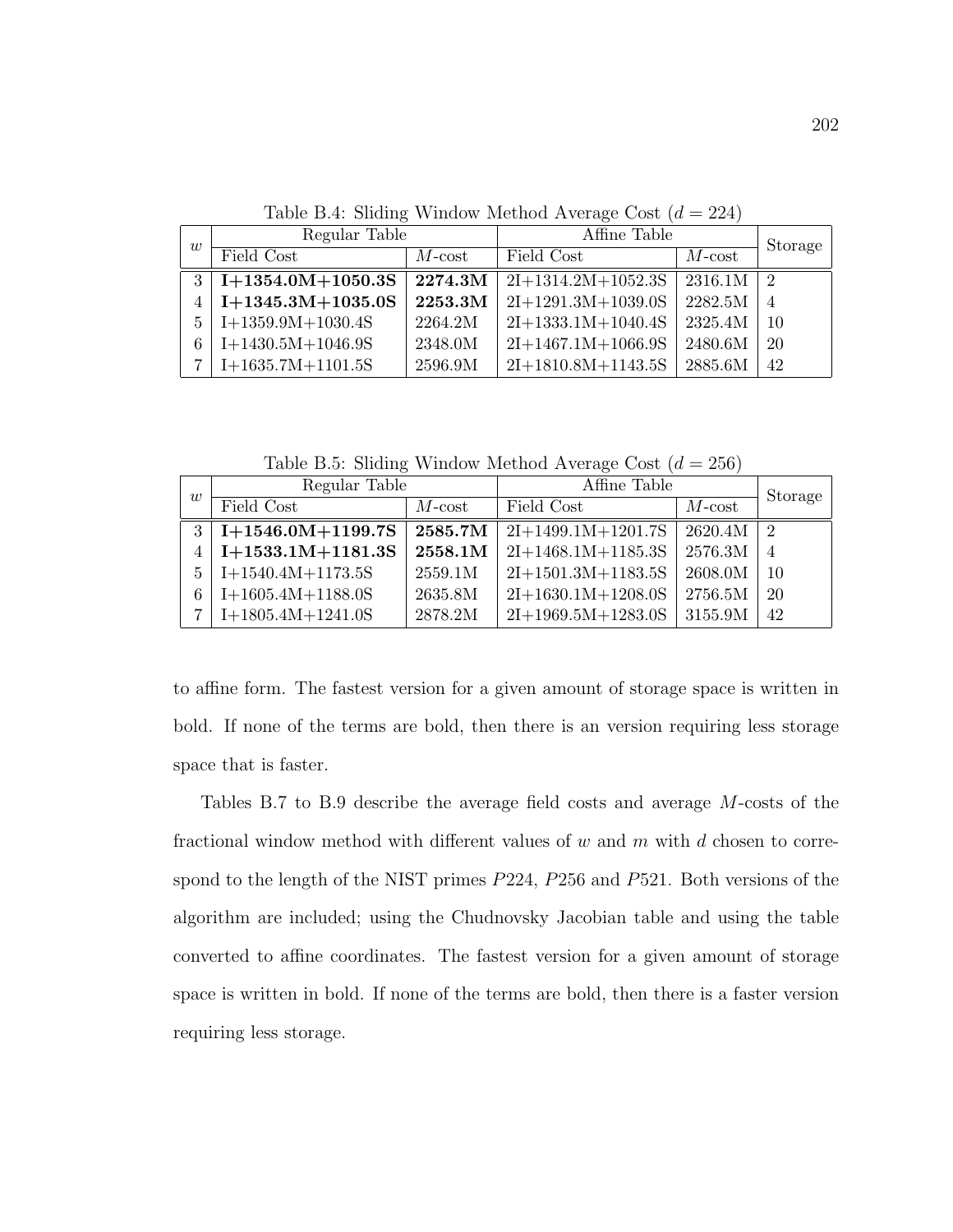Table B.4: Sliding Window Method Average Cost ($d = 224$)

| $w$ | Regular Table | | Affine Table | | Storage |
|---|---|---|---|---|---|
| | Field Cost | $M$-cost | Field Cost | $M$-cost | |
| 3 | **I+1354.0M+1050.3S** | **2274.3M** | 2I+1314.2M+1052.3S | 2316.1M | 2 |
| 4 | **I+1345.3M+1035.0S** | **2253.3M** | 2I+1291.3M+1039.0S | 2282.5M | 4 |
| 5 | I+1359.9M+1030.4S | 2264.2M | 2I+1333.1M+1040.4S | 2325.4M | 10 |
| 6 | I+1430.5M+1046.9S | 2348.0M | 2I+1467.1M+1066.9S | 2480.6M | 20 |
| 7 | I+1635.7M+1101.5S | 2596.9M | 2I+1810.8M+1143.5S | 2885.6M | 42 |

Table B.5: Sliding Window Method Average Cost ($d = 256$)

| $w$ | Regular Table | | Affine Table | | Storage |
|---|---|---|---|---|---|
| | Field Cost | $M$-cost | Field Cost | $M$-cost | |
| 3 | **I+1546.0M+1199.7S** | **2585.7M** | 2I+1499.1M+1201.7S | 2620.4M | 2 |
| 4 | **I+1533.1M+1181.3S** | **2558.1M** | 2I+1468.1M+1185.3S | 2576.3M | 4 |
| 5 | I+1540.4M+1173.5S | 2559.1M | 2I+1501.3M+1183.5S | 2608.0M | 10 |
| 6 | I+1605.4M+1188.0S | 2635.8M | 2I+1630.1M+1208.0S | 2756.5M | 20 |
| 7 | I+1805.4M+1241.0S | 2878.2M | 2I+1969.5M+1283.0S | 3155.9M | 42 |

to affine form. The fastest version for a given amount of storage space is written in bold. If none of the terms are bold, then there is an version requiring less storage space that is faster.

Tables B.7 to B.9 describe the average field costs and average $M$-costs of the fractional window method with different values of $w$ and $m$ with $d$ chosen to correspond to the length of the NIST primes $P224$, $P256$ and $P521$. Both versions of the algorithm are included; using the Chudnovsky Jacobian table and using the table converted to affine coordinates. The fastest version for a given amount of storage space is written in bold. If none of the terms are bold, then there is a faster version requiring less storage.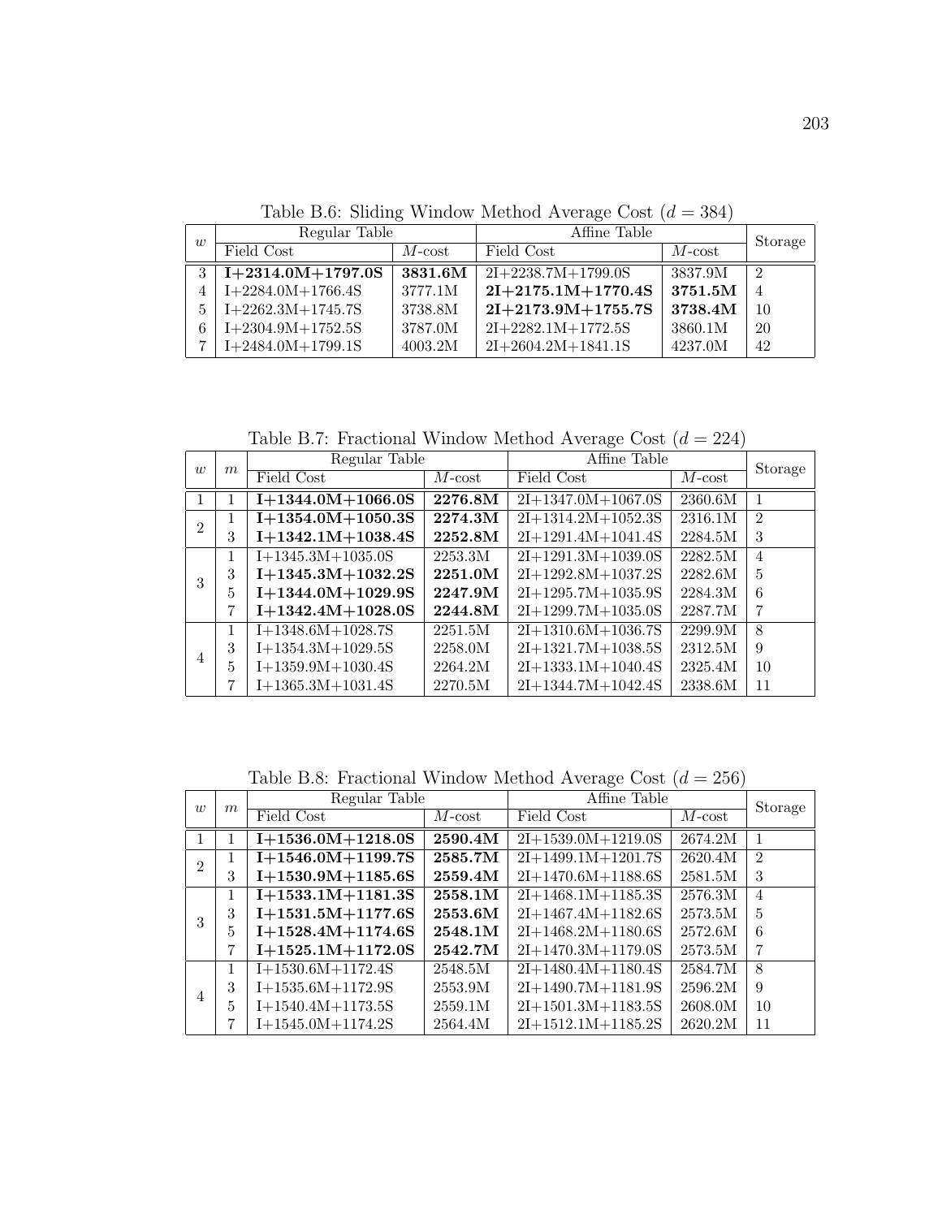Table B.6: Sliding Window Method Average Cost ($d = 384$)

| $w$ | Regular Table | | Affine Table | | Storage |
|---|---|---|---|---|---|
| | Field Cost | $M$-cost | Field Cost | $M$-cost | |
| 3 | **I+2314.0M+1797.0S** | **3831.6M** | 2I+2238.7M+1799.0S | 3837.9M | 2 |
| 4 | I+2284.0M+1766.4S | 3777.1M | **2I+2175.1M+1770.4S** | **3751.5M** | 4 |
| 5 | I+2262.3M+1745.7S | 3738.8M | **2I+2173.9M+1755.7S** | **3738.4M** | 10 |
| 6 | I+2304.9M+1752.5S | 3787.0M | 2I+2282.1M+1772.5S | 3860.1M | 20 |
| 7 | I+2484.0M+1799.1S | 4003.2M | 2I+2604.2M+1841.1S | 4237.0M | 42 |

Table B.7: Fractional Window Method Average Cost ($d = 224$)

| $w$ | $m$ | Regular Table | | Affine Table | | Storage |
|---|---|---|---|---|---|---|
| | | Field Cost | $M$-cost | Field Cost | $M$-cost | |
| 1 | 1 | **I+1344.0M+1066.0S** | **2276.8M** | 2I+1347.0M+1067.0S | 2360.6M | 1 |
| 2 | 1 | **I+1354.0M+1050.3S** | **2274.3M** | 2I+1314.2M+1052.3S | 2316.1M | 2 |
| | 3 | **I+1342.1M+1038.4S** | **2252.8M** | 2I+1291.4M+1041.4S | 2284.5M | 3 |
| 3 | 1 | I+1345.3M+1035.0S | 2253.3M | 2I+1291.3M+1039.0S | 2282.5M | 4 |
| | 3 | **I+1345.3M+1032.2S** | **2251.0M** | 2I+1292.8M+1037.2S | 2282.6M | 5 |
| | 5 | **I+1344.0M+1029.9S** | **2247.9M** | 2I+1295.7M+1035.9S | 2284.3M | 6 |
| | 7 | **I+1342.4M+1028.0S** | **2244.8M** | 2I+1299.7M+1035.0S | 2287.7M | 7 |
| 4 | 1 | I+1348.6M+1028.7S | 2251.5M | 2I+1310.6M+1036.7S | 2299.9M | 8 |
| | 3 | I+1354.3M+1029.5S | 2258.0M | 2I+1321.7M+1038.5S | 2312.5M | 9 |
| | 5 | I+1359.9M+1030.4S | 2264.2M | 2I+1333.1M+1040.4S | 2325.4M | 10 |
| | 7 | I+1365.3M+1031.4S | 2270.5M | 2I+1344.7M+1042.4S | 2338.6M | 11 |

Table B.8: Fractional Window Method Average Cost ($d = 256$)

| $w$ | $m$ | Regular Table | | Affine Table | | Storage |
|---|---|---|---|---|---|---|
| | | Field Cost | $M$-cost | Field Cost | $M$-cost | |
| 1 | 1 | **I+1536.0M+1218.0S** | **2590.4M** | 2I+1539.0M+1219.0S | 2674.2M | 1 |
| 2 | 1 | **I+1546.0M+1199.7S** | **2585.7M** | 2I+1499.1M+1201.7S | 2620.4M | 2 |
| | 3 | **I+1530.9M+1185.6S** | **2559.4M** | 2I+1470.6M+1188.6S | 2581.5M | 3 |
| 3 | 1 | **I+1533.1M+1181.3S** | **2558.1M** | 2I+1468.1M+1185.3S | 2576.3M | 4 |
| | 3 | **I+1531.5M+1177.6S** | **2553.6M** | 2I+1467.4M+1182.6S | 2573.5M | 5 |
| | 5 | **I+1528.4M+1174.6S** | **2548.1M** | 2I+1468.2M+1180.6S | 2572.6M | 6 |
| | 7 | **I+1525.1M+1172.0S** | **2542.7M** | 2I+1470.3M+1179.0S | 2573.5M | 7 |
| 4 | 1 | I+1530.6M+1172.4S | 2548.5M | 2I+1480.4M+1180.4S | 2584.7M | 8 |
| | 3 | I+1535.6M+1172.9S | 2553.9M | 2I+1490.7M+1181.9S | 2596.2M | 9 |
| | 5 | I+1540.4M+1173.5S | 2559.1M | 2I+1501.3M+1183.5S | 2608.0M | 10 |
| | 7 | I+1545.0M+1174.2S | 2564.4M | 2I+1512.1M+1185.2S | 2620.2M | 11 |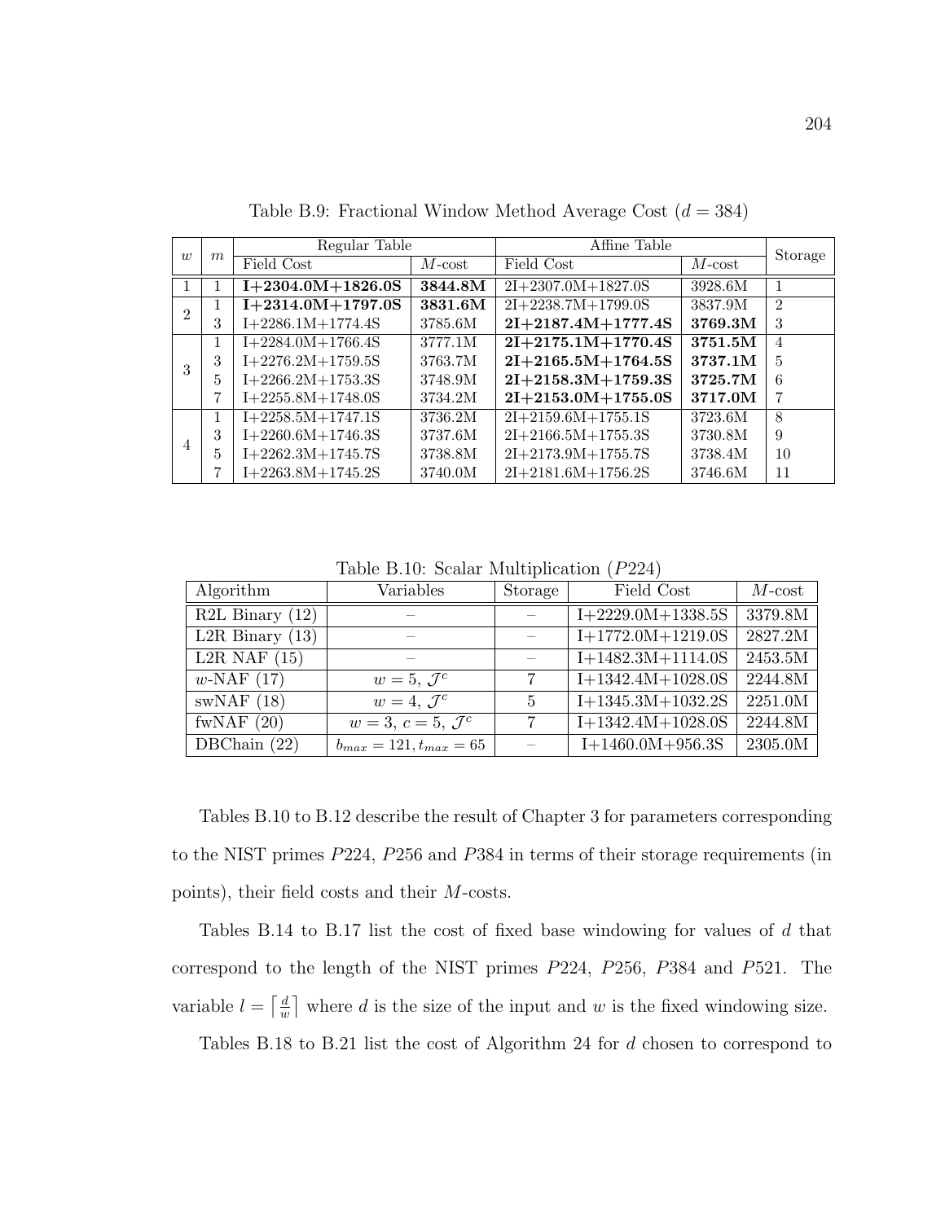Table B.9: Fractional Window Method Average Cost ($d = 384$)

| $w$ | $m$ | Regular Table | | Affine Table | | Storage |
|---|---|---|---|---|---|---|
| | | Field Cost | $M$-cost | Field Cost | $M$-cost | |
| 1 | 1 | **I+2304.0M+1826.0S** | **3844.8M** | 2I+2307.0M+1827.0S | 3928.6M | 1 |
| 2 | 1 | **I+2314.0M+1797.0S** | **3831.6M** | 2I+2238.7M+1799.0S | 3837.9M | 2 |
| | 3 | I+2286.1M+1774.4S | 3785.6M | **2I+2187.4M+1777.4S** | **3769.3M** | 3 |
| 3 | 1 | I+2284.0M+1766.4S | 3777.1M | **2I+2175.1M+1770.4S** | **3751.5M** | 4 |
| | 3 | I+2276.2M+1759.5S | 3763.7M | **2I+2165.5M+1764.5S** | **3737.1M** | 5 |
| | 5 | I+2266.2M+1753.3S | 3748.9M | **2I+2158.3M+1759.3S** | **3725.7M** | 6 |
| | 7 | I+2255.8M+1748.0S | 3734.2M | **2I+2153.0M+1755.0S** | **3717.0M** | 7 |
| 4 | 1 | I+2258.5M+1747.1S | 3736.2M | 2I+2159.6M+1755.1S | 3723.6M | 8 |
| | 3 | I+2260.6M+1746.3S | 3737.6M | 2I+2166.5M+1755.3S | 3730.8M | 9 |
| | 5 | I+2262.3M+1745.7S | 3738.8M | 2I+2173.9M+1755.7S | 3738.4M | 10 |
| | 7 | I+2263.8M+1745.2S | 3740.0M | 2I+2181.6M+1756.2S | 3746.6M | 11 |

Table B.10: Scalar Multiplication ($P224$)

| Algorithm | Variables | Storage | Field Cost | $M$-cost |
|---|---|---|---|---|
| R2L Binary (12) | – | – | I+2229.0M+1338.5S | 3379.8M |
| L2R Binary (13) | – | – | I+1772.0M+1219.0S | 2827.2M |
| L2R NAF (15) | – | – | I+1482.3M+1114.0S | 2453.5M |
| $w$-NAF (17) | $w = 5$, $\mathcal{J}^c$ | 7 | I+1342.4M+1028.0S | 2244.8M |
| swNAF (18) | $w = 4$, $\mathcal{J}^c$ | 5 | I+1345.3M+1032.2S | 2251.0M |
| fwNAF (20) | $w = 3$, $c = 5$, $\mathcal{J}^c$ | 7 | I+1342.4M+1028.0S | 2244.8M |
| DBChain (22) | $b_{max} = 121, t_{max} = 65$ | – | I+1460.0M+956.3S | 2305.0M |

Tables B.10 to B.12 describe the result of Chapter 3 for parameters corresponding to the NIST primes $P224$, $P256$ and $P384$ in terms of their storage requirements (in points), their field costs and their $M$-costs.

Tables B.14 to B.17 list the cost of fixed base windowing for values of $d$ that correspond to the length of the NIST primes $P224$, $P256$, $P384$ and $P521$. The variable $l = \left\lceil \frac{d}{w} \right\rceil$ where $d$ is the size of the input and $w$ is the fixed windowing size.

Tables B.18 to B.21 list the cost of Algorithm 24 for $d$ chosen to correspond to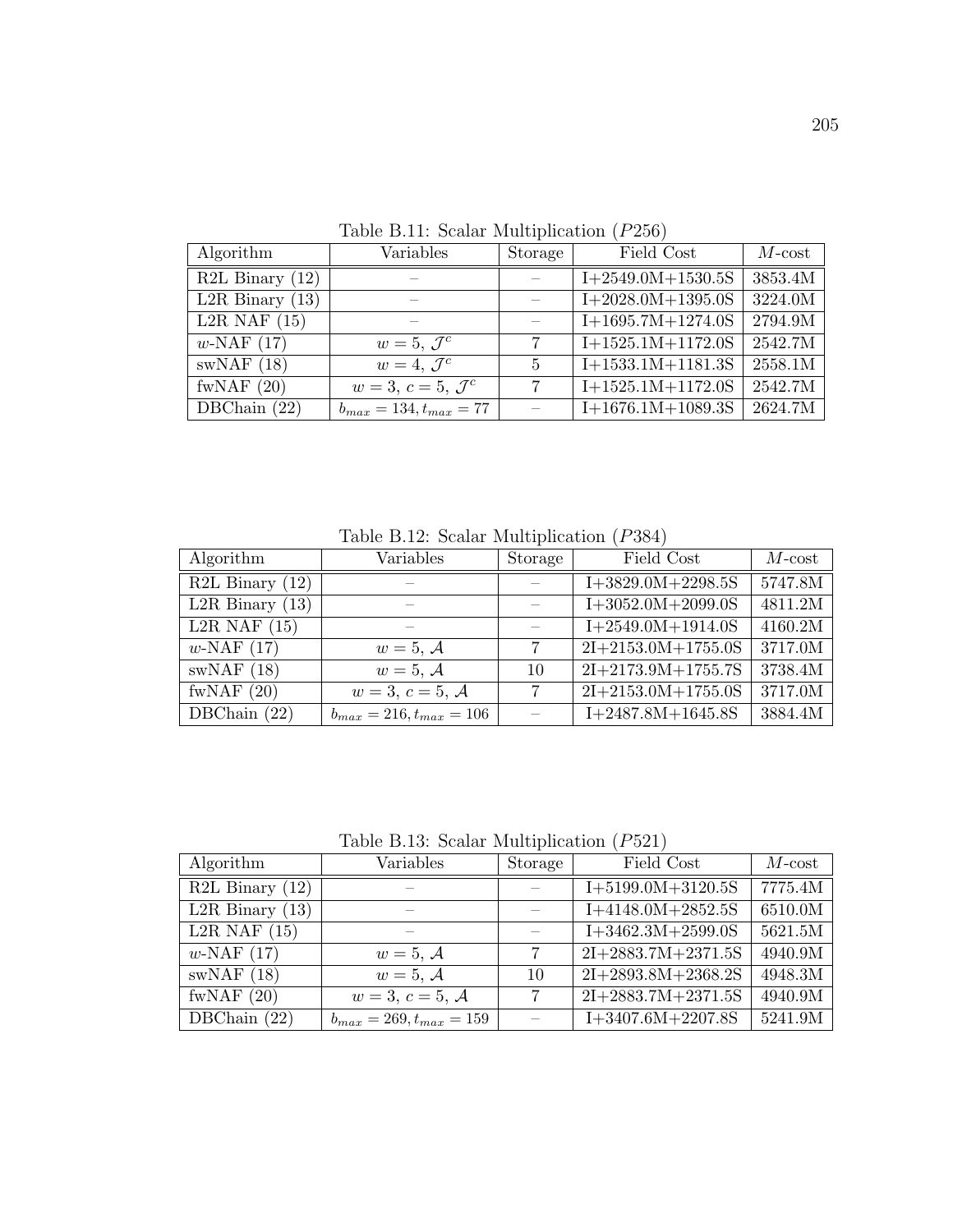Table B.11: Scalar Multiplication ($P256$)

| Algorithm | Variables | Storage | Field Cost | $M$-cost |
|---|---|---|---|---|
| R2L Binary (12) | – | – | I+2549.0M+1530.5S | 3853.4M |
| L2R Binary (13) | – | – | I+2028.0M+1395.0S | 3224.0M |
| L2R NAF (15) | – | – | I+1695.7M+1274.0S | 2794.9M |
| $w$-NAF (17) | $w = 5$, $\mathcal{J}^c$ | 7 | I+1525.1M+1172.0S | 2542.7M |
| swNAF (18) | $w = 4$, $\mathcal{J}^c$ | 5 | I+1533.1M+1181.3S | 2558.1M |
| fwNAF (20) | $w = 3$, $c = 5$, $\mathcal{J}^c$ | 7 | I+1525.1M+1172.0S | 2542.7M |
| DBChain (22) | $b_{max} = 134, t_{max} = 77$ | – | I+1676.1M+1089.3S | 2624.7M |

Table B.12: Scalar Multiplication ($P384$)

| Algorithm | Variables | Storage | Field Cost | $M$-cost |
|---|---|---|---|---|
| R2L Binary (12) | – | – | I+3829.0M+2298.5S | 5747.8M |
| L2R Binary (13) | – | – | I+3052.0M+2099.0S | 4811.2M |
| L2R NAF (15) | – | – | I+2549.0M+1914.0S | 4160.2M |
| $w$-NAF (17) | $w = 5$, $\mathcal{A}$ | 7 | 2I+2153.0M+1755.0S | 3717.0M |
| swNAF (18) | $w = 5$, $\mathcal{A}$ | 10 | 2I+2173.9M+1755.7S | 3738.4M |
| fwNAF (20) | $w = 3$, $c = 5$, $\mathcal{A}$ | 7 | 2I+2153.0M+1755.0S | 3717.0M |
| DBChain (22) | $b_{max} = 216, t_{max} = 106$ | – | I+2487.8M+1645.8S | 3884.4M |

Table B.13: Scalar Multiplication ($P521$)

| Algorithm | Variables | Storage | Field Cost | $M$-cost |
|---|---|---|---|---|
| R2L Binary (12) | – | – | I+5199.0M+3120.5S | 7775.4M |
| L2R Binary (13) | – | – | I+4148.0M+2852.5S | 6510.0M |
| L2R NAF (15) | – | – | I+3462.3M+2599.0S | 5621.5M |
| $w$-NAF (17) | $w = 5$, $\mathcal{A}$ | 7 | 2I+2883.7M+2371.5S | 4940.9M |
| swNAF (18) | $w = 5$, $\mathcal{A}$ | 10 | 2I+2893.8M+2368.2S | 4948.3M |
| fwNAF (20) | $w = 3$, $c = 5$, $\mathcal{A}$ | 7 | 2I+2883.7M+2371.5S | 4940.9M |
| DBChain (22) | $b_{max} = 269, t_{max} = 159$ | – | I+3407.6M+2207.8S | 5241.9M |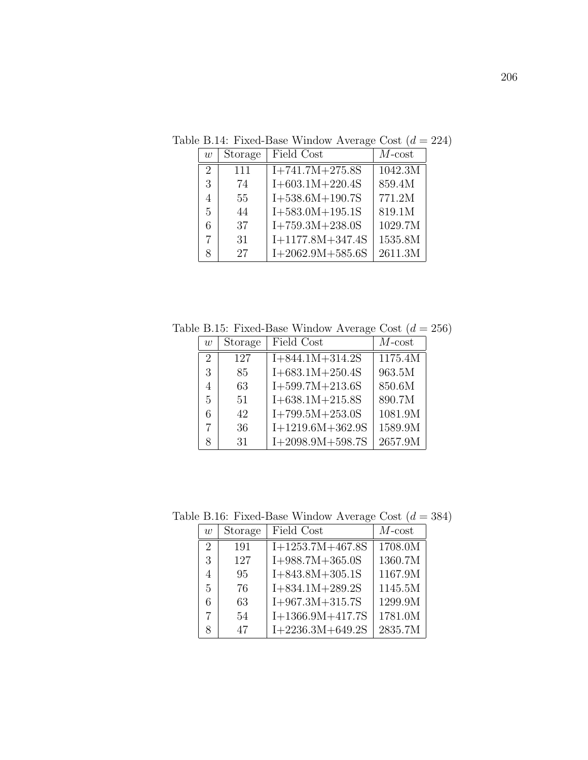Table B.14: Fixed-Base Window Average Cost ($d = 224$)

| $w$ | Storage | Field Cost | $M$-cost |
|---|---|---|---|
| 2 | 111 | I+741.7M+275.8S | 1042.3M |
| 3 | 74 | I+603.1M+220.4S | 859.4M |
| 4 | 55 | I+538.6M+190.7S | 771.2M |
| 5 | 44 | I+583.0M+195.1S | 819.1M |
| 6 | 37 | I+759.3M+238.0S | 1029.7M |
| 7 | 31 | I+1177.8M+347.4S | 1535.8M |
| 8 | 27 | I+2062.9M+585.6S | 2611.3M |

Table B.15: Fixed-Base Window Average Cost ($d = 256$)

| $w$ | Storage | Field Cost | $M$-cost |
|---|---|---|---|
| 2 | 127 | I+844.1M+314.2S | 1175.4M |
| 3 | 85 | I+683.1M+250.4S | 963.5M |
| 4 | 63 | I+599.7M+213.6S | 850.6M |
| 5 | 51 | I+638.1M+215.8S | 890.7M |
| 6 | 42 | I+799.5M+253.0S | 1081.9M |
| 7 | 36 | I+1219.6M+362.9S | 1589.9M |
| 8 | 31 | I+2098.9M+598.7S | 2657.9M |

Table B.16: Fixed-Base Window Average Cost ($d = 384$)

| $w$ | Storage | Field Cost | $M$-cost |
|---|---|---|---|
| 2 | 191 | I+1253.7M+467.8S | 1708.0M |
| 3 | 127 | I+988.7M+365.0S | 1360.7M |
| 4 | 95 | I+843.8M+305.1S | 1167.9M |
| 5 | 76 | I+834.1M+289.2S | 1145.5M |
| 6 | 63 | I+967.3M+315.7S | 1299.9M |
| 7 | 54 | I+1366.9M+417.7S | 1781.0M |
| 8 | 47 | I+2236.3M+649.2S | 2835.7M |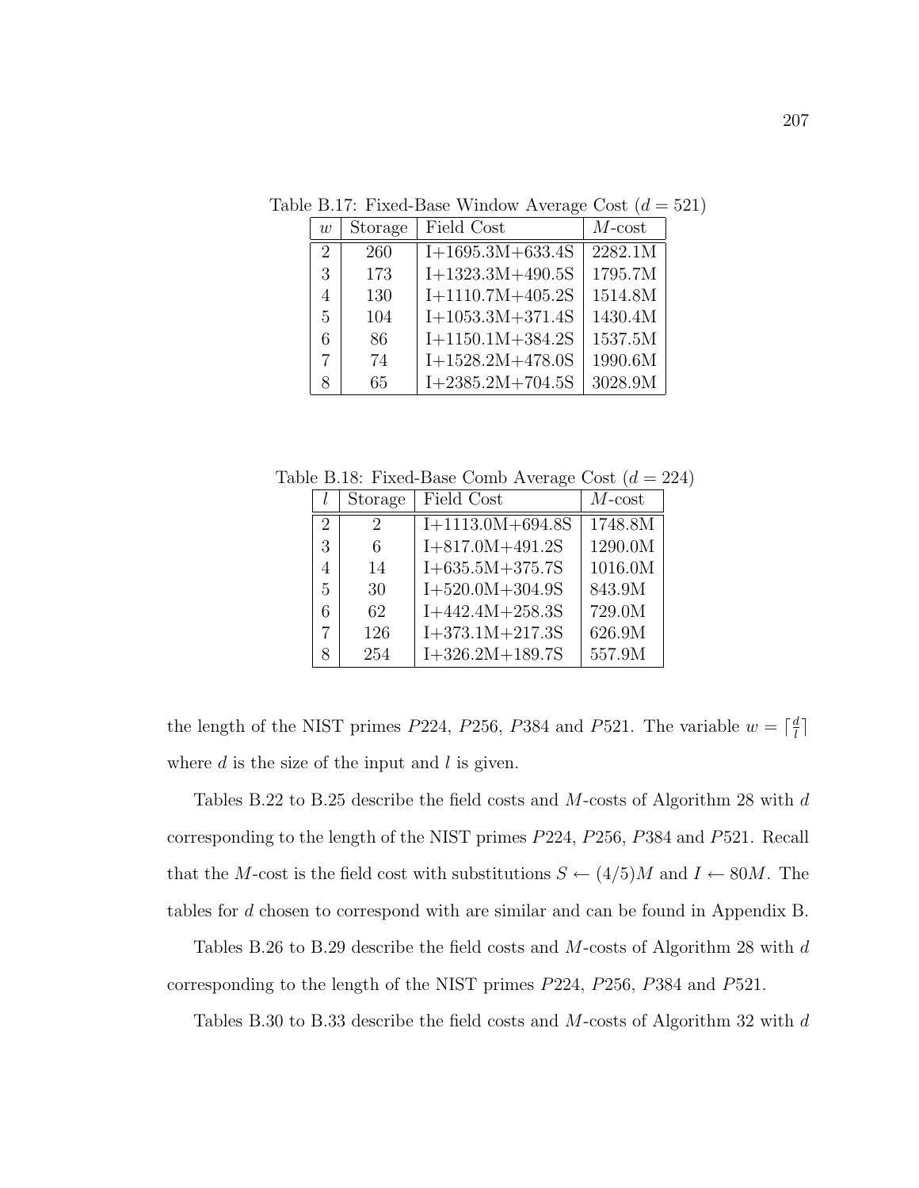Table B.17: Fixed-Base Window Average Cost ($d = 521$)

| $w$ | Storage | Field Cost | $M$-cost |
|---|---|---|---|
| 2 | 260 | I+1695.3M+633.4S | 2282.1M |
| 3 | 173 | I+1323.3M+490.5S | 1795.7M |
| 4 | 130 | I+1110.7M+405.2S | 1514.8M |
| 5 | 104 | I+1053.3M+371.4S | 1430.4M |
| 6 | 86 | I+1150.1M+384.2S | 1537.5M |
| 7 | 74 | I+1528.2M+478.0S | 1990.6M |
| 8 | 65 | I+2385.2M+704.5S | 3028.9M |

Table B.18: Fixed-Base Comb Average Cost ($d = 224$)

| $l$ | Storage | Field Cost | $M$-cost |
|---|---|---|---|
| 2 | 2 | I+1113.0M+694.8S | 1748.8M |
| 3 | 6 | I+817.0M+491.2S | 1290.0M |
| 4 | 14 | I+635.5M+375.7S | 1016.0M |
| 5 | 30 | I+520.0M+304.9S | 843.9M |
| 6 | 62 | I+442.4M+258.3S | 729.0M |
| 7 | 126 | I+373.1M+217.3S | 626.9M |
| 8 | 254 | I+326.2M+189.7S | 557.9M |

the length of the NIST primes $P224$, $P256$, $P384$ and $P521$. The variable $w = \lceil \frac{d}{l} \rceil$ where $d$ is the size of the input and $l$ is given.

Tables B.22 to B.25 describe the field costs and $M$-costs of Algorithm 28 with $d$ corresponding to the length of the NIST primes $P224$, $P256$, $P384$ and $P521$. Recall that the $M$-cost is the field cost with substitutions $S \leftarrow (4/5)M$ and $I \leftarrow 80M$. The tables for $d$ chosen to correspond with are similar and can be found in Appendix B.

Tables B.26 to B.29 describe the field costs and $M$-costs of Algorithm 28 with $d$ corresponding to the length of the NIST primes $P224$, $P256$, $P384$ and $P521$.

Tables B.30 to B.33 describe the field costs and $M$-costs of Algorithm 32 with $d$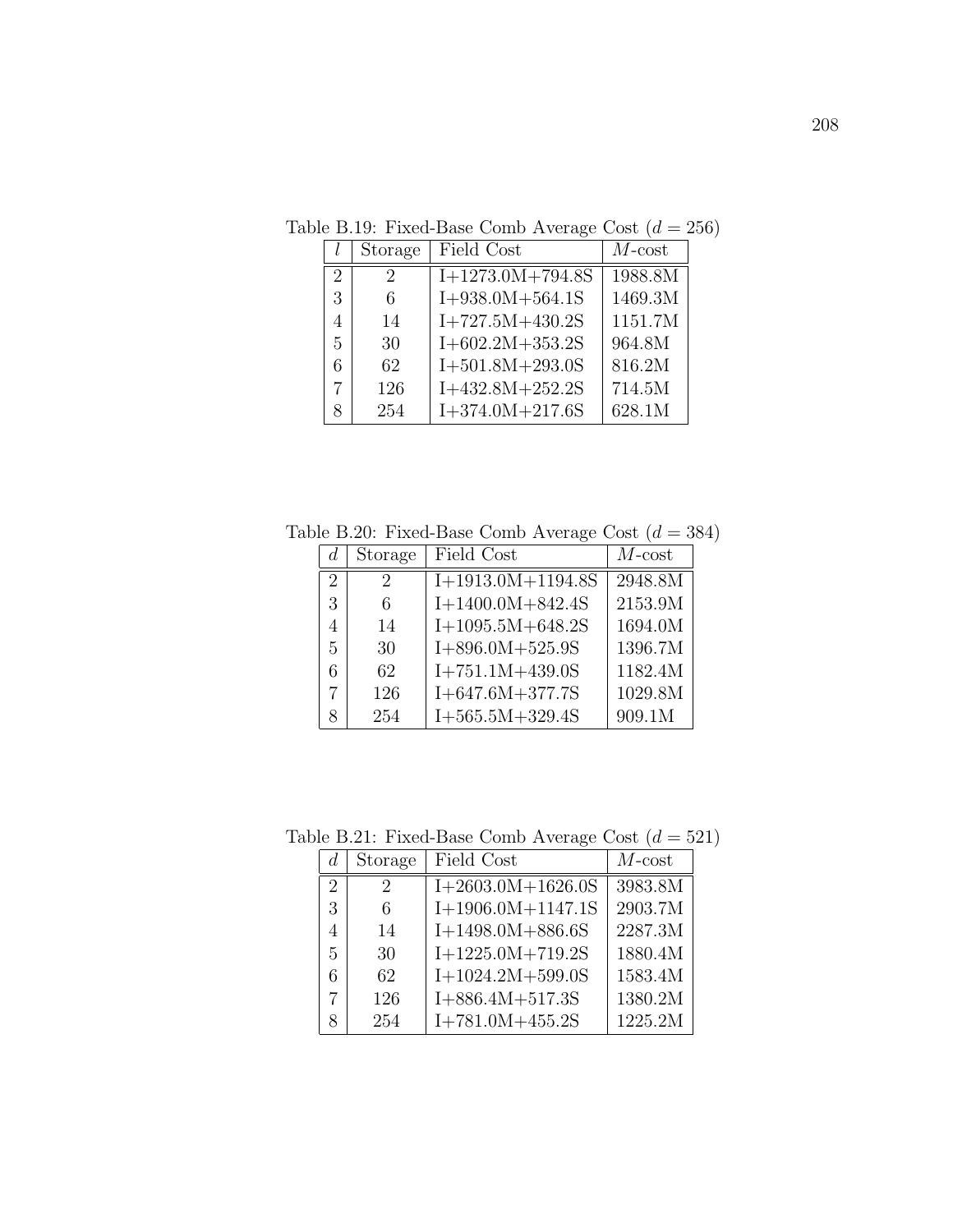Table B.19: Fixed-Base Comb Average Cost ($d = 256$)

| $l$ | Storage | Field Cost | $M$-cost |
|---|---|---|---|
| 2 | 2 | I+1273.0M+794.8S | 1988.8M |
| 3 | 6 | I+938.0M+564.1S | 1469.3M |
| 4 | 14 | I+727.5M+430.2S | 1151.7M |
| 5 | 30 | I+602.2M+353.2S | 964.8M |
| 6 | 62 | I+501.8M+293.0S | 816.2M |
| 7 | 126 | I+432.8M+252.2S | 714.5M |
| 8 | 254 | I+374.0M+217.6S | 628.1M |

Table B.20: Fixed-Base Comb Average Cost ($d = 384$)

| $d$ | Storage | Field Cost | $M$-cost |
|---|---|---|---|
| 2 | 2 | I+1913.0M+1194.8S | 2948.8M |
| 3 | 6 | I+1400.0M+842.4S | 2153.9M |
| 4 | 14 | I+1095.5M+648.2S | 1694.0M |
| 5 | 30 | I+896.0M+525.9S | 1396.7M |
| 6 | 62 | I+751.1M+439.0S | 1182.4M |
| 7 | 126 | I+647.6M+377.7S | 1029.8M |
| 8 | 254 | I+565.5M+329.4S | 909.1M |

Table B.21: Fixed-Base Comb Average Cost ($d = 521$)

| $d$ | Storage | Field Cost | $M$-cost |
|---|---|---|---|
| 2 | 2 | I+2603.0M+1626.0S | 3983.8M |
| 3 | 6 | I+1906.0M+1147.1S | 2903.7M |
| 4 | 14 | I+1498.0M+886.6S | 2287.3M |
| 5 | 30 | I+1225.0M+719.2S | 1880.4M |
| 6 | 62 | I+1024.2M+599.0S | 1583.4M |
| 7 | 126 | I+886.4M+517.3S | 1380.2M |
| 8 | 254 | I+781.0M+455.2S | 1225.2M |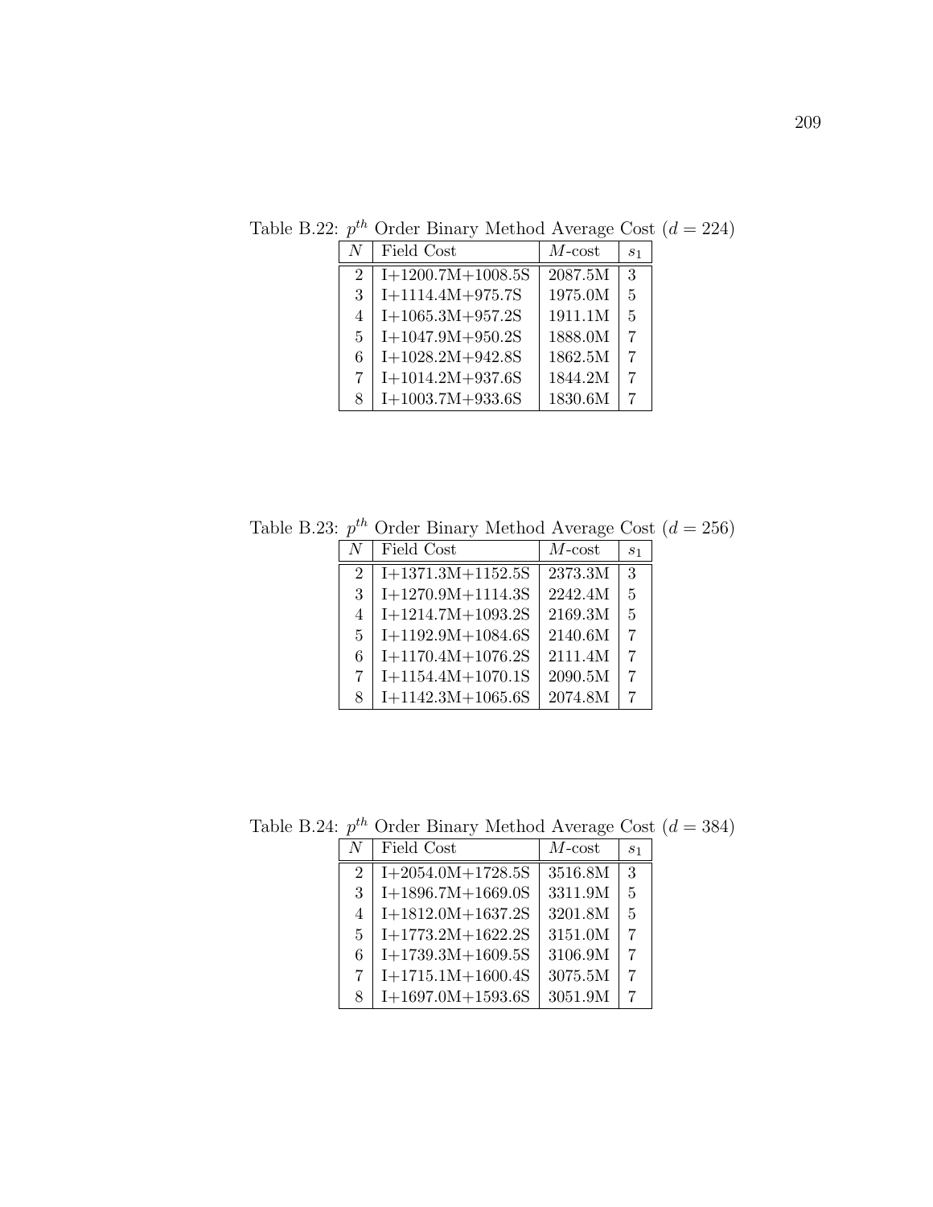Table B.22: $p^{th}$ Order Binary Method Average Cost ($d = 224$)

| $N$ | Field Cost | $M$-cost | $s_1$ |
|---|---|---|---|
| 2 | I+1200.7M+1008.5S | 2087.5M | 3 |
| 3 | I+1114.4M+975.7S | 1975.0M | 5 |
| 4 | I+1065.3M+957.2S | 1911.1M | 5 |
| 5 | I+1047.9M+950.2S | 1888.0M | 7 |
| 6 | I+1028.2M+942.8S | 1862.5M | 7 |
| 7 | I+1014.2M+937.6S | 1844.2M | 7 |
| 8 | I+1003.7M+933.6S | 1830.6M | 7 |

Table B.23: $p^{th}$ Order Binary Method Average Cost ($d = 256$)

| $N$ | Field Cost | $M$-cost | $s_1$ |
|---|---|---|---|
| 2 | I+1371.3M+1152.5S | 2373.3M | 3 |
| 3 | I+1270.9M+1114.3S | 2242.4M | 5 |
| 4 | I+1214.7M+1093.2S | 2169.3M | 5 |
| 5 | I+1192.9M+1084.6S | 2140.6M | 7 |
| 6 | I+1170.4M+1076.2S | 2111.4M | 7 |
| 7 | I+1154.4M+1070.1S | 2090.5M | 7 |
| 8 | I+1142.3M+1065.6S | 2074.8M | 7 |

Table B.24: $p^{th}$ Order Binary Method Average Cost ($d = 384$)

| $N$ | Field Cost | $M$-cost | $s_1$ |
|---|---|---|---|
| 2 | I+2054.0M+1728.5S | 3516.8M | 3 |
| 3 | I+1896.7M+1669.0S | 3311.9M | 5 |
| 4 | I+1812.0M+1637.2S | 3201.8M | 5 |
| 5 | I+1773.2M+1622.2S | 3151.0M | 7 |
| 6 | I+1739.3M+1609.5S | 3106.9M | 7 |
| 7 | I+1715.1M+1600.4S | 3075.5M | 7 |
| 8 | I+1697.0M+1593.6S | 3051.9M | 7 |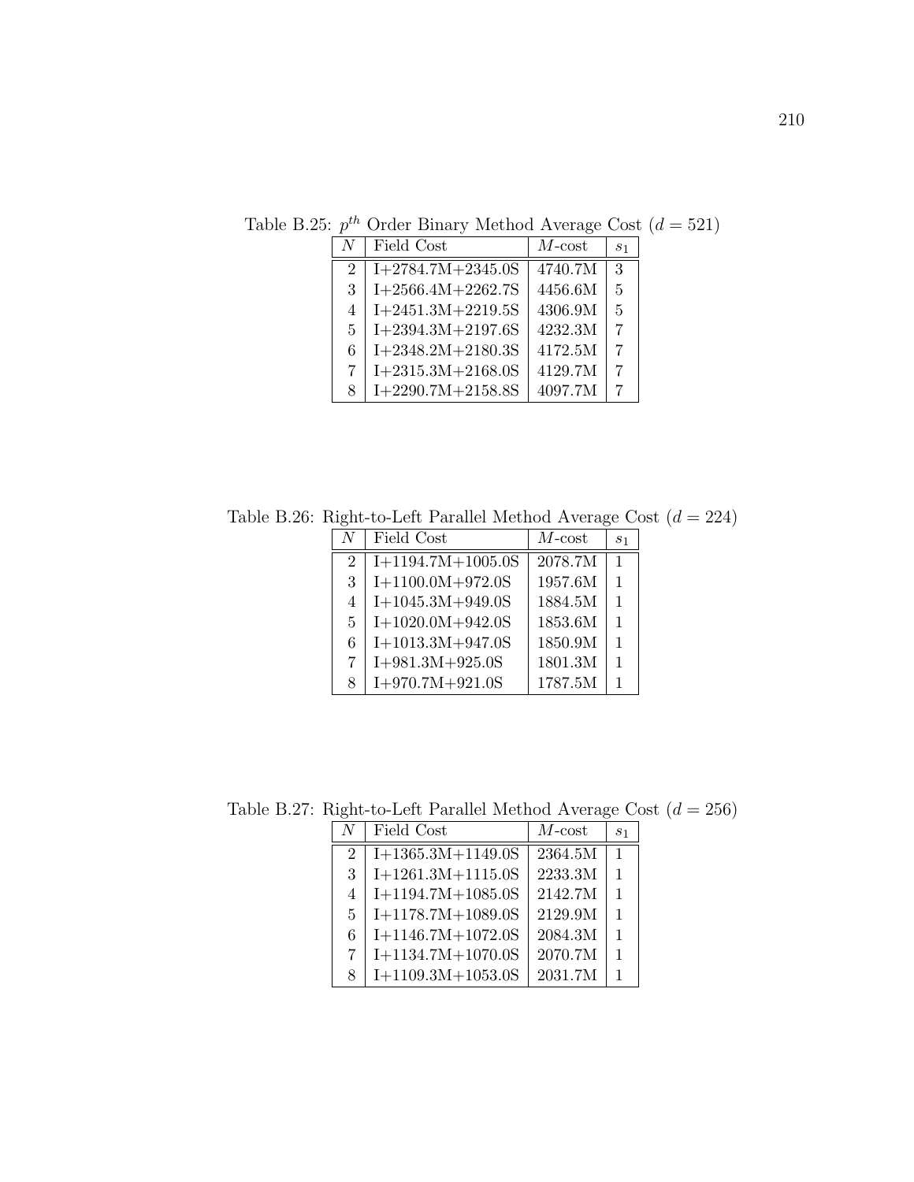Table B.25: $p^{th}$ Order Binary Method Average Cost ($d = 521$)

| $N$ | Field Cost | $M$-cost | $s_1$ |
|---|---|---|---|
| 2 | I+2784.7M+2345.0S | 4740.7M | 3 |
| 3 | I+2566.4M+2262.7S | 4456.6M | 5 |
| 4 | I+2451.3M+2219.5S | 4306.9M | 5 |
| 5 | I+2394.3M+2197.6S | 4232.3M | 7 |
| 6 | I+2348.2M+2180.3S | 4172.5M | 7 |
| 7 | I+2315.3M+2168.0S | 4129.7M | 7 |
| 8 | I+2290.7M+2158.8S | 4097.7M | 7 |

Table B.26: Right-to-Left Parallel Method Average Cost ($d = 224$)

| $N$ | Field Cost | $M$-cost | $s_1$ |
|---|---|---|---|
| 2 | I+1194.7M+1005.0S | 2078.7M | 1 |
| 3 | I+1100.0M+972.0S | 1957.6M | 1 |
| 4 | I+1045.3M+949.0S | 1884.5M | 1 |
| 5 | I+1020.0M+942.0S | 1853.6M | 1 |
| 6 | I+1013.3M+947.0S | 1850.9M | 1 |
| 7 | I+981.3M+925.0S | 1801.3M | 1 |
| 8 | I+970.7M+921.0S | 1787.5M | 1 |

Table B.27: Right-to-Left Parallel Method Average Cost ($d = 256$)

| $N$ | Field Cost | $M$-cost | $s_1$ |
|---|---|---|---|
| 2 | I+1365.3M+1149.0S | 2364.5M | 1 |
| 3 | I+1261.3M+1115.0S | 2233.3M | 1 |
| 4 | I+1194.7M+1085.0S | 2142.7M | 1 |
| 5 | I+1178.7M+1089.0S | 2129.9M | 1 |
| 6 | I+1146.7M+1072.0S | 2084.3M | 1 |
| 7 | I+1134.7M+1070.0S | 2070.7M | 1 |
| 8 | I+1109.3M+1053.0S | 2031.7M | 1 |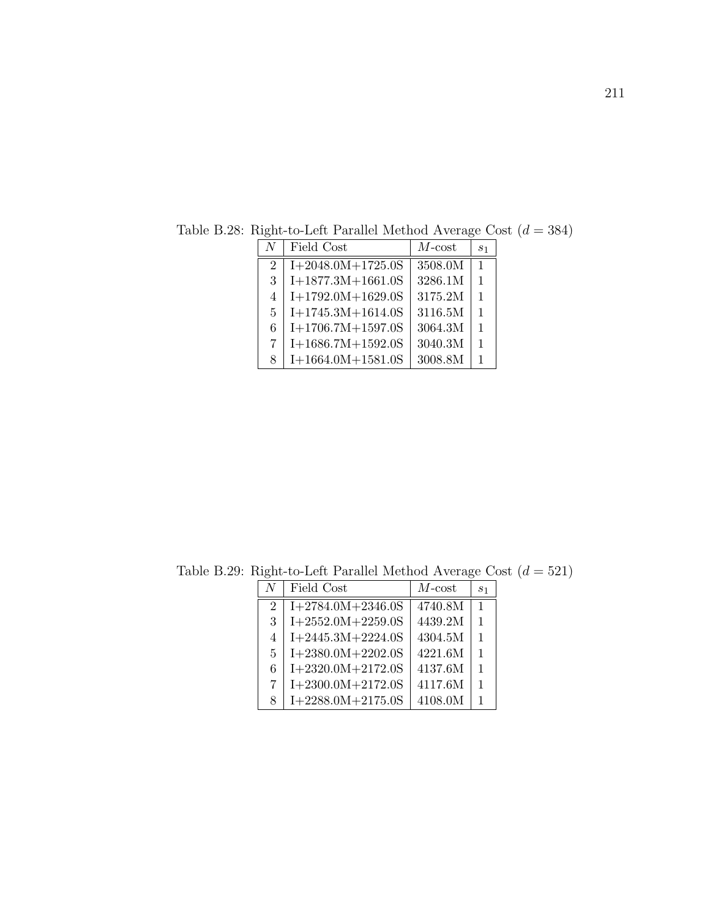Table B.28: Right-to-Left Parallel Method Average Cost ($d = 384$)

| $N$ | Field Cost | $M$-cost | $s_1$ |
|---|---|---|---|
| 2 | I+2048.0M+1725.0S | 3508.0M | 1 |
| 3 | I+1877.3M+1661.0S | 3286.1M | 1 |
| 4 | I+1792.0M+1629.0S | 3175.2M | 1 |
| 5 | I+1745.3M+1614.0S | 3116.5M | 1 |
| 6 | I+1706.7M+1597.0S | 3064.3M | 1 |
| 7 | I+1686.7M+1592.0S | 3040.3M | 1 |
| 8 | I+1664.0M+1581.0S | 3008.8M | 1 |

Table B.29: Right-to-Left Parallel Method Average Cost ($d = 521$)

| $N$ | Field Cost | $M$-cost | $s_1$ |
|---|---|---|---|
| 2 | I+2784.0M+2346.0S | 4740.8M | 1 |
| 3 | I+2552.0M+2259.0S | 4439.2M | 1 |
| 4 | I+2445.3M+2224.0S | 4304.5M | 1 |
| 5 | I+2380.0M+2202.0S | 4221.6M | 1 |
| 6 | I+2320.0M+2172.0S | 4137.6M | 1 |
| 7 | I+2300.0M+2172.0S | 4117.6M | 1 |
| 8 | I+2288.0M+2175.0S | 4108.0M | 1 |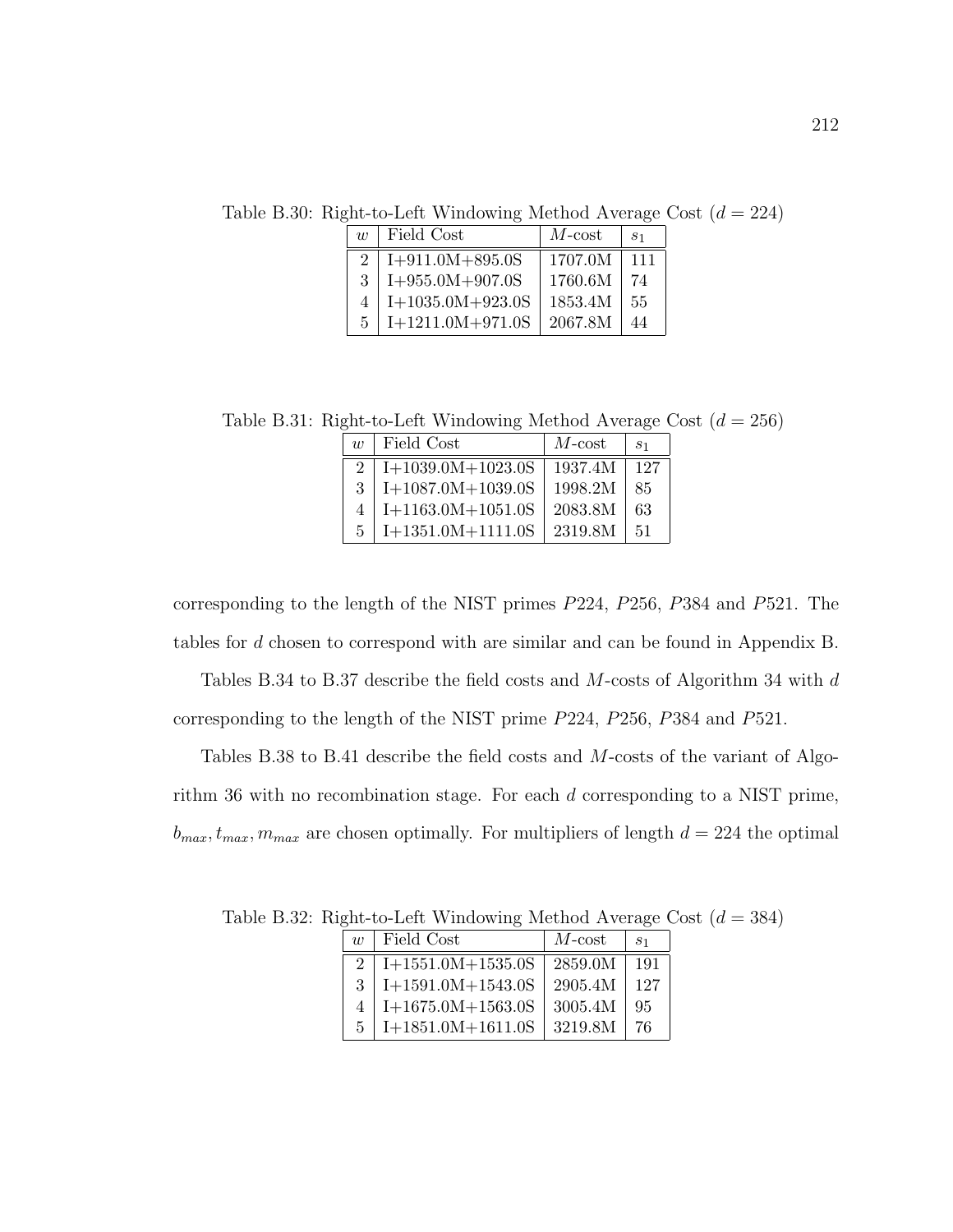Table B.30: Right-to-Left Windowing Method Average Cost ($d = 224$)

| $w$ | Field Cost | $M$-cost | $s_1$ |
|---|---|---|---|
| 2 | I+911.0M+895.0S | 1707.0M | 111 |
| 3 | I+955.0M+907.0S | 1760.6M | 74 |
| 4 | I+1035.0M+923.0S | 1853.4M | 55 |
| 5 | I+1211.0M+971.0S | 2067.8M | 44 |

Table B.31: Right-to-Left Windowing Method Average Cost ($d = 256$)

| $w$ | Field Cost | $M$-cost | $s_1$ |
|---|---|---|---|
| 2 | I+1039.0M+1023.0S | 1937.4M | 127 |
| 3 | I+1087.0M+1039.0S | 1998.2M | 85 |
| 4 | I+1163.0M+1051.0S | 2083.8M | 63 |
| 5 | I+1351.0M+1111.0S | 2319.8M | 51 |

corresponding to the length of the NIST primes $P224$, $P256$, $P384$ and $P521$. The tables for $d$ chosen to correspond with are similar and can be found in Appendix B.

Tables B.34 to B.37 describe the field costs and $M$-costs of Algorithm 34 with $d$ corresponding to the length of the NIST prime $P224$, $P256$, $P384$ and $P521$.

Tables B.38 to B.41 describe the field costs and $M$-costs of the variant of Algorithm 36 with no recombination stage. For each $d$ corresponding to a NIST prime, $b_{max}, t_{max}, m_{max}$ are chosen optimally. For multipliers of length $d = 224$ the optimal

Table B.32: Right-to-Left Windowing Method Average Cost ($d = 384$)

| $w$ | Field Cost | $M$-cost | $s_1$ |
|---|---|---|---|
| 2 | I+1551.0M+1535.0S | 2859.0M | 191 |
| 3 | I+1591.0M+1543.0S | 2905.4M | 127 |
| 4 | I+1675.0M+1563.0S | 3005.4M | 95 |
| 5 | I+1851.0M+1611.0S | 3219.8M | 76 |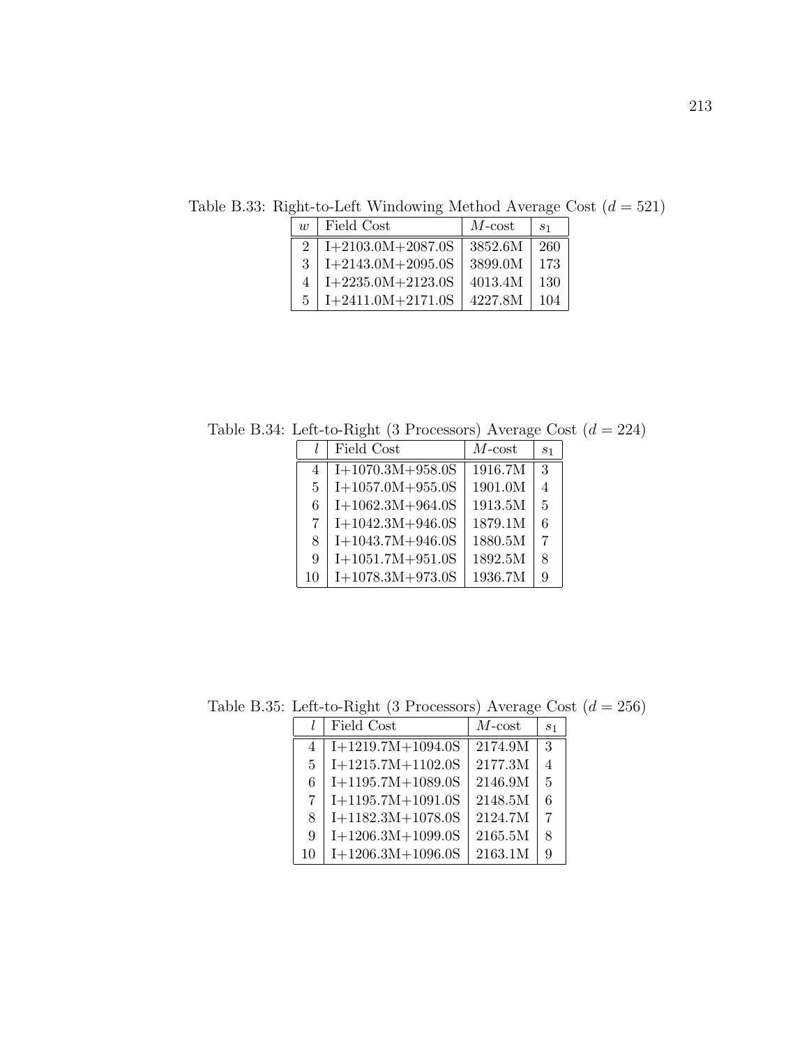Table B.33: Right-to-Left Windowing Method Average Cost ($d = 521$)

| $w$ | Field Cost | $M$-cost | $s_1$ |
|---|---|---|---|
| 2 | I+2103.0M+2087.0S | 3852.6M | 260 |
| 3 | I+2143.0M+2095.0S | 3899.0M | 173 |
| 4 | I+2235.0M+2123.0S | 4013.4M | 130 |
| 5 | I+2411.0M+2171.0S | 4227.8M | 104 |

Table B.34: Left-to-Right (3 Processors) Average Cost ($d = 224$)

| $l$ | Field Cost | $M$-cost | $s_1$ |
|---|---|---|---|
| 4 | I+1070.3M+958.0S | 1916.7M | 3 |
| 5 | I+1057.0M+955.0S | 1901.0M | 4 |
| 6 | I+1062.3M+964.0S | 1913.5M | 5 |
| 7 | I+1042.3M+946.0S | 1879.1M | 6 |
| 8 | I+1043.7M+946.0S | 1880.5M | 7 |
| 9 | I+1051.7M+951.0S | 1892.5M | 8 |
| 10 | I+1078.3M+973.0S | 1936.7M | 9 |

Table B.35: Left-to-Right (3 Processors) Average Cost ($d = 256$)

| $l$ | Field Cost | $M$-cost | $s_1$ |
|---|---|---|---|
| 4 | I+1219.7M+1094.0S | 2174.9M | 3 |
| 5 | I+1215.7M+1102.0S | 2177.3M | 4 |
| 6 | I+1195.7M+1089.0S | 2146.9M | 5 |
| 7 | I+1195.7M+1091.0S | 2148.5M | 6 |
| 8 | I+1182.3M+1078.0S | 2124.7M | 7 |
| 9 | I+1206.3M+1099.0S | 2165.5M | 8 |
| 10 | I+1206.3M+1096.0S | 2163.1M | 9 |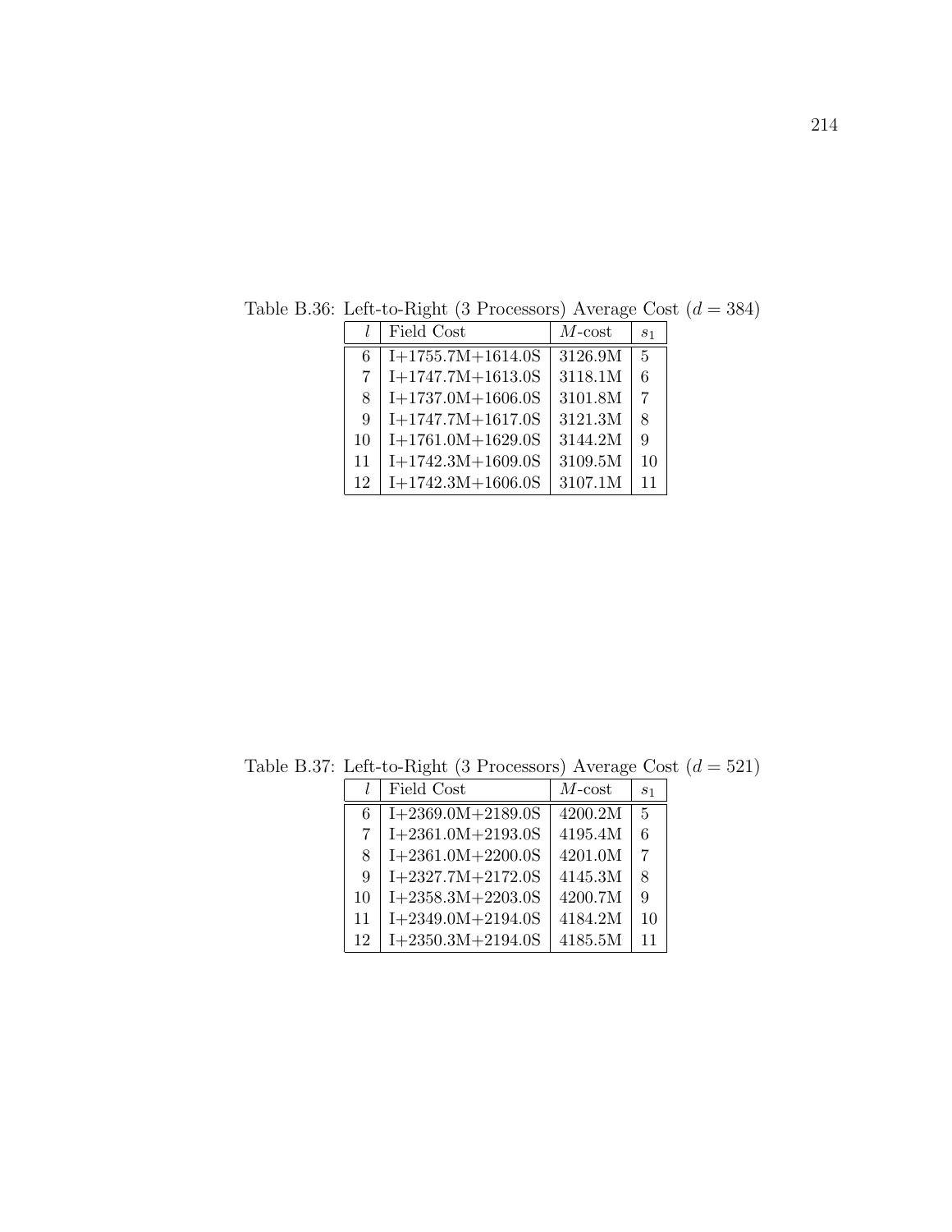Table B.36: Left-to-Right (3 Processors) Average Cost ($d = 384$)

| $l$ | Field Cost | $M$-cost | $s_1$ |
|---|---|---|---|
| 6 | I+1755.7M+1614.0S | 3126.9M | 5 |
| 7 | I+1747.7M+1613.0S | 3118.1M | 6 |
| 8 | I+1737.0M+1606.0S | 3101.8M | 7 |
| 9 | I+1747.7M+1617.0S | 3121.3M | 8 |
| 10 | I+1761.0M+1629.0S | 3144.2M | 9 |
| 11 | I+1742.3M+1609.0S | 3109.5M | 10 |
| 12 | I+1742.3M+1606.0S | 3107.1M | 11 |

Table B.37: Left-to-Right (3 Processors) Average Cost ($d = 521$)

| $l$ | Field Cost | $M$-cost | $s_1$ |
|---|---|---|---|
| 6 | I+2369.0M+2189.0S | 4200.2M | 5 |
| 7 | I+2361.0M+2193.0S | 4195.4M | 6 |
| 8 | I+2361.0M+2200.0S | 4201.0M | 7 |
| 9 | I+2327.7M+2172.0S | 4145.3M | 8 |
| 10 | I+2358.3M+2203.0S | 4200.7M | 9 |
| 11 | I+2349.0M+2194.0S | 4184.2M | 10 |
| 12 | I+2350.3M+2194.0S | 4185.5M | 11 |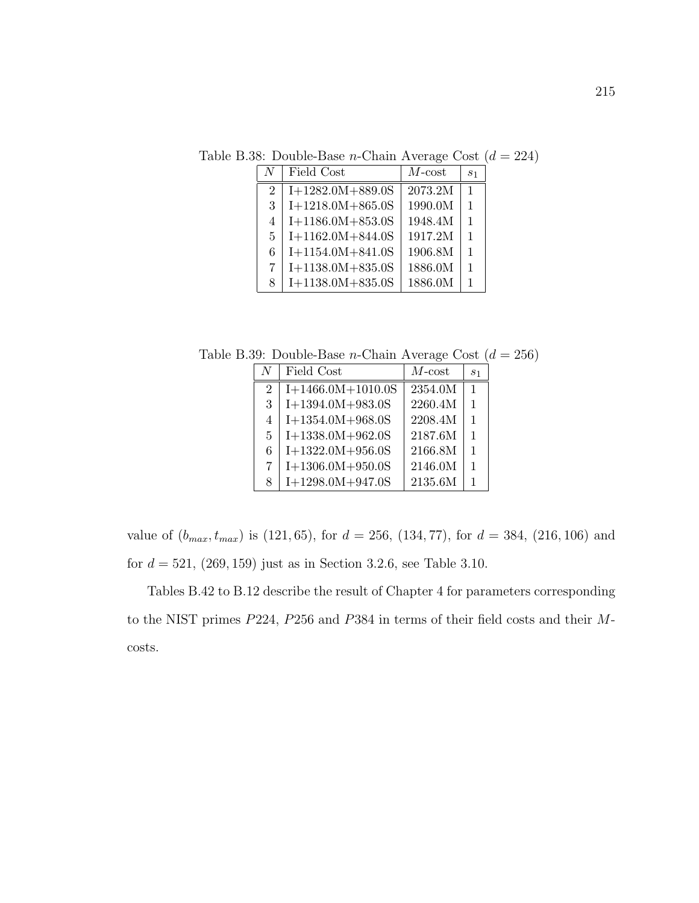Table B.38: Double-Base $n$-Chain Average Cost ($d = 224$)

| $N$ | Field Cost | $M$-cost | $s_1$ |
|---|---|---|---|
| 2 | I+1282.0M+889.0S | 2073.2M | 1 |
| 3 | I+1218.0M+865.0S | 1990.0M | 1 |
| 4 | I+1186.0M+853.0S | 1948.4M | 1 |
| 5 | I+1162.0M+844.0S | 1917.2M | 1 |
| 6 | I+1154.0M+841.0S | 1906.8M | 1 |
| 7 | I+1138.0M+835.0S | 1886.0M | 1 |
| 8 | I+1138.0M+835.0S | 1886.0M | 1 |

Table B.39: Double-Base $n$-Chain Average Cost ($d = 256$)

| $N$ | Field Cost | $M$-cost | $s_1$ |
|---|---|---|---|
| 2 | I+1466.0M+1010.0S | 2354.0M | 1 |
| 3 | I+1394.0M+983.0S | 2260.4M | 1 |
| 4 | I+1354.0M+968.0S | 2208.4M | 1 |
| 5 | I+1338.0M+962.0S | 2187.6M | 1 |
| 6 | I+1322.0M+956.0S | 2166.8M | 1 |
| 7 | I+1306.0M+950.0S | 2146.0M | 1 |
| 8 | I+1298.0M+947.0S | 2135.6M | 1 |

value of $(b_{max}, t_{max})$ is $(121, 65)$, for $d = 256$, $(134, 77)$, for $d = 384$, $(216, 106)$ and for $d = 521$, $(269, 159)$ just as in Section 3.2.6, see Table 3.10.

Tables B.42 to B.12 describe the result of Chapter 4 for parameters corresponding to the NIST primes $P224$, $P256$ and $P384$ in terms of their field costs and their $M$-costs.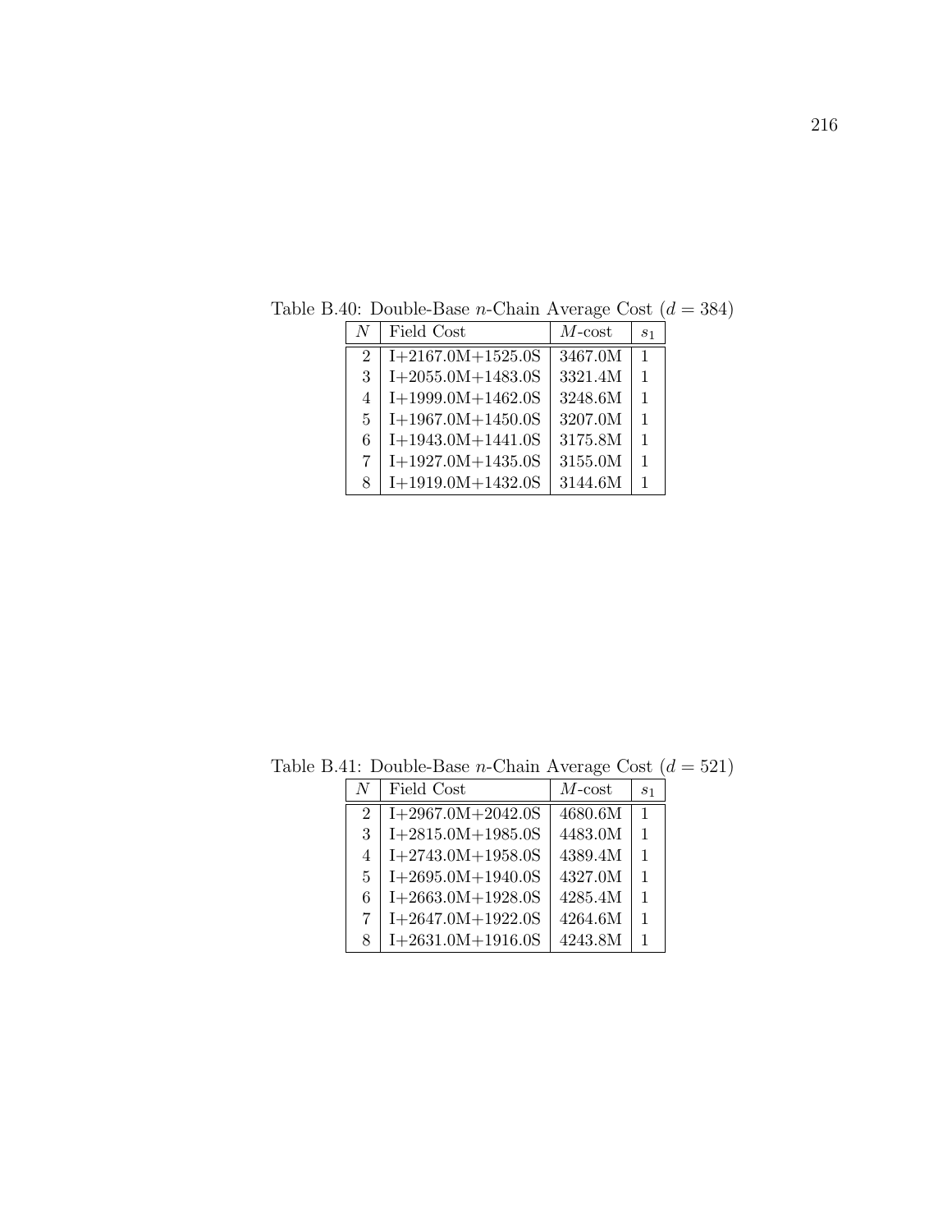Table B.40: Double-Base $n$-Chain Average Cost ($d = 384$)

| $N$ | Field Cost | $M$-cost | $s_1$ |
|---|---|---|---|
| 2 | I+2167.0M+1525.0S | 3467.0M | 1 |
| 3 | I+2055.0M+1483.0S | 3321.4M | 1 |
| 4 | I+1999.0M+1462.0S | 3248.6M | 1 |
| 5 | I+1967.0M+1450.0S | 3207.0M | 1 |
| 6 | I+1943.0M+1441.0S | 3175.8M | 1 |
| 7 | I+1927.0M+1435.0S | 3155.0M | 1 |
| 8 | I+1919.0M+1432.0S | 3144.6M | 1 |

Table B.41: Double-Base $n$-Chain Average Cost ($d = 521$)

| $N$ | Field Cost | $M$-cost | $s_1$ |
|---|---|---|---|
| 2 | I+2967.0M+2042.0S | 4680.6M | 1 |
| 3 | I+2815.0M+1985.0S | 4483.0M | 1 |
| 4 | I+2743.0M+1958.0S | 4389.4M | 1 |
| 5 | I+2695.0M+1940.0S | 4327.0M | 1 |
| 6 | I+2663.0M+1928.0S | 4285.4M | 1 |
| 7 | I+2647.0M+1922.0S | 4264.6M | 1 |
| 8 | I+2631.0M+1916.0S | 4243.8M | 1 |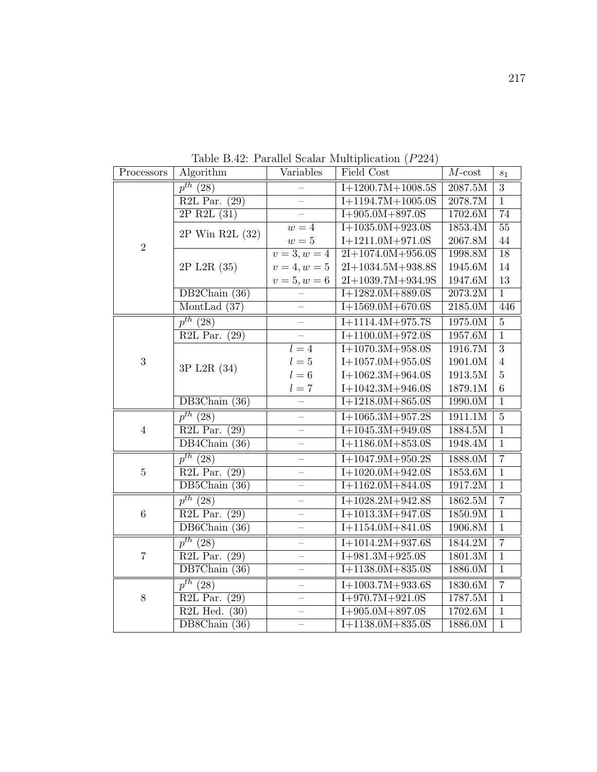Table B.42: Parallel Scalar Multiplication ($P224$)

| Processors | Algorithm | Variables | Field Cost | $M$-cost | $s_1$ |
|---|---|---|---|---|---|
| 2 | $p^{th}$ (28) | – | I+1200.7M+1008.5S | 2087.5M | 3 |
| | R2L Par. (29) | – | I+1194.7M+1005.0S | 2078.7M | 1 |
| | 2P R2L (31) | – | I+905.0M+897.0S | 1702.6M | 74 |
| | 2P Win R2L (32) | $w = 4$ | I+1035.0M+923.0S | 1853.4M | 55 |
| | | $w = 5$ | I+1211.0M+971.0S | 2067.8M | 44 |
| | 2P L2R (35) | $v = 3, w = 4$ | 2I+1074.0M+956.0S | 1998.8M | 18 |
| | | $v = 4, w = 5$ | 2I+1034.5M+938.8S | 1945.6M | 14 |
| | | $v = 5, w = 6$ | 2I+1039.7M+934.9S | 1947.6M | 13 |
| | DB2Chain (36) | – | I+1282.0M+889.0S | 2073.2M | 1 |
| | MontLad (37) | – | I+1569.0M+670.0S | 2185.0M | 446 |
| 3 | $p^{th}$ (28) | – | I+1114.4M+975.7S | 1975.0M | 5 |
| | R2L Par. (29) | – | I+1100.0M+972.0S | 1957.6M | 1 |
| | 3P L2R (34) | $l = 4$ | I+1070.3M+958.0S | 1916.7M | 3 |
| | | $l = 5$ | I+1057.0M+955.0S | 1901.0M | 4 |
| | | $l = 6$ | I+1062.3M+964.0S | 1913.5M | 5 |
| | | $l = 7$ | I+1042.3M+946.0S | 1879.1M | 6 |
| | DB3Chain (36) | – | I+1218.0M+865.0S | 1990.0M | 1 |
| 4 | $p^{th}$ (28) | – | I+1065.3M+957.2S | 1911.1M | 5 |
| | R2L Par. (29) | – | I+1045.3M+949.0S | 1884.5M | 1 |
| | DB4Chain (36) | – | I+1186.0M+853.0S | 1948.4M | 1 |
| 5 | $p^{th}$ (28) | – | I+1047.9M+950.2S | 1888.0M | 7 |
| | R2L Par. (29) | – | I+1020.0M+942.0S | 1853.6M | 1 |
| | DB5Chain (36) | – | I+1162.0M+844.0S | 1917.2M | 1 |
| 6 | $p^{th}$ (28) | – | I+1028.2M+942.8S | 1862.5M | 7 |
| | R2L Par. (29) | – | I+1013.3M+947.0S | 1850.9M | 1 |
| | DB6Chain (36) | – | I+1154.0M+841.0S | 1906.8M | 1 |
| 7 | $p^{th}$ (28) | – | I+1014.2M+937.6S | 1844.2M | 7 |
| | R2L Par. (29) | – | I+981.3M+925.0S | 1801.3M | 1 |
| | DB7Chain (36) | – | I+1138.0M+835.0S | 1886.0M | 1 |
| 8 | $p^{th}$ (28) | – | I+1003.7M+933.6S | 1830.6M | 7 |
| | R2L Par. (29) | – | I+970.7M+921.0S | 1787.5M | 1 |
| | R2L Hed. (30) | – | I+905.0M+897.0S | 1702.6M | 1 |
| | DB8Chain (36) | – | I+1138.0M+835.0S | 1886.0M | 1 |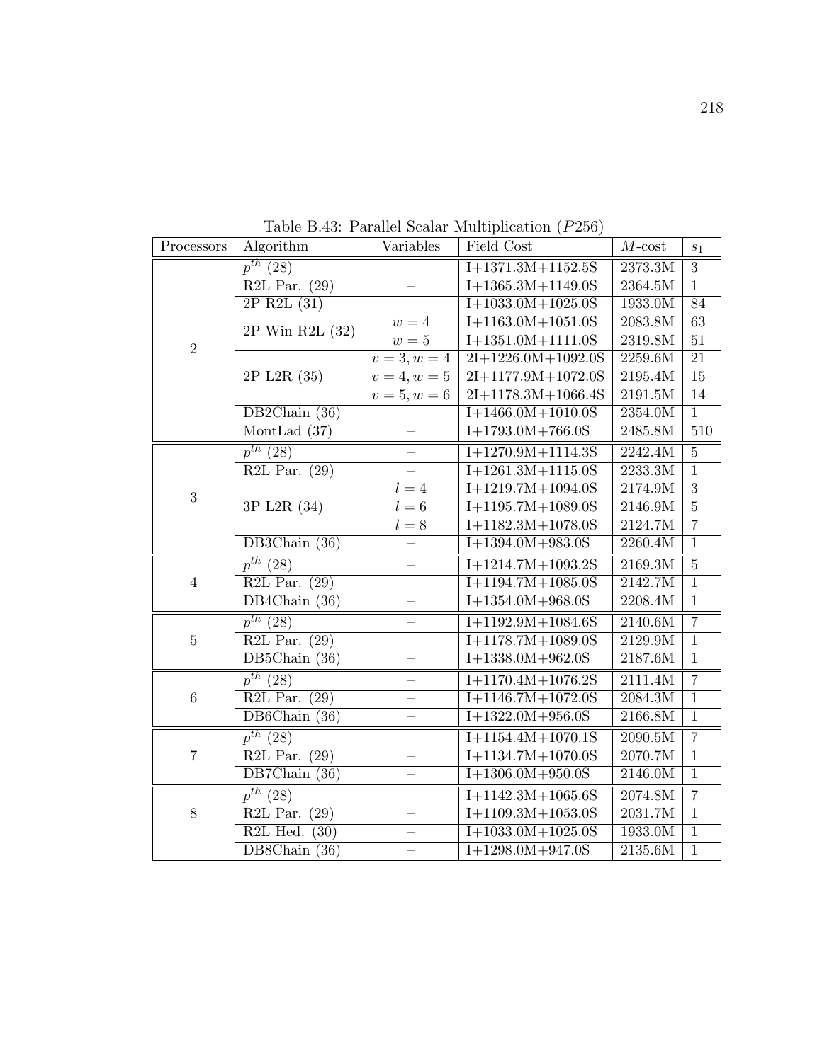Table B.43: Parallel Scalar Multiplication ($P256$)

| Processors | Algorithm | Variables | Field Cost | $M$-cost | $s_1$ |
|---|---|---|---|---|---|
| 2 | $p^{th}$ (28) | – | I+1371.3M+1152.5S | 2373.3M | 3 |
| | R2L Par. (29) | – | I+1365.3M+1149.0S | 2364.5M | 1 |
| | 2P R2L (31) | – | I+1033.0M+1025.0S | 1933.0M | 84 |
| | 2P Win R2L (32) | $w = 4$ | I+1163.0M+1051.0S | 2083.8M | 63 |
| | | $w = 5$ | I+1351.0M+1111.0S | 2319.8M | 51 |
| | 2P L2R (35) | $v = 3, w = 4$ | 2I+1226.0M+1092.0S | 2259.6M | 21 |
| | | $v = 4, w = 5$ | 2I+1177.9M+1072.0S | 2195.4M | 15 |
| | | $v = 5, w = 6$ | 2I+1178.3M+1066.4S | 2191.5M | 14 |
| | DB2Chain (36) | – | I+1466.0M+1010.0S | 2354.0M | 1 |
| | MontLad (37) | – | I+1793.0M+766.0S | 2485.8M | 510 |
| 3 | $p^{th}$ (28) | – | I+1270.9M+1114.3S | 2242.4M | 5 |
| | R2L Par. (29) | – | I+1261.3M+1115.0S | 2233.3M | 1 |
| | 3P L2R (34) | $l = 4$ | I+1219.7M+1094.0S | 2174.9M | 3 |
| | | $l = 6$ | I+1195.7M+1089.0S | 2146.9M | 5 |
| | | $l = 8$ | I+1182.3M+1078.0S | 2124.7M | 7 |
| | DB3Chain (36) | – | I+1394.0M+983.0S | 2260.4M | 1 |
| 4 | $p^{th}$ (28) | – | I+1214.7M+1093.2S | 2169.3M | 5 |
| | R2L Par. (29) | – | I+1194.7M+1085.0S | 2142.7M | 1 |
| | DB4Chain (36) | – | I+1354.0M+968.0S | 2208.4M | 1 |
| 5 | $p^{th}$ (28) | – | I+1192.9M+1084.6S | 2140.6M | 7 |
| | R2L Par. (29) | – | I+1178.7M+1089.0S | 2129.9M | 1 |
| | DB5Chain (36) | – | I+1338.0M+962.0S | 2187.6M | 1 |
| 6 | $p^{th}$ (28) | – | I+1170.4M+1076.2S | 2111.4M | 7 |
| | R2L Par. (29) | – | I+1146.7M+1072.0S | 2084.3M | 1 |
| | DB6Chain (36) | – | I+1322.0M+956.0S | 2166.8M | 1 |
| 7 | $p^{th}$ (28) | – | I+1154.4M+1070.1S | 2090.5M | 7 |
| | R2L Par. (29) | – | I+1134.7M+1070.0S | 2070.7M | 1 |
| | DB7Chain (36) | – | I+1306.0M+950.0S | 2146.0M | 1 |
| 8 | $p^{th}$ (28) | – | I+1142.3M+1065.6S | 2074.8M | 7 |
| | R2L Par. (29) | – | I+1109.3M+1053.0S | 2031.7M | 1 |
| | R2L Hed. (30) | – | I+1033.0M+1025.0S | 1933.0M | 1 |
| | DB8Chain (36) | – | I+1298.0M+947.0S | 2135.6M | 1 |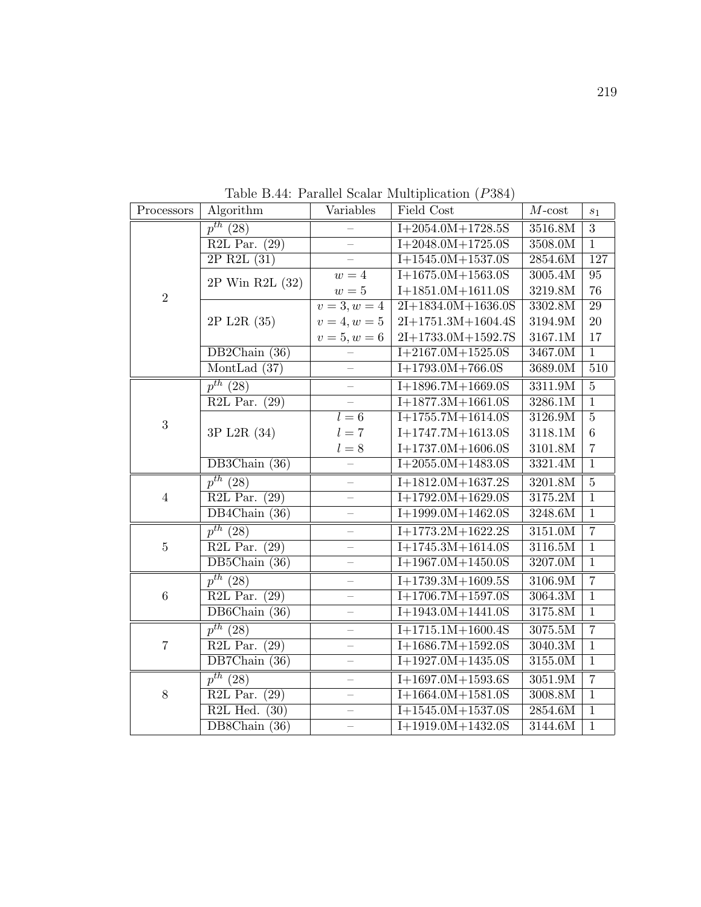Table B.44: Parallel Scalar Multiplication ($P384$)

| Processors | Algorithm | Variables | Field Cost | $M$-cost | $s_1$ |
|---|---|---|---|---|---|
| 2 | $p^{th}$ (28) | – | I+2054.0M+1728.5S | 3516.8M | 3 |
| | R2L Par. (29) | – | I+2048.0M+1725.0S | 3508.0M | 1 |
| | 2P R2L (31) | – | I+1545.0M+1537.0S | 2854.6M | 127 |
| | 2P Win R2L (32) | $w = 4$ | I+1675.0M+1563.0S | 3005.4M | 95 |
| | | $w = 5$ | I+1851.0M+1611.0S | 3219.8M | 76 |
| | 2P L2R (35) | $v = 3, w = 4$ | 2I+1834.0M+1636.0S | 3302.8M | 29 |
| | | $v = 4, w = 5$ | 2I+1751.3M+1604.4S | 3194.9M | 20 |
| | | $v = 5, w = 6$ | 2I+1733.0M+1592.7S | 3167.1M | 17 |
| | DB2Chain (36) | – | I+2167.0M+1525.0S | 3467.0M | 1 |
| | MontLad (37) | – | I+1793.0M+766.0S | 3689.0M | 510 |
| 3 | $p^{th}$ (28) | – | I+1896.7M+1669.0S | 3311.9M | 5 |
| | R2L Par. (29) | – | I+1877.3M+1661.0S | 3286.1M | 1 |
| | 3P L2R (34) | $l = 6$ | I+1755.7M+1614.0S | 3126.9M | 5 |
| | | $l = 7$ | I+1747.7M+1613.0S | 3118.1M | 6 |
| | | $l = 8$ | I+1737.0M+1606.0S | 3101.8M | 7 |
| | DB3Chain (36) | – | I+2055.0M+1483.0S | 3321.4M | 1 |
| 4 | $p^{th}$ (28) | – | I+1812.0M+1637.2S | 3201.8M | 5 |
| | R2L Par. (29) | – | I+1792.0M+1629.0S | 3175.2M | 1 |
| | DB4Chain (36) | – | I+1999.0M+1462.0S | 3248.6M | 1 |
| 5 | $p^{th}$ (28) | – | I+1773.2M+1622.2S | 3151.0M | 7 |
| | R2L Par. (29) | – | I+1745.3M+1614.0S | 3116.5M | 1 |
| | DB5Chain (36) | – | I+1967.0M+1450.0S | 3207.0M | 1 |
| 6 | $p^{th}$ (28) | – | I+1739.3M+1609.5S | 3106.9M | 7 |
| | R2L Par. (29) | – | I+1706.7M+1597.0S | 3064.3M | 1 |
| | DB6Chain (36) | – | I+1943.0M+1441.0S | 3175.8M | 1 |
| 7 | $p^{th}$ (28) | – | I+1715.1M+1600.4S | 3075.5M | 7 |
| | R2L Par. (29) | – | I+1686.7M+1592.0S | 3040.3M | 1 |
| | DB7Chain (36) | – | I+1927.0M+1435.0S | 3155.0M | 1 |
| 8 | $p^{th}$ (28) | – | I+1697.0M+1593.6S | 3051.9M | 7 |
| | R2L Par. (29) | – | I+1664.0M+1581.0S | 3008.8M | 1 |
| | R2L Hed. (30) | – | I+1545.0M+1537.0S | 2854.6M | 1 |
| | DB8Chain (36) | – | I+1919.0M+1432.0S | 3144.6M | 1 |